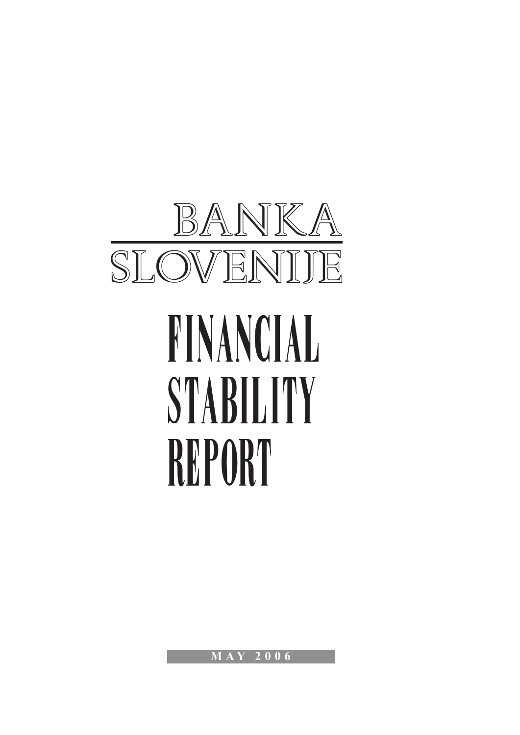BANKA SLOVENIJE

# FINANCIAL STABILITY REPORT

MAY 2006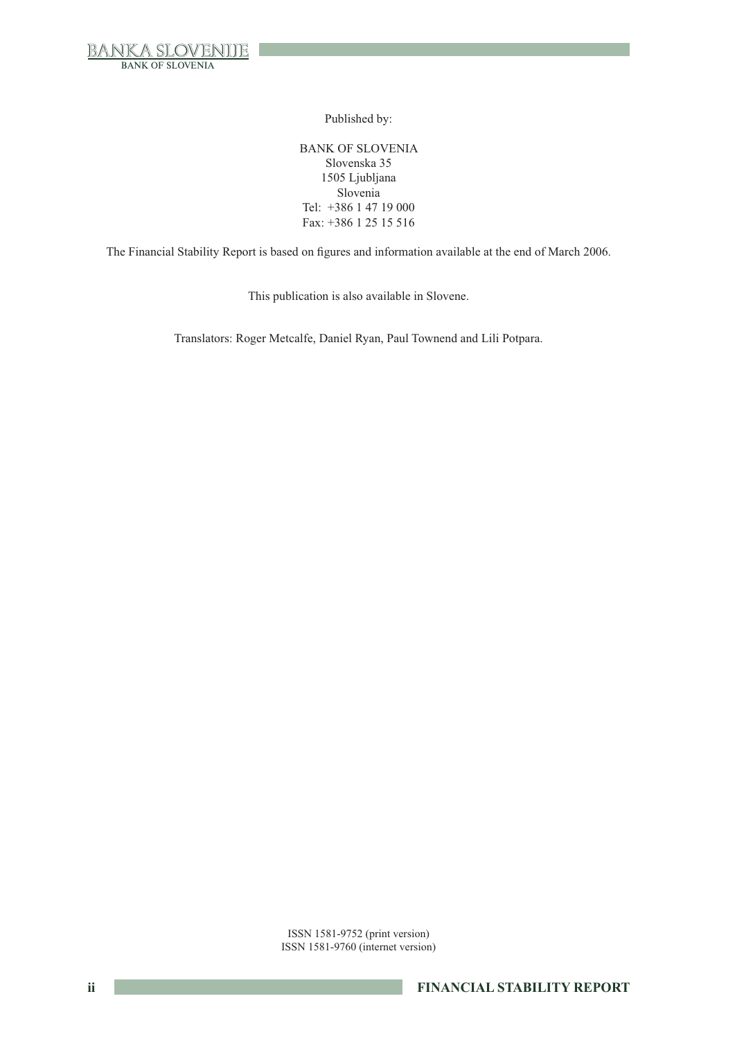Published by:

BANK OF SLOVENIA
Slovenska 35
1505 Ljubljana
Slovenia
Tel: +386 1 47 19 000
Fax: +386 1 25 15 516

The Financial Stability Report is based on figures and information available at the end of March 2006.

This publication is also available in Slovene.

Translators: Roger Metcalfe, Daniel Ryan, Paul Townend and Lili Potpara.

ISSN 1581-9752 (print version)
ISSN 1581-9760 (internet version)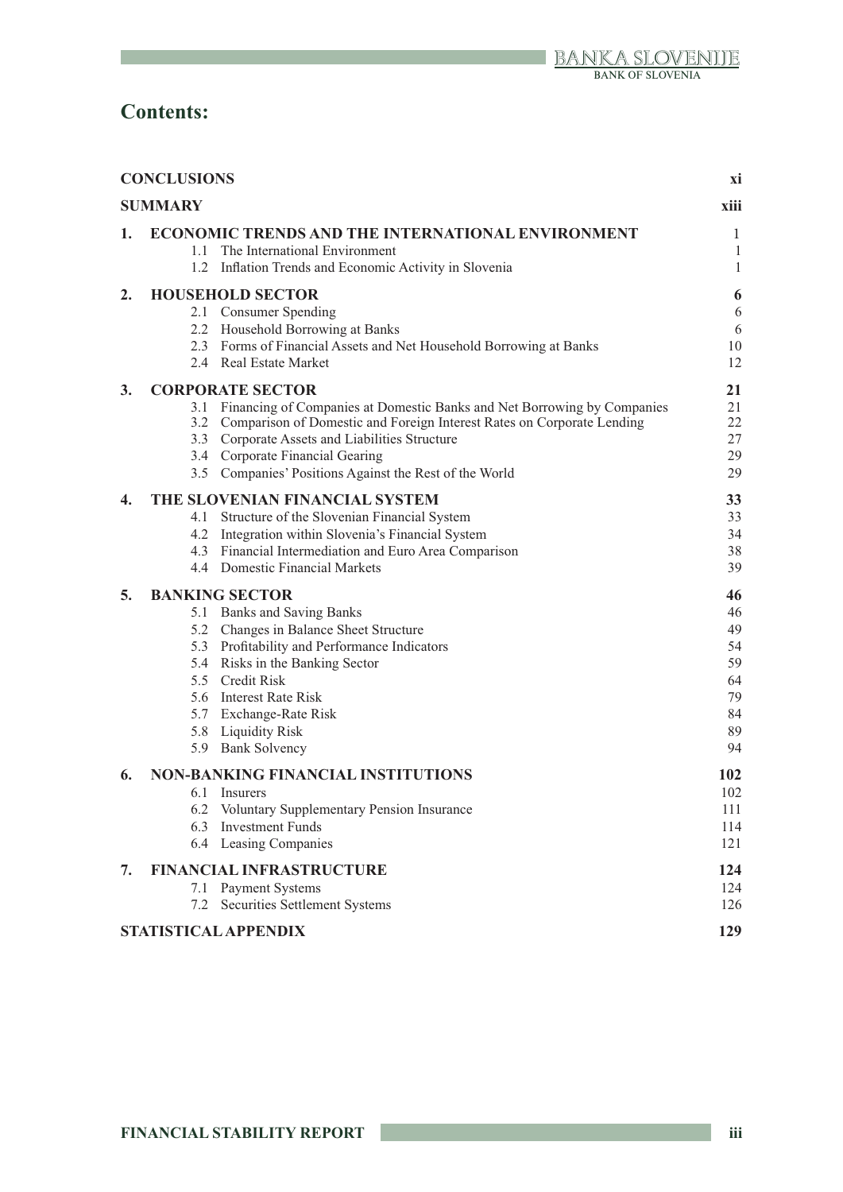# Contents:

| | | |
|---|---|---|
| **CONCLUSIONS** | | **xi** |
| **SUMMARY** | | **xiii** |
| **1.** | **ECONOMIC TRENDS AND THE INTERNATIONAL ENVIRONMENT** | **1** |
| | 1.1 The International Environment | 1 |
| | 1.2 Inflation Trends and Economic Activity in Slovenia | 1 |
| **2.** | **HOUSEHOLD SECTOR** | **6** |
| | 2.1 Consumer Spending | 6 |
| | 2.2 Household Borrowing at Banks | 6 |
| | 2.3 Forms of Financial Assets and Net Household Borrowing at Banks | 10 |
| | 2.4 Real Estate Market | 12 |
| **3.** | **CORPORATE SECTOR** | **21** |
| | 3.1 Financing of Companies at Domestic Banks and Net Borrowing by Companies | 21 |
| | 3.2 Comparison of Domestic and Foreign Interest Rates on Corporate Lending | 22 |
| | 3.3 Corporate Assets and Liabilities Structure | 27 |
| | 3.4 Corporate Financial Gearing | 29 |
| | 3.5 Companies' Positions Against the Rest of the World | 29 |
| **4.** | **THE SLOVENIAN FINANCIAL SYSTEM** | **33** |
| | 4.1 Structure of the Slovenian Financial System | 33 |
| | 4.2 Integration within Slovenia's Financial System | 34 |
| | 4.3 Financial Intermediation and Euro Area Comparison | 38 |
| | 4.4 Domestic Financial Markets | 39 |
| **5.** | **BANKING SECTOR** | **46** |
| | 5.1 Banks and Saving Banks | 46 |
| | 5.2 Changes in Balance Sheet Structure | 49 |
| | 5.3 Profitability and Performance Indicators | 54 |
| | 5.4 Risks in the Banking Sector | 59 |
| | 5.5 Credit Risk | 64 |
| | 5.6 Interest Rate Risk | 79 |
| | 5.7 Exchange-Rate Risk | 84 |
| | 5.8 Liquidity Risk | 89 |
| | 5.9 Bank Solvency | 94 |
| **6.** | **NON-BANKING FINANCIAL INSTITUTIONS** | **102** |
| | 6.1 Insurers | 102 |
| | 6.2 Voluntary Supplementary Pension Insurance | 111 |
| | 6.3 Investment Funds | 114 |
| | 6.4 Leasing Companies | 121 |
| **7.** | **FINANCIAL INFRASTRUCTURE** | **124** |
| | 7.1 Payment Systems | 124 |
| | 7.2 Securities Settlement Systems | 126 |
| **STATISTICAL APPENDIX** | | **129** |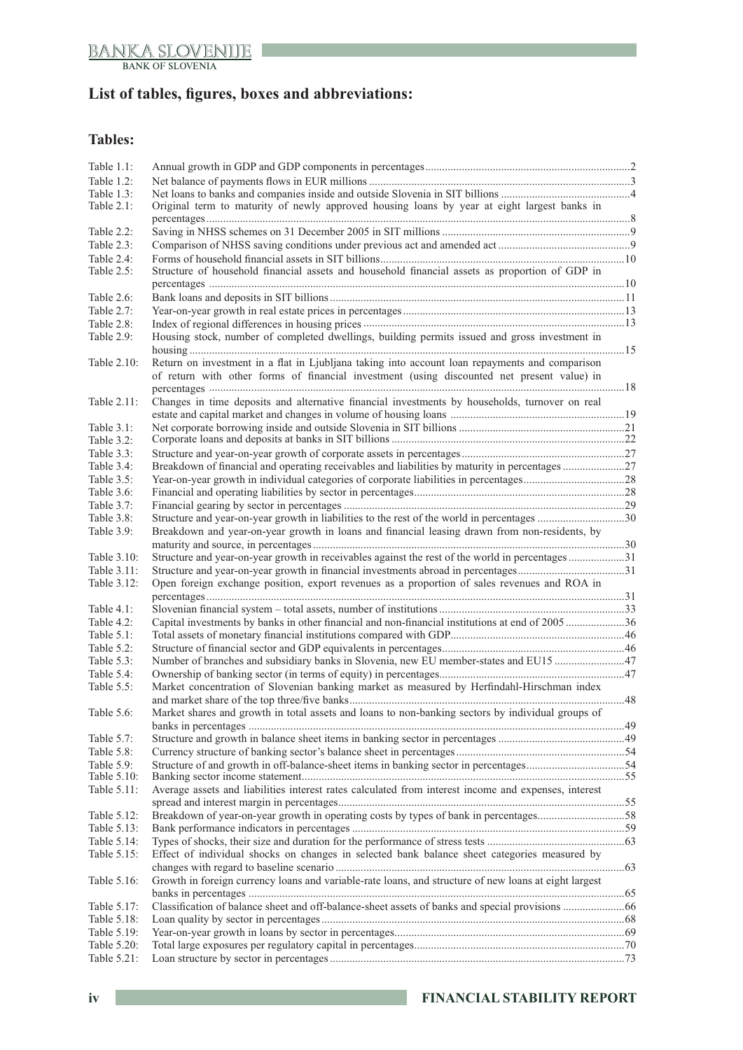## List of tables, figures, boxes and abbreviations:

### Tables:

| | | |
|---|---|---|
| Table 1.1: | Annual growth in GDP and GDP components in percentages | 2 |
| Table 1.2: | Net balance of payments flows in EUR millions | 3 |
| Table 1.3: | Net loans to banks and companies inside and outside Slovenia in SIT billions | 4 |
| Table 2.1: | Original term to maturity of newly approved housing loans by year at eight largest banks in percentages | 8 |
| Table 2.2: | Saving in NHSS schemes on 31 December 2005 in SIT millions | 9 |
| Table 2.3: | Comparison of NHSS saving conditions under previous act and amended act | 9 |
| Table 2.4: | Forms of household financial assets in SIT billions | 10 |
| Table 2.5: | Structure of household financial assets and household financial assets as proportion of GDP in percentages | 10 |
| Table 2.6: | Bank loans and deposits in SIT billions | 11 |
| Table 2.7: | Year-on-year growth in real estate prices in percentages | 13 |
| Table 2.8: | Index of regional differences in housing prices | 13 |
| Table 2.9: | Housing stock, number of completed dwellings, building permits issued and gross investment in housing | 15 |
| Table 2.10: | Return on investment in a flat in Ljubljana taking into account loan repayments and comparison of return with other forms of financial investment (using discounted net present value) in percentages | 18 |
| Table 2.11: | Changes in time deposits and alternative financial investments by households, turnover on real estate and capital market and changes in volume of housing loans | 19 |
| Table 3.1: | Net corporate borrowing inside and outside Slovenia in SIT billions | 21 |
| Table 3.2: | Corporate loans and deposits at banks in SIT billions | 22 |
| Table 3.3: | Structure and year-on-year growth of corporate assets in percentages | 27 |
| Table 3.4: | Breakdown of financial and operating receivables and liabilities by maturity in percentages | 27 |
| Table 3.5: | Year-on-year growth in individual categories of corporate liabilities in percentages | 28 |
| Table 3.6: | Financial and operating liabilities by sector in percentages | 28 |
| Table 3.7: | Financial gearing by sector in percentages | 29 |
| Table 3.8: | Structure and year-on-year growth in liabilities to the rest of the world in percentages | 30 |
| Table 3.9: | Breakdown and year-on-year growth in loans and financial leasing drawn from non-residents, by maturity and source, in percentages | 30 |
| Table 3.10: | Structure and year-on-year growth in receivables against the rest of the world in percentages | 31 |
| Table 3.11: | Structure and year-on-year growth in financial investments abroad in percentages | 31 |
| Table 3.12: | Open foreign exchange position, export revenues as a proportion of sales revenues and ROA in percentages | 31 |
| Table 4.1: | Slovenian financial system – total assets, number of institutions | 33 |
| Table 4.2: | Capital investments by banks in other financial and non-financial institutions at end of 2005 | 36 |
| Table 5.1: | Total assets of monetary financial institutions compared with GDP | 46 |
| Table 5.2: | Structure of financial sector and GDP equivalents in percentages | 46 |
| Table 5.3: | Number of branches and subsidiary banks in Slovenia, new EU member-states and EU15 | 47 |
| Table 5.4: | Ownership of banking sector (in terms of equity) in percentages | 47 |
| Table 5.5: | Market concentration of Slovenian banking market as measured by Herfindahl-Hirschman index and market share of the top three/five banks | 48 |
| Table 5.6: | Market shares and growth in total assets and loans to non-banking sectors by individual groups of banks in percentages | 49 |
| Table 5.7: | Structure and growth in balance sheet items in banking sector in percentages | 49 |
| Table 5.8: | Currency structure of banking sector's balance sheet in percentages | 54 |
| Table 5.9: | Structure of and growth in off-balance-sheet items in banking sector in percentages | 54 |
| Table 5.10: | Banking sector income statement | 55 |
| Table 5.11: | Average assets and liabilities interest rates calculated from interest income and expenses, interest spread and interest margin in percentages | 55 |
| Table 5.12: | Breakdown of year-on-year growth in operating costs by types of bank in percentages | 58 |
| Table 5.13: | Bank performance indicators in percentages | 59 |
| Table 5.14: | Types of shocks, their size and duration for the performance of stress tests | 63 |
| Table 5.15: | Effect of individual shocks on changes in selected bank balance sheet categories measured by changes with regard to baseline scenario | 63 |
| Table 5.16: | Growth in foreign currency loans and variable-rate loans, and structure of new loans at eight largest banks in percentages | 65 |
| Table 5.17: | Classification of balance sheet and off-balance-sheet assets of banks and special provisions | 66 |
| Table 5.18: | Loan quality by sector in percentages | 68 |
| Table 5.19: | Year-on-year growth in loans by sector in percentages | 69 |
| Table 5.20: | Total large exposures per regulatory capital in percentages | 70 |
| Table 5.21: | Loan structure by sector in percentages | 73 |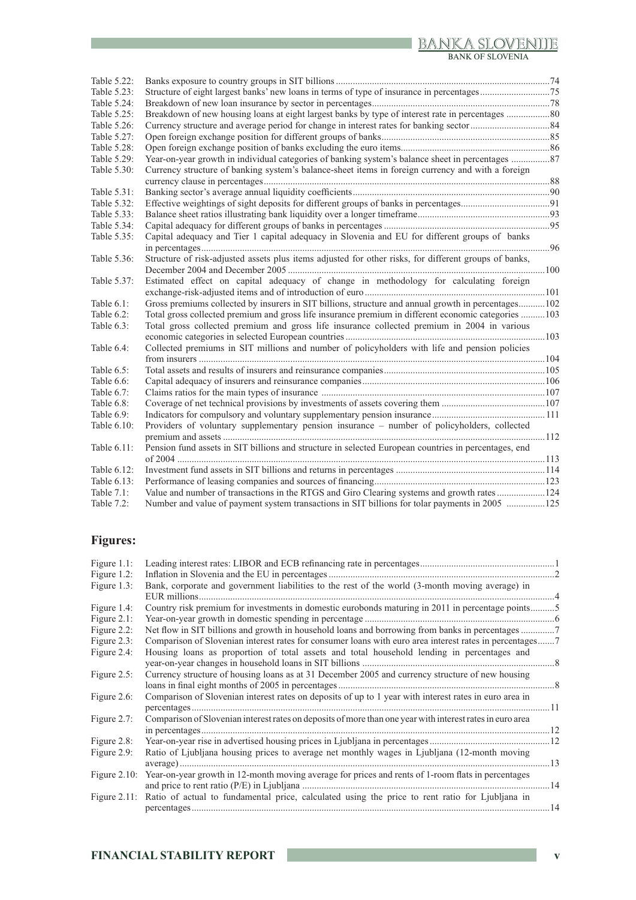| | | |
|---|---|---|
| Table 5.22: | Banks exposure to country groups in SIT billions | 74 |
| Table 5.23: | Structure of eight largest banks' new loans in terms of type of insurance in percentages | 75 |
| Table 5.24: | Breakdown of new loan insurance by sector in percentages | 78 |
| Table 5.25: | Breakdown of new housing loans at eight largest banks by type of interest rate in percentages | 80 |
| Table 5.26: | Currency structure and average period for change in interest rates for banking sector | 84 |
| Table 5.27: | Open foreign exchange position for different groups of banks | 85 |
| Table 5.28: | Open foreign exchange position of banks excluding the euro items | 86 |
| Table 5.29: | Year-on-year growth in individual categories of banking system's balance sheet in percentages | 87 |
| Table 5.30: | Currency structure of banking system's balance-sheet items in foreign currency and with a foreign currency clause in percentages | 88 |
| Table 5.31: | Banking sector's average annual liquidity coefficients | 90 |
| Table 5.32: | Effective weightings of sight deposits for different groups of banks in percentages | 91 |
| Table 5.33: | Balance sheet ratios illustrating bank liquidity over a longer timeframe | 93 |
| Table 5.34: | Capital adequacy for different groups of banks in percentages | 95 |
| Table 5.35: | Capital adequacy and Tier 1 capital adequacy in Slovenia and EU for different groups of banks in percentages | 96 |
| Table 5.36: | Structure of risk-adjusted assets plus items adjusted for other risks, for different groups of banks, December 2004 and December 2005 | 100 |
| Table 5.37: | Estimated effect on capital adequacy of change in methodology for calculating foreign exchange-risk-adjusted items and of introduction of euro | 101 |
| Table 6.1: | Gross premiums collected by insurers in SIT billions, structure and annual growth in percentages | 102 |
| Table 6.2: | Total gross collected premium and gross life insurance premium in different economic categories | 103 |
| Table 6.3: | Total gross collected premium and gross life insurance collected premium in 2004 in various economic categories in selected European countries | 103 |
| Table 6.4: | Collected premiums in SIT millions and number of policyholders with life and pension policies from insurers | 104 |
| Table 6.5: | Total assets and results of insurers and reinsurance companies | 105 |
| Table 6.6: | Capital adequacy of insurers and reinsurance companies | 106 |
| Table 6.7: | Claims ratios for the main types of insurance | 107 |
| Table 6.8: | Coverage of net technical provisions by investments of assets covering them | 107 |
| Table 6.9: | Indicators for compulsory and voluntary supplementary pension insurance | 111 |
| Table 6.10: | Providers of voluntary supplementary pension insurance – number of policyholders, collected premium and assets | 112 |
| Table 6.11: | Pension fund assets in SIT billions and structure in selected European countries in percentages, end of 2004 | 113 |
| Table 6.12: | Investment fund assets in SIT billions and returns in percentages | 114 |
| Table 6.13: | Performance of leasing companies and sources of financing | 123 |
| Table 7.1: | Value and number of transactions in the RTGS and Giro Clearing systems and growth rates | 124 |
| Table 7.2: | Number and value of payment system transactions in SIT billions for tolar payments in 2005 | 125 |

## Figures:

| | | |
|---|---|---|
| Figure 1.1: | Leading interest rates: LIBOR and ECB refinancing rate in percentages | 1 |
| Figure 1.2: | Inflation in Slovenia and the EU in percentages | 2 |
| Figure 1.3: | Bank, corporate and government liabilities to the rest of the world (3-month moving average) in EUR millions | 4 |
| Figure 1.4: | Country risk premium for investments in domestic eurobonds maturing in 2011 in percentage points | 5 |
| Figure 2.1: | Year-on-year growth in domestic spending in percentage | 6 |
| Figure 2.2: | Net flow in SIT billions and growth in household loans and borrowing from banks in percentages | 7 |
| Figure 2.3: | Comparison of Slovenian interest rates for consumer loans with euro area interest rates in percentages | 7 |
| Figure 2.4: | Housing loans as proportion of total assets and total household lending in percentages and year-on-year changes in household loans in SIT billions | 8 |
| Figure 2.5: | Currency structure of housing loans as at 31 December 2005 and currency structure of new housing loans in final eight months of 2005 in percentages | 8 |
| Figure 2.6: | Comparison of Slovenian interest rates on deposits of up to 1 year with interest rates in euro area in percentages | 11 |
| Figure 2.7: | Comparison of Slovenian interest rates on deposits of more than one year with interest rates in euro area in percentages | 12 |
| Figure 2.8: | Year-on-year rise in advertised housing prices in Ljubljana in percentages | 12 |
| Figure 2.9: | Ratio of Ljubljana housing prices to average net monthly wages in Ljubljana (12-month moving average) | 13 |
| Figure 2.10: | Year-on-year growth in 12-month moving average for prices and rents of 1-room flats in percentages and price to rent ratio (P/E) in Ljubljana | 14 |
| Figure 2.11: | Ratio of actual to fundamental price, calculated using the price to rent ratio for Ljubljana in percentages | 14 |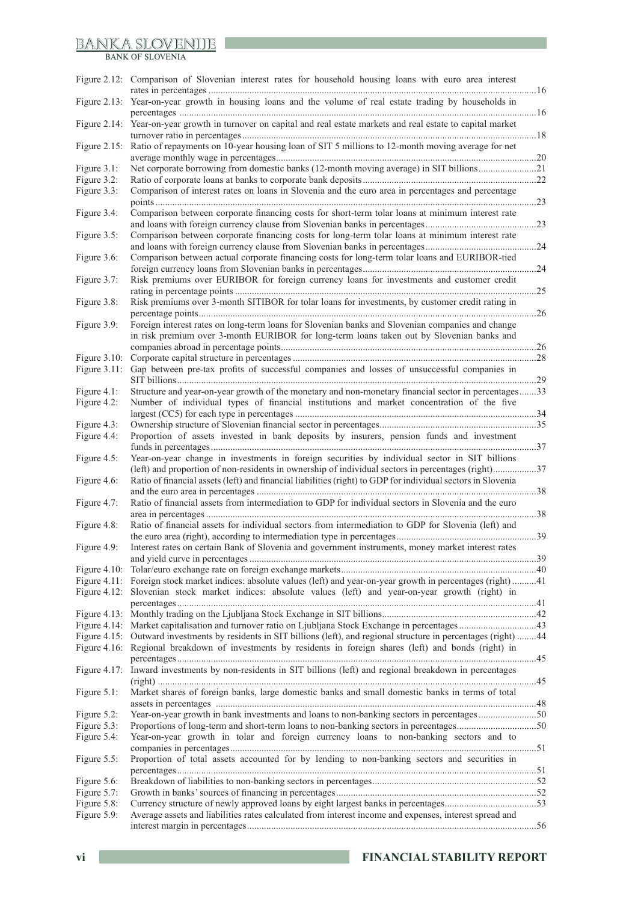| | | |
|---|---|---|
| Figure 2.12: | Comparison of Slovenian interest rates for household housing loans with euro area interest rates in percentages | 16 |
| Figure 2.13: | Year-on-year growth in housing loans and the volume of real estate trading by households in percentages | 16 |
| Figure 2.14: | Year-on-year growth in turnover on capital and real estate markets and real estate to capital market turnover ratio in percentages | 18 |
| Figure 2.15: | Ratio of repayments on 10-year housing loan of SIT 5 millions to 12-month moving average for net average monthly wage in percentages | 20 |
| Figure 3.1: | Net corporate borrowing from domestic banks (12-month moving average) in SIT billions | 21 |
| Figure 3.2: | Ratio of corporate loans at banks to corporate bank deposits | 22 |
| Figure 3.3: | Comparison of interest rates on loans in Slovenia and the euro area in percentages and percentage points | 23 |
| Figure 3.4: | Comparison between corporate financing costs for short-term tolar loans at minimum interest rate and loans with foreign currency clause from Slovenian banks in percentages | 23 |
| Figure 3.5: | Comparison between corporate financing costs for long-term tolar loans at minimum interest rate and loans with foreign currency clause from Slovenian banks in percentages | 24 |
| Figure 3.6: | Comparison between actual corporate financing costs for long-term tolar loans and EURIBOR-tied foreign currency loans from Slovenian banks in percentages | 24 |
| Figure 3.7: | Risk premiums over EURIBOR for foreign currency loans for investments and customer credit rating in percentage points | 25 |
| Figure 3.8: | Risk premiums over 3-month SITIBOR for tolar loans for investments, by customer credit rating in percentage points | 26 |
| Figure 3.9: | Foreign interest rates on long-term loans for Slovenian banks and Slovenian companies and change in risk premium over 3-month EURIBOR for long-term loans taken out by Slovenian banks and companies abroad in percentage points | 26 |
| Figure 3.10: | Corporate capital structure in percentages | 28 |
| Figure 3.11: | Gap between pre-tax profits of successful companies and losses of unsuccessful companies in SIT billions | 29 |
| Figure 4.1: | Structure and year-on-year growth of the monetary and non-monetary financial sector in percentages | 33 |
| Figure 4.2: | Number of individual types of financial institutions and market concentration of the five largest (CC5) for each type in percentages | 34 |
| Figure 4.3: | Ownership structure of Slovenian financial sector in percentages | 35 |
| Figure 4.4: | Proportion of assets invested in bank deposits by insurers, pension funds and investment funds in percentages | 37 |
| Figure 4.5: | Year-on-year change in investments in foreign securities by individual sector in SIT billions (left) and proportion of non-residents in ownership of individual sectors in percentages (right) | 37 |
| Figure 4.6: | Ratio of financial assets (left) and financial liabilities (right) to GDP for individual sectors in Slovenia and the euro area in percentages | 38 |
| Figure 4.7: | Ratio of financial assets from intermediation to GDP for individual sectors in Slovenia and the euro area in percentages | 38 |
| Figure 4.8: | Ratio of financial assets for individual sectors from intermediation to GDP for Slovenia (left) and the euro area (right), according to intermediation type in percentages | 39 |
| Figure 4.9: | Interest rates on certain Bank of Slovenia and government instruments, money market interest rates and yield curve in percentages | 39 |
| Figure 4.10: | Tolar/euro exchange rate on foreign exchange markets | 40 |
| Figure 4.11: | Foreign stock market indices: absolute values (left) and year-on-year growth in percentages (right) | 41 |
| Figure 4.12: | Slovenian stock market indices: absolute values (left) and year-on-year growth (right) in percentages | 41 |
| Figure 4.13: | Monthly trading on the Ljubljana Stock Exchange in SIT billions | 42 |
| Figure 4.14: | Market capitalisation and turnover ratio on Ljubljana Stock Exchange in percentages | 43 |
| Figure 4.15: | Outward investments by residents in SIT billions (left), and regional structure in percentages (right) | 44 |
| Figure 4.16: | Regional breakdown of investments by residents in foreign shares (left) and bonds (right) in percentages | 45 |
| Figure 4.17: | Inward investments by non-residents in SIT billions (left) and regional breakdown in percentages (right) | 45 |
| Figure 5.1: | Market shares of foreign banks, large domestic banks and small domestic banks in terms of total assets in percentages | 48 |
| Figure 5.2: | Year-on-year growth in bank investments and loans to non-banking sectors in percentages | 50 |
| Figure 5.3: | Proportions of long-term and short-term loans to non-banking sectors in percentages | 50 |
| Figure 5.4: | Year-on-year growth in tolar and foreign currency loans to non-banking sectors and to companies in percentages | 51 |
| Figure 5.5: | Proportion of total assets accounted for by lending to non-banking sectors and securities in percentages | 51 |
| Figure 5.6: | Breakdown of liabilities to non-banking sectors in percentages | 52 |
| Figure 5.7: | Growth in banks' sources of financing in percentages | 52 |
| Figure 5.8: | Currency structure of newly approved loans by eight largest banks in percentages | 53 |
| Figure 5.9: | Average assets and liabilities rates calculated from interest income and expenses, interest spread and interest margin in percentages | 56 |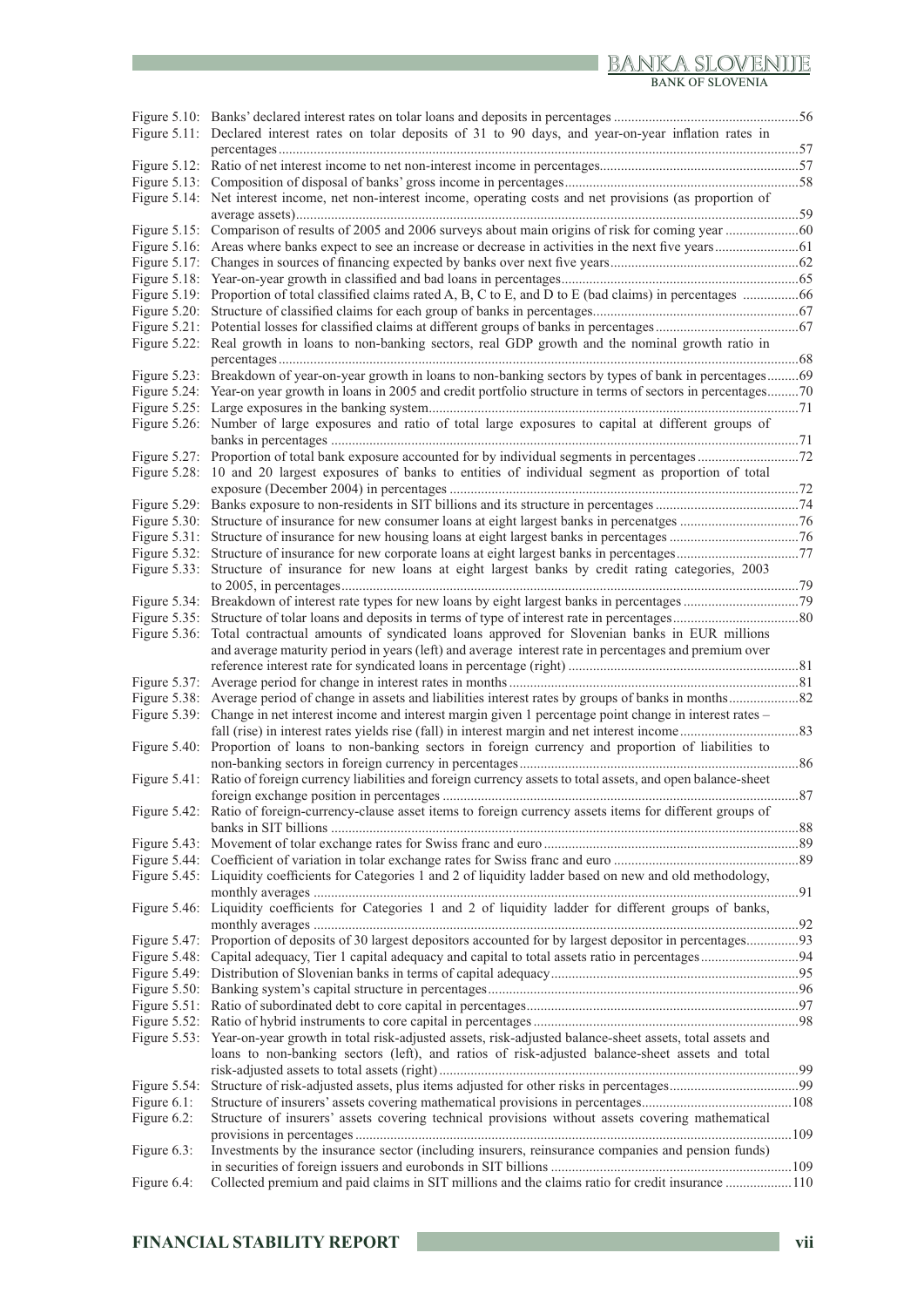Figure 5.10: Banks' declared interest rates on tolar loans and deposits in percentages ....................................................56
Figure 5.11: Declared interest rates on tolar deposits of 31 to 90 days, and year-on-year inflation rates in percentages....................................................................................................................................................57
Figure 5.12: Ratio of net interest income to net non-interest income in percentages........................................................57
Figure 5.13: Composition of disposal of banks' gross income in percentages..................................................................58
Figure 5.14: Net interest income, net non-interest income, operating costs and net provisions (as proportion of average assets)...............................................................................................................................................59
Figure 5.15: Comparison of results of 2005 and 2006 surveys about main origins of risk for coming year .....................60
Figure 5.16: Areas where banks expect to see an increase or decrease in activities in the next five years........................61
Figure 5.17: Changes in sources of financing expected by banks over next five years......................................................62
Figure 5.18: Year-on-year growth in classified and bad loans in percentages....................................................................65
Figure 5.19: Proportion of total classified claims rated A, B, C to E, and D to E (bad claims) in percentages ................66
Figure 5.20: Structure of classified claims for each group of banks in percentages...........................................................67
Figure 5.21: Potential losses for classified claims at different groups of banks in percentages.........................................67
Figure 5.22: Real growth in loans to non-banking sectors, real GDP growth and the nominal growth ratio in percentages....................................................................................................................................................68
Figure 5.23: Breakdown of year-on-year growth in loans to non-banking sectors by types of bank in percentages.........69
Figure 5.24: Year-on year growth in loans in 2005 and credit portfolio structure in terms of sectors in percentages.........70
Figure 5.25: Large exposures in the banking system.........................................................................................................71
Figure 5.26: Number of large exposures and ratio of total large exposures to capital at different groups of banks in percentages .....................................................................................................................................71
Figure 5.27: Proportion of total bank exposure accounted for by individual segments in percentages.............................72
Figure 5.28: 10 and 20 largest exposures of banks to entities of individual segment as proportion of total exposure (December 2004) in percentages ....................................................................................................72
Figure 5.29: Banks exposure to non-residents in SIT billions and its structure in percentages .........................................74
Figure 5.30: Structure of insurance for new consumer loans at eight largest banks in percentages ..................................76
Figure 5.31: Structure of insurance for new housing loans at eight largest banks in percentages .....................................76
Figure 5.32: Structure of insurance for new corporate loans at eight largest banks in percentages...................................77
Figure 5.33: Structure of insurance for new loans at eight largest banks by credit rating categories, 2003 to 2005, in percentages..................................................................................................................................79
Figure 5.34: Breakdown of interest rate types for new loans by eight largest banks in percentages .................................79
Figure 5.35: Structure of tolar loans and deposits in terms of type of interest rate in percentages....................................80
Figure 5.36: Total contractual amounts of syndicated loans approved for Slovenian banks in EUR millions and average maturity period in years (left) and average interest rate in percentages and premium over reference interest rate for syndicated loans in percentage (right) .................................................................81
Figure 5.37: Average period for change in interest rates in months ..................................................................................81
Figure 5.38: Average period of change in assets and liabilities interest rates by groups of banks in months....................82
Figure 5.39: Change in net interest income and interest margin given 1 percentage point change in interest rates – fall (rise) in interest rates yields rise (fall) in interest margin and net interest income.................................83
Figure 5.40: Proportion of loans to non-banking sectors in foreign currency and proportion of liabilities to non-banking sectors in foreign currency in percentages..................................................................................86
Figure 5.41: Ratio of foreign currency liabilities and foreign currency assets to total assets, and open balance-sheet foreign exchange position in percentages ......................................................................................................87
Figure 5.42: Ratio of foreign-currency-clause asset items to foreign currency assets items for different groups of banks in SIT billions ......................................................................................................................................88
Figure 5.43: Movement of tolar exchange rates for Swiss franc and euro .........................................................................89
Figure 5.44: Coefficient of variation in tolar exchange rates for Swiss franc and euro .....................................................89
Figure 5.45: Liquidity coefficients for Categories 1 and 2 of liquidity ladder based on new and old methodology, monthly averages ..........................................................................................................................................91
Figure 5.46: Liquidity coefficients for Categories 1 and 2 of liquidity ladder for different groups of banks, monthly averages ..........................................................................................................................................92
Figure 5.47: Proportion of deposits of 30 largest depositors accounted for by largest depositor in percentages...............93
Figure 5.48: Capital adequacy, Tier 1 capital adequacy and capital to total assets ratio in percentages............................94
Figure 5.49: Distribution of Slovenian banks in terms of capital adequacy.......................................................................95
Figure 5.50: Banking system's capital structure in percentages.........................................................................................96
Figure 5.51: Ratio of subordinated debt to core capital in percentages..............................................................................97
Figure 5.52: Ratio of hybrid instruments to core capital in percentages ............................................................................98
Figure 5.53: Year-on-year growth in total risk-adjusted assets, risk-adjusted balance-sheet assets, total assets and loans to non-banking sectors (left), and ratios of risk-adjusted balance-sheet assets and total risk-adjusted assets to total assets (right) ......................................................................................................99
Figure 5.54: Structure of risk-adjusted assets, plus items adjusted for other risks in percentages....................................99
Figure 6.1: Structure of insurers' assets covering mathematical provisions in percentages...........................................108
Figure 6.2: Structure of insurers' assets covering technical provisions without assets covering mathematical provisions in percentages ............................................................................................................................109
Figure 6.3: Investments by the insurance sector (including insurers, reinsurance companies and pension funds) in securities of foreign issuers and eurobonds in SIT billions ......................................................................109
Figure 6.4: Collected premium and paid claims in SIT millions and the claims ratio for credit insurance ...................110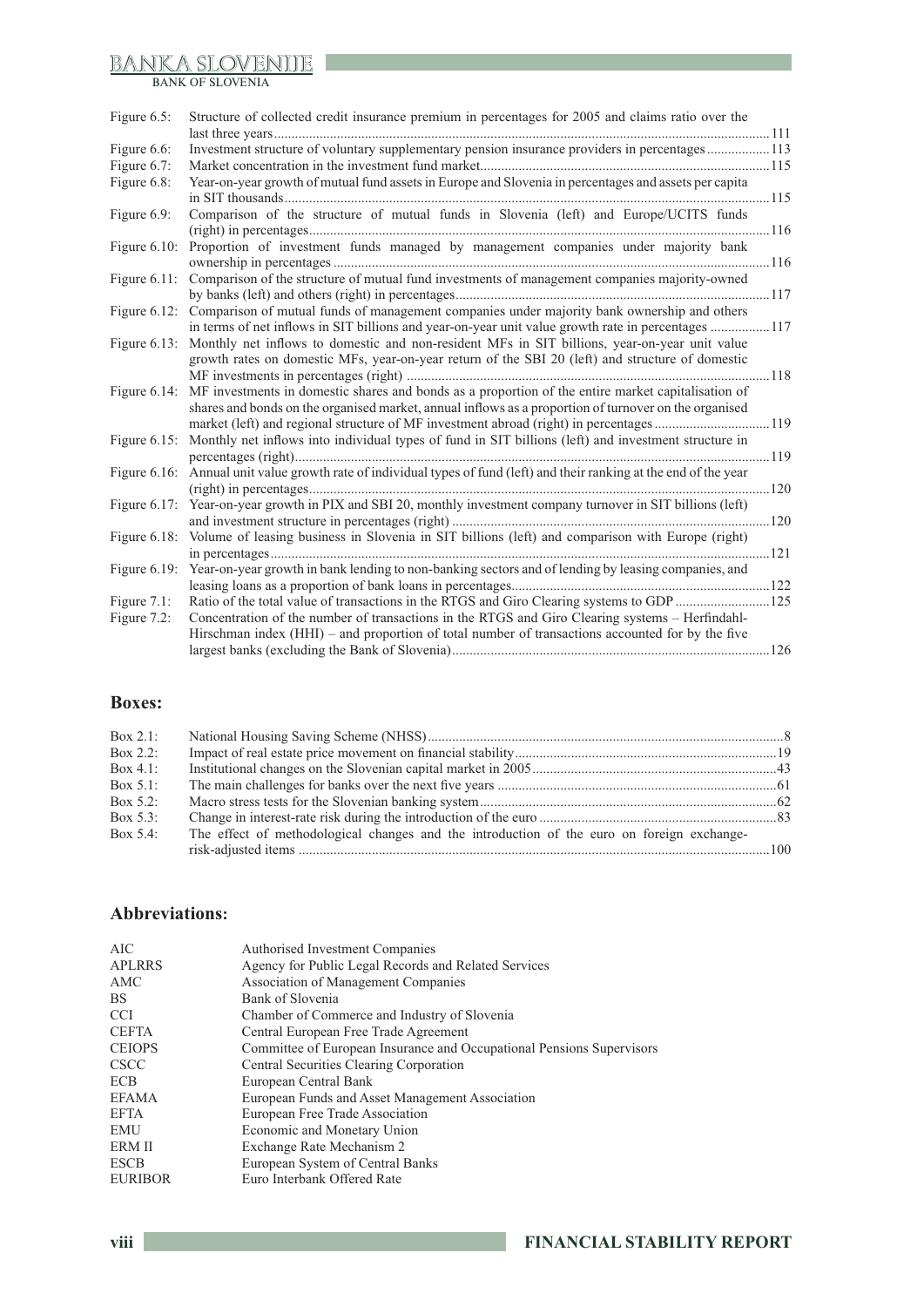| | | |
|---|---|---|
| Figure 6.5: | Structure of collected credit insurance premium in percentages for 2005 and claims ratio over the last three years | 111 |
| Figure 6.6: | Investment structure of voluntary supplementary pension insurance providers in percentages | 113 |
| Figure 6.7: | Market concentration in the investment fund market | 115 |
| Figure 6.8: | Year-on-year growth of mutual fund assets in Europe and Slovenia in percentages and assets per capita in SIT thousands | 115 |
| Figure 6.9: | Comparison of the structure of mutual funds in Slovenia (left) and Europe/UCITS funds (right) in percentages | 116 |
| Figure 6.10: | Proportion of investment funds managed by management companies under majority bank ownership in percentages | 116 |
| Figure 6.11: | Comparison of the structure of mutual fund investments of management companies majority-owned by banks (left) and others (right) in percentages | 117 |
| Figure 6.12: | Comparison of mutual funds of management companies under majority bank ownership and others in terms of net inflows in SIT billions and year-on-year unit value growth rate in percentages | 117 |
| Figure 6.13: | Monthly net inflows to domestic and non-resident MFs in SIT billions, year-on-year unit value growth rates on domestic MFs, year-on-year return of the SBI 20 (left) and structure of domestic MF investments in percentages (right) | 118 |
| Figure 6.14: | MF investments in domestic shares and bonds as a proportion of the entire market capitalisation of shares and bonds on the organised market, annual inflows as a proportion of turnover on the organised market (left) and regional structure of MF investment abroad (right) in percentages | 119 |
| Figure 6.15: | Monthly net inflows into individual types of fund in SIT billions (left) and investment structure in percentages (right) | 119 |
| Figure 6.16: | Annual unit value growth rate of individual types of fund (left) and their ranking at the end of the year (right) in percentages | 120 |
| Figure 6.17: | Year-on-year growth in PIX and SBI 20, monthly investment company turnover in SIT billions (left) and investment structure in percentages (right) | 120 |
| Figure 6.18: | Volume of leasing business in Slovenia in SIT billions (left) and comparison with Europe (right) in percentages | 121 |
| Figure 6.19: | Year-on-year growth in bank lending to non-banking sectors and of lending by leasing companies, and leasing loans as a proportion of bank loans in percentages | 122 |
| Figure 7.1: | Ratio of the total value of transactions in the RTGS and Giro Clearing systems to GDP | 125 |
| Figure 7.2: | Concentration of the number of transactions in the RTGS and Giro Clearing systems – Herfindahl-Hirschman index (HHI) – and proportion of total number of transactions accounted for by the five largest banks (excluding the Bank of Slovenia) | 126 |

## Boxes:

| | | |
|---|---|---|
| Box 2.1: | National Housing Saving Scheme (NHSS) | 8 |
| Box 2.2: | Impact of real estate price movement on financial stability | 19 |
| Box 4.1: | Institutional changes on the Slovenian capital market in 2005 | 43 |
| Box 5.1: | The main challenges for banks over the next five years | 61 |
| Box 5.2: | Macro stress tests for the Slovenian banking system | 62 |
| Box 5.3: | Change in interest-rate risk during the introduction of the euro | 83 |
| Box 5.4: | The effect of methodological changes and the introduction of the euro on foreign exchange-risk-adjusted items | 100 |

## Abbreviations:

| | |
|---|---|
| AIC | Authorised Investment Companies |
| APLRRS | Agency for Public Legal Records and Related Services |
| AMC | Association of Management Companies |
| BS | Bank of Slovenia |
| CCI | Chamber of Commerce and Industry of Slovenia |
| CEFTA | Central European Free Trade Agreement |
| CEIOPS | Committee of European Insurance and Occupational Pensions Supervisors |
| CSCC | Central Securities Clearing Corporation |
| ECB | European Central Bank |
| EFAMA | European Funds and Asset Management Association |
| EFTA | European Free Trade Association |
| EMU | Economic and Monetary Union |
| ERM II | Exchange Rate Mechanism 2 |
| ESCB | European System of Central Banks |
| EURIBOR | Euro Interbank Offered Rate |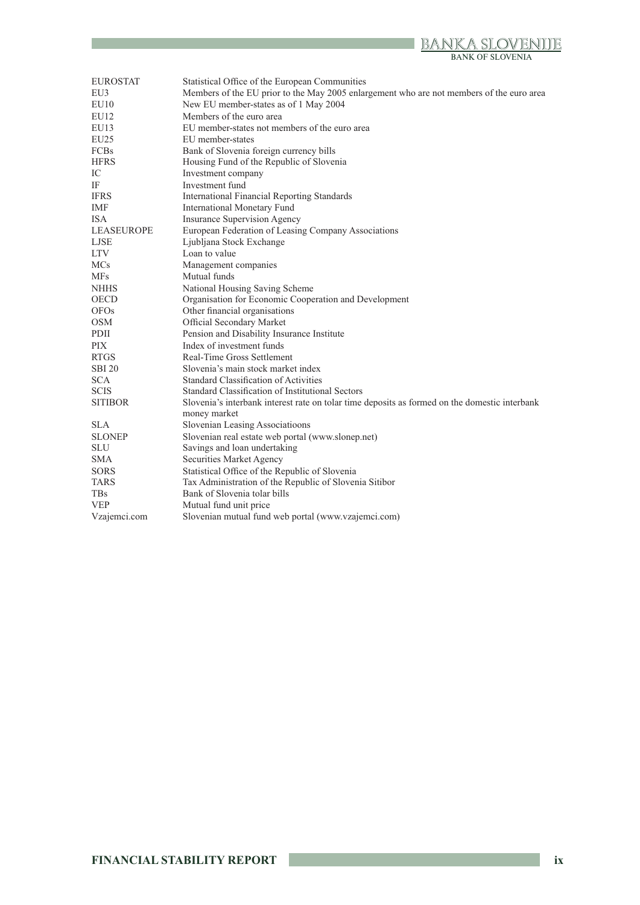| | |
|---|---|
| EUROSTAT | Statistical Office of the European Communities |
| EU3 | Members of the EU prior to the May 2005 enlargement who are not members of the euro area |
| EU10 | New EU member-states as of 1 May 2004 |
| EU12 | Members of the euro area |
| EU13 | EU member-states not members of the euro area |
| EU25 | EU member-states |
| FCBs | Bank of Slovenia foreign currency bills |
| HFRS | Housing Fund of the Republic of Slovenia |
| IC | Investment company |
| IF | Investment fund |
| IFRS | International Financial Reporting Standards |
| IMF | International Monetary Fund |
| ISA | Insurance Supervision Agency |
| LEASEUROPE | European Federation of Leasing Company Associations |
| LJSE | Ljubljana Stock Exchange |
| LTV | Loan to value |
| MCs | Management companies |
| MFs | Mutual funds |
| NHHS | National Housing Saving Scheme |
| OECD | Organisation for Economic Cooperation and Development |
| OFOs | Other financial organisations |
| OSM | Official Secondary Market |
| PDII | Pension and Disability Insurance Institute |
| PIX | Index of investment funds |
| RTGS | Real-Time Gross Settlement |
| SBI 20 | Slovenia's main stock market index |
| SCA | Standard Classification of Activities |
| SCIS | Standard Classification of Institutional Sectors |
| SITIBOR | Slovenia's interbank interest rate on tolar time deposits as formed on the domestic interbank money market |
| SLA | Slovenian Leasing Associatioons |
| SLONEP | Slovenian real estate web portal (www.slonep.net) |
| SLU | Savings and loan undertaking |
| SMA | Securities Market Agency |
| SORS | Statistical Office of the Republic of Slovenia |
| TARS | Tax Administration of the Republic of Slovenia Sitibor |
| TBs | Bank of Slovenia tolar bills |
| VEP | Mutual fund unit price |
| Vzajemci.com | Slovenian mutual fund web portal (www.vzajemci.com) |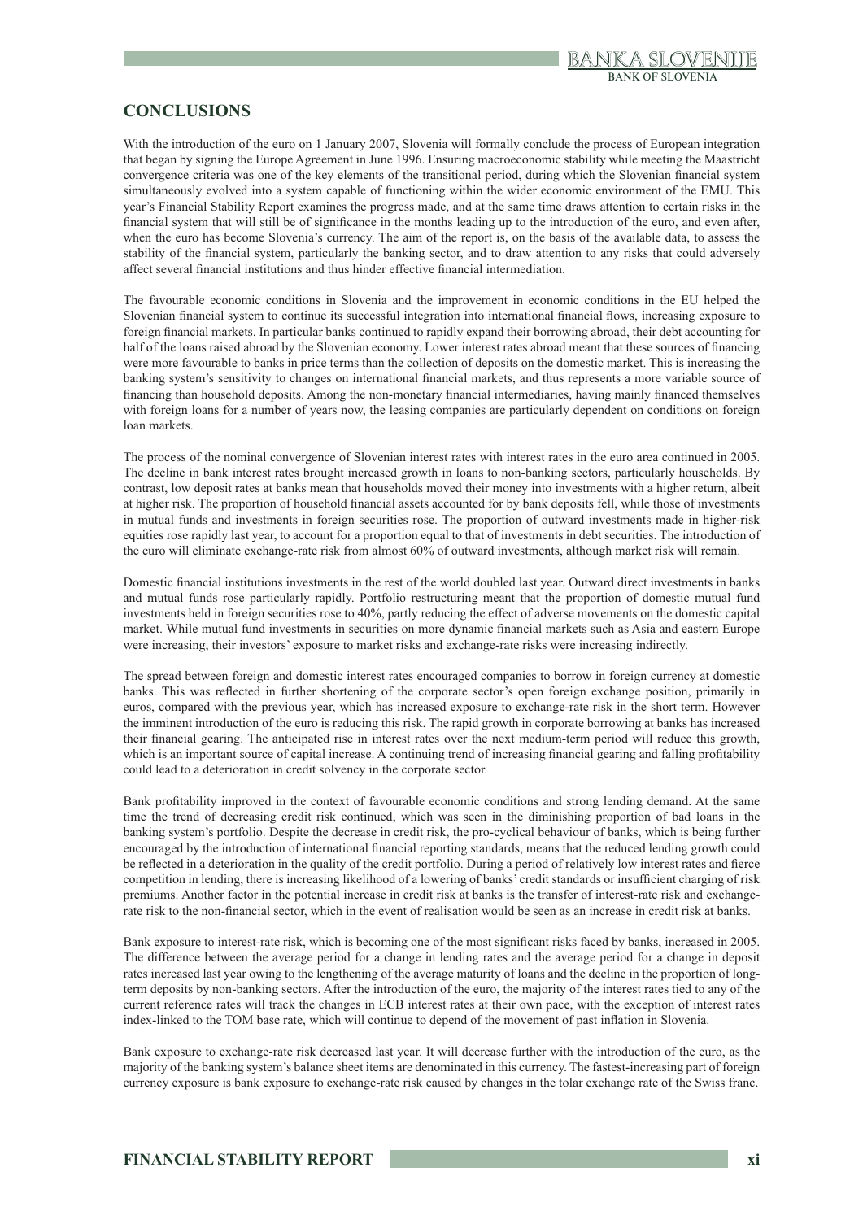# CONCLUSIONS

With the introduction of the euro on 1 January 2007, Slovenia will formally conclude the process of European integration that began by signing the Europe Agreement in June 1996. Ensuring macroeconomic stability while meeting the Maastricht convergence criteria was one of the key elements of the transitional period, during which the Slovenian financial system simultaneously evolved into a system capable of functioning within the wider economic environment of the EMU. This year's Financial Stability Report examines the progress made, and at the same time draws attention to certain risks in the financial system that will still be of significance in the months leading up to the introduction of the euro, and even after, when the euro has become Slovenia's currency. The aim of the report is, on the basis of the available data, to assess the stability of the financial system, particularly the banking sector, and to draw attention to any risks that could adversely affect several financial institutions and thus hinder effective financial intermediation.

The favourable economic conditions in Slovenia and the improvement in economic conditions in the EU helped the Slovenian financial system to continue its successful integration into international financial flows, increasing exposure to foreign financial markets. In particular banks continued to rapidly expand their borrowing abroad, their debt accounting for half of the loans raised abroad by the Slovenian economy. Lower interest rates abroad meant that these sources of financing were more favourable to banks in price terms than the collection of deposits on the domestic market. This is increasing the banking system's sensitivity to changes on international financial markets, and thus represents a more variable source of financing than household deposits. Among the non-monetary financial intermediaries, having mainly financed themselves with foreign loans for a number of years now, the leasing companies are particularly dependent on conditions on foreign loan markets.

The process of the nominal convergence of Slovenian interest rates with interest rates in the euro area continued in 2005. The decline in bank interest rates brought increased growth in loans to non-banking sectors, particularly households. By contrast, low deposit rates at banks mean that households moved their money into investments with a higher return, albeit at higher risk. The proportion of household financial assets accounted for by bank deposits fell, while those of investments in mutual funds and investments in foreign securities rose. The proportion of outward investments made in higher-risk equities rose rapidly last year, to account for a proportion equal to that of investments in debt securities. The introduction of the euro will eliminate exchange-rate risk from almost 60% of outward investments, although market risk will remain.

Domestic financial institutions investments in the rest of the world doubled last year. Outward direct investments in banks and mutual funds rose particularly rapidly. Portfolio restructuring meant that the proportion of domestic mutual fund investments held in foreign securities rose to 40%, partly reducing the effect of adverse movements on the domestic capital market. While mutual fund investments in securities on more dynamic financial markets such as Asia and eastern Europe were increasing, their investors' exposure to market risks and exchange-rate risks were increasing indirectly.

The spread between foreign and domestic interest rates encouraged companies to borrow in foreign currency at domestic banks. This was reflected in further shortening of the corporate sector's open foreign exchange position, primarily in euros, compared with the previous year, which has increased exposure to exchange-rate risk in the short term. However the imminent introduction of the euro is reducing this risk. The rapid growth in corporate borrowing at banks has increased their financial gearing. The anticipated rise in interest rates over the next medium-term period will reduce this growth, which is an important source of capital increase. A continuing trend of increasing financial gearing and falling profitability could lead to a deterioration in credit solvency in the corporate sector.

Bank profitability improved in the context of favourable economic conditions and strong lending demand. At the same time the trend of decreasing credit risk continued, which was seen in the diminishing proportion of bad loans in the banking system's portfolio. Despite the decrease in credit risk, the pro-cyclical behaviour of banks, which is being further encouraged by the introduction of international financial reporting standards, means that the reduced lending growth could be reflected in a deterioration in the quality of the credit portfolio. During a period of relatively low interest rates and fierce competition in lending, there is increasing likelihood of a lowering of banks' credit standards or insufficient charging of risk premiums. Another factor in the potential increase in credit risk at banks is the transfer of interest-rate risk and exchange-rate risk to the non-financial sector, which in the event of realisation would be seen as an increase in credit risk at banks.

Bank exposure to interest-rate risk, which is becoming one of the most significant risks faced by banks, increased in 2005. The difference between the average period for a change in lending rates and the average period for a change in deposit rates increased last year owing to the lengthening of the average maturity of loans and the decline in the proportion of long-term deposits by non-banking sectors. After the introduction of the euro, the majority of the interest rates tied to any of the current reference rates will track the changes in ECB interest rates at their own pace, with the exception of interest rates index-linked to the TOM base rate, which will continue to depend of the movement of past inflation in Slovenia.

Bank exposure to exchange-rate risk decreased last year. It will decrease further with the introduction of the euro, as the majority of the banking system's balance sheet items are denominated in this currency. The fastest-increasing part of foreign currency exposure is bank exposure to exchange-rate risk caused by changes in the tolar exchange rate of the Swiss franc.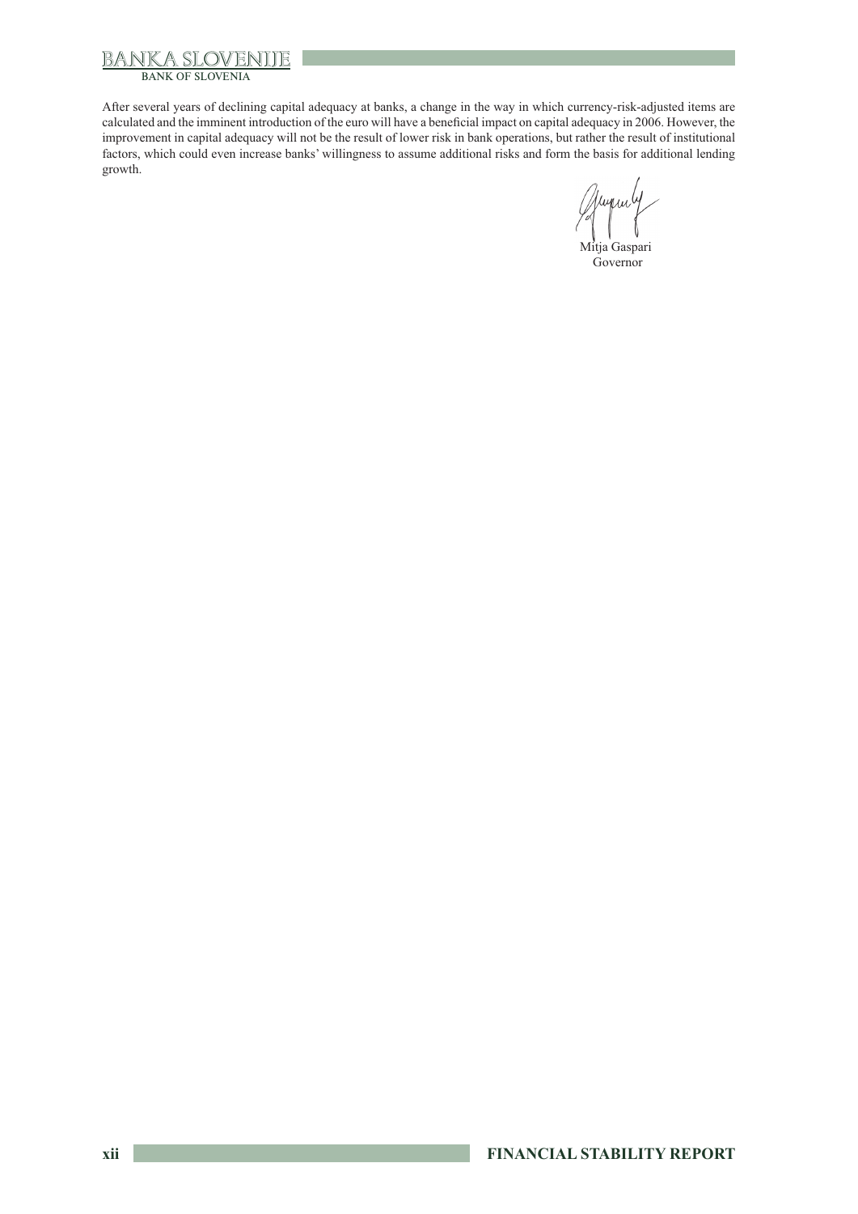After several years of declining capital adequacy at banks, a change in the way in which currency-risk-adjusted items are calculated and the imminent introduction of the euro will have a beneficial impact on capital adequacy in 2006. However, the improvement in capital adequacy will not be the result of lower risk in bank operations, but rather the result of institutional factors, which could even increase banks' willingness to assume additional risks and form the basis for additional lending growth.

Mitja Gaspari
Governor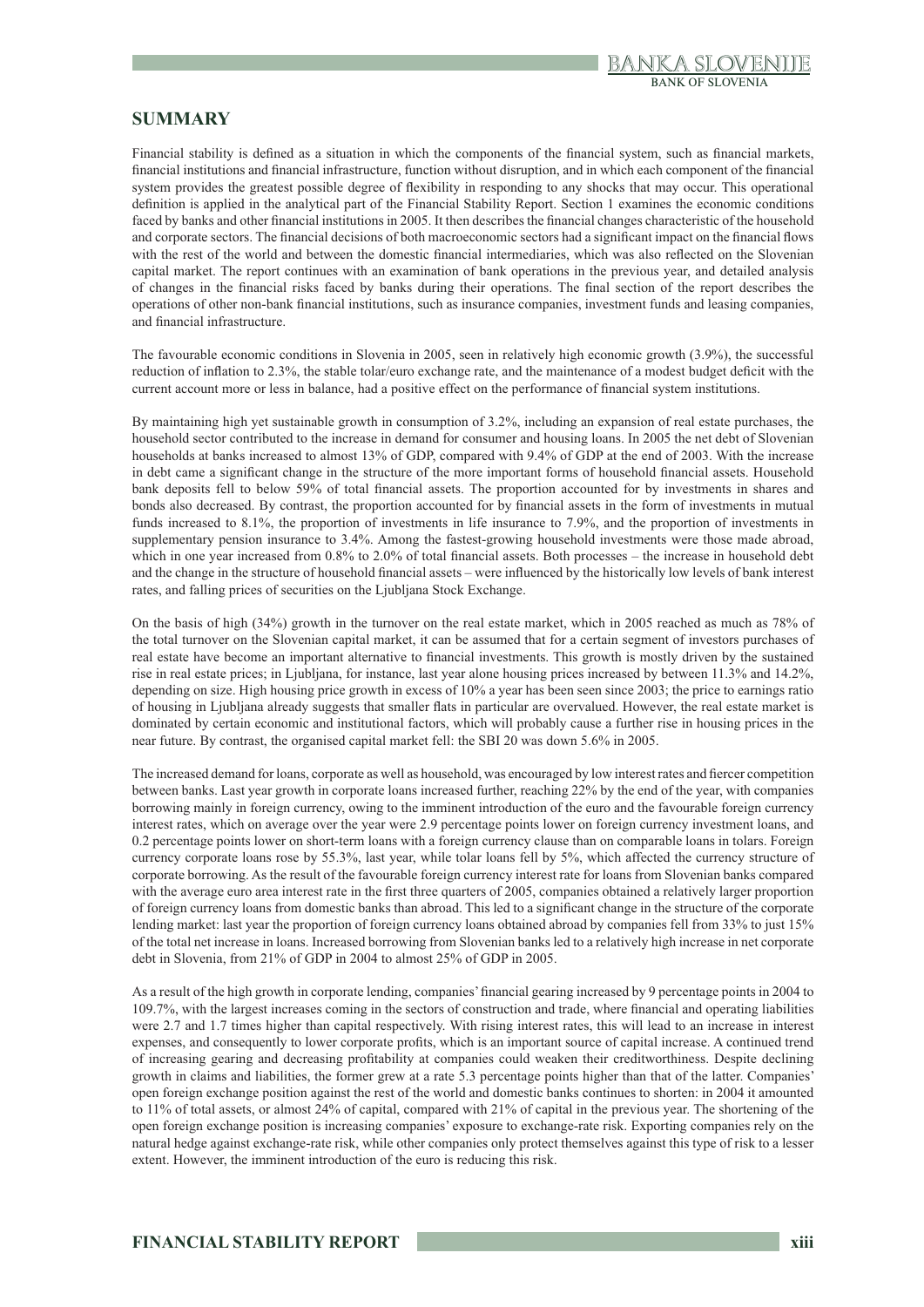## SUMMARY

Financial stability is defined as a situation in which the components of the financial system, such as financial markets, financial institutions and financial infrastructure, function without disruption, and in which each component of the financial system provides the greatest possible degree of flexibility in responding to any shocks that may occur. This operational definition is applied in the analytical part of the Financial Stability Report. Section 1 examines the economic conditions faced by banks and other financial institutions in 2005. It then describes the financial changes characteristic of the household and corporate sectors. The financial decisions of both macroeconomic sectors had a significant impact on the financial flows with the rest of the world and between the domestic financial intermediaries, which was also reflected on the Slovenian capital market. The report continues with an examination of bank operations in the previous year, and detailed analysis of changes in the financial risks faced by banks during their operations. The final section of the report describes the operations of other non-bank financial institutions, such as insurance companies, investment funds and leasing companies, and financial infrastructure.

The favourable economic conditions in Slovenia in 2005, seen in relatively high economic growth (3.9%), the successful reduction of inflation to 2.3%, the stable tolar/euro exchange rate, and the maintenance of a modest budget deficit with the current account more or less in balance, had a positive effect on the performance of financial system institutions.

By maintaining high yet sustainable growth in consumption of 3.2%, including an expansion of real estate purchases, the household sector contributed to the increase in demand for consumer and housing loans. In 2005 the net debt of Slovenian households at banks increased to almost 13% of GDP, compared with 9.4% of GDP at the end of 2003. With the increase in debt came a significant change in the structure of the more important forms of household financial assets. Household bank deposits fell to below 59% of total financial assets. The proportion accounted for by investments in shares and bonds also decreased. By contrast, the proportion accounted for by financial assets in the form of investments in mutual funds increased to 8.1%, the proportion of investments in life insurance to 7.9%, and the proportion of investments in supplementary pension insurance to 3.4%. Among the fastest-growing household investments were those made abroad, which in one year increased from 0.8% to 2.0% of total financial assets. Both processes – the increase in household debt and the change in the structure of household financial assets – were influenced by the historically low levels of bank interest rates, and falling prices of securities on the Ljubljana Stock Exchange.

On the basis of high (34%) growth in the turnover on the real estate market, which in 2005 reached as much as 78% of the total turnover on the Slovenian capital market, it can be assumed that for a certain segment of investors purchases of real estate have become an important alternative to financial investments. This growth is mostly driven by the sustained rise in real estate prices; in Ljubljana, for instance, last year alone housing prices increased by between 11.3% and 14.2%, depending on size. High housing price growth in excess of 10% a year has been seen since 2003; the price to earnings ratio of housing in Ljubljana already suggests that smaller flats in particular are overvalued. However, the real estate market is dominated by certain economic and institutional factors, which will probably cause a further rise in housing prices in the near future. By contrast, the organised capital market fell: the SBI 20 was down 5.6% in 2005.

The increased demand for loans, corporate as well as household, was encouraged by low interest rates and fiercer competition between banks. Last year growth in corporate loans increased further, reaching 22% by the end of the year, with companies borrowing mainly in foreign currency, owing to the imminent introduction of the euro and the favourable foreign currency interest rates, which on average over the year were 2.9 percentage points lower on foreign currency investment loans, and 0.2 percentage points lower on short-term loans with a foreign currency clause than on comparable loans in tolars. Foreign currency corporate loans rose by 55.3%, last year, while tolar loans fell by 5%, which affected the currency structure of corporate borrowing. As the result of the favourable foreign currency interest rate for loans from Slovenian banks compared with the average euro area interest rate in the first three quarters of 2005, companies obtained a relatively larger proportion of foreign currency loans from domestic banks than abroad. This led to a significant change in the structure of the corporate lending market: last year the proportion of foreign currency loans obtained abroad by companies fell from 33% to just 15% of the total net increase in loans. Increased borrowing from Slovenian banks led to a relatively high increase in net corporate debt in Slovenia, from 21% of GDP in 2004 to almost 25% of GDP in 2005.

As a result of the high growth in corporate lending, companies' financial gearing increased by 9 percentage points in 2004 to 109.7%, with the largest increases coming in the sectors of construction and trade, where financial and operating liabilities were 2.7 and 1.7 times higher than capital respectively. With rising interest rates, this will lead to an increase in interest expenses, and consequently to lower corporate profits, which is an important source of capital increase. A continued trend of increasing gearing and decreasing profitability at companies could weaken their creditworthiness. Despite declining growth in claims and liabilities, the former grew at a rate 5.3 percentage points higher than that of the latter. Companies' open foreign exchange position against the rest of the world and domestic banks continues to shorten: in 2004 it amounted to 11% of total assets, or almost 24% of capital, compared with 21% of capital in the previous year. The shortening of the open foreign exchange position is increasing companies' exposure to exchange-rate risk. Exporting companies rely on the natural hedge against exchange-rate risk, while other companies only protect themselves against this type of risk to a lesser extent. However, the imminent introduction of the euro is reducing this risk.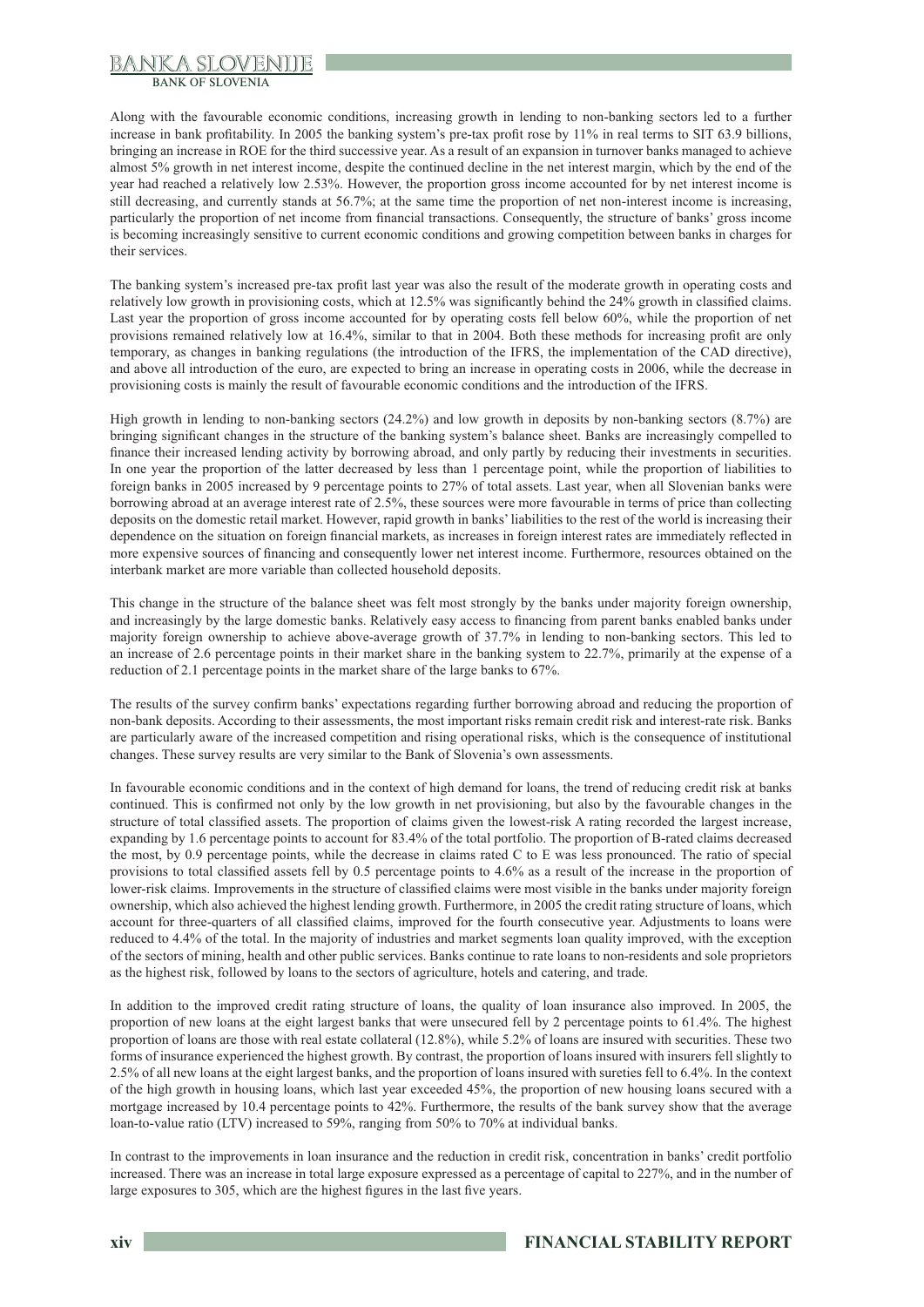Along with the favourable economic conditions, increasing growth in lending to non-banking sectors led to a further increase in bank profitability. In 2005 the banking system's pre-tax profit rose by 11% in real terms to SIT 63.9 billions, bringing an increase in ROE for the third successive year. As a result of an expansion in turnover banks managed to achieve almost 5% growth in net interest income, despite the continued decline in the net interest margin, which by the end of the year had reached a relatively low 2.53%. However, the proportion gross income accounted for by net interest income is still decreasing, and currently stands at 56.7%; at the same time the proportion of net non-interest income is increasing, particularly the proportion of net income from financial transactions. Consequently, the structure of banks' gross income is becoming increasingly sensitive to current economic conditions and growing competition between banks in charges for their services.

The banking system's increased pre-tax profit last year was also the result of the moderate growth in operating costs and relatively low growth in provisioning costs, which at 12.5% was significantly behind the 24% growth in classified claims. Last year the proportion of gross income accounted for by operating costs fell below 60%, while the proportion of net provisions remained relatively low at 16.4%, similar to that in 2004. Both these methods for increasing profit are only temporary, as changes in banking regulations (the introduction of the IFRS, the implementation of the CAD directive), and above all introduction of the euro, are expected to bring an increase in operating costs in 2006, while the decrease in provisioning costs is mainly the result of favourable economic conditions and the introduction of the IFRS.

High growth in lending to non-banking sectors (24.2%) and low growth in deposits by non-banking sectors (8.7%) are bringing significant changes in the structure of the banking system's balance sheet. Banks are increasingly compelled to finance their increased lending activity by borrowing abroad, and only partly by reducing their investments in securities. In one year the proportion of the latter decreased by less than 1 percentage point, while the proportion of liabilities to foreign banks in 2005 increased by 9 percentage points to 27% of total assets. Last year, when all Slovenian banks were borrowing abroad at an average interest rate of 2.5%, these sources were more favourable in terms of price than collecting deposits on the domestic retail market. However, rapid growth in banks' liabilities to the rest of the world is increasing their dependence on the situation on foreign financial markets, as increases in foreign interest rates are immediately reflected in more expensive sources of financing and consequently lower net interest income. Furthermore, resources obtained on the interbank market are more variable than collected household deposits.

This change in the structure of the balance sheet was felt most strongly by the banks under majority foreign ownership, and increasingly by the large domestic banks. Relatively easy access to financing from parent banks enabled banks under majority foreign ownership to achieve above-average growth of 37.7% in lending to non-banking sectors. This led to an increase of 2.6 percentage points in their market share in the banking system to 22.7%, primarily at the expense of a reduction of 2.1 percentage points in the market share of the large banks to 67%.

The results of the survey confirm banks' expectations regarding further borrowing abroad and reducing the proportion of non-bank deposits. According to their assessments, the most important risks remain credit risk and interest-rate risk. Banks are particularly aware of the increased competition and rising operational risks, which is the consequence of institutional changes. These survey results are very similar to the Bank of Slovenia's own assessments.

In favourable economic conditions and in the context of high demand for loans, the trend of reducing credit risk at banks continued. This is confirmed not only by the low growth in net provisioning, but also by the favourable changes in the structure of total classified assets. The proportion of claims given the lowest-risk A rating recorded the largest increase, expanding by 1.6 percentage points to account for 83.4% of the total portfolio. The proportion of B-rated claims decreased the most, by 0.9 percentage points, while the decrease in claims rated C to E was less pronounced. The ratio of special provisions to total classified assets fell by 0.5 percentage points to 4.6% as a result of the increase in the proportion of lower-risk claims. Improvements in the structure of classified claims were most visible in the banks under majority foreign ownership, which also achieved the highest lending growth. Furthermore, in 2005 the credit rating structure of loans, which account for three-quarters of all classified claims, improved for the fourth consecutive year. Adjustments to loans were reduced to 4.4% of the total. In the majority of industries and market segments loan quality improved, with the exception of the sectors of mining, health and other public services. Banks continue to rate loans to non-residents and sole proprietors as the highest risk, followed by loans to the sectors of agriculture, hotels and catering, and trade.

In addition to the improved credit rating structure of loans, the quality of loan insurance also improved. In 2005, the proportion of new loans at the eight largest banks that were unsecured fell by 2 percentage points to 61.4%. The highest proportion of loans are those with real estate collateral (12.8%), while 5.2% of loans are insured with securities. These two forms of insurance experienced the highest growth. By contrast, the proportion of loans insured with insurers fell slightly to 2.5% of all new loans at the eight largest banks, and the proportion of loans insured with sureties fell to 6.4%. In the context of the high growth in housing loans, which last year exceeded 45%, the proportion of new housing loans secured with a mortgage increased by 10.4 percentage points to 42%. Furthermore, the results of the bank survey show that the average loan-to-value ratio (LTV) increased to 59%, ranging from 50% to 70% at individual banks.

In contrast to the improvements in loan insurance and the reduction in credit risk, concentration in banks' credit portfolio increased. There was an increase in total large exposure expressed as a percentage of capital to 227%, and in the number of large exposures to 305, which are the highest figures in the last five years.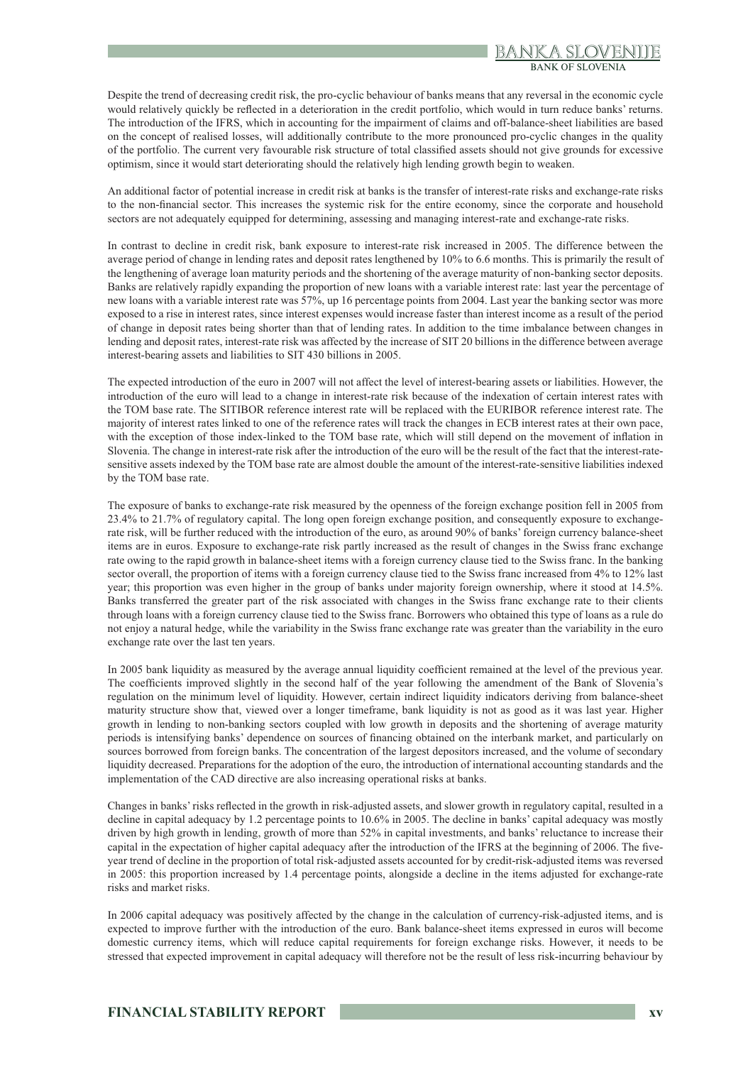Despite the trend of decreasing credit risk, the pro-cyclic behaviour of banks means that any reversal in the economic cycle would relatively quickly be reflected in a deterioration in the credit portfolio, which would in turn reduce banks' returns. The introduction of the IFRS, which in accounting for the impairment of claims and off-balance-sheet liabilities are based on the concept of realised losses, will additionally contribute to the more pronounced pro-cyclic changes in the quality of the portfolio. The current very favourable risk structure of total classified assets should not give grounds for excessive optimism, since it would start deteriorating should the relatively high lending growth begin to weaken.

An additional factor of potential increase in credit risk at banks is the transfer of interest-rate risks and exchange-rate risks to the non-financial sector. This increases the systemic risk for the entire economy, since the corporate and household sectors are not adequately equipped for determining, assessing and managing interest-rate and exchange-rate risks.

In contrast to decline in credit risk, bank exposure to interest-rate risk increased in 2005. The difference between the average period of change in lending rates and deposit rates lengthened by 10% to 6.6 months. This is primarily the result of the lengthening of average loan maturity periods and the shortening of the average maturity of non-banking sector deposits. Banks are relatively rapidly expanding the proportion of new loans with a variable interest rate: last year the percentage of new loans with a variable interest rate was 57%, up 16 percentage points from 2004. Last year the banking sector was more exposed to a rise in interest rates, since interest expenses would increase faster than interest income as a result of the period of change in deposit rates being shorter than that of lending rates. In addition to the time imbalance between changes in lending and deposit rates, interest-rate risk was affected by the increase of SIT 20 billions in the difference between average interest-bearing assets and liabilities to SIT 430 billions in 2005.

The expected introduction of the euro in 2007 will not affect the level of interest-bearing assets or liabilities. However, the introduction of the euro will lead to a change in interest-rate risk because of the indexation of certain interest rates with the TOM base rate. The SITIBOR reference interest rate will be replaced with the EURIBOR reference interest rate. The majority of interest rates linked to one of the reference rates will track the changes in ECB interest rates at their own pace, with the exception of those index-linked to the TOM base rate, which will still depend on the movement of inflation in Slovenia. The change in interest-rate risk after the introduction of the euro will be the result of the fact that the interest-rate-sensitive assets indexed by the TOM base rate are almost double the amount of the interest-rate-sensitive liabilities indexed by the TOM base rate.

The exposure of banks to exchange-rate risk measured by the openness of the foreign exchange position fell in 2005 from 23.4% to 21.7% of regulatory capital. The long open foreign exchange position, and consequently exposure to exchange-rate risk, will be further reduced with the introduction of the euro, as around 90% of banks' foreign currency balance-sheet items are in euros. Exposure to exchange-rate risk partly increased as the result of changes in the Swiss franc exchange rate owing to the rapid growth in balance-sheet items with a foreign currency clause tied to the Swiss franc. In the banking sector overall, the proportion of items with a foreign currency clause tied to the Swiss franc increased from 4% to 12% last year; this proportion was even higher in the group of banks under majority foreign ownership, where it stood at 14.5%. Banks transferred the greater part of the risk associated with changes in the Swiss franc exchange rate to their clients through loans with a foreign currency clause tied to the Swiss franc. Borrowers who obtained this type of loans as a rule do not enjoy a natural hedge, while the variability in the Swiss franc exchange rate was greater than the variability in the euro exchange rate over the last ten years.

In 2005 bank liquidity as measured by the average annual liquidity coefficient remained at the level of the previous year. The coefficients improved slightly in the second half of the year following the amendment of the Bank of Slovenia's regulation on the minimum level of liquidity. However, certain indirect liquidity indicators deriving from balance-sheet maturity structure show that, viewed over a longer timeframe, bank liquidity is not as good as it was last year. Higher growth in lending to non-banking sectors coupled with low growth in deposits and the shortening of average maturity periods is intensifying banks' dependence on sources of financing obtained on the interbank market, and particularly on sources borrowed from foreign banks. The concentration of the largest depositors increased, and the volume of secondary liquidity decreased. Preparations for the adoption of the euro, the introduction of international accounting standards and the implementation of the CAD directive are also increasing operational risks at banks.

Changes in banks' risks reflected in the growth in risk-adjusted assets, and slower growth in regulatory capital, resulted in a decline in capital adequacy by 1.2 percentage points to 10.6% in 2005. The decline in banks' capital adequacy was mostly driven by high growth in lending, growth of more than 52% in capital investments, and banks' reluctance to increase their capital in the expectation of higher capital adequacy after the introduction of the IFRS at the beginning of 2006. The five-year trend of decline in the proportion of total risk-adjusted assets accounted for by credit-risk-adjusted items was reversed in 2005: this proportion increased by 1.4 percentage points, alongside a decline in the items adjusted for exchange-rate risks and market risks.

In 2006 capital adequacy was positively affected by the change in the calculation of currency-risk-adjusted items, and is expected to improve further with the introduction of the euro. Bank balance-sheet items expressed in euros will become domestic currency items, which will reduce capital requirements for foreign exchange risks. However, it needs to be stressed that expected improvement in capital adequacy will therefore not be the result of less risk-incurring behaviour by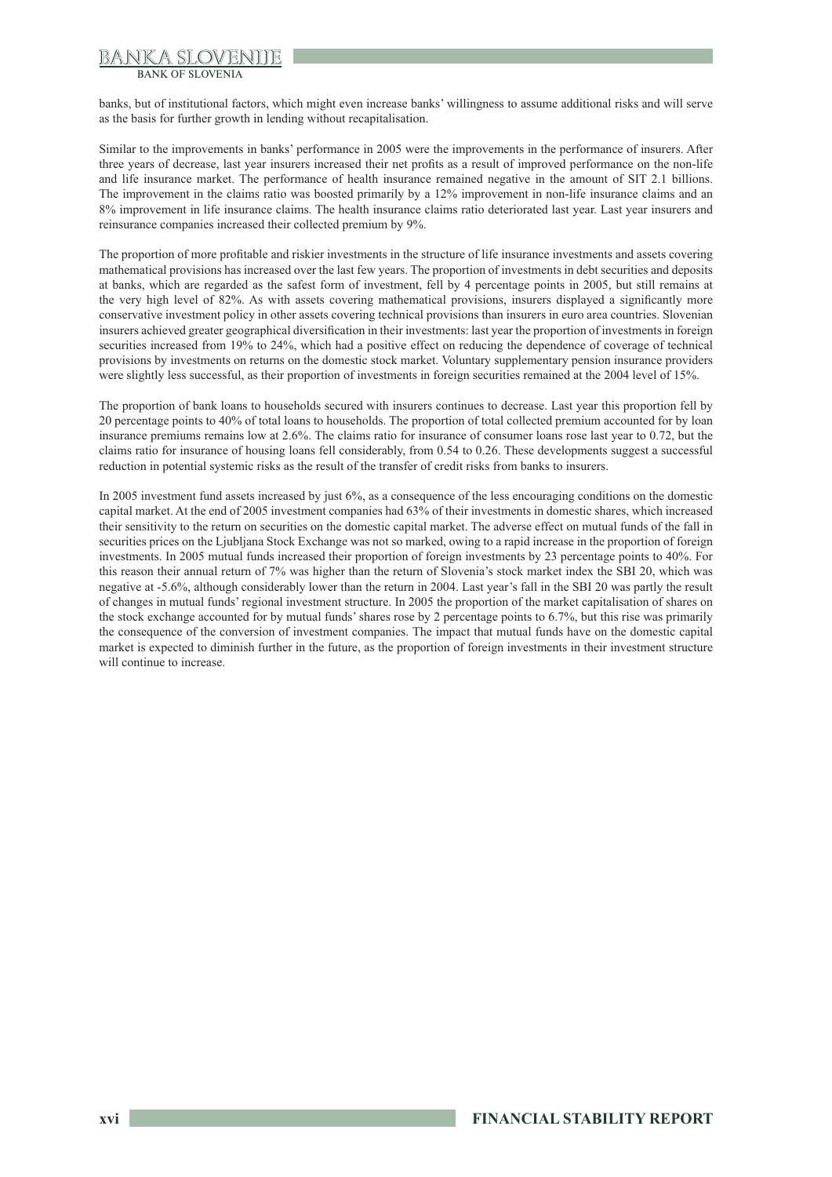banks, but of institutional factors, which might even increase banks' willingness to assume additional risks and will serve as the basis for further growth in lending without recapitalisation.

Similar to the improvements in banks' performance in 2005 were the improvements in the performance of insurers. After three years of decrease, last year insurers increased their net profits as a result of improved performance on the non-life and life insurance market. The performance of health insurance remained negative in the amount of SIT 2.1 billions. The improvement in the claims ratio was boosted primarily by a 12% improvement in non-life insurance claims and an 8% improvement in life insurance claims. The health insurance claims ratio deteriorated last year. Last year insurers and reinsurance companies increased their collected premium by 9%.

The proportion of more profitable and riskier investments in the structure of life insurance investments and assets covering mathematical provisions has increased over the last few years. The proportion of investments in debt securities and deposits at banks, which are regarded as the safest form of investment, fell by 4 percentage points in 2005, but still remains at the very high level of 82%. As with assets covering mathematical provisions, insurers displayed a significantly more conservative investment policy in other assets covering technical provisions than insurers in euro area countries. Slovenian insurers achieved greater geographical diversification in their investments: last year the proportion of investments in foreign securities increased from 19% to 24%, which had a positive effect on reducing the dependence of coverage of technical provisions by investments on returns on the domestic stock market. Voluntary supplementary pension insurance providers were slightly less successful, as their proportion of investments in foreign securities remained at the 2004 level of 15%.

The proportion of bank loans to households secured with insurers continues to decrease. Last year this proportion fell by 20 percentage points to 40% of total loans to households. The proportion of total collected premium accounted for by loan insurance premiums remains low at 2.6%. The claims ratio for insurance of consumer loans rose last year to 0.72, but the claims ratio for insurance of housing loans fell considerably, from 0.54 to 0.26. These developments suggest a successful reduction in potential systemic risks as the result of the transfer of credit risks from banks to insurers.

In 2005 investment fund assets increased by just 6%, as a consequence of the less encouraging conditions on the domestic capital market. At the end of 2005 investment companies had 63% of their investments in domestic shares, which increased their sensitivity to the return on securities on the domestic capital market. The adverse effect on mutual funds of the fall in securities prices on the Ljubljana Stock Exchange was not so marked, owing to a rapid increase in the proportion of foreign investments. In 2005 mutual funds increased their proportion of foreign investments by 23 percentage points to 40%. For this reason their annual return of 7% was higher than the return of Slovenia's stock market index the SBI 20, which was negative at -5.6%, although considerably lower than the return in 2004. Last year's fall in the SBI 20 was partly the result of changes in mutual funds' regional investment structure. In 2005 the proportion of the market capitalisation of shares on the stock exchange accounted for by mutual funds' shares rose by 2 percentage points to 6.7%, but this rise was primarily the consequence of the conversion of investment companies. The impact that mutual funds have on the domestic capital market is expected to diminish further in the future, as the proportion of foreign investments in their investment structure will continue to increase.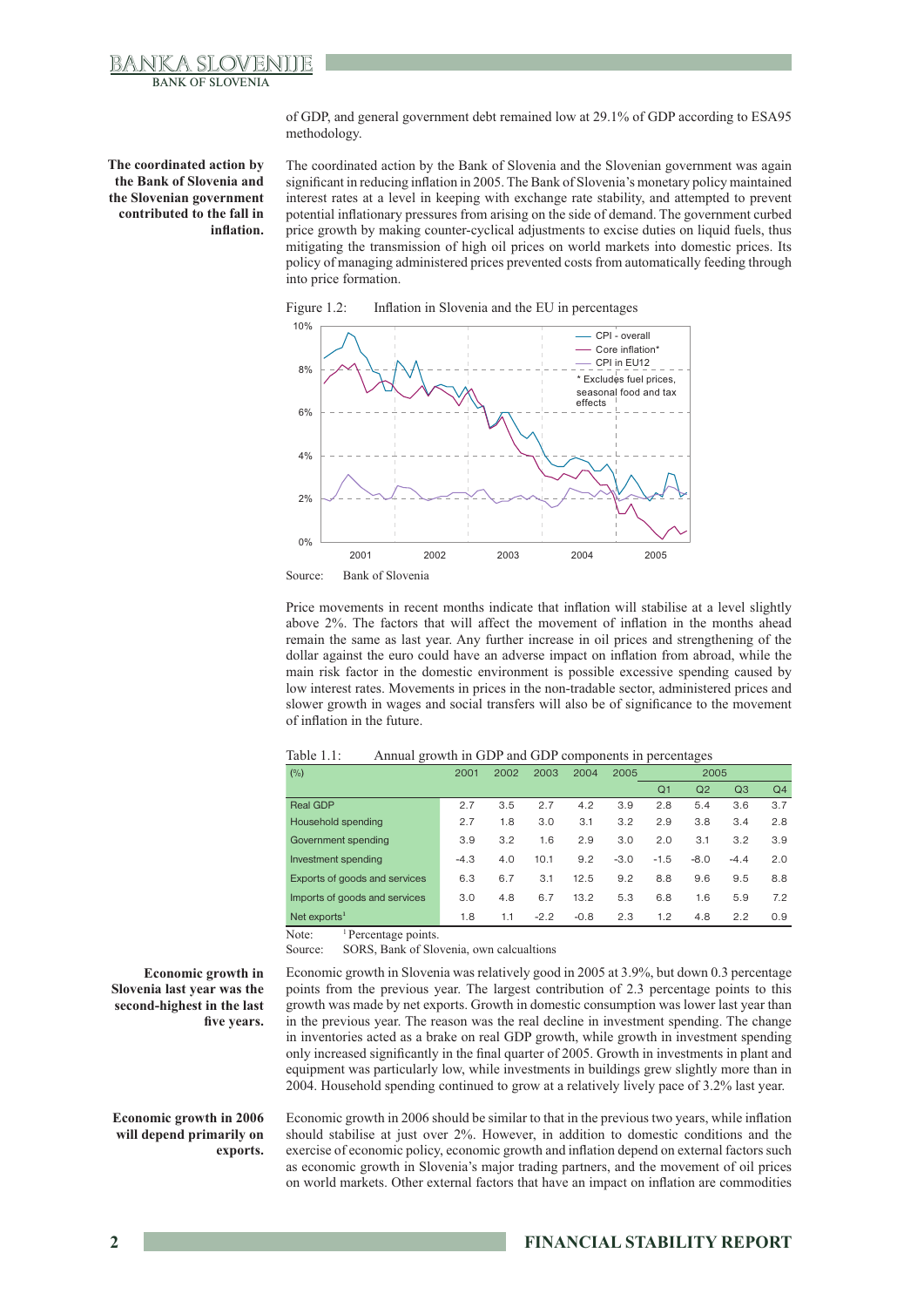of GDP, and general government debt remained low at 29.1% of GDP according to ESA95 methodology.

**The coordinated action by the Bank of Slovenia and the Slovenian government contributed to the fall in inflation.**

The coordinated action by the Bank of Slovenia and the Slovenian government was again significant in reducing inflation in 2005. The Bank of Slovenia's monetary policy maintained interest rates at a level in keeping with exchange rate stability, and attempted to prevent potential inflationary pressures from arising on the side of demand. The government curbed price growth by making counter-cyclical adjustments to excise duties on liquid fuels, thus mitigating the transmission of high oil prices on world markets into domestic prices. Its policy of managing administered prices prevented costs from automatically feeding through into price formation.

Figure 1.2: Inflation in Slovenia and the EU in percentages

Source: Bank of Slovenia

Price movements in recent months indicate that inflation will stabilise at a level slightly above 2%. The factors that will affect the movement of inflation in the months ahead remain the same as last year. Any further increase in oil prices and strengthening of the dollar against the euro could have an adverse impact on inflation from abroad, while the main risk factor in the domestic environment is possible excessive spending caused by low interest rates. Movements in prices in the non-tradable sector, administered prices and slower growth in wages and social transfers will also be of significance to the movement of inflation in the future.

Table 1.1: Annual growth in GDP and GDP components in percentages

| (%) | 2001 | 2002 | 2003 | 2004 | 2005 | 2005 | | | |
|---|---|---|---|---|---|---|---|---|---|
| | | | | | | Q1 | Q2 | Q3 | Q4 |
| Real GDP | 2.7 | 3.5 | 2.7 | 4.2 | 3.9 | 2.8 | 5.4 | 3.6 | 3.7 |
| Household spending | 2.7 | 1.8 | 3.0 | 3.1 | 3.2 | 2.9 | 3.8 | 3.4 | 2.8 |
| Government spending | 3.9 | 3.2 | 1.6 | 2.9 | 3.0 | 2.0 | 3.1 | 3.2 | 3.9 |
| Investment spending | -4.3 | 4.0 | 10.1 | 9.2 | -3.0 | -1.5 | -8.0 | -4.4 | 2.0 |
| Exports of goods and services | 6.3 | 6.7 | 3.1 | 12.5 | 9.2 | 8.8 | 9.6 | 9.5 | 8.8 |
| Imports of goods and services | 3.0 | 4.8 | 6.7 | 13.2 | 5.3 | 6.8 | 1.6 | 5.9 | 7.2 |
| Net exports[1] | 1.8 | 1.1 | -2.2 | -0.8 | 2.3 | 1.2 | 4.8 | 2.2 | 0.9 |

Note: [1] Percentage points.
Source: SORS, Bank of Slovenia, own calcualtions

**Economic growth in Slovenia last year was the second-highest in the last five years.**

Economic growth in Slovenia was relatively good in 2005 at 3.9%, but down 0.3 percentage points from the previous year. The largest contribution of 2.3 percentage points to this growth was made by net exports. Growth in domestic consumption was lower last year than in the previous year. The reason was the real decline in investment spending. The change in inventories acted as a brake on real GDP growth, while growth in investment spending only increased significantly in the final quarter of 2005. Growth in investments in plant and equipment was particularly low, while investments in buildings grew slightly more than in 2004. Household spending continued to grow at a relatively lively pace of 3.2% last year.

**Economic growth in 2006 will depend primarily on exports.**

Economic growth in 2006 should be similar to that in the previous two years, while inflation should stabilise at just over 2%. However, in addition to domestic conditions and the exercise of economic policy, economic growth and inflation depend on external factors such as economic growth in Slovenia's major trading partners, and the movement of oil prices on world markets. Other external factors that have an impact on inflation are commodities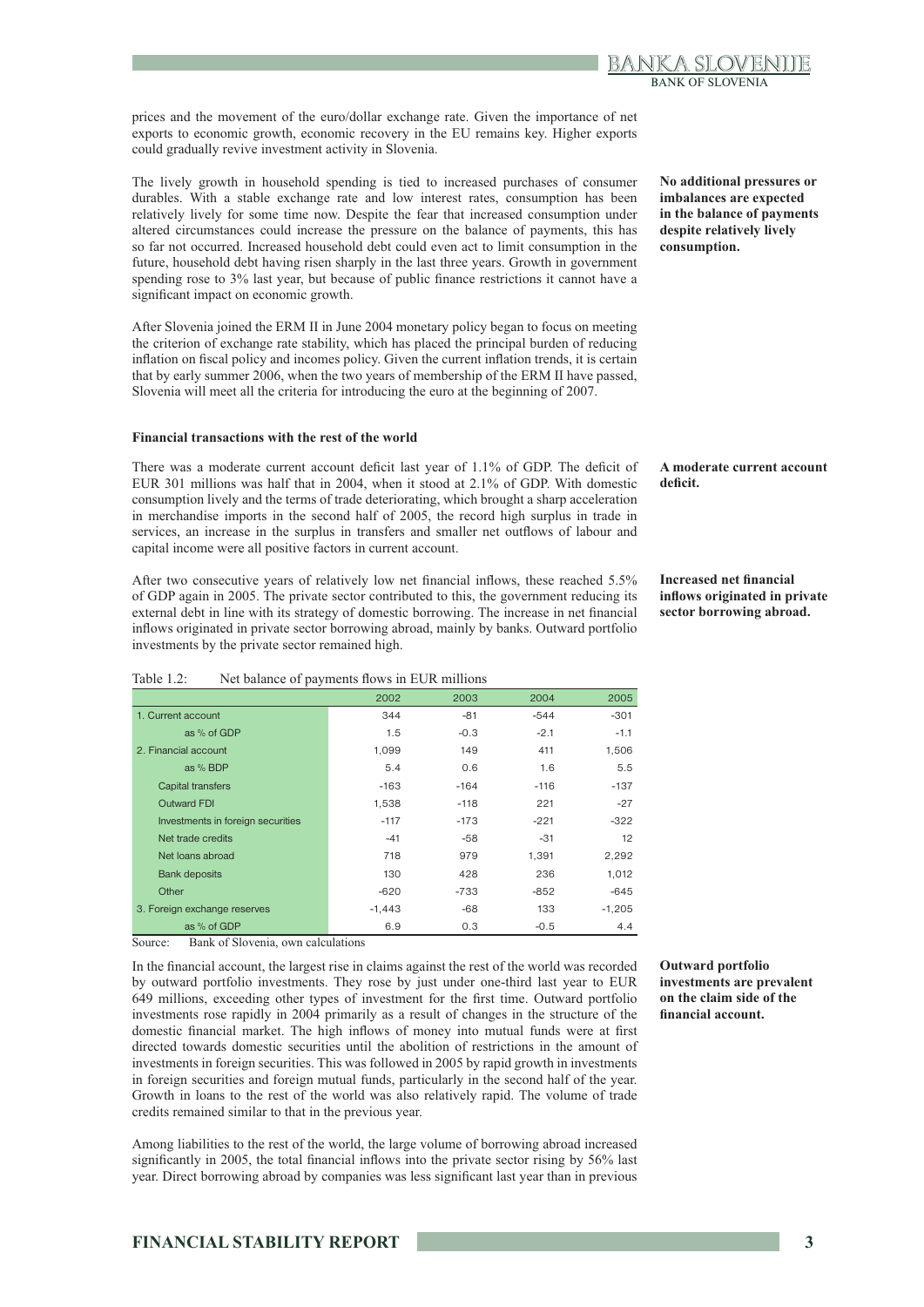prices and the movement of the euro/dollar exchange rate. Given the importance of net exports to economic growth, economic recovery in the EU remains key. Higher exports could gradually revive investment activity in Slovenia.

**No additional pressures or imbalances are expected in the balance of payments despite relatively lively consumption.**

The lively growth in household spending is tied to increased purchases of consumer durables. With a stable exchange rate and low interest rates, consumption has been relatively lively for some time now. Despite the fear that increased consumption under altered circumstances could increase the pressure on the balance of payments, this has so far not occurred. Increased household debt could even act to limit consumption in the future, household debt having risen sharply in the last three years. Growth in government spending rose to 3% last year, but because of public finance restrictions it cannot have a significant impact on economic growth.

After Slovenia joined the ERM II in June 2004 monetary policy began to focus on meeting the criterion of exchange rate stability, which has placed the principal burden of reducing inflation on fiscal policy and incomes policy. Given the current inflation trends, it is certain that by early summer 2006, when the two years of membership of the ERM II have passed, Slovenia will meet all the criteria for introducing the euro at the beginning of 2007.

**Financial transactions with the rest of the world**

**A moderate current account deficit.**

There was a moderate current account deficit last year of 1.1% of GDP. The deficit of EUR 301 millions was half that in 2004, when it stood at 2.1% of GDP. With domestic consumption lively and the terms of trade deteriorating, which brought a sharp acceleration in merchandise imports in the second half of 2005, the record high surplus in trade in services, an increase in the surplus in transfers and smaller net outflows of labour and capital income were all positive factors in current account.

**Increased net financial inflows originated in private sector borrowing abroad.**

After two consecutive years of relatively low net financial inflows, these reached 5.5% of GDP again in 2005. The private sector contributed to this, the government reducing its external debt in line with its strategy of domestic borrowing. The increase in net financial inflows originated in private sector borrowing abroad, mainly by banks. Outward portfolio investments by the private sector remained high.

Table 1.2: Net balance of payments flows in EUR millions

| | 2002 | 2003 | 2004 | 2005 |
|---|---|---|---|---|
| 1. Current account | 344 | -81 | -544 | -301 |
| as % of GDP | 1.5 | -0.3 | -2.1 | -1.1 |
| 2. Financial account | 1,099 | 149 | 411 | 1,506 |
| as % BDP | 5.4 | 0.6 | 1.6 | 5.5 |
| Capital transfers | -163 | -164 | -116 | -137 |
| Outward FDI | 1,538 | -118 | 221 | -27 |
| Investments in foreign securities | -117 | -173 | -221 | -322 |
| Net trade credits | -41 | -58 | -31 | 12 |
| Net loans abroad | 718 | 979 | 1,391 | 2,292 |
| Bank deposits | 130 | 428 | 236 | 1,012 |
| Other | -620 | -733 | -852 | -645 |
| 3. Foreign exchange reserves | -1,443 | -68 | 133 | -1,205 |
| as % of GDP | 6.9 | 0.3 | -0.5 | 4.4 |

Source: Bank of Slovenia, own calculations

**Outward portfolio investments are prevalent on the claim side of the financial account.**

In the financial account, the largest rise in claims against the rest of the world was recorded by outward portfolio investments. They rose by just under one-third last year to EUR 649 millions, exceeding other types of investment for the first time. Outward portfolio investments rose rapidly in 2004 primarily as a result of changes in the structure of the domestic financial market. The high inflows of money into mutual funds were at first directed towards domestic securities until the abolition of restrictions in the amount of investments in foreign securities. This was followed in 2005 by rapid growth in investments in foreign securities and foreign mutual funds, particularly in the second half of the year. Growth in loans to the rest of the world was also relatively rapid. The volume of trade credits remained similar to that in the previous year.

Among liabilities to the rest of the world, the large volume of borrowing abroad increased significantly in 2005, the total financial inflows into the private sector rising by 56% last year. Direct borrowing abroad by companies was less significant last year than in previous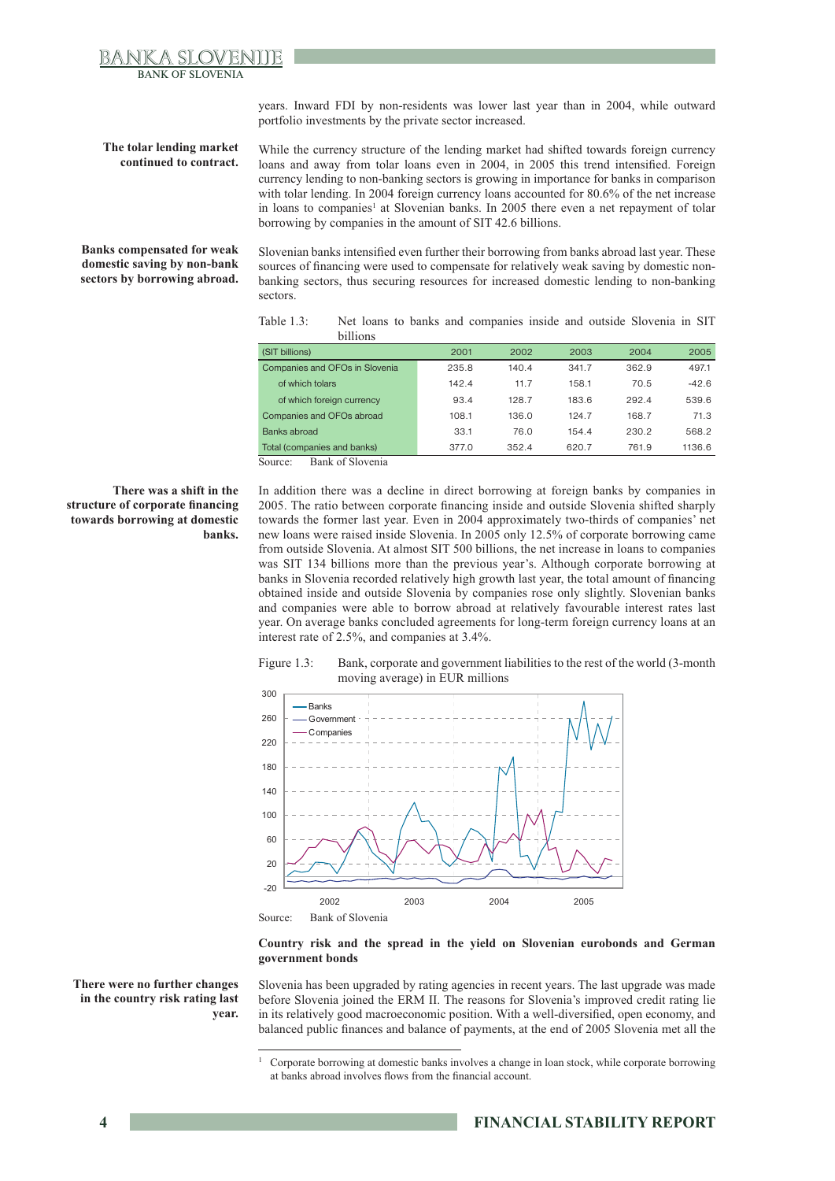years. Inward FDI by non-residents was lower last year than in 2004, while outward portfolio investments by the private sector increased.

**The tolar lending market continued to contract.**

While the currency structure of the lending market had shifted towards foreign currency loans and away from tolar loans even in 2004, in 2005 this trend intensified. Foreign currency lending to non-banking sectors is growing in importance for banks in comparison with tolar lending. In 2004 foreign currency loans accounted for 80.6% of the net increase in loans to companies[1] at Slovenian banks. In 2005 there even a net repayment of tolar borrowing by companies in the amount of SIT 42.6 billions.

**Banks compensated for weak domestic saving by non-bank sectors by borrowing abroad.**

Slovenian banks intensified even further their borrowing from banks abroad last year. These sources of financing were used to compensate for relatively weak saving by domestic non-banking sectors, thus securing resources for increased domestic lending to non-banking sectors.

Table 1.3: Net loans to banks and companies inside and outside Slovenia in SIT billions

| (SIT billions) | 2001 | 2002 | 2003 | 2004 | 2005 |
|---|---|---|---|---|---|
| Companies and OFOs in Slovenia | 235.8 | 140.4 | 341.7 | 362.9 | 497.1 |
| of which tolars | 142.4 | 11.7 | 158.1 | 70.5 | -42.6 |
| of which foreign currency | 93.4 | 128.7 | 183.6 | 292.4 | 539.6 |
| Companies and OFOs abroad | 108.1 | 136.0 | 124.7 | 168.7 | 71.3 |
| Banks abroad | 33.1 | 76.0 | 154.4 | 230.2 | 568.2 |
| Total (companies and banks) | 377.0 | 352.4 | 620.7 | 761.9 | 1136.6 |

Source: Bank of Slovenia

**There was a shift in the structure of corporate financing towards borrowing at domestic banks.**

In addition there was a decline in direct borrowing at foreign banks by companies in 2005. The ratio between corporate financing inside and outside Slovenia shifted sharply towards the former last year. Even in 2004 approximately two-thirds of companies' net new loans were raised inside Slovenia. In 2005 only 12.5% of corporate borrowing came from outside Slovenia. At almost SIT 500 billions, the net increase in loans to companies was SIT 134 billions more than the previous year's. Although corporate borrowing at banks in Slovenia recorded relatively high growth last year, the total amount of financing obtained inside and outside Slovenia by companies rose only slightly. Slovenian banks and companies were able to borrow abroad at relatively favourable interest rates last year. On average banks concluded agreements for long-term foreign currency loans at an interest rate of 2.5%, and companies at 3.4%.

Figure 1.3: Bank, corporate and government liabilities to the rest of the world (3-month moving average) in EUR millions

Source: Bank of Slovenia

### Country risk and the spread in the yield on Slovenian eurobonds and German government bonds

**There were no further changes in the country risk rating last year.**

Slovenia has been upgraded by rating agencies in recent years. The last upgrade was made before Slovenia joined the ERM II. The reasons for Slovenia's improved credit rating lie in its relatively good macroeconomic position. With a well-diversified, open economy, and balanced public finances and balance of payments, at the end of 2005 Slovenia met all the

[1] Corporate borrowing at domestic banks involves a change in loan stock, while corporate borrowing at banks abroad involves flows from the financial account.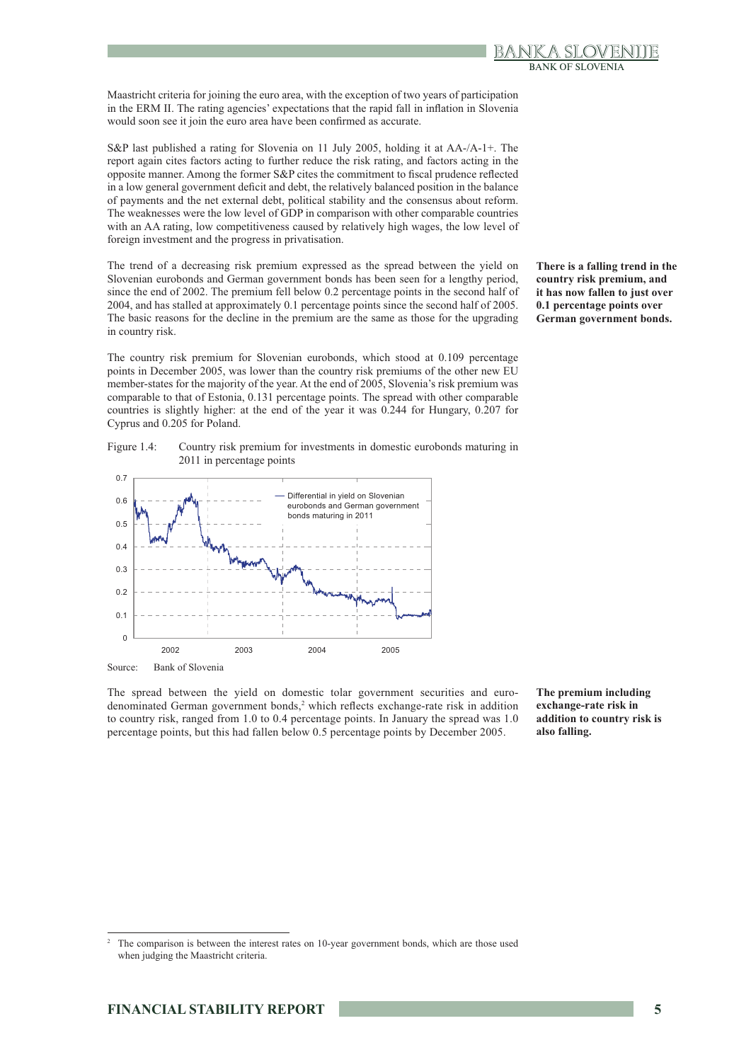Maastricht criteria for joining the euro area, with the exception of two years of participation in the ERM II. The rating agencies' expectations that the rapid fall in inflation in Slovenia would soon see it join the euro area have been confirmed as accurate.

S&P last published a rating for Slovenia on 11 July 2005, holding it at AA-/A-1+. The report again cites factors acting to further reduce the risk rating, and factors acting in the opposite manner. Among the former S&P cites the commitment to fiscal prudence reflected in a low general government deficit and debt, the relatively balanced position in the balance of payments and the net external debt, political stability and the consensus about reform. The weaknesses were the low level of GDP in comparison with other comparable countries with an AA rating, low competitiveness caused by relatively high wages, the low level of foreign investment and the progress in privatisation.

**There is a falling trend in the country risk premium, and it has now fallen to just over 0.1 percentage points over German government bonds.**

The trend of a decreasing risk premium expressed as the spread between the yield on Slovenian eurobonds and German government bonds has been seen for a lengthy period, since the end of 2002. The premium fell below 0.2 percentage points in the second half of 2004, and has stalled at approximately 0.1 percentage points since the second half of 2005. The basic reasons for the decline in the premium are the same as those for the upgrading in country risk.

The country risk premium for Slovenian eurobonds, which stood at 0.109 percentage points in December 2005, was lower than the country risk premiums of the other new EU member-states for the majority of the year. At the end of 2005, Slovenia's risk premium was comparable to that of Estonia, 0.131 percentage points. The spread with other comparable countries is slightly higher: at the end of the year it was 0.244 for Hungary, 0.207 for Cyprus and 0.205 for Poland.

Figure 1.4: Country risk premium for investments in domestic eurobonds maturing in 2011 in percentage points

Source: Bank of Slovenia

**The premium including exchange-rate risk in addition to country risk is also falling.**

The spread between the yield on domestic tolar government securities and euro-denominated German government bonds,[2] which reflects exchange-rate risk in addition to country risk, ranged from 1.0 to 0.4 percentage points. In January the spread was 1.0 percentage points, but this had fallen below 0.5 percentage points by December 2005.

[2] The comparison is between the interest rates on 10-year government bonds, which are those used when judging the Maastricht criteria.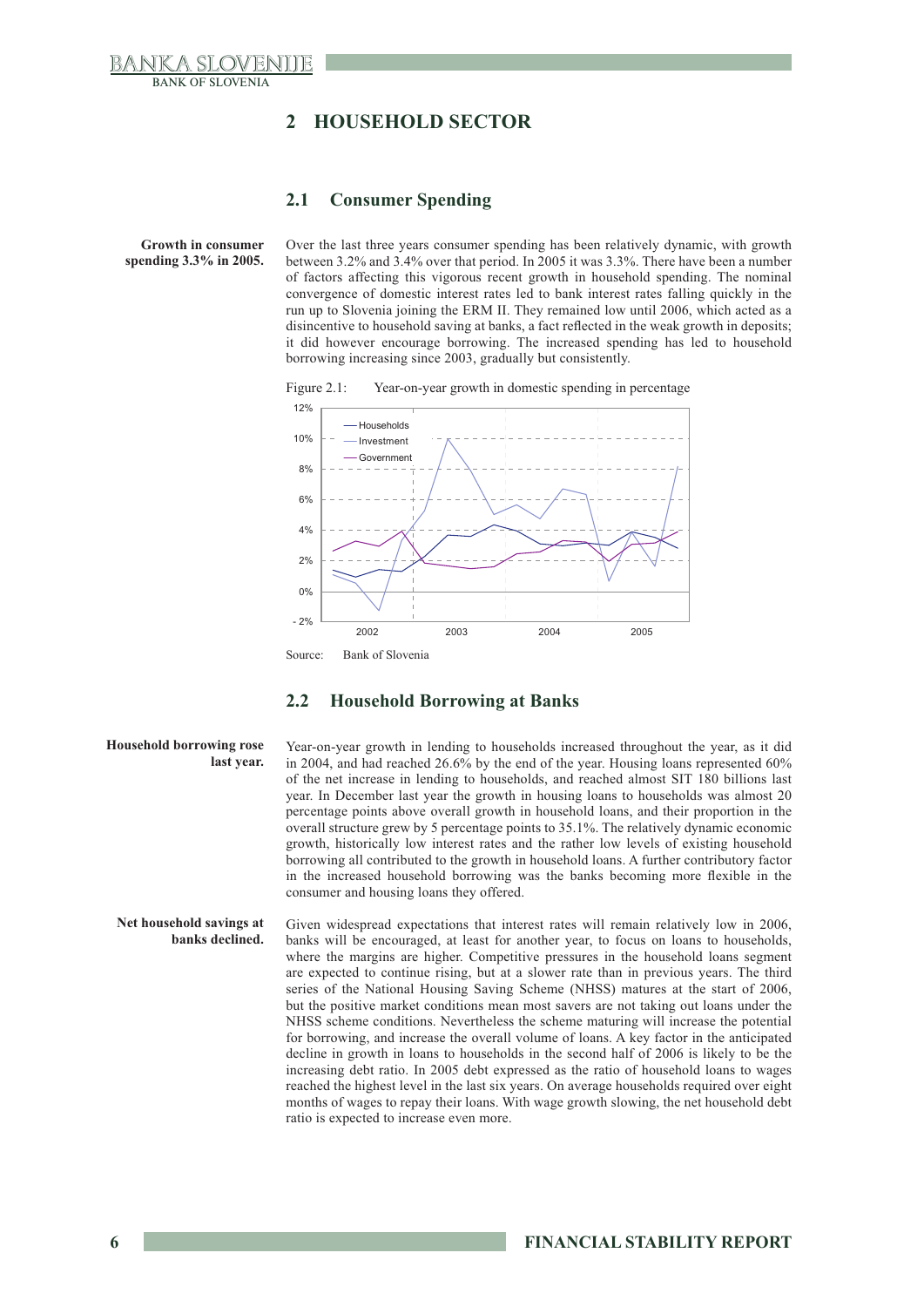## 2 HOUSEHOLD SECTOR

### 2.1 Consumer Spending

**Growth in consumer spending 3.3% in 2005.**

Over the last three years consumer spending has been relatively dynamic, with growth between 3.2% and 3.4% over that period. In 2005 it was 3.3%. There have been a number of factors affecting this vigorous recent growth in household spending. The nominal convergence of domestic interest rates led to bank interest rates falling quickly in the run up to Slovenia joining the ERM II. They remained low until 2006, which acted as a disincentive to household saving at banks, a fact reflected in the weak growth in deposits; it did however encourage borrowing. The increased spending has led to household borrowing increasing since 2003, gradually but consistently.

Figure 2.1: Year-on-year growth in domestic spending in percentage

Source: Bank of Slovenia

### 2.2 Household Borrowing at Banks

**Household borrowing rose last year.**

Year-on-year growth in lending to households increased throughout the year, as it did in 2004, and had reached 26.6% by the end of the year. Housing loans represented 60% of the net increase in lending to households, and reached almost SIT 180 billions last year. In December last year the growth in housing loans to households was almost 20 percentage points above overall growth in household loans, and their proportion in the overall structure grew by 5 percentage points to 35.1%. The relatively dynamic economic growth, historically low interest rates and the rather low levels of existing household borrowing all contributed to the growth in household loans. A further contributory factor in the increased household borrowing was the banks becoming more flexible in the consumer and housing loans they offered.

**Net household savings at banks declined.**

Given widespread expectations that interest rates will remain relatively low in 2006, banks will be encouraged, at least for another year, to focus on loans to households, where the margins are higher. Competitive pressures in the household loans segment are expected to continue rising, but at a slower rate than in previous years. The third series of the National Housing Saving Scheme (NHSS) matures at the start of 2006, but the positive market conditions mean most savers are not taking out loans under the NHSS scheme conditions. Nevertheless the scheme maturing will increase the potential for borrowing, and increase the overall volume of loans. A key factor in the anticipated decline in growth in loans to households in the second half of 2006 is likely to be the increasing debt ratio. In 2005 debt expressed as the ratio of household loans to wages reached the highest level in the last six years. On average households required over eight months of wages to repay their loans. With wage growth slowing, the net household debt ratio is expected to increase even more.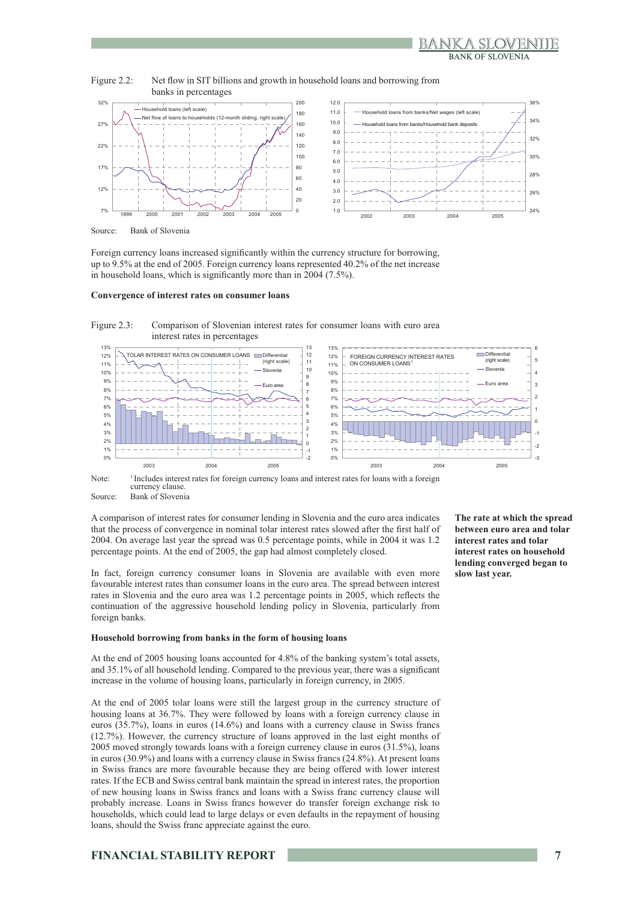Figure 2.2: Net flow in SIT billions and growth in household loans and borrowing from banks in percentages

Source: Bank of Slovenia

Foreign currency loans increased significantly within the currency structure for borrowing, up to 9.5% at the end of 2005. Foreign currency loans represented 40.2% of the net increase in household loans, which is significantly more than in 2004 (7.5%).

**Convergence of interest rates on consumer loans**

Figure 2.3: Comparison of Slovenian interest rates for consumer loans with euro area interest rates in percentages

Note: [1] Includes interest rates for foreign currency loans and interest rates for loans with a foreign currency clause.

Source: Bank of Slovenia

A comparison of interest rates for consumer lending in Slovenia and the euro area indicates that the process of convergence in nominal tolar interest rates slowed after the first half of 2004. On average last year the spread was 0.5 percentage points, while in 2004 it was 1.2 percentage points. At the end of 2005, the gap had almost completely closed.

**The rate at which the spread between euro area and tolar interest rates and tolar interest rates on household lending converged began to slow last year.**

In fact, foreign currency consumer loans in Slovenia are available with even more favourable interest rates than consumer loans in the euro area. The spread between interest rates in Slovenia and the euro area was 1.2 percentage points in 2005, which reflects the continuation of the aggressive household lending policy in Slovenia, particularly from foreign banks.

**Household borrowing from banks in the form of housing loans**

At the end of 2005 housing loans accounted for 4.8% of the banking system's total assets, and 35.1% of all household lending. Compared to the previous year, there was a significant increase in the volume of housing loans, particularly in foreign currency, in 2005.

At the end of 2005 tolar loans were still the largest group in the currency structure of housing loans at 36.7%. They were followed by loans with a foreign currency clause in euros (35.7%), loans in euros (14.6%) and loans with a currency clause in Swiss francs (12.7%). However, the currency structure of loans approved in the last eight months of 2005 moved strongly towards loans with a foreign currency clause in euros (31.5%), loans in euros (30.9%) and loans with a currency clause in Swiss francs (24.8%). At present loans in Swiss francs are more favourable because they are being offered with lower interest rates. If the ECB and Swiss central bank maintain the spread in interest rates, the proportion of new housing loans in Swiss francs and loans with a Swiss franc currency clause will probably increase. Loans in Swiss francs however do transfer foreign exchange risk to households, which could lead to large delays or even defaults in the repayment of housing loans, should the Swiss franc appreciate against the euro.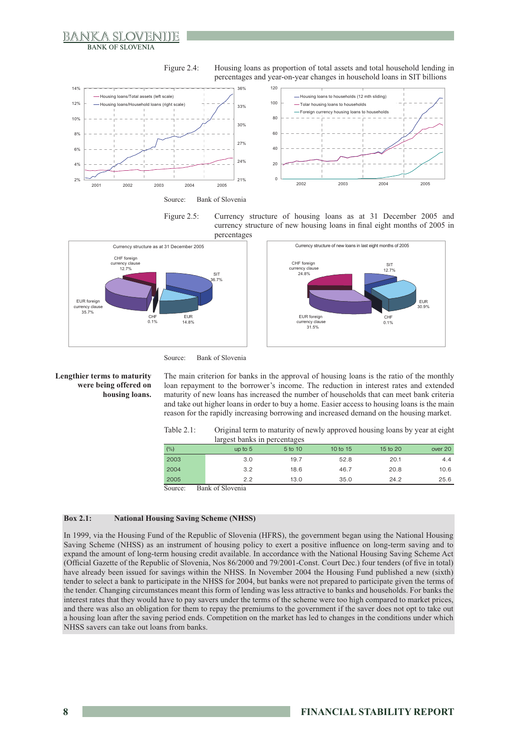Figure 2.4: Housing loans as proportion of total assets and total household lending in percentages and year-on-year changes in household loans in SIT billions

Source: Bank of Slovenia

Figure 2.5: Currency structure of housing loans as at 31 December 2005 and currency structure of new housing loans in final eight months of 2005 in percentages

Source: Bank of Slovenia

**Lengthier terms to maturity were being offered on housing loans.**

The main criterion for banks in the approval of housing loans is the ratio of the monthly loan repayment to the borrower's income. The reduction in interest rates and extended maturity of new loans has increased the number of households that can meet bank criteria and take out higher loans in order to buy a home. Easier access to housing loans is the main reason for the rapidly increasing borrowing and increased demand on the housing market.

Table 2.1: Original term to maturity of newly approved housing loans by year at eight largest banks in percentages

| (%) | up to 5 | 5 to 10 | 10 to 15 | 15 to 20 | over 20 |
|---|---|---|---|---|---|
| 2003 | 3.0 | 19.7 | 52.8 | 20.1 | 4.4 |
| 2004 | 3.2 | 18.6 | 46.7 | 20.8 | 10.6 |
| 2005 | 2.2 | 13.0 | 35.0 | 24.2 | 25.6 |

Source: Bank of Slovenia

**Box 2.1: National Housing Saving Scheme (NHSS)**

In 1999, via the Housing Fund of the Republic of Slovenia (HFRS), the government began using the National Housing Saving Scheme (NHSS) as an instrument of housing policy to exert a positive influence on long-term saving and to expand the amount of long-term housing credit available. In accordance with the National Housing Saving Scheme Act (Official Gazette of the Republic of Slovenia, Nos 86/2000 and 79/2001-Const. Court Dec.) four tenders (of five in total) have already been issued for savings within the NHSS. In November 2004 the Housing Fund published a new (sixth) tender to select a bank to participate in the NHSS for 2004, but banks were not prepared to participate given the terms of the tender. Changing circumstances meant this form of lending was less attractive to banks and households. For banks the interest rates that they would have to pay savers under the terms of the scheme were too high compared to market prices, and there was also an obligation for them to repay the premiums to the government if the saver does not opt to take out a housing loan after the saving period ends. Competition on the market has led to changes in the conditions under which NHSS savers can take out loans from banks.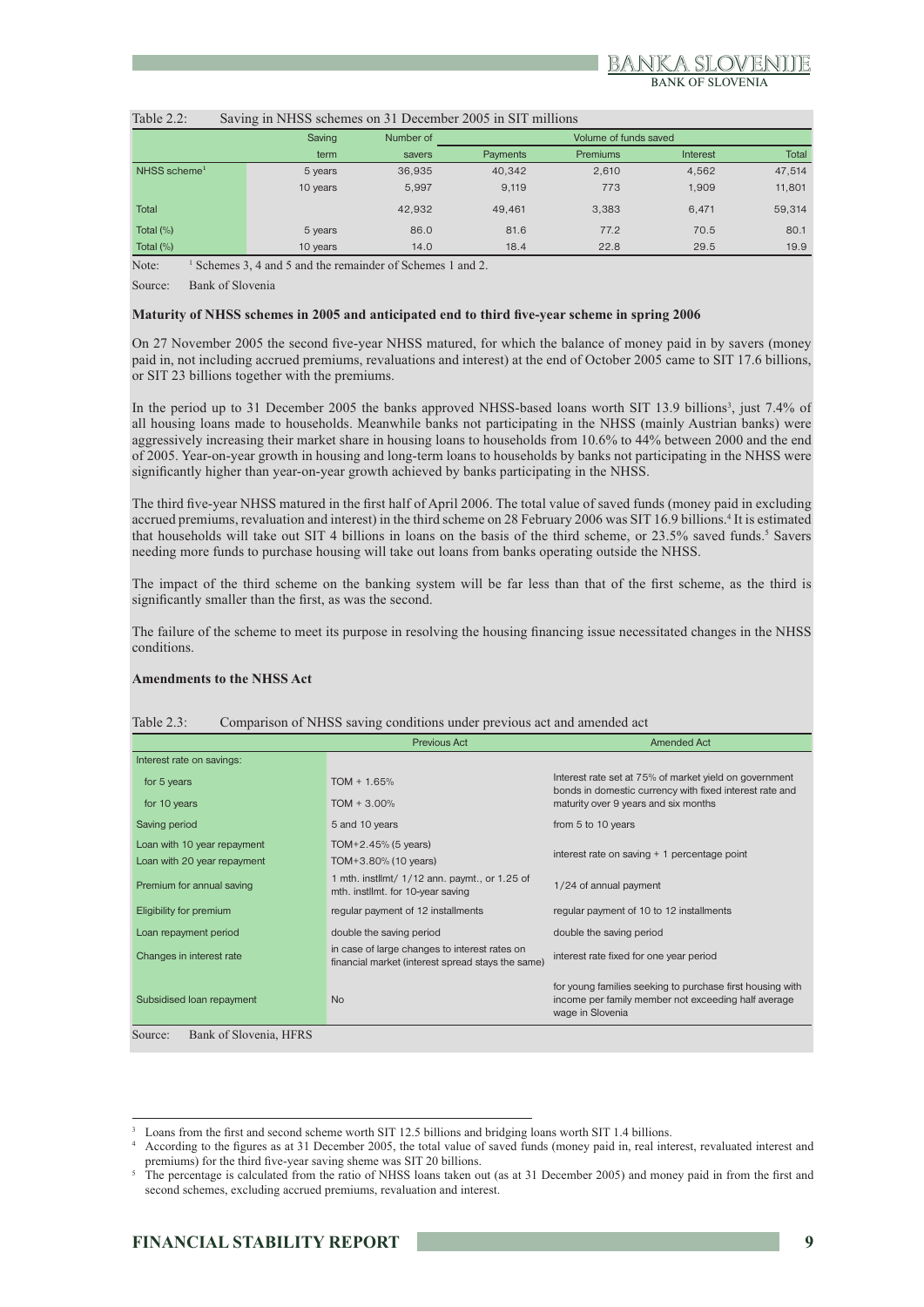Table 2.2: Saving in NHSS schemes on 31 December 2005 in SIT millions

| | Saving term | Number of savers | Volume of funds saved | | | |
|---|---|---|---|---|---|---|
| | | | Payments | Premiums | Interest | Total |
| NHSS scheme[1] | 5 years | 36,935 | 40,342 | 2,610 | 4,562 | 47,514 |
| | 10 years | 5,997 | 9,119 | 773 | 1,909 | 11,801 |
| Total | | 42,932 | 49,461 | 3,383 | 6,471 | 59,314 |
| Total (%) | 5 years | 86.0 | 81.6 | 77.2 | 70.5 | 80.1 |
| Total (%) | 10 years | 14.0 | 18.4 | 22.8 | 29.5 | 19.9 |

Note: [1] Schemes 3, 4 and 5 and the remainder of Schemes 1 and 2.

Source: Bank of Slovenia

**Maturity of NHSS schemes in 2005 and anticipated end to third five-year scheme in spring 2006**

On 27 November 2005 the second five-year NHSS matured, for which the balance of money paid in by savers (money paid in, not including accrued premiums, revaluations and interest) at the end of October 2005 came to SIT 17.6 billions, or SIT 23 billions together with the premiums.

In the period up to 31 December 2005 the banks approved NHSS-based loans worth SIT 13.9 billions[3], just 7.4% of all housing loans made to households. Meanwhile banks not participating in the NHSS (mainly Austrian banks) were aggressively increasing their market share in housing loans to households from 10.6% to 44% between 2000 and the end of 2005. Year-on-year growth in housing and long-term loans to households by banks not participating in the NHSS were significantly higher than year-on-year growth achieved by banks participating in the NHSS.

The third five-year NHSS matured in the first half of April 2006. The total value of saved funds (money paid in excluding accrued premiums, revaluation and interest) in the third scheme on 28 February 2006 was SIT 16.9 billions.[4] It is estimated that households will take out SIT 4 billions in loans on the basis of the third scheme, or 23.5% saved funds.[5] Savers needing more funds to purchase housing will take out loans from banks operating outside the NHSS.

The impact of the third scheme on the banking system will be far less than that of the first scheme, as the third is significantly smaller than the first, as was the second.

The failure of the scheme to meet its purpose in resolving the housing financing issue necessitated changes in the NHSS conditions.

**Amendments to the NHSS Act**

Table 2.3: Comparison of NHSS saving conditions under previous act and amended act

| | Previous Act | Amended Act |
|---|---|---|
| Interest rate on savings: | | |
| for 5 years | TOM + 1.65% | Interest rate set at 75% of market yield on government bonds in domestic currency with fixed interest rate and maturity over 9 years and six months |
| for 10 years | TOM + 3.00% | |
| Saving period | 5 and 10 years | from 5 to 10 years |
| Loan with 10 year repayment | TOM+2.45% (5 years) | interest rate on saving + 1 percentage point |
| Loan with 20 year repayment | TOM+3.80% (10 years) | |
| Premium for annual saving | 1 mth. instllmt/ 1/12 ann. paymt., or 1.25 of mth. instllmt. for 10-year saving | 1/24 of annual payment |
| Eligibility for premium | regular payment of 12 installments | regular payment of 10 to 12 installments |
| Loan repayment period | double the saving period | double the saving period |
| Changes in interest rate | in case of large changes to interest rates on financial market (interest spread stays the same) | interest rate fixed for one year period |
| Subsidised loan repayment | No | for young families seeking to purchase first housing with income per family member not exceeding half average wage in Slovenia |

Source: Bank of Slovenia, HFRS

[3] Loans from the first and second scheme worth SIT 12.5 billions and bridging loans worth SIT 1.4 billions.

[4] According to the figures as at 31 December 2005, the total value of saved funds (money paid in, real interest, revaluated interest and premiums) for the third five-year saving sheme was SIT 20 billions.

[5] The percentage is calculated from the ratio of NHSS loans taken out (as at 31 December 2005) and money paid in from the first and second schemes, excluding accrued premiums, revaluation and interest.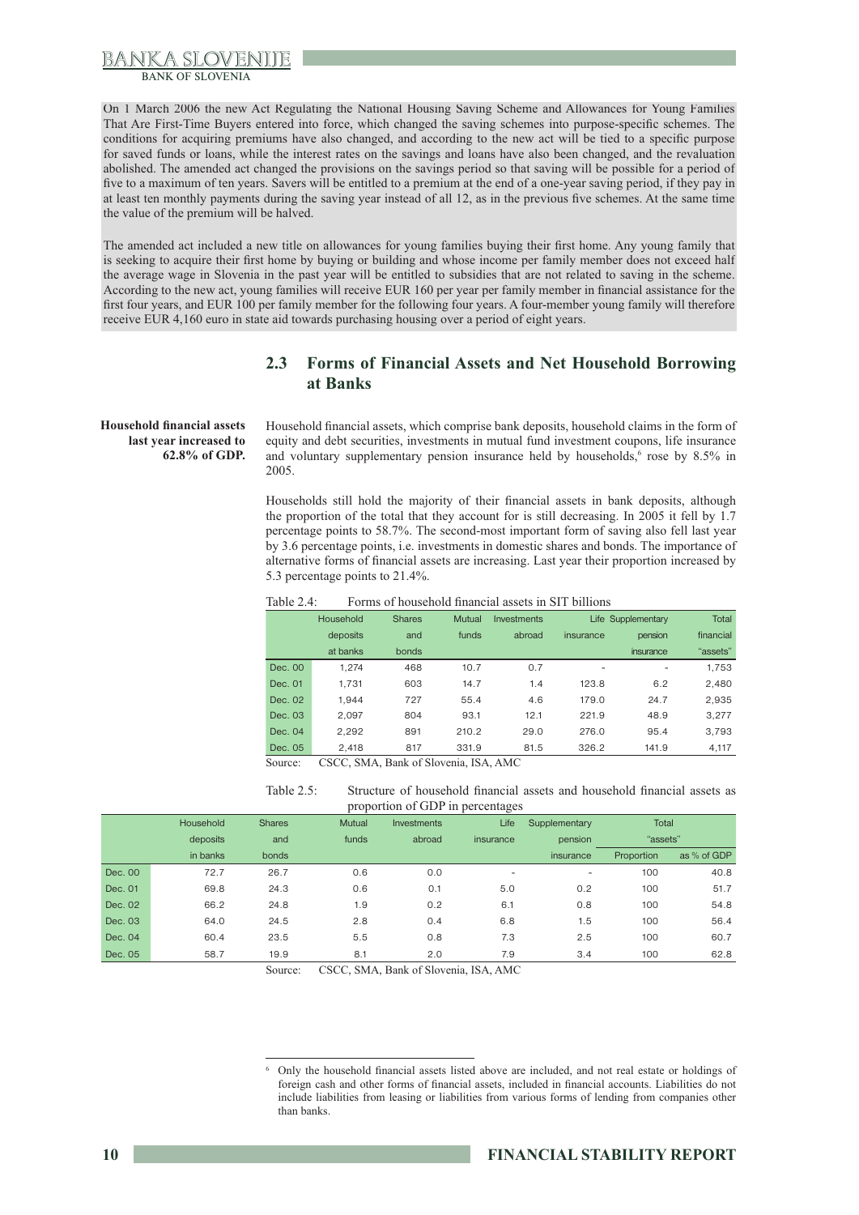On 1 March 2006 the new Act Regulating the National Housing Saving Scheme and Allowances for Young Families That Are First-Time Buyers entered into force, which changed the saving schemes into purpose-specific schemes. The conditions for acquiring premiums have also changed, and according to the new act will be tied to a specific purpose for saved funds or loans, while the interest rates on the savings and loans have also been changed, and the revaluation abolished. The amended act changed the provisions on the savings period so that saving will be possible for a period of five to a maximum of ten years. Savers will be entitled to a premium at the end of a one-year saving period, if they pay in at least ten monthly payments during the saving year instead of all 12, as in the previous five schemes. At the same time the value of the premium will be halved.

The amended act included a new title on allowances for young families buying their first home. Any young family that is seeking to acquire their first home by buying or building and whose income per family member does not exceed half the average wage in Slovenia in the past year will be entitled to subsidies that are not related to saving in the scheme. According to the new act, young families will receive EUR 160 per year per family member in financial assistance for the first four years, and EUR 100 per family member for the following four years. A four-member young family will therefore receive EUR 4,160 euro in state aid towards purchasing housing over a period of eight years.

## 2.3 Forms of Financial Assets and Net Household Borrowing at Banks

**Household financial assets last year increased to 62.8% of GDP.**

Household financial assets, which comprise bank deposits, household claims in the form of equity and debt securities, investments in mutual fund investment coupons, life insurance and voluntary supplementary pension insurance held by households,[6] rose by 8.5% in 2005.

Households still hold the majority of their financial assets in bank deposits, although the proportion of the total that they account for is still decreasing. In 2005 it fell by 1.7 percentage points to 58.7%. The second-most important form of saving also fell last year by 3.6 percentage points, i.e. investments in domestic shares and bonds. The importance of alternative forms of financial assets are increasing. Last year their proportion increased by 5.3 percentage points to 21.4%.

Table 2.4: Forms of household financial assets in SIT billions

| | Household deposits at banks | Shares and bonds | Mutual funds | Investments abroad | Life insurance | Supplementary pension insurance | Total financial "assets" |
|---|---|---|---|---|---|---|---|
| Dec. 00 | 1,274 | 468 | 10.7 | 0.7 | - | - | 1,753 |
| Dec. 01 | 1,731 | 603 | 14.7 | 1.4 | 123.8 | 6.2 | 2,480 |
| Dec. 02 | 1,944 | 727 | 55.4 | 4.6 | 179.0 | 24.7 | 2,935 |
| Dec. 03 | 2,097 | 804 | 93.1 | 12.1 | 221.9 | 48.9 | 3,277 |
| Dec. 04 | 2,292 | 891 | 210.2 | 29.0 | 276.0 | 95.4 | 3,793 |
| Dec. 05 | 2,418 | 817 | 331.9 | 81.5 | 326.2 | 141.9 | 4,117 |

Source: CSCC, SMA, Bank of Slovenia, ISA, AMC

Table 2.5: Structure of household financial assets and household financial assets as proportion of GDP in percentages

| | Household deposits in banks | Shares and bonds | Mutual funds | Investments abroad | Life insurance | Supplementary pension insurance | Total "assets" | |
|---|---|---|---|---|---|---|---|---|
| | | | | | | | Proportion | as % of GDP |
| Dec. 00 | 72.7 | 26.7 | 0.6 | 0.0 | - | - | 100 | 40.8 |
| Dec. 01 | 69.8 | 24.3 | 0.6 | 0.1 | 5.0 | 0.2 | 100 | 51.7 |
| Dec. 02 | 66.2 | 24.8 | 1.9 | 0.2 | 6.1 | 0.8 | 100 | 54.8 |
| Dec. 03 | 64.0 | 24.5 | 2.8 | 0.4 | 6.8 | 1.5 | 100 | 56.4 |
| Dec. 04 | 60.4 | 23.5 | 5.5 | 0.8 | 7.3 | 2.5 | 100 | 60.7 |
| Dec. 05 | 58.7 | 19.9 | 8.1 | 2.0 | 7.9 | 3.4 | 100 | 62.8 |

Source: CSCC, SMA, Bank of Slovenia, ISA, AMC

[6] Only the household financial assets listed above are included, and not real estate or holdings of foreign cash and other forms of financial assets, included in financial accounts. Liabilities do not include liabilities from leasing or liabilities from various forms of lending from companies other than banks.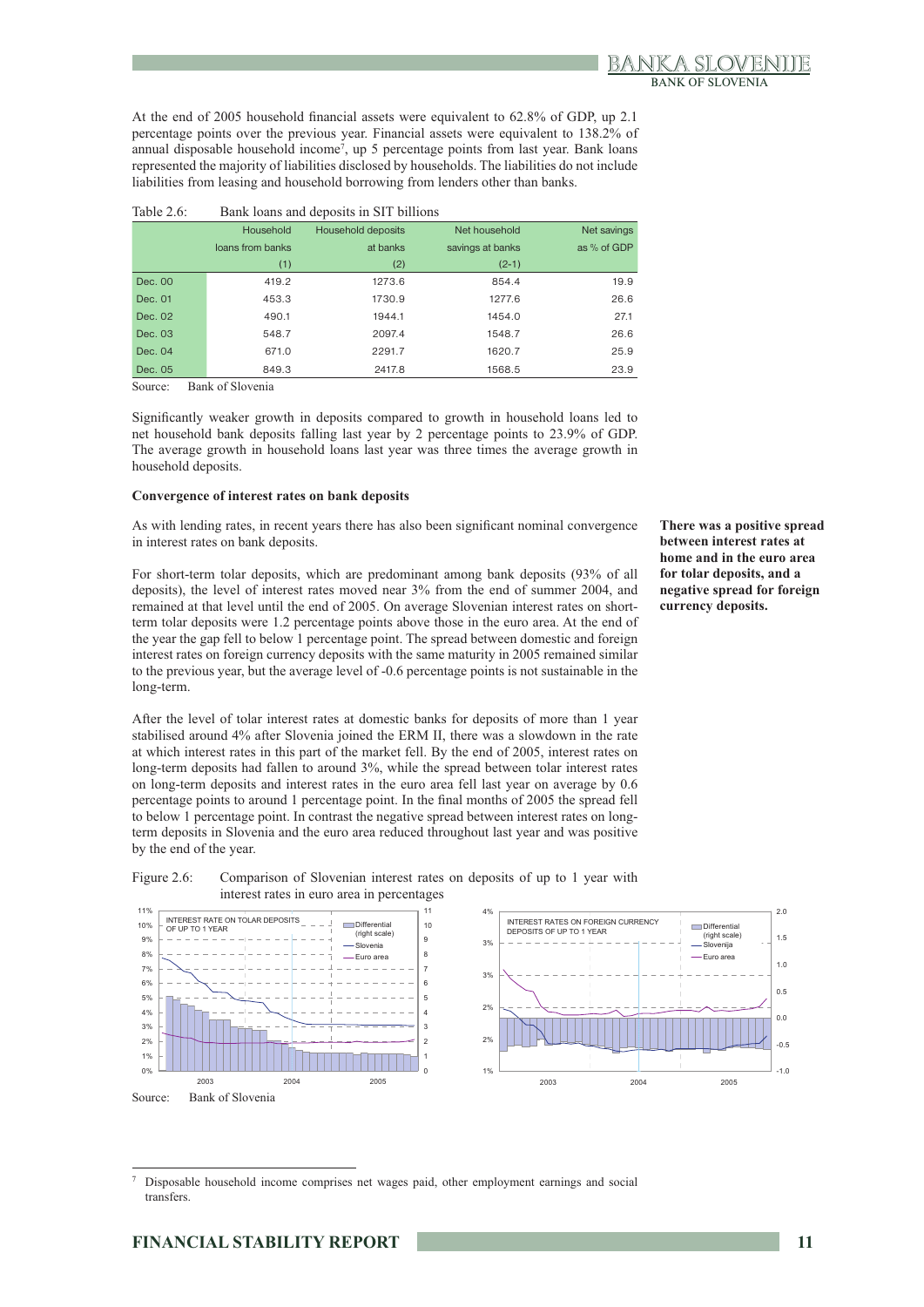At the end of 2005 household financial assets were equivalent to 62.8% of GDP, up 2.1 percentage points over the previous year. Financial assets were equivalent to 138.2% of annual disposable household income[7], up 5 percentage points from last year. Bank loans represented the majority of liabilities disclosed by households. The liabilities do not include liabilities from leasing and household borrowing from lenders other than banks.

Table 2.6: Bank loans and deposits in SIT billions

| | Household loans from banks (1) | Household deposits at banks (2) | Net household savings at banks (2-1) | Net savings as % of GDP |
|---|---|---|---|---|
| Dec. 00 | 419.2 | 1273.6 | 854.4 | 19.9 |
| Dec. 01 | 453.3 | 1730.9 | 1277.6 | 26.6 |
| Dec. 02 | 490.1 | 1944.1 | 1454.0 | 27.1 |
| Dec. 03 | 548.7 | 2097.4 | 1548.7 | 26.6 |
| Dec. 04 | 671.0 | 2291.7 | 1620.7 | 25.9 |
| Dec. 05 | 849.3 | 2417.8 | 1568.5 | 23.9 |

Source: Bank of Slovenia

Significantly weaker growth in deposits compared to growth in household loans led to net household bank deposits falling last year by 2 percentage points to 23.9% of GDP. The average growth in household loans last year was three times the average growth in household deposits.

### Convergence of interest rates on bank deposits

**There was a positive spread between interest rates at home and in the euro area for tolar deposits, and a negative spread for foreign currency deposits.**

As with lending rates, in recent years there has also been significant nominal convergence in interest rates on bank deposits.

For short-term tolar deposits, which are predominant among bank deposits (93% of all deposits), the level of interest rates moved near 3% from the end of summer 2004, and remained at that level until the end of 2005. On average Slovenian interest rates on short-term tolar deposits were 1.2 percentage points above those in the euro area. At the end of the year the gap fell to below 1 percentage point. The spread between domestic and foreign interest rates on foreign currency deposits with the same maturity in 2005 remained similar to the previous year, but the average level of -0.6 percentage points is not sustainable in the long-term.

After the level of tolar interest rates at domestic banks for deposits of more than 1 year stabilised around 4% after Slovenia joined the ERM II, there was a slowdown in the rate at which interest rates in this part of the market fell. By the end of 2005, interest rates on long-term deposits had fallen to around 3%, while the spread between tolar interest rates on long-term deposits and interest rates in the euro area fell last year on average by 0.6 percentage points to around 1 percentage point. In the final months of 2005 the spread fell to below 1 percentage point. In contrast the negative spread between interest rates on long-term deposits in Slovenia and the euro area reduced throughout last year and was positive by the end of the year.

Figure 2.6: Comparison of Slovenian interest rates on deposits of up to 1 year with interest rates in euro area in percentages

Source: Bank of Slovenia

[7] Disposable household income comprises net wages paid, other employment earnings and social transfers.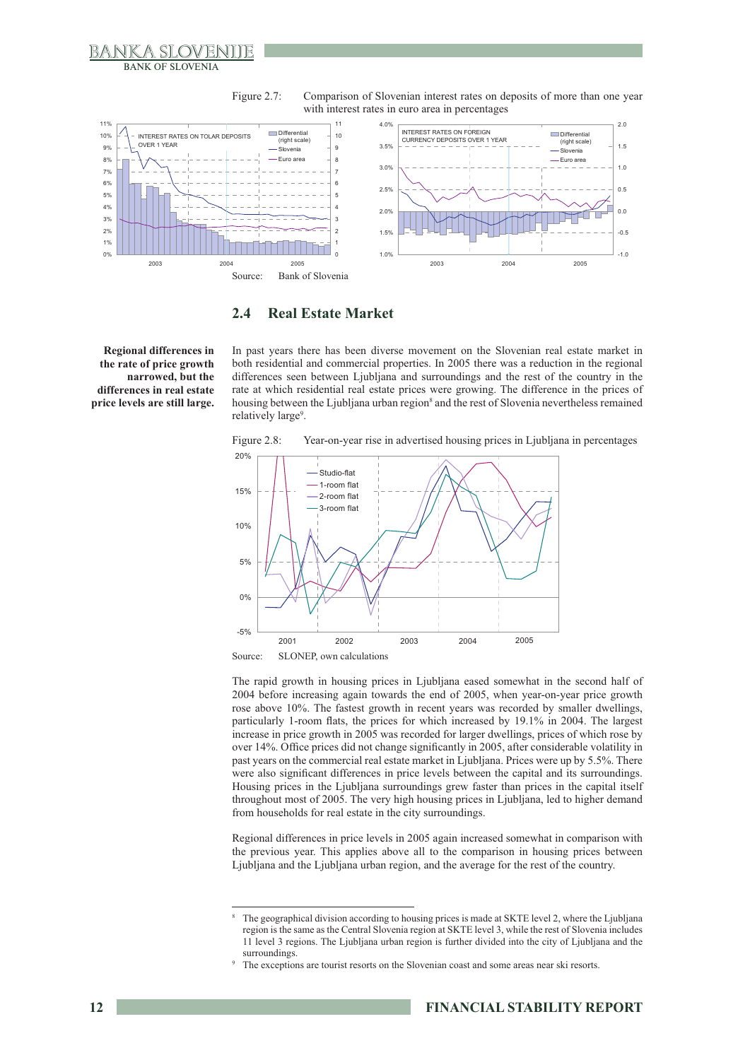Figure 2.7: Comparison of Slovenian interest rates on deposits of more than one year with interest rates in euro area in percentages

Source: Bank of Slovenia

## 2.4 Real Estate Market

**Regional differences in the rate of price growth narrowed, but the differences in real estate price levels are still large.**

In past years there has been diverse movement on the Slovenian real estate market in both residential and commercial properties. In 2005 there was a reduction in the regional differences seen between Ljubljana and surroundings and the rest of the country in the rate at which residential real estate prices were growing. The difference in the prices of housing between the Ljubljana urban region[8] and the rest of Slovenia nevertheless remained relatively large[9].

Figure 2.8: Year-on-year rise in advertised housing prices in Ljubljana in percentages

Source: SLONEP, own calculations

The rapid growth in housing prices in Ljubljana eased somewhat in the second half of 2004 before increasing again towards the end of 2005, when year-on-year price growth rose above 10%. The fastest growth in recent years was recorded by smaller dwellings, particularly 1-room flats, the prices for which increased by 19.1% in 2004. The largest increase in price growth in 2005 was recorded for larger dwellings, prices of which rose by over 14%. Office prices did not change significantly in 2005, after considerable volatility in past years on the commercial real estate market in Ljubljana. Prices were up by 5.5%. There were also significant differences in price levels between the capital and its surroundings. Housing prices in the Ljubljana surroundings grew faster than prices in the capital itself throughout most of 2005. The very high housing prices in Ljubljana, led to higher demand from households for real estate in the city surroundings.

Regional differences in price levels in 2005 again increased somewhat in comparison with the previous year. This applies above all to the comparison in housing prices between Ljubljana and the Ljubljana urban region, and the average for the rest of the country.

---

[8] The geographical division according to housing prices is made at SKTE level 2, where the Ljubljana region is the same as the Central Slovenia region at SKTE level 3, while the rest of Slovenia includes 11 level 3 regions. The Ljubljana urban region is further divided into the city of Ljubljana and the surroundings.

[9] The exceptions are tourist resorts on the Slovenian coast and some areas near ski resorts.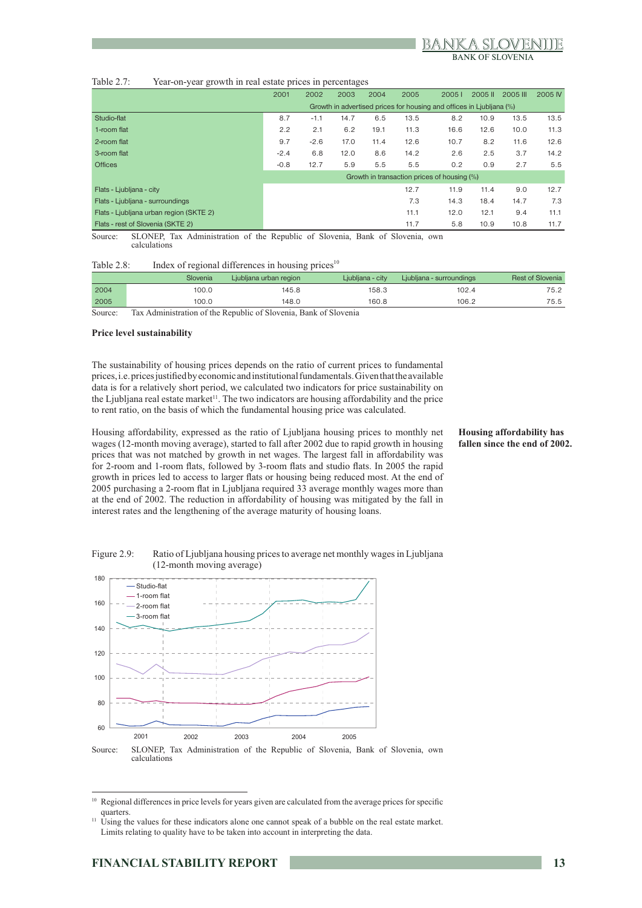Table 2.7: Year-on-year growth in real estate prices in percentages

| | 2001 | 2002 | 2003 | 2004 | 2005 | 2005 I | 2005 II | 2005 III | 2005 IV |
|---|---|---|---|---|---|---|---|---|---|
| | Growth in advertised prices for housing and offices in Ljubljana (%) | | | | | | | | |
| Studio-flat | 8.7 | -1.1 | 14.7 | 6.5 | 13.5 | 8.2 | 10.9 | 13.5 | 13.5 |
| 1-room flat | 2.2 | 2.1 | 6.2 | 19.1 | 11.3 | 16.6 | 12.6 | 10.0 | 11.3 |
| 2-room flat | 9.7 | -2.6 | 17.0 | 11.4 | 12.6 | 10.7 | 8.2 | 11.6 | 12.6 |
| 3-room flat | -2.4 | 6.8 | 12.0 | 8.6 | 14.2 | 2.6 | 2.5 | 3.7 | 14.2 |
| Offices | -0.8 | 12.7 | 5.9 | 5.5 | 5.5 | 0.2 | 0.9 | 2.7 | 5.5 |
| | Growth in transaction prices of housing (%) | | | | | | | | |
| Flats - Ljubljana - city | | | | | 12.7 | 11.9 | 11.4 | 9.0 | 12.7 |
| Flats - Ljubljana - surroundings | | | | | 7.3 | 14.3 | 18.4 | 14.7 | 7.3 |
| Flats - Ljubljana urban region (SKTE 2) | | | | | 11.1 | 12.0 | 12.1 | 9.4 | 11.1 |
| Flats - rest of Slovenia (SKTE 2) | | | | | 11.7 | 5.8 | 10.9 | 10.8 | 11.7 |

Source: SLONEP, Tax Administration of the Republic of Slovenia, Bank of Slovenia, own calculations

Table 2.8: Index of regional differences in housing prices[10]

| | Slovenia | Ljubljana urban region | Ljubljana - city | Ljubljana - surroundings | Rest of Slovenia |
|---|---|---|---|---|---|
| 2004 | 100.0 | 145.8 | 158.3 | 102.4 | 75.2 |
| 2005 | 100.0 | 148.0 | 160.8 | 106.2 | 75.5 |

Source: Tax Administration of the Republic of Slovenia, Bank of Slovenia

### Price level sustainability

The sustainability of housing prices depends on the ratio of current prices to fundamental prices, i.e. prices justified by economic and institutional fundamentals. Given that the available data is for a relatively short period, we calculated two indicators for price sustainability on the Ljubljana real estate market[11]. The two indicators are housing affordability and the price to rent ratio, on the basis of which the fundamental housing price was calculated.

**Housing affordability has fallen since the end of 2002.**

Housing affordability, expressed as the ratio of Ljubljana housing prices to monthly net wages (12-month moving average), started to fall after 2002 due to rapid growth in housing prices that was not matched by growth in net wages. The largest fall in affordability was for 2-room and 1-room flats, followed by 3-room flats and studio flats. In 2005 the rapid growth in prices led to access to larger flats or housing being reduced most. At the end of 2005 purchasing a 2-room flat in Ljubljana required 33 average monthly wages more than at the end of 2002. The reduction in affordability of housing was mitigated by the fall in interest rates and the lengthening of the average maturity of housing loans.

Figure 2.9: Ratio of Ljubljana housing prices to average net monthly wages in Ljubljana (12-month moving average)

Source: SLONEP, Tax Administration of the Republic of Slovenia, Bank of Slovenia, own calculations

[10] Regional differences in price levels for years given are calculated from the average prices for specific quarters.

[11] Using the values for these indicators alone one cannot speak of a bubble on the real estate market. Limits relating to quality have to be taken into account in interpreting the data.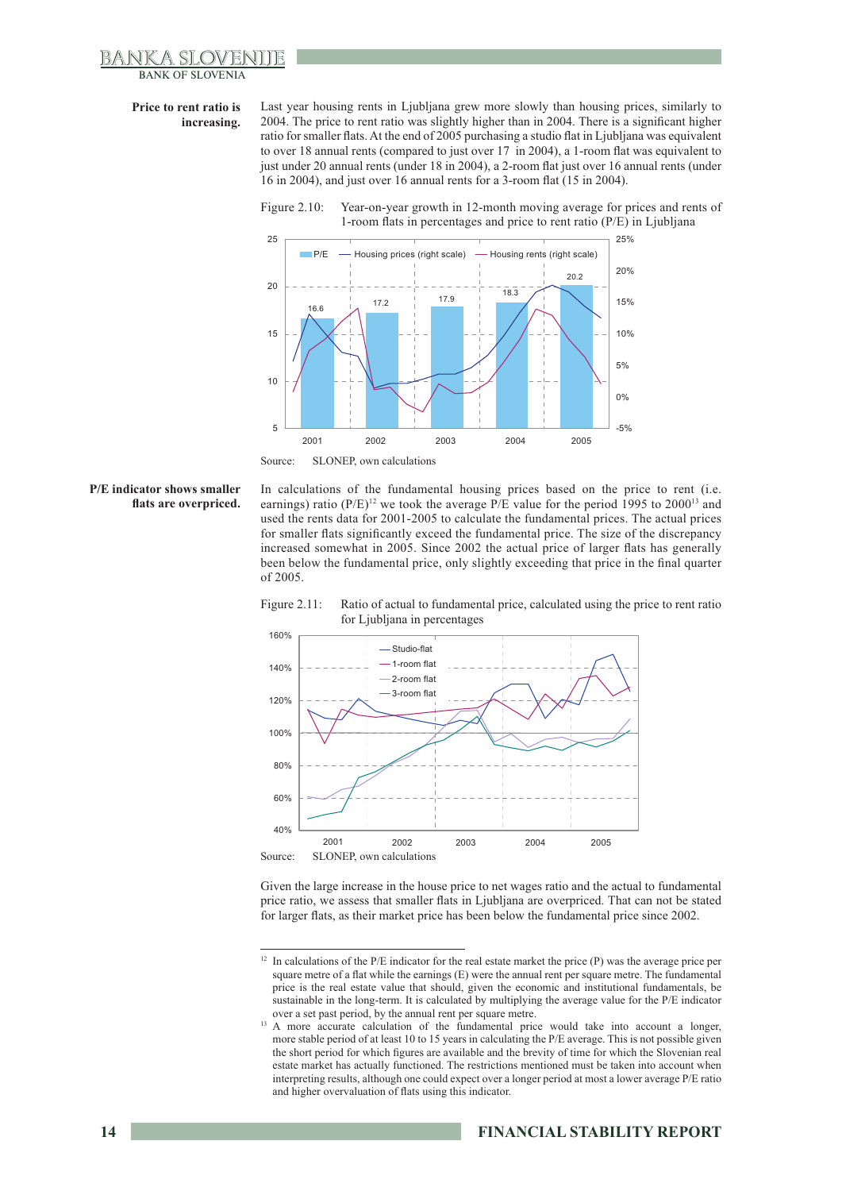**Price to rent ratio is increasing.**

Last year housing rents in Ljubljana grew more slowly than housing prices, similarly to 2004. The price to rent ratio was slightly higher than in 2004. There is a significant higher ratio for smaller flats. At the end of 2005 purchasing a studio flat in Ljubljana was equivalent to over 18 annual rents (compared to just over 17 in 2004), a 1-room flat was equivalent to just under 20 annual rents (under 18 in 2004), a 2-room flat just over 16 annual rents (under 16 in 2004), and just over 16 annual rents for a 3-room flat (15 in 2004).

Figure 2.10: Year-on-year growth in 12-month moving average for prices and rents of 1-room flats in percentages and price to rent ratio (P/E) in Ljubljana

Source: SLONEP, own calculations

**P/E indicator shows smaller flats are overpriced.**

In calculations of the fundamental housing prices based on the price to rent (i.e. earnings) ratio (P/E)[12] we took the average P/E value for the period 1995 to 2000[13] and used the rents data for 2001-2005 to calculate the fundamental prices. The actual prices for smaller flats significantly exceed the fundamental price. The size of the discrepancy increased somewhat in 2005. Since 2002 the actual price of larger flats has generally been below the fundamental price, only slightly exceeding that price in the final quarter of 2005.

Figure 2.11: Ratio of actual to fundamental price, calculated using the price to rent ratio for Ljubljana in percentages

Source: SLONEP, own calculations

Given the large increase in the house price to net wages ratio and the actual to fundamental price ratio, we assess that smaller flats in Ljubljana are overpriced. That can not be stated for larger flats, as their market price has been below the fundamental price since 2002.

---

[12] In calculations of the P/E indicator for the real estate market the price (P) was the average price per square metre of a flat while the earnings (E) were the annual rent per square metre. The fundamental price is the real estate value that should, given the economic and institutional fundamentals, be sustainable in the long-term. It is calculated by multiplying the average value for the P/E indicator over a set past period, by the annual rent per square metre.

[13] A more accurate calculation of the fundamental price would take into account a longer, more stable period of at least 10 to 15 years in calculating the P/E average. This is not possible given the short period for which figures are available and the brevity of time for which the Slovenian real estate market has actually functioned. The restrictions mentioned must be taken into account when interpreting results, although one could expect over a longer period at most a lower average P/E ratio and higher overvaluation of flats using this indicator.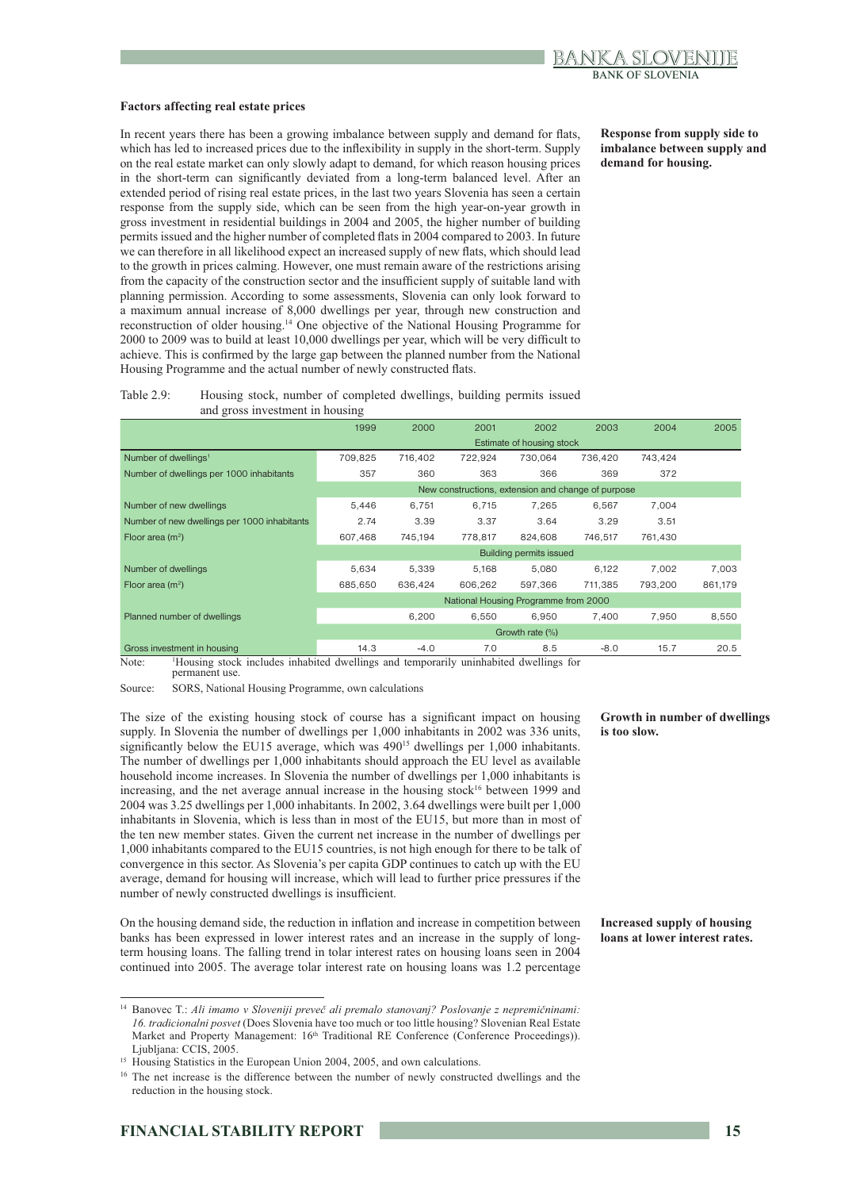### Factors affecting real estate prices

**Response from supply side to imbalance between supply and demand for housing.**

In recent years there has been a growing imbalance between supply and demand for flats, which has led to increased prices due to the inflexibility in supply in the short-term. Supply on the real estate market can only slowly adapt to demand, for which reason housing prices in the short-term can significantly deviated from a long-term balanced level. After an extended period of rising real estate prices, in the last two years Slovenia has seen a certain response from the supply side, which can be seen from the high year-on-year growth in gross investment in residential buildings in 2004 and 2005, the higher number of building permits issued and the higher number of completed flats in 2004 compared to 2003. In future we can therefore in all likelihood expect an increased supply of new flats, which should lead to the growth in prices calming. However, one must remain aware of the restrictions arising from the capacity of the construction sector and the insufficient supply of suitable land with planning permission. According to some assessments, Slovenia can only look forward to a maximum annual increase of 8,000 dwellings per year, through new construction and reconstruction of older housing.[14] One objective of the National Housing Programme for 2000 to 2009 was to build at least 10,000 dwellings per year, which will be very difficult to achieve. This is confirmed by the large gap between the planned number from the National Housing Programme and the actual number of newly constructed flats.

Table 2.9: Housing stock, number of completed dwellings, building permits issued and gross investment in housing

| | 1999 | 2000 | 2001 | 2002 | 2003 | 2004 | 2005 |
|---|---|---|---|---|---|---|---|
| | Estimate of housing stock | | | | | | |
| Number of dwellings[1] | 709,825 | 716,402 | 722,924 | 730,064 | 736,420 | 743,424 | |
| Number of dwellings per 1000 inhabitants | 357 | 360 | 363 | 366 | 369 | 372 | |
| | New constructions, extension and change of purpose | | | | | | |
| Number of new dwellings | 5,446 | 6,751 | 6,715 | 7,265 | 6,567 | 7,004 | |
| Number of new dwellings per 1000 inhabitants | 2.74 | 3.39 | 3.37 | 3.64 | 3.29 | 3.51 | |
| Floor area (m²) | 607,468 | 745,194 | 778,817 | 824,608 | 746,517 | 761,430 | |
| | Building permits issued | | | | | | |
| Number of dwellings | 5,634 | 5,339 | 5,168 | 5,080 | 6,122 | 7,002 | 7,003 |
| Floor area (m²) | 685,650 | 636,424 | 606,262 | 597,366 | 711,385 | 793,200 | 861,179 |
| | National Housing Programme from 2000 | | | | | | |
| Planned number of dwellings | | 6,200 | 6,550 | 6,950 | 7,400 | 7,950 | 8,550 |
| | Growth rate (%) | | | | | | |
| Gross investment in housing | 14.3 | -4.0 | 7.0 | 8.5 | -8.0 | 15.7 | 20.5 |

Note: [1]Housing stock includes inhabited dwellings and temporarily uninhabited dwellings for permanent use.

Source: SORS, National Housing Programme, own calculations

**Growth in number of dwellings is too slow.**

The size of the existing housing stock of course has a significant impact on housing supply. In Slovenia the number of dwellings per 1,000 inhabitants in 2002 was 336 units, significantly below the EU15 average, which was 490[15] dwellings per 1,000 inhabitants. The number of dwellings per 1,000 inhabitants should approach the EU level as available household income increases. In Slovenia the number of dwellings per 1,000 inhabitants is increasing, and the net average annual increase in the housing stock[16] between 1999 and 2004 was 3.25 dwellings per 1,000 inhabitants. In 2002, 3.64 dwellings were built per 1,000 inhabitants in Slovenia, which is less than in most of the EU15, but more than in most of the ten new member states. Given the current net increase in the number of dwellings per 1,000 inhabitants compared to the EU15 countries, is not high enough for there to be talk of convergence in this sector. As Slovenia's per capita GDP continues to catch up with the EU average, demand for housing will increase, which will lead to further price pressures if the number of newly constructed dwellings is insufficient.

**Increased supply of housing loans at lower interest rates.**

On the housing demand side, the reduction in inflation and increase in competition between banks has been expressed in lower interest rates and an increase in the supply of long-term housing loans. The falling trend in tolar interest rates on housing loans seen in 2004 continued into 2005. The average tolar interest rate on housing loans was 1.2 percentage

---

[14] Banovec T.: *Ali imamo v Sloveniji preveč ali premalo stanovanj? Poslovanje z nepremičninami: 16. tradicionalni posvet* (Does Slovenia have too much or too little housing? Slovenian Real Estate Market and Property Management: 16th Traditional RE Conference (Conference Proceedings)). Ljubljana: CCIS, 2005.

[15] Housing Statistics in the European Union 2004, 2005, and own calculations.

[16] The net increase is the difference between the number of newly constructed dwellings and the reduction in the housing stock.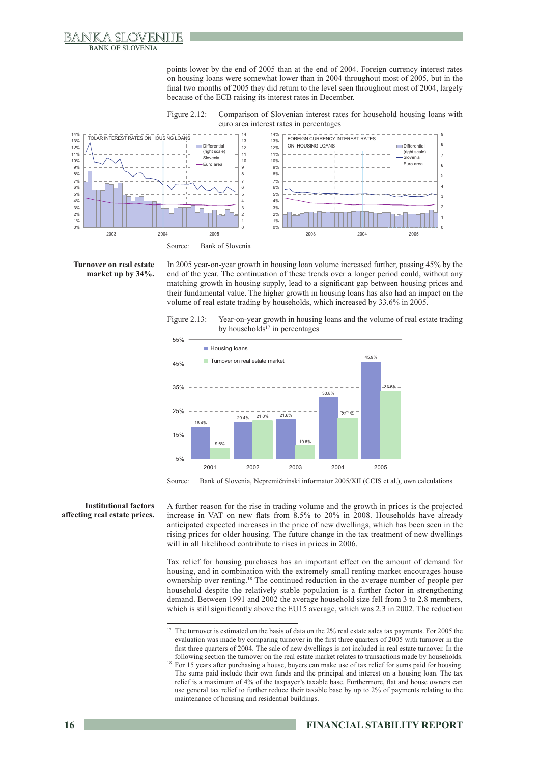points lower by the end of 2005 than at the end of 2004. Foreign currency interest rates on housing loans were somewhat lower than in 2004 throughout most of 2005, but in the final two months of 2005 they did return to the level seen throughout most of 2004, largely because of the ECB raising its interest rates in December.

Figure 2.12: Comparison of Slovenian interest rates for household housing loans with euro area interest rates in percentages

Source: Bank of Slovenia

**Turnover on real estate market up by 34%.**

In 2005 year-on-year growth in housing loan volume increased further, passing 45% by the end of the year. The continuation of these trends over a longer period could, without any matching growth in housing supply, lead to a significant gap between housing prices and their fundamental value. The higher growth in housing loans has also had an impact on the volume of real estate trading by households, which increased by 33.6% in 2005.

Figure 2.13: Year-on-year growth in housing loans and the volume of real estate trading by households[17] in percentages

| | 2001 | 2002 | 2003 | 2004 | 2005 |
|---|---|---|---|---|---|
| Housing loans | 18.4% | 20.4% | 21.6% | 30.8% | 45.9% |
| Turnover on real estate market | 9.6% | 21.0% | 10.6% | 22.1% | 33.6% |

Source: Bank of Slovenia, Nepremičninski informator 2005/XII (CCIS et al.), own calculations

**Institutional factors affecting real estate prices.**

A further reason for the rise in trading volume and the growth in prices is the projected increase in VAT on new flats from 8.5% to 20% in 2008. Households have already anticipated expected increases in the price of new dwellings, which has been seen in the rising prices for older housing. The future change in the tax treatment of new dwellings will in all likelihood contribute to rises in prices in 2006.

Tax relief for housing purchases has an important effect on the amount of demand for housing, and in combination with the extremely small renting market encourages house ownership over renting.[18] The continued reduction in the average number of people per household despite the relatively stable population is a further factor in strengthening demand. Between 1991 and 2002 the average household size fell from 3 to 2.8 members, which is still significantly above the EU15 average, which was 2.3 in 2002. The reduction

[17] The turnover is estimated on the basis of data on the 2% real estate sales tax payments. For 2005 the evaluation was made by comparing turnover in the first three quarters of 2005 with turnover in the first three quarters of 2004. The sale of new dwellings is not included in real estate turnover. In the following section the turnover on the real estate market relates to transactions made by households.

[18] For 15 years after purchasing a house, buyers can make use of tax relief for sums paid for housing. The sums paid include their own funds and the principal and interest on a housing loan. The tax relief is a maximum of 4% of the taxpayer's taxable base. Furthermore, flat and house owners can use general tax relief to further reduce their taxable base by up to 2% of payments relating to the maintenance of housing and residential buildings.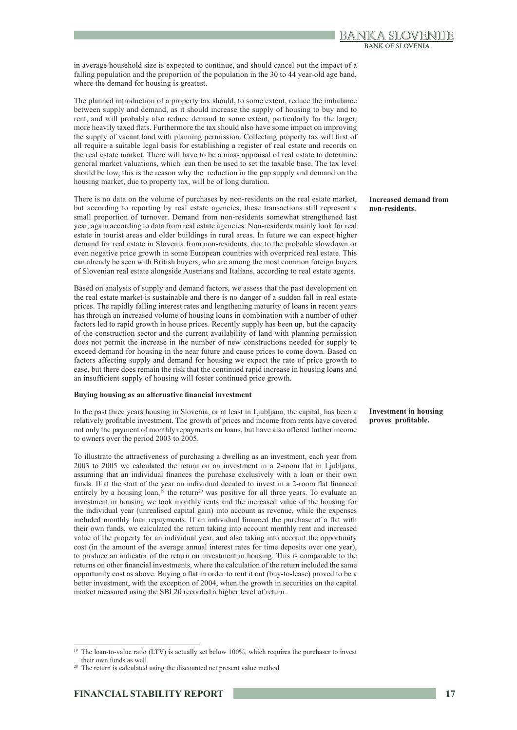in average household size is expected to continue, and should cancel out the impact of a falling population and the proportion of the population in the 30 to 44 year-old age band, where the demand for housing is greatest.

The planned introduction of a property tax should, to some extent, reduce the imbalance between supply and demand, as it should increase the supply of housing to buy and to rent, and will probably also reduce demand to some extent, particularly for the larger, more heavily taxed flats. Furthermore the tax should also have some impact on improving the supply of vacant land with planning permission. Collecting property tax will first of all require a suitable legal basis for establishing a register of real estate and records on the real estate market. There will have to be a mass appraisal of real estate to determine general market valuations, which can then be used to set the taxable base. The tax level should be low, this is the reason why the reduction in the gap supply and demand on the housing market, due to property tax, will be of long duration.

**Increased demand from non-residents.**

There is no data on the volume of purchases by non-residents on the real estate market, but according to reporting by real estate agencies, these transactions still represent a small proportion of turnover. Demand from non-residents somewhat strengthened last year, again according to data from real estate agencies. Non-residents mainly look for real estate in tourist areas and older buildings in rural areas. In future we can expect higher demand for real estate in Slovenia from non-residents, due to the probable slowdown or even negative price growth in some European countries with overpriced real estate. This can already be seen with British buyers, who are among the most common foreign buyers of Slovenian real estate alongside Austrians and Italians, according to real estate agents.

Based on analysis of supply and demand factors, we assess that the past development on the real estate market is sustainable and there is no danger of a sudden fall in real estate prices. The rapidly falling interest rates and lengthening maturity of loans in recent years has through an increased volume of housing loans in combination with a number of other factors led to rapid growth in house prices. Recently supply has been up, but the capacity of the construction sector and the current availability of land with planning permission does not permit the increase in the number of new constructions needed for supply to exceed demand for housing in the near future and cause prices to come down. Based on factors affecting supply and demand for housing we expect the rate of price growth to ease, but there does remain the risk that the continued rapid increase in housing loans and an insufficient supply of housing will foster continued price growth.

**Buying housing as an alternative financial investment**

**Investment in housing proves profitable.**

In the past three years housing in Slovenia, or at least in Ljubljana, the capital, has been a relatively profitable investment. The growth of prices and income from rents have covered not only the payment of monthly repayments on loans, but have also offered further income to owners over the period 2003 to 2005.

To illustrate the attractiveness of purchasing a dwelling as an investment, each year from 2003 to 2005 we calculated the return on an investment in a 2-room flat in Ljubljana, assuming that an individual finances the purchase exclusively with a loan or their own funds. If at the start of the year an individual decided to invest in a 2-room flat financed entirely by a housing loan,[19] the return[20] was positive for all three years. To evaluate an investment in housing we took monthly rents and the increased value of the housing for the individual year (unrealised capital gain) into account as revenue, while the expenses included monthly loan repayments. If an individual financed the purchase of a flat with their own funds, we calculated the return taking into account monthly rent and increased value of the property for an individual year, and also taking into account the opportunity cost (in the amount of the average annual interest rates for time deposits over one year), to produce an indicator of the return on investment in housing. This is comparable to the returns on other financial investments, where the calculation of the return included the same opportunity cost as above. Buying a flat in order to rent it out (buy-to-lease) proved to be a better investment, with the exception of 2004, when the growth in securities on the capital market measured using the SBI 20 recorded a higher level of return.

[19] The loan-to-value ratio (LTV) is actually set below 100%, which requires the purchaser to invest their own funds as well.

[20] The return is calculated using the discounted net present value method.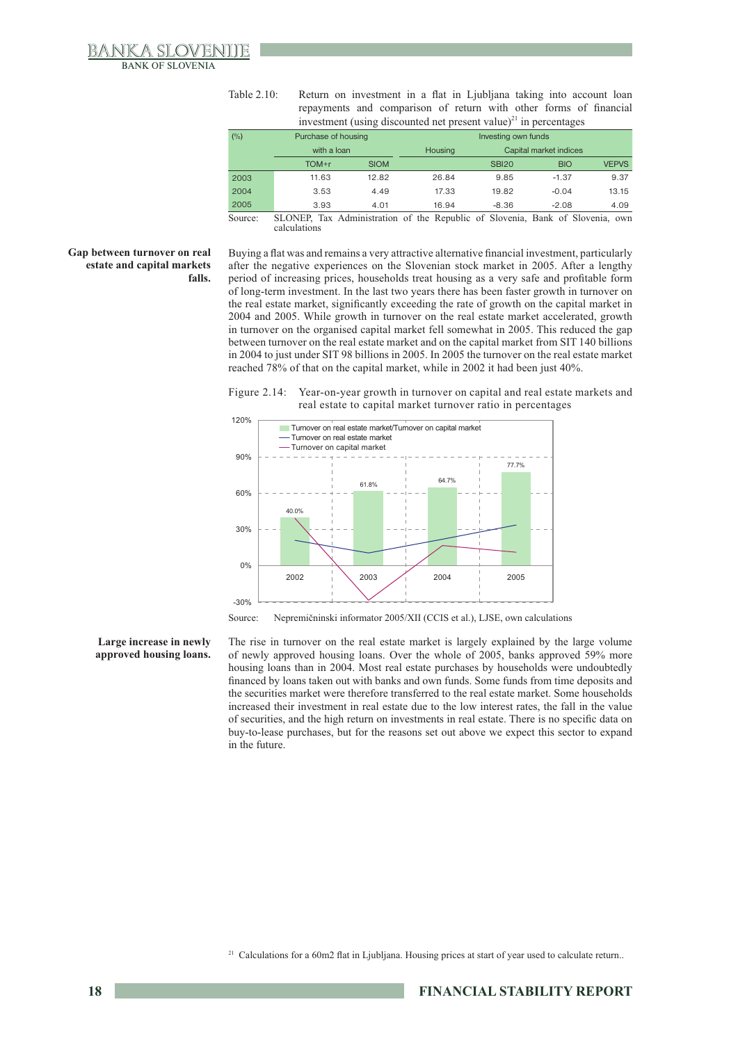Table 2.10: Return on investment in a flat in Ljubljana taking into account loan repayments and comparison of return with other forms of financial investment (using discounted net present value)[21] in percentages

| (%) | Purchase of housing | | Investing own funds | | | |
|---|---|---|---|---|---|---|
| | with a loan | | Housing | Capital market indices | | |
| | TOM+r | SIOM | | SBI20 | BIO | VEPVS |
| 2003 | 11.63 | 12.82 | 26.84 | 9.85 | -1.37 | 9.37 |
| 2004 | 3.53 | 4.49 | 17.33 | 19.82 | -0.04 | 13.15 |
| 2005 | 3.93 | 4.01 | 16.94 | -8.36 | -2.08 | 4.09 |

Source: SLONEP, Tax Administration of the Republic of Slovenia, Bank of Slovenia, own calculations

**Gap between turnover on real estate and capital markets falls.**

Buying a flat was and remains a very attractive alternative financial investment, particularly after the negative experiences on the Slovenian stock market in 2005. After a lengthy period of increasing prices, households treat housing as a very safe and profitable form of long-term investment. In the last two years there has been faster growth in turnover on the real estate market, significantly exceeding the rate of growth on the capital market in 2004 and 2005. While growth in turnover on the real estate market accelerated, growth in turnover on the organised capital market fell somewhat in 2005. This reduced the gap between turnover on the real estate market and on the capital market from SIT 140 billions in 2004 to just under SIT 98 billions in 2005. In 2005 the turnover on the real estate market reached 78% of that on the capital market, while in 2002 it had been just 40%.

Figure 2.14: Year-on-year growth in turnover on capital and real estate markets and real estate to capital market turnover ratio in percentages

Source: Nepremičninski informator 2005/XII (CCIS et al.), LJSE, own calculations

**Large increase in newly approved housing loans.**

The rise in turnover on the real estate market is largely explained by the large volume of newly approved housing loans. Over the whole of 2005, banks approved 59% more housing loans than in 2004. Most real estate purchases by households were undoubtedly financed by loans taken out with banks and own funds. Some funds from time deposits and the securities market were therefore transferred to the real estate market. Some households increased their investment in real estate due to the low interest rates, the fall in the value of securities, and the high return on investments in real estate. There is no specific data on buy-to-lease purchases, but for the reasons set out above we expect this sector to expand in the future.

[21] Calculations for a 60m2 flat in Ljubljana. Housing prices at start of year used to calculate return..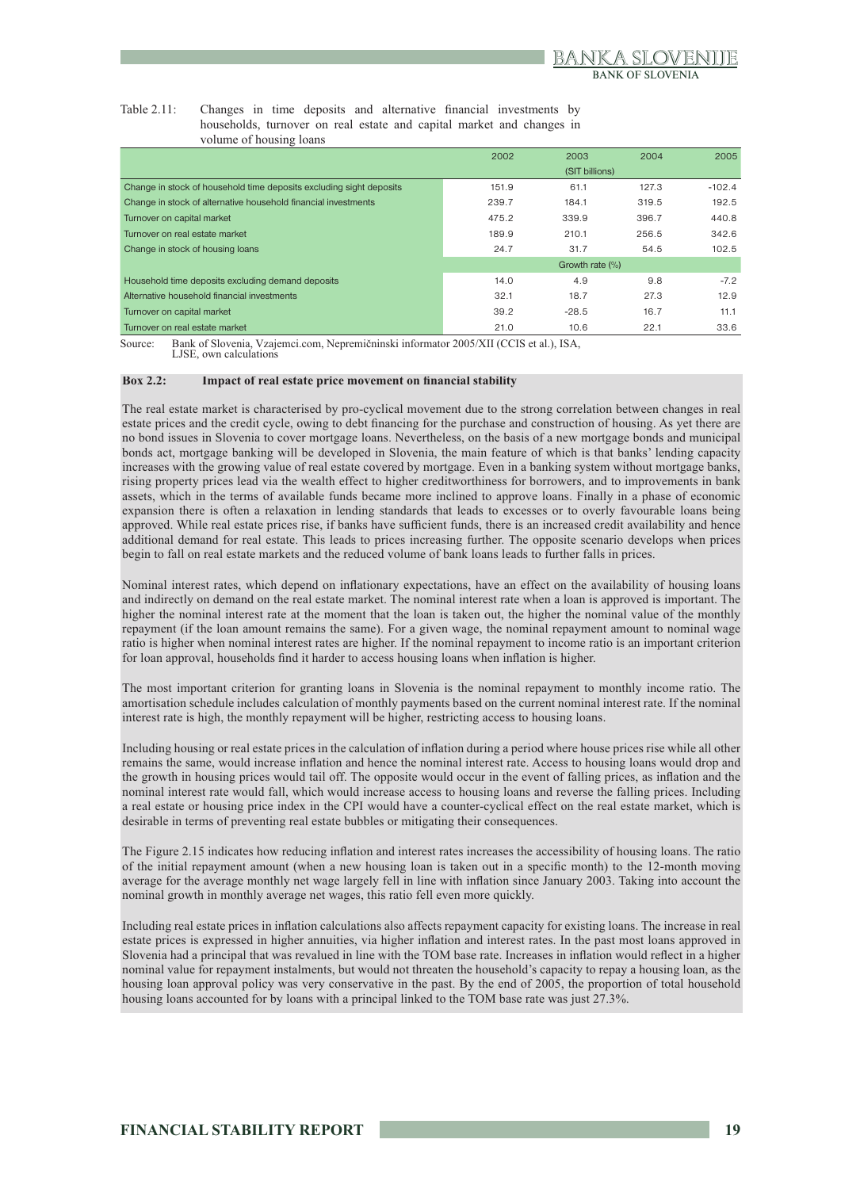Table 2.11: Changes in time deposits and alternative financial investments by households, turnover on real estate and capital market and changes in volume of housing loans

| | 2002 | 2003 | 2004 | 2005 |
|---|---|---|---|---|
| | | (SIT billions) | | |
| Change in stock of household time deposits excluding sight deposits | 151.9 | 61.1 | 127.3 | -102.4 |
| Change in stock of alternative household financial investments | 239.7 | 184.1 | 319.5 | 192.5 |
| Turnover on capital market | 475.2 | 339.9 | 396.7 | 440.8 |
| Turnover on real estate market | 189.9 | 210.1 | 256.5 | 342.6 |
| Change in stock of housing loans | 24.7 | 31.7 | 54.5 | 102.5 |
| | | Growth rate (%) | | |
| Household time deposits excluding demand deposits | 14.0 | 4.9 | 9.8 | -7.2 |
| Alternative household financial investments | 32.1 | 18.7 | 27.3 | 12.9 |
| Turnover on capital market | 39.2 | -28.5 | 16.7 | 11.1 |
| Turnover on real estate market | 21.0 | 10.6 | 22.1 | 33.6 |

Source: Bank of Slovenia, Vzajemci.com, Nepremičninski informator 2005/XII (CCIS et al.), ISA, LJSE, own calculations

**Box 2.2: Impact of real estate price movement on financial stability**

The real estate market is characterised by pro-cyclical movement due to the strong correlation between changes in real estate prices and the credit cycle, owing to debt financing for the purchase and construction of housing. As yet there are no bond issues in Slovenia to cover mortgage loans. Nevertheless, on the basis of a new mortgage bonds and municipal bonds act, mortgage banking will be developed in Slovenia, the main feature of which is that banks' lending capacity increases with the growing value of real estate covered by mortgage. Even in a banking system without mortgage banks, rising property prices lead via the wealth effect to higher creditworthiness for borrowers, and to improvements in bank assets, which in the terms of available funds became more inclined to approve loans. Finally in a phase of economic expansion there is often a relaxation in lending standards that leads to excesses or to overly favourable loans being approved. While real estate prices rise, if banks have sufficient funds, there is an increased credit availability and hence additional demand for real estate. This leads to prices increasing further. The opposite scenario develops when prices begin to fall on real estate markets and the reduced volume of bank loans leads to further falls in prices.

Nominal interest rates, which depend on inflationary expectations, have an effect on the availability of housing loans and indirectly on demand on the real estate market. The nominal interest rate when a loan is approved is important. The higher the nominal interest rate at the moment that the loan is taken out, the higher the nominal value of the monthly repayment (if the loan amount remains the same). For a given wage, the nominal repayment amount to nominal wage ratio is higher when nominal interest rates are higher. If the nominal repayment to income ratio is an important criterion for loan approval, households find it harder to access housing loans when inflation is higher.

The most important criterion for granting loans in Slovenia is the nominal repayment to monthly income ratio. The amortisation schedule includes calculation of monthly payments based on the current nominal interest rate. If the nominal interest rate is high, the monthly repayment will be higher, restricting access to housing loans.

Including housing or real estate prices in the calculation of inflation during a period where house prices rise while all other remains the same, would increase inflation and hence the nominal interest rate. Access to housing loans would drop and the growth in housing prices would tail off. The opposite would occur in the event of falling prices, as inflation and the nominal interest rate would fall, which would increase access to housing loans and reverse the falling prices. Including a real estate or housing price index in the CPI would have a counter-cyclical effect on the real estate market, which is desirable in terms of preventing real estate bubbles or mitigating their consequences.

The Figure 2.15 indicates how reducing inflation and interest rates increases the accessibility of housing loans. The ratio of the initial repayment amount (when a new housing loan is taken out in a specific month) to the 12-month moving average for the average monthly net wage largely fell in line with inflation since January 2003. Taking into account the nominal growth in monthly average net wages, this ratio fell even more quickly.

Including real estate prices in inflation calculations also affects repayment capacity for existing loans. The increase in real estate prices is expressed in higher annuities, via higher inflation and interest rates. In the past most loans approved in Slovenia had a principal that was revalued in line with the TOM base rate. Increases in inflation would reflect in a higher nominal value for repayment instalments, but would not threaten the household's capacity to repay a housing loan, as the housing loan approval policy was very conservative in the past. By the end of 2005, the proportion of total household housing loans accounted for by loans with a principal linked to the TOM base rate was just 27.3%.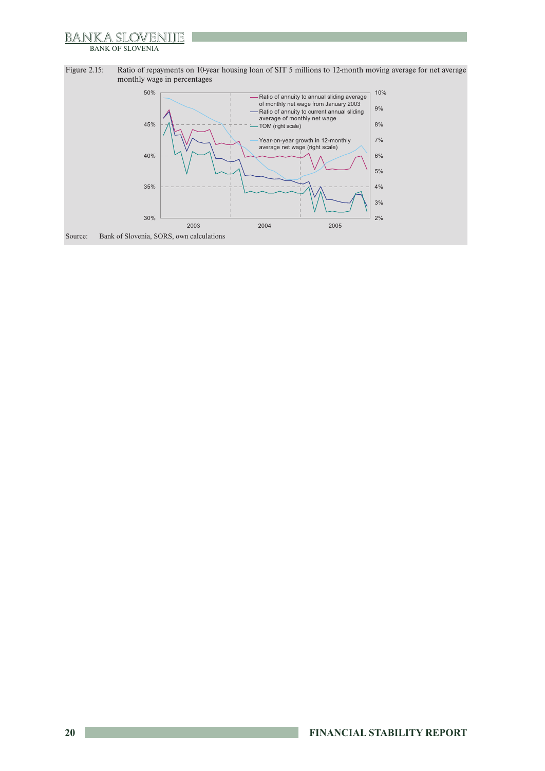Figure 2.15: Ratio of repayments on 10-year housing loan of SIT 5 millions to 12-month moving average for net average monthly wage in percentages

Source: Bank of Slovenia, SORS, own calculations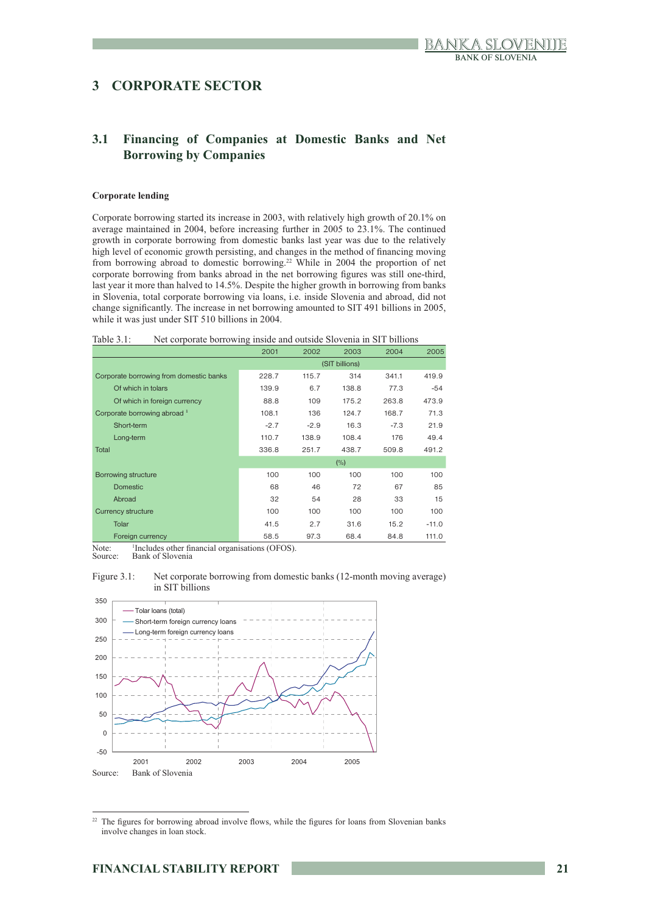# 3 CORPORATE SECTOR

## 3.1 Financing of Companies at Domestic Banks and Net Borrowing by Companies

**Corporate lending**

Corporate borrowing started its increase in 2003, with relatively high growth of 20.1% on average maintained in 2004, before increasing further in 2005 to 23.1%. The continued growth in corporate borrowing from domestic banks last year was due to the relatively high level of economic growth persisting, and changes in the method of financing moving from borrowing abroad to domestic borrowing.[22] While in 2004 the proportion of net corporate borrowing from banks abroad in the net borrowing figures was still one-third, last year it more than halved to 14.5%. Despite the higher growth in borrowing from banks in Slovenia, total corporate borrowing via loans, i.e. inside Slovenia and abroad, did not change significantly. The increase in net borrowing amounted to SIT 491 billions in 2005, while it was just under SIT 510 billions in 2004.

Table 3.1: Net corporate borrowing inside and outside Slovenia in SIT billions

| | 2001 | 2002 | 2003 | 2004 | 2005 |
|---|---|---|---|---|---|
| | | | (SIT billions) | | |
| Corporate borrowing from domestic banks | 228.7 | 115.7 | 314 | 341.1 | 419.9 |
| Of which in tolars | 139.9 | 6.7 | 138.8 | 77.3 | -54 |
| Of which in foreign currency | 88.8 | 109 | 175.2 | 263.8 | 473.9 |
| Corporate borrowing abroad [1] | 108.1 | 136 | 124.7 | 168.7 | 71.3 |
| Short-term | -2.7 | -2.9 | 16.3 | -7.3 | 21.9 |
| Long-term | 110.7 | 138.9 | 108.4 | 176 | 49.4 |
| Total | 336.8 | 251.7 | 438.7 | 509.8 | 491.2 |
| | | | (%) | | |
| Borrowing structure | 100 | 100 | 100 | 100 | 100 |
| Domestic | 68 | 46 | 72 | 67 | 85 |
| Abroad | 32 | 54 | 28 | 33 | 15 |
| Currency structure | 100 | 100 | 100 | 100 | 100 |
| Tolar | 41.5 | 2.7 | 31.6 | 15.2 | -11.0 |
| Foreign currency | 58.5 | 97.3 | 68.4 | 84.8 | 111.0 |

Note: [1]Includes other financial organisations (OFOS).
Source: Bank of Slovenia

Figure 3.1: Net corporate borrowing from domestic banks (12-month moving average) in SIT billions

Source: Bank of Slovenia

[22] The figures for borrowing abroad involve flows, while the figures for loans from Slovenian banks involve changes in loan stock.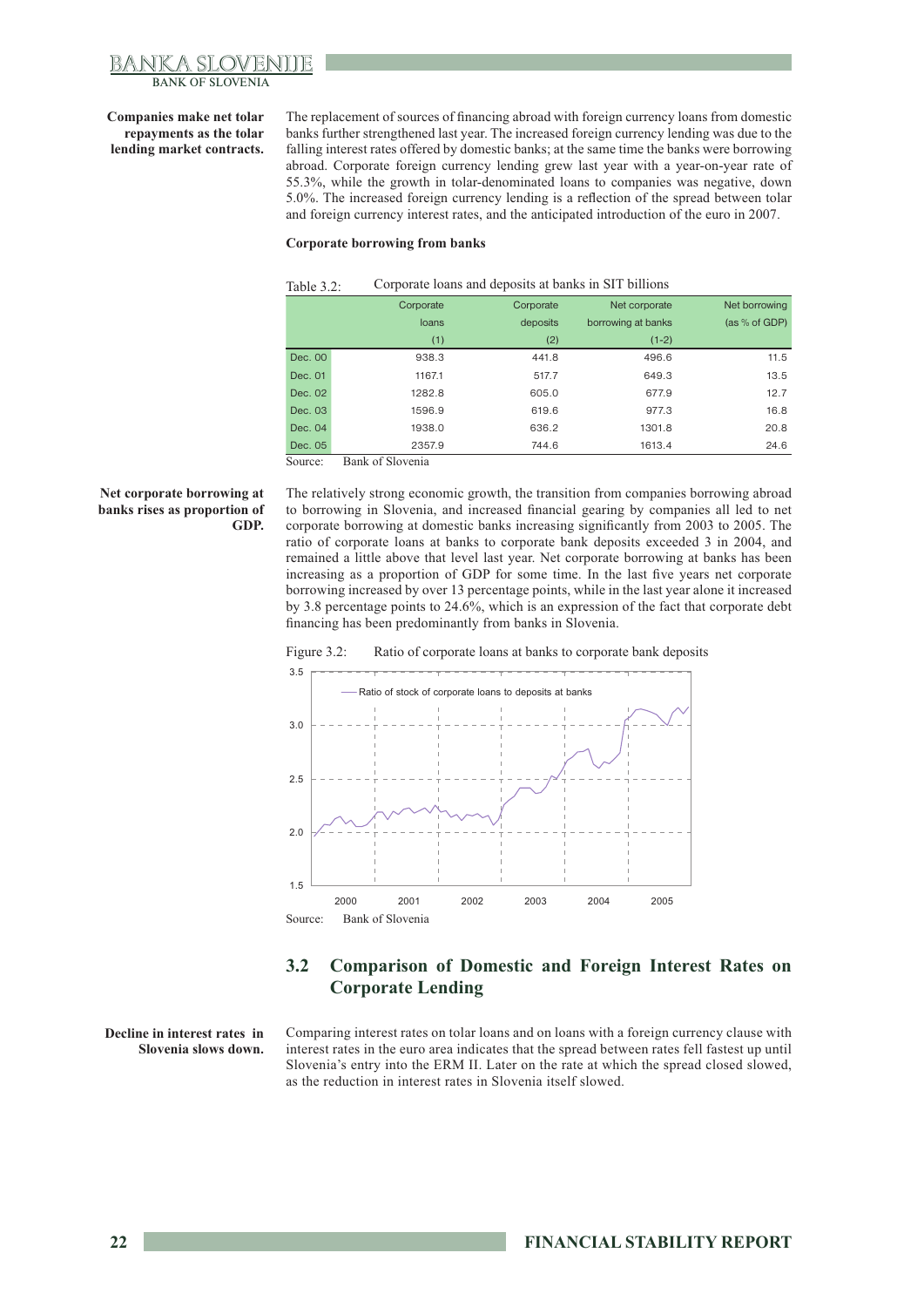**Companies make net tolar repayments as the tolar lending market contracts.**

The replacement of sources of financing abroad with foreign currency loans from domestic banks further strengthened last year. The increased foreign currency lending was due to the falling interest rates offered by domestic banks; at the same time the banks were borrowing abroad. Corporate foreign currency lending grew last year with a year-on-year rate of 55.3%, while the growth in tolar-denominated loans to companies was negative, down 5.0%. The increased foreign currency lending is a reflection of the spread between tolar and foreign currency interest rates, and the anticipated introduction of the euro in 2007.

**Corporate borrowing from banks**

Table 3.2: Corporate loans and deposits at banks in SIT billions

| | Corporate loans (1) | Corporate deposits (2) | Net corporate borrowing at banks (1-2) | Net borrowing (as % of GDP) |
|---|---|---|---|---|
| Dec. 00 | 938.3 | 441.8 | 496.6 | 11.5 |
| Dec. 01 | 1167.1 | 517.7 | 649.3 | 13.5 |
| Dec. 02 | 1282.8 | 605.0 | 677.9 | 12.7 |
| Dec. 03 | 1596.9 | 619.6 | 977.3 | 16.8 |
| Dec. 04 | 1938.0 | 636.2 | 1301.8 | 20.8 |
| Dec. 05 | 2357.9 | 744.6 | 1613.4 | 24.6 |

Source: Bank of Slovenia

**Net corporate borrowing at banks rises as proportion of GDP.**

The relatively strong economic growth, the transition from companies borrowing abroad to borrowing in Slovenia, and increased financial gearing by companies all led to net corporate borrowing at domestic banks increasing significantly from 2003 to 2005. The ratio of corporate loans at banks to corporate bank deposits exceeded 3 in 2004, and remained a little above that level last year. Net corporate borrowing at banks has been increasing as a proportion of GDP for some time. In the last five years net corporate borrowing increased by over 13 percentage points, while in the last year alone it increased by 3.8 percentage points to 24.6%, which is an expression of the fact that corporate debt financing has been predominantly from banks in Slovenia.

Figure 3.2: Ratio of corporate loans at banks to corporate bank deposits

Source: Bank of Slovenia

## 3.2 Comparison of Domestic and Foreign Interest Rates on Corporate Lending

**Decline in interest rates in Slovenia slows down.**

Comparing interest rates on tolar loans and on loans with a foreign currency clause with interest rates in the euro area indicates that the spread between rates fell fastest up until Slovenia's entry into the ERM II. Later on the rate at which the spread closed slowed, as the reduction in interest rates in Slovenia itself slowed.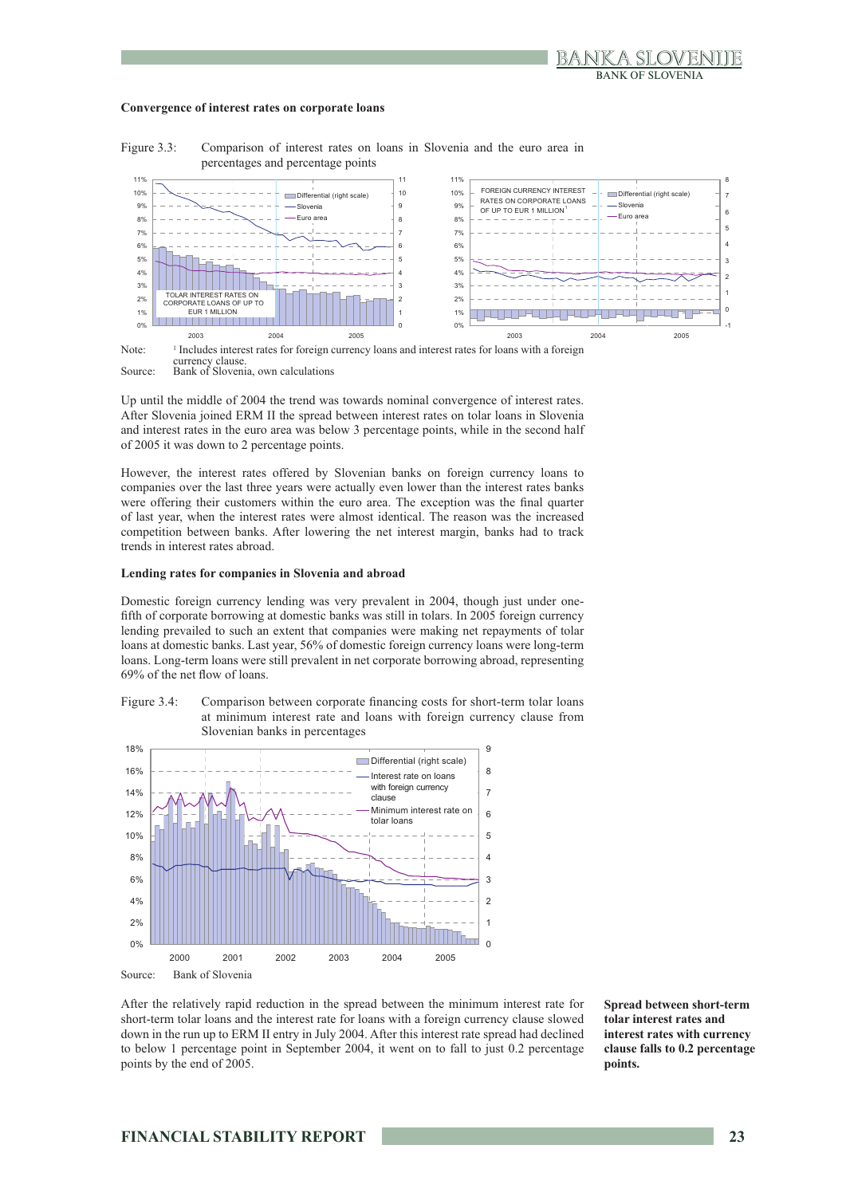### Convergence of interest rates on corporate loans

Figure 3.3: Comparison of interest rates on loans in Slovenia and the euro area in percentages and percentage points

Note: [1] Includes interest rates for foreign currency loans and interest rates for loans with a foreign currency clause.

Source: Bank of Slovenia, own calculations

Up until the middle of 2004 the trend was towards nominal convergence of interest rates. After Slovenia joined ERM II the spread between interest rates on tolar loans in Slovenia and interest rates in the euro area was below 3 percentage points, while in the second half of 2005 it was down to 2 percentage points.

However, the interest rates offered by Slovenian banks on foreign currency loans to companies over the last three years were actually even lower than the interest rates banks were offering their customers within the euro area. The exception was the final quarter of last year, when the interest rates were almost identical. The reason was the increased competition between banks. After lowering the net interest margin, banks had to track trends in interest rates abroad.

### Lending rates for companies in Slovenia and abroad

Domestic foreign currency lending was very prevalent in 2004, though just under one-fifth of corporate borrowing at domestic banks was still in tolars. In 2005 foreign currency lending prevailed to such an extent that companies were making net repayments of tolar loans at domestic banks. Last year, 56% of domestic foreign currency loans were long-term loans. Long-term loans were still prevalent in net corporate borrowing abroad, representing 69% of the net flow of loans.

Figure 3.4: Comparison between corporate financing costs for short-term tolar loans at minimum interest rate and loans with foreign currency clause from Slovenian banks in percentages

Source: Bank of Slovenia

**Spread between short-term tolar interest rates and interest rates with currency clause falls to 0.2 percentage points.**

After the relatively rapid reduction in the spread between the minimum interest rate for short-term tolar loans and the interest rate for loans with a foreign currency clause slowed down in the run up to ERM II entry in July 2004. After this interest rate spread had declined to below 1 percentage point in September 2004, it went on to fall to just 0.2 percentage points by the end of 2005.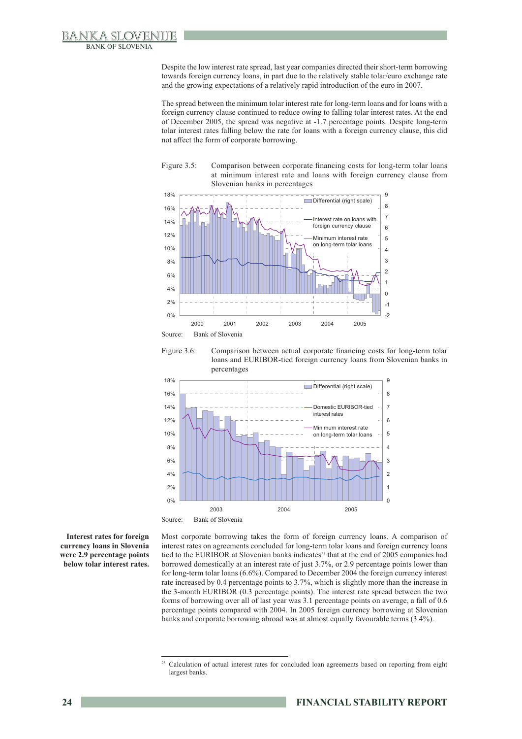Despite the low interest rate spread, last year companies directed their short-term borrowing towards foreign currency loans, in part due to the relatively stable tolar/euro exchange rate and the growing expectations of a relatively rapid introduction of the euro in 2007.

The spread between the minimum tolar interest rate for long-term loans and for loans with a foreign currency clause continued to reduce owing to falling tolar interest rates. At the end of December 2005, the spread was negative at -1.7 percentage points. Despite long-term tolar interest rates falling below the rate for loans with a foreign currency clause, this did not affect the form of corporate borrowing.

Figure 3.5: Comparison between corporate financing costs for long-term tolar loans at minimum interest rate and loans with foreign currency clause from Slovenian banks in percentages

Source: Bank of Slovenia

Figure 3.6: Comparison between actual corporate financing costs for long-term tolar loans and EURIBOR-tied foreign currency loans from Slovenian banks in percentages

Source: Bank of Slovenia

**Interest rates for foreign currency loans in Slovenia were 2.9 percentage points below tolar interest rates.**

Most corporate borrowing takes the form of foreign currency loans. A comparison of interest rates on agreements concluded for long-term tolar loans and foreign currency loans tied to the EURIBOR at Slovenian banks indicates[23] that at the end of 2005 companies had borrowed domestically at an interest rate of just 3.7%, or 2.9 percentage points lower than for long-term tolar loans (6.6%). Compared to December 2004 the foreign currency interest rate increased by 0.4 percentage points to 3.7%, which is slightly more than the increase in the 3-month EURIBOR (0.3 percentage points). The interest rate spread between the two forms of borrowing over all of last year was 3.1 percentage points on average, a fall of 0.6 percentage points compared with 2004. In 2005 foreign currency borrowing at Slovenian banks and corporate borrowing abroad was at almost equally favourable terms (3.4%).

[23] Calculation of actual interest rates for concluded loan agreements based on reporting from eight largest banks.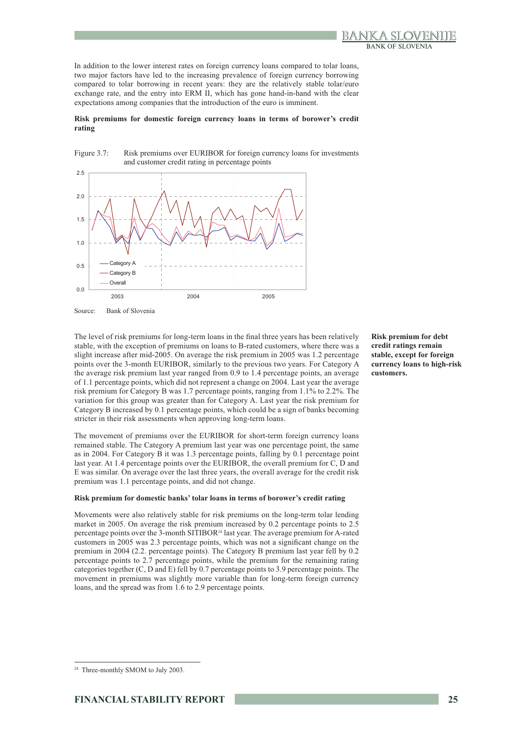In addition to the lower interest rates on foreign currency loans compared to tolar loans, two major factors have led to the increasing prevalence of foreign currency borrowing compared to tolar borrowing in recent years: they are the relatively stable tolar/euro exchange rate, and the entry into ERM II, which has gone hand-in-hand with the clear expectations among companies that the introduction of the euro is imminent.

**Risk premiums for domestic foreign currency loans in terms of borower's credit rating**

Figure 3.7: Risk premiums over EURIBOR for foreign currency loans for investments and customer credit rating in percentage points

Source: Bank of Slovenia

**Risk premium for debt credit ratings remain stable, except for foreign currency loans to high-risk customers.**

The level of risk premiums for long-term loans in the final three years has been relatively stable, with the exception of premiums on loans to B-rated customers, where there was a slight increase after mid-2005. On average the risk premium in 2005 was 1.2 percentage points over the 3-month EURIBOR, similarly to the previous two years. For Category A the average risk premium last year ranged from 0.9 to 1.4 percentage points, an average of 1.1 percentage points, which did not represent a change on 2004. Last year the average risk premium for Category B was 1.7 percentage points, ranging from 1.1% to 2.2%. The variation for this group was greater than for Category A. Last year the risk premium for Category B increased by 0.1 percentage points, which could be a sign of banks becoming stricter in their risk assessments when approving long-term loans.

The movement of premiums over the EURIBOR for short-term foreign currency loans remained stable. The Category A premium last year was one percentage point, the same as in 2004. For Category B it was 1.3 percentage points, falling by 0.1 percentage point last year. At 1.4 percentage points over the EURIBOR, the overall premium for C, D and E was similar. On average over the last three years, the overall average for the credit risk premium was 1.1 percentage points, and did not change.

**Risk premium for domestic banks' tolar loans in terms of borower's credit rating**

Movements were also relatively stable for risk premiums on the long-term tolar lending market in 2005. On average the risk premium increased by 0.2 percentage points to 2.5 percentage points over the 3-month SITIBOR[24] last year. The average premium for A-rated customers in 2005 was 2.3 percentage points, which was not a significant change on the premium in 2004 (2.2. percentage points). The Category B premium last year fell by 0.2 percentage points to 2.7 percentage points, while the premium for the remaining rating categories together (C, D and E) fell by 0.7 percentage points to 3.9 percentage points. The movement in premiums was slightly more variable than for long-term foreign currency loans, and the spread was from 1.6 to 2.9 percentage points.

[24] Three-monthly SMOM to July 2003.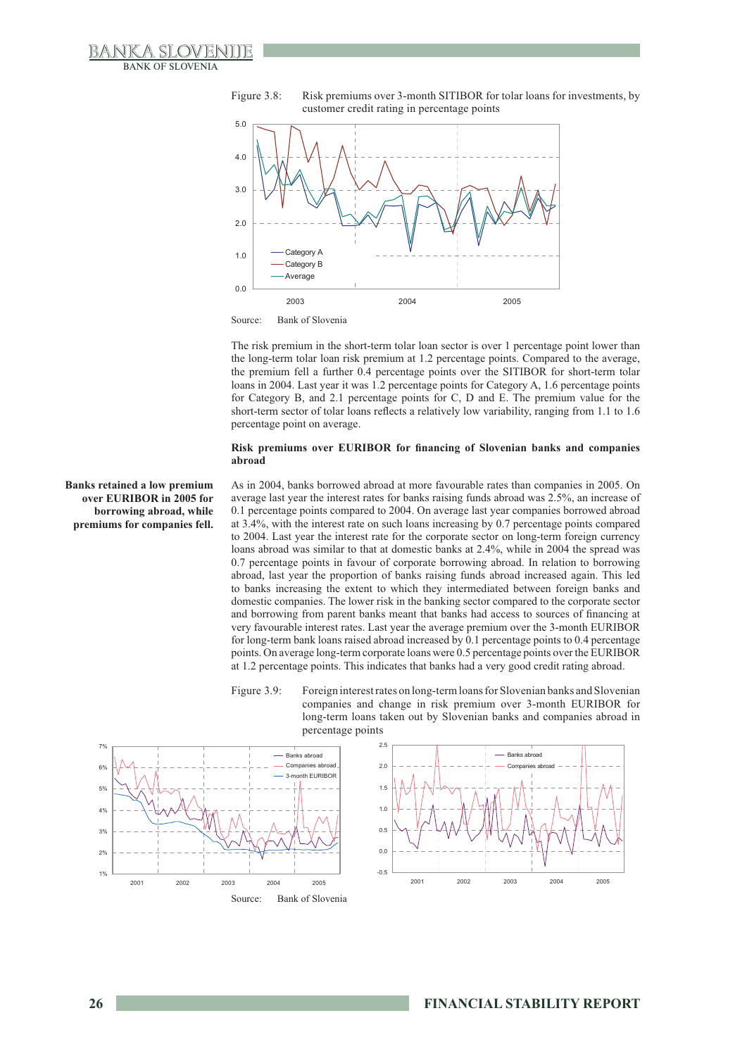Figure 3.8: Risk premiums over 3-month SITIBOR for tolar loans for investments, by customer credit rating in percentage points

Source: Bank of Slovenia

The risk premium in the short-term tolar loan sector is over 1 percentage point lower than the long-term tolar loan risk premium at 1.2 percentage points. Compared to the average, the premium fell a further 0.4 percentage points over the SITIBOR for short-term tolar loans in 2004. Last year it was 1.2 percentage points for Category A, 1.6 percentage points for Category B, and 2.1 percentage points for C, D and E. The premium value for the short-term sector of tolar loans reflects a relatively low variability, ranging from 1.1 to 1.6 percentage point on average.

**Risk premiums over EURIBOR for financing of Slovenian banks and companies abroad**

**Banks retained a low premium over EURIBOR in 2005 for borrowing abroad, while premiums for companies fell.**

As in 2004, banks borrowed abroad at more favourable rates than companies in 2005. On average last year the interest rates for banks raising funds abroad was 2.5%, an increase of 0.1 percentage points compared to 2004. On average last year companies borrowed abroad at 3.4%, with the interest rate on such loans increasing by 0.7 percentage points compared to 2004. Last year the interest rate for the corporate sector on long-term foreign currency loans abroad was similar to that at domestic banks at 2.4%, while in 2004 the spread was 0.7 percentage points in favour of corporate borrowing abroad. In relation to borrowing abroad, last year the proportion of banks raising funds abroad increased again. This led to banks increasing the extent to which they intermediated between foreign banks and domestic companies. The lower risk in the banking sector compared to the corporate sector and borrowing from parent banks meant that banks had access to sources of financing at very favourable interest rates. Last year the average premium over the 3-month EURIBOR for long-term bank loans raised abroad increased by 0.1 percentage points to 0.4 percentage points. On average long-term corporate loans were 0.5 percentage points over the EURIBOR at 1.2 percentage points. This indicates that banks had a very good credit rating abroad.

Figure 3.9: Foreign interest rates on long-term loans for Slovenian banks and Slovenian companies and change in risk premium over 3-month EURIBOR for long-term loans taken out by Slovenian banks and companies abroad in percentage points

Source: Bank of Slovenia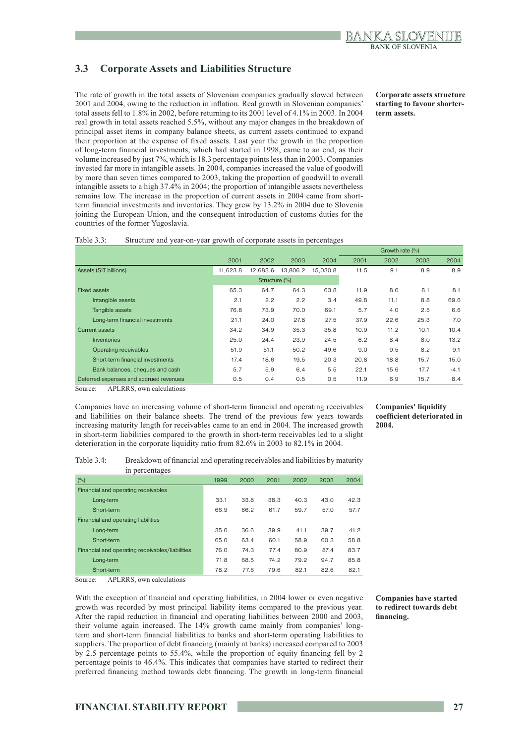## 3.3 Corporate Assets and Liabilities Structure

**Corporate assets structure starting to favour shorter-term assets.**

The rate of growth in the total assets of Slovenian companies gradually slowed between 2001 and 2004, owing to the reduction in inflation. Real growth in Slovenian companies' total assets fell to 1.8% in 2002, before returning to its 2001 level of 4.1% in 2003. In 2004 real growth in total assets reached 5.5%, without any major changes in the breakdown of principal asset items in company balance sheets, as current assets continued to expand their proportion at the expense of fixed assets. Last year the growth in the proportion of long-term financial investments, which had started in 1998, came to an end, as their volume increased by just 7%, which is 18.3 percentage points less than in 2003. Companies invested far more in intangible assets. In 2004, companies increased the value of goodwill by more than seven times compared to 2003, taking the proportion of goodwill to overall intangible assets to a high 37.4% in 2004; the proportion of intangible assets nevertheless remains low. The increase in the proportion of current assets in 2004 came from short-term financial investments and inventories. They grew by 13.2% in 2004 due to Slovenia joining the European Union, and the consequent introduction of customs duties for the countries of the former Yugoslavia.

Table 3.3: Structure and year-on-year growth of corporate assets in percentages

| | | | | | Growth rate (%) | | | |
|---|---|---|---|---|---|---|---|---|
| | 2001 | 2002 | 2003 | 2004 | 2001 | 2002 | 2003 | 2004 |
| Assets (SIT billions) | 11,623.8 | 12,683.6 | 13,806.2 | 15,030.8 | 11.5 | 9.1 | 8.9 | 8.9 |
| | Structure (%) | | | | | | | |
| Fixed assets | 65.3 | 64.7 | 64.3 | 63.8 | 11.9 | 8.0 | 8.1 | 8.1 |
| Intangible assets | 2.1 | 2.2 | 2.2 | 3.4 | 49.8 | 11.1 | 8.8 | 69.6 |
| Tangible assets | 76.8 | 73.9 | 70.0 | 69.1 | 5.7 | 4.0 | 2.5 | 6.6 |
| Long-term financial investments | 21.1 | 24.0 | 27.8 | 27.5 | 37.9 | 22.6 | 25.3 | 7.0 |
| Current assets | 34.2 | 34.9 | 35.3 | 35.8 | 10.9 | 11.2 | 10.1 | 10.4 |
| Inventories | 25.0 | 24.4 | 23.9 | 24.5 | 6.2 | 8.4 | 8.0 | 13.2 |
| Operating receivables | 51.9 | 51.1 | 50.2 | 49.6 | 9.0 | 9.5 | 8.2 | 9.1 |
| Short-term financial investments | 17.4 | 18.6 | 19.5 | 20.3 | 20.8 | 18.8 | 15.7 | 15.0 |
| Bank balances, cheques and cash | 5.7 | 5.9 | 6.4 | 5.5 | 22.1 | 15.6 | 17.7 | -4.1 |
| Deferred expenses and accrued revenues | 0.5 | 0.4 | 0.5 | 0.5 | 11.9 | 6.9 | 15.7 | 8.4 |

Source: APLRRS, own calculations

**Companies' liquidity coefficient deteriorated in 2004.**

Companies have an increasing volume of short-term financial and operating receivables and liabilities on their balance sheets. The trend of the previous few years towards increasing maturity length for receivables came to an end in 2004. The increased growth in short-term liabilities compared to the growth in short-term receivables led to a slight deterioration in the corporate liquidity ratio from 82.6% in 2003 to 82.1% in 2004.

Table 3.4: Breakdown of financial and operating receivables and liabilities by maturity in percentages

| (%) | 1999 | 2000 | 2001 | 2002 | 2003 | 2004 |
|---|---|---|---|---|---|---|
| Financial and operating receivables | | | | | | |
| Long-term | 33.1 | 33.8 | 38.3 | 40.3 | 43.0 | 42.3 |
| Short-term | 66.9 | 66.2 | 61.7 | 59.7 | 57.0 | 57.7 |
| Financial and operating liabilities | | | | | | |
| Long-term | 35.0 | 36.6 | 39.9 | 41.1 | 39.7 | 41.2 |
| Short-term | 65.0 | 63.4 | 60.1 | 58.9 | 60.3 | 58.8 |
| Financial and operating receivables/liabilities | 76.0 | 74.3 | 77.4 | 80.9 | 87.4 | 83.7 |
| Long-term | 71.8 | 68.5 | 74.2 | 79.2 | 94.7 | 85.8 |
| Short-term | 78.2 | 77.6 | 79.6 | 82.1 | 82.6 | 82.1 |

Source: APLRRS, own calculations

**Companies have started to redirect towards debt financing.**

With the exception of financial and operating liabilities, in 2004 lower or even negative growth was recorded by most principal liability items compared to the previous year. After the rapid reduction in financial and operating liabilities between 2000 and 2003, their volume again increased. The 14% growth came mainly from companies' long-term and short-term financial liabilities to banks and short-term operating liabilities to suppliers. The proportion of debt financing (mainly at banks) increased compared to 2003 by 2.5 percentage points to 55.4%, while the proportion of equity financing fell by 2 percentage points to 46.4%. This indicates that companies have started to redirect their preferred financing method towards debt financing. The growth in long-term financial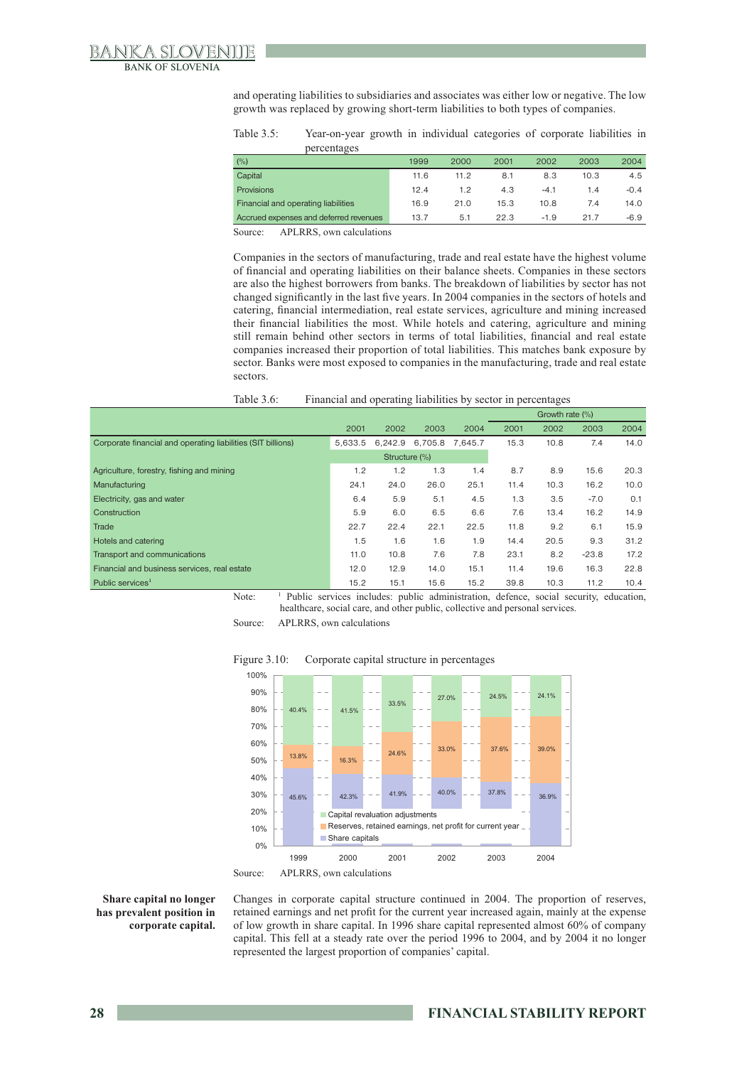and operating liabilities to subsidiaries and associates was either low or negative. The low growth was replaced by growing short-term liabilities to both types of companies.

Table 3.5: Year-on-year growth in individual categories of corporate liabilities in percentages

| (%) | 1999 | 2000 | 2001 | 2002 | 2003 | 2004 |
|---|---|---|---|---|---|---|
| Capital | 11.6 | 11.2 | 8.1 | 8.3 | 10.3 | 4.5 |
| Provisions | 12.4 | 1.2 | 4.3 | -4.1 | 1.4 | -0.4 |
| Financial and operating liabilities | 16.9 | 21.0 | 15.3 | 10.8 | 7.4 | 14.0 |
| Accrued expenses and deferred revenues | 13.7 | 5.1 | 22.3 | -1.9 | 21.7 | -6.9 |

Source: APLRRS, own calculations

Companies in the sectors of manufacturing, trade and real estate have the highest volume of financial and operating liabilities on their balance sheets. Companies in these sectors are also the highest borrowers from banks. The breakdown of liabilities by sector has not changed significantly in the last five years. In 2004 companies in the sectors of hotels and catering, financial intermediation, real estate services, agriculture and mining increased their financial liabilities the most. While hotels and catering, agriculture and mining still remain behind other sectors in terms of total liabilities, financial and real estate companies increased their proportion of total liabilities. This matches bank exposure by sector. Banks were most exposed to companies in the manufacturing, trade and real estate sectors.

Table 3.6: Financial and operating liabilities by sector in percentages

| | | | | | Growth rate (%) | | | |
|---|---|---|---|---|---|---|---|---|
| | 2001 | 2002 | 2003 | 2004 | 2001 | 2002 | 2003 | 2004 |
| Corporate financial and operating liabilities (SIT billions) | 5,633.5 | 6,242.9 | 6,705.8 | 7,645.7 | 15.3 | 10.8 | 7.4 | 14.0 |
| | Structure (%) | | | | | | | |
| Agriculture, forestry, fishing and mining | 1.2 | 1.2 | 1.3 | 1.4 | 8.7 | 8.9 | 15.6 | 20.3 |
| Manufacturing | 24.1 | 24.0 | 26.0 | 25.1 | 11.4 | 10.3 | 16.2 | 10.0 |
| Electricity, gas and water | 6.4 | 5.9 | 5.1 | 4.5 | 1.3 | 3.5 | -7.0 | 0.1 |
| Construction | 5.9 | 6.0 | 6.5 | 6.6 | 7.6 | 13.4 | 16.2 | 14.9 |
| Trade | 22.7 | 22.4 | 22.1 | 22.5 | 11.8 | 9.2 | 6.1 | 15.9 |
| Hotels and catering | 1.5 | 1.6 | 1.6 | 1.9 | 14.4 | 20.5 | 9.3 | 31.2 |
| Transport and communications | 11.0 | 10.8 | 7.6 | 7.8 | 23.1 | 8.2 | -23.8 | 17.2 |
| Financial and business services, real estate | 12.0 | 12.9 | 14.0 | 15.1 | 11.4 | 19.6 | 16.3 | 22.8 |
| Public services[1] | 15.2 | 15.1 | 15.6 | 15.2 | 39.8 | 10.3 | 11.2 | 10.4 |

Note: [1] Public services includes: public administration, defence, social security, education, healthcare, social care, and other public, collective and personal services.

Source: APLRRS, own calculations

Figure 3.10: Corporate capital structure in percentages

| | 1999 | 2000 | 2001 | 2002 | 2003 | 2004 |
|---|---|---|---|---|---|---|
| Capital revaluation adjustments | 40.4% | 41.5% | 33.5% | 27.0% | 24.5% | 24.1% |
| Reserves, retained earnings, net profit for current year | 13.8% | 16.3% | 24.6% | 33.0% | 37.6% | 39.0% |
| Share capitals | 45.6% | 42.3% | 41.9% | 40.0% | 37.8% | 36.9% |

Source: APLRRS, own calculations

**Share capital no longer has prevalent position in corporate capital.**

Changes in corporate capital structure continued in 2004. The proportion of reserves, retained earnings and net profit for the current year increased again, mainly at the expense of low growth in share capital. In 1996 share capital represented almost 60% of company capital. This fell at a steady rate over the period 1996 to 2004, and by 2004 it no longer represented the largest proportion of companies' capital.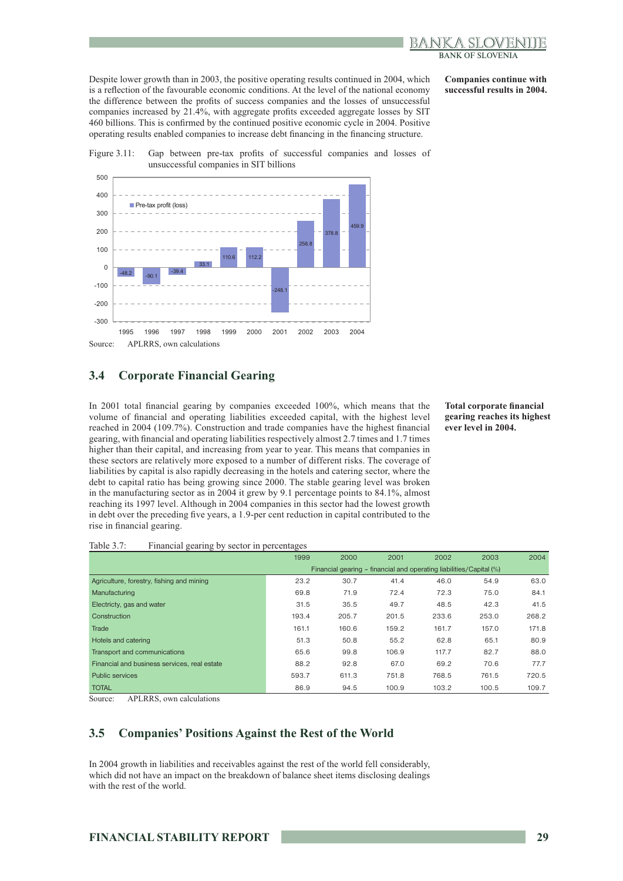Despite lower growth than in 2003, the positive operating results continued in 2004, which is a reflection of the favourable economic conditions. At the level of the national economy the difference between the profits of success companies and the losses of unsuccessful companies increased by 21.4%, with aggregate profits exceeded aggregate losses by SIT 460 billions. This is confirmed by the continued positive economic cycle in 2004. Positive operating results enabled companies to increase debt financing in the financing structure.

**Companies continue with successful results in 2004.**

Figure 3.11: Gap between pre-tax profits of successful companies and losses of unsuccessful companies in SIT billions

| | 1995 | 1996 | 1997 | 1998 | 1999 | 2000 | 2001 | 2002 | 2003 | 2004 |
|---|---|---|---|---|---|---|---|---|---|---|
| Pre-tax profit (loss) | -48.2 | -90.1 | -39.4 | 33.1 | 110.6 | 112.2 | -248.1 | 258.8 | 378.8 | 459.9 |

Source: APLRRS, own calculations

## 3.4 Corporate Financial Gearing

In 2001 total financial gearing by companies exceeded 100%, which means that the volume of financial and operating liabilities exceeded capital, with the highest level reached in 2004 (109.7%). Construction and trade companies have the highest financial gearing, with financial and operating liabilities respectively almost 2.7 times and 1.7 times higher than their capital, and increasing from year to year. This means that companies in these sectors are relatively more exposed to a number of different risks. The coverage of liabilities by capital is also rapidly decreasing in the hotels and catering sector, where the debt to capital ratio has being growing since 2000. The stable gearing level was broken in the manufacturing sector as in 2004 it grew by 9.1 percentage points to 84.1%, almost reaching its 1997 level. Although in 2004 companies in this sector had the lowest growth in debt over the preceding five years, a 1.9-per cent reduction in capital contributed to the rise in financial gearing.

**Total corporate financial gearing reaches its highest ever level in 2004.**

Table 3.7: Financial gearing by sector in percentages

| | 1999 | 2000 | 2001 | 2002 | 2003 | 2004 |
|---|---|---|---|---|---|---|
| | Financial gearing - financial and operating liabilities/Capital (%) | | | | | |
| Agriculture, forestry, fishing and mining | 23.2 | 30.7 | 41.4 | 46.0 | 54.9 | 63.0 |
| Manufacturing | 69.8 | 71.9 | 72.4 | 72.3 | 75.0 | 84.1 |
| Electricty, gas and water | 31.5 | 35.5 | 49.7 | 48.5 | 42.3 | 41.5 |
| Construction | 193.4 | 205.7 | 201.5 | 233.6 | 253.0 | 268.2 |
| Trade | 161.1 | 160.6 | 159.2 | 161.7 | 157.0 | 171.8 |
| Hotels and catering | 51.3 | 50.8 | 55.2 | 62.8 | 65.1 | 80.9 |
| Transport and communications | 65.6 | 99.8 | 106.9 | 117.7 | 82.7 | 88.0 |
| Financial and business services, real estate | 88.2 | 92.8 | 67.0 | 69.2 | 70.6 | 77.7 |
| Public services | 593.7 | 611.3 | 751.8 | 768.5 | 761.5 | 720.5 |
| TOTAL | 86.9 | 94.5 | 100.9 | 103.2 | 100.5 | 109.7 |

Source: APLRRS, own calculations

## 3.5 Companies' Positions Against the Rest of the World

In 2004 growth in liabilities and receivables against the rest of the world fell considerably, which did not have an impact on the breakdown of balance sheet items disclosing dealings with the rest of the world.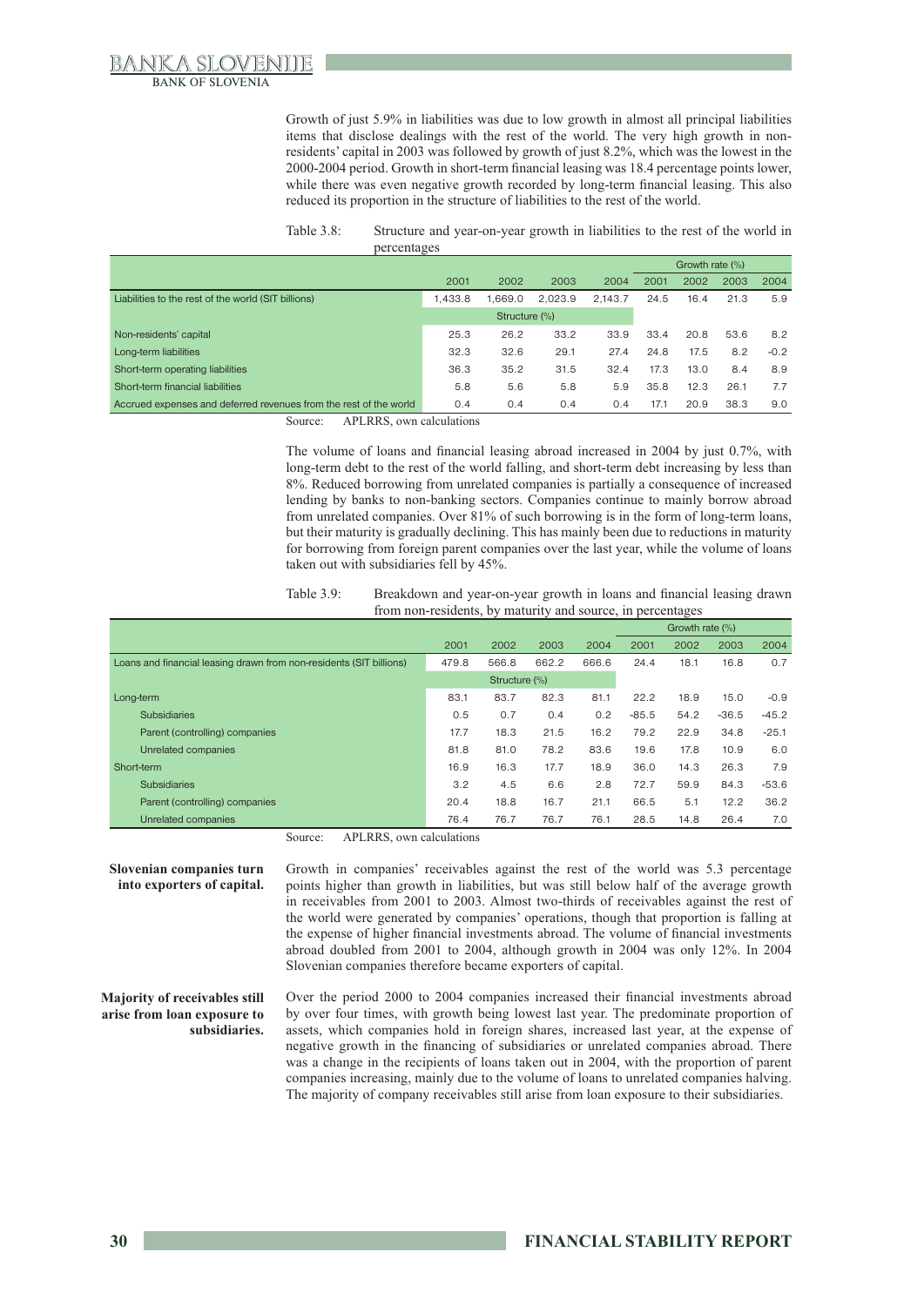Growth of just 5.9% in liabilities was due to low growth in almost all principal liabilities items that disclose dealings with the rest of the world. The very high growth in non-residents' capital in 2003 was followed by growth of just 8.2%, which was the lowest in the 2000-2004 period. Growth in short-term financial leasing was 18.4 percentage points lower, while there was even negative growth recorded by long-term financial leasing. This also reduced its proportion in the structure of liabilities to the rest of the world.

Table 3.8: Structure and year-on-year growth in liabilities to the rest of the world in percentages

| | | | | | Growth rate (%) | | | |
|---|---|---|---|---|---|---|---|---|
| | 2001 | 2002 | 2003 | 2004 | 2001 | 2002 | 2003 | 2004 |
| Liabilities to the rest of the world (SIT billions) | 1,433.8 | 1,669.0 | 2,023.9 | 2,143.7 | 24.5 | 16.4 | 21.3 | 5.9 |
| | Structure (%) | | | | | | | |
| Non-residents' capital | 25.3 | 26.2 | 33.2 | 33.9 | 33.4 | 20.8 | 53.6 | 8.2 |
| Long-term liabilities | 32.3 | 32.6 | 29.1 | 27.4 | 24.8 | 17.5 | 8.2 | -0.2 |
| Short-term operating liabilities | 36.3 | 35.2 | 31.5 | 32.4 | 17.3 | 13.0 | 8.4 | 8.9 |
| Short-term financial liabilities | 5.8 | 5.6 | 5.8 | 5.9 | 35.8 | 12.3 | 26.1 | 7.7 |
| Accrued expenses and deferred revenues from the rest of the world | 0.4 | 0.4 | 0.4 | 0.4 | 17.1 | 20.9 | 38.3 | 9.0 |

Source: APLRRS, own calculations

The volume of loans and financial leasing abroad increased in 2004 by just 0.7%, with long-term debt to the rest of the world falling, and short-term debt increasing by less than 8%. Reduced borrowing from unrelated companies is partially a consequence of increased lending by banks to non-banking sectors. Companies continue to mainly borrow abroad from unrelated companies. Over 81% of such borrowing is in the form of long-term loans, but their maturity is gradually declining. This has mainly been due to reductions in maturity for borrowing from foreign parent companies over the last year, while the volume of loans taken out with subsidiaries fell by 45%.

Table 3.9: Breakdown and year-on-year growth in loans and financial leasing drawn from non-residents, by maturity and source, in percentages

| | | | | | Growth rate (%) | | | |
|---|---|---|---|---|---|---|---|---|
| | 2001 | 2002 | 2003 | 2004 | 2001 | 2002 | 2003 | 2004 |
| Loans and financial leasing drawn from non-residents (SIT billions) | 479.8 | 566.8 | 662.2 | 666.6 | 24.4 | 18.1 | 16.8 | 0.7 |
| | Structure (%) | | | | | | | |
| Long-term | 83.1 | 83.7 | 82.3 | 81.1 | 22.2 | 18.9 | 15.0 | -0.9 |
| Subsidiaries | 0.5 | 0.7 | 0.4 | 0.2 | -85.5 | 54.2 | -36.5 | -45.2 |
| Parent (controlling) companies | 17.7 | 18.3 | 21.5 | 16.2 | 79.2 | 22.9 | 34.8 | -25.1 |
| Unrelated companies | 81.8 | 81.0 | 78.2 | 83.6 | 19.6 | 17.8 | 10.9 | 6.0 |
| Short-term | 16.9 | 16.3 | 17.7 | 18.9 | 36.0 | 14.3 | 26.3 | 7.9 |
| Subsidiaries | 3.2 | 4.5 | 6.6 | 2.8 | 72.7 | 59.9 | 84.3 | -53.6 |
| Parent (controlling) companies | 20.4 | 18.8 | 16.7 | 21.1 | 66.5 | 5.1 | 12.2 | 36.2 |
| Unrelated companies | 76.4 | 76.7 | 76.7 | 76.1 | 28.5 | 14.8 | 26.4 | 7.0 |

Source: APLRRS, own calculations

**Slovenian companies turn into exporters of capital.**

Growth in companies' receivables against the rest of the world was 5.3 percentage points higher than growth in liabilities, but was still below half of the average growth in receivables from 2001 to 2003. Almost two-thirds of receivables against the rest of the world were generated by companies' operations, though that proportion is falling at the expense of higher financial investments abroad. The volume of financial investments abroad doubled from 2001 to 2004, although growth in 2004 was only 12%. In 2004 Slovenian companies therefore became exporters of capital.

**Majority of receivables still arise from loan exposure to subsidiaries.**

Over the period 2000 to 2004 companies increased their financial investments abroad by over four times, with growth being lowest last year. The predominate proportion of assets, which companies hold in foreign shares, increased last year, at the expense of negative growth in the financing of subsidiaries or unrelated companies. There was a change in the recipients of loans taken out in 2004, with the proportion of parent companies increasing, mainly due to the volume of loans to unrelated companies halving. The majority of company receivables still arise from loan exposure to their subsidiaries.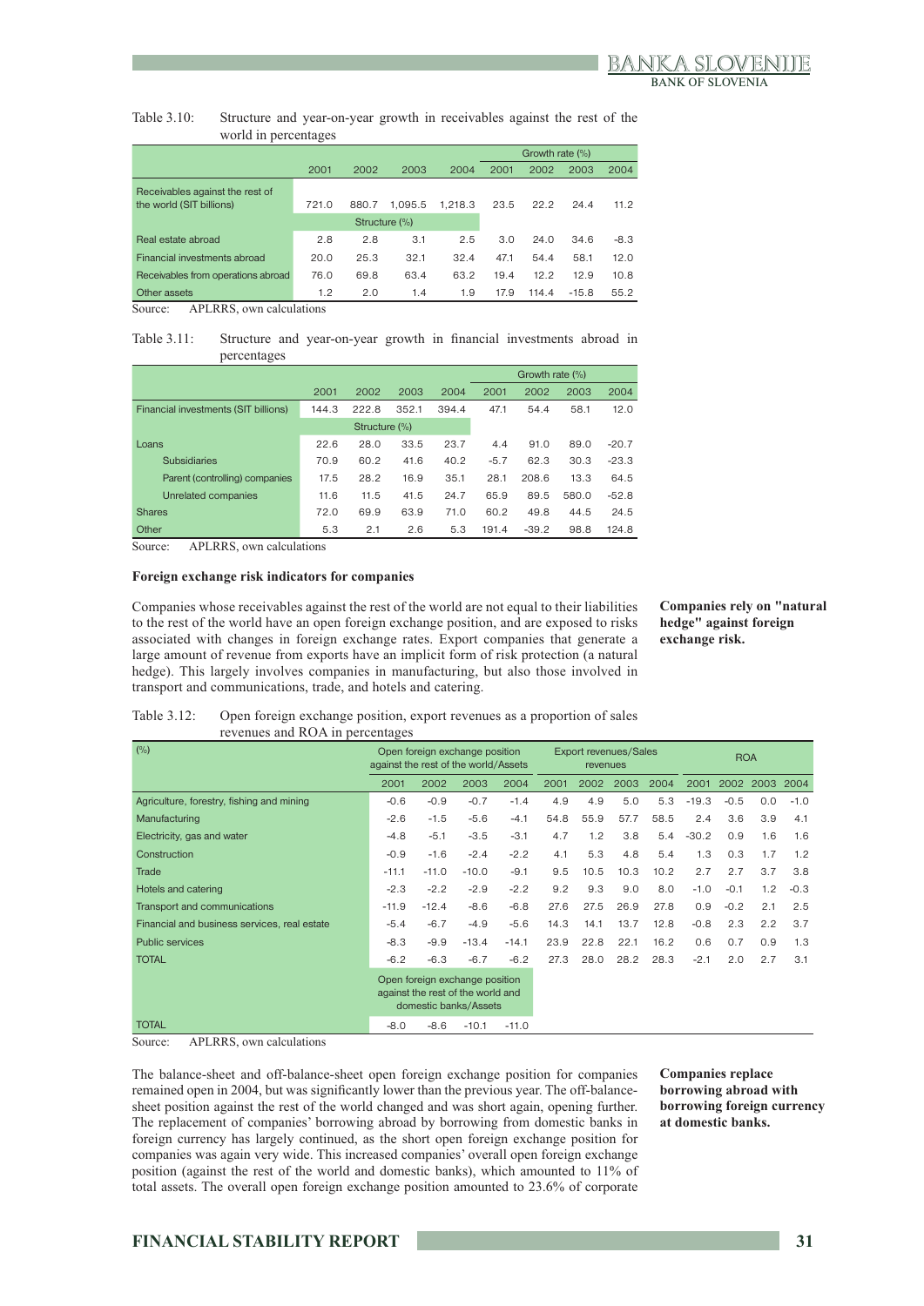Table 3.10: Structure and year-on-year growth in receivables against the rest of the world in percentages

| | 2001 | 2002 | 2003 | 2004 | Growth rate (%) 2001 | 2002 | 2003 | 2004 |
|---|---|---|---|---|---|---|---|---|
| Receivables against the rest of the world (SIT billions) | 721.0 | 880.7 | 1,095.5 | 1,218.3 | 23.5 | 22.2 | 24.4 | 11.2 |
| | Structure (%) | | | | | | | |
| Real estate abroad | 2.8 | 2.8 | 3.1 | 2.5 | 3.0 | 24.0 | 34.6 | -8.3 |
| Financial investments abroad | 20.0 | 25.3 | 32.1 | 32.4 | 47.1 | 54.4 | 58.1 | 12.0 |
| Receivables from operations abroad | 76.0 | 69.8 | 63.4 | 63.2 | 19.4 | 12.2 | 12.9 | 10.8 |
| Other assets | 1.2 | 2.0 | 1.4 | 1.9 | 17.9 | 114.4 | -15.8 | 55.2 |

Source: APLRRS, own calculations

Table 3.11: Structure and year-on-year growth in financial investments abroad in percentages

| | 2001 | 2002 | 2003 | 2004 | Growth rate (%) 2001 | 2002 | 2003 | 2004 |
|---|---|---|---|---|---|---|---|---|
| Financial investments (SIT billions) | 144.3 | 222.8 | 352.1 | 394.4 | 47.1 | 54.4 | 58.1 | 12.0 |
| | Structure (%) | | | | | | | |
| Loans | 22.6 | 28.0 | 33.5 | 23.7 | 4.4 | 91.0 | 89.0 | -20.7 |
| Subsidiaries | 70.9 | 60.2 | 41.6 | 40.2 | -5.7 | 62.3 | 30.3 | -23.3 |
| Parent (controlling) companies | 17.5 | 28.2 | 16.9 | 35.1 | 28.1 | 208.6 | 13.3 | 64.5 |
| Unrelated companies | 11.6 | 11.5 | 41.5 | 24.7 | 65.9 | 89.5 | 580.0 | -52.8 |
| Shares | 72.0 | 69.9 | 63.9 | 71.0 | 60.2 | 49.8 | 44.5 | 24.5 |
| Other | 5.3 | 2.1 | 2.6 | 5.3 | 191.4 | -39.2 | 98.8 | 124.8 |

Source: APLRRS, own calculations

### Foreign exchange risk indicators for companies

**Companies rely on "natural hedge" against foreign exchange risk.**

Companies whose receivables against the rest of the world are not equal to their liabilities to the rest of the world have an open foreign exchange position, and are exposed to risks associated with changes in foreign exchange rates. Export companies that generate a large amount of revenue from exports have an implicit form of risk protection (a natural hedge). This largely involves companies in manufacturing, but also those involved in transport and communications, trade, and hotels and catering.

Table 3.12: Open foreign exchange position, export revenues as a proportion of sales revenues and ROA in percentages

| (%) | Open foreign exchange position against the rest of the world/Assets | | | | Export revenues/Sales revenues | | | | ROA | | | |
|---|---|---|---|---|---|---|---|---|---|---|---|---|
| | 2001 | 2002 | 2003 | 2004 | 2001 | 2002 | 2003 | 2004 | 2001 | 2002 | 2003 | 2004 |
| Agriculture, forestry, fishing and mining | -0.6 | -0.9 | -0.7 | -1.4 | 4.9 | 4.9 | 5.0 | 5.3 | -19.3 | -0.5 | 0.0 | -1.0 |
| Manufacturing | -2.6 | -1.5 | -5.6 | -4.1 | 54.8 | 55.9 | 57.7 | 58.5 | 2.4 | 3.6 | 3.9 | 4.1 |
| Electricity, gas and water | -4.8 | -5.1 | -3.5 | -3.1 | 4.7 | 1.2 | 3.8 | 5.4 | -30.2 | 0.9 | 1.6 | 1.6 |
| Construction | -0.9 | -1.6 | -2.4 | -2.2 | 4.1 | 5.3 | 4.8 | 5.4 | 1.3 | 0.3 | 1.7 | 1.2 |
| Trade | -11.1 | -11.0 | -10.0 | -9.1 | 9.5 | 10.5 | 10.3 | 10.2 | 2.7 | 2.7 | 3.7 | 3.8 |
| Hotels and catering | -2.3 | -2.2 | -2.9 | -2.2 | 9.2 | 9.3 | 9.0 | 8.0 | -1.0 | -0.1 | 1.2 | -0.3 |
| Transport and communications | -11.9 | -12.4 | -8.6 | -6.8 | 27.6 | 27.5 | 26.9 | 27.8 | 0.9 | -0.2 | 2.1 | 2.5 |
| Financial and business services, real estate | -5.4 | -6.7 | -4.9 | -5.6 | 14.3 | 14.1 | 13.7 | 12.8 | -0.8 | 2.3 | 2.2 | 3.7 |
| Public services | -8.3 | -9.9 | -13.4 | -14.1 | 23.9 | 22.8 | 22.1 | 16.2 | 0.6 | 0.7 | 0.9 | 1.3 |
| TOTAL | -6.2 | -6.3 | -6.7 | -6.2 | 27.3 | 28.0 | 28.2 | 28.3 | -2.1 | 2.0 | 2.7 | 3.1 |
| | Open foreign exchange position against the rest of the world and domestic banks/Assets | | | | | | | | | | | |
| TOTAL | -8.0 | -8.6 | -10.1 | -11.0 | | | | | | | | |

Source: APLRRS, own calculations

**Companies replace borrowing abroad with borrowing foreign currency at domestic banks.**

The balance-sheet and off-balance-sheet open foreign exchange position for companies remained open in 2004, but was significantly lower than the previous year. The off-balance-sheet position against the rest of the world changed and was short again, opening further. The replacement of companies' borrowing abroad by borrowing from domestic banks in foreign currency has largely continued, as the short open foreign exchange position for companies was again very wide. This increased companies' overall open foreign exchange position (against the rest of the world and domestic banks), which amounted to 11% of total assets. The overall open foreign exchange position amounted to 23.6% of corporate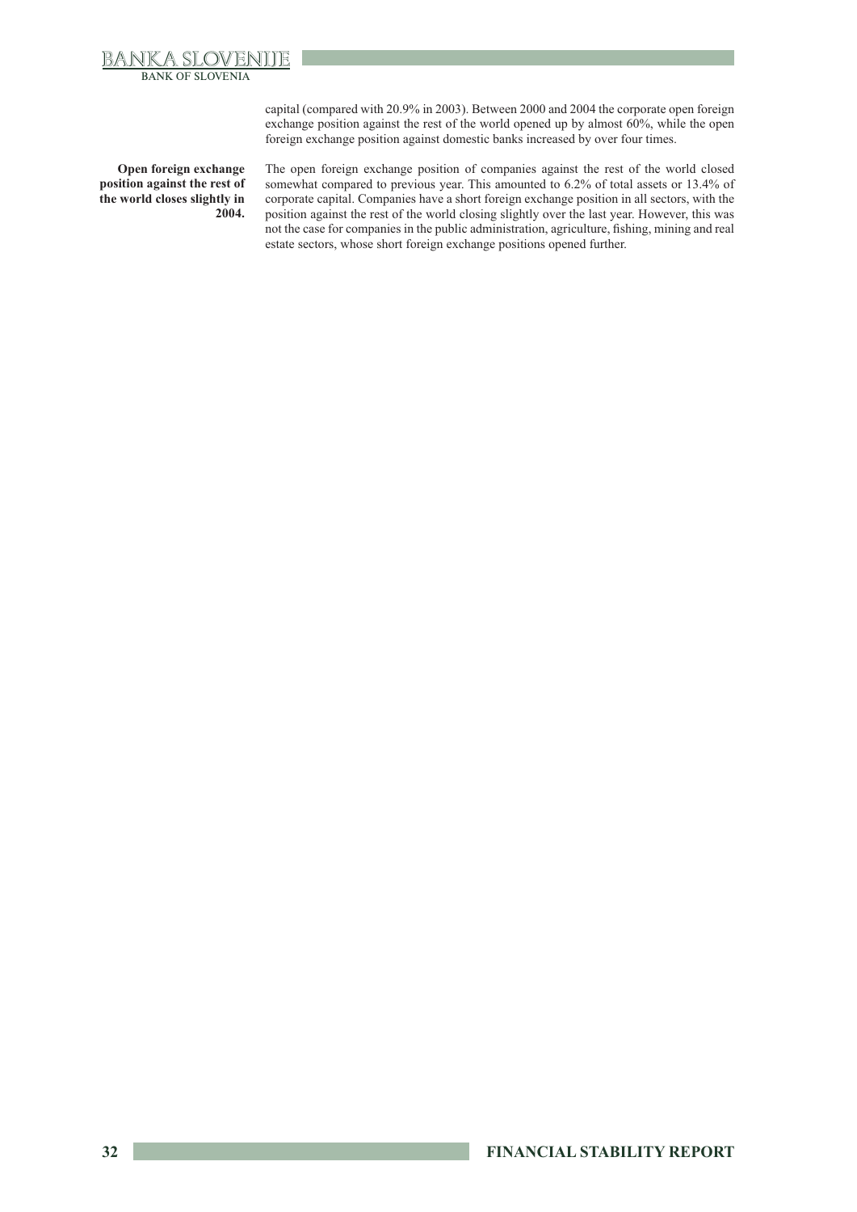capital (compared with 20.9% in 2003). Between 2000 and 2004 the corporate open foreign exchange position against the rest of the world opened up by almost 60%, while the open foreign exchange position against domestic banks increased by over four times.

**Open foreign exchange position against the rest of the world closes slightly in 2004.**

The open foreign exchange position of companies against the rest of the world closed somewhat compared to previous year. This amounted to 6.2% of total assets or 13.4% of corporate capital. Companies have a short foreign exchange position in all sectors, with the position against the rest of the world closing slightly over the last year. However, this was not the case for companies in the public administration, agriculture, fishing, mining and real estate sectors, whose short foreign exchange positions opened further.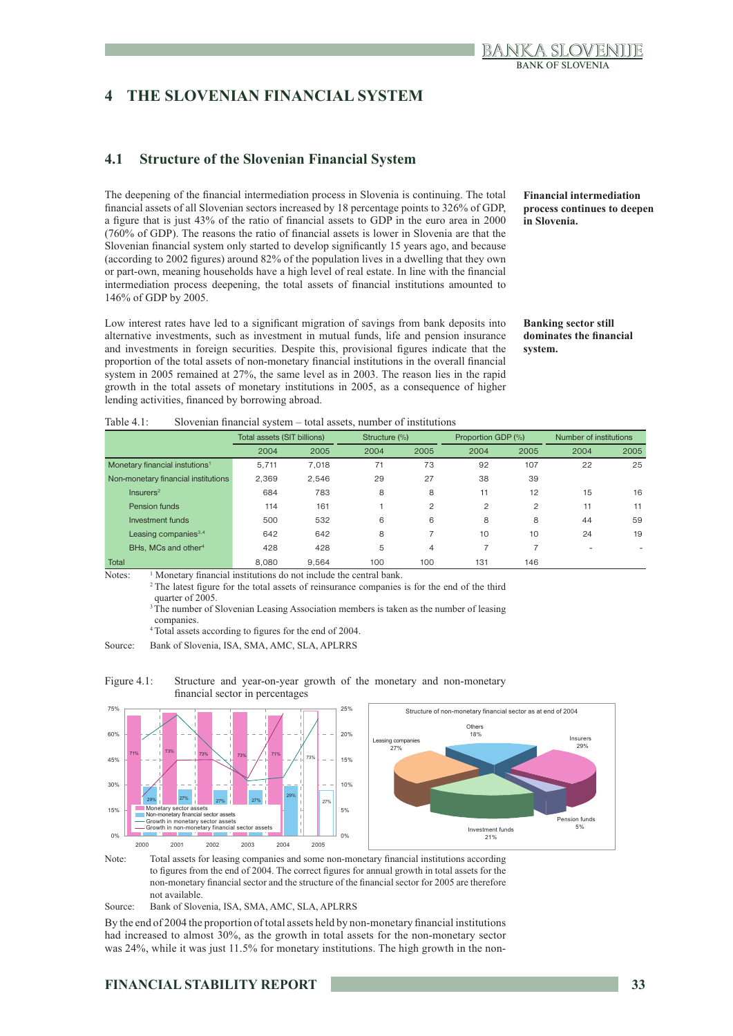# 4 THE SLOVENIAN FINANCIAL SYSTEM

## 4.1 Structure of the Slovenian Financial System

**Financial intermediation process continues to deepen in Slovenia.**

The deepening of the financial intermediation process in Slovenia is continuing. The total financial assets of all Slovenian sectors increased by 18 percentage points to 326% of GDP, a figure that is just 43% of the ratio of financial assets to GDP in the euro area in 2000 (760% of GDP). The reasons the ratio of financial assets is lower in Slovenia are that the Slovenian financial system only started to develop significantly 15 years ago, and because (according to 2002 figures) around 82% of the population lives in a dwelling that they own or part-own, meaning households have a high level of real estate. In line with the financial intermediation process deepening, the total assets of financial institutions amounted to 146% of GDP by 2005.

**Banking sector still dominates the financial system.**

Low interest rates have led to a significant migration of savings from bank deposits into alternative investments, such as investment in mutual funds, life and pension insurance and investments in foreign securities. Despite this, provisional figures indicate that the proportion of the total assets of non-monetary financial institutions in the overall financial system in 2005 remained at 27%, the same level as in 2003. The reason lies in the rapid growth in the total assets of monetary institutions in 2005, as a consequence of higher lending activities, financed by borrowing abroad.

Table 4.1: Slovenian financial system – total assets, number of institutions

| | Total assets (SIT billions) | | Structure (%) | | Proportion GDP (%) | | Number of institutions | |
|---|---|---|---|---|---|---|---|---|
| | 2004 | 2005 | 2004 | 2005 | 2004 | 2005 | 2004 | 2005 |
| Monetary financial instutions[1] | 5,711 | 7,018 | 71 | 73 | 92 | 107 | 22 | 25 |
| Non-monetary financial institutions | 2,369 | 2,546 | 29 | 27 | 38 | 39 | | |
| Insurers[2] | 684 | 783 | 8 | 8 | 11 | 12 | 15 | 16 |
| Pension funds | 114 | 161 | 1 | 2 | 2 | 2 | 11 | 11 |
| Investment funds | 500 | 532 | 6 | 6 | 8 | 8 | 44 | 59 |
| Leasing companies[3,4] | 642 | 642 | 8 | 7 | 10 | 10 | 24 | 19 |
| BHs, MCs and other[4] | 428 | 428 | 5 | 4 | 7 | 7 | - | - |
| Total | 8,080 | 9,564 | 100 | 100 | 131 | 146 | | |

Notes: [1] Monetary financial institutions do not include the central bank.
[2] The latest figure for the total assets of reinsurance companies is for the end of the third quarter of 2005.
[3] The number of Slovenian Leasing Association members is taken as the number of leasing companies.
[4] Total assets according to figures for the end of 2004.

Source: Bank of Slovenia, ISA, SMA, AMC, SLA, APLRRS

Figure 4.1: Structure and year-on-year growth of the monetary and non-monetary financial sector in percentages

Note: Total assets for leasing companies and some non-monetary financial institutions according to figures from the end of 2004. The correct figures for annual growth in total assets for the non-monetary financial sector and the structure of the financial sector for 2005 are therefore not available.

Source: Bank of Slovenia, ISA, SMA, AMC, SLA, APLRRS

By the end of 2004 the proportion of total assets held by non-monetary financial institutions had increased to almost 30%, as the growth in total assets for the non-monetary sector was 24%, while it was just 11.5% for monetary institutions. The high growth in the non-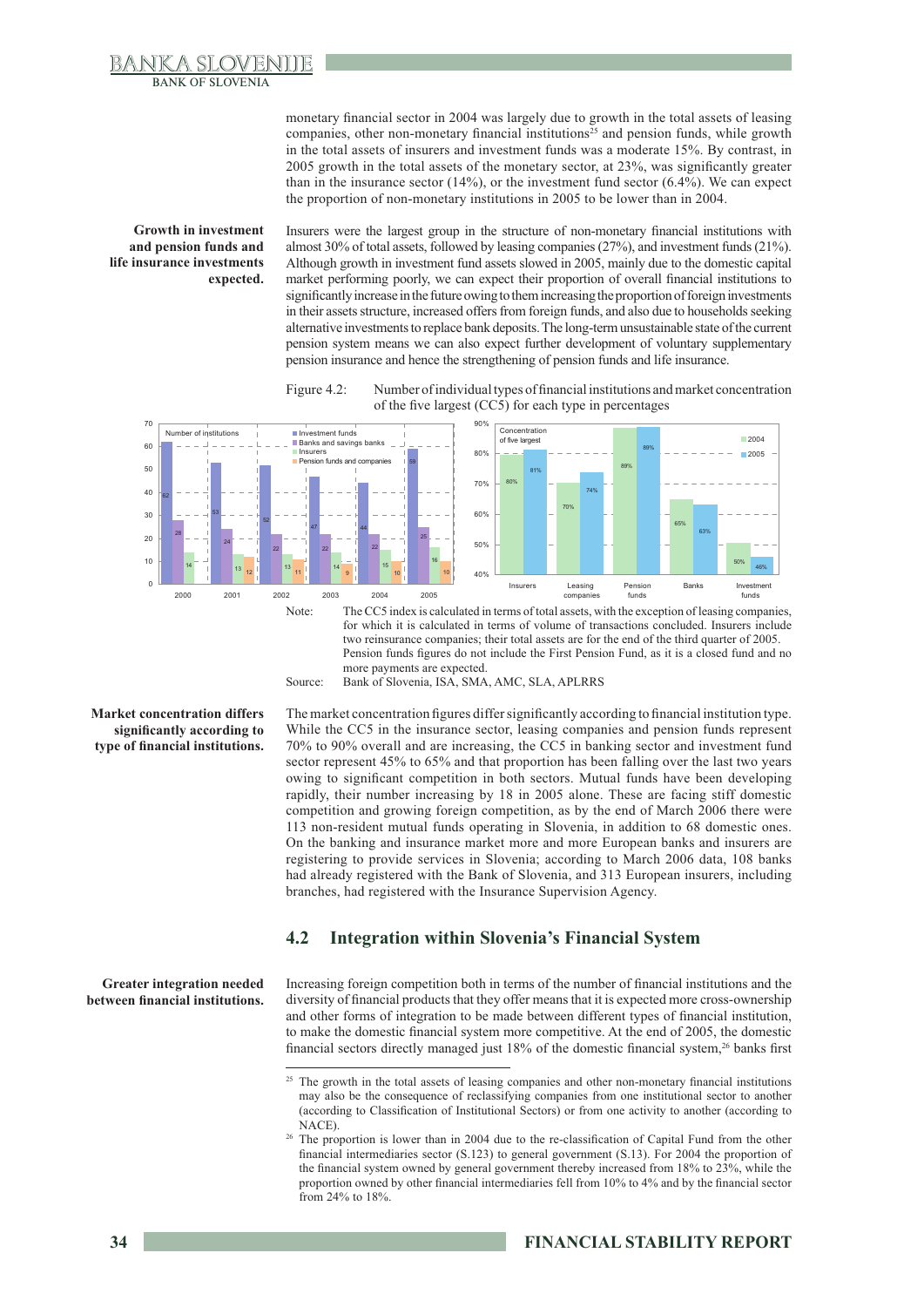monetary financial sector in 2004 was largely due to growth in the total assets of leasing companies, other non-monetary financial institutions[25] and pension funds, while growth in the total assets of insurers and investment funds was a moderate 15%. By contrast, in 2005 growth in the total assets of the monetary sector, at 23%, was significantly greater than in the insurance sector (14%), or the investment fund sector (6.4%). We can expect the proportion of non-monetary institutions in 2005 to be lower than in 2004.

**Growth in investment and pension funds and life insurance investments expected.**

Insurers were the largest group in the structure of non-monetary financial institutions with almost 30% of total assets, followed by leasing companies (27%), and investment funds (21%). Although growth in investment fund assets slowed in 2005, mainly due to the domestic capital market performing poorly, we can expect their proportion of overall financial institutions to significantly increase in the future owing to them increasing the proportion of foreign investments in their assets structure, increased offers from foreign funds, and also due to households seeking alternative investments to replace bank deposits. The long-term unsustainable state of the current pension system means we can also expect further development of voluntary supplementary pension insurance and hence the strengthening of pension funds and life insurance.

Figure 4.2: Number of individual types of financial institutions and market concentration of the five largest (CC5) for each type in percentages

Number of institutions:

| | 2000 | 2001 | 2002 | 2003 | 2004 | 2005 |
|---|---|---|---|---|---|---|
| Investment funds | 62 | 53 | 52 | 47 | 44 | 59 |
| Banks and savings banks | 28 | 24 | 22 | 22 | 22 | 25 |
| Insurers | 14 | 13 | 13 | 14 | 15 | 16 |
| Pension funds and companies | | 12 | 11 | 9 | 10 | 10 |

Concentration of five largest:

| | 2004 | 2005 |
|---|---|---|
| Insurers | 80% | 81% |
| Leasing companies | 70% | 74% |
| Pension funds | 89% | 89% |
| Banks | 65% | 63% |
| Investment funds | 50% | 46% |

Note: The CC5 index is calculated in terms of total assets, with the exception of leasing companies, for which it is calculated in terms of volume of transactions concluded. Insurers include two reinsurance companies; their total assets are for the end of the third quarter of 2005. Pension funds figures do not include the First Pension Fund, as it is a closed fund and no more payments are expected.

Source: Bank of Slovenia, ISA, SMA, AMC, SLA, APLRRS

**Market concentration differs significantly according to type of financial institutions.**

The market concentration figures differ significantly according to financial institution type. While the CC5 in the insurance sector, leasing companies and pension funds represent 70% to 90% overall and are increasing, the CC5 in banking sector and investment fund sector represent 45% to 65% and that proportion has been falling over the last two years owing to significant competition in both sectors. Mutual funds have been developing rapidly, their number increasing by 18 in 2005 alone. These are facing stiff domestic competition and growing foreign competition, as by the end of March 2006 there were 113 non-resident mutual funds operating in Slovenia, in addition to 68 domestic ones. On the banking and insurance market more and more European banks and insurers are registering to provide services in Slovenia; according to March 2006 data, 108 banks had already registered with the Bank of Slovenia, and 313 European insurers, including branches, had registered with the Insurance Supervision Agency.

## 4.2 Integration within Slovenia's Financial System

**Greater integration needed between financial institutions.**

Increasing foreign competition both in terms of the number of financial institutions and the diversity of financial products that they offer means that it is expected more cross-ownership and other forms of integration to be made between different types of financial institution, to make the domestic financial system more competitive. At the end of 2005, the domestic financial sectors directly managed just 18% of the domestic financial system,[26] banks first

---

[25] The growth in the total assets of leasing companies and other non-monetary financial institutions may also be the consequence of reclassifying companies from one institutional sector to another (according to Classification of Institutional Sectors) or from one activity to another (according to NACE).

[26] The proportion is lower than in 2004 due to the re-classification of Capital Fund from the other financial intermediaries sector (S.123) to general government (S.13). For 2004 the proportion of the financial system owned by general government thereby increased from 18% to 23%, while the proportion owned by other financial intermediaries fell from 10% to 4% and by the financial sector from 24% to 18%.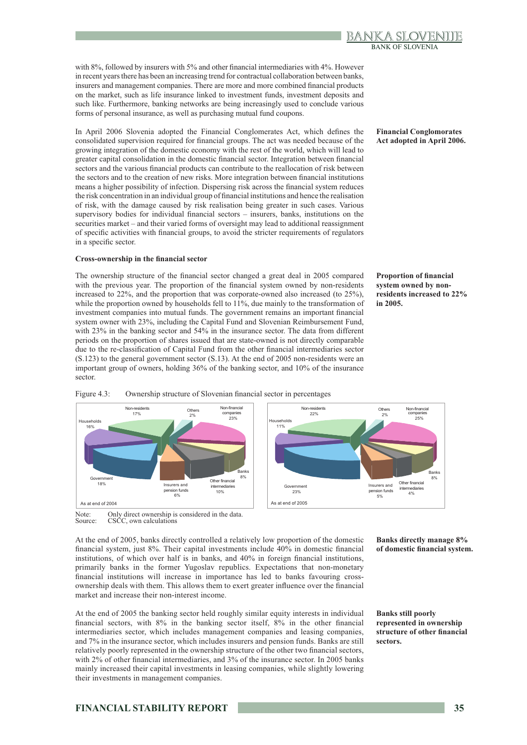with 8%, followed by insurers with 5% and other financial intermediaries with 4%. However in recent years there has been an increasing trend for contractual collaboration between banks, insurers and management companies. There are more and more combined financial products on the market, such as life insurance linked to investment funds, investment deposits and such like. Furthermore, banking networks are being increasingly used to conclude various forms of personal insurance, as well as purchasing mutual fund coupons.

**Financial Conglomerates Act adopted in April 2006.**

In April 2006 Slovenia adopted the Financial Conglomerates Act, which defines the consolidated supervision required for financial groups. The act was needed because of the growing integration of the domestic economy with the rest of the world, which will lead to greater capital consolidation in the domestic financial sector. Integration between financial sectors and the various financial products can contribute to the reallocation of risk between the sectors and to the creation of new risks. More integration between financial institutions means a higher possibility of infection. Dispersing risk across the financial system reduces the risk concentration in an individual group of financial institutions and hence the realisation of risk, with the damage caused by risk realisation being greater in such cases. Various supervisory bodies for individual financial sectors – insurers, banks, institutions on the securities market – and their varied forms of oversight may lead to additional reassignment of specific activities with financial groups, to avoid the stricter requirements of regulators in a specific sector.

### Cross-ownership in the financial sector

**Proportion of financial system owned by non-residents increased to 22% in 2005.**

The ownership structure of the financial sector changed a great deal in 2005 compared with the previous year. The proportion of the financial system owned by non-residents increased to 22%, and the proportion that was corporate-owned also increased (to 25%), while the proportion owned by households fell to 11%, due mainly to the transformation of investment companies into mutual funds. The government remains an important financial system owner with 23%, including the Capital Fund and Slovenian Reimbursement Fund, with 23% in the banking sector and 54% in the insurance sector. The data from different periods on the proportion of shares issued that are state-owned is not directly comparable due to the re-classification of Capital Fund from the other financial intermediaries sector (S.123) to the general government sector (S.13). At the end of 2005 non-residents were an important group of owners, holding 36% of the banking sector, and 10% of the insurance sector.

Figure 4.3: Ownership structure of Slovenian financial sector in percentages

| Owner | As at end of 2004 | As at end of 2005 |
|---|---|---|
| Non-residents | 17 | 22 |
| Others | 2 | 2 |
| Non-financial companies | 23 | 25 |
| Banks | 8 | 8 |
| Other financial intermediaries | 10 | 4 |
| Insurers and pension funds | 6 | 5 |
| Government | 18 | 23 |
| Households | 16 | 11 |

Note: Only direct ownership is considered in the data.
Source: CSCC, own calculations

**Banks directly manage 8% of domestic financial system.**

At the end of 2005, banks directly controlled a relatively low proportion of the domestic financial system, just 8%. Their capital investments include 40% in domestic financial institutions, of which over half is in banks, and 40% in foreign financial institutions, primarily banks in the former Yugoslav republics. Expectations that non-monetary financial institutions will increase in importance has led to banks favouring cross-ownership deals with them. This allows them to exert greater influence over the financial market and increase their non-interest income.

**Banks still poorly represented in ownership structure of other financial sectors.**

At the end of 2005 the banking sector held roughly similar equity interests in individual financial sectors, with 8% in the banking sector itself, 8% in the other financial intermediaries sector, which includes management companies and leasing companies, and 7% in the insurance sector, which includes insurers and pension funds. Banks are still relatively poorly represented in the ownership structure of the other two financial sectors, with 2% of other financial intermediaries, and 3% of the insurance sector. In 2005 banks mainly increased their capital investments in leasing companies, while slightly lowering their investments in management companies.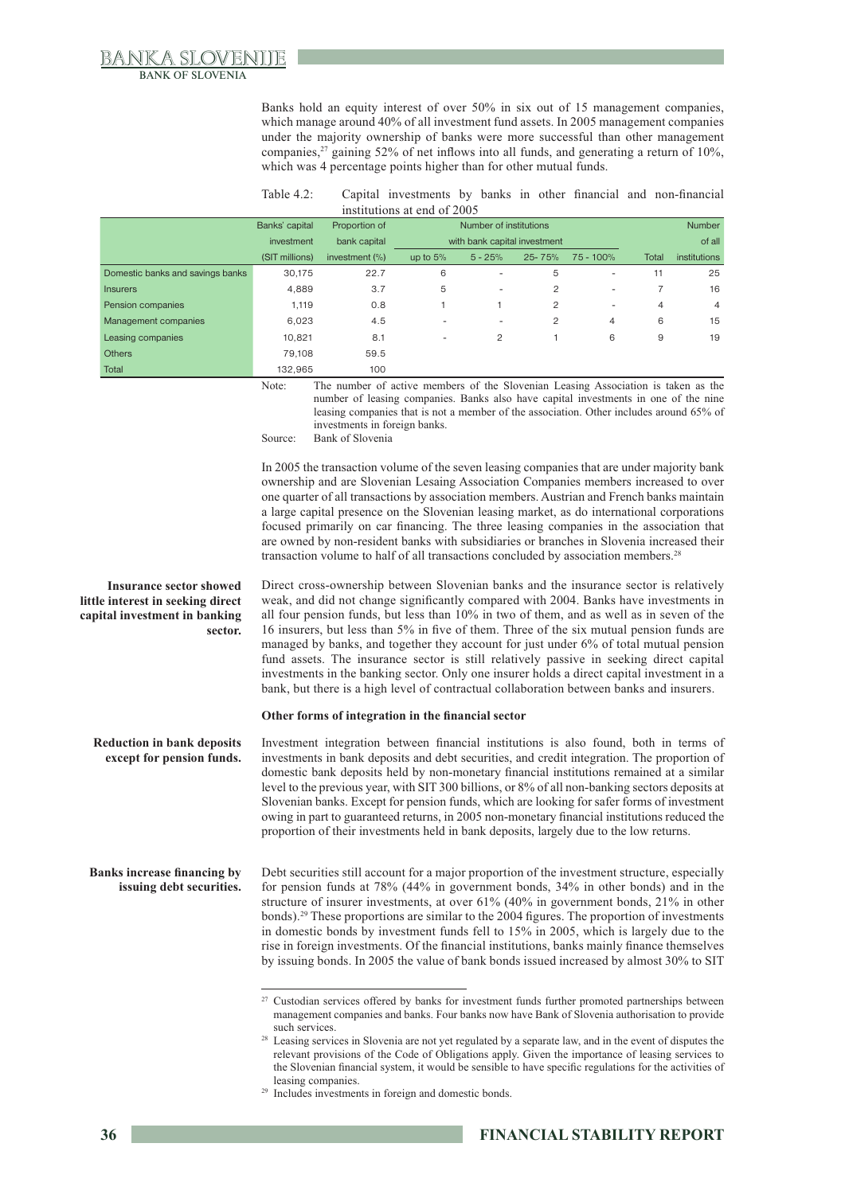Banks hold an equity interest of over 50% in six out of 15 management companies, which manage around 40% of all investment fund assets. In 2005 management companies under the majority ownership of banks were more successful than other management companies,[27] gaining 52% of net inflows into all funds, and generating a return of 10%, which was 4 percentage points higher than for other mutual funds.

Table 4.2: Capital investments by banks in other financial and non-financial institutions at end of 2005

| | Banks' capital investment (SIT millions) | Proportion of bank capital investment (%) | Number of institutions with bank capital investment | | | | | Number of all institutions |
|---|---|---|---|---|---|---|---|---|
| | | | up to 5% | 5 - 25% | 25- 75% | 75 - 100% | Total | |
| Domestic banks and savings banks | 30,175 | 22.7 | 6 | - | 5 | - | 11 | 25 |
| Insurers | 4,889 | 3.7 | 5 | - | 2 | - | 7 | 16 |
| Pension companies | 1,119 | 0.8 | 1 | 1 | 2 | - | 4 | 4 |
| Management companies | 6,023 | 4.5 | - | - | 2 | 4 | 6 | 15 |
| Leasing companies | 10,821 | 8.1 | - | 2 | 1 | 6 | 9 | 19 |
| Others | 79,108 | 59.5 | | | | | | |
| Total | 132,965 | 100 | | | | | | |

Note: The number of active members of the Slovenian Leasing Association is taken as the number of leasing companies. Banks also have capital investments in one of the nine leasing companies that is not a member of the association. Other includes around 65% of investments in foreign banks.

Source: Bank of Slovenia

In 2005 the transaction volume of the seven leasing companies that are under majority bank ownership and are Slovenian Lesaing Association Companies members increased to over one quarter of all transactions by association members. Austrian and French banks maintain a large capital presence on the Slovenian leasing market, as do international corporations focused primarily on car financing. The three leasing companies in the association that are owned by non-resident banks with subsidiaries or branches in Slovenia increased their transaction volume to half of all transactions concluded by association members.[28]

**Insurance sector showed little interest in seeking direct capital investment in banking sector.**

Direct cross-ownership between Slovenian banks and the insurance sector is relatively weak, and did not change significantly compared with 2004. Banks have investments in all four pension funds, but less than 10% in two of them, and as well as in seven of the 16 insurers, but less than 5% in five of them. Three of the six mutual pension funds are managed by banks, and together they account for just under 6% of total mutual pension fund assets. The insurance sector is still relatively passive in seeking direct capital investments in the banking sector. Only one insurer holds a direct capital investment in a bank, but there is a high level of contractual collaboration between banks and insurers.

**Other forms of integration in the financial sector**

**Reduction in bank deposits except for pension funds.**

Investment integration between financial institutions is also found, both in terms of investments in bank deposits and debt securities, and credit integration. The proportion of domestic bank deposits held by non-monetary financial institutions remained at a similar level to the previous year, with SIT 300 billions, or 8% of all non-banking sectors deposits at Slovenian banks. Except for pension funds, which are looking for safer forms of investment owing in part to guaranteed returns, in 2005 non-monetary financial institutions reduced the proportion of their investments held in bank deposits, largely due to the low returns.

**Banks increase financing by issuing debt securities.**

Debt securities still account for a major proportion of the investment structure, especially for pension funds at 78% (44% in government bonds, 34% in other bonds) and in the structure of insurer investments, at over 61% (40% in government bonds, 21% in other bonds).[29] These proportions are similar to the 2004 figures. The proportion of investments in domestic bonds by investment funds fell to 15% in 2005, which is largely due to the rise in foreign investments. Of the financial institutions, banks mainly finance themselves by issuing bonds. In 2005 the value of bank bonds issued increased by almost 30% to SIT

[27] Custodian services offered by banks for investment funds further promoted partnerships between management companies and banks. Four banks now have Bank of Slovenia authorisation to provide such services.

[28] Leasing services in Slovenia are not yet regulated by a separate law, and in the event of disputes the relevant provisions of the Code of Obligations apply. Given the importance of leasing services to the Slovenian financial system, it would be sensible to have specific regulations for the activities of leasing companies.

[29] Includes investments in foreign and domestic bonds.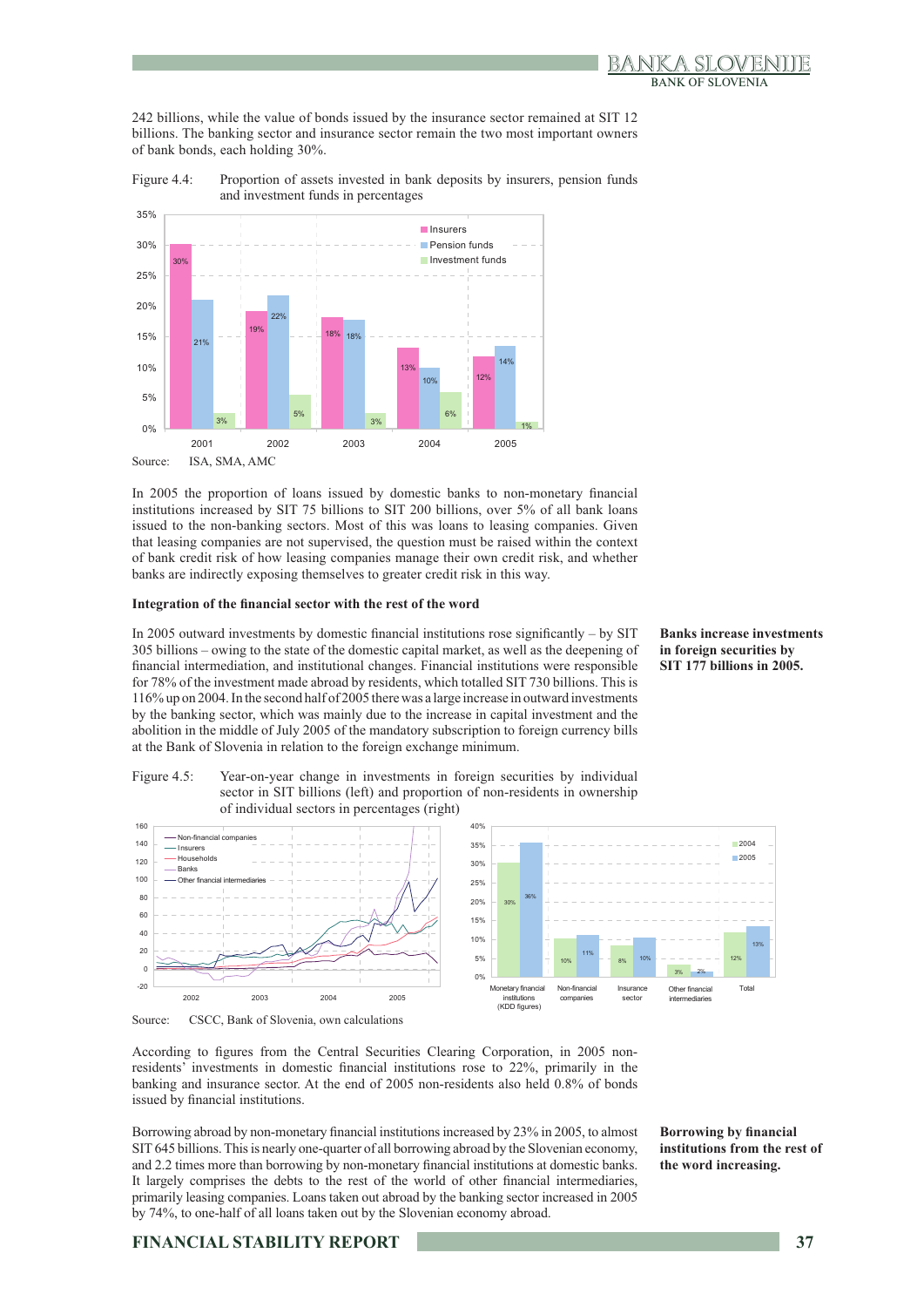242 billions, while the value of bonds issued by the insurance sector remained at SIT 12 billions. The banking sector and insurance sector remain the two most important owners of bank bonds, each holding 30%.

Figure 4.4: Proportion of assets invested in bank deposits by insurers, pension funds and investment funds in percentages

| | Insurers | Pension funds | Investment funds |
|---|---|---|---|
| 2001 | 30% | 21% | 3% |
| 2002 | 19% | 22% | 5% |
| 2003 | 18% | 18% | 3% |
| 2004 | 13% | 10% | 6% |
| 2005 | 12% | 14% | 1% |

Source: ISA, SMA, AMC

In 2005 the proportion of loans issued by domestic banks to non-monetary financial institutions increased by SIT 75 billions to SIT 200 billions, over 5% of all bank loans issued to the non-banking sectors. Most of this was loans to leasing companies. Given that leasing companies are not supervised, the question must be raised within the context of bank credit risk of how leasing companies manage their own credit risk, and whether banks are indirectly exposing themselves to greater credit risk in this way.

### Integration of the financial sector with the rest of the word

**Banks increase investments in foreign securities by SIT 177 billions in 2005.**

In 2005 outward investments by domestic financial institutions rose significantly – by SIT 305 billions – owing to the state of the domestic capital market, as well as the deepening of financial intermediation, and institutional changes. Financial institutions were responsible for 78% of the investment made abroad by residents, which totalled SIT 730 billions. This is 116% up on 2004. In the second half of 2005 there was a large increase in outward investments by the banking sector, which was mainly due to the increase in capital investment and the abolition in the middle of July 2005 of the mandatory subscription to foreign currency bills at the Bank of Slovenia in relation to the foreign exchange minimum.

Figure 4.5: Year-on-year change in investments in foreign securities by individual sector in SIT billions (left) and proportion of non-residents in ownership of individual sectors in percentages (right)

| | 2004 | 2005 |
|---|---|---|
| Monetary financial institutions (KDD figures) | 30% | 36% |
| Non-financial companies | 10% | 11% |
| Insurance sector | 8% | 10% |
| Other financial intermediaries | 3% | 2% |
| Total | 12% | 13% |

Source: CSCC, Bank of Slovenia, own calculations

According to figures from the Central Securities Clearing Corporation, in 2005 non-residents' investments in domestic financial institutions rose to 22%, primarily in the banking and insurance sector. At the end of 2005 non-residents also held 0.8% of bonds issued by financial institutions.

**Borrowing by financial institutions from the rest of the word increasing.**

Borrowing abroad by non-monetary financial institutions increased by 23% in 2005, to almost SIT 645 billions. This is nearly one-quarter of all borrowing abroad by the Slovenian economy, and 2.2 times more than borrowing by non-monetary financial institutions at domestic banks. It largely comprises the debts to the rest of the world of other financial intermediaries, primarily leasing companies. Loans taken out abroad by the banking sector increased in 2005 by 74%, to one-half of all loans taken out by the Slovenian economy abroad.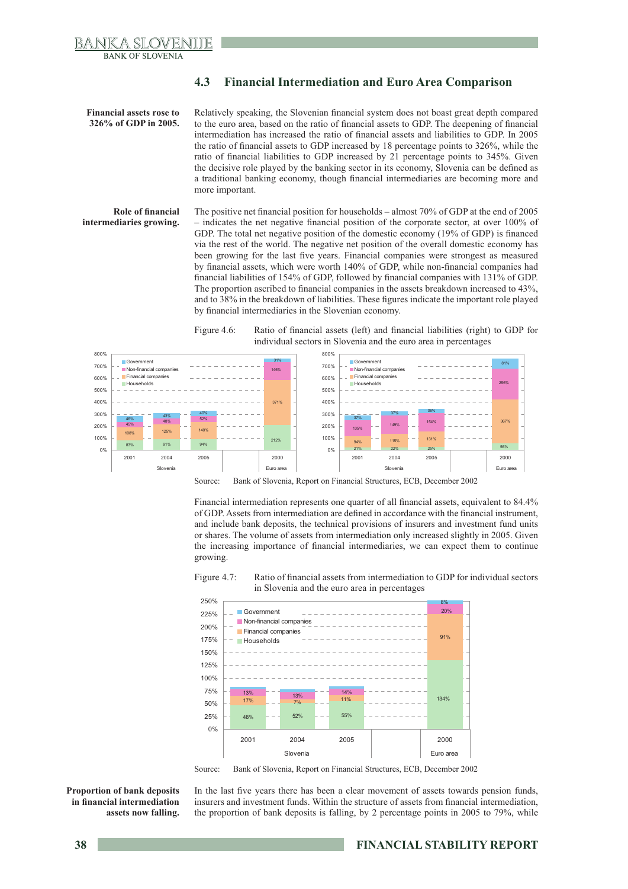## 4.3 Financial Intermediation and Euro Area Comparison

**Financial assets rose to 326% of GDP in 2005.**

Relatively speaking, the Slovenian financial system does not boast great depth compared to the euro area, based on the ratio of financial assets to GDP. The deepening of financial intermediation has increased the ratio of financial assets and liabilities to GDP. In 2005 the ratio of financial assets to GDP increased by 18 percentage points to 326%, while the ratio of financial liabilities to GDP increased by 21 percentage points to 345%. Given the decisive role played by the banking sector in its economy, Slovenia can be defined as a traditional banking economy, though financial intermediaries are becoming more and more important.

**Role of financial intermediaries growing.**

The positive net financial position for households – almost 70% of GDP at the end of 2005 – indicates the net negative financial position of the corporate sector, at over 100% of GDP. The total net negative position of the domestic economy (19% of GDP) is financed via the rest of the world. The negative net position of the overall domestic economy has been growing for the last five years. Financial companies were strongest as measured by financial assets, which were worth 140% of GDP, while non-financial companies had financial liabilities of 154% of GDP, followed by financial companies with 131% of GDP. The proportion ascribed to financial companies in the assets breakdown increased to 43%, and to 38% in the breakdown of liabilities. These figures indicate the important role played by financial intermediaries in the Slovenian economy.

Figure 4.6: Ratio of financial assets (left) and financial liabilities (right) to GDP for individual sectors in Slovenia and the euro area in percentages

Financial assets (left):

| | Slovenia 2001 | Slovenia 2004 | Slovenia 2005 | Euro area 2000 |
|---|---|---|---|---|
| Government | 46% | 43% | 40% | 31% |
| Non-financial companies | 45% | 48% | 52% | 146% |
| Financial companies | 108% | 125% | 140% | 371% |
| Households | 83% | 91% | 94% | 212% |

Financial liabilities (right):

| | Slovenia 2001 | Slovenia 2004 | Slovenia 2005 | Euro area 2000 |
|---|---|---|---|---|
| Government | 37% | 37% | 36% | 81% |
| Non-financial companies | 135% | 149% | 154% | 256% |
| Financial companies | 94% | 115% | 131% | 367% |
| Households | 21% | 22% | 25% | 56% |

Source: Bank of Slovenia, Report on Financial Structures, ECB, December 2002

Financial intermediation represents one quarter of all financial assets, equivalent to 84.4% of GDP. Assets from intermediation are defined in accordance with the financial instrument, and include bank deposits, the technical provisions of insurers and investment fund units or shares. The volume of assets from intermediation only increased slightly in 2005. Given the increasing importance of financial intermediaries, we can expect them to continue growing.

Figure 4.7: Ratio of financial assets from intermediation to GDP for individual sectors in Slovenia and the euro area in percentages

| | Slovenia 2001 | Slovenia 2004 | Slovenia 2005 | Euro area 2000 |
|---|---|---|---|---|
| Government | | | | 8% |
| Non-financial companies | 13% | 13% | 14% | 20% |
| Financial companies | 17% | 7% | 11% | 91% |
| Households | 48% | 52% | 55% | 134% |

Source: Bank of Slovenia, Report on Financial Structures, ECB, December 2002

**Proportion of bank deposits in financial intermediation assets now falling.**

In the last five years there has been a clear movement of assets towards pension funds, insurers and investment funds. Within the structure of assets from financial intermediation, the proportion of bank deposits is falling, by 2 percentage points in 2005 to 79%, while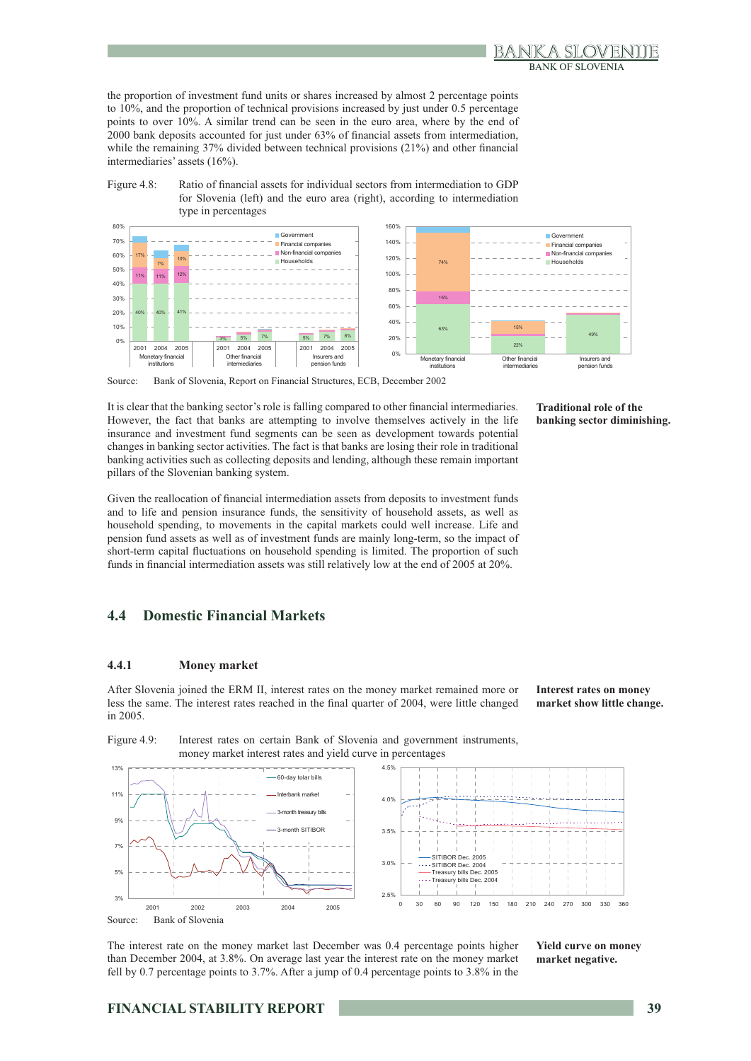the proportion of investment fund units or shares increased by almost 2 percentage points to 10%, and the proportion of technical provisions increased by just under 0.5 percentage points to over 10%. A similar trend can be seen in the euro area, where by the end of 2000 bank deposits accounted for just under 63% of financial assets from intermediation, while the remaining 37% divided between technical provisions (21%) and other financial intermediaries' assets (16%).

Figure 4.8: Ratio of financial assets for individual sectors from intermediation to GDP for Slovenia (left) and the euro area (right), according to intermediation type in percentages

Source: Bank of Slovenia, Report on Financial Structures, ECB, December 2002

**Traditional role of the banking sector diminishing.**

It is clear that the banking sector's role is falling compared to other financial intermediaries. However, the fact that banks are attempting to involve themselves actively in the life insurance and investment fund segments can be seen as development towards potential changes in banking sector activities. The fact is that banks are losing their role in traditional banking activities such as collecting deposits and lending, although these remain important pillars of the Slovenian banking system.

Given the reallocation of financial intermediation assets from deposits to investment funds and to life and pension insurance funds, the sensitivity of household assets, as well as household spending, to movements in the capital markets could well increase. Life and pension fund assets as well as of investment funds are mainly long-term, so the impact of short-term capital fluctuations on household spending is limited. The proportion of such funds in financial intermediation assets was still relatively low at the end of 2005 at 20%.

## 4.4 Domestic Financial Markets

### 4.4.1 Money market

**Interest rates on money market show little change.**

After Slovenia joined the ERM II, interest rates on the money market remained more or less the same. The interest rates reached in the final quarter of 2004, were little changed in 2005.

Figure 4.9: Interest rates on certain Bank of Slovenia and government instruments, money market interest rates and yield curve in percentages

Source: Bank of Slovenia

**Yield curve on money market negative.**

The interest rate on the money market last December was 0.4 percentage points higher than December 2004, at 3.8%. On average last year the interest rate on the money market fell by 0.7 percentage points to 3.7%. After a jump of 0.4 percentage points to 3.8% in the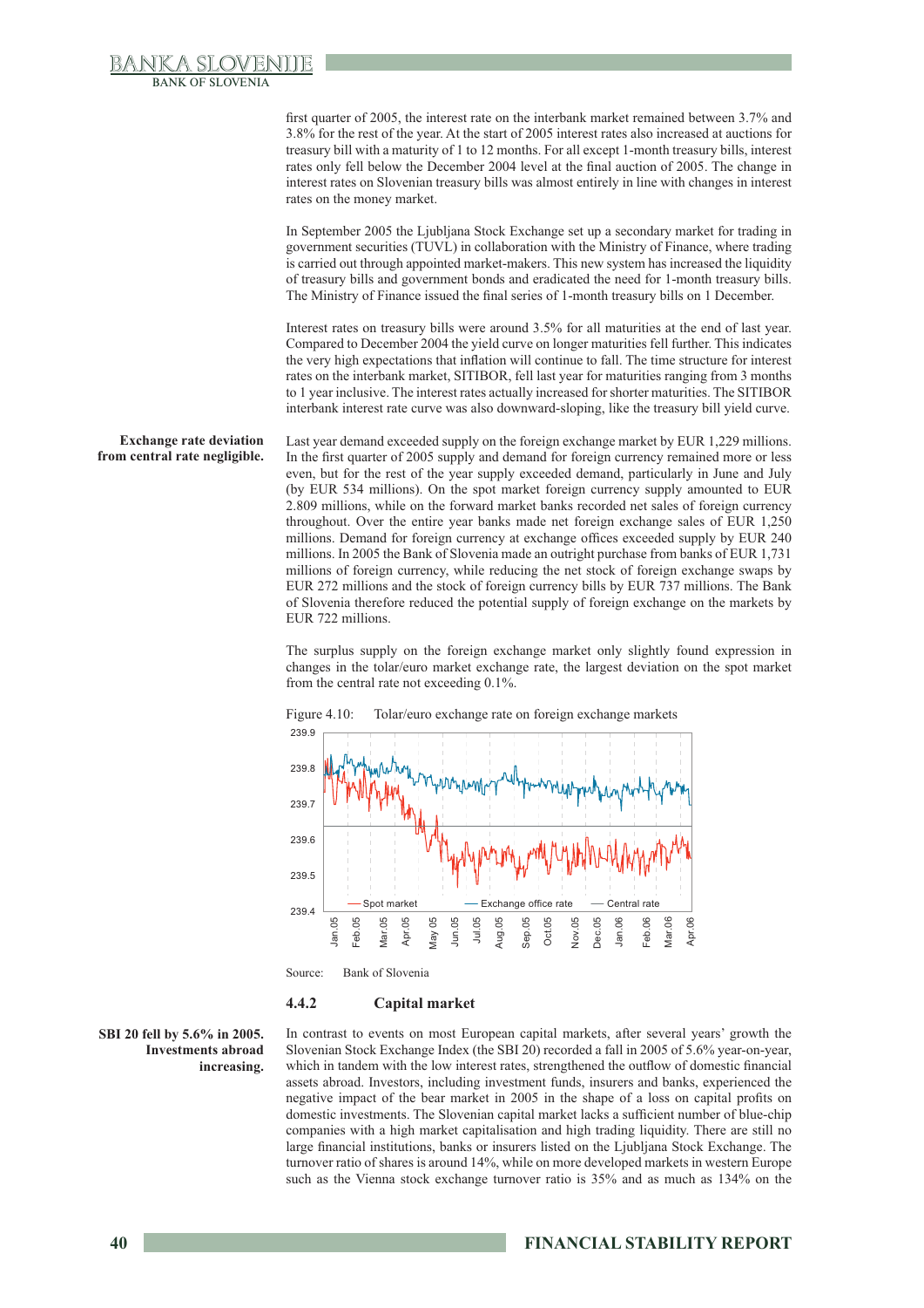first quarter of 2005, the interest rate on the interbank market remained between 3.7% and 3.8% for the rest of the year. At the start of 2005 interest rates also increased at auctions for treasury bill with a maturity of 1 to 12 months. For all except 1-month treasury bills, interest rates only fell below the December 2004 level at the final auction of 2005. The change in interest rates on Slovenian treasury bills was almost entirely in line with changes in interest rates on the money market.

In September 2005 the Ljubljana Stock Exchange set up a secondary market for trading in government securities (TUVL) in collaboration with the Ministry of Finance, where trading is carried out through appointed market-makers. This new system has increased the liquidity of treasury bills and government bonds and eradicated the need for 1-month treasury bills. The Ministry of Finance issued the final series of 1-month treasury bills on 1 December.

Interest rates on treasury bills were around 3.5% for all maturities at the end of last year. Compared to December 2004 the yield curve on longer maturities fell further. This indicates the very high expectations that inflation will continue to fall. The time structure for interest rates on the interbank market, SITIBOR, fell last year for maturities ranging from 3 months to 1 year inclusive. The interest rates actually increased for shorter maturities. The SITIBOR interbank interest rate curve was also downward-sloping, like the treasury bill yield curve.

**Exchange rate deviation from central rate negligible.**

Last year demand exceeded supply on the foreign exchange market by EUR 1,229 millions. In the first quarter of 2005 supply and demand for foreign currency remained more or less even, but for the rest of the year supply exceeded demand, particularly in June and July (by EUR 534 millions). On the spot market foreign currency supply amounted to EUR 2.809 millions, while on the forward market banks recorded net sales of foreign currency throughout. Over the entire year banks made net foreign exchange sales of EUR 1,250 millions. Demand for foreign currency at exchange offices exceeded supply by EUR 240 millions. In 2005 the Bank of Slovenia made an outright purchase from banks of EUR 1,731 millions of foreign currency, while reducing the net stock of foreign exchange swaps by EUR 272 millions and the stock of foreign currency bills by EUR 737 millions. The Bank of Slovenia therefore reduced the potential supply of foreign exchange on the markets by EUR 722 millions.

The surplus supply on the foreign exchange market only slightly found expression in changes in the tolar/euro market exchange rate, the largest deviation on the spot market from the central rate not exceeding 0.1%.

Figure 4.10: Tolar/euro exchange rate on foreign exchange markets

Source: Bank of Slovenia

### 4.4.2 Capital market

**SBI 20 fell by 5.6% in 2005. Investments abroad increasing.**

In contrast to events on most European capital markets, after several years' growth the Slovenian Stock Exchange Index (the SBI 20) recorded a fall in 2005 of 5.6% year-on-year, which in tandem with the low interest rates, strengthened the outflow of domestic financial assets abroad. Investors, including investment funds, insurers and banks, experienced the negative impact of the bear market in 2005 in the shape of a loss on capital profits on domestic investments. The Slovenian capital market lacks a sufficient number of blue-chip companies with a high market capitalisation and high trading liquidity. There are still no large financial institutions, banks or insurers listed on the Ljubljana Stock Exchange. The turnover ratio of shares is around 14%, while on more developed markets in western Europe such as the Vienna stock exchange turnover ratio is 35% and as much as 134% on the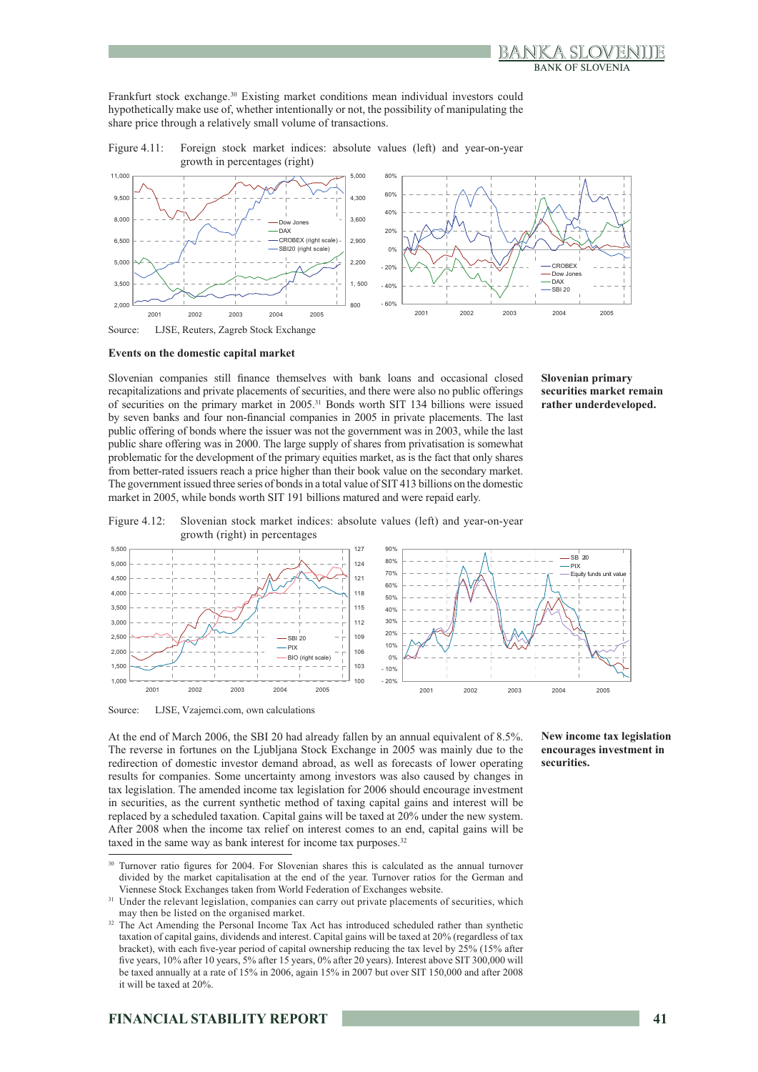Frankfurt stock exchange.[30] Existing market conditions mean individual investors could hypothetically make use of, whether intentionally or not, the possibility of manipulating the share price through a relatively small volume of transactions.

Figure 4.11: Foreign stock market indices: absolute values (left) and year-on-year growth in percentages (right)

Source: LJSE, Reuters, Zagreb Stock Exchange

### Events on the domestic capital market

**Slovenian primary securities market remain rather underdeveloped.**

Slovenian companies still finance themselves with bank loans and occasional closed recapitalizations and private placements of securities, and there were also no public offerings of securities on the primary market in 2005.[31] Bonds worth SIT 134 billions were issued by seven banks and four non-financial companies in 2005 in private placements. The last public offering of bonds where the issuer was not the government was in 2003, while the last public share offering was in 2000. The large supply of shares from privatisation is somewhat problematic for the development of the primary equities market, as is the fact that only shares from better-rated issuers reach a price higher than their book value on the secondary market. The government issued three series of bonds in a total value of SIT 413 billions on the domestic market in 2005, while bonds worth SIT 191 billions matured and were repaid early.

Figure 4.12: Slovenian stock market indices: absolute values (left) and year-on-year growth (right) in percentages

Source: LJSE, Vzajemci.com, own calculations

**New income tax legislation encourages investment in securities.**

At the end of March 2006, the SBI 20 had already fallen by an annual equivalent of 8.5%. The reverse in fortunes on the Ljubljana Stock Exchange in 2005 was mainly due to the redirection of domestic investor demand abroad, as well as forecasts of lower operating results for companies. Some uncertainty among investors was also caused by changes in tax legislation. The amended income tax legislation for 2006 should encourage investment in securities, as the current synthetic method of taxing capital gains and interest will be replaced by a scheduled taxation. Capital gains will be taxed at 20% under the new system. After 2008 when the income tax relief on interest comes to an end, capital gains will be taxed in the same way as bank interest for income tax purposes.[32]

---

[30] Turnover ratio figures for 2004. For Slovenian shares this is calculated as the annual turnover divided by the market capitalisation at the end of the year. Turnover ratios for the German and Viennese Stock Exchanges taken from World Federation of Exchanges website.

[31] Under the relevant legislation, companies can carry out private placements of securities, which may then be listed on the organised market.

[32] The Act Amending the Personal Income Tax Act has introduced scheduled rather than synthetic taxation of capital gains, dividends and interest. Capital gains will be taxed at 20% (regardless of tax bracket), with each five-year period of capital ownership reducing the tax level by 25% (15% after five years, 10% after 10 years, 5% after 15 years, 0% after 20 years). Interest above SIT 300,000 will be taxed annually at a rate of 15% in 2006, again 15% in 2007 but over SIT 150,000 and after 2008 it will be taxed at 20%.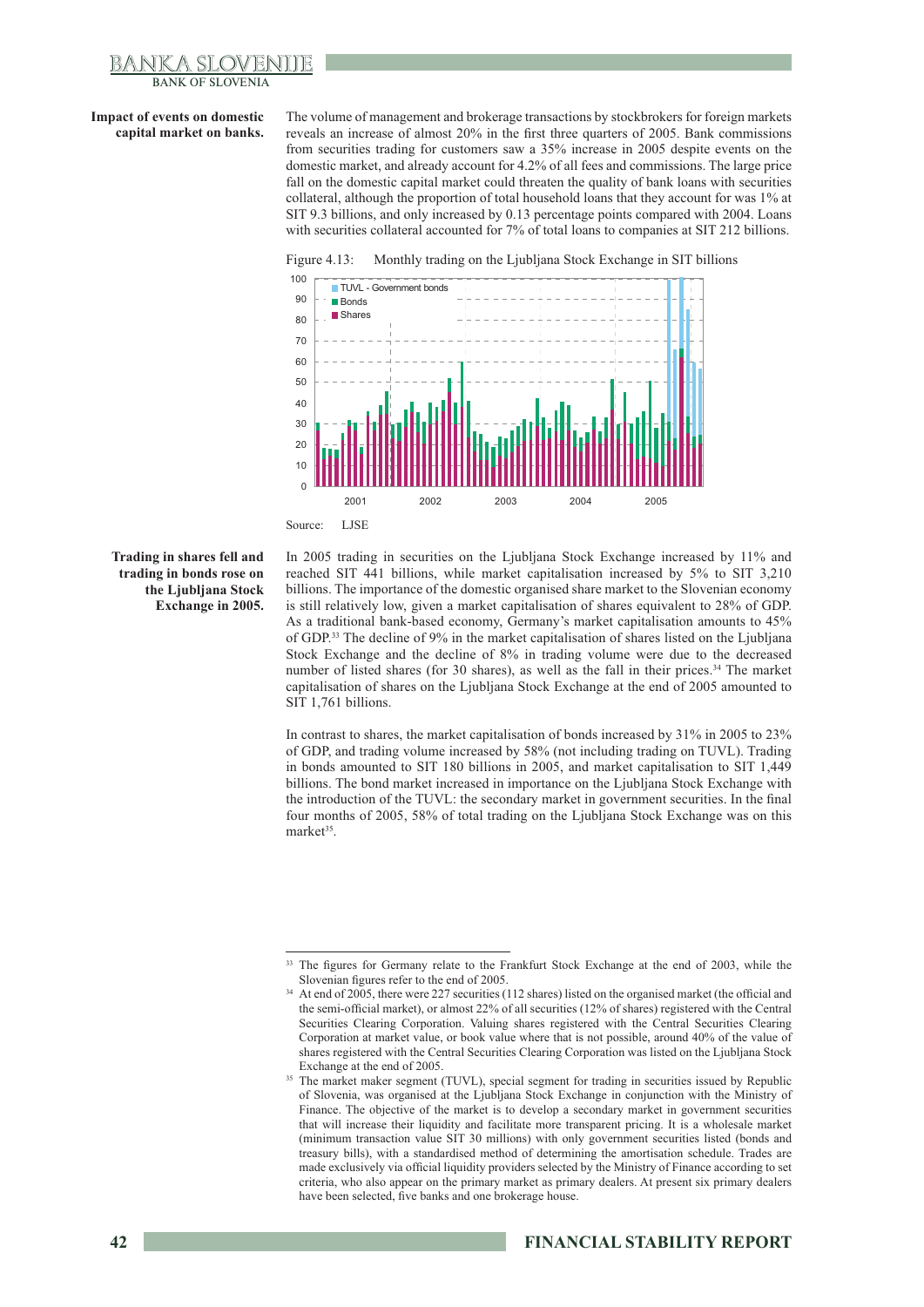**Impact of events on domestic capital market on banks.**

The volume of management and brokerage transactions by stockbrokers for foreign markets reveals an increase of almost 20% in the first three quarters of 2005. Bank commissions from securities trading for customers saw a 35% increase in 2005 despite events on the domestic market, and already account for 4.2% of all fees and commissions. The large price fall on the domestic capital market could threaten the quality of bank loans with securities collateral, although the proportion of total household loans that they account for was 1% at SIT 9.3 billions, and only increased by 0.13 percentage points compared with 2004. Loans with securities collateral accounted for 7% of total loans to companies at SIT 212 billions.

Figure 4.13: Monthly trading on the Ljubljana Stock Exchange in SIT billions

Source: LJSE

**Trading in shares fell and trading in bonds rose on the Ljubljana Stock Exchange in 2005.**

In 2005 trading in securities on the Ljubljana Stock Exchange increased by 11% and reached SIT 441 billions, while market capitalisation increased by 5% to SIT 3,210 billions. The importance of the domestic organised share market to the Slovenian economy is still relatively low, given a market capitalisation of shares equivalent to 28% of GDP. As a traditional bank-based economy, Germany's market capitalisation amounts to 45% of GDP.[33] The decline of 9% in the market capitalisation of shares listed on the Ljubljana Stock Exchange and the decline of 8% in trading volume were due to the decreased number of listed shares (for 30 shares), as well as the fall in their prices.[34] The market capitalisation of shares on the Ljubljana Stock Exchange at the end of 2005 amounted to SIT 1,761 billions.

In contrast to shares, the market capitalisation of bonds increased by 31% in 2005 to 23% of GDP, and trading volume increased by 58% (not including trading on TUVL). Trading in bonds amounted to SIT 180 billions in 2005, and market capitalisation to SIT 1,449 billions. The bond market increased in importance on the Ljubljana Stock Exchange with the introduction of the TUVL: the secondary market in government securities. In the final four months of 2005, 58% of total trading on the Ljubljana Stock Exchange was on this market[35].

---

[33] The figures for Germany relate to the Frankfurt Stock Exchange at the end of 2003, while the Slovenian figures refer to the end of 2005.

[34] At end of 2005, there were 227 securities (112 shares) listed on the organised market (the official and the semi-official market), or almost 22% of all securities (12% of shares) registered with the Central Securities Clearing Corporation. Valuing shares registered with the Central Securities Clearing Corporation at market value, or book value where that is not possible, around 40% of the value of shares registered with the Central Securities Clearing Corporation was listed on the Ljubljana Stock Exchange at the end of 2005.

[35] The market maker segment (TUVL), special segment for trading in securities issued by Republic of Slovenia, was organised at the Ljubljana Stock Exchange in conjunction with the Ministry of Finance. The objective of the market is to develop a secondary market in government securities that will increase their liquidity and facilitate more transparent pricing. It is a wholesale market (minimum transaction value SIT 30 millions) with only government securities listed (bonds and treasury bills), with a standardised method of determining the amortisation schedule. Trades are made exclusively via official liquidity providers selected by the Ministry of Finance according to set criteria, who also appear on the primary market as primary dealers. At present six primary dealers have been selected, five banks and one brokerage house.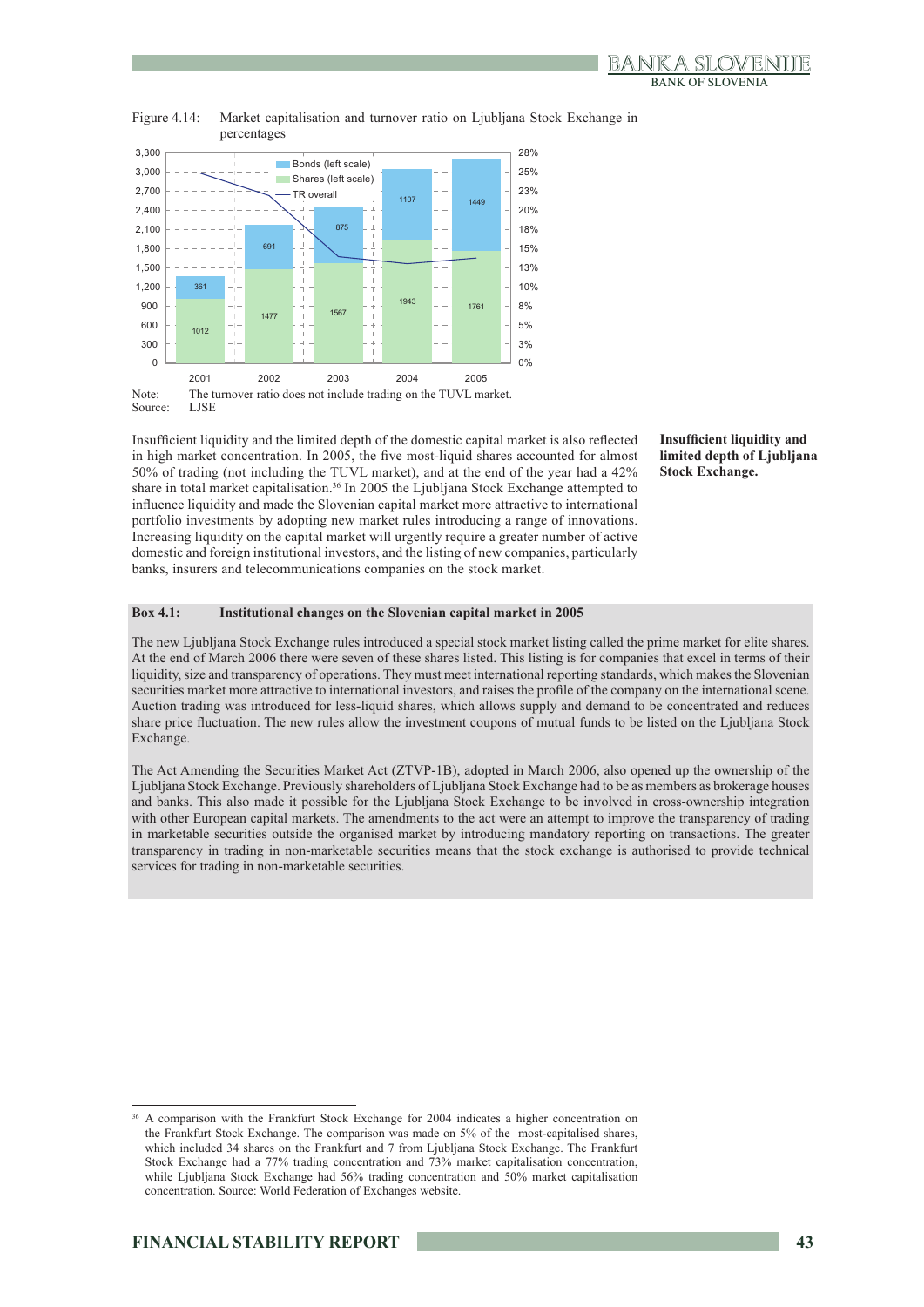Figure 4.14: Market capitalisation and turnover ratio on Ljubljana Stock Exchange in percentages

| | 2001 | 2002 | 2003 | 2004 | 2005 |
|---|---|---|---|---|---|
| Bonds (left scale) | 361 | 691 | 875 | 1107 | 1449 |
| Shares (left scale) | 1012 | 1477 | 1567 | 1943 | 1761 |

Note: The turnover ratio does not include trading on the TUVL market.
Source: LJSE

**Insufficient liquidity and limited depth of Ljubljana Stock Exchange.**

Insufficient liquidity and the limited depth of the domestic capital market is also reflected in high market concentration. In 2005, the five most-liquid shares accounted for almost 50% of trading (not including the TUVL market), and at the end of the year had a 42% share in total market capitalisation.[36] In 2005 the Ljubljana Stock Exchange attempted to influence liquidity and made the Slovenian capital market more attractive to international portfolio investments by adopting new market rules introducing a range of innovations. Increasing liquidity on the capital market will urgently require a greater number of active domestic and foreign institutional investors, and the listing of new companies, particularly banks, insurers and telecommunications companies on the stock market.

**Box 4.1: Institutional changes on the Slovenian capital market in 2005**

The new Ljubljana Stock Exchange rules introduced a special stock market listing called the prime market for elite shares. At the end of March 2006 there were seven of these shares listed. This listing is for companies that excel in terms of their liquidity, size and transparency of operations. They must meet international reporting standards, which makes the Slovenian securities market more attractive to international investors, and raises the profile of the company on the international scene. Auction trading was introduced for less-liquid shares, which allows supply and demand to be concentrated and reduces share price fluctuation. The new rules allow the investment coupons of mutual funds to be listed on the Ljubljana Stock Exchange.

The Act Amending the Securities Market Act (ZTVP-1B), adopted in March 2006, also opened up the ownership of the Ljubljana Stock Exchange. Previously shareholders of Ljubljana Stock Exchange had to be as members as brokerage houses and banks. This also made it possible for the Ljubljana Stock Exchange to be involved in cross-ownership integration with other European capital markets. The amendments to the act were an attempt to improve the transparency of trading in marketable securities outside the organised market by introducing mandatory reporting on transactions. The greater transparency in trading in non-marketable securities means that the stock exchange is authorised to provide technical services for trading in non-marketable securities.

[36] A comparison with the Frankfurt Stock Exchange for 2004 indicates a higher concentration on the Frankfurt Stock Exchange. The comparison was made on 5% of the most-capitalised shares, which included 34 shares on the Frankfurt and 7 from Ljubljana Stock Exchange. The Frankfurt Stock Exchange had a 77% trading concentration and 73% market capitalisation concentration, while Ljubljana Stock Exchange had 56% trading concentration and 50% market capitalisation concentration. Source: World Federation of Exchanges website.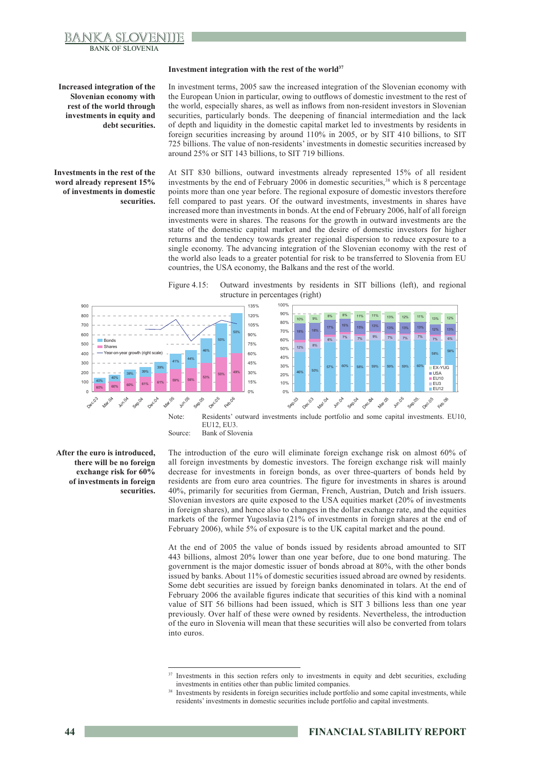### Investment integration with the rest of the world[37]

**Increased integration of the Slovenian economy with rest of the world through investments in equity and debt securities.**

In investment terms, 2005 saw the increased integration of the Slovenian economy with the European Union in particular, owing to outflows of domestic investment to the rest of the world, especially shares, as well as inflows from non-resident investors in Slovenian securities, particularly bonds. The deepening of financial intermediation and the lack of depth and liquidity in the domestic capital market led to investments by residents in foreign securities increasing by around 110% in 2005, or by SIT 410 billions, to SIT 725 billions. The value of non-residents' investments in domestic securities increased by around 25% or SIT 143 billions, to SIT 719 billions.

**Investments in the rest of the word already represent 15% of investments in domestic securities.**

At SIT 830 billions, outward investments already represented 15% of all resident investments by the end of February 2006 in domestic securities,[38] which is 8 percentage points more than one year before. The regional exposure of domestic investors therefore fell compared to past years. Of the outward investments, investments in shares have increased more than investments in bonds. At the end of February 2006, half of all foreign investments were in shares. The reasons for the growth in outward investments are the state of the domestic capital market and the desire of domestic investors for higher returns and the tendency towards greater regional dispersion to reduce exposure to a single economy. The advancing integration of the Slovenian economy with the rest of the world also leads to a greater potential for risk to be transferred to Slovenia from EU countries, the USA economy, the Balkans and the rest of the world.

Figure 4.15: Outward investments by residents in SIT billions (left), and regional structure in percentages (right)

Note: Residents' outward investments include portfolio and some capital investments. EU10, EU12, EU3.

Source: Bank of Slovenia

**After the euro is introduced, there will be no foreign exchange risk for 60% of investments in foreign securities.**

The introduction of the euro will eliminate foreign exchange risk on almost 60% of all foreign investments by domestic investors. The foreign exchange risk will mainly decrease for investments in foreign bonds, as over three-quarters of bonds held by residents are from euro area countries. The figure for investments in shares is around 40%, primarily for securities from German, French, Austrian, Dutch and Irish issuers. Slovenian investors are quite exposed to the USA equities market (20% of investments in foreign shares), and hence also to changes in the dollar exchange rate, and the equities markets of the former Yugoslavia (21% of investments in foreign shares at the end of February 2006), while 5% of exposure is to the UK capital market and the pound.

At the end of 2005 the value of bonds issued by residents abroad amounted to SIT 443 billions, almost 20% lower than one year before, due to one bond maturing. The government is the major domestic issuer of bonds abroad at 80%, with the other bonds issued by banks. About 11% of domestic securities issued abroad are owned by residents. Some debt securities are issued by foreign banks denominated in tolars. At the end of February 2006 the available figures indicate that securities of this kind with a nominal value of SIT 56 billions had been issued, which is SIT 3 billions less than one year previously. Over half of these were owned by residents. Nevertheless, the introduction of the euro in Slovenia will mean that these securities will also be converted from tolars into euros.

[37] Investments in this section refers only to investments in equity and debt securities, excluding investments in entities other than public limited companies.

[38] Investments by residents in foreign securities include portfolio and some capital investments, while residents' investments in domestic securities include portfolio and capital investments.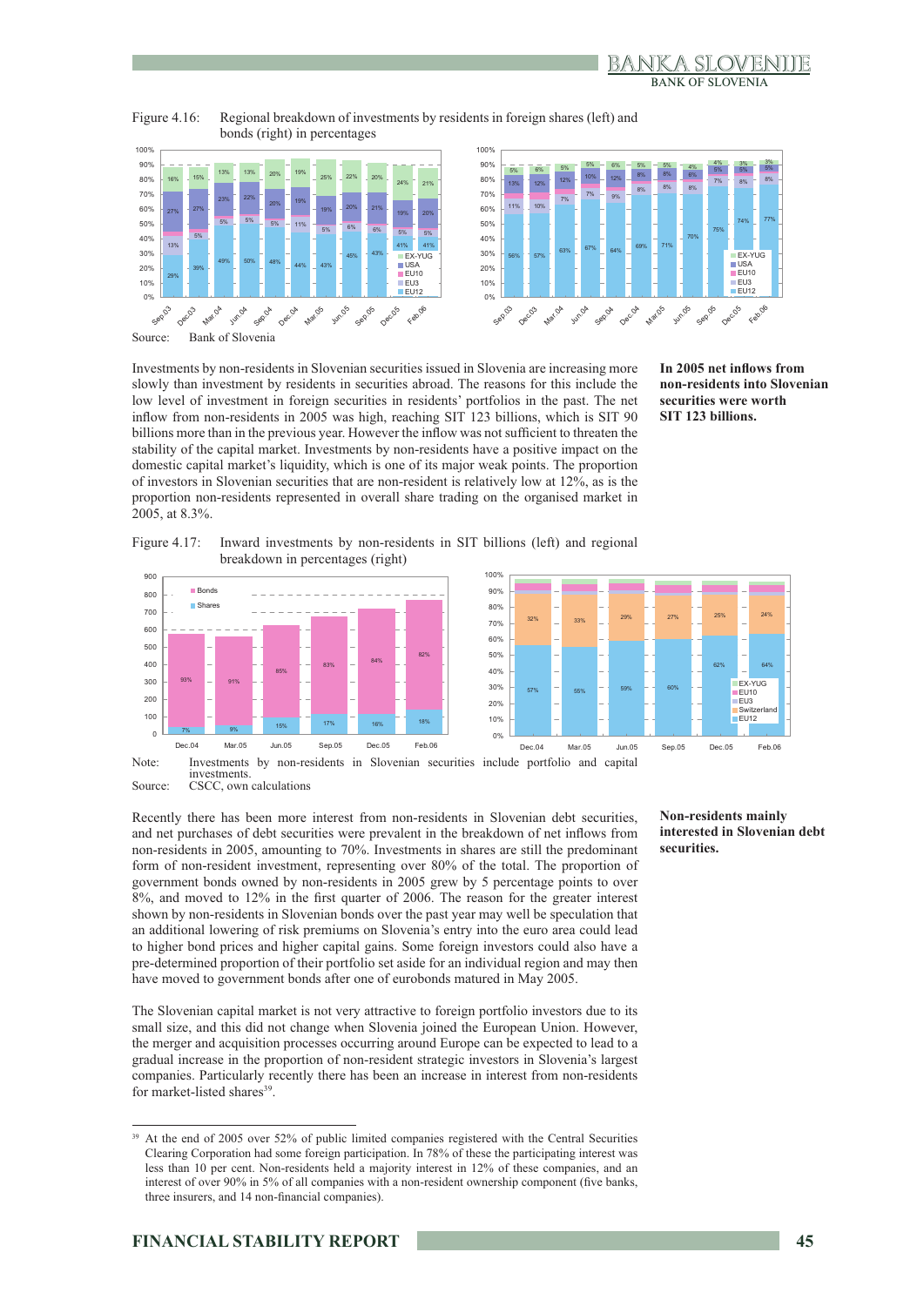Figure 4.16: Regional breakdown of investments by residents in foreign shares (left) and bonds (right) in percentages

Source: Bank of Slovenia

**In 2005 net inflows from non-residents into Slovenian securities were worth SIT 123 billions.**

Investments by non-residents in Slovenian securities issued in Slovenia are increasing more slowly than investment by residents in securities abroad. The reasons for this include the low level of investment in foreign securities in residents' portfolios in the past. The net inflow from non-residents in 2005 was high, reaching SIT 123 billions, which is SIT 90 billions more than in the previous year. However the inflow was not sufficient to threaten the stability of the capital market. Investments by non-residents have a positive impact on the domestic capital market's liquidity, which is one of its major weak points. The proportion of investors in Slovenian securities that are non-resident is relatively low at 12%, as is the proportion non-residents represented in overall share trading on the organised market in 2005, at 8.3%.

Figure 4.17: Inward investments by non-residents in SIT billions (left) and regional breakdown in percentages (right)

Note: Investments by non-residents in Slovenian securities include portfolio and capital investments.

Source: CSCC, own calculations

**Non-residents mainly interested in Slovenian debt securities.**

Recently there has been more interest from non-residents in Slovenian debt securities, and net purchases of debt securities were prevalent in the breakdown of net inflows from non-residents in 2005, amounting to 70%. Investments in shares are still the predominant form of non-resident investment, representing over 80% of the total. The proportion of government bonds owned by non-residents in 2005 grew by 5 percentage points to over 8%, and moved to 12% in the first quarter of 2006. The reason for the greater interest shown by non-residents in Slovenian bonds over the past year may well be speculation that an additional lowering of risk premiums on Slovenia's entry into the euro area could lead to higher bond prices and higher capital gains. Some foreign investors could also have a pre-determined proportion of their portfolio set aside for an individual region and may then have moved to government bonds after one of eurobonds matured in May 2005.

The Slovenian capital market is not very attractive to foreign portfolio investors due to its small size, and this did not change when Slovenia joined the European Union. However, the merger and acquisition processes occurring around Europe can be expected to lead to a gradual increase in the proportion of non-resident strategic investors in Slovenia's largest companies. Particularly recently there has been an increase in interest from non-residents for market-listed shares[39].

[39] At the end of 2005 over 52% of public limited companies registered with the Central Securities Clearing Corporation had some foreign participation. In 78% of these the participating interest was less than 10 per cent. Non-residents held a majority interest in 12% of these companies, and an interest of over 90% in 5% of all companies with a non-resident ownership component (five banks, three insurers, and 14 non-financial companies).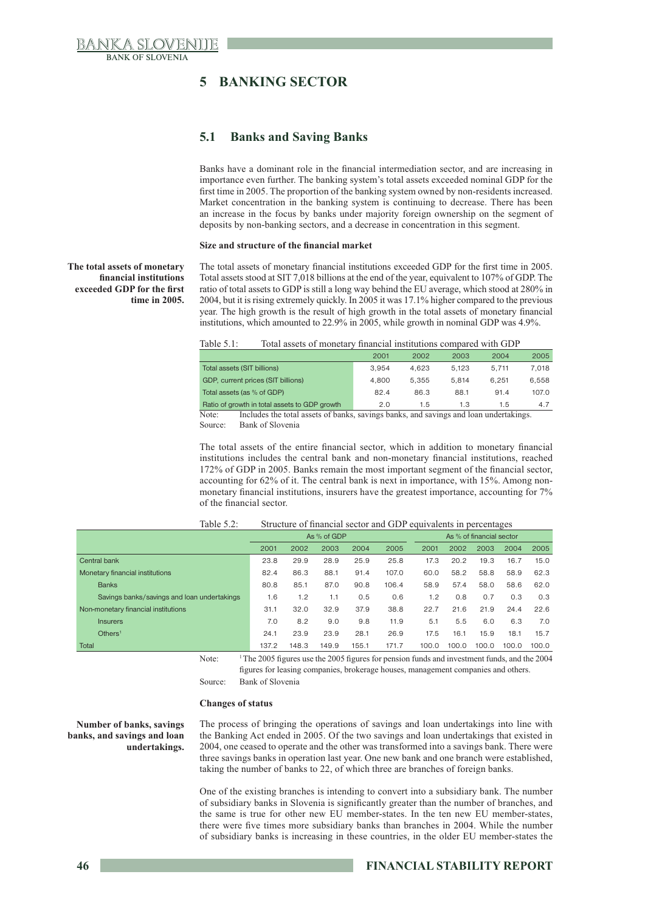# 5 BANKING SECTOR

## 5.1 Banks and Saving Banks

Banks have a dominant role in the financial intermediation sector, and are increasing in importance even further. The banking system's total assets exceeded nominal GDP for the first time in 2005. The proportion of the banking system owned by non-residents increased. Market concentration in the banking system is continuing to decrease. There has been an increase in the focus by banks under majority foreign ownership on the segment of deposits by non-banking sectors, and a decrease in concentration in this segment.

### Size and structure of the financial market

**The total assets of monetary financial institutions exceeded GDP for the first time in 2005.**

The total assets of monetary financial institutions exceeded GDP for the first time in 2005. Total assets stood at SIT 7,018 billions at the end of the year, equivalent to 107% of GDP. The ratio of total assets to GDP is still a long way behind the EU average, which stood at 280% in 2004, but it is rising extremely quickly. In 2005 it was 17.1% higher compared to the previous year. The high growth is the result of high growth in the total assets of monetary financial institutions, which amounted to 22.9% in 2005, while growth in nominal GDP was 4.9%.

Table 5.1: Total assets of monetary financial institutions compared with GDP

| | 2001 | 2002 | 2003 | 2004 | 2005 |
|---|---|---|---|---|---|
| Total assets (SIT billions) | 3,954 | 4,623 | 5,123 | 5,711 | 7,018 |
| GDP, current prices (SIT billions) | 4,800 | 5,355 | 5,814 | 6,251 | 6,558 |
| Total assets (as % of GDP) | 82.4 | 86.3 | 88.1 | 91.4 | 107.0 |
| Ratio of growth in total assets to GDP growth | 2.0 | 1.5 | 1.3 | 1.5 | 4.7 |

Note: Includes the total assets of banks, savings banks, and savings and loan undertakings.
Source: Bank of Slovenia

The total assets of the entire financial sector, which in addition to monetary financial institutions includes the central bank and non-monetary financial institutions, reached 172% of GDP in 2005. Banks remain the most important segment of the financial sector, accounting for 62% of it. The central bank is next in importance, with 15%. Among non-monetary financial institutions, insurers have the greatest importance, accounting for 7% of the financial sector.

Table 5.2: Structure of financial sector and GDP equivalents in percentages

| | As % of GDP | | | | | As % of financial sector | | | | |
|---|---|---|---|---|---|---|---|---|---|---|
| | 2001 | 2002 | 2003 | 2004 | 2005 | 2001 | 2002 | 2003 | 2004 | 2005 |
| Central bank | 23.8 | 29.9 | 28.9 | 25.9 | 25.8 | 17.3 | 20.2 | 19.3 | 16.7 | 15.0 |
| Monetary financial institutions | 82.4 | 86.3 | 88.1 | 91.4 | 107.0 | 60.0 | 58.2 | 58.8 | 58.9 | 62.3 |
| Banks | 80.8 | 85.1 | 87.0 | 90.8 | 106.4 | 58.9 | 57.4 | 58.0 | 58.6 | 62.0 |
| Savings banks/savings and loan undertakings | 1.6 | 1.2 | 1.1 | 0.5 | 0.6 | 1.2 | 0.8 | 0.7 | 0.3 | 0.3 |
| Non-monetary financial institutions | 31.1 | 32.0 | 32.9 | 37.9 | 38.8 | 22.7 | 21.6 | 21.9 | 24.4 | 22.6 |
| Insurers | 7.0 | 8.2 | 9.0 | 9.8 | 11.9 | 5.1 | 5.5 | 6.0 | 6.3 | 7.0 |
| Others[1] | 24.1 | 23.9 | 23.9 | 28.1 | 26.9 | 17.5 | 16.1 | 15.9 | 18.1 | 15.7 |
| Total | 137.2 | 148.3 | 149.9 | 155.1 | 171.7 | 100.0 | 100.0 | 100.0 | 100.0 | 100.0 |

Note: [1] The 2005 figures use the 2005 figures for pension funds and investment funds, and the 2004 figures for leasing companies, brokerage houses, management companies and others.
Source: Bank of Slovenia

### Changes of status

**Number of banks, savings banks, and savings and loan undertakings.**

The process of bringing the operations of savings and loan undertakings into line with the Banking Act ended in 2005. Of the two savings and loan undertakings that existed in 2004, one ceased to operate and the other was transformed into a savings bank. There were three savings banks in operation last year. One new bank and one branch were established, taking the number of banks to 22, of which three are branches of foreign banks.

One of the existing branches is intending to convert into a subsidiary bank. The number of subsidiary banks in Slovenia is significantly greater than the number of branches, and the same is true for other new EU member-states. In the ten new EU member-states, there were five times more subsidiary banks than branches in 2004. While the number of subsidiary banks is increasing in these countries, in the older EU member-states the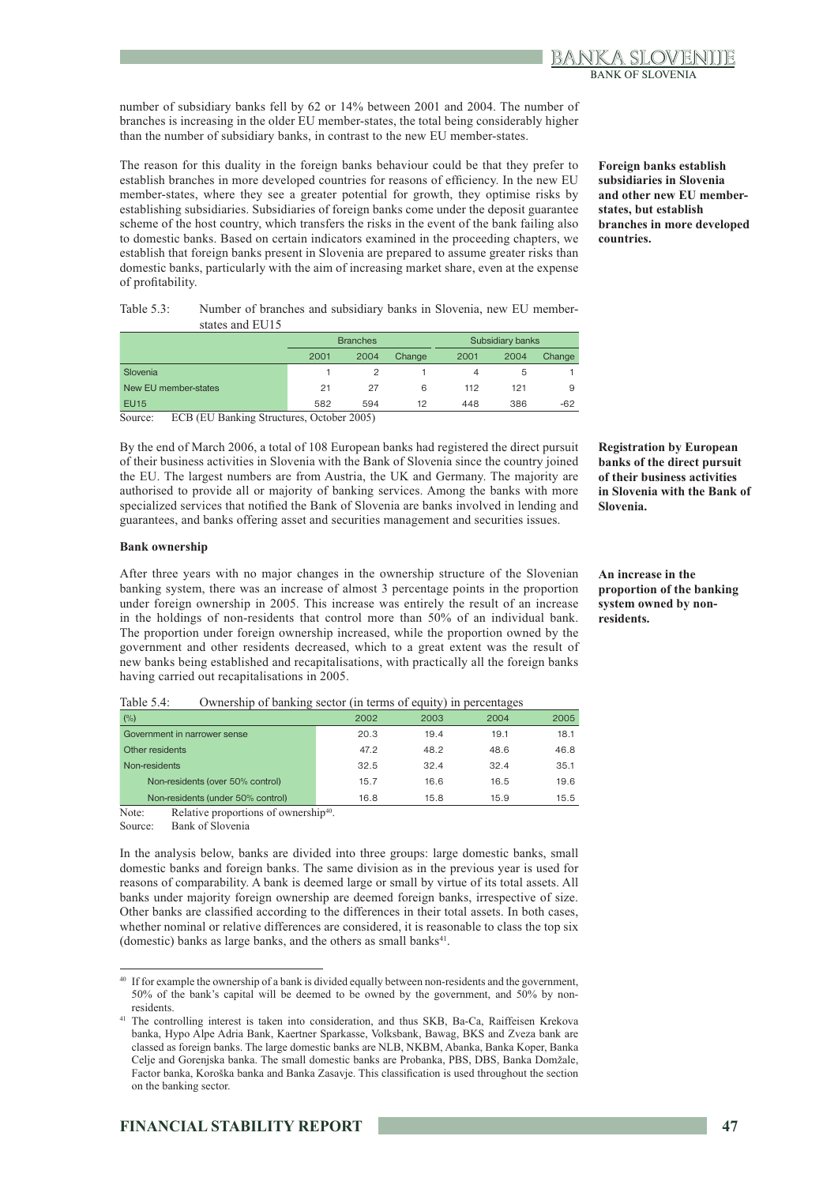number of subsidiary banks fell by 62 or 14% between 2001 and 2004. The number of branches is increasing in the older EU member-states, the total being considerably higher than the number of subsidiary banks, in contrast to the new EU member-states.

**Foreign banks establish subsidiaries in Slovenia and other new EU member-states, but establish branches in more developed countries.**

The reason for this duality in the foreign banks behaviour could be that they prefer to establish branches in more developed countries for reasons of efficiency. In the new EU member-states, where they see a greater potential for growth, they optimise risks by establishing subsidiaries. Subsidiaries of foreign banks come under the deposit guarantee scheme of the host country, which transfers the risks in the event of the bank failing also to domestic banks. Based on certain indicators examined in the proceeding chapters, we establish that foreign banks present in Slovenia are prepared to assume greater risks than domestic banks, particularly with the aim of increasing market share, even at the expense of profitability.

Table 5.3: Number of branches and subsidiary banks in Slovenia, new EU member-states and EU15

| | Branches | | | Subsidiary banks | | |
|---|---|---|---|---|---|---|
| | 2001 | 2004 | Change | 2001 | 2004 | Change |
| Slovenia | 1 | 2 | 1 | 4 | 5 | 1 |
| New EU member-states | 21 | 27 | 6 | 112 | 121 | 9 |
| EU15 | 582 | 594 | 12 | 448 | 386 | -62 |

Source: ECB (EU Banking Structures, October 2005)

**Registration by European banks of the direct pursuit of their business activities in Slovenia with the Bank of Slovenia.**

By the end of March 2006, a total of 108 European banks had registered the direct pursuit of their business activities in Slovenia with the Bank of Slovenia since the country joined the EU. The largest numbers are from Austria, the UK and Germany. The majority are authorised to provide all or majority of banking services. Among the banks with more specialized services that notified the Bank of Slovenia are banks involved in lending and guarantees, and banks offering asset and securities management and securities issues.

**Bank ownership**

**An increase in the proportion of the banking system owned by non-residents.**

After three years with no major changes in the ownership structure of the Slovenian banking system, there was an increase of almost 3 percentage points in the proportion under foreign ownership in 2005. This increase was entirely the result of an increase in the holdings of non-residents that control more than 50% of an individual bank. The proportion under foreign ownership increased, while the proportion owned by the government and other residents decreased, which to a great extent was the result of new banks being established and recapitalisations, with practically all the foreign banks having carried out recapitalisations in 2005.

Table 5.4: Ownership of banking sector (in terms of equity) in percentages

| (%) | 2002 | 2003 | 2004 | 2005 |
|---|---|---|---|---|
| Government in narrower sense | 20.3 | 19.4 | 19.1 | 18.1 |
| Other residents | 47.2 | 48.2 | 48.6 | 46.8 |
| Non-residents | 32.5 | 32.4 | 32.4 | 35.1 |
| Non-residents (over 50% control) | 15.7 | 16.6 | 16.5 | 19.6 |
| Non-residents (under 50% control) | 16.8 | 15.8 | 15.9 | 15.5 |

Note: Relative proportions of ownership[40].

Source: Bank of Slovenia

In the analysis below, banks are divided into three groups: large domestic banks, small domestic banks and foreign banks. The same division as in the previous year is used for reasons of comparability. A bank is deemed large or small by virtue of its total assets. All banks under majority foreign ownership are deemed foreign banks, irrespective of size. Other banks are classified according to the differences in their total assets. In both cases, whether nominal or relative differences are considered, it is reasonable to class the top six (domestic) banks as large banks, and the others as small banks[41].

[40] If for example the ownership of a bank is divided equally between non-residents and the government, 50% of the bank's capital will be deemed to be owned by the government, and 50% by non-residents.

[41] The controlling interest is taken into consideration, and thus SKB, Ba-Ca, Raiffeisen Krekova banka, Hypo Alpe Adria Bank, Kaertner Sparkasse, Volksbank, Bawag, BKS and Zveza bank are classed as foreign banks. The large domestic banks are NLB, NKBM, Abanka, Banka Koper, Banka Celje and Gorenjska banka. The small domestic banks are Probanka, PBS, DBS, Banka Domžale, Factor banka, Koroška banka and Banka Zasavje. This classification is used throughout the section on the banking sector.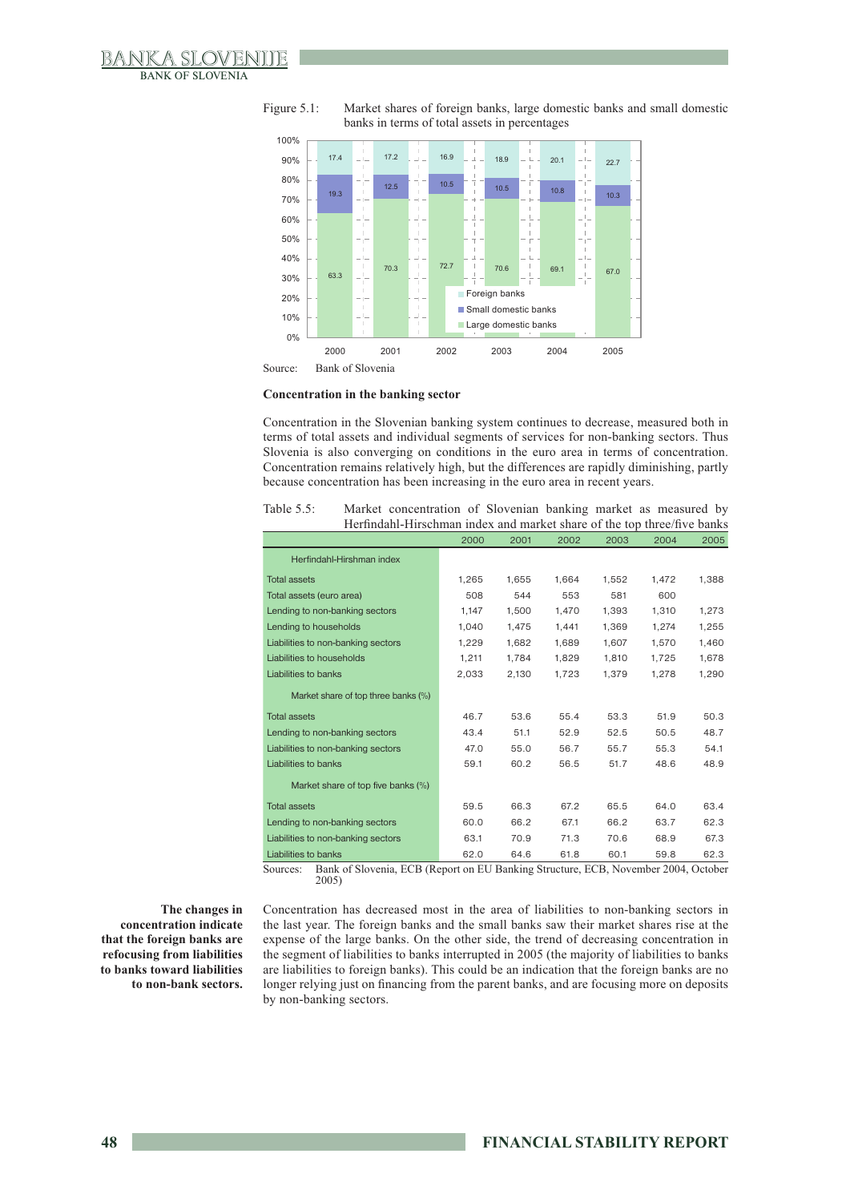Figure 5.1: Market shares of foreign banks, large domestic banks and small domestic banks in terms of total assets in percentages

| | 2000 | 2001 | 2002 | 2003 | 2004 | 2005 |
|---|---|---|---|---|---|---|
| Foreign banks | 17.4 | 17.2 | 16.9 | 18.9 | 20.1 | 22.7 |
| Small domestic banks | 19.3 | 12.5 | 10.5 | 10.5 | 10.8 | 10.3 |
| Large domestic banks | 63.3 | 70.3 | 72.7 | 70.6 | 69.1 | 67.0 |

Source: Bank of Slovenia

**Concentration in the banking sector**

Concentration in the Slovenian banking system continues to decrease, measured both in terms of total assets and individual segments of services for non-banking sectors. Thus Slovenia is also converging on conditions in the euro area in terms of concentration. Concentration remains relatively high, but the differences are rapidly diminishing, partly because concentration has been increasing in the euro area in recent years.

Table 5.5: Market concentration of Slovenian banking market as measured by Herfindahl-Hirschman index and market share of the top three/five banks

| | 2000 | 2001 | 2002 | 2003 | 2004 | 2005 |
|---|---|---|---|---|---|---|
| **Herfindahl-Hirshman index** | | | | | | |
| Total assets | 1,265 | 1,655 | 1,664 | 1,552 | 1,472 | 1,388 |
| Total assets (euro area) | 508 | 544 | 553 | 581 | 600 | |
| Lending to non-banking sectors | 1,147 | 1,500 | 1,470 | 1,393 | 1,310 | 1,273 |
| Lending to households | 1,040 | 1,475 | 1,441 | 1,369 | 1,274 | 1,255 |
| Liabilities to non-banking sectors | 1,229 | 1,682 | 1,689 | 1,607 | 1,570 | 1,460 |
| Liabilities to households | 1,211 | 1,784 | 1,829 | 1,810 | 1,725 | 1,678 |
| Liabilities to banks | 2,033 | 2,130 | 1,723 | 1,379 | 1,278 | 1,290 |
| **Market share of top three banks (%)** | | | | | | |
| Total assets | 46.7 | 53.6 | 55.4 | 53.3 | 51.9 | 50.3 |
| Lending to non-banking sectors | 43.4 | 51.1 | 52.9 | 52.5 | 50.5 | 48.7 |
| Liabilities to non-banking sectors | 47.0 | 55.0 | 56.7 | 55.7 | 55.3 | 54.1 |
| Liabilities to banks | 59.1 | 60.2 | 56.5 | 51.7 | 48.6 | 48.9 |
| **Market share of top five banks (%)** | | | | | | |
| Total assets | 59.5 | 66.3 | 67.2 | 65.5 | 64.0 | 63.4 |
| Lending to non-banking sectors | 60.0 | 66.2 | 67.1 | 66.2 | 63.7 | 62.3 |
| Liabilities to non-banking sectors | 63.1 | 70.9 | 71.3 | 70.6 | 68.9 | 67.3 |
| Liabilities to banks | 62.0 | 64.6 | 61.8 | 60.1 | 59.8 | 62.3 |

Sources: Bank of Slovenia, ECB (Report on EU Banking Structure, ECB, November 2004, October 2005)

**The changes in concentration indicate that the foreign banks are refocusing from liabilities to banks toward liabilities to non-bank sectors.**

Concentration has decreased most in the area of liabilities to non-banking sectors in the last year. The foreign banks and the small banks saw their market shares rise at the expense of the large banks. On the other side, the trend of decreasing concentration in the segment of liabilities to banks interrupted in 2005 (the majority of liabilities to banks are liabilities to foreign banks). This could be an indication that the foreign banks are no longer relying just on financing from the parent banks, and are focusing more on deposits by non-banking sectors.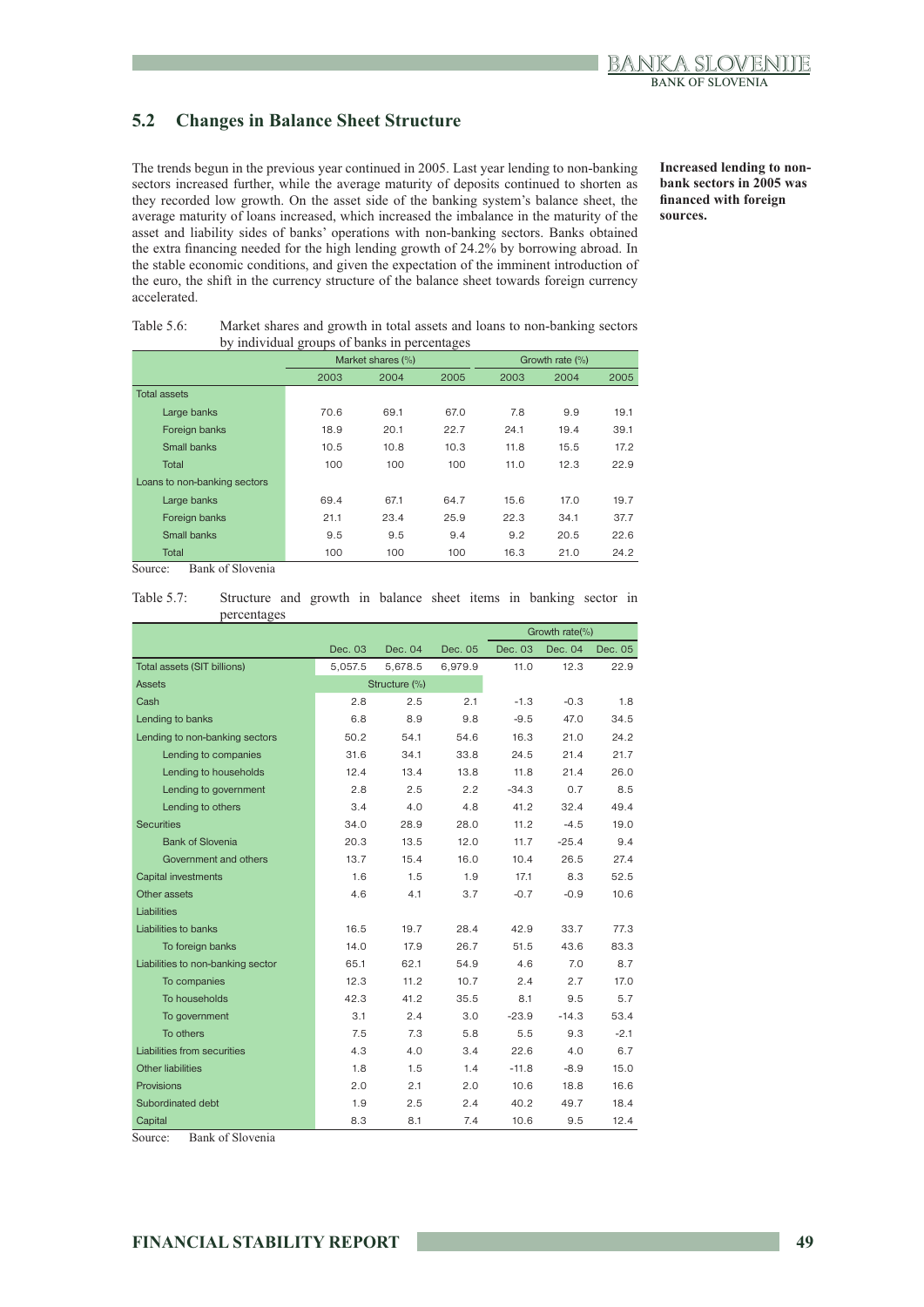## 5.2 Changes in Balance Sheet Structure

**Increased lending to non-bank sectors in 2005 was financed with foreign sources.**

The trends begun in the previous year continued in 2005. Last year lending to non-banking sectors increased further, while the average maturity of deposits continued to shorten as they recorded low growth. On the asset side of the banking system's balance sheet, the average maturity of loans increased, which increased the imbalance in the maturity of the asset and liability sides of banks' operations with non-banking sectors. Banks obtained the extra financing needed for the high lending growth of 24.2% by borrowing abroad. In the stable economic conditions, and given the expectation of the imminent introduction of the euro, the shift in the currency structure of the balance sheet towards foreign currency accelerated.

Table 5.6: Market shares and growth in total assets and loans to non-banking sectors by individual groups of banks in percentages

| | Market shares (%) | | | Growth rate (%) | | |
|---|---|---|---|---|---|---|
| | 2003 | 2004 | 2005 | 2003 | 2004 | 2005 |
| Total assets | | | | | | |
| Large banks | 70.6 | 69.1 | 67.0 | 7.8 | 9.9 | 19.1 |
| Foreign banks | 18.9 | 20.1 | 22.7 | 24.1 | 19.4 | 39.1 |
| Small banks | 10.5 | 10.8 | 10.3 | 11.8 | 15.5 | 17.2 |
| Total | 100 | 100 | 100 | 11.0 | 12.3 | 22.9 |
| Loans to non-banking sectors | | | | | | |
| Large banks | 69.4 | 67.1 | 64.7 | 15.6 | 17.0 | 19.7 |
| Foreign banks | 21.1 | 23.4 | 25.9 | 22.3 | 34.1 | 37.7 |
| Small banks | 9.5 | 9.5 | 9.4 | 9.2 | 20.5 | 22.6 |
| Total | 100 | 100 | 100 | 16.3 | 21.0 | 24.2 |

Source: Bank of Slovenia

Table 5.7: Structure and growth in balance sheet items in banking sector in percentages

| | | | | Growth rate(%) | | |
|---|---|---|---|---|---|---|
| | Dec. 03 | Dec. 04 | Dec. 05 | Dec. 03 | Dec. 04 | Dec. 05 |
| Total assets (SIT billions) | 5,057.5 | 5,678.5 | 6,979.9 | 11.0 | 12.3 | 22.9 |
| Assets | | Structure (%) | | | | |
| Cash | 2.8 | 2.5 | 2.1 | -1.3 | -0.3 | 1.8 |
| Lending to banks | 6.8 | 8.9 | 9.8 | -9.5 | 47.0 | 34.5 |
| Lending to non-banking sectors | 50.2 | 54.1 | 54.6 | 16.3 | 21.0 | 24.2 |
| Lending to companies | 31.6 | 34.1 | 33.8 | 24.5 | 21.4 | 21.7 |
| Lending to households | 12.4 | 13.4 | 13.8 | 11.8 | 21.4 | 26.0 |
| Lending to government | 2.8 | 2.5 | 2.2 | -34.3 | 0.7 | 8.5 |
| Lending to others | 3.4 | 4.0 | 4.8 | 41.2 | 32.4 | 49.4 |
| Securities | 34.0 | 28.9 | 28.0 | 11.2 | -4.5 | 19.0 |
| Bank of Slovenia | 20.3 | 13.5 | 12.0 | 11.7 | -25.4 | 9.4 |
| Government and others | 13.7 | 15.4 | 16.0 | 10.4 | 26.5 | 27.4 |
| Capital investments | 1.6 | 1.5 | 1.9 | 17.1 | 8.3 | 52.5 |
| Other assets | 4.6 | 4.1 | 3.7 | -0.7 | -0.9 | 10.6 |
| Liabilities | | | | | | |
| Liabilities to banks | 16.5 | 19.7 | 28.4 | 42.9 | 33.7 | 77.3 |
| To foreign banks | 14.0 | 17.9 | 26.7 | 51.5 | 43.6 | 83.3 |
| Liabilities to non-banking sector | 65.1 | 62.1 | 54.9 | 4.6 | 7.0 | 8.7 |
| To companies | 12.3 | 11.2 | 10.7 | 2.4 | 2.7 | 17.0 |
| To households | 42.3 | 41.2 | 35.5 | 8.1 | 9.5 | 5.7 |
| To government | 3.1 | 2.4 | 3.0 | -23.9 | -14.3 | 53.4 |
| To others | 7.5 | 7.3 | 5.8 | 5.5 | 9.3 | -2.1 |
| Liabilities from securities | 4.3 | 4.0 | 3.4 | 22.6 | 4.0 | 6.7 |
| Other liabilities | 1.8 | 1.5 | 1.4 | -11.8 | -8.9 | 15.0 |
| Provisions | 2.0 | 2.1 | 2.0 | 10.6 | 18.8 | 16.6 |
| Subordinated debt | 1.9 | 2.5 | 2.4 | 40.2 | 49.7 | 18.4 |
| Capital | 8.3 | 8.1 | 7.4 | 10.6 | 9.5 | 12.4 |

Source: Bank of Slovenia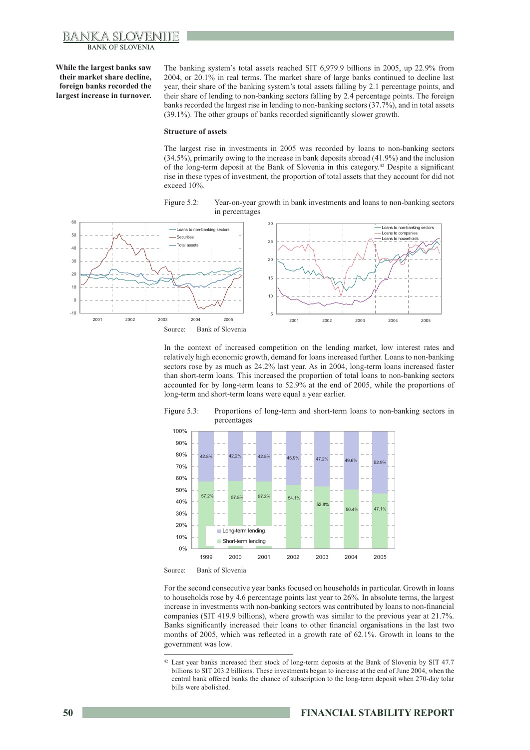**While the largest banks saw their market share decline, foreign banks recorded the largest increase in turnover.**

The banking system's total assets reached SIT 6,979.9 billions in 2005, up 22.9% from 2004, or 20.1% in real terms. The market share of large banks continued to decline last year, their share of the banking system's total assets falling by 2.1 percentage points, and their share of lending to non-banking sectors falling by 2.4 percentage points. The foreign banks recorded the largest rise in lending to non-banking sectors (37.7%), and in total assets (39.1%). The other groups of banks recorded significantly slower growth.

### Structure of assets

The largest rise in investments in 2005 was recorded by loans to non-banking sectors (34.5%), primarily owing to the increase in bank deposits abroad (41.9%) and the inclusion of the long-term deposit at the Bank of Slovenia in this category.[42] Despite a significant rise in these types of investment, the proportion of total assets that they account for did not exceed 10%.

Figure 5.2: Year-on-year growth in bank investments and loans to non-banking sectors in percentages

Source: Bank of Slovenia

In the context of increased competition on the lending market, low interest rates and relatively high economic growth, demand for loans increased further. Loans to non-banking sectors rose by as much as 24.2% last year. As in 2004, long-term loans increased faster than short-term loans. This increased the proportion of total loans to non-banking sectors accounted for by long-term loans to 52.9% at the end of 2005, while the proportions of long-term and short-term loans were equal a year earlier.

Figure 5.3: Proportions of long-term and short-term loans to non-banking sectors in percentages

| | 1999 | 2000 | 2001 | 2002 | 2003 | 2004 | 2005 |
|---|---|---|---|---|---|---|---|
| Long-term lending | 42.8% | 42.2% | 42.8% | 45.9% | 47.2% | 49.6% | 52.9% |
| Short-term lending | 57.2% | 57.8% | 57.2% | 54.1% | 52.8% | 50.4% | 47.1% |

Source: Bank of Slovenia

For the second consecutive year banks focused on households in particular. Growth in loans to households rose by 4.6 percentage points last year to 26%. In absolute terms, the largest increase in investments with non-banking sectors was contributed by loans to non-financial companies (SIT 419.9 billions), where growth was similar to the previous year at 21.7%. Banks significantly increased their loans to other financial organisations in the last two months of 2005, which was reflected in a growth rate of 62.1%. Growth in loans to the government was low.

---

[42] Last year banks increased their stock of long-term deposits at the Bank of Slovenia by SIT 47.7 billions to SIT 203.2 billions. These investments began to increase at the end of June 2004, when the central bank offered banks the chance of subscription to the long-term deposit when 270-day tolar bills were abolished.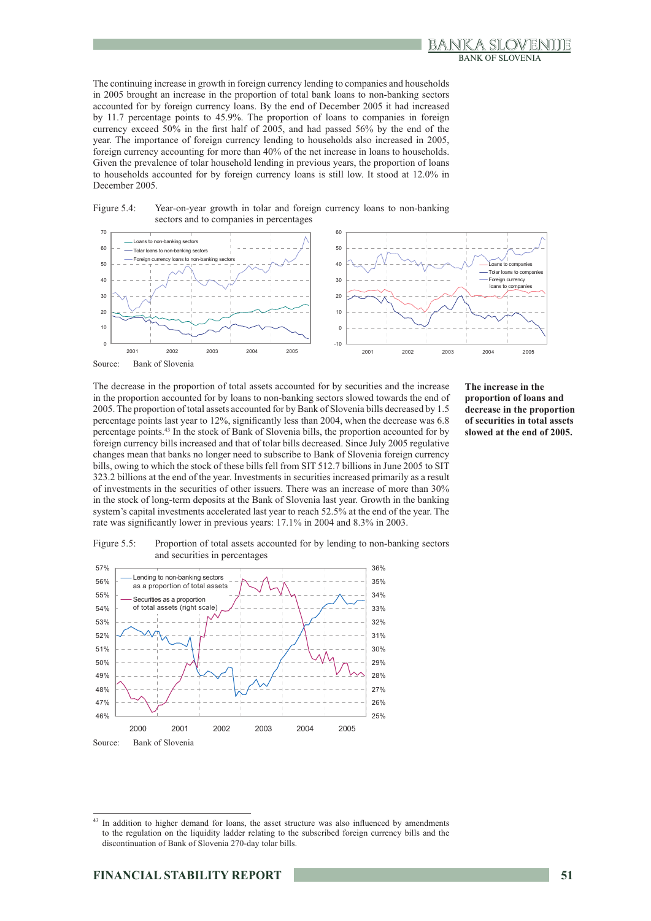The continuing increase in growth in foreign currency lending to companies and households in 2005 brought an increase in the proportion of total bank loans to non-banking sectors accounted for by foreign currency loans. By the end of December 2005 it had increased by 11.7 percentage points to 45.9%. The proportion of loans to companies in foreign currency exceed 50% in the first half of 2005, and had passed 56% by the end of the year. The importance of foreign currency lending to households also increased in 2005, foreign currency accounting for more than 40% of the net increase in loans to households. Given the prevalence of tolar household lending in previous years, the proportion of loans to households accounted for by foreign currency loans is still low. It stood at 12.0% in December 2005.

Figure 5.4: Year-on-year growth in tolar and foreign currency loans to non-banking sectors and to companies in percentages

Source: Bank of Slovenia

**The increase in the proportion of loans and decrease in the proportion of securities in total assets slowed at the end of 2005.**

The decrease in the proportion of total assets accounted for by securities and the increase in the proportion accounted for by loans to non-banking sectors slowed towards the end of 2005. The proportion of total assets accounted for by Bank of Slovenia bills decreased by 1.5 percentage points last year to 12%, significantly less than 2004, when the decrease was 6.8 percentage points.[43] In the stock of Bank of Slovenia bills, the proportion accounted for by foreign currency bills increased and that of tolar bills decreased. Since July 2005 regulative changes mean that banks no longer need to subscribe to Bank of Slovenia foreign currency bills, owing to which the stock of these bills fell from SIT 512.7 billions in June 2005 to SIT 323.2 billions at the end of the year. Investments in securities increased primarily as a result of investments in the securities of other issuers. There was an increase of more than 30% in the stock of long-term deposits at the Bank of Slovenia last year. Growth in the banking system's capital investments accelerated last year to reach 52.5% at the end of the year. The rate was significantly lower in previous years: 17.1% in 2004 and 8.3% in 2003.

Figure 5.5: Proportion of total assets accounted for by lending to non-banking sectors and securities in percentages

Source: Bank of Slovenia

[43] In addition to higher demand for loans, the asset structure was also influenced by amendments to the regulation on the liquidity ladder relating to the subscribed foreign currency bills and the discontinuation of Bank of Slovenia 270-day tolar bills.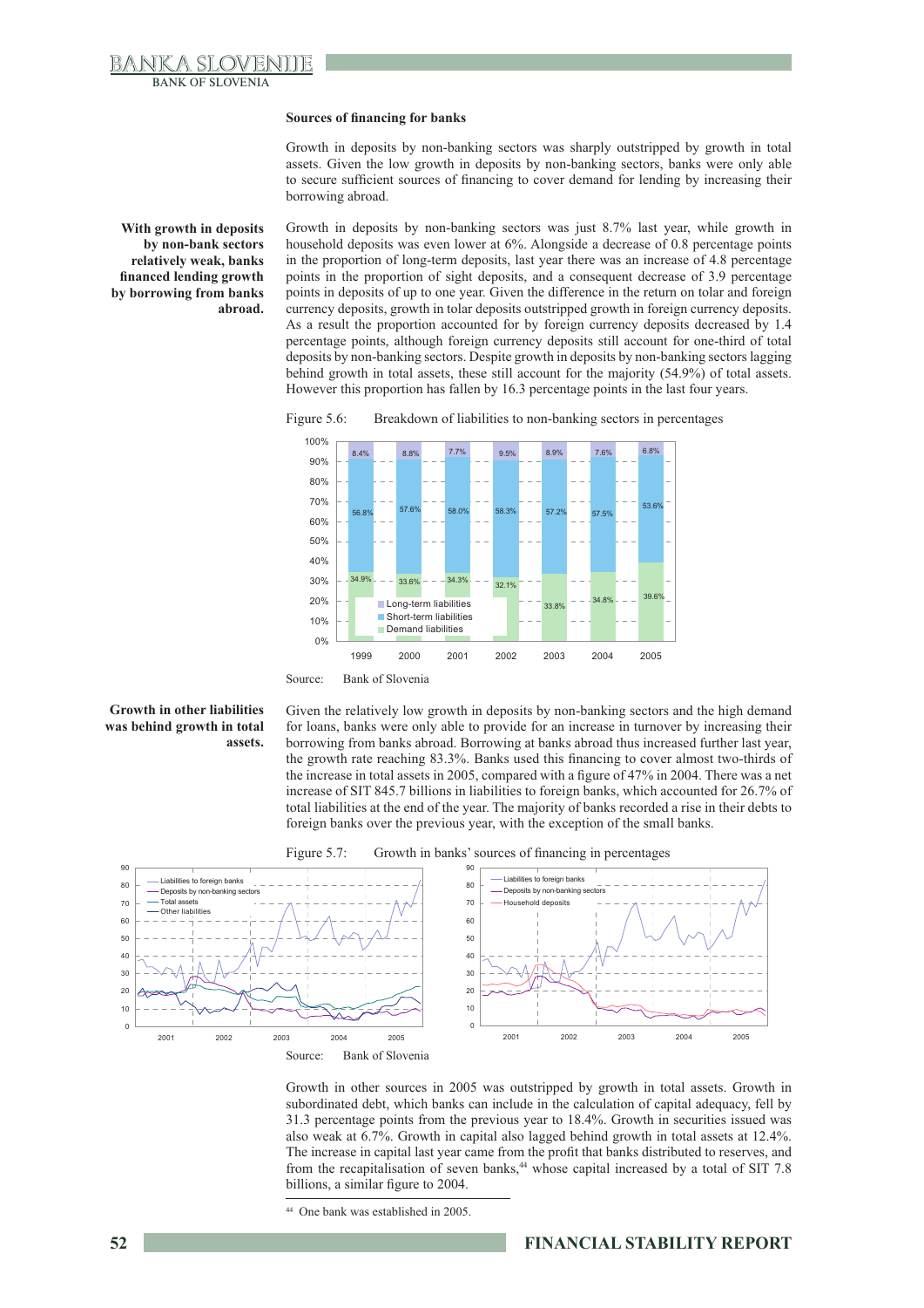### Sources of financing for banks

Growth in deposits by non-banking sectors was sharply outstripped by growth in total assets. Given the low growth in deposits by non-banking sectors, banks were only able to secure sufficient sources of financing to cover demand for lending by increasing their borrowing abroad.

**With growth in deposits by non-bank sectors relatively weak, banks financed lending growth by borrowing from banks abroad.**

Growth in deposits by non-banking sectors was just 8.7% last year, while growth in household deposits was even lower at 6%. Alongside a decrease of 0.8 percentage points in the proportion of long-term deposits, last year there was an increase of 4.8 percentage points in the proportion of sight deposits, and a consequent decrease of 3.9 percentage points in deposits of up to one year. Given the difference in the return on tolar and foreign currency deposits, growth in tolar deposits outstripped growth in foreign currency deposits. As a result the proportion accounted for by foreign currency deposits decreased by 1.4 percentage points, although foreign currency deposits still account for one-third of total deposits by non-banking sectors. Despite growth in deposits by non-banking sectors lagging behind growth in total assets, these still account for the majority (54.9%) of total assets. However this proportion has fallen by 16.3 percentage points in the last four years.

Figure 5.6: Breakdown of liabilities to non-banking sectors in percentages

| | 1999 | 2000 | 2001 | 2002 | 2003 | 2004 | 2005 |
|---|---|---|---|---|---|---|---|
| Long-term liabilities | 8.4% | 8.8% | 7.7% | 9.5% | 8.9% | 7.6% | 6.8% |
| Short-term liabilities | 56.8% | 57.6% | 58.0% | 58.3% | 57.2% | 57.5% | 53.6% |
| Demand liabilities | 34.9% | 33.6% | 34.3% | 32.1% | 33.8% | 34.8% | 39.6% |

Source: Bank of Slovenia

**Growth in other liabilities was behind growth in total assets.**

Given the relatively low growth in deposits by non-banking sectors and the high demand for loans, banks were only able to provide for an increase in turnover by increasing their borrowing from banks abroad. Borrowing at banks abroad thus increased further last year, the growth rate reaching 83.3%. Banks used this financing to cover almost two-thirds of the increase in total assets in 2005, compared with a figure of 47% in 2004. There was a net increase of SIT 845.7 billions in liabilities to foreign banks, which accounted for 26.7% of total liabilities at the end of the year. The majority of banks recorded a rise in their debts to foreign banks over the previous year, with the exception of the small banks.

Figure 5.7: Growth in banks' sources of financing in percentages

Source: Bank of Slovenia

Growth in other sources in 2005 was outstripped by growth in total assets. Growth in subordinated debt, which banks can include in the calculation of capital adequacy, fell by 31.3 percentage points from the previous year to 18.4%. Growth in securities issued was also weak at 6.7%. Growth in capital also lagged behind growth in total assets at 12.4%. The increase in capital last year came from the profit that banks distributed to reserves, and from the recapitalisation of seven banks,[44] whose capital increased by a total of SIT 7.8 billions, a similar figure to 2004.

[44] One bank was established in 2005.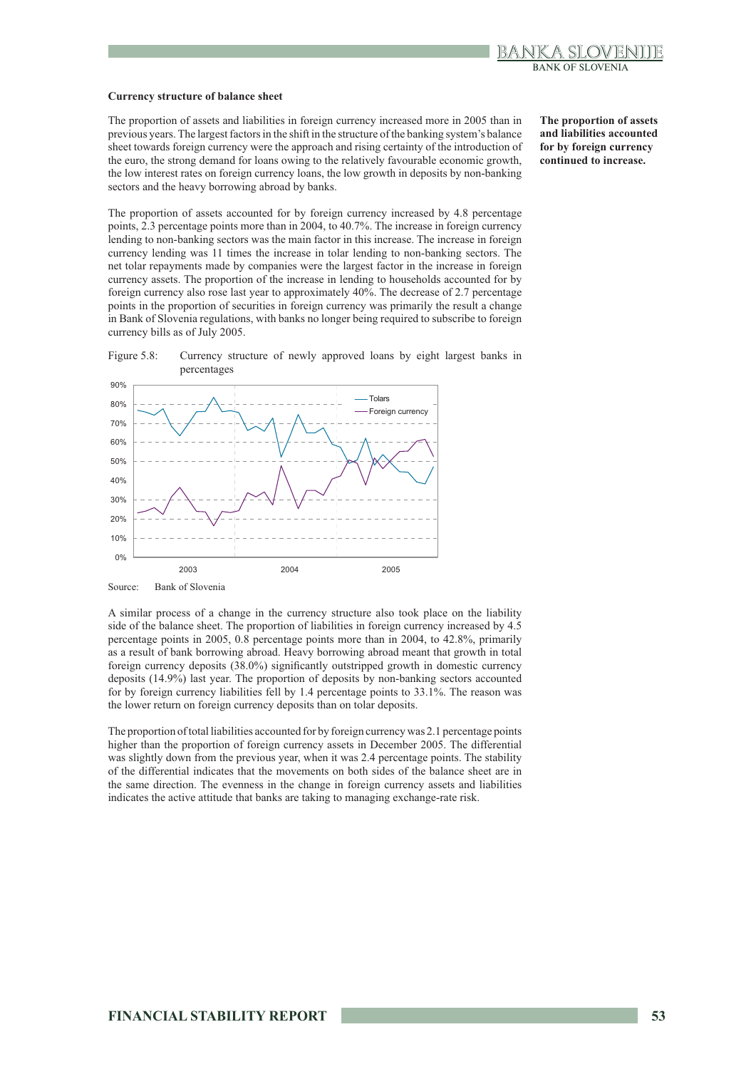### Currency structure of balance sheet

**The proportion of assets and liabilities accounted for by foreign currency continued to increase.**

The proportion of assets and liabilities in foreign currency increased more in 2005 than in previous years. The largest factors in the shift in the structure of the banking system's balance sheet towards foreign currency were the approach and rising certainty of the introduction of the euro, the strong demand for loans owing to the relatively favourable economic growth, the low interest rates on foreign currency loans, the low growth in deposits by non-banking sectors and the heavy borrowing abroad by banks.

The proportion of assets accounted for by foreign currency increased by 4.8 percentage points, 2.3 percentage points more than in 2004, to 40.7%. The increase in foreign currency lending to non-banking sectors was the main factor in this increase. The increase in foreign currency lending was 11 times the increase in tolar lending to non-banking sectors. The net tolar repayments made by companies were the largest factor in the increase in foreign currency assets. The proportion of the increase in lending to households accounted for by foreign currency also rose last year to approximately 40%. The decrease of 2.7 percentage points in the proportion of securities in foreign currency was primarily the result a change in Bank of Slovenia regulations, with banks no longer being required to subscribe to foreign currency bills as of July 2005.

Figure 5.8: Currency structure of newly approved loans by eight largest banks in percentages

Source: Bank of Slovenia

A similar process of a change in the currency structure also took place on the liability side of the balance sheet. The proportion of liabilities in foreign currency increased by 4.5 percentage points in 2005, 0.8 percentage points more than in 2004, to 42.8%, primarily as a result of bank borrowing abroad. Heavy borrowing abroad meant that growth in total foreign currency deposits (38.0%) significantly outstripped growth in domestic currency deposits (14.9%) last year. The proportion of deposits by non-banking sectors accounted for by foreign currency liabilities fell by 1.4 percentage points to 33.1%. The reason was the lower return on foreign currency deposits than on tolar deposits.

The proportion of total liabilities accounted for by foreign currency was 2.1 percentage points higher than the proportion of foreign currency assets in December 2005. The differential was slightly down from the previous year, when it was 2.4 percentage points. The stability of the differential indicates that the movements on both sides of the balance sheet are in the same direction. The evenness in the change in foreign currency assets and liabilities indicates the active attitude that banks are taking to managing exchange-rate risk.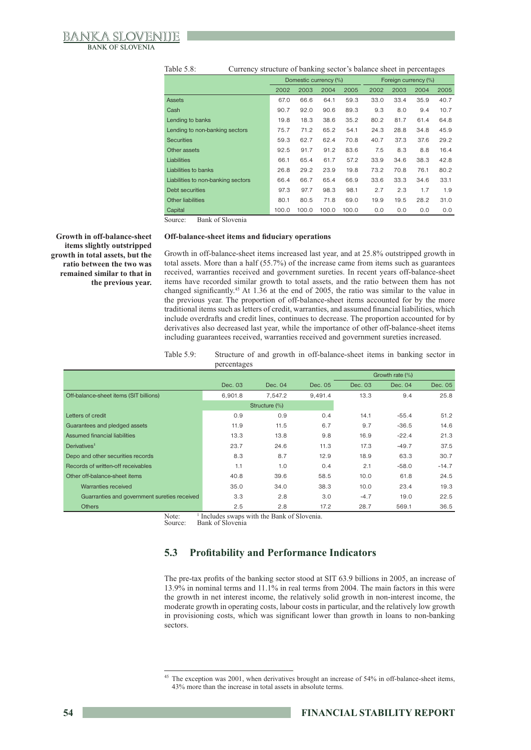Table 5.8: Currency structure of banking sector's balance sheet in percentages

| | Domestic currency (%) | | | | Foreign currency (%) | | | |
|---|---|---|---|---|---|---|---|---|
| | 2002 | 2003 | 2004 | 2005 | 2002 | 2003 | 2004 | 2005 |
| Assets | 67.0 | 66.6 | 64.1 | 59.3 | 33.0 | 33.4 | 35.9 | 40.7 |
| Cash | 90.7 | 92.0 | 90.6 | 89.3 | 9.3 | 8.0 | 9.4 | 10.7 |
| Lending to banks | 19.8 | 18.3 | 38.6 | 35.2 | 80.2 | 81.7 | 61.4 | 64.8 |
| Lending to non-banking sectors | 75.7 | 71.2 | 65.2 | 54.1 | 24.3 | 28.8 | 34.8 | 45.9 |
| Securities | 59.3 | 62.7 | 62.4 | 70.8 | 40.7 | 37.3 | 37.6 | 29.2 |
| Other assets | 92.5 | 91.7 | 91.2 | 83.6 | 7.5 | 8.3 | 8.8 | 16.4 |
| Liabilities | 66.1 | 65.4 | 61.7 | 57.2 | 33.9 | 34.6 | 38.3 | 42.8 |
| Liabilities to banks | 26.8 | 29.2 | 23.9 | 19.8 | 73.2 | 70.8 | 76.1 | 80.2 |
| Liabilities to non-banking sectors | 66.4 | 66.7 | 65.4 | 66.9 | 33.6 | 33.3 | 34.6 | 33.1 |
| Debt securities | 97.3 | 97.7 | 98.3 | 98.1 | 2.7 | 2.3 | 1.7 | 1.9 |
| Other liabilities | 80.1 | 80.5 | 71.8 | 69.0 | 19.9 | 19.5 | 28.2 | 31.0 |
| Capital | 100.0 | 100.0 | 100.0 | 100.0 | 0.0 | 0.0 | 0.0 | 0.0 |

Source: Bank of Slovenia

**Growth in off-balance-sheet items slightly outstripped growth in total assets, but the ratio between the two was remained similar to that in the previous year.**

### Off-balance-sheet items and fiduciary operations

Growth in off-balance-sheet items increased last year, and at 25.8% outstripped growth in total assets. More than a half (55.7%) of the increase came from items such as guarantees received, warranties received and government sureties. In recent years off-balance-sheet items have recorded similar growth to total assets, and the ratio between them has not changed significantly.[45] At 1.36 at the end of 2005, the ratio was similar to the value in the previous year. The proportion of off-balance-sheet items accounted for by the more traditional items such as letters of credit, warranties, and assumed financial liabilities, which include overdrafts and credit lines, continues to decrease. The proportion accounted for by derivatives also decreased last year, while the importance of other off-balance-sheet items including guarantees received, warranties received and government sureties increased.

Table 5.9: Structure of and growth in off-balance-sheet items in banking sector in percentages

| | | | | Growth rate (%) | | |
|---|---|---|---|---|---|---|
| | Dec. 03 | Dec. 04 | Dec. 05 | Dec. 03 | Dec. 04 | Dec. 05 |
| Off-balance-sheet items (SIT billions) | 6,901.8 | 7,547.2 | 9,491.4 | 13.3 | 9.4 | 25.8 |
| | Structure (%) | | | | | |
| Letters of credit | 0.9 | 0.9 | 0.4 | 14.1 | -55.4 | 51.2 |
| Guarantees and pledged assets | 11.9 | 11.5 | 6.7 | 9.7 | -36.5 | 14.6 |
| Assumed financial liabilities | 13.3 | 13.8 | 9.8 | 16.9 | -22.4 | 21.3 |
| Derivatives[1] | 23.7 | 24.6 | 11.3 | 17.3 | -49.7 | 37.5 |
| Depo and other securities records | 8.3 | 8.7 | 12.9 | 18.9 | 63.3 | 30.7 |
| Records of written-off receivables | 1.1 | 1.0 | 0.4 | 2.1 | -58.0 | -14.7 |
| Other off-balance-sheet items | 40.8 | 39.6 | 58.5 | 10.0 | 61.8 | 24.5 |
| Warranties received | 35.0 | 34.0 | 38.3 | 10.0 | 23.4 | 19.3 |
| Guarranties and government sureties received | 3.3 | 2.8 | 3.0 | -4.7 | 19.0 | 22.5 |
| Others | 2.5 | 2.8 | 17.2 | 28.7 | 569.1 | 36.5 |

Note: [1] Includes swaps with the Bank of Slovenia.
Source: Bank of Slovenia

## 5.3 Profitability and Performance Indicators

The pre-tax profits of the banking sector stood at SIT 63.9 billions in 2005, an increase of 13.9% in nominal terms and 11.1% in real terms from 2004. The main factors in this were the growth in net interest income, the relatively solid growth in non-interest income, the moderate growth in operating costs, labour costs in particular, and the relatively low growth in provisioning costs, which was significant lower than growth in loans to non-banking sectors.

[45] The exception was 2001, when derivatives brought an increase of 54% in off-balance-sheet items, 43% more than the increase in total assets in absolute terms.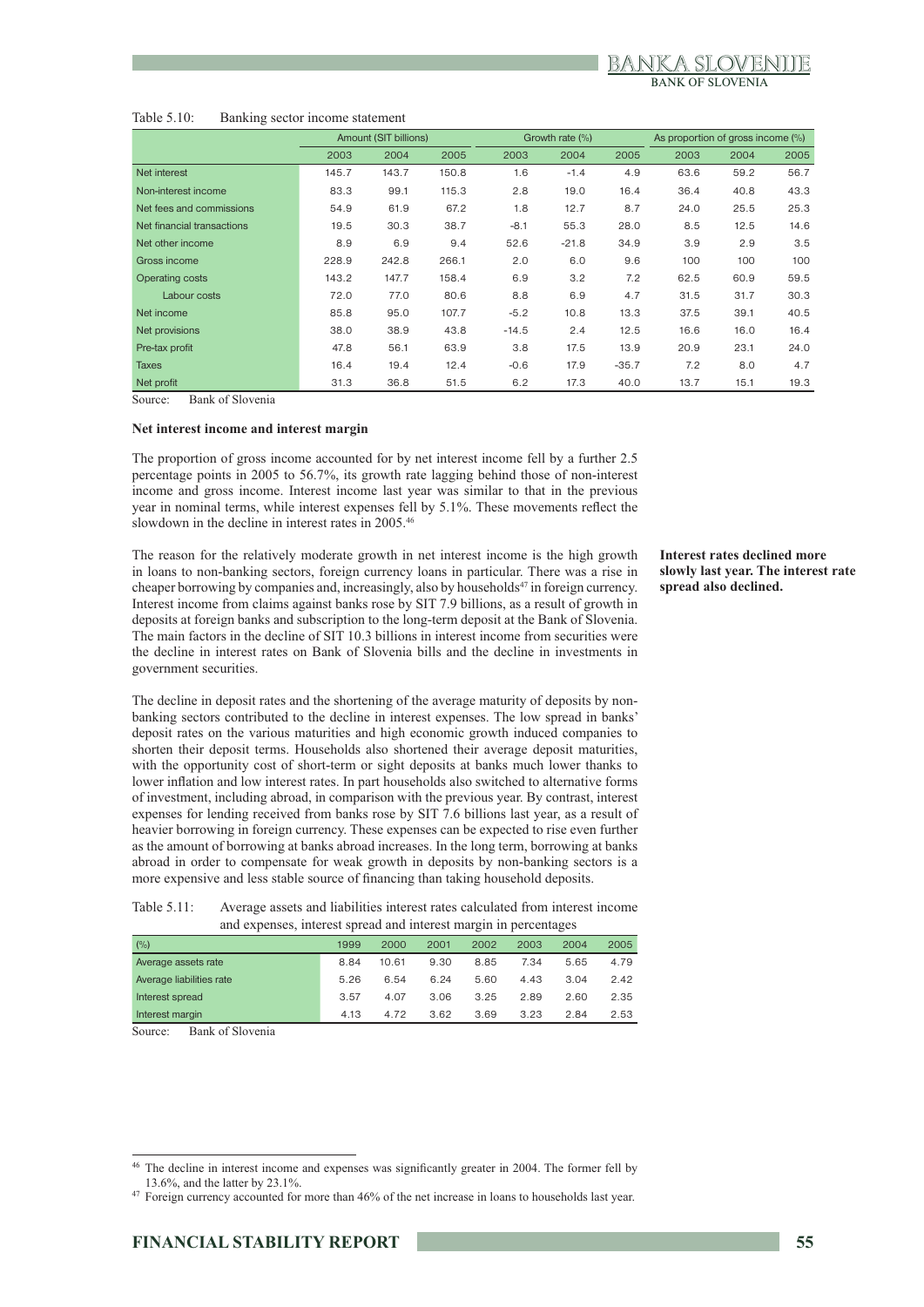Table 5.10: Banking sector income statement

| | Amount (SIT billions) | | | Growth rate (%) | | | As proportion of gross income (%) | | |
|---|---|---|---|---|---|---|---|---|---|
| | 2003 | 2004 | 2005 | 2003 | 2004 | 2005 | 2003 | 2004 | 2005 |
| Net interest | 145.7 | 143.7 | 150.8 | 1.6 | -1.4 | 4.9 | 63.6 | 59.2 | 56.7 |
| Non-interest income | 83.3 | 99.1 | 115.3 | 2.8 | 19.0 | 16.4 | 36.4 | 40.8 | 43.3 |
| Net fees and commissions | 54.9 | 61.9 | 67.2 | 1.8 | 12.7 | 8.7 | 24.0 | 25.5 | 25.3 |
| Net financial transactions | 19.5 | 30.3 | 38.7 | -8.1 | 55.3 | 28.0 | 8.5 | 12.5 | 14.6 |
| Net other income | 8.9 | 6.9 | 9.4 | 52.6 | -21.8 | 34.9 | 3.9 | 2.9 | 3.5 |
| Gross income | 228.9 | 242.8 | 266.1 | 2.0 | 6.0 | 9.6 | 100 | 100 | 100 |
| Operating costs | 143.2 | 147.7 | 158.4 | 6.9 | 3.2 | 7.2 | 62.5 | 60.9 | 59.5 |
| Labour costs | 72.0 | 77.0 | 80.6 | 8.8 | 6.9 | 4.7 | 31.5 | 31.7 | 30.3 |
| Net income | 85.8 | 95.0 | 107.7 | -5.2 | 10.8 | 13.3 | 37.5 | 39.1 | 40.5 |
| Net provisions | 38.0 | 38.9 | 43.8 | -14.5 | 2.4 | 12.5 | 16.6 | 16.0 | 16.4 |
| Pre-tax profit | 47.8 | 56.1 | 63.9 | 3.8 | 17.5 | 13.9 | 20.9 | 23.1 | 24.0 |
| Taxes | 16.4 | 19.4 | 12.4 | -0.6 | 17.9 | -35.7 | 7.2 | 8.0 | 4.7 |
| Net profit | 31.3 | 36.8 | 51.5 | 6.2 | 17.3 | 40.0 | 13.7 | 15.1 | 19.3 |

Source: Bank of Slovenia

**Net interest income and interest margin**

The proportion of gross income accounted for by net interest income fell by a further 2.5 percentage points in 2005 to 56.7%, its growth rate lagging behind those of non-interest income and gross income. Interest income last year was similar to that in the previous year in nominal terms, while interest expenses fell by 5.1%. These movements reflect the slowdown in the decline in interest rates in 2005.[46]

**Interest rates declined more slowly last year. The interest rate spread also declined.**

The reason for the relatively moderate growth in net interest income is the high growth in loans to non-banking sectors, foreign currency loans in particular. There was a rise in cheaper borrowing by companies and, increasingly, also by households[47] in foreign currency. Interest income from claims against banks rose by SIT 7.9 billions, as a result of growth in deposits at foreign banks and subscription to the long-term deposit at the Bank of Slovenia. The main factors in the decline of SIT 10.3 billions in interest income from securities were the decline in interest rates on Bank of Slovenia bills and the decline in investments in government securities.

The decline in deposit rates and the shortening of the average maturity of deposits by non-banking sectors contributed to the decline in interest expenses. The low spread in banks' deposit rates on the various maturities and high economic growth induced companies to shorten their deposit terms. Households also shortened their average deposit maturities, with the opportunity cost of short-term or sight deposits at banks much lower thanks to lower inflation and low interest rates. In part households also switched to alternative forms of investment, including abroad, in comparison with the previous year. By contrast, interest expenses for lending received from banks rose by SIT 7.6 billions last year, as a result of heavier borrowing in foreign currency. These expenses can be expected to rise even further as the amount of borrowing at banks abroad increases. In the long term, borrowing at banks abroad in order to compensate for weak growth in deposits by non-banking sectors is a more expensive and less stable source of financing than taking household deposits.

Table 5.11: Average assets and liabilities interest rates calculated from interest income and expenses, interest spread and interest margin in percentages

| (%) | 1999 | 2000 | 2001 | 2002 | 2003 | 2004 | 2005 |
|---|---|---|---|---|---|---|---|
| Average assets rate | 8.84 | 10.61 | 9.30 | 8.85 | 7.34 | 5.65 | 4.79 |
| Average liabilities rate | 5.26 | 6.54 | 6.24 | 5.60 | 4.43 | 3.04 | 2.42 |
| Interest spread | 3.57 | 4.07 | 3.06 | 3.25 | 2.89 | 2.60 | 2.35 |
| Interest margin | 4.13 | 4.72 | 3.62 | 3.69 | 3.23 | 2.84 | 2.53 |

Source: Bank of Slovenia

[46] The decline in interest income and expenses was significantly greater in 2004. The former fell by 13.6%, and the latter by 23.1%.

[47] Foreign currency accounted for more than 46% of the net increase in loans to households last year.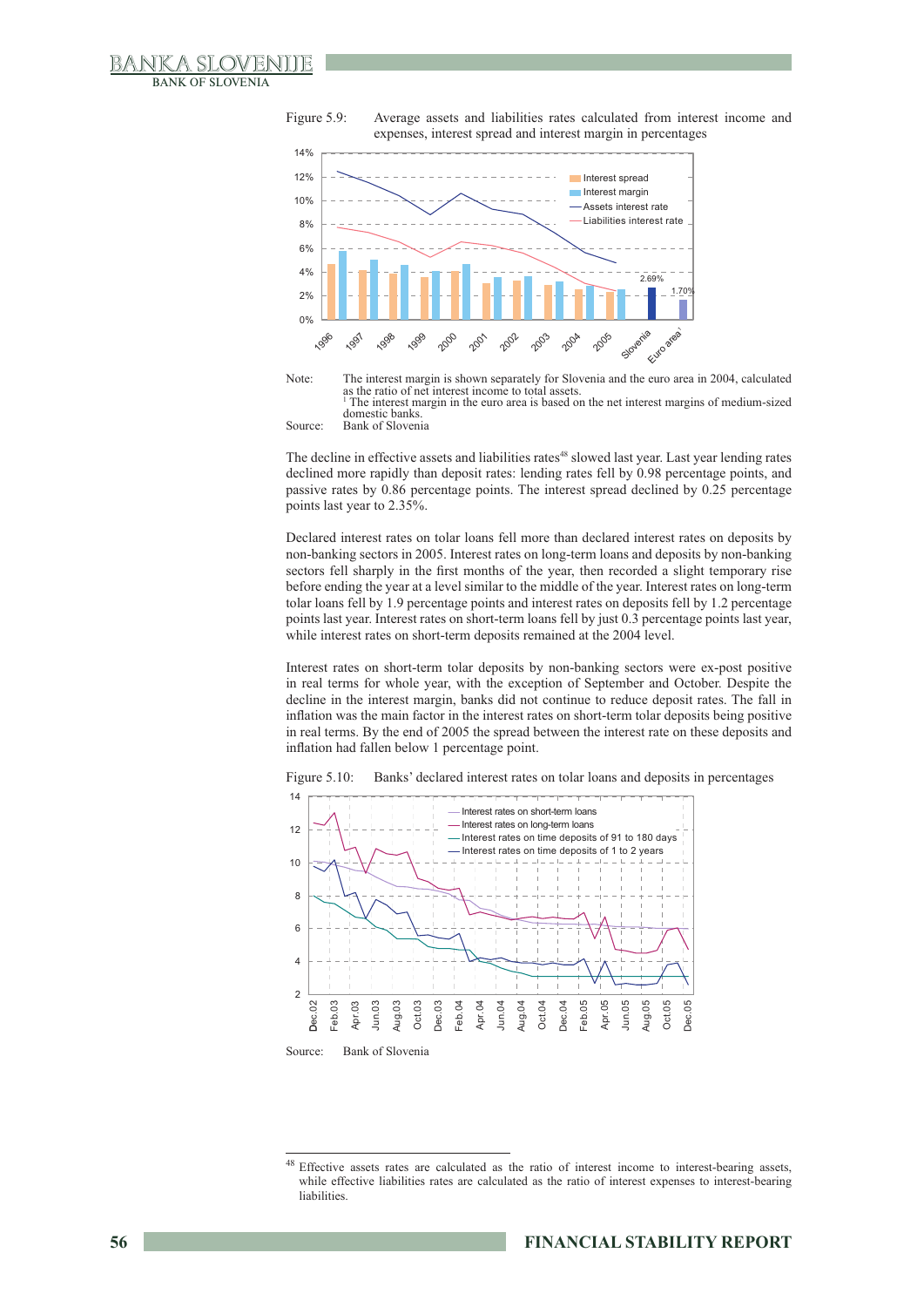Figure 5.9: Average assets and liabilities rates calculated from interest income and expenses, interest spread and interest margin in percentages

Note: The interest margin is shown separately for Slovenia and the euro area in 2004, calculated as the ratio of net interest income to total assets.
[1] The interest margin in the euro area is based on the net interest margins of medium-sized domestic banks.

Source: Bank of Slovenia

The decline in effective assets and liabilities rates[48] slowed last year. Last year lending rates declined more rapidly than deposit rates: lending rates fell by 0.98 percentage points, and passive rates by 0.86 percentage points. The interest spread declined by 0.25 percentage points last year to 2.35%.

Declared interest rates on tolar loans fell more than declared interest rates on deposits by non-banking sectors in 2005. Interest rates on long-term loans and deposits by non-banking sectors fell sharply in the first months of the year, then recorded a slight temporary rise before ending the year at a level similar to the middle of the year. Interest rates on long-term tolar loans fell by 1.9 percentage points and interest rates on deposits fell by 1.2 percentage points last year. Interest rates on short-term loans fell by just 0.3 percentage points last year, while interest rates on short-term deposits remained at the 2004 level.

Interest rates on short-term tolar deposits by non-banking sectors were ex-post positive in real terms for whole year, with the exception of September and October. Despite the decline in the interest margin, banks did not continue to reduce deposit rates. The fall in inflation was the main factor in the interest rates on short-term tolar deposits being positive in real terms. By the end of 2005 the spread between the interest rate on these deposits and inflation had fallen below 1 percentage point.

Figure 5.10: Banks' declared interest rates on tolar loans and deposits in percentages

Source: Bank of Slovenia

[48] Effective assets rates are calculated as the ratio of interest income to interest-bearing assets, while effective liabilities rates are calculated as the ratio of interest expenses to interest-bearing liabilities.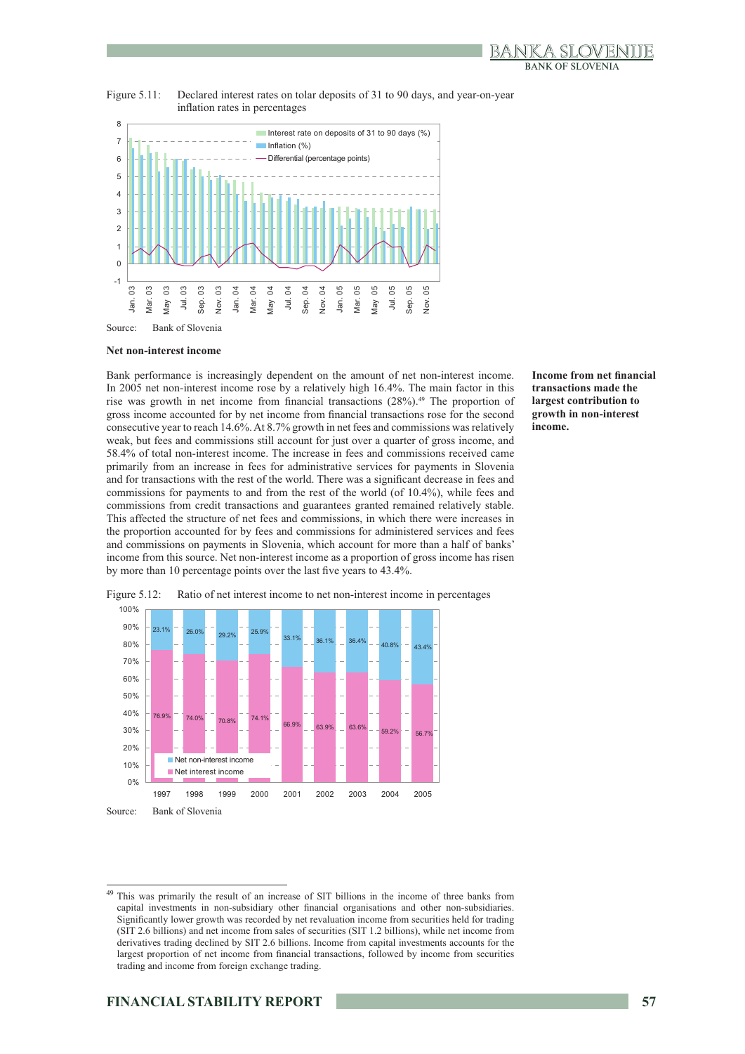Figure 5.11: Declared interest rates on tolar deposits of 31 to 90 days, and year-on-year inflation rates in percentages

Source: Bank of Slovenia

### Net non-interest income

**Income from net financial transactions made the largest contribution to growth in non-interest income.**

Bank performance is increasingly dependent on the amount of net non-interest income. In 2005 net non-interest income rose by a relatively high 16.4%. The main factor in this rise was growth in net income from financial transactions (28%).[49] The proportion of gross income accounted for by net income from financial transactions rose for the second consecutive year to reach 14.6%. At 8.7% growth in net fees and commissions was relatively weak, but fees and commissions still account for just over a quarter of gross income, and 58.4% of total non-interest income. The increase in fees and commissions received came primarily from an increase in fees for administrative services for payments in Slovenia and for transactions with the rest of the world. There was a significant decrease in fees and commissions for payments to and from the rest of the world (of 10.4%), while fees and commissions from credit transactions and guarantees granted remained relatively stable. This affected the structure of net fees and commissions, in which there were increases in the proportion accounted for by fees and commissions for administered services and fees and commissions on payments in Slovenia, which account for more than a half of banks' income from this source. Net non-interest income as a proportion of gross income has risen by more than 10 percentage points over the last five years to 43.4%.

Figure 5.12: Ratio of net interest income to net non-interest income in percentages

| | 1997 | 1998 | 1999 | 2000 | 2001 | 2002 | 2003 | 2004 | 2005 |
|---|---|---|---|---|---|---|---|---|---|
| Net non-interest income | 23.1% | 26.0% | 29.2% | 25.9% | 33.1% | 36.1% | 36.4% | 40.8% | 43.4% |
| Net interest income | 76.9% | 74.0% | 70.8% | 74.1% | 66.9% | 63.9% | 63.6% | 59.2% | 56.7% |

Source: Bank of Slovenia

[49] This was primarily the result of an increase of SIT billions in the income of three banks from capital investments in non-subsidiary other financial organisations and other non-subsidiaries. Significantly lower growth was recorded by net revaluation income from securities held for trading (SIT 2.6 billions) and net income from sales of securities (SIT 1.2 billions), while net income from derivatives trading declined by SIT 2.6 billions. Income from capital investments accounts for the largest proportion of net income from financial transactions, followed by income from securities trading and income from foreign exchange trading.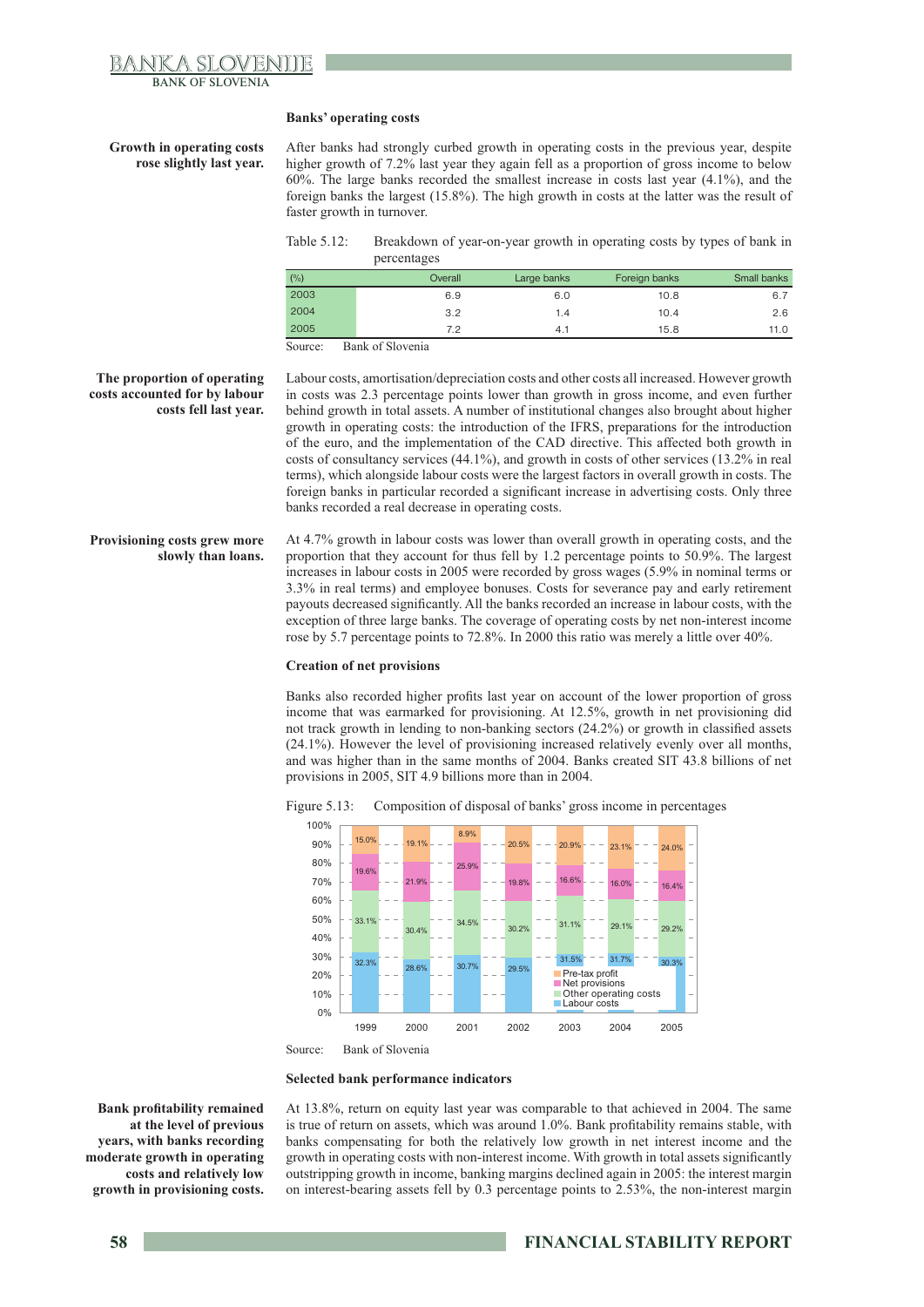### Banks' operating costs

**Growth in operating costs rose slightly last year.**

After banks had strongly curbed growth in operating costs in the previous year, despite higher growth of 7.2% last year they again fell as a proportion of gross income to below 60%. The large banks recorded the smallest increase in costs last year (4.1%), and the foreign banks the largest (15.8%). The high growth in costs at the latter was the result of faster growth in turnover.

Table 5.12: Breakdown of year-on-year growth in operating costs by types of bank in percentages

| (%) | Overall | Large banks | Foreign banks | Small banks |
|---|---|---|---|---|
| 2003 | 6.9 | 6.0 | 10.8 | 6.7 |
| 2004 | 3.2 | 1.4 | 10.4 | 2.6 |
| 2005 | 7.2 | 4.1 | 15.8 | 11.0 |

Source: Bank of Slovenia

**The proportion of operating costs accounted for by labour costs fell last year.**

Labour costs, amortisation/depreciation costs and other costs all increased. However growth in costs was 2.3 percentage points lower than growth in gross income, and even further behind growth in total assets. A number of institutional changes also brought about higher growth in operating costs: the introduction of the IFRS, preparations for the introduction of the euro, and the implementation of the CAD directive. This affected both growth in costs of consultancy services (44.1%), and growth in costs of other services (13.2% in real terms), which alongside labour costs were the largest factors in overall growth in costs. The foreign banks in particular recorded a significant increase in advertising costs. Only three banks recorded a real decrease in operating costs.

**Provisioning costs grew more slowly than loans.**

At 4.7% growth in labour costs was lower than overall growth in operating costs, and the proportion that they account for thus fell by 1.2 percentage points to 50.9%. The largest increases in labour costs in 2005 were recorded by gross wages (5.9% in nominal terms or 3.3% in real terms) and employee bonuses. Costs for severance pay and early retirement payouts decreased significantly. All the banks recorded an increase in labour costs, with the exception of three large banks. The coverage of operating costs by net non-interest income rose by 5.7 percentage points to 72.8%. In 2000 this ratio was merely a little over 40%.

### Creation of net provisions

Banks also recorded higher profits last year on account of the lower proportion of gross income that was earmarked for provisioning. At 12.5%, growth in net provisioning did not track growth in lending to non-banking sectors (24.2%) or growth in classified assets (24.1%). However the level of provisioning increased relatively evenly over all months, and was higher than in the same months of 2004. Banks created SIT 43.8 billions of net provisions in 2005, SIT 4.9 billions more than in 2004.

Figure 5.13: Composition of disposal of banks' gross income in percentages

| | 1999 | 2000 | 2001 | 2002 | 2003 | 2004 | 2005 |
|---|---|---|---|---|---|---|---|
| Pre-tax profit | 15.0% | 19.1% | 8.9% | 20.5% | 20.9% | 23.1% | 24.0% |
| Net provisions | 19.6% | 21.9% | 25.9% | 19.8% | 16.6% | 16.0% | 16.4% |
| Other operating costs | 33.1% | 30.4% | 34.5% | 30.2% | 31.1% | 29.1% | 29.2% |
| Labour costs | 32.3% | 28.6% | 30.7% | 29.5% | 31.5% | 31.7% | 30.3% |

Source: Bank of Slovenia

### Selected bank performance indicators

**Bank profitability remained at the level of previous years, with banks recording moderate growth in operating costs and relatively low growth in provisioning costs.**

At 13.8%, return on equity last year was comparable to that achieved in 2004. The same is true of return on assets, which was around 1.0%. Bank profitability remains stable, with banks compensating for both the relatively low growth in net interest income and the growth in operating costs with non-interest income. With growth in total assets significantly outstripping growth in income, banking margins declined again in 2005: the interest margin on interest-bearing assets fell by 0.3 percentage points to 2.53%, the non-interest margin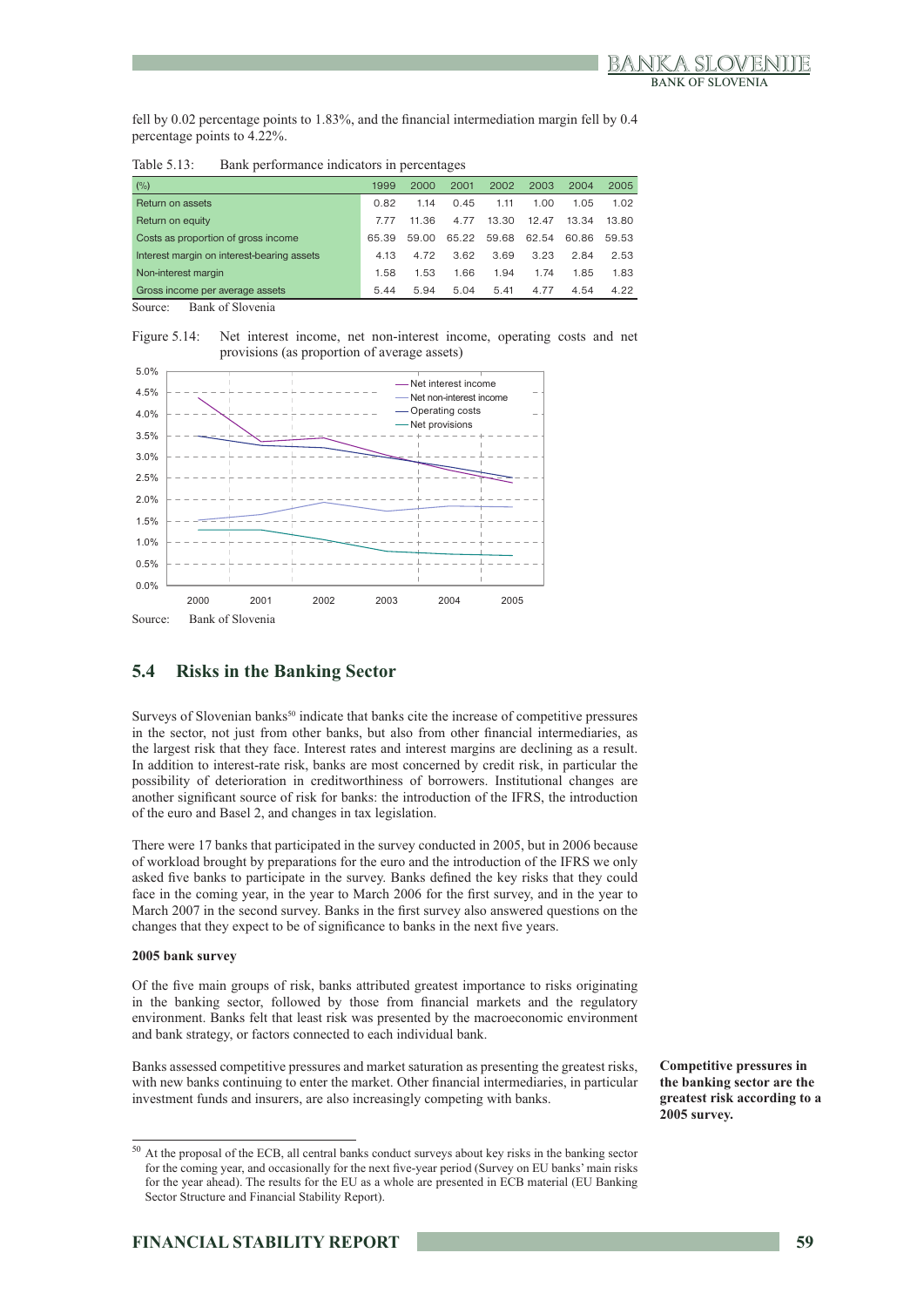fell by 0.02 percentage points to 1.83%, and the financial intermediation margin fell by 0.4 percentage points to 4.22%.

Table 5.13: Bank performance indicators in percentages

| (%) | 1999 | 2000 | 2001 | 2002 | 2003 | 2004 | 2005 |
|---|---|---|---|---|---|---|---|
| Return on assets | 0.82 | 1.14 | 0.45 | 1.11 | 1.00 | 1.05 | 1.02 |
| Return on equity | 7.77 | 11.36 | 4.77 | 13.30 | 12.47 | 13.34 | 13.80 |
| Costs as proportion of gross income | 65.39 | 59.00 | 65.22 | 59.68 | 62.54 | 60.86 | 59.53 |
| Interest margin on interest-bearing assets | 4.13 | 4.72 | 3.62 | 3.69 | 3.23 | 2.84 | 2.53 |
| Non-interest margin | 1.58 | 1.53 | 1.66 | 1.94 | 1.74 | 1.85 | 1.83 |
| Gross income per average assets | 5.44 | 5.94 | 5.04 | 5.41 | 4.77 | 4.54 | 4.22 |

Source: Bank of Slovenia

Figure 5.14: Net interest income, net non-interest income, operating costs and net provisions (as proportion of average assets)

Source: Bank of Slovenia

## 5.4 Risks in the Banking Sector

Surveys of Slovenian banks[50] indicate that banks cite the increase of competitive pressures in the sector, not just from other banks, but also from other financial intermediaries, as the largest risk that they face. Interest rates and interest margins are declining as a result. In addition to interest-rate risk, banks are most concerned by credit risk, in particular the possibility of deterioration in creditworthiness of borrowers. Institutional changes are another significant source of risk for banks: the introduction of the IFRS, the introduction of the euro and Basel 2, and changes in tax legislation.

There were 17 banks that participated in the survey conducted in 2005, but in 2006 because of workload brought by preparations for the euro and the introduction of the IFRS we only asked five banks to participate in the survey. Banks defined the key risks that they could face in the coming year, in the year to March 2006 for the first survey, and in the year to March 2007 in the second survey. Banks in the first survey also answered questions on the changes that they expect to be of significance to banks in the next five years.

**2005 bank survey**

Of the five main groups of risk, banks attributed greatest importance to risks originating in the banking sector, followed by those from financial markets and the regulatory environment. Banks felt that least risk was presented by the macroeconomic environment and bank strategy, or factors connected to each individual bank.

Banks assessed competitive pressures and market saturation as presenting the greatest risks, with new banks continuing to enter the market. Other financial intermediaries, in particular investment funds and insurers, are also increasingly competing with banks.

**Competitive pressures in the banking sector are the greatest risk according to a 2005 survey.**

[50] At the proposal of the ECB, all central banks conduct surveys about key risks in the banking sector for the coming year, and occasionally for the next five-year period (Survey on EU banks' main risks for the year ahead). The results for the EU as a whole are presented in ECB material (EU Banking Sector Structure and Financial Stability Report).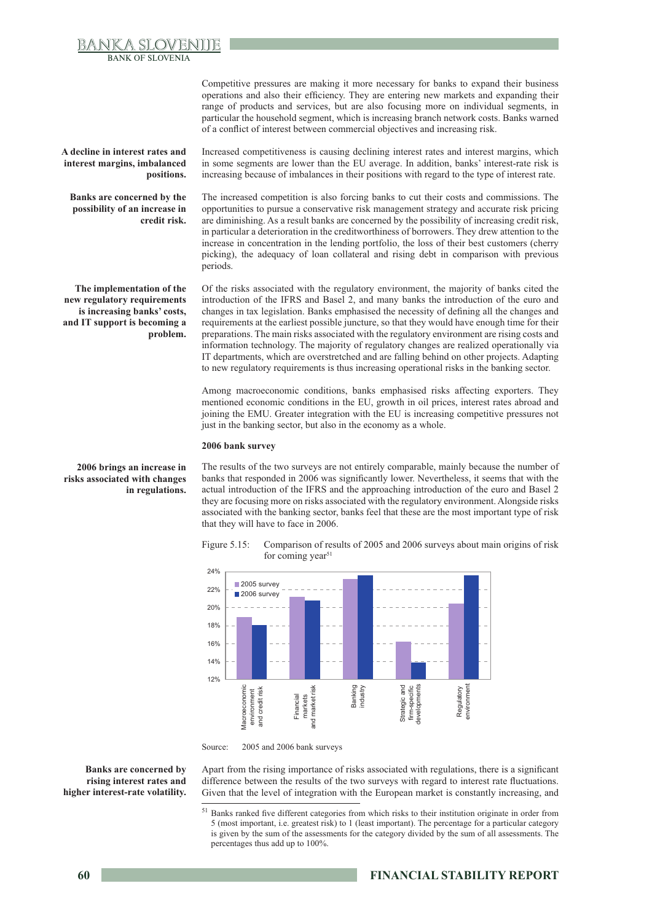Competitive pressures are making it more necessary for banks to expand their business operations and also their efficiency. They are entering new markets and expanding their range of products and services, but are also focusing more on individual segments, in particular the household segment, which is increasing branch network costs. Banks warned of a conflict of interest between commercial objectives and increasing risk.

**A decline in interest rates and interest margins, imbalanced positions.**

Increased competitiveness is causing declining interest rates and interest margins, which in some segments are lower than the EU average. In addition, banks' interest-rate risk is increasing because of imbalances in their positions with regard to the type of interest rate.

**Banks are concerned by the possibility of an increase in credit risk.**

The increased competition is also forcing banks to cut their costs and commissions. The opportunities to pursue a conservative risk management strategy and accurate risk pricing are diminishing. As a result banks are concerned by the possibility of increasing credit risk, in particular a deterioration in the creditworthiness of borrowers. They drew attention to the increase in concentration in the lending portfolio, the loss of their best customers (cherry picking), the adequacy of loan collateral and rising debt in comparison with previous periods.

**The implementation of the new regulatory requirements is increasing banks' costs, and IT support is becoming a problem.**

Of the risks associated with the regulatory environment, the majority of banks cited the introduction of the IFRS and Basel 2, and many banks the introduction of the euro and changes in tax legislation. Banks emphasised the necessity of defining all the changes and requirements at the earliest possible juncture, so that they would have enough time for their preparations. The main risks associated with the regulatory environment are rising costs and information technology. The majority of regulatory changes are realized operationally via IT departments, which are overstretched and are falling behind on other projects. Adapting to new regulatory requirements is thus increasing operational risks in the banking sector.

Among macroeconomic conditions, banks emphasised risks affecting exporters. They mentioned economic conditions in the EU, growth in oil prices, interest rates abroad and joining the EMU. Greater integration with the EU is increasing competitive pressures not just in the banking sector, but also in the economy as a whole.

**2006 bank survey**

**2006 brings an increase in risks associated with changes in regulations.**

The results of the two surveys are not entirely comparable, mainly because the number of banks that responded in 2006 was significantly lower. Nevertheless, it seems that with the actual introduction of the IFRS and the approaching introduction of the euro and Basel 2 they are focusing more on risks associated with the regulatory environment. Alongside risks associated with the banking sector, banks feel that these are the most important type of risk that they will have to face in 2006.

Figure 5.15: Comparison of results of 2005 and 2006 surveys about main origins of risk for coming year[51]

| | 2005 survey | 2006 survey |
|---|---|---|
| Macroeconomic environment and credit risk | ~19% | ~18% |
| Financial markets and market risk | ~21% | ~21% |
| Banking industry | ~23% | ~24% |
| Strategic and firm-specific developments | ~16% | ~14% |
| Regulatory environment | ~20% | ~24% |

Source: 2005 and 2006 bank surveys

**Banks are concerned by rising interest rates and higher interest-rate volatility.**

Apart from the rising importance of risks associated with regulations, there is a significant difference between the results of the two surveys with regard to interest rate fluctuations. Given that the level of integration with the European market is constantly increasing, and

[51] Banks ranked five different categories from which risks to their institution originate in order from 5 (most important, i.e. greatest risk) to 1 (least important). The percentage for a particular category is given by the sum of the assessments for the category divided by the sum of all assessments. The percentages thus add up to 100%.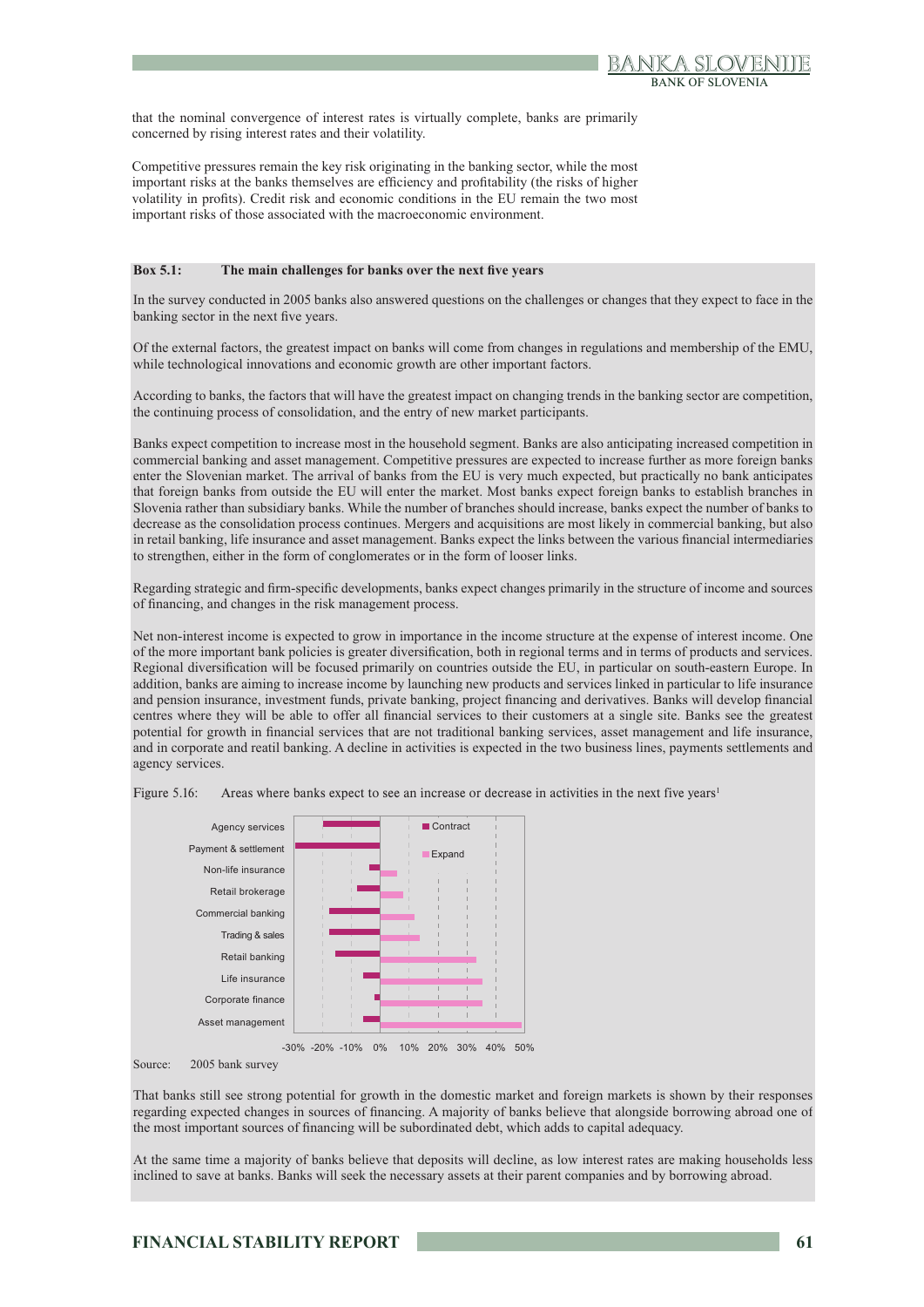that the nominal convergence of interest rates is virtually complete, banks are primarily concerned by rising interest rates and their volatility.

Competitive pressures remain the key risk originating in the banking sector, while the most important risks at the banks themselves are efficiency and profitability (the risks of higher volatility in profits). Credit risk and economic conditions in the EU remain the two most important risks of those associated with the macroeconomic environment.

**Box 5.1: The main challenges for banks over the next five years**

In the survey conducted in 2005 banks also answered questions on the challenges or changes that they expect to face in the banking sector in the next five years.

Of the external factors, the greatest impact on banks will come from changes in regulations and membership of the EMU, while technological innovations and economic growth are other important factors.

According to banks, the factors that will have the greatest impact on changing trends in the banking sector are competition, the continuing process of consolidation, and the entry of new market participants.

Banks expect competition to increase most in the household segment. Banks are also anticipating increased competition in commercial banking and asset management. Competitive pressures are expected to increase further as more foreign banks enter the Slovenian market. The arrival of banks from the EU is very much expected, but practically no bank anticipates that foreign banks from outside the EU will enter the market. Most banks expect foreign banks to establish branches in Slovenia rather than subsidiary banks. While the number of branches should increase, banks expect the number of banks to decrease as the consolidation process continues. Mergers and acquisitions are most likely in commercial banking, but also in retail banking, life insurance and asset management. Banks expect the links between the various financial intermediaries to strengthen, either in the form of conglomerates or in the form of looser links.

Regarding strategic and firm-specific developments, banks expect changes primarily in the structure of income and sources of financing, and changes in the risk management process.

Net non-interest income is expected to grow in importance in the income structure at the expense of interest income. One of the more important bank policies is greater diversification, both in regional terms and in terms of products and services. Regional diversification will be focused primarily on countries outside the EU, in particular on south-eastern Europe. In addition, banks are aiming to increase income by launching new products and services linked in particular to life insurance and pension insurance, investment funds, private banking, project financing and derivatives. Banks will develop financial centres where they will be able to offer all financial services to their customers at a single site. Banks see the greatest potential for growth in financial services that are not traditional banking services, asset management and life insurance, and in corporate and reatil banking. A decline in activities is expected in the two business lines, payments settlements and agency services.

Figure 5.16: Areas where banks expect to see an increase or decrease in activities in the next five years[1]

Source: 2005 bank survey

That banks still see strong potential for growth in the domestic market and foreign markets is shown by their responses regarding expected changes in sources of financing. A majority of banks believe that alongside borrowing abroad one of the most important sources of financing will be subordinated debt, which adds to capital adequacy.

At the same time a majority of banks believe that deposits will decline, as low interest rates are making households less inclined to save at banks. Banks will seek the necessary assets at their parent companies and by borrowing abroad.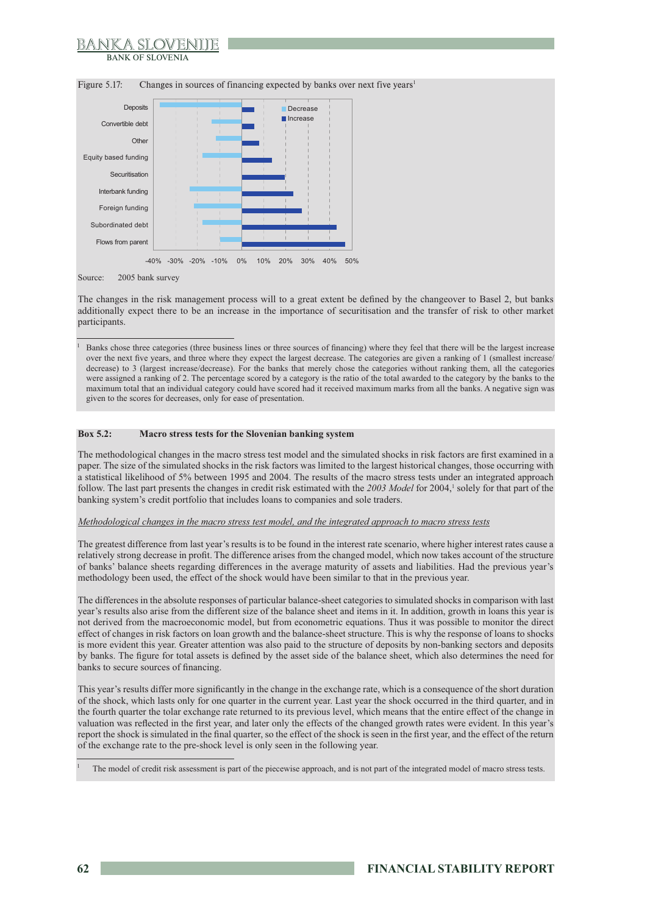Figure 5.17: Changes in sources of financing expected by banks over next five years[1]

Source: 2005 bank survey

The changes in the risk management process will to a great extent be defined by the changeover to Basel 2, but banks additionally expect there to be an increase in the importance of securitisation and the transfer of risk to other market participants.

[1] Banks chose three categories (three business lines or three sources of financing) where they feel that there will be the largest increase over the next five years, and three where they expect the largest decrease. The categories are given a ranking of 1 (smallest increase/decrease) to 3 (largest increase/decrease). For the banks that merely chose the categories without ranking them, all the categories were assigned a ranking of 2. The percentage scored by a category is the ratio of the total awarded to the category by the banks to the maximum total that an individual category could have scored had it received maximum marks from all the banks. A negative sign was given to the scores for decreases, only for ease of presentation.

**Box 5.2: Macro stress tests for the Slovenian banking system**

The methodological changes in the macro stress test model and the simulated shocks in risk factors are first examined in a paper. The size of the simulated shocks in the risk factors was limited to the largest historical changes, those occurring with a statistical likelihood of 5% between 1995 and 2004. The results of the macro stress tests under an integrated approach follow. The last part presents the changes in credit risk estimated with the *2003 Model* for 2004,[1] solely for that part of the banking system's credit portfolio that includes loans to companies and sole traders.

<u>*Methodological changes in the macro stress test model, and the integrated approach to macro stress tests*</u>

The greatest difference from last year's results is to be found in the interest rate scenario, where higher interest rates cause a relatively strong decrease in profit. The difference arises from the changed model, which now takes account of the structure of banks' balance sheets regarding differences in the average maturity of assets and liabilities. Had the previous year's methodology been used, the effect of the shock would have been similar to that in the previous year.

The differences in the absolute responses of particular balance-sheet categories to simulated shocks in comparison with last year's results also arise from the different size of the balance sheet and items in it. In addition, growth in loans this year is not derived from the macroeconomic model, but from econometric equations. Thus it was possible to monitor the direct effect of changes in risk factors on loan growth and the balance-sheet structure. This is why the response of loans to shocks is more evident this year. Greater attention was also paid to the structure of deposits by non-banking sectors and deposits by banks. The figure for total assets is defined by the asset side of the balance sheet, which also determines the need for banks to secure sources of financing.

This year's results differ more significantly in the change in the exchange rate, which is a consequence of the short duration of the shock, which lasts only for one quarter in the current year. Last year the shock occurred in the third quarter, and in the fourth quarter the tolar exchange rate returned to its previous level, which means that the entire effect of the change in valuation was reflected in the first year, and later only the effects of the changed growth rates were evident. In this year's report the shock is simulated in the final quarter, so the effect of the shock is seen in the first year, and the effect of the return of the exchange rate to the pre-shock level is only seen in the following year.

[1] The model of credit risk assessment is part of the piecewise approach, and is not part of the integrated model of macro stress tests.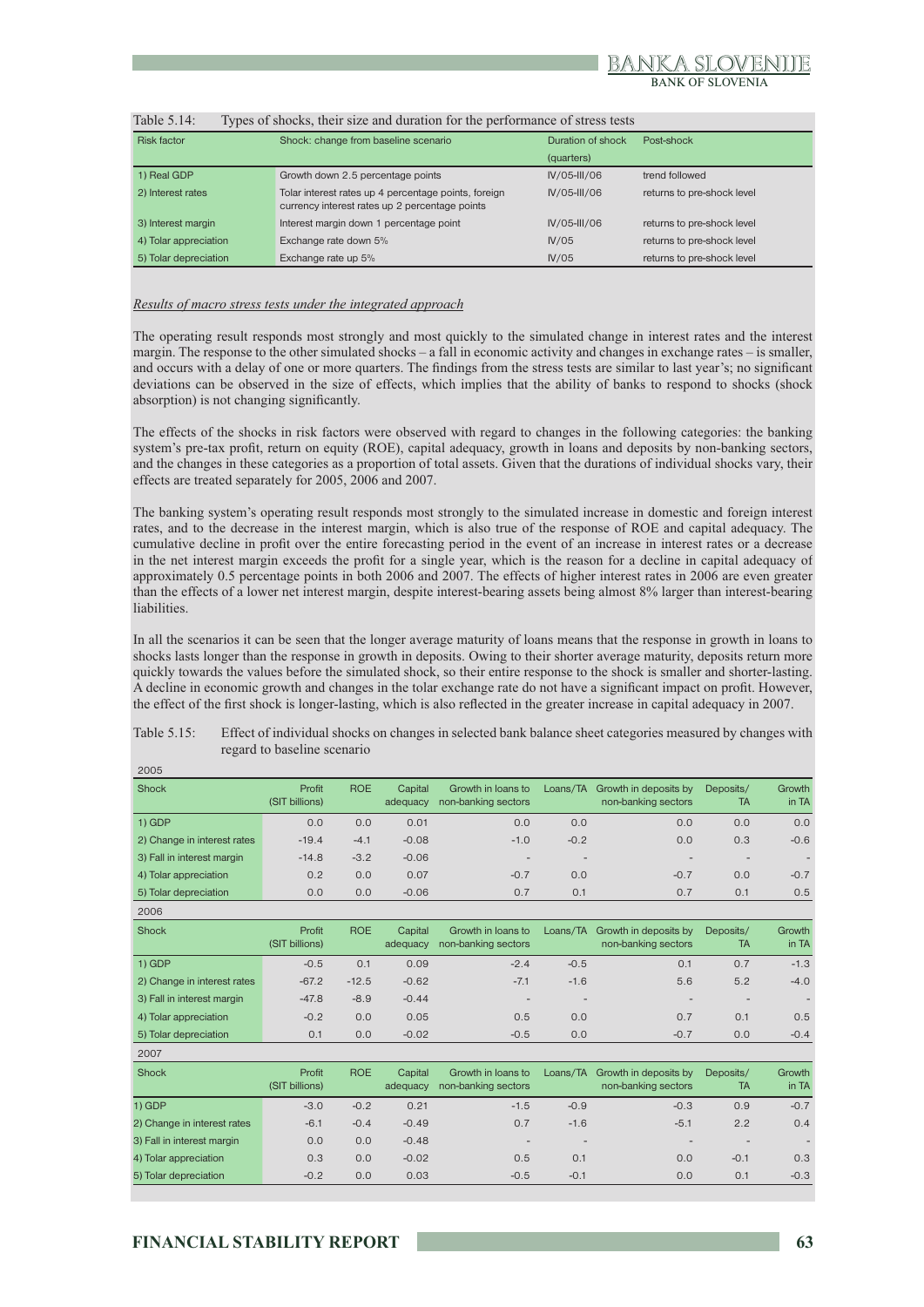Table 5.14: Types of shocks, their size and duration for the performance of stress tests

| Risk factor | Shock: change from baseline scenario | Duration of shock (quarters) | Post-shock |
|---|---|---|---|
| 1) Real GDP | Growth down 2.5 percentage points | IV/05-III/06 | trend followed |
| 2) Interest rates | Tolar interest rates up 4 percentage points, foreign currency interest rates up 2 percentage points | IV/05-III/06 | returns to pre-shock level |
| 3) Interest margin | Interest margin down 1 percentage point | IV/05-III/06 | returns to pre-shock level |
| 4) Tolar appreciation | Exchange rate down 5% | IV/05 | returns to pre-shock level |
| 5) Tolar depreciation | Exchange rate up 5% | IV/05 | returns to pre-shock level |

*Results of macro stress tests under the integrated approach*

The operating result responds most strongly and most quickly to the simulated change in interest rates and the interest margin. The response to the other simulated shocks – a fall in economic activity and changes in exchange rates – is smaller, and occurs with a delay of one or more quarters. The findings from the stress tests are similar to last year's; no significant deviations can be observed in the size of effects, which implies that the ability of banks to respond to shocks (shock absorption) is not changing significantly.

The effects of the shocks in risk factors were observed with regard to changes in the following categories: the banking system's pre-tax profit, return on equity (ROE), capital adequacy, growth in loans and deposits by non-banking sectors, and the changes in these categories as a proportion of total assets. Given that the durations of individual shocks vary, their effects are treated separately for 2005, 2006 and 2007.

The banking system's operating result responds most strongly to the simulated increase in domestic and foreign interest rates, and to the decrease in the interest margin, which is also true of the response of ROE and capital adequacy. The cumulative decline in profit over the entire forecasting period in the event of an increase in interest rates or a decrease in the net interest margin exceeds the profit for a single year, which is the reason for a decline in capital adequacy of approximately 0.5 percentage points in both 2006 and 2007. The effects of higher interest rates in 2006 are even greater than the effects of a lower net interest margin, despite interest-bearing assets being almost 8% larger than interest-bearing liabilities.

In all the scenarios it can be seen that the longer average maturity of loans means that the response in growth in loans to shocks lasts longer than the response in growth in deposits. Owing to their shorter average maturity, deposits return more quickly towards the values before the simulated shock, so their entire response to the shock is smaller and shorter-lasting. A decline in economic growth and changes in the tolar exchange rate do not have a significant impact on profit. However, the effect of the first shock is longer-lasting, which is also reflected in the greater increase in capital adequacy in 2007.

Table 5.15: Effect of individual shocks on changes in selected bank balance sheet categories measured by changes with regard to baseline scenario

2005

| Shock | Profit (SIT billions) | ROE | Capital adequacy | Growth in loans to non-banking sectors | Loans/TA | Growth in deposits by non-banking sectors | Deposits/ TA | Growth in TA |
|---|---|---|---|---|---|---|---|---|
| 1) GDP | 0.0 | 0.0 | 0.01 | 0.0 | 0.0 | 0.0 | 0.0 | 0.0 |
| 2) Change in interest rates | -19.4 | -4.1 | -0.08 | -1.0 | -0.2 | 0.0 | 0.3 | -0.6 |
| 3) Fall in interest margin | -14.8 | -3.2 | -0.06 | - | - | - | - | - |
| 4) Tolar appreciation | 0.2 | 0.0 | 0.07 | -0.7 | 0.0 | -0.7 | 0.0 | -0.7 |
| 5) Tolar depreciation | 0.0 | 0.0 | -0.06 | 0.7 | 0.1 | 0.7 | 0.1 | 0.5 |

2006

| Shock | Profit (SIT billions) | ROE | Capital adequacy | Growth in loans to non-banking sectors | Loans/TA | Growth in deposits by non-banking sectors | Deposits/ TA | Growth in TA |
|---|---|---|---|---|---|---|---|---|
| 1) GDP | -0.5 | 0.1 | 0.09 | -2.4 | -0.5 | 0.1 | 0.7 | -1.3 |
| 2) Change in interest rates | -67.2 | -12.5 | -0.62 | -7.1 | -1.6 | 5.6 | 5.2 | -4.0 |
| 3) Fall in interest margin | -47.8 | -8.9 | -0.44 | - | - | - | - | - |
| 4) Tolar appreciation | -0.2 | 0.0 | 0.05 | 0.5 | 0.0 | 0.7 | 0.1 | 0.5 |
| 5) Tolar depreciation | 0.1 | 0.0 | -0.02 | -0.5 | 0.0 | -0.7 | 0.0 | -0.4 |

2007

| Shock | Profit (SIT billions) | ROE | Capital adequacy | Growth in loans to non-banking sectors | Loans/TA | Growth in deposits by non-banking sectors | Deposits/ TA | Growth in TA |
|---|---|---|---|---|---|---|---|---|
| 1) GDP | -3.0 | -0.2 | 0.21 | -1.5 | -0.9 | -0.3 | 0.9 | -0.7 |
| 2) Change in interest rates | -6.1 | -0.4 | -0.49 | 0.7 | -1.6 | -5.1 | 2.2 | 0.4 |
| 3) Fall in interest margin | 0.0 | 0.0 | -0.48 | - | - | - | - | - |
| 4) Tolar appreciation | 0.3 | 0.0 | -0.02 | 0.5 | 0.1 | 0.0 | -0.1 | 0.3 |
| 5) Tolar depreciation | -0.2 | 0.0 | 0.03 | -0.5 | -0.1 | 0.0 | 0.1 | -0.3 |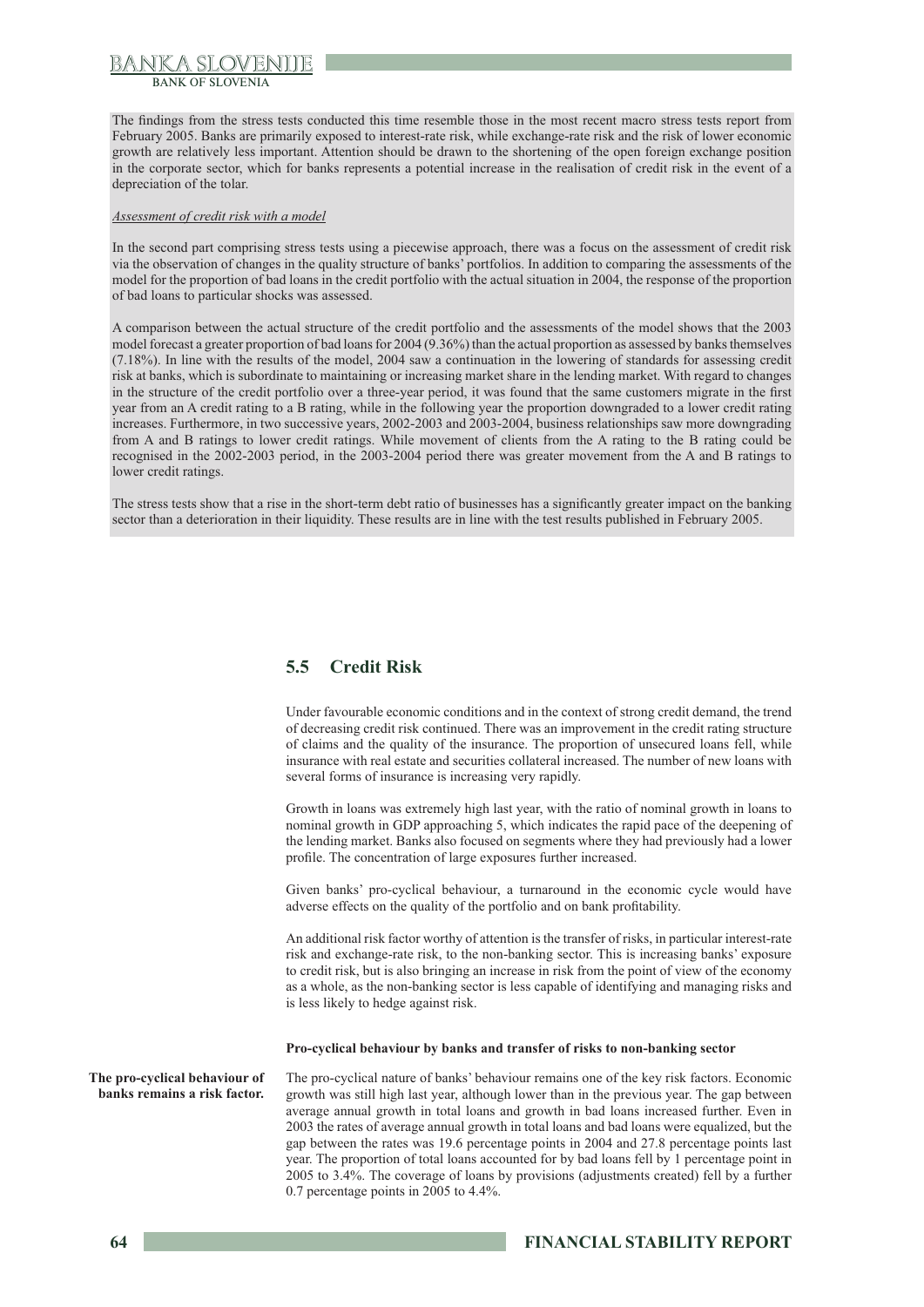The findings from the stress tests conducted this time resemble those in the most recent macro stress tests report from February 2005. Banks are primarily exposed to interest-rate risk, while exchange-rate risk and the risk of lower economic growth are relatively less important. Attention should be drawn to the shortening of the open foreign exchange position in the corporate sector, which for banks represents a potential increase in the realisation of credit risk in the event of a depreciation of the tolar.

*Assessment of credit risk with a model*

In the second part comprising stress tests using a piecewise approach, there was a focus on the assessment of credit risk via the observation of changes in the quality structure of banks' portfolios. In addition to comparing the assessments of the model for the proportion of bad loans in the credit portfolio with the actual situation in 2004, the response of the proportion of bad loans to particular shocks was assessed.

A comparison between the actual structure of the credit portfolio and the assessments of the model shows that the 2003 model forecast a greater proportion of bad loans for 2004 (9.36%) than the actual proportion as assessed by banks themselves (7.18%). In line with the results of the model, 2004 saw a continuation in the lowering of standards for assessing credit risk at banks, which is subordinate to maintaining or increasing market share in the lending market. With regard to changes in the structure of the credit portfolio over a three-year period, it was found that the same customers migrate in the first year from an A credit rating to a B rating, while in the following year the proportion downgraded to a lower credit rating increases. Furthermore, in two successive years, 2002-2003 and 2003-2004, business relationships saw more downgrading from A and B ratings to lower credit ratings. While movement of clients from the A rating to the B rating could be recognised in the 2002-2003 period, in the 2003-2004 period there was greater movement from the A and B ratings to lower credit ratings.

The stress tests show that a rise in the short-term debt ratio of businesses has a significantly greater impact on the banking sector than a deterioration in their liquidity. These results are in line with the test results published in February 2005.

## 5.5 Credit Risk

Under favourable economic conditions and in the context of strong credit demand, the trend of decreasing credit risk continued. There was an improvement in the credit rating structure of claims and the quality of the insurance. The proportion of unsecured loans fell, while insurance with real estate and securities collateral increased. The number of new loans with several forms of insurance is increasing very rapidly.

Growth in loans was extremely high last year, with the ratio of nominal growth in loans to nominal growth in GDP approaching 5, which indicates the rapid pace of the deepening of the lending market. Banks also focused on segments where they had previously had a lower profile. The concentration of large exposures further increased.

Given banks' pro-cyclical behaviour, a turnaround in the economic cycle would have adverse effects on the quality of the portfolio and on bank profitability.

An additional risk factor worthy of attention is the transfer of risks, in particular interest-rate risk and exchange-rate risk, to the non-banking sector. This is increasing banks' exposure to credit risk, but is also bringing an increase in risk from the point of view of the economy as a whole, as the non-banking sector is less capable of identifying and managing risks and is less likely to hedge against risk.

#### Pro-cyclical behaviour by banks and transfer of risks to non-banking sector

**The pro-cyclical behaviour of banks remains a risk factor.**

The pro-cyclical nature of banks' behaviour remains one of the key risk factors. Economic growth was still high last year, although lower than in the previous year. The gap between average annual growth in total loans and growth in bad loans increased further. Even in 2003 the rates of average annual growth in total loans and bad loans were equalized, but the gap between the rates was 19.6 percentage points in 2004 and 27.8 percentage points last year. The proportion of total loans accounted for by bad loans fell by 1 percentage point in 2005 to 3.4%. The coverage of loans by provisions (adjustments created) fell by a further 0.7 percentage points in 2005 to 4.4%.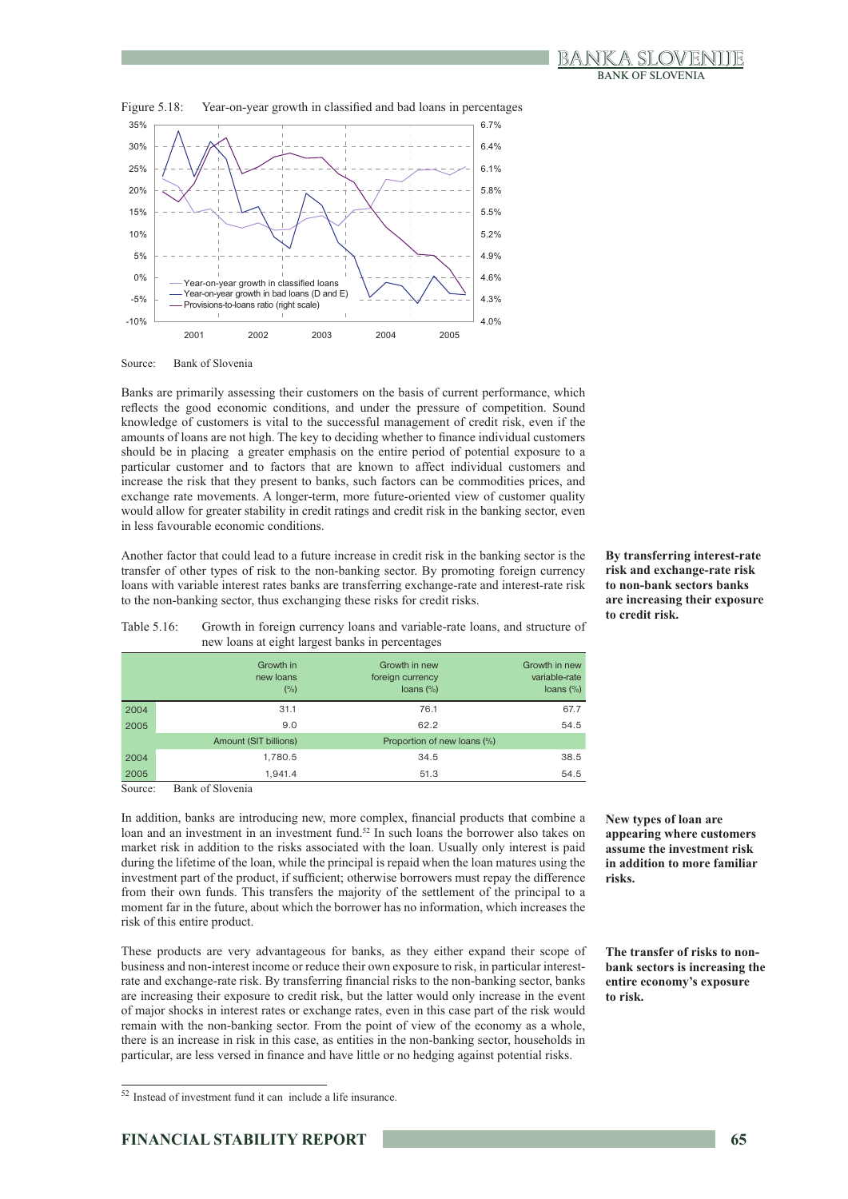Figure 5.18: Year-on-year growth in classified and bad loans in percentages

Source: Bank of Slovenia

Banks are primarily assessing their customers on the basis of current performance, which reflects the good economic conditions, and under the pressure of competition. Sound knowledge of customers is vital to the successful management of credit risk, even if the amounts of loans are not high. The key to deciding whether to finance individual customers should be in placing a greater emphasis on the entire period of potential exposure to a particular customer and to factors that are known to affect individual customers and increase the risk that they present to banks, such factors can be commodities prices, and exchange rate movements. A longer-term, more future-oriented view of customer quality would allow for greater stability in credit ratings and credit risk in the banking sector, even in less favourable economic conditions.

**By transferring interest-rate risk and exchange-rate risk to non-bank sectors banks are increasing their exposure to credit risk.**

Another factor that could lead to a future increase in credit risk in the banking sector is the transfer of other types of risk to the non-banking sector. By promoting foreign currency loans with variable interest rates banks are transferring exchange-rate and interest-rate risk to the non-banking sector, thus exchanging these risks for credit risks.

Table 5.16: Growth in foreign currency loans and variable-rate loans, and structure of new loans at eight largest banks in percentages

| | Growth in new loans (%) | Growth in new foreign currency loans (%) | Growth in new variable-rate loans (%) |
|---|---|---|---|
| 2004 | 31.1 | 76.1 | 67.7 |
| 2005 | 9.0 | 62.2 | 54.5 |
| | Amount (SIT billions) | Proportion of new loans (%) | |
| 2004 | 1,780.5 | 34.5 | 38.5 |
| 2005 | 1,941.4 | 51.3 | 54.5 |

Source: Bank of Slovenia

**New types of loan are appearing where customers assume the investment risk in addition to more familiar risks.**

In addition, banks are introducing new, more complex, financial products that combine a loan and an investment in an investment fund.[52] In such loans the borrower also takes on market risk in addition to the risks associated with the loan. Usually only interest is paid during the lifetime of the loan, while the principal is repaid when the loan matures using the investment part of the product, if sufficient; otherwise borrowers must repay the difference from their own funds. This transfers the majority of the settlement of the principal to a moment far in the future, about which the borrower has no information, which increases the risk of this entire product.

**The transfer of risks to non-bank sectors is increasing the entire economy's exposure to risk.**

These products are very advantageous for banks, as they either expand their scope of business and non-interest income or reduce their own exposure to risk, in particular interest-rate and exchange-rate risk. By transferring financial risks to the non-banking sector, banks are increasing their exposure to credit risk, but the latter would only increase in the event of major shocks in interest rates or exchange rates, even in this case part of the risk would remain with the non-banking sector. From the point of view of the economy as a whole, there is an increase in risk in this case, as entities in the non-banking sector, households in particular, are less versed in finance and have little or no hedging against potential risks.

[52] Instead of investment fund it can include a life insurance.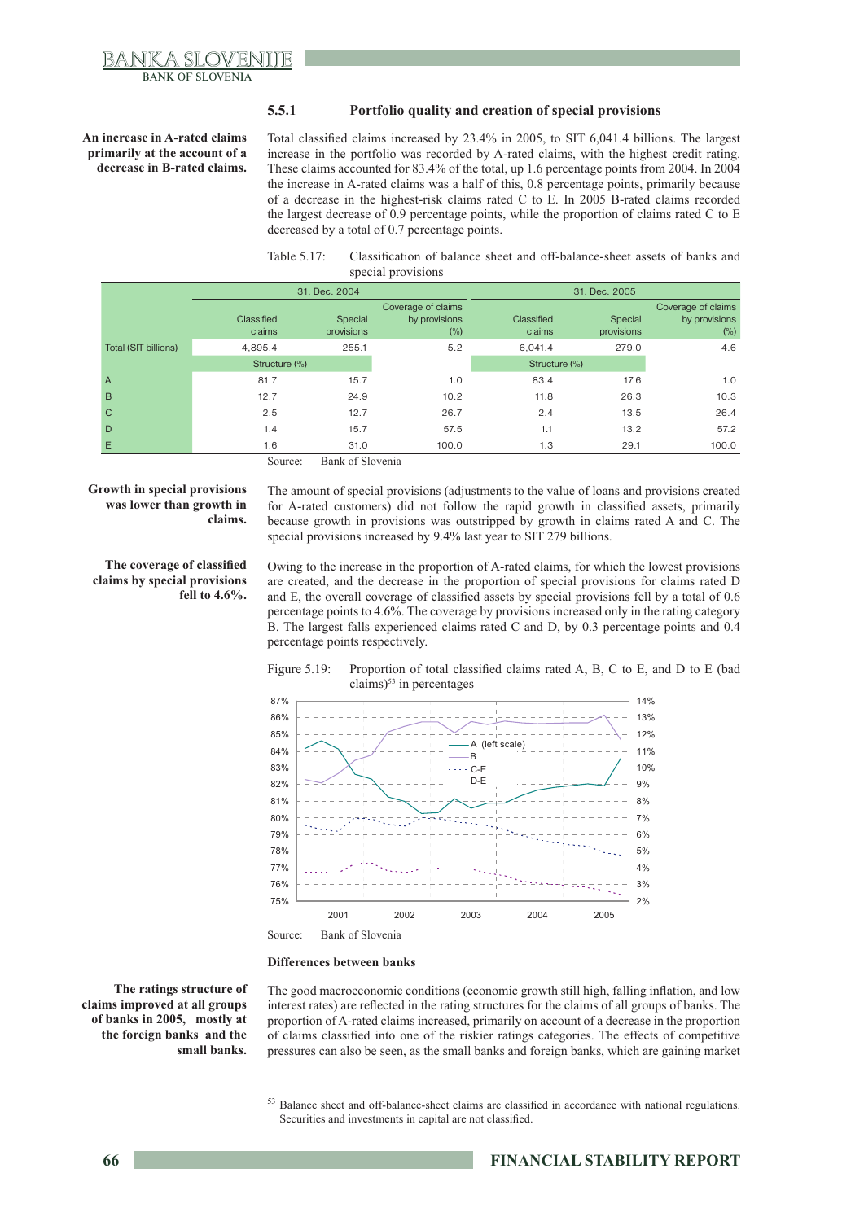### 5.5.1 Portfolio quality and creation of special provisions

**An increase in A-rated claims primarily at the account of a decrease in B-rated claims.**

Total classified claims increased by 23.4% in 2005, to SIT 6,041.4 billions. The largest increase in the portfolio was recorded by A-rated claims, with the highest credit rating. These claims accounted for 83.4% of the total, up 1.6 percentage points from 2004. In 2004 the increase in A-rated claims was a half of this, 0.8 percentage points, primarily because of a decrease in the highest-risk claims rated C to E. In 2005 B-rated claims recorded the largest decrease of 0.9 percentage points, while the proportion of claims rated C to E decreased by a total of 0.7 percentage points.

Table 5.17: Classification of balance sheet and off-balance-sheet assets of banks and special provisions

| | 31. Dec. 2004 | | | 31. Dec. 2005 | | |
|---|---|---|---|---|---|---|
| | Classified claims | Special provisions | Coverage of claims by provisions (%) | Classified claims | Special provisions | Coverage of claims by provisions (%) |
| Total (SIT billions) | 4,895.4 | 255.1 | 5.2 | 6,041.4 | 279.0 | 4.6 |
| | Structure (%) | | | Structure (%) | | |
| A | 81.7 | 15.7 | 1.0 | 83.4 | 17.6 | 1.0 |
| B | 12.7 | 24.9 | 10.2 | 11.8 | 26.3 | 10.3 |
| C | 2.5 | 12.7 | 26.7 | 2.4 | 13.5 | 26.4 |
| D | 1.4 | 15.7 | 57.5 | 1.1 | 13.2 | 57.2 |
| E | 1.6 | 31.0 | 100.0 | 1.3 | 29.1 | 100.0 |

Source: Bank of Slovenia

**Growth in special provisions was lower than growth in claims.**

The amount of special provisions (adjustments to the value of loans and provisions created for A-rated customers) did not follow the rapid growth in classified assets, primarily because growth in provisions was outstripped by growth in claims rated A and C. The special provisions increased by 9.4% last year to SIT 279 billions.

**The coverage of classified claims by special provisions fell to 4.6%.**

Owing to the increase in the proportion of A-rated claims, for which the lowest provisions are created, and the decrease in the proportion of special provisions for claims rated D and E, the overall coverage of classified assets by special provisions fell by a total of 0.6 percentage points to 4.6%. The coverage by provisions increased only in the rating category B. The largest falls experienced claims rated C and D, by 0.3 percentage points and 0.4 percentage points respectively.

Figure 5.19: Proportion of total classified claims rated A, B, C to E, and D to E (bad claims)[53] in percentages

Source: Bank of Slovenia

#### Differences between banks

**The ratings structure of claims improved at all groups of banks in 2005, mostly at the foreign banks and the small banks.**

The good macroeconomic conditions (economic growth still high, falling inflation, and low interest rates) are reflected in the rating structures for the claims of all groups of banks. The proportion of A-rated claims increased, primarily on account of a decrease in the proportion of claims classified into one of the riskier ratings categories. The effects of competitive pressures can also be seen, as the small banks and foreign banks, which are gaining market

[53] Balance sheet and off-balance-sheet claims are classified in accordance with national regulations. Securities and investments in capital are not classified.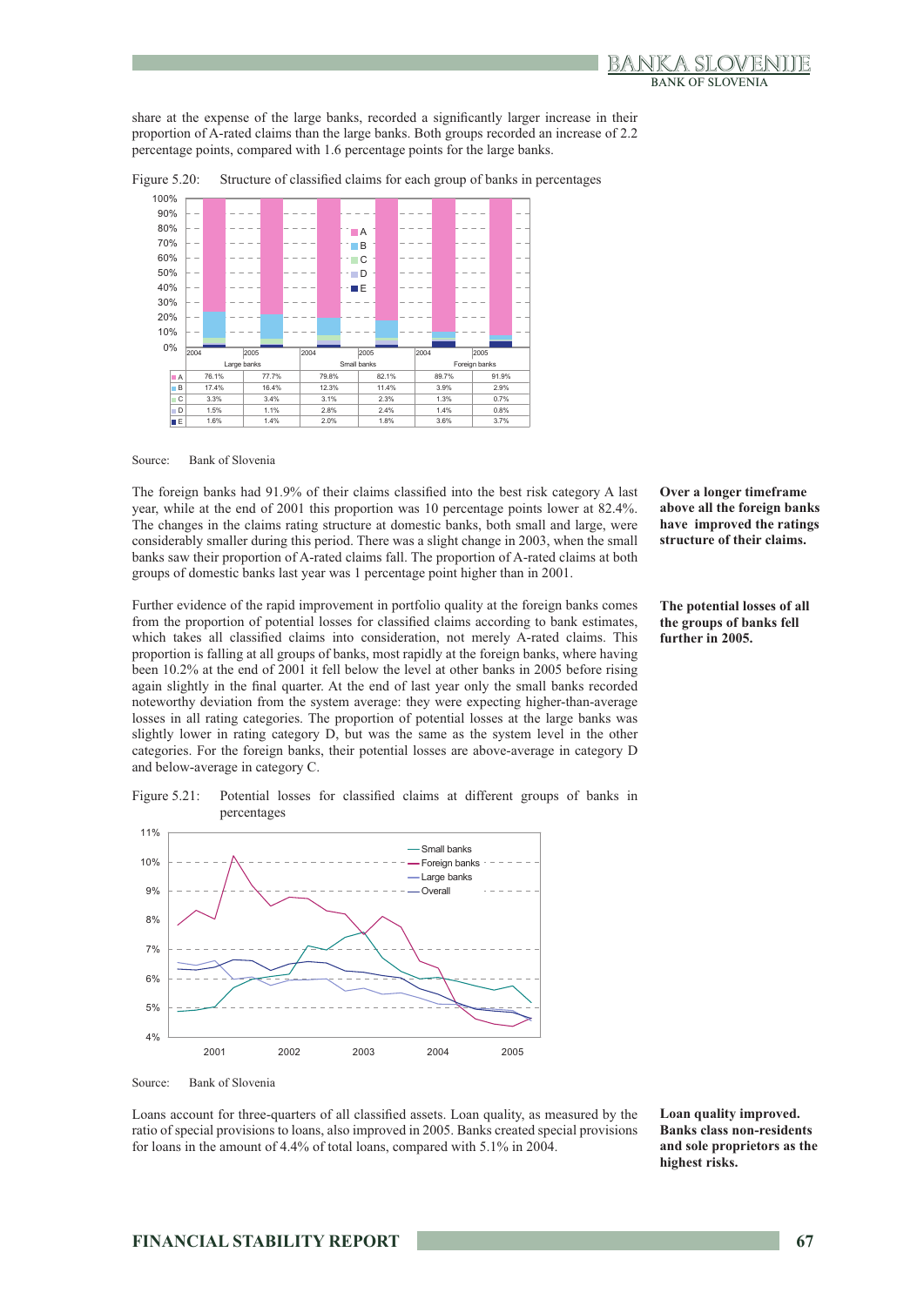share at the expense of the large banks, recorded a significantly larger increase in their proportion of A-rated claims than the large banks. Both groups recorded an increase of 2.2 percentage points, compared with 1.6 percentage points for the large banks.

Figure 5.20: Structure of classified claims for each group of banks in percentages

| | Large banks 2004 | Large banks 2005 | Small banks 2004 | Small banks 2005 | Foreign banks 2004 | Foreign banks 2005 |
|---|---|---|---|---|---|---|
| A | 76.1% | 77.7% | 79.8% | 82.1% | 89.7% | 91.9% |
| B | 17.4% | 16.4% | 12.3% | 11.4% | 3.9% | 2.9% |
| C | 3.3% | 3.4% | 3.1% | 2.3% | 1.3% | 0.7% |
| D | 1.5% | 1.1% | 2.8% | 2.4% | 1.4% | 0.8% |
| E | 1.6% | 1.4% | 2.0% | 1.8% | 3.6% | 3.7% |

Source: Bank of Slovenia

**Over a longer timeframe above all the foreign banks have improved the ratings structure of their claims.**

The foreign banks had 91.9% of their claims classified into the best risk category A last year, while at the end of 2001 this proportion was 10 percentage points lower at 82.4%. The changes in the claims rating structure at domestic banks, both small and large, were considerably smaller during this period. There was a slight change in 2003, when the small banks saw their proportion of A-rated claims fall. The proportion of A-rated claims at both groups of domestic banks last year was 1 percentage point higher than in 2001.

**The potential losses of all the groups of banks fell further in 2005.**

Further evidence of the rapid improvement in portfolio quality at the foreign banks comes from the proportion of potential losses for classified claims according to bank estimates, which takes all classified claims into consideration, not merely A-rated claims. This proportion is falling at all groups of banks, most rapidly at the foreign banks, where having been 10.2% at the end of 2001 it fell below the level at other banks in 2005 before rising again slightly in the final quarter. At the end of last year only the small banks recorded noteworthy deviation from the system average: they were expecting higher-than-average losses in all rating categories. The proportion of potential losses at the large banks was slightly lower in rating category D, but was the same as the system level in the other categories. For the foreign banks, their potential losses are above-average in category D and below-average in category C.

Figure 5.21: Potential losses for classified claims at different groups of banks in percentages

Source: Bank of Slovenia

**Loan quality improved. Banks class non-residents and sole proprietors as the highest risks.**

Loans account for three-quarters of all classified assets. Loan quality, as measured by the ratio of special provisions to loans, also improved in 2005. Banks created special provisions for loans in the amount of 4.4% of total loans, compared with 5.1% in 2004.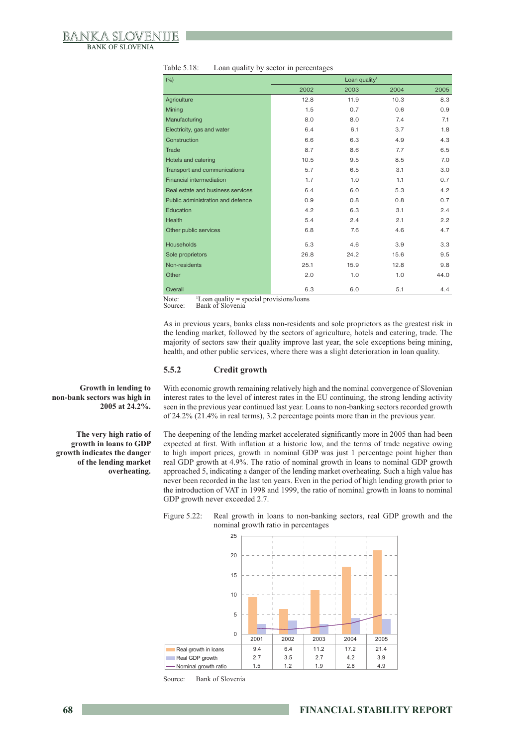Table 5.18: Loan quality by sector in percentages

| (%) | Loan quality[1] | | | |
|---|---|---|---|---|
| | 2002 | 2003 | 2004 | 2005 |
| Agriculture | 12.8 | 11.9 | 10.3 | 8.3 |
| Mining | 1.5 | 0.7 | 0.6 | 0.9 |
| Manufacturing | 8.0 | 8.0 | 7.4 | 7.1 |
| Electricity, gas and water | 6.4 | 6.1 | 3.7 | 1.8 |
| Construction | 6.6 | 6.3 | 4.9 | 4.3 |
| Trade | 8.7 | 8.6 | 7.7 | 6.5 |
| Hotels and catering | 10.5 | 9.5 | 8.5 | 7.0 |
| Transport and communications | 5.7 | 6.5 | 3.1 | 3.0 |
| Financial intermediation | 1.7 | 1.0 | 1.1 | 0.7 |
| Real estate and business services | 6.4 | 6.0 | 5.3 | 4.2 |
| Public administration and defence | 0.9 | 0.8 | 0.8 | 0.7 |
| Education | 4.2 | 6.3 | 3.1 | 2.4 |
| Health | 5.4 | 2.4 | 2.1 | 2.2 |
| Other public services | 6.8 | 7.6 | 4.6 | 4.7 |
| Households | 5.3 | 4.6 | 3.9 | 3.3 |
| Sole proprietors | 26.8 | 24.2 | 15.6 | 9.5 |
| Non-residents | 25.1 | 15.9 | 12.8 | 9.8 |
| Other | 2.0 | 1.0 | 1.0 | 44.0 |
| Overall | 6.3 | 6.0 | 5.1 | 4.4 |

Note: [1]Loan quality = special provisions/loans
Source: Bank of Slovenia

As in previous years, banks class non-residents and sole proprietors as the greatest risk in the lending market, followed by the sectors of agriculture, hotels and catering, trade. The majority of sectors saw their quality improve last year, the sole exceptions being mining, health, and other public services, where there was a slight deterioration in loan quality.

### 5.5.2 Credit growth

**Growth in lending to non-bank sectors was high in 2005 at 24.2%.**

With economic growth remaining relatively high and the nominal convergence of Slovenian interest rates to the level of interest rates in the EU continuing, the strong lending activity seen in the previous year continued last year. Loans to non-banking sectors recorded growth of 24.2% (21.4% in real terms), 3.2 percentage points more than in the previous year.

**The very high ratio of growth in loans to GDP growth indicates the danger of the lending market overheating.**

The deepening of the lending market accelerated significantly more in 2005 than had been expected at first. With inflation at a historic low, and the terms of trade negative owing to high import prices, growth in nominal GDP was just 1 percentage point higher than real GDP growth at 4.9%. The ratio of nominal growth in loans to nominal GDP growth approached 5, indicating a danger of the lending market overheating. Such a high value has never been recorded in the last ten years. Even in the period of high lending growth prior to the introduction of VAT in 1998 and 1999, the ratio of nominal growth in loans to nominal GDP growth never exceeded 2.7.

Figure 5.22: Real growth in loans to non-banking sectors, real GDP growth and the nominal growth ratio in percentages

| | 2001 | 2002 | 2003 | 2004 | 2005 |
|---|---|---|---|---|---|
| Real growth in loans | 9.4 | 6.4 | 11.2 | 17.2 | 21.4 |
| Real GDP growth | 2.7 | 3.5 | 2.7 | 4.2 | 3.9 |
| Nominal growth ratio | 1.5 | 1.2 | 1.9 | 2.8 | 4.9 |

Source: Bank of Slovenia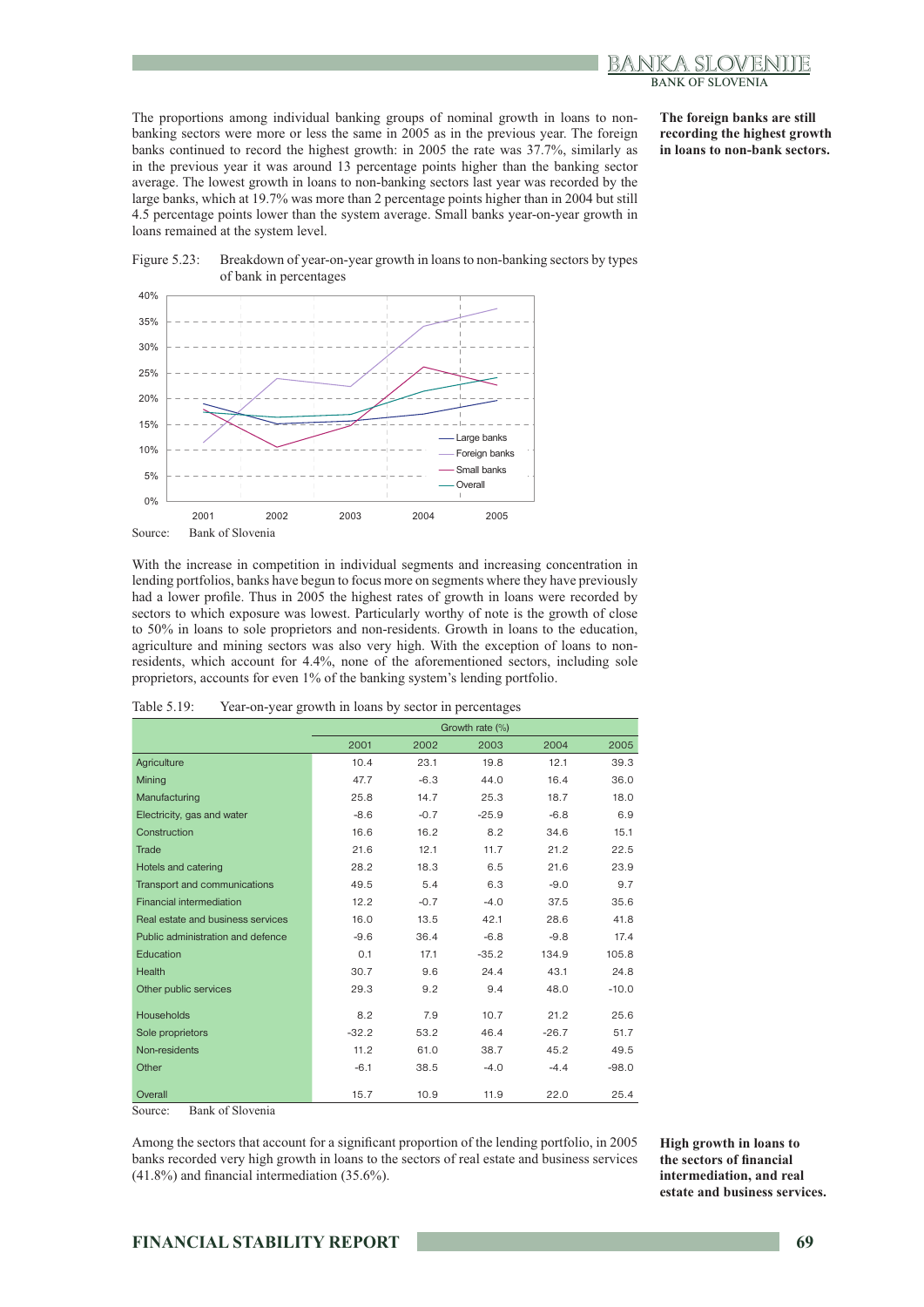The proportions among individual banking groups of nominal growth in loans to non-banking sectors were more or less the same in 2005 as in the previous year. The foreign banks continued to record the highest growth: in 2005 the rate was 37.7%, similarly as in the previous year it was around 13 percentage points higher than the banking sector average. The lowest growth in loans to non-banking sectors last year was recorded by the large banks, which at 19.7% was more than 2 percentage points higher than in 2004 but still 4.5 percentage points lower than the system average. Small banks year-on-year growth in loans remained at the system level.

**The foreign banks are still recording the highest growth in loans to non-bank sectors.**

Figure 5.23: Breakdown of year-on-year growth in loans to non-banking sectors by types of bank in percentages

Source: Bank of Slovenia

With the increase in competition in individual segments and increasing concentration in lending portfolios, banks have begun to focus more on segments where they have previously had a lower profile. Thus in 2005 the highest rates of growth in loans were recorded by sectors to which exposure was lowest. Particularly worthy of note is the growth of close to 50% in loans to sole proprietors and non-residents. Growth in loans to the education, agriculture and mining sectors was also very high. With the exception of loans to non-residents, which account for 4.4%, none of the aforementioned sectors, including sole proprietors, accounts for even 1% of the banking system's lending portfolio.

Table 5.19: Year-on-year growth in loans by sector in percentages

| | Growth rate (%) | | | | |
|---|---|---|---|---|---|
| | 2001 | 2002 | 2003 | 2004 | 2005 |
| Agriculture | 10.4 | 23.1 | 19.8 | 12.1 | 39.3 |
| Mining | 47.7 | -6.3 | 44.0 | 16.4 | 36.0 |
| Manufacturing | 25.8 | 14.7 | 25.3 | 18.7 | 18.0 |
| Electricity, gas and water | -8.6 | -0.7 | -25.9 | -6.8 | 6.9 |
| Construction | 16.6 | 16.2 | 8.2 | 34.6 | 15.1 |
| Trade | 21.6 | 12.1 | 11.7 | 21.2 | 22.5 |
| Hotels and catering | 28.2 | 18.3 | 6.5 | 21.6 | 23.9 |
| Transport and communications | 49.5 | 5.4 | 6.3 | -9.0 | 9.7 |
| Financial intermediation | 12.2 | -0.7 | -4.0 | 37.5 | 35.6 |
| Real estate and business services | 16.0 | 13.5 | 42.1 | 28.6 | 41.8 |
| Public administration and defence | -9.6 | 36.4 | -6.8 | -9.8 | 17.4 |
| Education | 0.1 | 17.1 | -35.2 | 134.9 | 105.8 |
| Health | 30.7 | 9.6 | 24.4 | 43.1 | 24.8 |
| Other public services | 29.3 | 9.2 | 9.4 | 48.0 | -10.0 |
| Households | 8.2 | 7.9 | 10.7 | 21.2 | 25.6 |
| Sole proprietors | -32.2 | 53.2 | 46.4 | -26.7 | 51.7 |
| Non-residents | 11.2 | 61.0 | 38.7 | 45.2 | 49.5 |
| Other | -6.1 | 38.5 | -4.0 | -4.4 | -98.0 |
| Overall | 15.7 | 10.9 | 11.9 | 22.0 | 25.4 |

Source: Bank of Slovenia

Among the sectors that account for a significant proportion of the lending portfolio, in 2005 banks recorded very high growth in loans to the sectors of real estate and business services (41.8%) and financial intermediation (35.6%).

**High growth in loans to the sectors of financial intermediation, and real estate and business services.**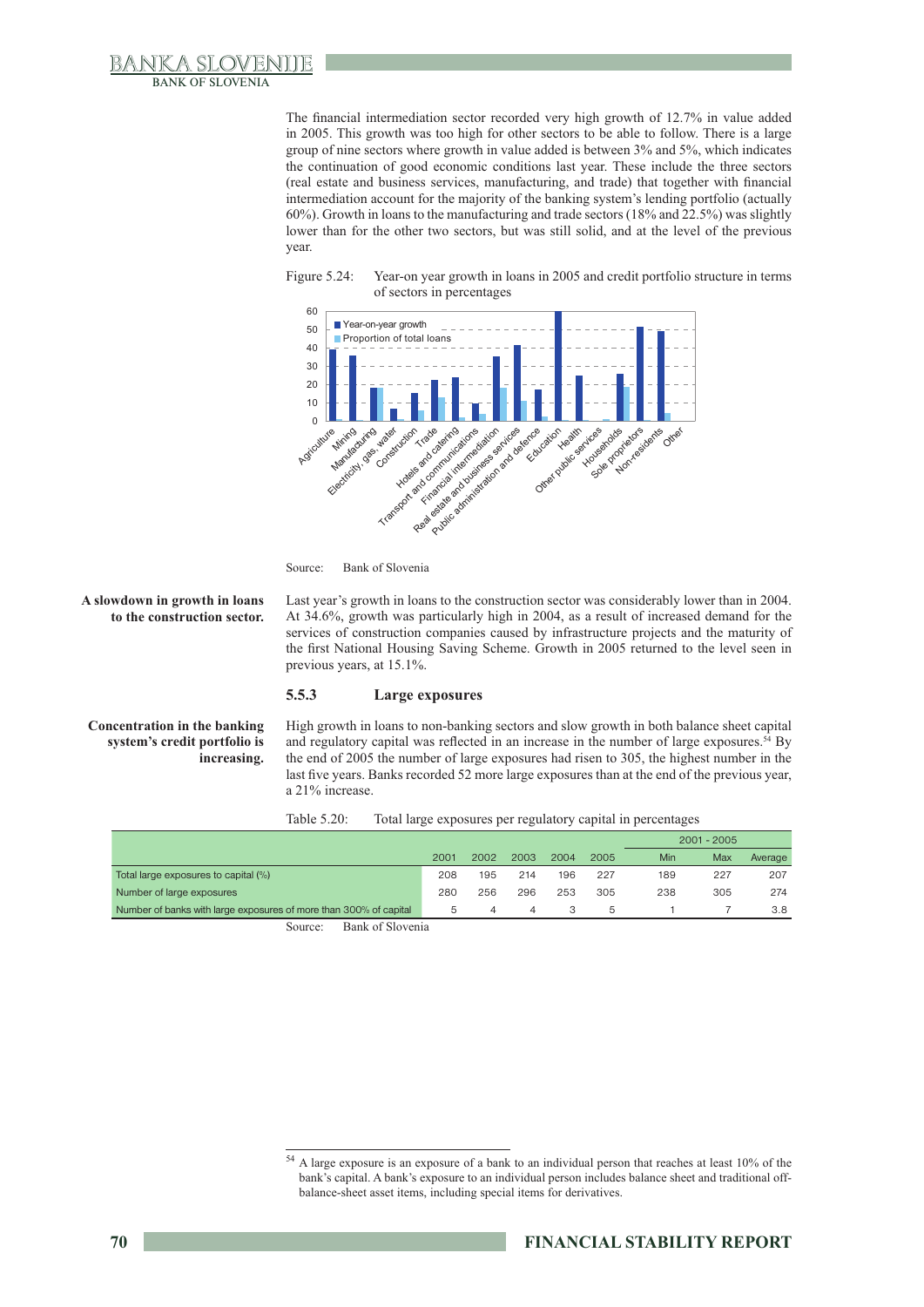The financial intermediation sector recorded very high growth of 12.7% in value added in 2005. This growth was too high for other sectors to be able to follow. There is a large group of nine sectors where growth in value added is between 3% and 5%, which indicates the continuation of good economic conditions last year. These include the three sectors (real estate and business services, manufacturing, and trade) that together with financial intermediation account for the majority of the banking system's lending portfolio (actually 60%). Growth in loans to the manufacturing and trade sectors (18% and 22.5%) was slightly lower than for the other two sectors, but was still solid, and at the level of the previous year.

Figure 5.24: Year-on year growth in loans in 2005 and credit portfolio structure in terms of sectors in percentages

Source: Bank of Slovenia

**A slowdown in growth in loans to the construction sector.**

Last year's growth in loans to the construction sector was considerably lower than in 2004. At 34.6%, growth was particularly high in 2004, as a result of increased demand for the services of construction companies caused by infrastructure projects and the maturity of the first National Housing Saving Scheme. Growth in 2005 returned to the level seen in previous years, at 15.1%.

### 5.5.3 Large exposures

**Concentration in the banking system's credit portfolio is increasing.**

High growth in loans to non-banking sectors and slow growth in both balance sheet capital and regulatory capital was reflected in an increase in the number of large exposures.[54] By the end of 2005 the number of large exposures had risen to 305, the highest number in the last five years. Banks recorded 52 more large exposures than at the end of the previous year, a 21% increase.

Table 5.20: Total large exposures per regulatory capital in percentages

| | | | | | | 2001 - 2005 | | |
|---|---|---|---|---|---|---|---|---|
| | 2001 | 2002 | 2003 | 2004 | 2005 | Min | Max | Average |
| Total large exposures to capital (%) | 208 | 195 | 214 | 196 | 227 | 189 | 227 | 207 |
| Number of large exposures | 280 | 256 | 296 | 253 | 305 | 238 | 305 | 274 |
| Number of banks with large exposures of more than 300% of capital | 5 | 4 | 4 | 3 | 5 | 1 | 7 | 3.8 |

Source: Bank of Slovenia

[54] A large exposure is an exposure of a bank to an individual person that reaches at least 10% of the bank's capital. A bank's exposure to an individual person includes balance sheet and traditional off-balance-sheet asset items, including special items for derivatives.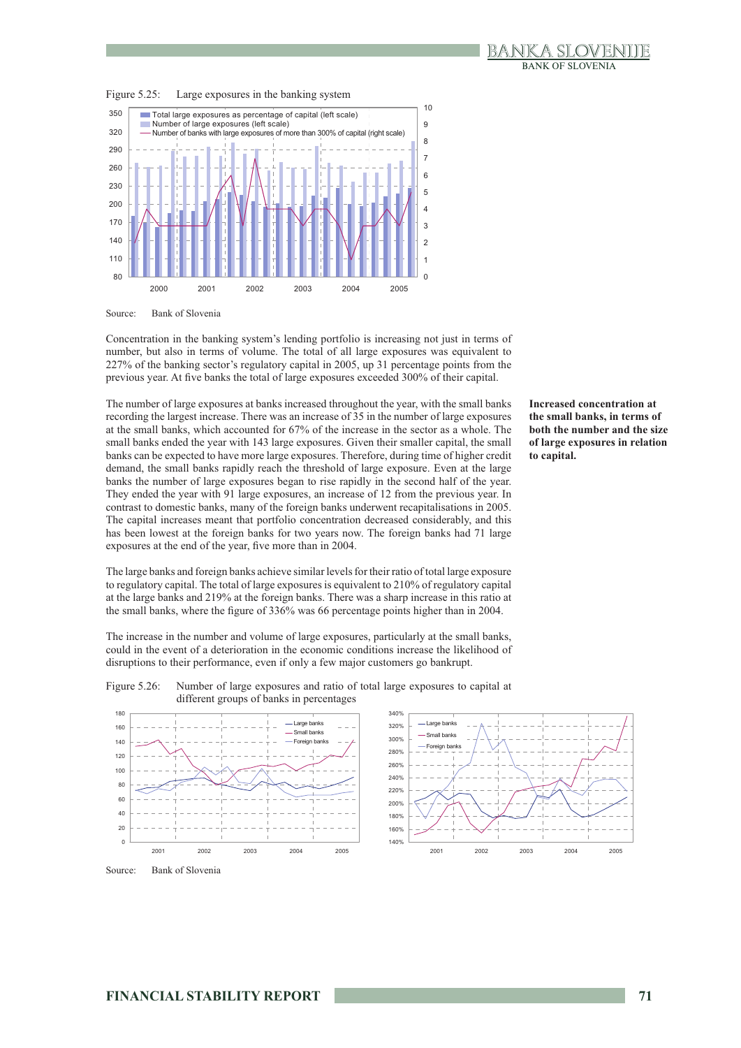Figure 5.25: Large exposures in the banking system

Source: Bank of Slovenia

Concentration in the banking system's lending portfolio is increasing not just in terms of number, but also in terms of volume. The total of all large exposures was equivalent to 227% of the banking sector's regulatory capital in 2005, up 31 percentage points from the previous year. At five banks the total of large exposures exceeded 300% of their capital.

**Increased concentration at the small banks, in terms of both the number and the size of large exposures in relation to capital.**

The number of large exposures at banks increased throughout the year, with the small banks recording the largest increase. There was an increase of 35 in the number of large exposures at the small banks, which accounted for 67% of the increase in the sector as a whole. The small banks ended the year with 143 large exposures. Given their smaller capital, the small banks can be expected to have more large exposures. Therefore, during time of higher credit demand, the small banks rapidly reach the threshold of large exposure. Even at the large banks the number of large exposures began to rise rapidly in the second half of the year. They ended the year with 91 large exposures, an increase of 12 from the previous year. In contrast to domestic banks, many of the foreign banks underwent recapitalisations in 2005. The capital increases meant that portfolio concentration decreased considerably, and this has been lowest at the foreign banks for two years now. The foreign banks had 71 large exposures at the end of the year, five more than in 2004.

The large banks and foreign banks achieve similar levels for their ratio of total large exposure to regulatory capital. The total of large exposures is equivalent to 210% of regulatory capital at the large banks and 219% at the foreign banks. There was a sharp increase in this ratio at the small banks, where the figure of 336% was 66 percentage points higher than in 2004.

The increase in the number and volume of large exposures, particularly at the small banks, could in the event of a deterioration in the economic conditions increase the likelihood of disruptions to their performance, even if only a few major customers go bankrupt.

Figure 5.26: Number of large exposures and ratio of total large exposures to capital at different groups of banks in percentages

Source: Bank of Slovenia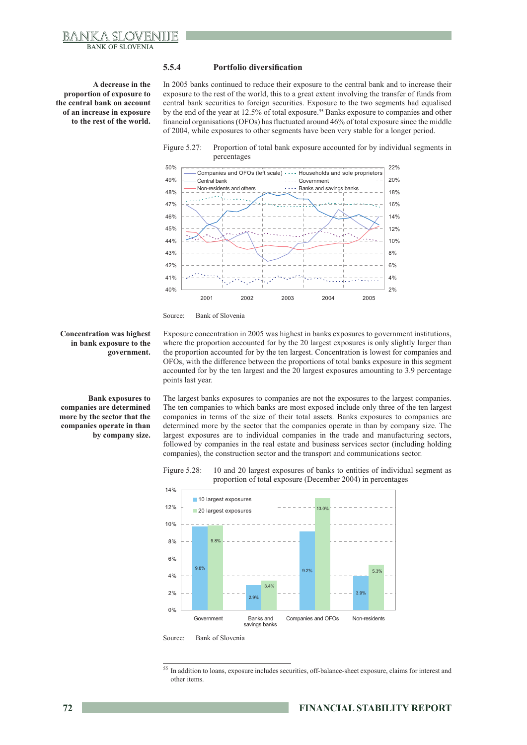### 5.5.4 Portfolio diversification

**A decrease in the proportion of exposure to the central bank on account of an increase in exposure to the rest of the world.**

In 2005 banks continued to reduce their exposure to the central bank and to increase their exposure to the rest of the world, this to a great extent involving the transfer of funds from central bank securities to foreign securities. Exposure to the two segments had equalised by the end of the year at 12.5% of total exposure.[55] Banks exposure to companies and other financial organisations (OFOs) has fluctuated around 46% of total exposure since the middle of 2004, while exposures to other segments have been very stable for a longer period.

Figure 5.27: Proportion of total bank exposure accounted for by individual segments in percentages

Source: Bank of Slovenia

**Concentration was highest in bank exposure to the government.**

Exposure concentration in 2005 was highest in banks exposures to government institutions, where the proportion accounted for by the 20 largest exposures is only slightly larger than the proportion accounted for by the ten largest. Concentration is lowest for companies and OFOs, with the difference between the proportions of total banks exposure in this segment accounted for by the ten largest and the 20 largest exposures amounting to 3.9 percentage points last year.

**Bank exposures to companies are determined more by the sector that the companies operate in than by company size.**

The largest banks exposures to companies are not the exposures to the largest companies. The ten companies to which banks are most exposed include only three of the ten largest companies in terms of the size of their total assets. Banks exposures to companies are determined more by the sector that the companies operate in than by company size. The largest exposures are to individual companies in the trade and manufacturing sectors, followed by companies in the real estate and business services sector (including holding companies), the construction sector and the transport and communications sector.

Figure 5.28: 10 and 20 largest exposures of banks to entities of individual segment as proportion of total exposure (December 2004) in percentages

| | 10 largest exposures | 20 largest exposures |
|---|---|---|
| Government | 9.8% | 9.8% |
| Banks and savings banks | 2.9% | 3.4% |
| Companies and OFOs | 9.2% | 13.0% |
| Non-residents | 3.9% | 5.3% |

Source: Bank of Slovenia

[55] In addition to loans, exposure includes securities, off-balance-sheet exposure, claims for interest and other items.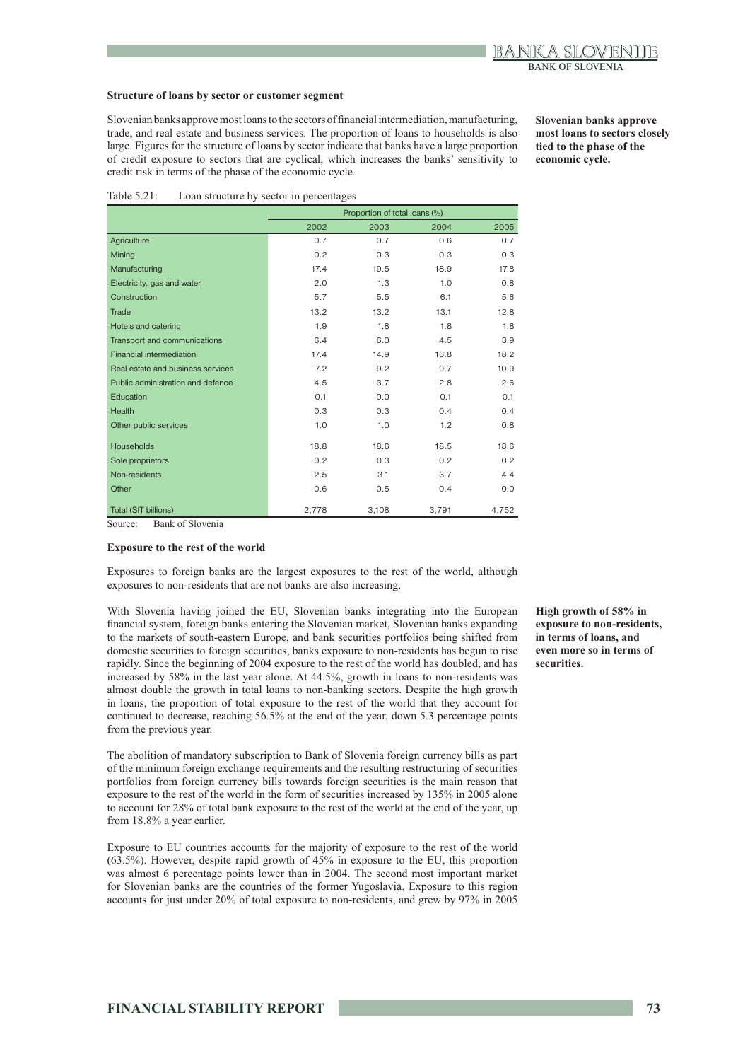### Structure of loans by sector or customer segment

Slovenian banks approve most loans to the sectors of financial intermediation, manufacturing, trade, and real estate and business services. The proportion of loans to households is also large. Figures for the structure of loans by sector indicate that banks have a large proportion of credit exposure to sectors that are cyclical, which increases the banks' sensitivity to credit risk in terms of the phase of the economic cycle.

**Slovenian banks approve most loans to sectors closely tied to the phase of the economic cycle.**

Table 5.21: Loan structure by sector in percentages

| | Proportion of total loans (%) | | | |
|---|---|---|---|---|
| | 2002 | 2003 | 2004 | 2005 |
| Agriculture | 0.7 | 0.7 | 0.6 | 0.7 |
| Mining | 0.2 | 0.3 | 0.3 | 0.3 |
| Manufacturing | 17.4 | 19.5 | 18.9 | 17.8 |
| Electricity, gas and water | 2.0 | 1.3 | 1.0 | 0.8 |
| Construction | 5.7 | 5.5 | 6.1 | 5.6 |
| Trade | 13.2 | 13.2 | 13.1 | 12.8 |
| Hotels and catering | 1.9 | 1.8 | 1.8 | 1.8 |
| Transport and communications | 6.4 | 6.0 | 4.5 | 3.9 |
| Financial intermediation | 17.4 | 14.9 | 16.8 | 18.2 |
| Real estate and business services | 7.2 | 9.2 | 9.7 | 10.9 |
| Public administration and defence | 4.5 | 3.7 | 2.8 | 2.6 |
| Education | 0.1 | 0.0 | 0.1 | 0.1 |
| Health | 0.3 | 0.3 | 0.4 | 0.4 |
| Other public services | 1.0 | 1.0 | 1.2 | 0.8 |
| Households | 18.8 | 18.6 | 18.5 | 18.6 |
| Sole proprietors | 0.2 | 0.3 | 0.2 | 0.2 |
| Non-residents | 2.5 | 3.1 | 3.7 | 4.4 |
| Other | 0.6 | 0.5 | 0.4 | 0.0 |
| Total (SIT billions) | 2,778 | 3,108 | 3,791 | 4,752 |

Source: Bank of Slovenia

### Exposure to the rest of the world

Exposures to foreign banks are the largest exposures to the rest of the world, although exposures to non-residents that are not banks are also increasing.

With Slovenia having joined the EU, Slovenian banks integrating into the European financial system, foreign banks entering the Slovenian market, Slovenian banks expanding to the markets of south-eastern Europe, and bank securities portfolios being shifted from domestic securities to foreign securities, banks exposure to non-residents has begun to rise rapidly. Since the beginning of 2004 exposure to the rest of the world has doubled, and has increased by 58% in the last year alone. At 44.5%, growth in loans to non-residents was almost double the growth in total loans to non-banking sectors. Despite the high growth in loans, the proportion of total exposure to the rest of the world that they account for continued to decrease, reaching 56.5% at the end of the year, down 5.3 percentage points from the previous year.

**High growth of 58% in exposure to non-residents, in terms of loans, and even more so in terms of securities.**

The abolition of mandatory subscription to Bank of Slovenia foreign currency bills as part of the minimum foreign exchange requirements and the resulting restructuring of securities portfolios from foreign currency bills towards foreign securities is the main reason that exposure to the rest of the world in the form of securities increased by 135% in 2005 alone to account for 28% of total bank exposure to the rest of the world at the end of the year, up from 18.8% a year earlier.

Exposure to EU countries accounts for the majority of exposure to the rest of the world (63.5%). However, despite rapid growth of 45% in exposure to the EU, this proportion was almost 6 percentage points lower than in 2004. The second most important market for Slovenian banks are the countries of the former Yugoslavia. Exposure to this region accounts for just under 20% of total exposure to non-residents, and grew by 97% in 2005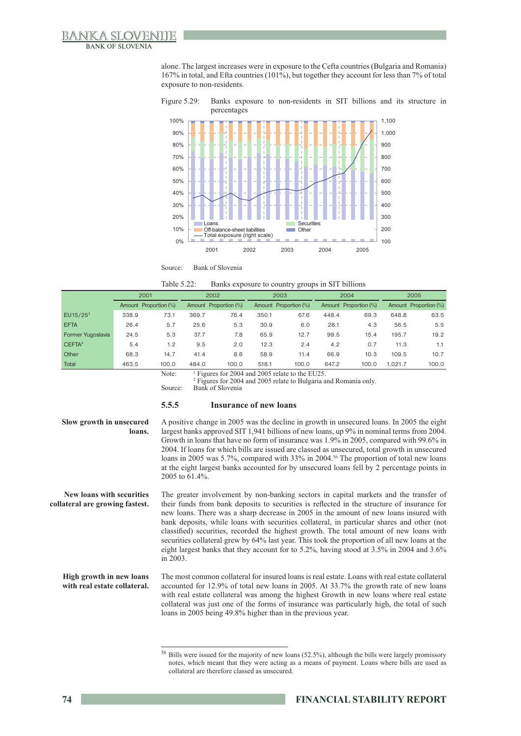alone. The largest increases were in exposure to the Cefta countries (Bulgaria and Romania) 167% in total, and Efta countries (101%), but together they account for less than 7% of total exposure to non-residents.

Figure 5.29: Banks exposure to non-residents in SIT billions and its structure in percentages

Source: Bank of Slovenia

Table 5.22: Banks exposure to country groups in SIT billions

| | 2001 | | 2002 | | 2003 | | 2004 | | 2005 | |
|---|---|---|---|---|---|---|---|---|---|---|
| | Amount | Proportion (%) | Amount | Proportion (%) | Amount | Proportion (%) | Amount | Proportion (%) | Amount | Proportion (%) |
| EU15/25[1] | 338.9 | 73.1 | 369.7 | 76.4 | 350.1 | 67.6 | 448.4 | 69.3 | 648.8 | 63.5 |
| EFTA | 26.4 | 5.7 | 25.6 | 5.3 | 30.9 | 6.0 | 28.1 | 4.3 | 56.5 | 5.5 |
| Former Yugoslavia | 24.5 | 5.3 | 37.7 | 7.8 | 65.9 | 12.7 | 99.5 | 15.4 | 195.7 | 19.2 |
| CEFTA[2] | 5.4 | 1.2 | 9.5 | 2.0 | 12.3 | 2.4 | 4.2 | 0.7 | 11.3 | 1.1 |
| Other | 68.3 | 14.7 | 41.4 | 8.6 | 58.9 | 11.4 | 66.9 | 10.3 | 109.5 | 10.7 |
| Total | 463.5 | 100.0 | 484.0 | 100.0 | 518.1 | 100.0 | 647.2 | 100.0 | 1,021.7 | 100.0 |

Note: [1] Figures for 2004 and 2005 relate to the EU25.
[2] Figures for 2004 and 2005 relate to Bulgaria and Romania only.

Source: Bank of Slovenia

### 5.5.5 Insurance of new loans

**Slow growth in unsecured loans.**

A positive change in 2005 was the decline in growth in unsecured loans. In 2005 the eight largest banks approved SIT 1,941 billions of new loans, up 9% in nominal terms from 2004. Growth in loans that have no form of insurance was 1.9% in 2005, compared with 99.6% in 2004. If loans for which bills are issued are classed as unsecured, total growth in unsecured loans in 2005 was 5.7%, compared with 33% in 2004.[56] The proportion of total new loans at the eight largest banks accounted for by unsecured loans fell by 2 percentage points in 2005 to 61.4%.

**New loans with securities collateral are growing fastest.**

The greater involvement by non-banking sectors in capital markets and the transfer of their funds from bank deposits to securities is reflected in the structure of insurance for new loans. There was a sharp decrease in 2005 in the amount of new loans insured with bank deposits, while loans with securities collateral, in particular shares and other (not classified) securities, recorded the highest growth. The total amount of new loans with securities collateral grew by 64% last year. This took the proportion of all new loans at the eight largest banks that they account for to 5.2%, having stood at 3.5% in 2004 and 3.6% in 2003.

**High growth in new loans with real estate collateral.**

The most common collateral for insured loans is real estate. Loans with real estate collateral accounted for 12.9% of total new loans in 2005. At 33.7% the growth rate of new loans with real estate collateral was among the highest Growth in new loans where real estate collateral was just one of the forms of insurance was particularly high, the total of such loans in 2005 being 49.8% higher than in the previous year.

[56] Bills were issued for the majority of new loans (52.5%), although the bills were largely promissory notes, which meant that they were acting as a means of payment. Loans where bills are used as collateral are therefore classed as unsecured.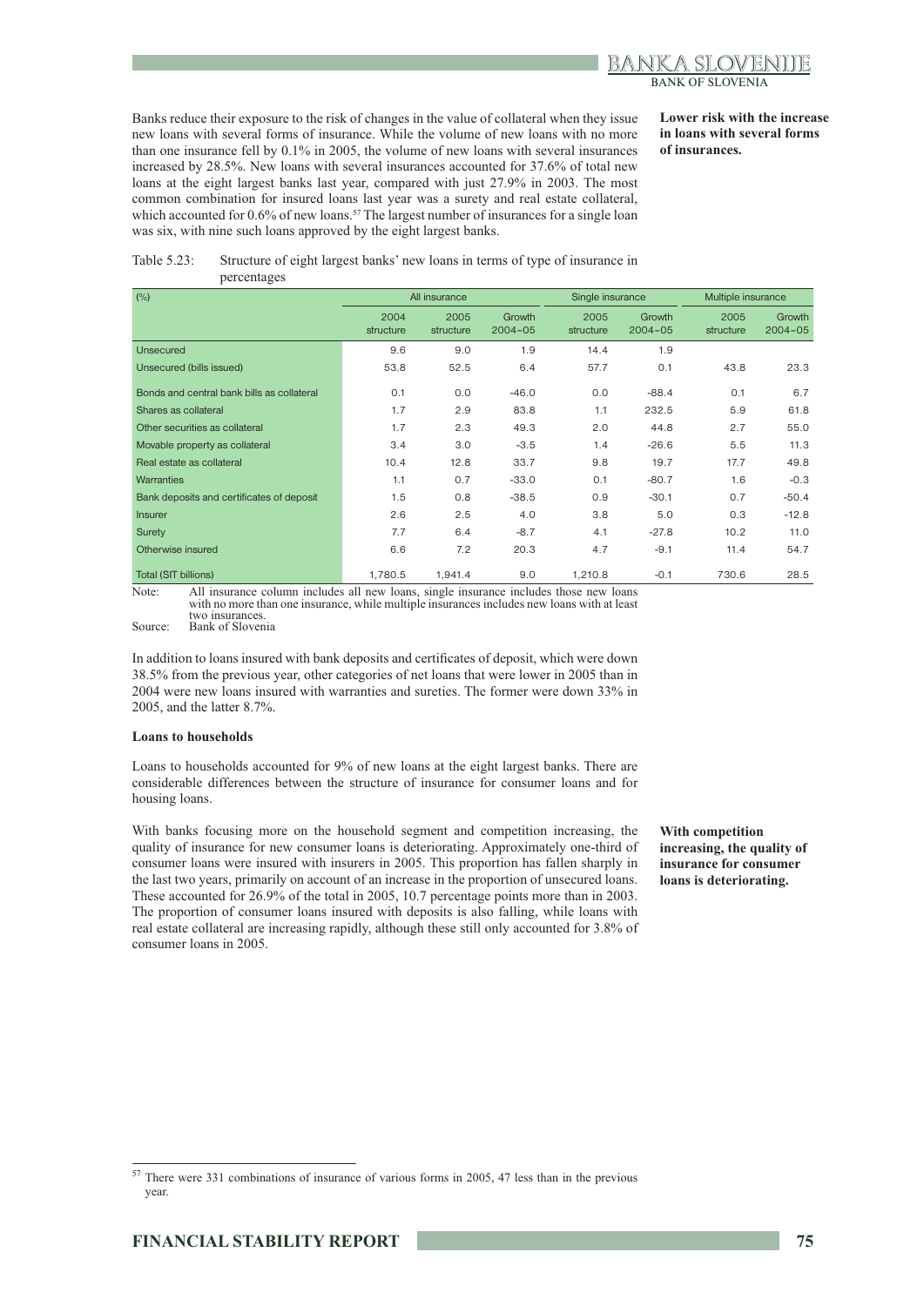Banks reduce their exposure to the risk of changes in the value of collateral when they issue new loans with several forms of insurance. While the volume of new loans with no more than one insurance fell by 0.1% in 2005, the volume of new loans with several insurances increased by 28.5%. New loans with several insurances accounted for 37.6% of total new loans at the eight largest banks last year, compared with just 27.9% in 2003. The most common combination for insured loans last year was a surety and real estate collateral, which accounted for 0.6% of new loans.[57] The largest number of insurances for a single loan was six, with nine such loans approved by the eight largest banks.

**Lower risk with the increase in loans with several forms of insurances.**

Table 5.23: Structure of eight largest banks' new loans in terms of type of insurance in percentages

| (%) | All insurance | | | Single insurance | | Multiple insurance | |
|---|---|---|---|---|---|---|---|
| | 2004 structure | 2005 structure | Growth 2004–05 | 2005 structure | Growth 2004–05 | 2005 structure | Growth 2004–05 |
| Unsecured | 9.6 | 9.0 | 1.9 | 14.4 | 1.9 | | |
| Unsecured (bills issued) | 53.8 | 52.5 | 6.4 | 57.7 | 0.1 | 43.8 | 23.3 |
| Bonds and central bank bills as collateral | 0.1 | 0.0 | -46.0 | 0.0 | -88.4 | 0.1 | 6.7 |
| Shares as collateral | 1.7 | 2.9 | 83.8 | 1.1 | 232.5 | 5.9 | 61.8 |
| Other securities as collateral | 1.7 | 2.3 | 49.3 | 2.0 | 44.8 | 2.7 | 55.0 |
| Movable property as collateral | 3.4 | 3.0 | -3.5 | 1.4 | -26.6 | 5.5 | 11.3 |
| Real estate as collateral | 10.4 | 12.8 | 33.7 | 9.8 | 19.7 | 17.7 | 49.8 |
| Warranties | 1.1 | 0.7 | -33.0 | 0.1 | -80.7 | 1.6 | -0.3 |
| Bank deposits and certificates of deposit | 1.5 | 0.8 | -38.5 | 0.9 | -30.1 | 0.7 | -50.4 |
| Insurer | 2.6 | 2.5 | 4.0 | 3.8 | 5.0 | 0.3 | -12.8 |
| Surety | 7.7 | 6.4 | -8.7 | 4.1 | -27.8 | 10.2 | 11.0 |
| Otherwise insured | 6.6 | 7.2 | 20.3 | 4.7 | -9.1 | 11.4 | 54.7 |
| Total (SIT billions) | 1,780.5 | 1,941.4 | 9.0 | 1,210.8 | -0.1 | 730.6 | 28.5 |

Note: All insurance column includes all new loans, single insurance includes those new loans with no more than one insurance, while multiple insurances includes new loans with at least two insurances.

Source: Bank of Slovenia

In addition to loans insured with bank deposits and certificates of deposit, which were down 38.5% from the previous year, other categories of net loans that were lower in 2005 than in 2004 were new loans insured with warranties and sureties. The former were down 33% in 2005, and the latter 8.7%.

#### Loans to households

Loans to households accounted for 9% of new loans at the eight largest banks. There are considerable differences between the structure of insurance for consumer loans and for housing loans.

With banks focusing more on the household segment and competition increasing, the quality of insurance for new consumer loans is deteriorating. Approximately one-third of consumer loans were insured with insurers in 2005. This proportion has fallen sharply in the last two years, primarily on account of an increase in the proportion of unsecured loans. These accounted for 26.9% of the total in 2005, 10.7 percentage points more than in 2003. The proportion of consumer loans insured with deposits is also falling, while loans with real estate collateral are increasing rapidly, although these still only accounted for 3.8% of consumer loans in 2005.

**With competition increasing, the quality of insurance for consumer loans is deteriorating.**

[57] There were 331 combinations of insurance of various forms in 2005, 47 less than in the previous year.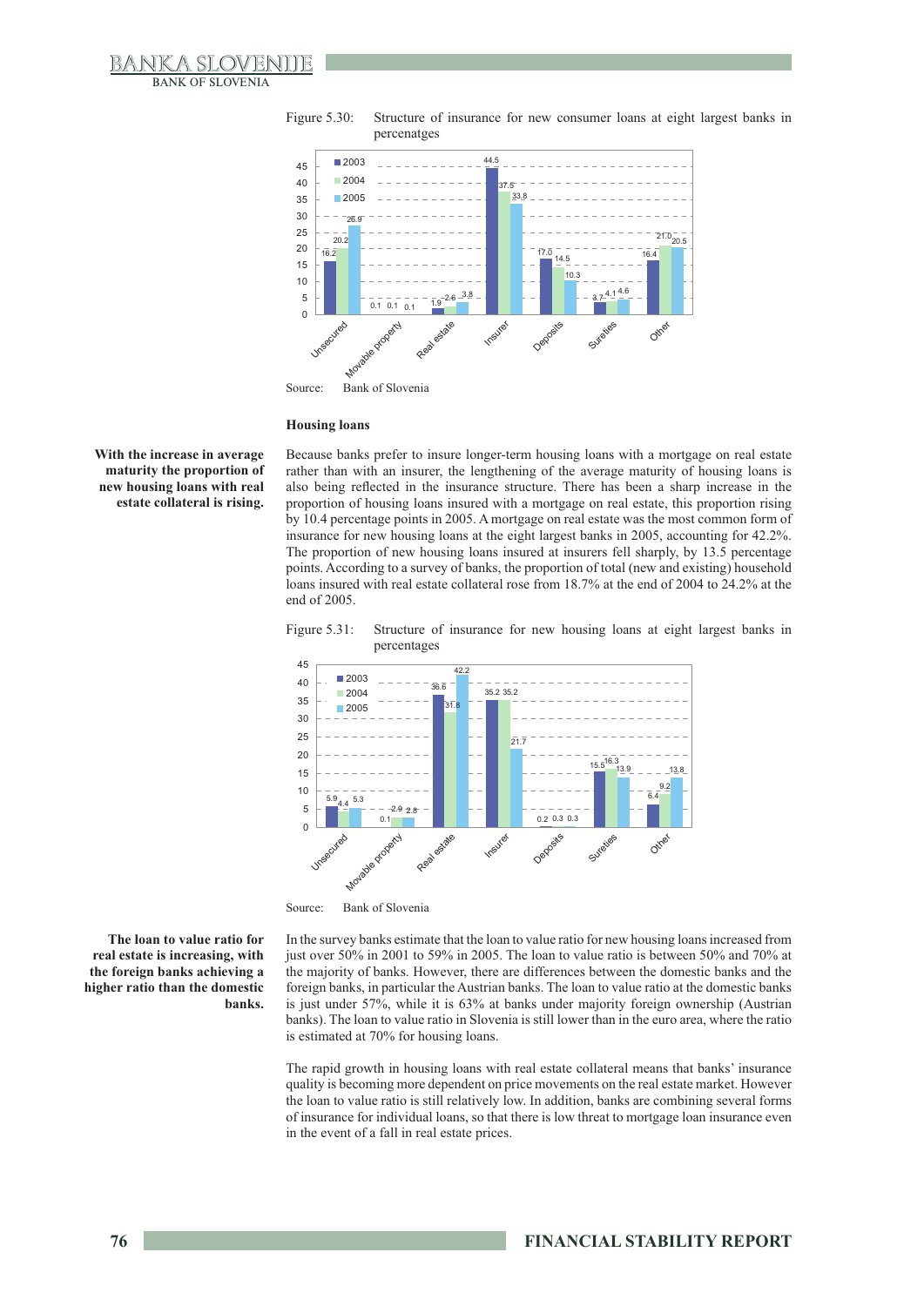Figure 5.30: Structure of insurance for new consumer loans at eight largest banks in percenatges

| | Unsecured | Movable property | Real estate | Insurer | Deposits | Sureties | Other |
|---|---|---|---|---|---|---|---|
| 2003 | 16.2 | 0.1 | 1.9 | 44.5 | 17.0 | 3.7 | 16.4 |
| 2004 | 20.2 | 0.1 | 2.6 | 37.5 | 14.5 | 4.1 | 21.0 |
| 2005 | 26.9 | 0.1 | 3.8 | 33.8 | 10.3 | 4.6 | 20.5 |

Source: Bank of Slovenia

### Housing loans

**With the increase in average maturity the proportion of new housing loans with real estate collateral is rising.**

Because banks prefer to insure longer-term housing loans with a mortgage on real estate rather than with an insurer, the lengthening of the average maturity of housing loans is also being reflected in the insurance structure. There has been a sharp increase in the proportion of housing loans insured with a mortgage on real estate, this proportion rising by 10.4 percentage points in 2005. A mortgage on real estate was the most common form of insurance for new housing loans at the eight largest banks in 2005, accounting for 42.2%. The proportion of new housing loans insured at insurers fell sharply, by 13.5 percentage points. According to a survey of banks, the proportion of total (new and existing) household loans insured with real estate collateral rose from 18.7% at the end of 2004 to 24.2% at the end of 2005.

Figure 5.31: Structure of insurance for new housing loans at eight largest banks in percentages

| | Unsecured | Movable property | Real estate | Insurer | Deposits | Sureties | Other |
|---|---|---|---|---|---|---|---|
| 2003 | 5.9 | 0.1 | 36.6 | 35.2 | 0.2 | 15.5 | 6.4 |
| 2004 | 4.4 | 2.9 | 31.8 | 35.2 | 0.3 | 16.3 | 9.2 |
| 2005 | 5.3 | 2.8 | 42.2 | 21.7 | 0.3 | 13.9 | 13.8 |

Source: Bank of Slovenia

**The loan to value ratio for real estate is increasing, with the foreign banks achieving a higher ratio than the domestic banks.**

In the survey banks estimate that the loan to value ratio for new housing loans increased from just over 50% in 2001 to 59% in 2005. The loan to value ratio is between 50% and 70% at the majority of banks. However, there are differences between the domestic banks and the foreign banks, in particular the Austrian banks. The loan to value ratio at the domestic banks is just under 57%, while it is 63% at banks under majority foreign ownership (Austrian banks). The loan to value ratio in Slovenia is still lower than in the euro area, where the ratio is estimated at 70% for housing loans.

The rapid growth in housing loans with real estate collateral means that banks' insurance quality is becoming more dependent on price movements on the real estate market. However the loan to value ratio is still relatively low. In addition, banks are combining several forms of insurance for individual loans, so that there is low threat to mortgage loan insurance even in the event of a fall in real estate prices.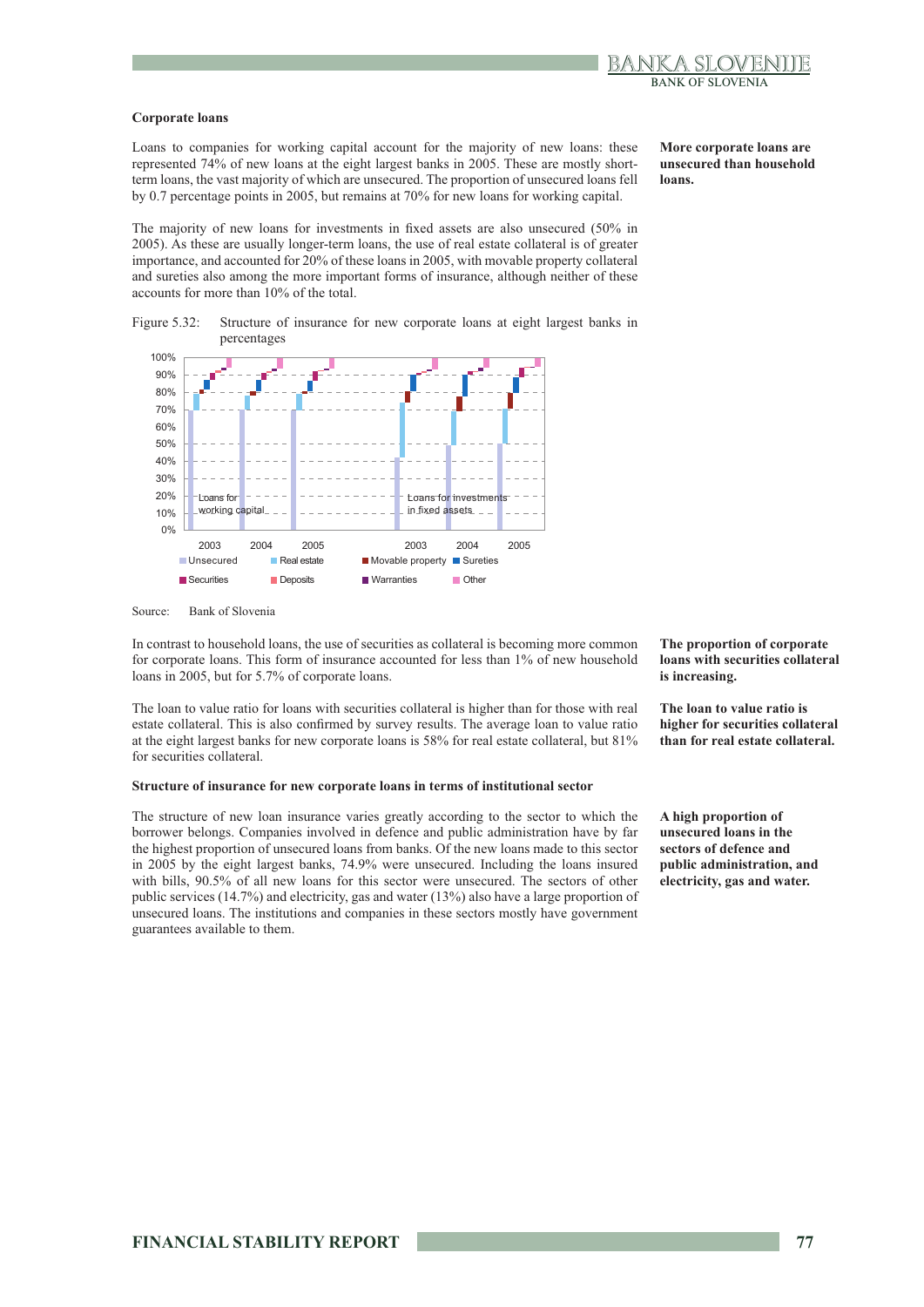### Corporate loans

**More corporate loans are unsecured than household loans.**

Loans to companies for working capital account for the majority of new loans: these represented 74% of new loans at the eight largest banks in 2005. These are mostly short-term loans, the vast majority of which are unsecured. The proportion of unsecured loans fell by 0.7 percentage points in 2005, but remains at 70% for new loans for working capital.

The majority of new loans for investments in fixed assets are also unsecured (50% in 2005). As these are usually longer-term loans, the use of real estate collateral is of greater importance, and accounted for 20% of these loans in 2005, with movable property collateral and sureties also among the more important forms of insurance, although neither of these accounts for more than 10% of the total.

Figure 5.32: Structure of insurance for new corporate loans at eight largest banks in percentages

Source: Bank of Slovenia

**The proportion of corporate loans with securities collateral is increasing.**

In contrast to household loans, the use of securities as collateral is becoming more common for corporate loans. This form of insurance accounted for less than 1% of new household loans in 2005, but for 5.7% of corporate loans.

**The loan to value ratio is higher for securities collateral than for real estate collateral.**

The loan to value ratio for loans with securities collateral is higher than for those with real estate collateral. This is also confirmed by survey results. The average loan to value ratio at the eight largest banks for new corporate loans is 58% for real estate collateral, but 81% for securities collateral.

### Structure of insurance for new corporate loans in terms of institutional sector

**A high proportion of unsecured loans in the sectors of defence and public administration, and electricity, gas and water.**

The structure of new loan insurance varies greatly according to the sector to which the borrower belongs. Companies involved in defence and public administration have by far the highest proportion of unsecured loans from banks. Of the new loans made to this sector in 2005 by the eight largest banks, 74.9% were unsecured. Including the loans insured with bills, 90.5% of all new loans for this sector were unsecured. The sectors of other public services (14.7%) and electricity, gas and water (13%) also have a large proportion of unsecured loans. The institutions and companies in these sectors mostly have government guarantees available to them.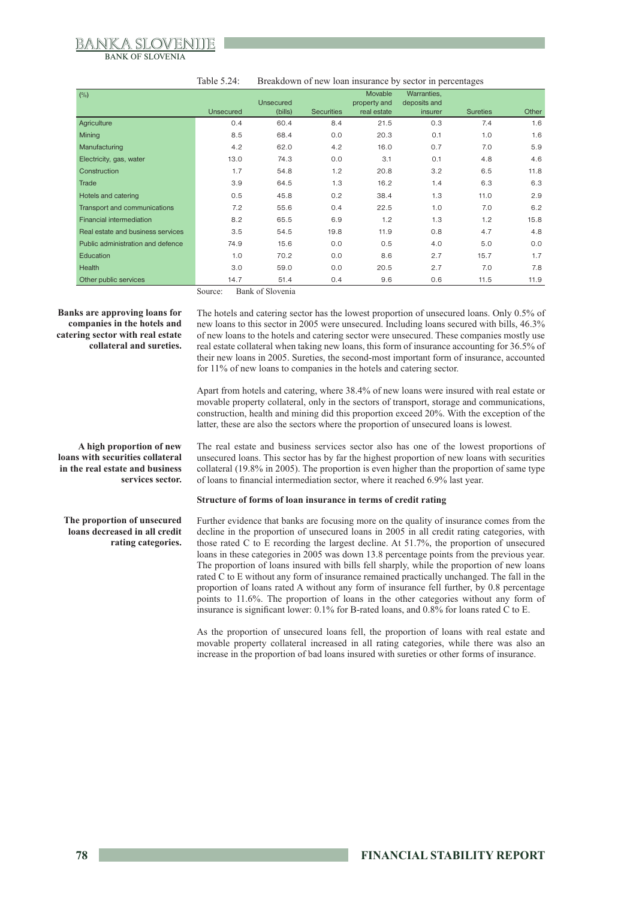Table 5.24: Breakdown of new loan insurance by sector in percentages

| (%) | Unsecured | Unsecured (bills) | Securities | Movable property and real estate | Warranties, deposits and insurer | Sureties | Other |
|---|---|---|---|---|---|---|---|
| Agriculture | 0.4 | 60.4 | 8.4 | 21.5 | 0.3 | 7.4 | 1.6 |
| Mining | 8.5 | 68.4 | 0.0 | 20.3 | 0.1 | 1.0 | 1.6 |
| Manufacturing | 4.2 | 62.0 | 4.2 | 16.0 | 0.7 | 7.0 | 5.9 |
| Electricity, gas, water | 13.0 | 74.3 | 0.0 | 3.1 | 0.1 | 4.8 | 4.6 |
| Construction | 1.7 | 54.8 | 1.2 | 20.8 | 3.2 | 6.5 | 11.8 |
| Trade | 3.9 | 64.5 | 1.3 | 16.2 | 1.4 | 6.3 | 6.3 |
| Hotels and catering | 0.5 | 45.8 | 0.2 | 38.4 | 1.3 | 11.0 | 2.9 |
| Transport and communications | 7.2 | 55.6 | 0.4 | 22.5 | 1.0 | 7.0 | 6.2 |
| Financial intermediation | 8.2 | 65.5 | 6.9 | 1.2 | 1.3 | 1.2 | 15.8 |
| Real estate and business services | 3.5 | 54.5 | 19.8 | 11.9 | 0.8 | 4.7 | 4.8 |
| Public administration and defence | 74.9 | 15.6 | 0.0 | 0.5 | 4.0 | 5.0 | 0.0 |
| Education | 1.0 | 70.2 | 0.0 | 8.6 | 2.7 | 15.7 | 1.7 |
| Health | 3.0 | 59.0 | 0.0 | 20.5 | 2.7 | 7.0 | 7.8 |
| Other public services | 14.7 | 51.4 | 0.4 | 9.6 | 0.6 | 11.5 | 11.9 |

Source: Bank of Slovenia

**Banks are approving loans for companies in the hotels and catering sector with real estate collateral and sureties.**

The hotels and catering sector has the lowest proportion of unsecured loans. Only 0.5% of new loans to this sector in 2005 were unsecured. Including loans secured with bills, 46.3% of new loans to the hotels and catering sector were unsecured. These companies mostly use real estate collateral when taking new loans, this form of insurance accounting for 36.5% of their new loans in 2005. Sureties, the second-most important form of insurance, accounted for 11% of new loans to companies in the hotels and catering sector.

Apart from hotels and catering, where 38.4% of new loans were insured with real estate or movable property collateral, only in the sectors of transport, storage and communications, construction, health and mining did this proportion exceed 20%. With the exception of the latter, these are also the sectors where the proportion of unsecured loans is lowest.

**A high proportion of new loans with securities collateral in the real estate and business services sector.**

The real estate and business services sector also has one of the lowest proportions of unsecured loans. This sector has by far the highest proportion of new loans with securities collateral (19.8% in 2005). The proportion is even higher than the proportion of same type of loans to financial intermediation sector, where it reached 6.9% last year.

**Structure of forms of loan insurance in terms of credit rating**

**The proportion of unsecured loans decreased in all credit rating categories.**

Further evidence that banks are focusing more on the quality of insurance comes from the decline in the proportion of unsecured loans in 2005 in all credit rating categories, with those rated C to E recording the largest decline. At 51.7%, the proportion of unsecured loans in these categories in 2005 was down 13.8 percentage points from the previous year. The proportion of loans insured with bills fell sharply, while the proportion of new loans rated C to E without any form of insurance remained practically unchanged. The fall in the proportion of loans rated A without any form of insurance fell further, by 0.8 percentage points to 11.6%. The proportion of loans in the other categories without any form of insurance is significant lower: 0.1% for B-rated loans, and 0.8% for loans rated C to E.

As the proportion of unsecured loans fell, the proportion of loans with real estate and movable property collateral increased in all rating categories, while there was also an increase in the proportion of bad loans insured with sureties or other forms of insurance.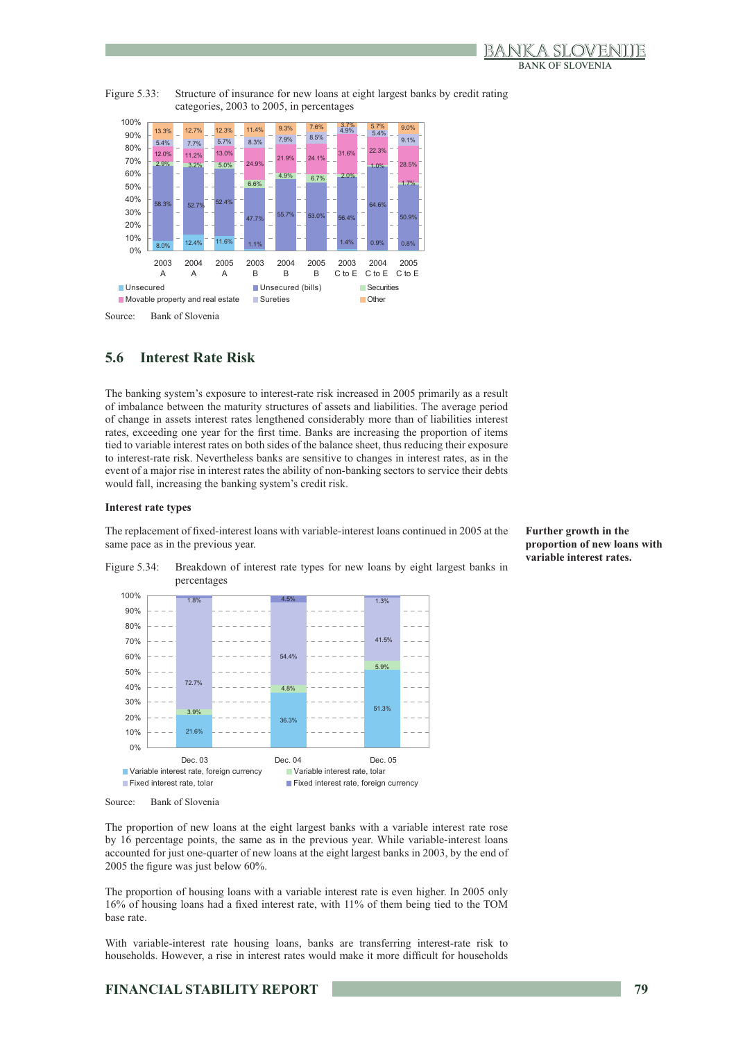Figure 5.33: Structure of insurance for new loans at eight largest banks by credit rating categories, 2003 to 2005, in percentages

| | 2003 A | 2004 A | 2005 A | 2003 B | 2004 B | 2005 B | 2003 C to E | 2004 C to E | 2005 C to E |
|---|---|---|---|---|---|---|---|---|---|
| Unsecured | 8.0% | 12.4% | 11.6% | 1.1% | | | 1.4% | 0.9% | 0.8% |
| Unsecured (bills) | 58.3% | 52.7% | 52.4% | 47.7% | 55.7% | 53.0% | 56.4% | 64.6% | 50.9% |
| Securities | 2.9% | 3.2% | 5.0% | 6.6% | 4.9% | 6.7% | 2.0% | 1.0% | 1.7% |
| Movable property and real estate | 12.0% | 11.2% | 13.0% | 24.9% | 21.9% | 24.1% | 31.6% | 22.3% | 28.5% |
| Sureties | 5.4% | 7.7% | 5.7% | 8.3% | 7.9% | 8.5% | 4.9% | 5.4% | 9.1% |
| Other | 13.3% | 12.7% | 12.3% | 11.4% | 9.3% | 7.6% | 3.7% | 5.7% | 9.0% |

Source: Bank of Slovenia

## 5.6 Interest Rate Risk

The banking system's exposure to interest-rate risk increased in 2005 primarily as a result of imbalance between the maturity structures of assets and liabilities. The average period of change in assets interest rates lengthened considerably more than of liabilities interest rates, exceeding one year for the first time. Banks are increasing the proportion of items tied to variable interest rates on both sides of the balance sheet, thus reducing their exposure to interest-rate risk. Nevertheless banks are sensitive to changes in interest rates, as in the event of a major rise in interest rates the ability of non-banking sectors to service their debts would fall, increasing the banking system's credit risk.

### Interest rate types

**Further growth in the proportion of new loans with variable interest rates.**

The replacement of fixed-interest loans with variable-interest loans continued in 2005 at the same pace as in the previous year.

Figure 5.34: Breakdown of interest rate types for new loans by eight largest banks in percentages

| | Dec. 03 | Dec. 04 | Dec. 05 |
|---|---|---|---|
| Variable interest rate, foreign currency | 21.6% | 36.3% | 51.3% |
| Variable interest rate, tolar | 3.9% | 4.8% | 5.9% |
| Fixed interest rate, tolar | 72.7% | 54.4% | 41.5% |
| Fixed interest rate, foreign currency | 1.8% | 4.5% | 1.3% |

Source: Bank of Slovenia

The proportion of new loans at the eight largest banks with a variable interest rate rose by 16 percentage points, the same as in the previous year. While variable-interest loans accounted for just one-quarter of new loans at the eight largest banks in 2003, by the end of 2005 the figure was just below 60%.

The proportion of housing loans with a variable interest rate is even higher. In 2005 only 16% of housing loans had a fixed interest rate, with 11% of them being tied to the TOM base rate.

With variable-interest rate housing loans, banks are transferring interest-rate risk to households. However, a rise in interest rates would make it more difficult for households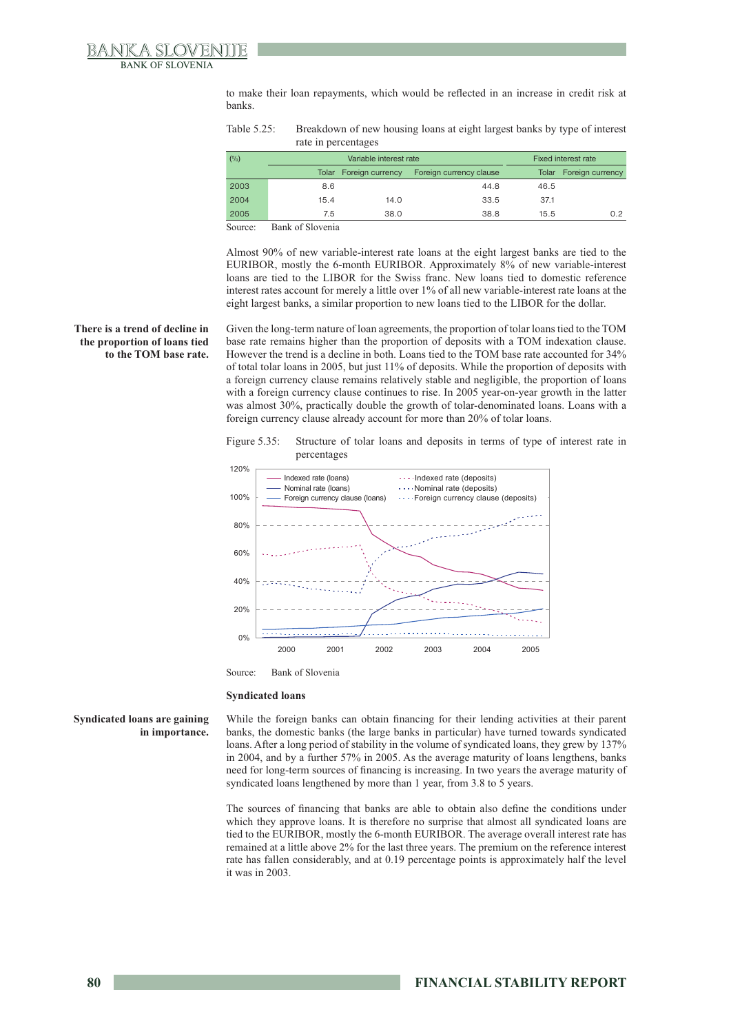to make their loan repayments, which would be reflected in an increase in credit risk at banks.

Table 5.25: Breakdown of new housing loans at eight largest banks by type of interest rate in percentages

| (%) | Variable interest rate | | | Fixed interest rate | |
|---|---|---|---|---|---|
| | Tolar | Foreign currency | Foreign currency clause | Tolar | Foreign currency |
| 2003 | 8.6 | | 44.8 | 46.5 | |
| 2004 | 15.4 | 14.0 | 33.5 | 37.1 | |
| 2005 | 7.5 | 38.0 | 38.8 | 15.5 | 0.2 |

Source: Bank of Slovenia

Almost 90% of new variable-interest rate loans at the eight largest banks are tied to the EURIBOR, mostly the 6-month EURIBOR. Approximately 8% of new variable-interest loans are tied to the LIBOR for the Swiss franc. New loans tied to domestic reference interest rates account for merely a little over 1% of all new variable-interest rate loans at the eight largest banks, a similar proportion to new loans tied to the LIBOR for the dollar.

**There is a trend of decline in the proportion of loans tied to the TOM base rate.**

Given the long-term nature of loan agreements, the proportion of tolar loans tied to the TOM base rate remains higher than the proportion of deposits with a TOM indexation clause. However the trend is a decline in both. Loans tied to the TOM base rate accounted for 34% of total tolar loans in 2005, but just 11% of deposits. While the proportion of deposits with a foreign currency clause remains relatively stable and negligible, the proportion of loans with a foreign currency clause continues to rise. In 2005 year-on-year growth in the latter was almost 30%, practically double the growth of tolar-denominated loans. Loans with a foreign currency clause already account for more than 20% of tolar loans.

Figure 5.35: Structure of tolar loans and deposits in terms of type of interest rate in percentages

Source: Bank of Slovenia

**Syndicated loans**

**Syndicated loans are gaining in importance.**

While the foreign banks can obtain financing for their lending activities at their parent banks, the domestic banks (the large banks in particular) have turned towards syndicated loans. After a long period of stability in the volume of syndicated loans, they grew by 137% in 2004, and by a further 57% in 2005. As the average maturity of loans lengthens, banks need for long-term sources of financing is increasing. In two years the average maturity of syndicated loans lengthened by more than 1 year, from 3.8 to 5 years.

The sources of financing that banks are able to obtain also define the conditions under which they approve loans. It is therefore no surprise that almost all syndicated loans are tied to the EURIBOR, mostly the 6-month EURIBOR. The average overall interest rate has remained at a little above 2% for the last three years. The premium on the reference interest rate has fallen considerably, and at 0.19 percentage points is approximately half the level it was in 2003.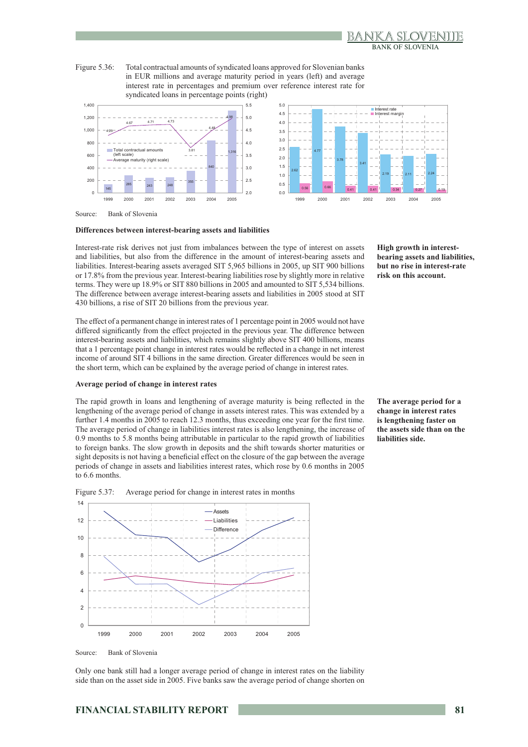Figure 5.36: Total contractual amounts of syndicated loans approved for Slovenian banks in EUR millions and average maturity period in years (left) and average interest rate in percentages and premium over reference interest rate for syndicated loans in percentage points (right)

Source: Bank of Slovenia

### Differences between interest-bearing assets and liabilities

**High growth in interest-bearing assets and liabilities, but no rise in interest-rate risk on this account.**

Interest-rate risk derives not just from imbalances between the type of interest on assets and liabilities, but also from the difference in the amount of interest-bearing assets and liabilities. Interest-bearing assets averaged SIT 5,965 billions in 2005, up SIT 900 billions or 17.8% from the previous year. Interest-bearing liabilities rose by slightly more in relative terms. They were up 18.9% or SIT 880 billions in 2005 and amounted to SIT 5,534 billions. The difference between average interest-bearing assets and liabilities in 2005 stood at SIT 430 billions, a rise of SIT 20 billions from the previous year.

The effect of a permanent change in interest rates of 1 percentage point in 2005 would not have differed significantly from the effect projected in the previous year. The difference between interest-bearing assets and liabilities, which remains slightly above SIT 400 billions, means that a 1 percentage point change in interest rates would be reflected in a change in net interest income of around SIT 4 billions in the same direction. Greater differences would be seen in the short term, which can be explained by the average period of change in interest rates.

### Average period of change in interest rates

**The average period for a change in interest rates is lengthening faster on the assets side than on the liabilities side.**

The rapid growth in loans and lengthening of average maturity is being reflected in the lengthening of the average period of change in assets interest rates. This was extended by a further 1.4 months in 2005 to reach 12.3 months, thus exceeding one year for the first time. The average period of change in liabilities interest rates is also lengthening, the increase of 0.9 months to 5.8 months being attributable in particular to the rapid growth of liabilities to foreign banks. The slow growth in deposits and the shift towards shorter maturities or sight deposits is not having a beneficial effect on the closure of the gap between the average periods of change in assets and liabilities interest rates, which rose by 0.6 months in 2005 to 6.6 months.

Figure 5.37: Average period for change in interest rates in months

Source: Bank of Slovenia

Only one bank still had a longer average period of change in interest rates on the liability side than on the asset side in 2005. Five banks saw the average period of change shorten on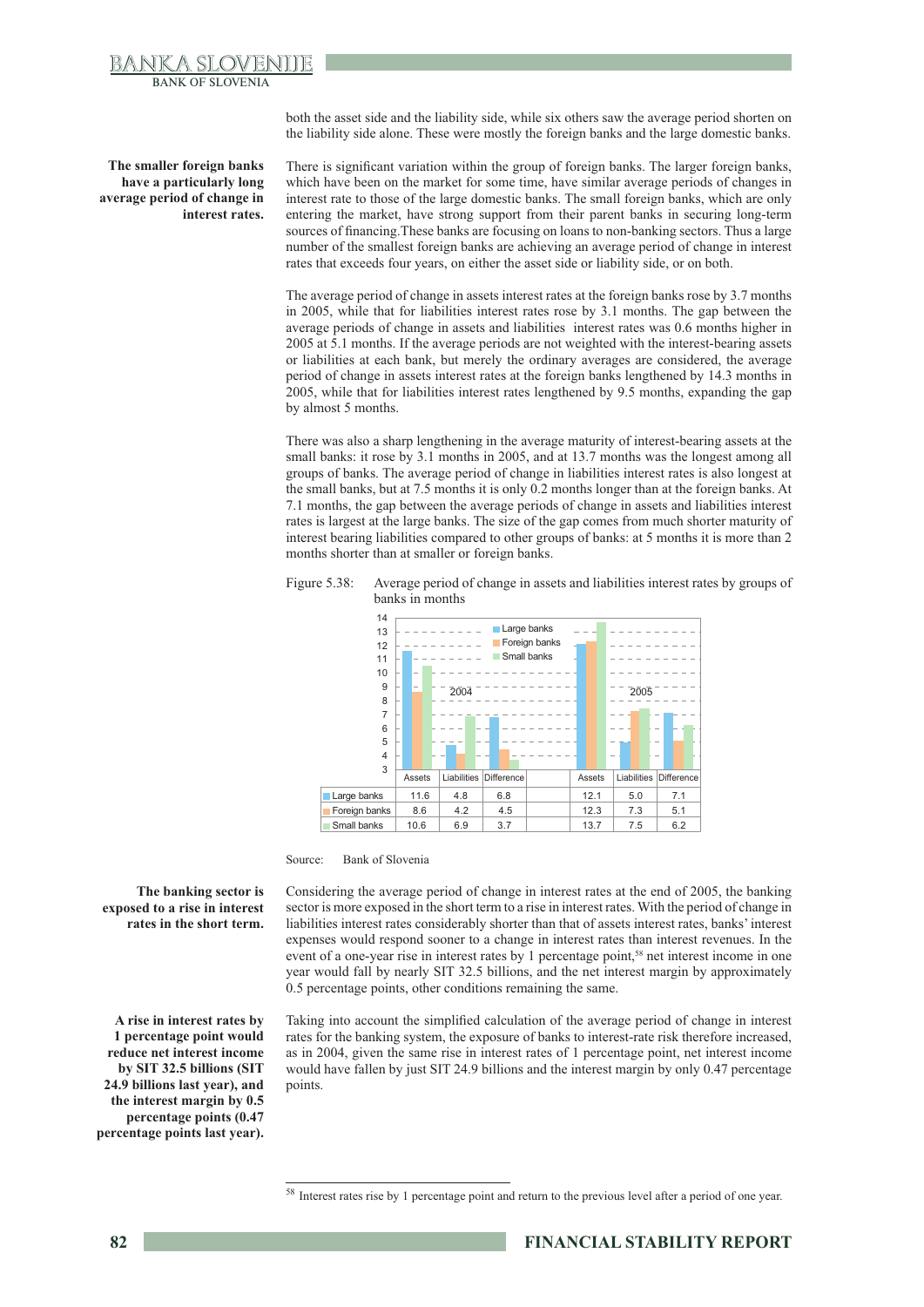both the asset side and the liability side, while six others saw the average period shorten on the liability side alone. These were mostly the foreign banks and the large domestic banks.

**The smaller foreign banks have a particularly long average period of change in interest rates.**

There is significant variation within the group of foreign banks. The larger foreign banks, which have been on the market for some time, have similar average periods of changes in interest rate to those of the large domestic banks. The small foreign banks, which are only entering the market, have strong support from their parent banks in securing long-term sources of financing.These banks are focusing on loans to non-banking sectors. Thus a large number of the smallest foreign banks are achieving an average period of change in interest rates that exceeds four years, on either the asset side or liability side, or on both.

The average period of change in assets interest rates at the foreign banks rose by 3.7 months in 2005, while that for liabilities interest rates rose by 3.1 months. The gap between the average periods of change in assets and liabilities interest rates was 0.6 months higher in 2005 at 5.1 months. If the average periods are not weighted with the interest-bearing assets or liabilities at each bank, but merely the ordinary averages are considered, the average period of change in assets interest rates at the foreign banks lengthened by 14.3 months in 2005, while that for liabilities interest rates lengthened by 9.5 months, expanding the gap by almost 5 months.

There was also a sharp lengthening in the average maturity of interest-bearing assets at the small banks: it rose by 3.1 months in 2005, and at 13.7 months was the longest among all groups of banks. The average period of change in liabilities interest rates is also longest at the small banks, but at 7.5 months it is only 0.2 months longer than at the foreign banks. At 7.1 months, the gap between the average periods of change in assets and liabilities interest rates is largest at the large banks. The size of the gap comes from much shorter maturity of interest bearing liabilities compared to other groups of banks: at 5 months it is more than 2 months shorter than at smaller or foreign banks.

Figure 5.38: Average period of change in assets and liabilities interest rates by groups of banks in months

| | 2004 Assets | 2004 Liabilities | 2004 Difference | 2005 Assets | 2005 Liabilities | 2005 Difference |
|---|---|---|---|---|---|---|
| Large banks | 11.6 | 4.8 | 6.8 | 12.1 | 5.0 | 7.1 |
| Foreign banks | 8.6 | 4.2 | 4.5 | 12.3 | 7.3 | 5.1 |
| Small banks | 10.6 | 6.9 | 3.7 | 13.7 | 7.5 | 6.2 |

Source: Bank of Slovenia

**The banking sector is exposed to a rise in interest rates in the short term.**

Considering the average period of change in interest rates at the end of 2005, the banking sector is more exposed in the short term to a rise in interest rates. With the period of change in liabilities interest rates considerably shorter than that of assets interest rates, banks' interest expenses would respond sooner to a change in interest rates than interest revenues. In the event of a one-year rise in interest rates by 1 percentage point,[58] net interest income in one year would fall by nearly SIT 32.5 billions, and the net interest margin by approximately 0.5 percentage points, other conditions remaining the same.

**A rise in interest rates by 1 percentage point would reduce net interest income by SIT 32.5 billions (SIT 24.9 billions last year), and the interest margin by 0.5 percentage points (0.47 percentage points last year).**

Taking into account the simplified calculation of the average period of change in interest rates for the banking system, the exposure of banks to interest-rate risk therefore increased, as in 2004, given the same rise in interest rates of 1 percentage point, net interest income would have fallen by just SIT 24.9 billions and the interest margin by only 0.47 percentage points.

[58] Interest rates rise by 1 percentage point and return to the previous level after a period of one year.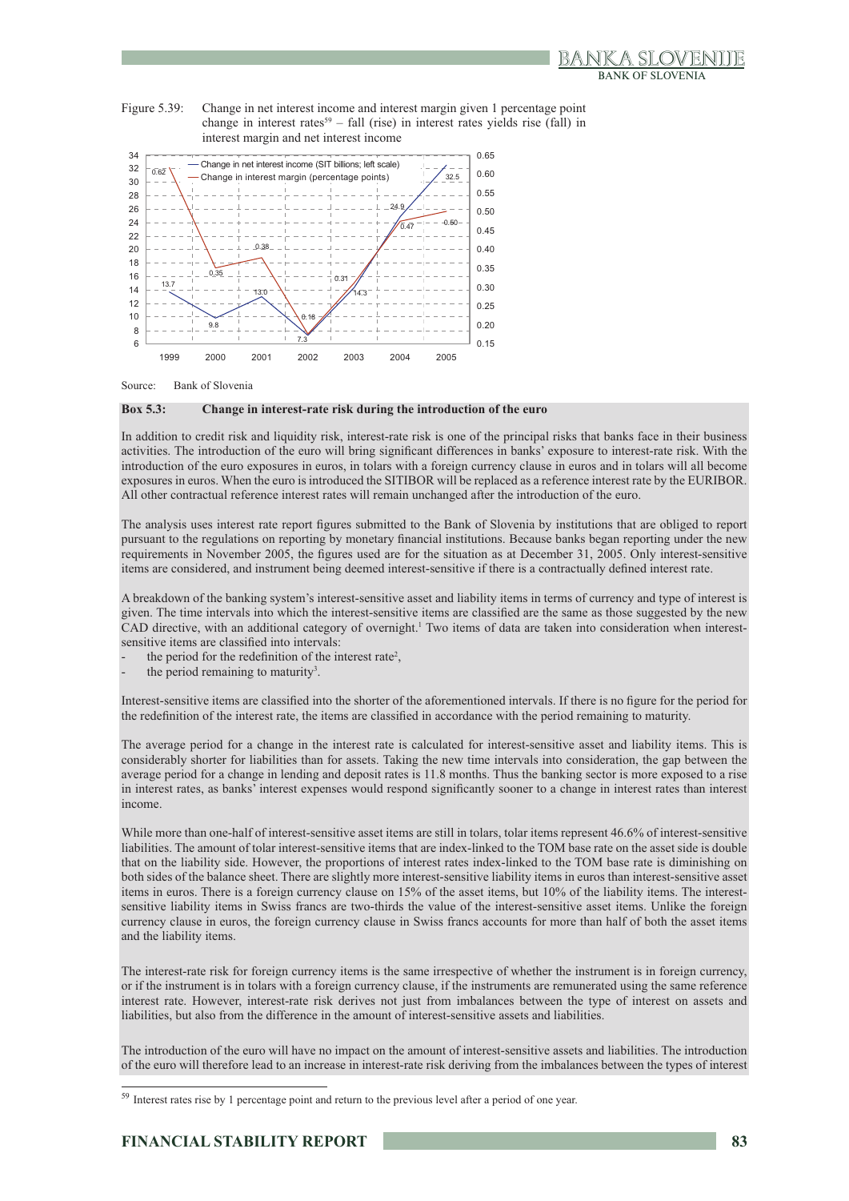Figure 5.39: Change in net interest income and interest margin given 1 percentage point change in interest rates[59] – fall (rise) in interest rates yields rise (fall) in interest margin and net interest income

| Year | Change in net interest income (SIT billions; left scale) | Change in interest margin (percentage points) |
|---|---|---|
| 1999 | 13.7 | 0.62 |
| 2000 | 9.8 | 0.35 |
| 2001 | 13.0 | 0.38 |
| 2002 | 7.3 | 0.18 |
| 2003 | 14.3 | 0.31 |
| 2004 | 24.9 | 0.47 |
| 2005 | 32.5 | 0.50 |

Source: Bank of Slovenia

**Box 5.3: Change in interest-rate risk during the introduction of the euro**

In addition to credit risk and liquidity risk, interest-rate risk is one of the principal risks that banks face in their business activities. The introduction of the euro will bring significant differences in banks' exposure to interest-rate risk. With the introduction of the euro exposures in euros, in tolars with a foreign currency clause in euros and in tolars will all become exposures in euros. When the euro is introduced the SITIBOR will be replaced as a reference interest rate by the EURIBOR. All other contractual reference interest rates will remain unchanged after the introduction of the euro.

The analysis uses interest rate report figures submitted to the Bank of Slovenia by institutions that are obliged to report pursuant to the regulations on reporting by monetary financial institutions. Because banks began reporting under the new requirements in November 2005, the figures used are for the situation as at December 31, 2005. Only interest-sensitive items are considered, and instrument being deemed interest-sensitive if there is a contractually defined interest rate.

A breakdown of the banking system's interest-sensitive asset and liability items in terms of currency and type of interest is given. The time intervals into which the interest-sensitive items are classified are the same as those suggested by the new CAD directive, with an additional category of overnight.[1] Two items of data are taken into consideration when interest-sensitive items are classified into intervals:

- the period for the redefinition of the interest rate[2],
- the period remaining to maturity[3].

Interest-sensitive items are classified into the shorter of the aforementioned intervals. If there is no figure for the period for the redefinition of the interest rate, the items are classified in accordance with the period remaining to maturity.

The average period for a change in the interest rate is calculated for interest-sensitive asset and liability items. This is considerably shorter for liabilities than for assets. Taking the new time intervals into consideration, the gap between the average period for a change in lending and deposit rates is 11.8 months. Thus the banking sector is more exposed to a rise in interest rates, as banks' interest expenses would respond significantly sooner to a change in interest rates than interest income.

While more than one-half of interest-sensitive asset items are still in tolars, tolar items represent 46.6% of interest-sensitive liabilities. The amount of tolar interest-sensitive items that are index-linked to the TOM base rate on the asset side is double that on the liability side. However, the proportions of interest rates index-linked to the TOM base rate is diminishing on both sides of the balance sheet. There are slightly more interest-sensitive liability items in euros than interest-sensitive asset items in euros. There is a foreign currency clause on 15% of the asset items, but 10% of the liability items. The interest-sensitive liability items in Swiss francs are two-thirds the value of the interest-sensitive asset items. Unlike the foreign currency clause in euros, the foreign currency clause in Swiss francs accounts for more than half of both the asset items and the liability items.

The interest-rate risk for foreign currency items is the same irrespective of whether the instrument is in foreign currency, or if the instrument is in tolars with a foreign currency clause, if the instruments are remunerated using the same reference interest rate. However, interest-rate risk derives not just from imbalances between the type of interest on assets and liabilities, but also from the difference in the amount of interest-sensitive assets and liabilities.

The introduction of the euro will have no impact on the amount of interest-sensitive assets and liabilities. The introduction of the euro will therefore lead to an increase in interest-rate risk deriving from the imbalances between the types of interest

[59] Interest rates rise by 1 percentage point and return to the previous level after a period of one year.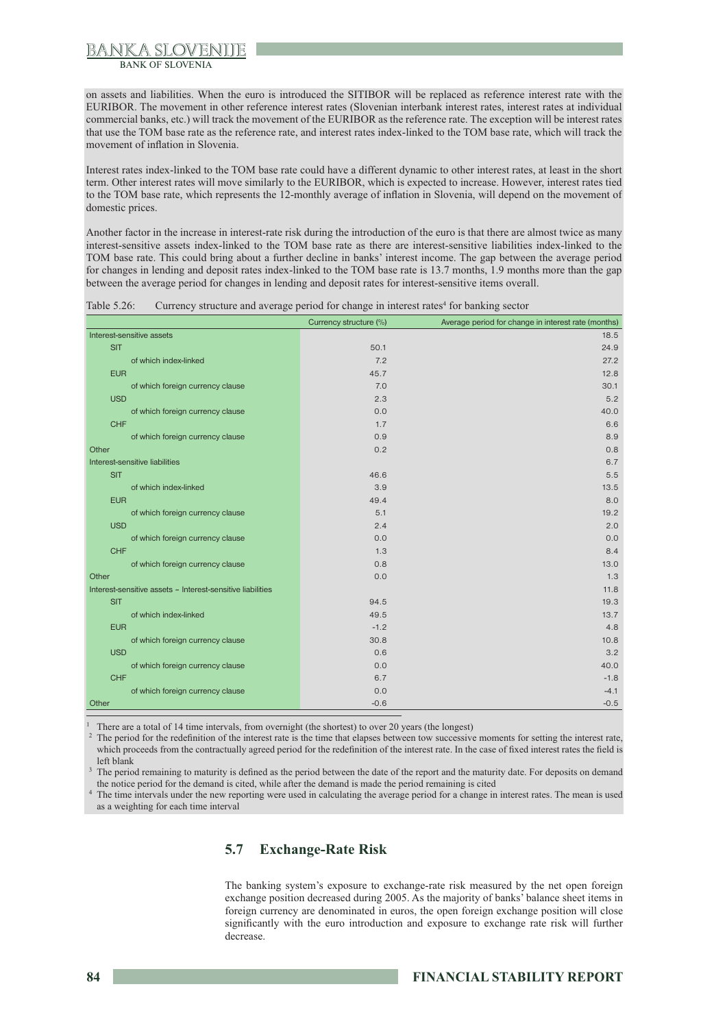on assets and liabilities. When the euro is introduced the SITIBOR will be replaced as reference interest rate with the EURIBOR. The movement in other reference interest rates (Slovenian interbank interest rates, interest rates at individual commercial banks, etc.) will track the movement of the EURIBOR as the reference rate. The exception will be interest rates that use the TOM base rate as the reference rate, and interest rates index-linked to the TOM base rate, which will track the movement of inflation in Slovenia.

Interest rates index-linked to the TOM base rate could have a different dynamic to other interest rates, at least in the short term. Other interest rates will move similarly to the EURIBOR, which is expected to increase. However, interest rates tied to the TOM base rate, which represents the 12-monthly average of inflation in Slovenia, will depend on the movement of domestic prices.

Another factor in the increase in interest-rate risk during the introduction of the euro is that there are almost twice as many interest-sensitive assets index-linked to the TOM base rate as there are interest-sensitive liabilities index-linked to the TOM base rate. This could bring about a further decline in banks' interest income. The gap between the average period for changes in lending and deposit rates index-linked to the TOM base rate is 13.7 months, 1.9 months more than the gap between the average period for changes in lending and deposit rates for interest-sensitive items overall.

Table 5.26: Currency structure and average period for change in interest rates[4] for banking sector

| | Currency structure (%) | Average period for change in interest rate (months) |
|---|---|---|
| Interest-sensitive assets | | 18.5 |
| SIT | 50.1 | 24.9 |
| of which index-linked | 7.2 | 27.2 |
| EUR | 45.7 | 12.8 |
| of which foreign currency clause | 7.0 | 30.1 |
| USD | 2.3 | 5.2 |
| of which foreign currency clause | 0.0 | 40.0 |
| CHF | 1.7 | 6.6 |
| of which foreign currency clause | 0.9 | 8.9 |
| Other | 0.2 | 0.8 |
| Interest-sensitive liabilities | | 6.7 |
| SIT | 46.6 | 5.5 |
| of which index-linked | 3.9 | 13.5 |
| EUR | 49.4 | 8.0 |
| of which foreign currency clause | 5.1 | 19.2 |
| USD | 2.4 | 2.0 |
| of which foreign currency clause | 0.0 | 0.0 |
| CHF | 1.3 | 8.4 |
| of which foreign currency clause | 0.8 | 13.0 |
| Other | 0.0 | 1.3 |
| Interest-sensitive assets – Interest-sensitive liabilities | | 11.8 |
| SIT | 94.5 | 19.3 |
| of which index-linked | 49.5 | 13.7 |
| EUR | -1.2 | 4.8 |
| of which foreign currency clause | 30.8 | 10.8 |
| USD | 0.6 | 3.2 |
| of which foreign currency clause | 0.0 | 40.0 |
| CHF | 6.7 | -1.8 |
| of which foreign currency clause | 0.0 | -4.1 |
| Other | -0.6 | -0.5 |

[1] There are a total of 14 time intervals, from overnight (the shortest) to over 20 years (the longest)

[2] The period for the redefinition of the interest rate is the time that elapses between tow successive moments for setting the interest rate, which proceeds from the contractually agreed period for the redefinition of the interest rate. In the case of fixed interest rates the field is left blank

[3] The period remaining to maturity is defined as the period between the date of the report and the maturity date. For deposits on demand the notice period for the demand is cited, while after the demand is made the period remaining is cited

[4] The time intervals under the new reporting were used in calculating the average period for a change in interest rates. The mean is used as a weighting for each time interval

## 5.7 Exchange-Rate Risk

The banking system's exposure to exchange-rate risk measured by the net open foreign exchange position decreased during 2005. As the majority of banks' balance sheet items in foreign currency are denominated in euros, the open foreign exchange position will close significantly with the euro introduction and exposure to exchange rate risk will further decrease.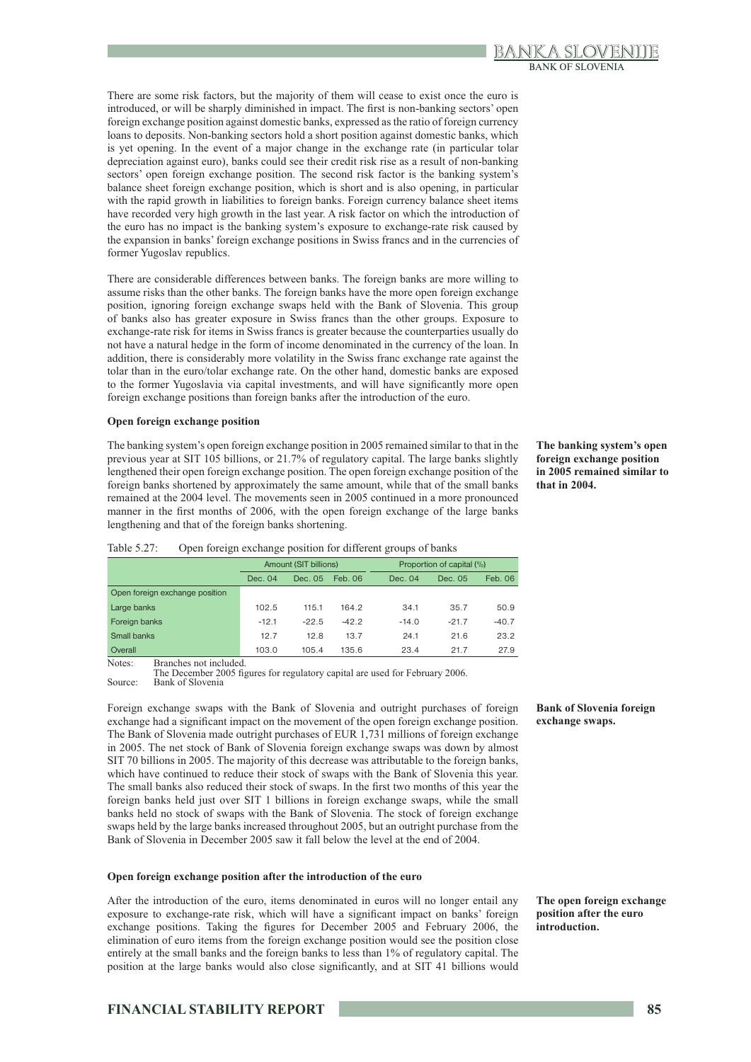There are some risk factors, but the majority of them will cease to exist once the euro is introduced, or will be sharply diminished in impact. The first is non-banking sectors' open foreign exchange position against domestic banks, expressed as the ratio of foreign currency loans to deposits. Non-banking sectors hold a short position against domestic banks, which is yet opening. In the event of a major change in the exchange rate (in particular tolar depreciation against euro), banks could see their credit risk rise as a result of non-banking sectors' open foreign exchange position. The second risk factor is the banking system's balance sheet foreign exchange position, which is short and is also opening, in particular with the rapid growth in liabilities to foreign banks. Foreign currency balance sheet items have recorded very high growth in the last year. A risk factor on which the introduction of the euro has no impact is the banking system's exposure to exchange-rate risk caused by the expansion in banks' foreign exchange positions in Swiss francs and in the currencies of former Yugoslav republics.

There are considerable differences between banks. The foreign banks are more willing to assume risks than the other banks. The foreign banks have the more open foreign exchange position, ignoring foreign exchange swaps held with the Bank of Slovenia. This group of banks also has greater exposure in Swiss francs than the other groups. Exposure to exchange-rate risk for items in Swiss francs is greater because the counterparties usually do not have a natural hedge in the form of income denominated in the currency of the loan. In addition, there is considerably more volatility in the Swiss franc exchange rate against the tolar than in the euro/tolar exchange rate. On the other hand, domestic banks are exposed to the former Yugoslavia via capital investments, and will have significantly more open foreign exchange positions than foreign banks after the introduction of the euro.

**Open foreign exchange position**

**The banking system's open foreign exchange position in 2005 remained similar to that in 2004.**

The banking system's open foreign exchange position in 2005 remained similar to that in the previous year at SIT 105 billions, or 21.7% of regulatory capital. The large banks slightly lengthened their open foreign exchange position. The open foreign exchange position of the foreign banks shortened by approximately the same amount, while that of the small banks remained at the 2004 level. The movements seen in 2005 continued in a more pronounced manner in the first months of 2006, with the open foreign exchange of the large banks lengthening and that of the foreign banks shortening.

Table 5.27: Open foreign exchange position for different groups of banks

| | Amount (SIT billions) | | | Proportion of capital (%) | | |
|---|---|---|---|---|---|---|
| | Dec. 04 | Dec. 05 | Feb. 06 | Dec. 04 | Dec. 05 | Feb. 06 |
| Open foreign exchange position | | | | | | |
| Large banks | 102.5 | 115.1 | 164.2 | 34.1 | 35.7 | 50.9 |
| Foreign banks | -12.1 | -22.5 | -42.2 | -14.0 | -21.7 | -40.7 |
| Small banks | 12.7 | 12.8 | 13.7 | 24.1 | 21.6 | 23.2 |
| Overall | 103.0 | 105.4 | 135.6 | 23.4 | 21.7 | 27.9 |

Notes: Branches not included.
The December 2005 figures for regulatory capital are used for February 2006.
Source: Bank of Slovenia

**Bank of Slovenia foreign exchange swaps.**

Foreign exchange swaps with the Bank of Slovenia and outright purchases of foreign exchange had a significant impact on the movement of the open foreign exchange position. The Bank of Slovenia made outright purchases of EUR 1,731 millions of foreign exchange in 2005. The net stock of Bank of Slovenia foreign exchange swaps was down by almost SIT 70 billions in 2005. The majority of this decrease was attributable to the foreign banks, which have continued to reduce their stock of swaps with the Bank of Slovenia this year. The small banks also reduced their stock of swaps. In the first two months of this year the foreign banks held just over SIT 1 billions in foreign exchange swaps, while the small banks held no stock of swaps with the Bank of Slovenia. The stock of foreign exchange swaps held by the large banks increased throughout 2005, but an outright purchase from the Bank of Slovenia in December 2005 saw it fall below the level at the end of 2004.

**Open foreign exchange position after the introduction of the euro**

**The open foreign exchange position after the euro introduction.**

After the introduction of the euro, items denominated in euros will no longer entail any exposure to exchange-rate risk, which will have a significant impact on banks' foreign exchange positions. Taking the figures for December 2005 and February 2006, the elimination of euro items from the foreign exchange position would see the position close entirely at the small banks and the foreign banks to less than 1% of regulatory capital. The position at the large banks would also close significantly, and at SIT 41 billions would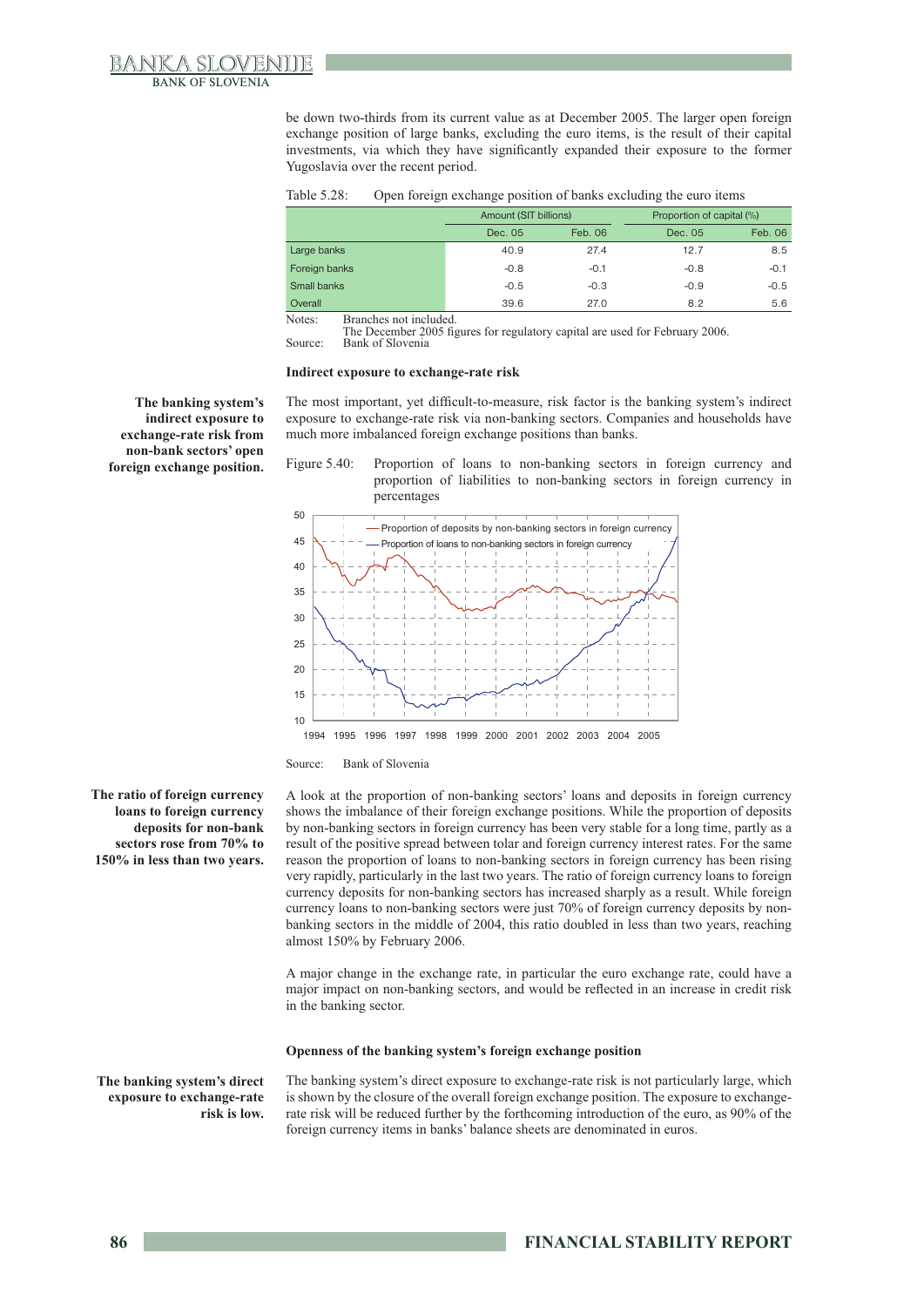be down two-thirds from its current value as at December 2005. The larger open foreign exchange position of large banks, excluding the euro items, is the result of their capital investments, via which they have significantly expanded their exposure to the former Yugoslavia over the recent period.

Table 5.28: Open foreign exchange position of banks excluding the euro items

| | Amount (SIT billions) | | Proportion of capital (%) | |
|---|---|---|---|---|
| | Dec. 05 | Feb. 06 | Dec. 05 | Feb. 06 |
| Large banks | 40.9 | 27.4 | 12.7 | 8.5 |
| Foreign banks | -0.8 | -0.1 | -0.8 | -0.1 |
| Small banks | -0.5 | -0.3 | -0.9 | -0.5 |
| Overall | 39.6 | 27.0 | 8.2 | 5.6 |

Notes: Branches not included.
The December 2005 figures for regulatory capital are used for February 2006.
Source: Bank of Slovenia

### Indirect exposure to exchange-rate risk

**The banking system's indirect exposure to exchange-rate risk from non-bank sectors' open foreign exchange position.**

The most important, yet difficult-to-measure, risk factor is the banking system's indirect exposure to exchange-rate risk via non-banking sectors. Companies and households have much more imbalanced foreign exchange positions than banks.

Figure 5.40: Proportion of loans to non-banking sectors in foreign currency and proportion of liabilities to non-banking sectors in foreign currency in percentages

Source: Bank of Slovenia

**The ratio of foreign currency loans to foreign currency deposits for non-bank sectors rose from 70% to 150% in less than two years.**

A look at the proportion of non-banking sectors' loans and deposits in foreign currency shows the imbalance of their foreign exchange positions. While the proportion of deposits by non-banking sectors in foreign currency has been very stable for a long time, partly as a result of the positive spread between tolar and foreign currency interest rates. For the same reason the proportion of loans to non-banking sectors in foreign currency has been rising very rapidly, particularly in the last two years. The ratio of foreign currency loans to foreign currency deposits for non-banking sectors has increased sharply as a result. While foreign currency loans to non-banking sectors were just 70% of foreign currency deposits by non-banking sectors in the middle of 2004, this ratio doubled in less than two years, reaching almost 150% by February 2006.

A major change in the exchange rate, in particular the euro exchange rate, could have a major impact on non-banking sectors, and would be reflected in an increase in credit risk in the banking sector.

### Openness of the banking system's foreign exchange position

**The banking system's direct exposure to exchange-rate risk is low.**

The banking system's direct exposure to exchange-rate risk is not particularly large, which is shown by the closure of the overall foreign exchange position. The exposure to exchange-rate risk will be reduced further by the forthcoming introduction of the euro, as 90% of the foreign currency items in banks' balance sheets are denominated in euros.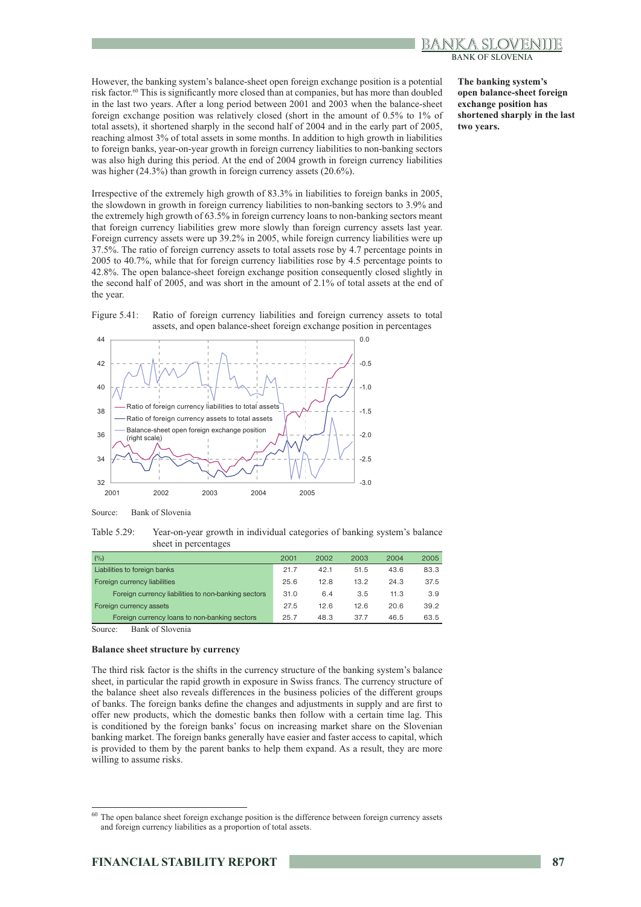However, the banking system's balance-sheet open foreign exchange position is a potential risk factor.[60] This is significantly more closed than at companies, but has more than doubled in the last two years. After a long period between 2001 and 2003 when the balance-sheet foreign exchange position was relatively closed (short in the amount of 0.5% to 1% of total assets), it shortened sharply in the second half of 2004 and in the early part of 2005, reaching almost 3% of total assets in some months. In addition to high growth in liabilities to foreign banks, year-on-year growth in foreign currency liabilities to non-banking sectors was also high during this period. At the end of 2004 growth in foreign currency liabilities was higher (24.3%) than growth in foreign currency assets (20.6%).

**The banking system's open balance-sheet foreign exchange position has shortened sharply in the last two years.**

Irrespective of the extremely high growth of 83.3% in liabilities to foreign banks in 2005, the slowdown in growth in foreign currency liabilities to non-banking sectors to 3.9% and the extremely high growth of 63.5% in foreign currency loans to non-banking sectors meant that foreign currency liabilities grew more slowly than foreign currency assets last year. Foreign currency assets were up 39.2% in 2005, while foreign currency liabilities were up 37.5%. The ratio of foreign currency assets to total assets rose by 4.7 percentage points in 2005 to 40.7%, while that for foreign currency liabilities rose by 4.5 percentage points to 42.8%. The open balance-sheet foreign exchange position consequently closed slightly in the second half of 2005, and was short in the amount of 2.1% of total assets at the end of the year.

Figure 5.41: Ratio of foreign currency liabilities and foreign currency assets to total assets, and open balance-sheet foreign exchange position in percentages

Source: Bank of Slovenia

Table 5.29: Year-on-year growth in individual categories of banking system's balance sheet in percentages

| (%) | 2001 | 2002 | 2003 | 2004 | 2005 |
|---|---|---|---|---|---|
| Liabilities to foreign banks | 21.7 | 42.1 | 51.5 | 43.6 | 83.3 |
| Foreign currency liabilities | 25.6 | 12.8 | 13.2 | 24.3 | 37.5 |
| Foreign currency liabilities to non-banking sectors | 31.0 | 6.4 | 3.5 | 11.3 | 3.9 |
| Foreign currency assets | 27.5 | 12.6 | 12.6 | 20.6 | 39.2 |
| Foreign currency loans to non-banking sectors | 25.7 | 48.3 | 37.7 | 46.5 | 63.5 |

Source: Bank of Slovenia

### Balance sheet structure by currency

The third risk factor is the shifts in the currency structure of the banking system's balance sheet, in particular the rapid growth in exposure in Swiss francs. The currency structure of the balance sheet also reveals differences in the business policies of the different groups of banks. The foreign banks define the changes and adjustments in supply and are first to offer new products, which the domestic banks then follow with a certain time lag. This is conditioned by the foreign banks' focus on increasing market share on the Slovenian banking market. The foreign banks generally have easier and faster access to capital, which is provided to them by the parent banks to help them expand. As a result, they are more willing to assume risks.

[60] The open balance sheet foreign exchange position is the difference between foreign currency assets and foreign currency liabilities as a proportion of total assets.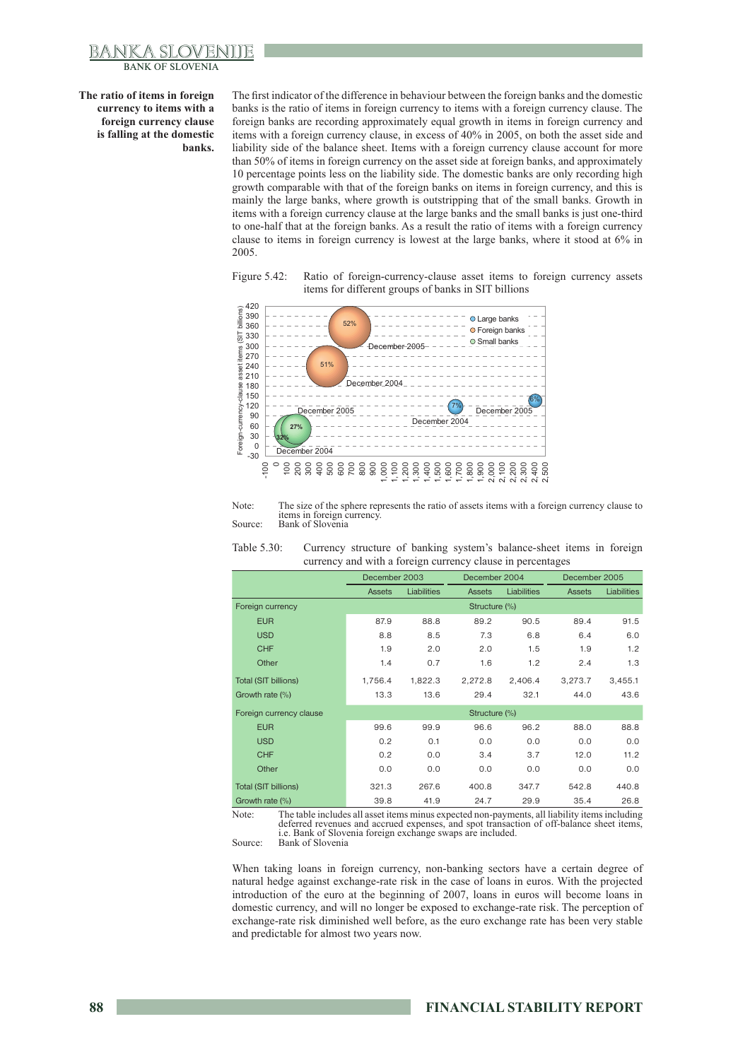**The ratio of items in foreign currency to items with a foreign currency clause is falling at the domestic banks.**

The first indicator of the difference in behaviour between the foreign banks and the domestic banks is the ratio of items in foreign currency to items with a foreign currency clause. The foreign banks are recording approximately equal growth in items in foreign currency and items with a foreign currency clause, in excess of 40% in 2005, on both the asset side and liability side of the balance sheet. Items with a foreign currency clause account for more than 50% of items in foreign currency on the asset side at foreign banks, and approximately 10 percentage points less on the liability side. The domestic banks are only recording high growth comparable with that of the foreign banks on items in foreign currency, and this is mainly the large banks, where growth is outstripping that of the small banks. Growth in items with a foreign currency clause at the large banks and the small banks is just one-third to one-half that at the foreign banks. As a result the ratio of items with a foreign currency clause to items in foreign currency is lowest at the large banks, where it stood at 6% in 2005.

Figure 5.42: Ratio of foreign-currency-clause asset items to foreign currency assets items for different groups of banks in SIT billions

Note: The size of the sphere represents the ratio of assets items with a foreign currency clause to items in foreign currency.
Source: Bank of Slovenia

Table 5.30: Currency structure of banking system's balance-sheet items in foreign currency and with a foreign currency clause in percentages

| | December 2003 | | December 2004 | | December 2005 | |
|---|---|---|---|---|---|---|
| | Assets | Liabilities | Assets | Liabilities | Assets | Liabilities |
| Foreign currency | Structure (%) | | | | | |
| EUR | 87.9 | 88.8 | 89.2 | 90.5 | 89.4 | 91.5 |
| USD | 8.8 | 8.5 | 7.3 | 6.8 | 6.4 | 6.0 |
| CHF | 1.9 | 2.0 | 2.0 | 1.5 | 1.9 | 1.2 |
| Other | 1.4 | 0.7 | 1.6 | 1.2 | 2.4 | 1.3 |
| Total (SIT billions) | 1,756.4 | 1,822.3 | 2,272.8 | 2,406.4 | 3,273.7 | 3,455.1 |
| Growth rate (%) | 13.3 | 13.6 | 29.4 | 32.1 | 44.0 | 43.6 |
| Foreign currency clause | Structure (%) | | | | | |
| EUR | 99.6 | 99.9 | 96.6 | 96.2 | 88.0 | 88.8 |
| USD | 0.2 | 0.1 | 0.0 | 0.0 | 0.0 | 0.0 |
| CHF | 0.2 | 0.0 | 3.4 | 3.7 | 12.0 | 11.2 |
| Other | 0.0 | 0.0 | 0.0 | 0.0 | 0.0 | 0.0 |
| Total (SIT billions) | 321.3 | 267.6 | 400.8 | 347.7 | 542.8 | 440.8 |
| Growth rate (%) | 39.8 | 41.9 | 24.7 | 29.9 | 35.4 | 26.8 |

Note: The table includes all asset items minus expected non-payments, all liability items including deferred revenues and accrued expenses, and spot transaction of off-balance sheet items, i.e. Bank of Slovenia foreign exchange swaps are included.
Source: Bank of Slovenia

When taking loans in foreign currency, non-banking sectors have a certain degree of natural hedge against exchange-rate risk in the case of loans in euros. With the projected introduction of the euro at the beginning of 2007, loans in euros will become loans in domestic currency, and will no longer be exposed to exchange-rate risk. The perception of exchange-rate risk diminished well before, as the euro exchange rate has been very stable and predictable for almost two years now.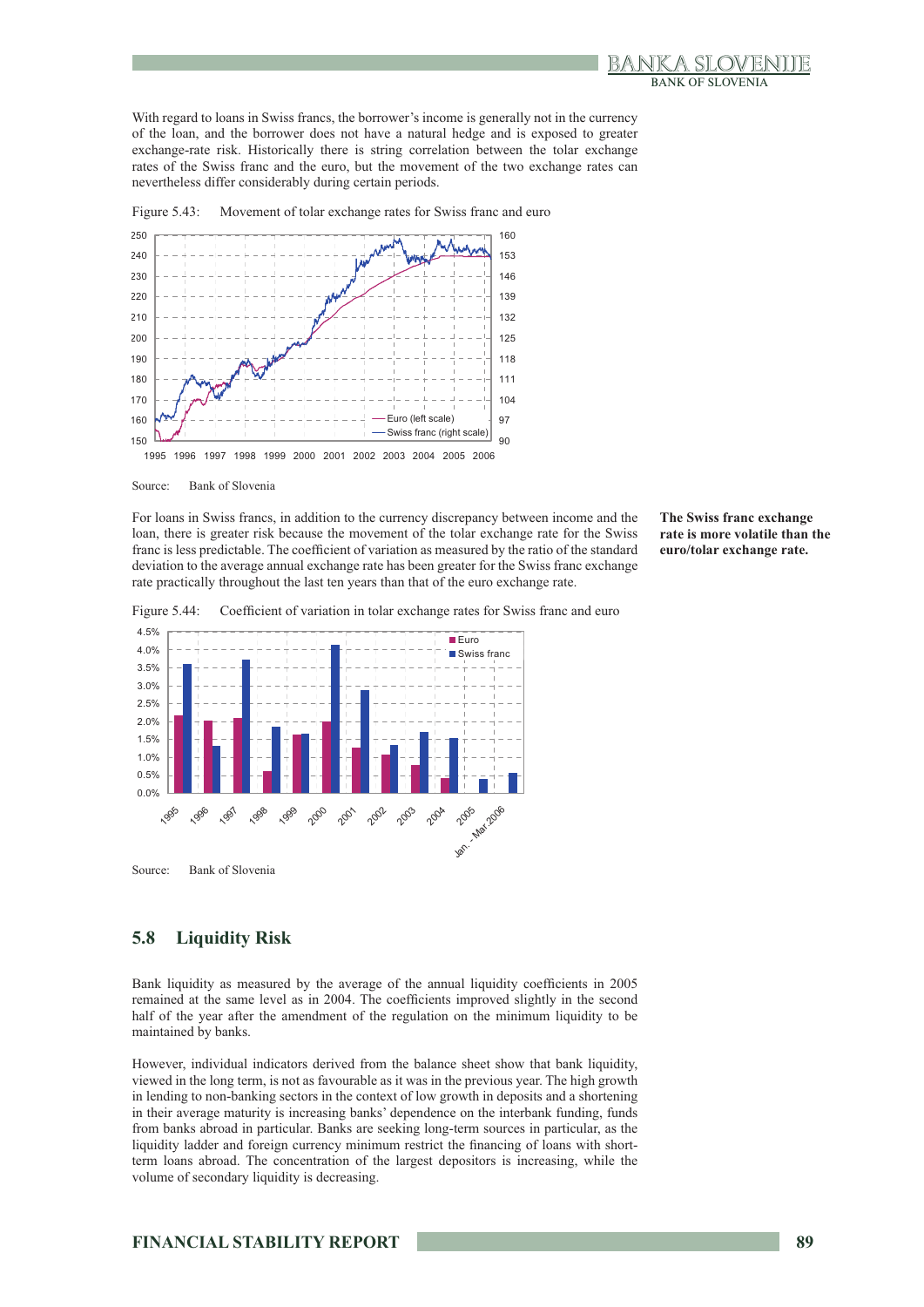With regard to loans in Swiss francs, the borrower's income is generally not in the currency of the loan, and the borrower does not have a natural hedge and is exposed to greater exchange-rate risk. Historically there is string correlation between the tolar exchange rates of the Swiss franc and the euro, but the movement of the two exchange rates can nevertheless differ considerably during certain periods.

Figure 5.43: Movement of tolar exchange rates for Swiss franc and euro

Source: Bank of Slovenia

**The Swiss franc exchange rate is more volatile than the euro/tolar exchange rate.**

For loans in Swiss francs, in addition to the currency discrepancy between income and the loan, there is greater risk because the movement of the tolar exchange rate for the Swiss franc is less predictable. The coefficient of variation as measured by the ratio of the standard deviation to the average annual exchange rate has been greater for the Swiss franc exchange rate practically throughout the last ten years than that of the euro exchange rate.

Figure 5.44: Coefficient of variation in tolar exchange rates for Swiss franc and euro

Source: Bank of Slovenia

## 5.8 Liquidity Risk

Bank liquidity as measured by the average of the annual liquidity coefficients in 2005 remained at the same level as in 2004. The coefficients improved slightly in the second half of the year after the amendment of the regulation on the minimum liquidity to be maintained by banks.

However, individual indicators derived from the balance sheet show that bank liquidity, viewed in the long term, is not as favourable as it was in the previous year. The high growth in lending to non-banking sectors in the context of low growth in deposits and a shortening in their average maturity is increasing banks' dependence on the interbank funding, funds from banks abroad in particular. Banks are seeking long-term sources in particular, as the liquidity ladder and foreign currency minimum restrict the financing of loans with short-term loans abroad. The concentration of the largest depositors is increasing, while the volume of secondary liquidity is decreasing.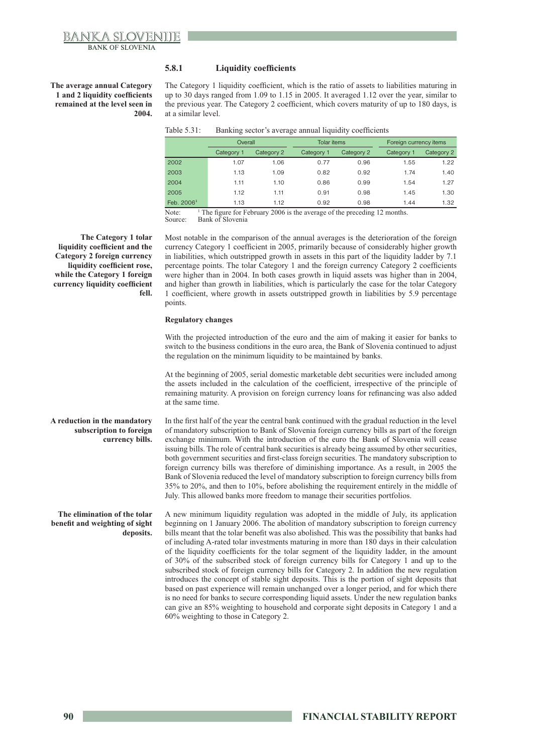### 5.8.1 Liquidity coefficients

**The average annual Category 1 and 2 liquidity coefficients remained at the level seen in 2004.**

The Category 1 liquidity coefficient, which is the ratio of assets to liabilities maturing in up to 30 days ranged from 1.09 to 1.15 in 2005. It averaged 1.12 over the year, similar to the previous year. The Category 2 coefficient, which covers maturity of up to 180 days, is at a similar level.

Table 5.31: Banking sector's average annual liquidity coefficients

| | Overall | | Tolar items | | Foreign currency items | |
|---|---|---|---|---|---|---|
| | Category 1 | Category 2 | Category 1 | Category 2 | Category 1 | Category 2 |
| 2002 | 1.07 | 1.06 | 0.77 | 0.96 | 1.55 | 1.22 |
| 2003 | 1.13 | 1.09 | 0.82 | 0.92 | 1.74 | 1.40 |
| 2004 | 1.11 | 1.10 | 0.86 | 0.99 | 1.54 | 1.27 |
| 2005 | 1.12 | 1.11 | 0.91 | 0.98 | 1.45 | 1.30 |
| Feb. 2006[1] | 1.13 | 1.12 | 0.92 | 0.98 | 1.44 | 1.32 |

Note: [1] The figure for February 2006 is the average of the preceding 12 months.
Source: Bank of Slovenia

**The Category 1 tolar liquidity coefficient and the Category 2 foreign currency liquidity coefficient rose, while the Category 1 foreign currency liquidity coefficient fell.**

Most notable in the comparison of the annual averages is the deterioration of the foreign currency Category 1 coefficient in 2005, primarily because of considerably higher growth in liabilities, which outstripped growth in assets in this part of the liquidity ladder by 7.1 percentage points. The tolar Category 1 and the foreign currency Category 2 coefficients were higher than in 2004. In both cases growth in liquid assets was higher than in 2004, and higher than growth in liabilities, which is particularly the case for the tolar Category 1 coefficient, where growth in assets outstripped growth in liabilities by 5.9 percentage points.

**Regulatory changes**

With the projected introduction of the euro and the aim of making it easier for banks to switch to the business conditions in the euro area, the Bank of Slovenia continued to adjust the regulation on the minimum liquidity to be maintained by banks.

At the beginning of 2005, serial domestic marketable debt securities were included among the assets included in the calculation of the coefficient, irrespective of the principle of remaining maturity. A provision on foreign currency loans for refinancing was also added at the same time.

**A reduction in the mandatory subscription to foreign currency bills.**

In the first half of the year the central bank continued with the gradual reduction in the level of mandatory subscription to Bank of Slovenia foreign currency bills as part of the foreign exchange minimum. With the introduction of the euro the Bank of Slovenia will cease issuing bills. The role of central bank securities is already being assumed by other securities, both government securities and first-class foreign securities. The mandatory subscription to foreign currency bills was therefore of diminishing importance. As a result, in 2005 the Bank of Slovenia reduced the level of mandatory subscription to foreign currency bills from 35% to 20%, and then to 10%, before abolishing the requirement entirely in the middle of July. This allowed banks more freedom to manage their securities portfolios.

**The elimination of the tolar benefit and weighting of sight deposits.**

A new minimum liquidity regulation was adopted in the middle of July, its application beginning on 1 January 2006. The abolition of mandatory subscription to foreign currency bills meant that the tolar benefit was also abolished. This was the possibility that banks had of including A-rated tolar investments maturing in more than 180 days in their calculation of the liquidity coefficients for the tolar segment of the liquidity ladder, in the amount of 30% of the subscribed stock of foreign currency bills for Category 1 and up to the subscribed stock of foreign currency bills for Category 2. In addition the new regulation introduces the concept of stable sight deposits. This is the portion of sight deposits that based on past experience will remain unchanged over a longer period, and for which there is no need for banks to secure corresponding liquid assets. Under the new regulation banks can give an 85% weighting to household and corporate sight deposits in Category 1 and a 60% weighting to those in Category 2.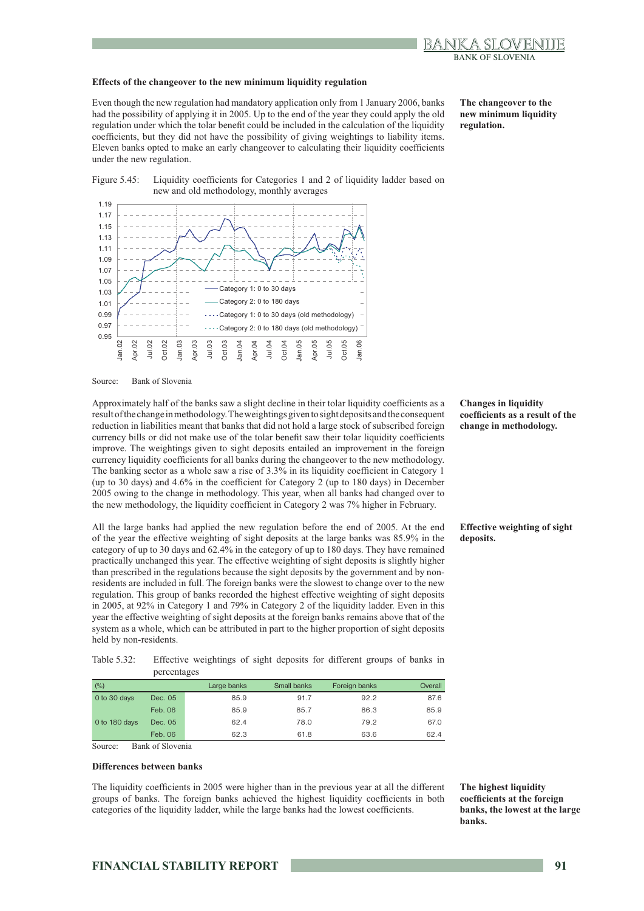### Effects of the changeover to the new minimum liquidity regulation

**The changeover to the new minimum liquidity regulation.**

Even though the new regulation had mandatory application only from 1 January 2006, banks had the possibility of applying it in 2005. Up to the end of the year they could apply the old regulation under which the tolar benefit could be included in the calculation of the liquidity coefficients, but they did not have the possibility of giving weightings to liability items. Eleven banks opted to make an early changeover to calculating their liquidity coefficients under the new regulation.

Figure 5.45: Liquidity coefficients for Categories 1 and 2 of liquidity ladder based on new and old methodology, monthly averages

Source: Bank of Slovenia

**Changes in liquidity coefficients as a result of the change in methodology.**

Approximately half of the banks saw a slight decline in their tolar liquidity coefficients as a result of the change in methodology. The weightings given to sight deposits and the consequent reduction in liabilities meant that banks that did not hold a large stock of subscribed foreign currency bills or did not make use of the tolar benefit saw their tolar liquidity coefficients improve. The weightings given to sight deposits entailed an improvement in the foreign currency liquidity coefficients for all banks during the changeover to the new methodology. The banking sector as a whole saw a rise of 3.3% in its liquidity coefficient in Category 1 (up to 30 days) and 4.6% in the coefficient for Category 2 (up to 180 days) in December 2005 owing to the change in methodology. This year, when all banks had changed over to the new methodology, the liquidity coefficient in Category 2 was 7% higher in February.

**Effective weighting of sight deposits.**

All the large banks had applied the new regulation before the end of 2005. At the end of the year the effective weighting of sight deposits at the large banks was 85.9% in the category of up to 30 days and 62.4% in the category of up to 180 days. They have remained practically unchanged this year. The effective weighting of sight deposits is slightly higher than prescribed in the regulations because the sight deposits by the government and by non-residents are included in full. The foreign banks were the slowest to change over to the new regulation. This group of banks recorded the highest effective weighting of sight deposits in 2005, at 92% in Category 1 and 79% in Category 2 of the liquidity ladder. Even in this year the effective weighting of sight deposits at the foreign banks remains above that of the system as a whole, which can be attributed in part to the higher proportion of sight deposits held by non-residents.

Table 5.32: Effective weightings of sight deposits for different groups of banks in percentages

| (%) | | Large banks | Small banks | Foreign banks | Overall |
|---|---|---|---|---|---|
| 0 to 30 days | Dec. 05 | 85.9 | 91.7 | 92.2 | 87.6 |
| | Feb. 06 | 85.9 | 85.7 | 86.3 | 85.9 |
| 0 to 180 days | Dec. 05 | 62.4 | 78.0 | 79.2 | 67.0 |
| | Feb. 06 | 62.3 | 61.8 | 63.6 | 62.4 |

Source: Bank of Slovenia

### Differences between banks

**The highest liquidity coefficients at the foreign banks, the lowest at the large banks.**

The liquidity coefficients in 2005 were higher than in the previous year at all the different groups of banks. The foreign banks achieved the highest liquidity coefficients in both categories of the liquidity ladder, while the large banks had the lowest coefficients.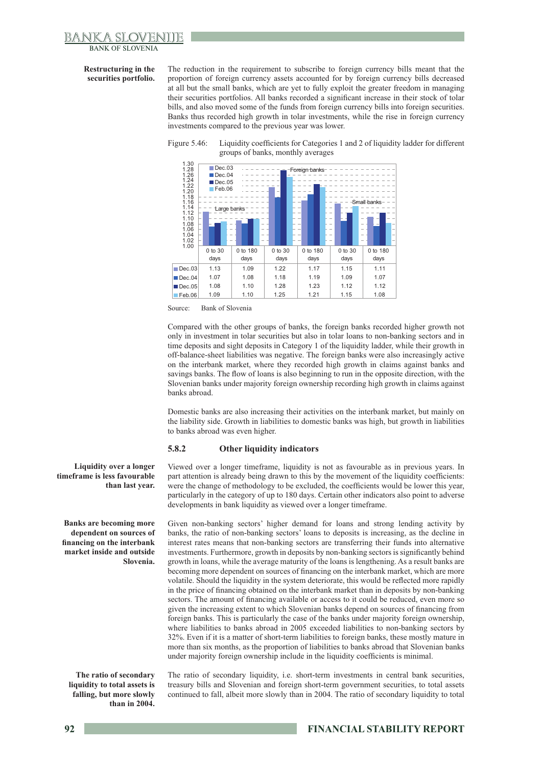**Restructuring in the securities portfolio.**

The reduction in the requirement to subscribe to foreign currency bills meant that the proportion of foreign currency assets accounted for by foreign currency bills decreased at all but the small banks, which are yet to fully exploit the greater freedom in managing their securities portfolios. All banks recorded a significant increase in their stock of tolar bills, and also moved some of the funds from foreign currency bills into foreign securities. Banks thus recorded high growth in tolar investments, while the rise in foreign currency investments compared to the previous year was lower.

Figure 5.46: Liquidity coefficients for Categories 1 and 2 of liquidity ladder for different groups of banks, monthly averages

| | Large banks | | Foreign banks | | Small banks | |
|---|---|---|---|---|---|---|
| | 0 to 30 days | 0 to 180 days | 0 to 30 days | 0 to 180 days | 0 to 30 days | 0 to 180 days |
| Dec.03 | 1.13 | 1.09 | 1.22 | 1.17 | 1.15 | 1.11 |
| Dec.04 | 1.07 | 1.08 | 1.18 | 1.19 | 1.09 | 1.07 |
| Dec.05 | 1.08 | 1.10 | 1.28 | 1.23 | 1.12 | 1.12 |
| Feb.06 | 1.09 | 1.10 | 1.25 | 1.21 | 1.15 | 1.08 |

Source: Bank of Slovenia

Compared with the other groups of banks, the foreign banks recorded higher growth not only in investment in tolar securities but also in tolar loans to non-banking sectors and in time deposits and sight deposits in Category 1 of the liquidity ladder, while their growth in off-balance-sheet liabilities was negative. The foreign banks were also increasingly active on the interbank market, where they recorded high growth in claims against banks and savings banks. The flow of loans is also beginning to run in the opposite direction, with the Slovenian banks under majority foreign ownership recording high growth in claims against banks abroad.

Domestic banks are also increasing their activities on the interbank market, but mainly on the liability side. Growth in liabilities to domestic banks was high, but growth in liabilities to banks abroad was even higher.

### 5.8.2 Other liquidity indicators

**Liquidity over a longer timeframe is less favourable than last year.**

Viewed over a longer timeframe, liquidity is not as favourable as in previous years. In part attention is already being drawn to this by the movement of the liquidity coefficients: were the change of methodology to be excluded, the coefficients would be lower this year, particularly in the category of up to 180 days. Certain other indicators also point to adverse developments in bank liquidity as viewed over a longer timeframe.

**Banks are becoming more dependent on sources of financing on the interbank market inside and outside Slovenia.**

Given non-banking sectors' higher demand for loans and strong lending activity by banks, the ratio of non-banking sectors' loans to deposits is increasing, as the decline in interest rates means that non-banking sectors are transferring their funds into alternative investments. Furthermore, growth in deposits by non-banking sectors is significantly behind growth in loans, while the average maturity of the loans is lengthening. As a result banks are becoming more dependent on sources of financing on the interbank market, which are more volatile. Should the liquidity in the system deteriorate, this would be reflected more rapidly in the price of financing obtained on the interbank market than in deposits by non-banking sectors. The amount of financing available or access to it could be reduced, even more so given the increasing extent to which Slovenian banks depend on sources of financing from foreign banks. This is particularly the case of the banks under majority foreign ownership, where liabilities to banks abroad in 2005 exceeded liabilities to non-banking sectors by 32%. Even if it is a matter of short-term liabilities to foreign banks, these mostly mature in more than six months, as the proportion of liabilities to banks abroad that Slovenian banks under majority foreign ownership include in the liquidity coefficients is minimal.

**The ratio of secondary liquidity to total assets is falling, but more slowly than in 2004.**

The ratio of secondary liquidity, i.e. short-term investments in central bank securities, treasury bills and Slovenian and foreign short-term government securities, to total assets continued to fall, albeit more slowly than in 2004. The ratio of secondary liquidity to total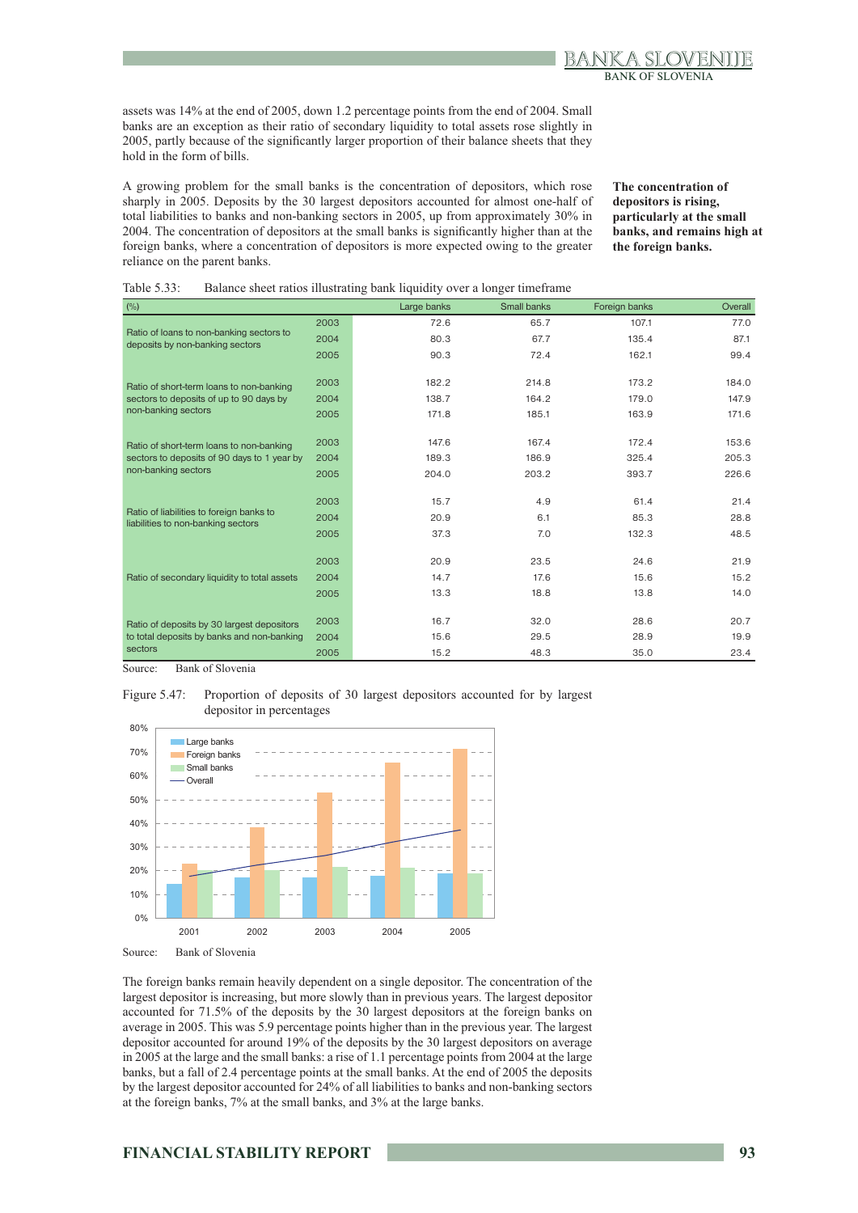assets was 14% at the end of 2005, down 1.2 percentage points from the end of 2004. Small banks are an exception as their ratio of secondary liquidity to total assets rose slightly in 2005, partly because of the significantly larger proportion of their balance sheets that they hold in the form of bills.

A growing problem for the small banks is the concentration of depositors, which rose sharply in 2005. Deposits by the 30 largest depositors accounted for almost one-half of total liabilities to banks and non-banking sectors in 2005, up from approximately 30% in 2004. The concentration of depositors at the small banks is significantly higher than at the foreign banks, where a concentration of depositors is more expected owing to the greater reliance on the parent banks.

**The concentration of depositors is rising, particularly at the small banks, and remains high at the foreign banks.**

Table 5.33: Balance sheet ratios illustrating bank liquidity over a longer timeframe

| (%) | | Large banks | Small banks | Foreign banks | Overall |
|---|---|---|---|---|---|
| Ratio of loans to non-banking sectors to deposits by non-banking sectors | 2003 | 72.6 | 65.7 | 107.1 | 77.0 |
| | 2004 | 80.3 | 67.7 | 135.4 | 87.1 |
| | 2005 | 90.3 | 72.4 | 162.1 | 99.4 |
| Ratio of short-term loans to non-banking sectors to deposits of up to 90 days by non-banking sectors | 2003 | 182.2 | 214.8 | 173.2 | 184.0 |
| | 2004 | 138.7 | 164.2 | 179.0 | 147.9 |
| | 2005 | 171.8 | 185.1 | 163.9 | 171.6 |
| Ratio of short-term loans to non-banking sectors to deposits of 90 days to 1 year by non-banking sectors | 2003 | 147.6 | 167.4 | 172.4 | 153.6 |
| | 2004 | 189.3 | 186.9 | 325.4 | 205.3 |
| | 2005 | 204.0 | 203.2 | 393.7 | 226.6 |
| Ratio of liabilities to foreign banks to liabilities to non-banking sectors | 2003 | 15.7 | 4.9 | 61.4 | 21.4 |
| | 2004 | 20.9 | 6.1 | 85.3 | 28.8 |
| | 2005 | 37.3 | 7.0 | 132.3 | 48.5 |
| Ratio of secondary liquidity to total assets | 2003 | 20.9 | 23.5 | 24.6 | 21.9 |
| | 2004 | 14.7 | 17.6 | 15.6 | 15.2 |
| | 2005 | 13.3 | 18.8 | 13.8 | 14.0 |
| Ratio of deposits by 30 largest depositors to total deposits by banks and non-banking sectors | 2003 | 16.7 | 32.0 | 28.6 | 20.7 |
| | 2004 | 15.6 | 29.5 | 28.9 | 19.9 |
| | 2005 | 15.2 | 48.3 | 35.0 | 23.4 |

Source: Bank of Slovenia

Figure 5.47: Proportion of deposits of 30 largest depositors accounted for by largest depositor in percentages

Source: Bank of Slovenia

The foreign banks remain heavily dependent on a single depositor. The concentration of the largest depositor is increasing, but more slowly than in previous years. The largest depositor accounted for 71.5% of the deposits by the 30 largest depositors at the foreign banks on average in 2005. This was 5.9 percentage points higher than in the previous year. The largest depositor accounted for around 19% of the deposits by the 30 largest depositors on average in 2005 at the large and the small banks: a rise of 1.1 percentage points from 2004 at the large banks, but a fall of 2.4 percentage points at the small banks. At the end of 2005 the deposits by the largest depositor accounted for 24% of all liabilities to banks and non-banking sectors at the foreign banks, 7% at the small banks, and 3% at the large banks.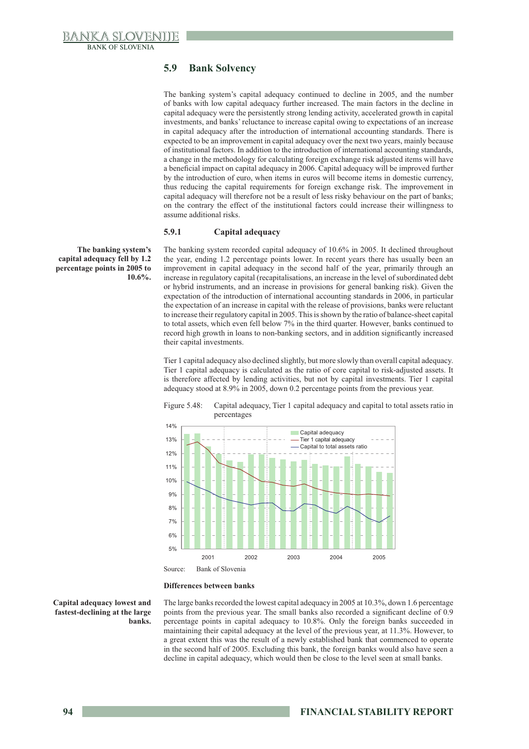## 5.9 Bank Solvency

The banking system's capital adequacy continued to decline in 2005, and the number of banks with low capital adequacy further increased. The main factors in the decline in capital adequacy were the persistently strong lending activity, accelerated growth in capital investments, and banks' reluctance to increase capital owing to expectations of an increase in capital adequacy after the introduction of international accounting standards. There is expected to be an improvement in capital adequacy over the next two years, mainly because of institutional factors. In addition to the introduction of international accounting standards, a change in the methodology for calculating foreign exchange risk adjusted items will have a beneficial impact on capital adequacy in 2006. Capital adequacy will be improved further by the introduction of euro, when items in euros will become items in domestic currency, thus reducing the capital requirements for foreign exchange risk. The improvement in capital adequacy will therefore not be a result of less risky behaviour on the part of banks; on the contrary the effect of the institutional factors could increase their willingness to assume additional risks.

### 5.9.1 Capital adequacy

**The banking system's capital adequacy fell by 1.2 percentage points in 2005 to 10.6%.**

The banking system recorded capital adequacy of 10.6% in 2005. It declined throughout the year, ending 1.2 percentage points lower. In recent years there has usually been an improvement in capital adequacy in the second half of the year, primarily through an increase in regulatory capital (recapitalisations, an increase in the level of subordinated debt or hybrid instruments, and an increase in provisions for general banking risk). Given the expectation of the introduction of international accounting standards in 2006, in particular the expectation of an increase in capital with the release of provisions, banks were reluctant to increase their regulatory capital in 2005. This is shown by the ratio of balance-sheet capital to total assets, which even fell below 7% in the third quarter. However, banks continued to record high growth in loans to non-banking sectors, and in addition significantly increased their capital investments.

Tier 1 capital adequacy also declined slightly, but more slowly than overall capital adequacy. Tier 1 capital adequacy is calculated as the ratio of core capital to risk-adjusted assets. It is therefore affected by lending activities, but not by capital investments. Tier 1 capital adequacy stood at 8.9% in 2005, down 0.2 percentage points from the previous year.

Figure 5.48: Capital adequacy, Tier 1 capital adequacy and capital to total assets ratio in percentages

Source: Bank of Slovenia

#### Differences between banks

**Capital adequacy lowest and fastest-declining at the large banks.**

The large banks recorded the lowest capital adequacy in 2005 at 10.3%, down 1.6 percentage points from the previous year. The small banks also recorded a significant decline of 0.9 percentage points in capital adequacy to 10.8%. Only the foreign banks succeeded in maintaining their capital adequacy at the level of the previous year, at 11.3%. However, to a great extent this was the result of a newly established bank that commenced to operate in the second half of 2005. Excluding this bank, the foreign banks would also have seen a decline in capital adequacy, which would then be close to the level seen at small banks.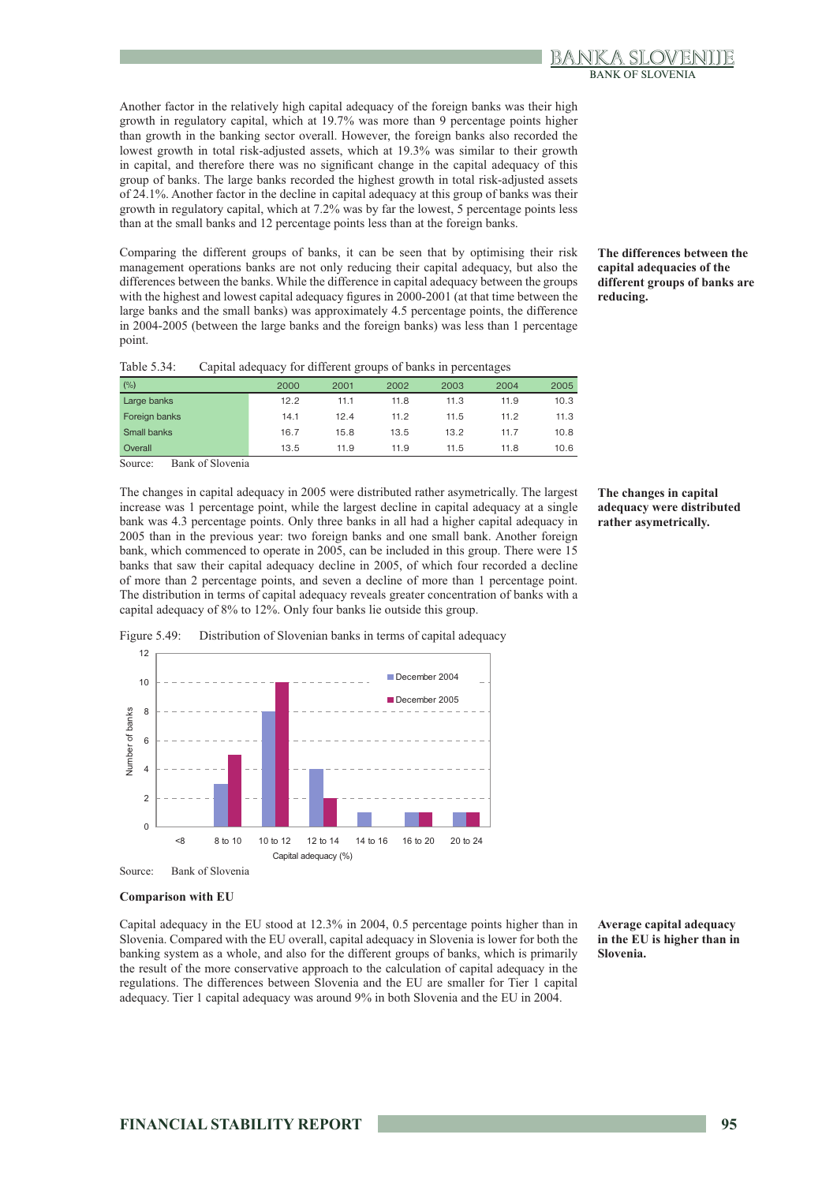Another factor in the relatively high capital adequacy of the foreign banks was their high growth in regulatory capital, which at 19.7% was more than 9 percentage points higher than growth in the banking sector overall. However, the foreign banks also recorded the lowest growth in total risk-adjusted assets, which at 19.3% was similar to their growth in capital, and therefore there was no significant change in the capital adequacy of this group of banks. The large banks recorded the highest growth in total risk-adjusted assets of 24.1%. Another factor in the decline in capital adequacy at this group of banks was their growth in regulatory capital, which at 7.2% was by far the lowest, 5 percentage points less than at the small banks and 12 percentage points less than at the foreign banks.

**The differences between the capital adequacies of the different groups of banks are reducing.**

Comparing the different groups of banks, it can be seen that by optimising their risk management operations banks are not only reducing their capital adequacy, but also the differences between the banks. While the difference in capital adequacy between the groups with the highest and lowest capital adequacy figures in 2000-2001 (at that time between the large banks and the small banks) was approximately 4.5 percentage points, the difference in 2004-2005 (between the large banks and the foreign banks) was less than 1 percentage point.

Table 5.34: Capital adequacy for different groups of banks in percentages

| (%) | 2000 | 2001 | 2002 | 2003 | 2004 | 2005 |
|---|---|---|---|---|---|---|
| Large banks | 12.2 | 11.1 | 11.8 | 11.3 | 11.9 | 10.3 |
| Foreign banks | 14.1 | 12.4 | 11.2 | 11.5 | 11.2 | 11.3 |
| Small banks | 16.7 | 15.8 | 13.5 | 13.2 | 11.7 | 10.8 |
| Overall | 13.5 | 11.9 | 11.9 | 11.5 | 11.8 | 10.6 |

Source: Bank of Slovenia

**The changes in capital adequacy were distributed rather asymetrically.**

The changes in capital adequacy in 2005 were distributed rather asymetrically. The largest increase was 1 percentage point, while the largest decline in capital adequacy at a single bank was 4.3 percentage points. Only three banks in all had a higher capital adequacy in 2005 than in the previous year: two foreign banks and one small bank. Another foreign bank, which commenced to operate in 2005, can be included in this group. There were 15 banks that saw their capital adequacy decline in 2005, of which four recorded a decline of more than 2 percentage points, and seven a decline of more than 1 percentage point. The distribution in terms of capital adequacy reveals greater concentration of banks with a capital adequacy of 8% to 12%. Only four banks lie outside this group.

Figure 5.49: Distribution of Slovenian banks in terms of capital adequacy

| Capital adequacy (%) | December 2004 | December 2005 |
|---|---|---|
| <8 | 0 | 0 |
| 8 to 10 | 3 | 5 |
| 10 to 12 | 8 | 10 |
| 12 to 14 | 4 | 2 |
| 14 to 16 | 1 | 0 |
| 16 to 20 | 1 | 1 |
| 20 to 24 | 1 | 1 |

Source: Bank of Slovenia

### Comparison with EU

**Average capital adequacy in the EU is higher than in Slovenia.**

Capital adequacy in the EU stood at 12.3% in 2004, 0.5 percentage points higher than in Slovenia. Compared with the EU overall, capital adequacy in Slovenia is lower for both the banking system as a whole, and also for the different groups of banks, which is primarily the result of the more conservative approach to the calculation of capital adequacy in the regulations. The differences between Slovenia and the EU are smaller for Tier 1 capital adequacy. Tier 1 capital adequacy was around 9% in both Slovenia and the EU in 2004.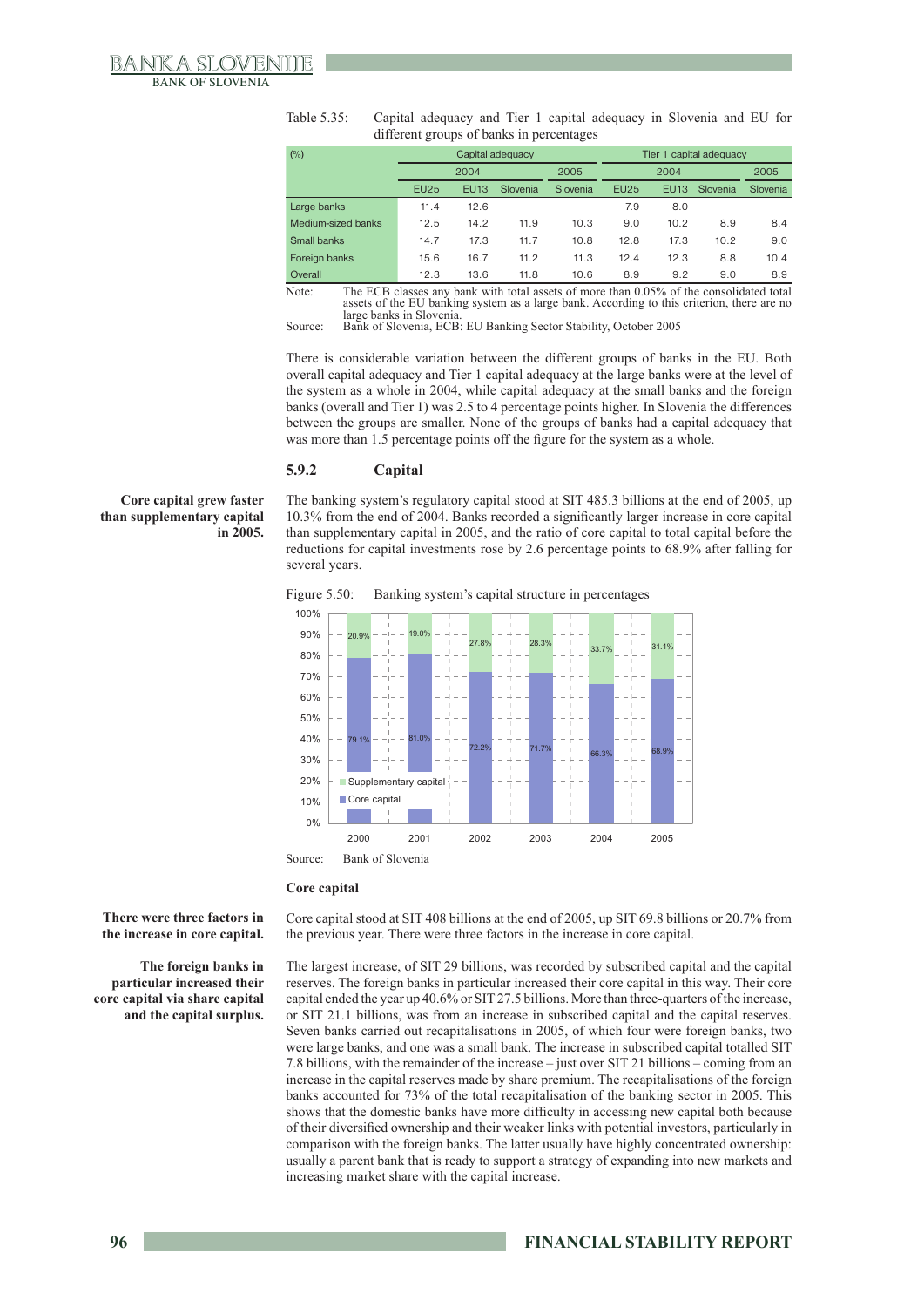Table 5.35: Capital adequacy and Tier 1 capital adequacy in Slovenia and EU for different groups of banks in percentages

| (%) | Capital adequacy | | | | Tier 1 capital adequacy | | | |
|---|---|---|---|---|---|---|---|---|
| | 2004 | | | 2005 | 2004 | | | 2005 |
| | EU25 | EU13 | Slovenia | Slovenia | EU25 | EU13 | Slovenia | Slovenia |
| Large banks | 11.4 | 12.6 | | | 7.9 | 8.0 | | |
| Medium-sized banks | 12.5 | 14.2 | 11.9 | 10.3 | 9.0 | 10.2 | 8.9 | 8.4 |
| Small banks | 14.7 | 17.3 | 11.7 | 10.8 | 12.8 | 17.3 | 10.2 | 9.0 |
| Foreign banks | 15.6 | 16.7 | 11.2 | 11.3 | 12.4 | 12.3 | 8.8 | 10.4 |
| Overall | 12.3 | 13.6 | 11.8 | 10.6 | 8.9 | 9.2 | 9.0 | 8.9 |

Note: The ECB classes any bank with total assets of more than 0.05% of the consolidated total assets of the EU banking system as a large bank. According to this criterion, there are no large banks in Slovenia.

Source: Bank of Slovenia, ECB: EU Banking Sector Stability, October 2005

There is considerable variation between the different groups of banks in the EU. Both overall capital adequacy and Tier 1 capital adequacy at the large banks were at the level of the system as a whole in 2004, while capital adequacy at the small banks and the foreign banks (overall and Tier 1) was 2.5 to 4 percentage points higher. In Slovenia the differences between the groups are smaller. None of the groups of banks had a capital adequacy that was more than 1.5 percentage points off the figure for the system as a whole.

### 5.9.2 Capital

**Core capital grew faster than supplementary capital in 2005.**

The banking system's regulatory capital stood at SIT 485.3 billions at the end of 2005, up 10.3% from the end of 2004. Banks recorded a significantly larger increase in core capital than supplementary capital in 2005, and the ratio of core capital to total capital before the reductions for capital investments rose by 2.6 percentage points to 68.9% after falling for several years.

Figure 5.50: Banking system's capital structure in percentages

| | 2000 | 2001 | 2002 | 2003 | 2004 | 2005 |
|---|---|---|---|---|---|---|
| Supplementary capital | 20.9% | 19.0% | 27.8% | 28.3% | 33.7% | 31.1% |
| Core capital | 79.1% | 81.0% | 72.2% | 71.7% | 66.3% | 68.9% |

Source: Bank of Slovenia

#### Core capital

**There were three factors in the increase in core capital.**

Core capital stood at SIT 408 billions at the end of 2005, up SIT 69.8 billions or 20.7% from the previous year. There were three factors in the increase in core capital.

**The foreign banks in particular increased their core capital via share capital and the capital surplus.**

The largest increase, of SIT 29 billions, was recorded by subscribed capital and the capital reserves. The foreign banks in particular increased their core capital in this way. Their core capital ended the year up 40.6% or SIT 27.5 billions. More than three-quarters of the increase, or SIT 21.1 billions, was from an increase in subscribed capital and the capital reserves. Seven banks carried out recapitalisations in 2005, of which four were foreign banks, two were large banks, and one was a small bank. The increase in subscribed capital totalled SIT 7.8 billions, with the remainder of the increase – just over SIT 21 billions – coming from an increase in the capital reserves made by share premium. The recapitalisations of the foreign banks accounted for 73% of the total recapitalisation of the banking sector in 2005. This shows that the domestic banks have more difficulty in accessing new capital both because of their diversified ownership and their weaker links with potential investors, particularly in comparison with the foreign banks. The latter usually have highly concentrated ownership: usually a parent bank that is ready to support a strategy of expanding into new markets and increasing market share with the capital increase.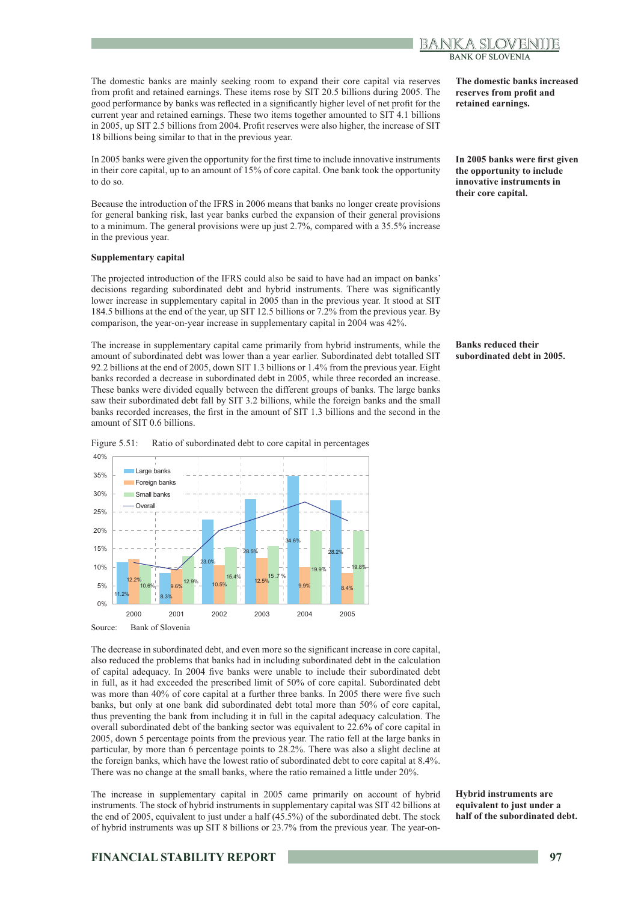The domestic banks are mainly seeking room to expand their core capital via reserves from profit and retained earnings. These items rose by SIT 20.5 billions during 2005. The good performance by banks was reflected in a significantly higher level of net profit for the current year and retained earnings. These two items together amounted to SIT 4.1 billions in 2005, up SIT 2.5 billions from 2004. Profit reserves were also higher, the increase of SIT 18 billions being similar to that in the previous year.

**The domestic banks increased reserves from profit and retained earnings.**

In 2005 banks were given the opportunity for the first time to include innovative instruments in their core capital, up to an amount of 15% of core capital. One bank took the opportunity to do so.

**In 2005 banks were first given the opportunity to include innovative instruments in their core capital.**

Because the introduction of the IFRS in 2006 means that banks no longer create provisions for general banking risk, last year banks curbed the expansion of their general provisions to a minimum. The general provisions were up just 2.7%, compared with a 35.5% increase in the previous year.

**Supplementary capital**

The projected introduction of the IFRS could also be said to have had an impact on banks' decisions regarding subordinated debt and hybrid instruments. There was significantly lower increase in supplementary capital in 2005 than in the previous year. It stood at SIT 184.5 billions at the end of the year, up SIT 12.5 billions or 7.2% from the previous year. By comparison, the year-on-year increase in supplementary capital in 2004 was 42%.

The increase in supplementary capital came primarily from hybrid instruments, while the amount of subordinated debt was lower than a year earlier. Subordinated debt totalled SIT 92.2 billions at the end of 2005, down SIT 1.3 billions or 1.4% from the previous year. Eight banks recorded a decrease in subordinated debt in 2005, while three recorded an increase. These banks were divided equally between the different groups of banks. The large banks saw their subordinated debt fall by SIT 3.2 billions, while the foreign banks and the small banks recorded increases, the first in the amount of SIT 1.3 billions and the second in the amount of SIT 0.6 billions.

**Banks reduced their subordinated debt in 2005.**

Figure 5.51: Ratio of subordinated debt to core capital in percentages

| | 2000 | 2001 | 2002 | 2003 | 2004 | 2005 |
|---|---|---|---|---|---|---|
| Large banks | 11.2% | 8.3% | 23.0% | 28.5% | 34.6% | 28.2% |
| Foreign banks | 12.2% | 9.6% | 10.5% | 12.5% | 9.9% | 8.4% |
| Small banks | 10.6% | 12.9% | 15.4% | 15.7% | 19.9% | 19.8% |

Source: Bank of Slovenia

The decrease in subordinated debt, and even more so the significant increase in core capital, also reduced the problems that banks had in including subordinated debt in the calculation of capital adequacy. In 2004 five banks were unable to include their subordinated debt in full, as it had exceeded the prescribed limit of 50% of core capital. Subordinated debt was more than 40% of core capital at a further three banks. In 2005 there were five such banks, but only at one bank did subordinated debt total more than 50% of core capital, thus preventing the bank from including it in full in the capital adequacy calculation. The overall subordinated debt of the banking sector was equivalent to 22.6% of core capital in 2005, down 5 percentage points from the previous year. The ratio fell at the large banks in particular, by more than 6 percentage points to 28.2%. There was also a slight decline at the foreign banks, which have the lowest ratio of subordinated debt to core capital at 8.4%. There was no change at the small banks, where the ratio remained a little under 20%.

The increase in supplementary capital in 2005 came primarily on account of hybrid instruments. The stock of hybrid instruments in supplementary capital was SIT 42 billions at the end of 2005, equivalent to just under a half (45.5%) of the subordinated debt. The stock of hybrid instruments was up SIT 8 billions or 23.7% from the previous year. The year-on-

**Hybrid instruments are equivalent to just under a half of the subordinated debt.**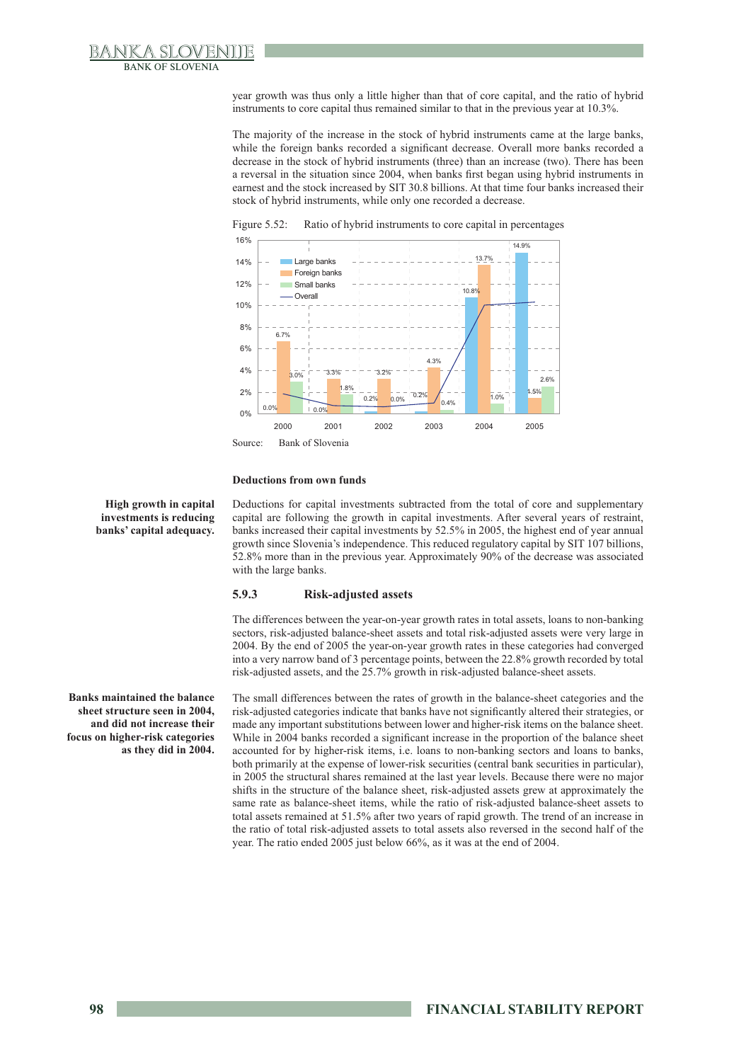year growth was thus only a little higher than that of core capital, and the ratio of hybrid instruments to core capital thus remained similar to that in the previous year at 10.3%.

The majority of the increase in the stock of hybrid instruments came at the large banks, while the foreign banks recorded a significant decrease. Overall more banks recorded a decrease in the stock of hybrid instruments (three) than an increase (two). There has been a reversal in the situation since 2004, when banks first began using hybrid instruments in earnest and the stock increased by SIT 30.8 billions. At that time four banks increased their stock of hybrid instruments, while only one recorded a decrease.

Figure 5.52: Ratio of hybrid instruments to core capital in percentages

| | 2000 | 2001 | 2002 | 2003 | 2004 | 2005 |
|---|---|---|---|---|---|---|
| Large banks | 0.0% | 0.0% | 0.2% | 0.2% | 10.8% | 14.9% |
| Foreign banks | 6.7% | 3.3% | 3.2% | 4.3% | 13.7% | 1.5% |
| Small banks | 3.0% | 1.8% | 0.0% | 0.4% | 1.0% | 2.6% |

Source: Bank of Slovenia

**Deductions from own funds**

**High growth in capital investments is reducing banks' capital adequacy.**

Deductions for capital investments subtracted from the total of core and supplementary capital are following the growth in capital investments. After several years of restraint, banks increased their capital investments by 52.5% in 2005, the highest end of year annual growth since Slovenia's independence. This reduced regulatory capital by SIT 107 billions, 52.8% more than in the previous year. Approximately 90% of the decrease was associated with the large banks.

### 5.9.3 Risk-adjusted assets

The differences between the year-on-year growth rates in total assets, loans to non-banking sectors, risk-adjusted balance-sheet assets and total risk-adjusted assets were very large in 2004. By the end of 2005 the year-on-year growth rates in these categories had converged into a very narrow band of 3 percentage points, between the 22.8% growth recorded by total risk-adjusted assets, and the 25.7% growth in risk-adjusted balance-sheet assets.

**Banks maintained the balance sheet structure seen in 2004, and did not increase their focus on higher-risk categories as they did in 2004.**

The small differences between the rates of growth in the balance-sheet categories and the risk-adjusted categories indicate that banks have not significantly altered their strategies, or made any important substitutions between lower and higher-risk items on the balance sheet. While in 2004 banks recorded a significant increase in the proportion of the balance sheet accounted for by higher-risk items, i.e. loans to non-banking sectors and loans to banks, both primarily at the expense of lower-risk securities (central bank securities in particular), in 2005 the structural shares remained at the last year levels. Because there were no major shifts in the structure of the balance sheet, risk-adjusted assets grew at approximately the same rate as balance-sheet items, while the ratio of risk-adjusted balance-sheet assets to total assets remained at 51.5% after two years of rapid growth. The trend of an increase in the ratio of total risk-adjusted assets to total assets also reversed in the second half of the year. The ratio ended 2005 just below 66%, as it was at the end of 2004.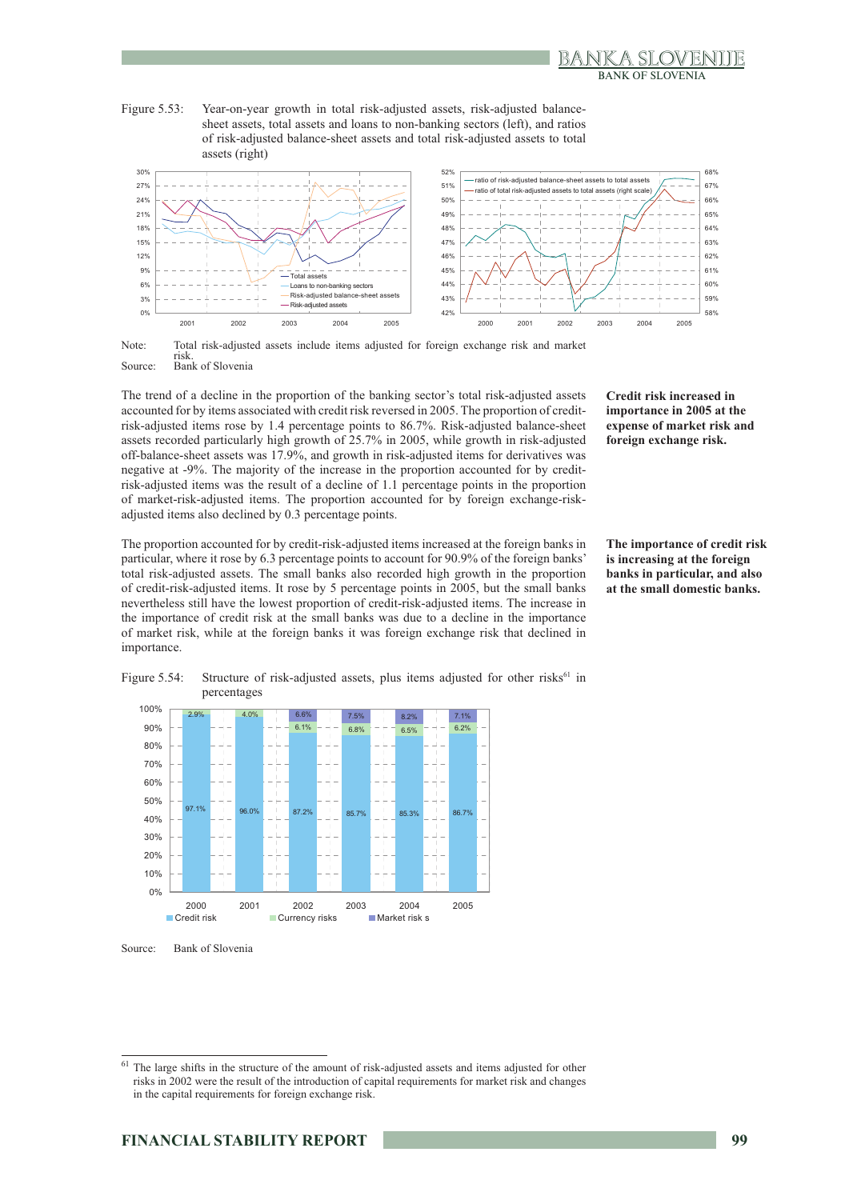Figure 5.53: Year-on-year growth in total risk-adjusted assets, risk-adjusted balance-sheet assets, total assets and loans to non-banking sectors (left), and ratios of risk-adjusted balance-sheet assets and total risk-adjusted assets to total assets (right)

Note: Total risk-adjusted assets include items adjusted for foreign exchange risk and market risk.

Source: Bank of Slovenia

**Credit risk increased in importance in 2005 at the expense of market risk and foreign exchange risk.**

The trend of a decline in the proportion of the banking sector's total risk-adjusted assets accounted for by items associated with credit risk reversed in 2005. The proportion of credit-risk-adjusted items rose by 1.4 percentage points to 86.7%. Risk-adjusted balance-sheet assets recorded particularly high growth of 25.7% in 2005, while growth in risk-adjusted off-balance-sheet assets was 17.9%, and growth in risk-adjusted items for derivatives was negative at -9%. The majority of the increase in the proportion accounted for by credit-risk-adjusted items was the result of a decline of 1.1 percentage points in the proportion of market-risk-adjusted items. The proportion accounted for by foreign exchange-risk-adjusted items also declined by 0.3 percentage points.

**The importance of credit risk is increasing at the foreign banks in particular, and also at the small domestic banks.**

The proportion accounted for by credit-risk-adjusted items increased at the foreign banks in particular, where it rose by 6.3 percentage points to account for 90.9% of the foreign banks' total risk-adjusted assets. The small banks also recorded high growth in the proportion of credit-risk-adjusted items. It rose by 5 percentage points in 2005, but the small banks nevertheless still have the lowest proportion of credit-risk-adjusted items. The increase in the importance of credit risk at the small banks was due to a decline in the importance of market risk, while at the foreign banks it was foreign exchange risk that declined in importance.

Figure 5.54: Structure of risk-adjusted assets, plus items adjusted for other risks[61] in percentages

| | 2000 | 2001 | 2002 | 2003 | 2004 | 2005 |
|---|---|---|---|---|---|---|
| Credit risk | 97.1% | 96.0% | 87.2% | 85.7% | 85.3% | 86.7% |
| Currency risks | 2.9% | 4.0% | 6.1% | 6.8% | 6.5% | 6.2% |
| Market risks | | | 6.6% | 7.5% | 8.2% | 7.1% |

Source: Bank of Slovenia

[61] The large shifts in the structure of the amount of risk-adjusted assets and items adjusted for other risks in 2002 were the result of the introduction of capital requirements for market risk and changes in the capital requirements for foreign exchange risk.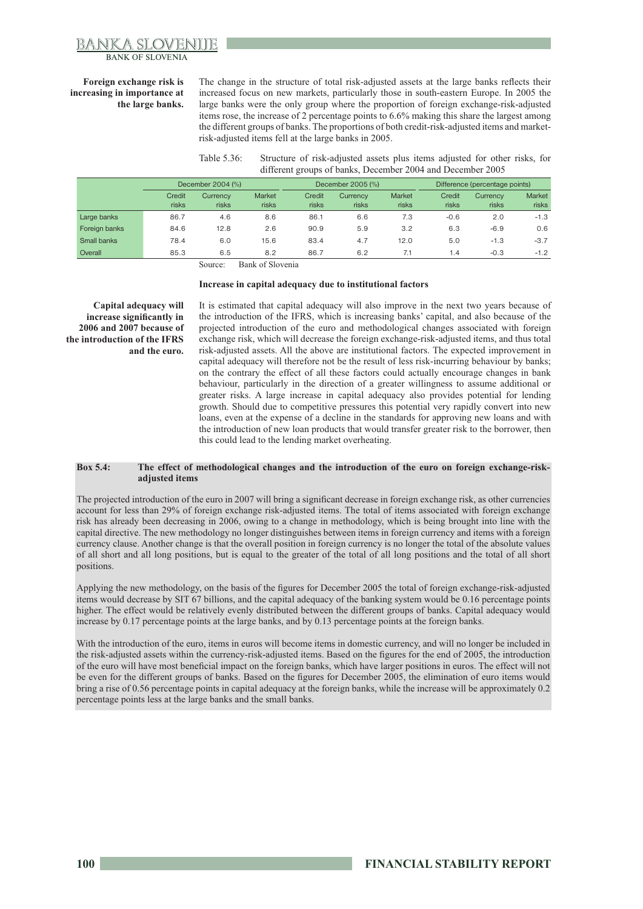**Foreign exchange risk is increasing in importance at the large banks.**

The change in the structure of total risk-adjusted assets at the large banks reflects their increased focus on new markets, particularly those in south-eastern Europe. In 2005 the large banks were the only group where the proportion of foreign exchange-risk-adjusted items rose, the increase of 2 percentage points to 6.6% making this share the largest among the different groups of banks. The proportions of both credit-risk-adjusted items and market-risk-adjusted items fell at the large banks in 2005.

Table 5.36: Structure of risk-adjusted assets plus items adjusted for other risks, for different groups of banks, December 2004 and December 2005

| | December 2004 (%) | | | December 2005 (%) | | | Difference (percentage points) | | |
|---|---|---|---|---|---|---|---|---|---|
| | Credit risks | Currency risks | Market risks | Credit risks | Currency risks | Market risks | Credit risks | Currency risks | Market risks |
| Large banks | 86.7 | 4.6 | 8.6 | 86.1 | 6.6 | 7.3 | -0.6 | 2.0 | -1.3 |
| Foreign banks | 84.6 | 12.8 | 2.6 | 90.9 | 5.9 | 3.2 | 6.3 | -6.9 | 0.6 |
| Small banks | 78.4 | 6.0 | 15.6 | 83.4 | 4.7 | 12.0 | 5.0 | -1.3 | -3.7 |
| Overall | 85.3 | 6.5 | 8.2 | 86.7 | 6.2 | 7.1 | 1.4 | -0.3 | -1.2 |

Source: Bank of Slovenia

**Increase in capital adequacy due to institutional factors**

**Capital adequacy will increase significantly in 2006 and 2007 because of the introduction of the IFRS and the euro.**

It is estimated that capital adequacy will also improve in the next two years because of the introduction of the IFRS, which is increasing banks' capital, and also because of the projected introduction of the euro and methodological changes associated with foreign exchange risk, which will decrease the foreign exchange-risk-adjusted items, and thus total risk-adjusted assets. All the above are institutional factors. The expected improvement in capital adequacy will therefore not be the result of less risk-incurring behaviour by banks; on the contrary the effect of all these factors could actually encourage changes in bank behaviour, particularly in the direction of a greater willingness to assume additional or greater risks. A large increase in capital adequacy also provides potential for lending growth. Should due to competitive pressures this potential very rapidly convert into new loans, even at the expense of a decline in the standards for approving new loans and with the introduction of new loan products that would transfer greater risk to the borrower, then this could lead to the lending market overheating.

**Box 5.4: The effect of methodological changes and the introduction of the euro on foreign exchange-risk-adjusted items**

The projected introduction of the euro in 2007 will bring a significant decrease in foreign exchange risk, as other currencies account for less than 29% of foreign exchange risk-adjusted items. The total of items associated with foreign exchange risk has already been decreasing in 2006, owing to a change in methodology, which is being brought into line with the capital directive. The new methodology no longer distinguishes between items in foreign currency and items with a foreign currency clause. Another change is that the overall position in foreign currency is no longer the total of the absolute values of all short and all long positions, but is equal to the greater of the total of all long positions and the total of all short positions.

Applying the new methodology, on the basis of the figures for December 2005 the total of foreign exchange-risk-adjusted items would decrease by SIT 67 billions, and the capital adequacy of the banking system would be 0.16 percentage points higher. The effect would be relatively evenly distributed between the different groups of banks. Capital adequacy would increase by 0.17 percentage points at the large banks, and by 0.13 percentage points at the foreign banks.

With the introduction of the euro, items in euros will become items in domestic currency, and will no longer be included in the risk-adjusted assets within the currency-risk-adjusted items. Based on the figures for the end of 2005, the introduction of the euro will have most beneficial impact on the foreign banks, which have larger positions in euros. The effect will not be even for the different groups of banks. Based on the figures for December 2005, the elimination of euro items would bring a rise of 0.56 percentage points in capital adequacy at the foreign banks, while the increase will be approximately 0.2 percentage points less at the large banks and the small banks.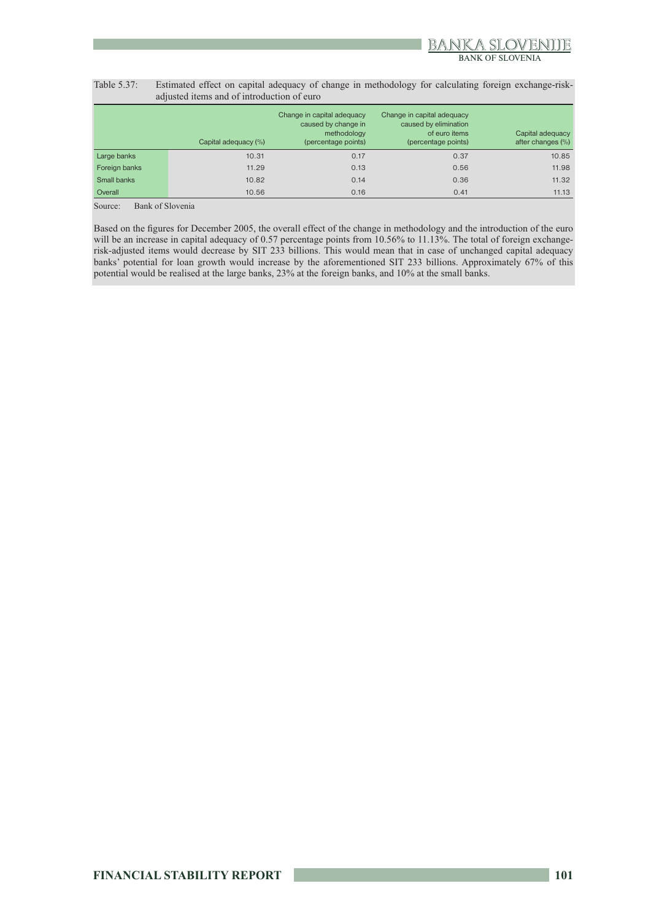Table 5.37: Estimated effect on capital adequacy of change in methodology for calculating foreign exchange-risk-adjusted items and of introduction of euro

| | Capital adequacy (%) | Change in capital adequacy caused by change in methodology (percentage points) | Change in capital adequacy caused by elimination of euro items (percentage points) | Capital adequacy after changes (%) |
|---|---|---|---|---|
| Large banks | 10.31 | 0.17 | 0.37 | 10.85 |
| Foreign banks | 11.29 | 0.13 | 0.56 | 11.98 |
| Small banks | 10.82 | 0.14 | 0.36 | 11.32 |
| Overall | 10.56 | 0.16 | 0.41 | 11.13 |

Source: Bank of Slovenia

Based on the figures for December 2005, the overall effect of the change in methodology and the introduction of the euro will be an increase in capital adequacy of 0.57 percentage points from 10.56% to 11.13%. The total of foreign exchange-risk-adjusted items would decrease by SIT 233 billions. This would mean that in case of unchanged capital adequacy banks' potential for loan growth would increase by the aforementioned SIT 233 billions. Approximately 67% of this potential would be realised at the large banks, 23% at the foreign banks, and 10% at the small banks.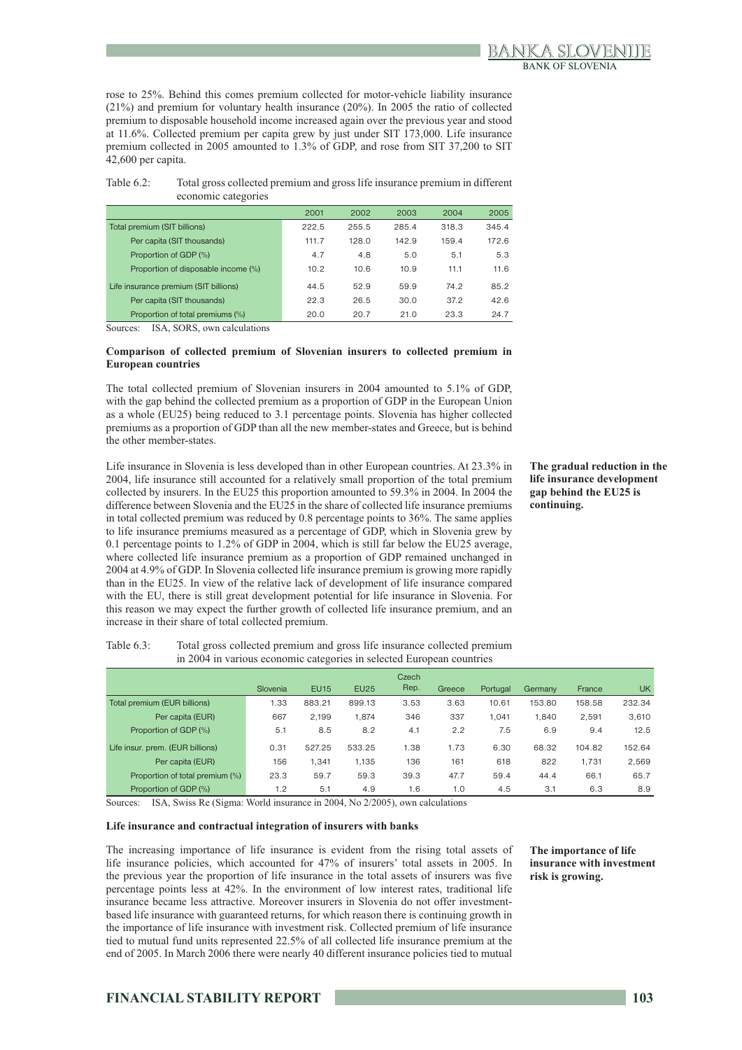rose to 25%. Behind this comes premium collected for motor-vehicle liability insurance (21%) and premium for voluntary health insurance (20%). In 2005 the ratio of collected premium to disposable household income increased again over the previous year and stood at 11.6%. Collected premium per capita grew by just under SIT 173,000. Life insurance premium collected in 2005 amounted to 1.3% of GDP, and rose from SIT 37,200 to SIT 42,600 per capita.

Table 6.2: Total gross collected premium and gross life insurance premium in different economic categories

| | 2001 | 2002 | 2003 | 2004 | 2005 |
|---|---|---|---|---|---|
| Total premium (SIT billions) | 222.5 | 255.5 | 285.4 | 318.3 | 345.4 |
| Per capita (SIT thousands) | 111.7 | 128.0 | 142.9 | 159.4 | 172.6 |
| Proportion of GDP (%) | 4.7 | 4.8 | 5.0 | 5.1 | 5.3 |
| Proportion of disposable income (%) | 10.2 | 10.6 | 10.9 | 11.1 | 11.6 |
| Life insurance premium (SIT billions) | 44.5 | 52.9 | 59.9 | 74.2 | 85.2 |
| Per capita (SIT thousands) | 22.3 | 26.5 | 30.0 | 37.2 | 42.6 |
| Proportion of total premiums (%) | 20.0 | 20.7 | 21.0 | 23.3 | 24.7 |

Sources: ISA, SORS, own calculations

**Comparison of collected premium of Slovenian insurers to collected premium in European countries**

The total collected premium of Slovenian insurers in 2004 amounted to 5.1% of GDP, with the gap behind the collected premium as a proportion of GDP in the European Union as a whole (EU25) being reduced to 3.1 percentage points. Slovenia has higher collected premiums as a proportion of GDP than all the new member-states and Greece, but is behind the other member-states.

**The gradual reduction in the life insurance development gap behind the EU25 is continuing.**

Life insurance in Slovenia is less developed than in other European countries. At 23.3% in 2004, life insurance still accounted for a relatively small proportion of the total premium collected by insurers. In the EU25 this proportion amounted to 59.3% in 2004. In 2004 the difference between Slovenia and the EU25 in the share of collected life insurance premiums in total collected premium was reduced by 0.8 percentage points to 36%. The same applies to life insurance premiums measured as a percentage of GDP, which in Slovenia grew by 0.1 percentage points to 1.2% of GDP in 2004, which is still far below the EU25 average, where collected life insurance premium as a proportion of GDP remained unchanged in 2004 at 4.9% of GDP. In Slovenia collected life insurance premium is growing more rapidly than in the EU25. In view of the relative lack of development of life insurance compared with the EU, there is still great development potential for life insurance in Slovenia. For this reason we may expect the further growth of collected life insurance premium, and an increase in their share of total collected premium.

Table 6.3: Total gross collected premium and gross life insurance collected premium in 2004 in various economic categories in selected European countries

| | Slovenia | EU15 | EU25 | Czech Rep. | Greece | Portugal | Germany | France | UK |
|---|---|---|---|---|---|---|---|---|---|
| Total premium (EUR billions) | 1.33 | 883.21 | 899.13 | 3.53 | 3.63 | 10.61 | 153.80 | 158.58 | 232.34 |
| Per capita (EUR) | 667 | 2,199 | 1,874 | 346 | 337 | 1,041 | 1,840 | 2,591 | 3,610 |
| Proportion of GDP (%) | 5.1 | 8.5 | 8.2 | 4.1 | 2.2 | 7.5 | 6.9 | 9.4 | 12.5 |
| Life insur. prem. (EUR billions) | 0.31 | 527.25 | 533.25 | 1.38 | 1.73 | 6.30 | 68.32 | 104.82 | 152.64 |
| Per capita (EUR) | 156 | 1,341 | 1,135 | 136 | 161 | 618 | 822 | 1,731 | 2,569 |
| Proportion of total premium (%) | 23.3 | 59.7 | 59.3 | 39.3 | 47.7 | 59.4 | 44.4 | 66.1 | 65.7 |
| Proportion of GDP (%) | 1.2 | 5.1 | 4.9 | 1.6 | 1.0 | 4.5 | 3.1 | 6.3 | 8.9 |

Sources: ISA, Swiss Re (Sigma: World insurance in 2004, No 2/2005), own calculations

**Life insurance and contractual integration of insurers with banks**

**The importance of life insurance with investment risk is growing.**

The increasing importance of life insurance is evident from the rising total assets of life insurance policies, which accounted for 47% of insurers' total assets in 2005. In the previous year the proportion of life insurance in the total assets of insurers was five percentage points less at 42%. In the environment of low interest rates, traditional life insurance became less attractive. Moreover insurers in Slovenia do not offer investment-based life insurance with guaranteed returns, for which reason there is continuing growth in the importance of life insurance with investment risk. Collected premium of life insurance tied to mutual fund units represented 22.5% of all collected life insurance premium at the end of 2005. In March 2006 there were nearly 40 different insurance policies tied to mutual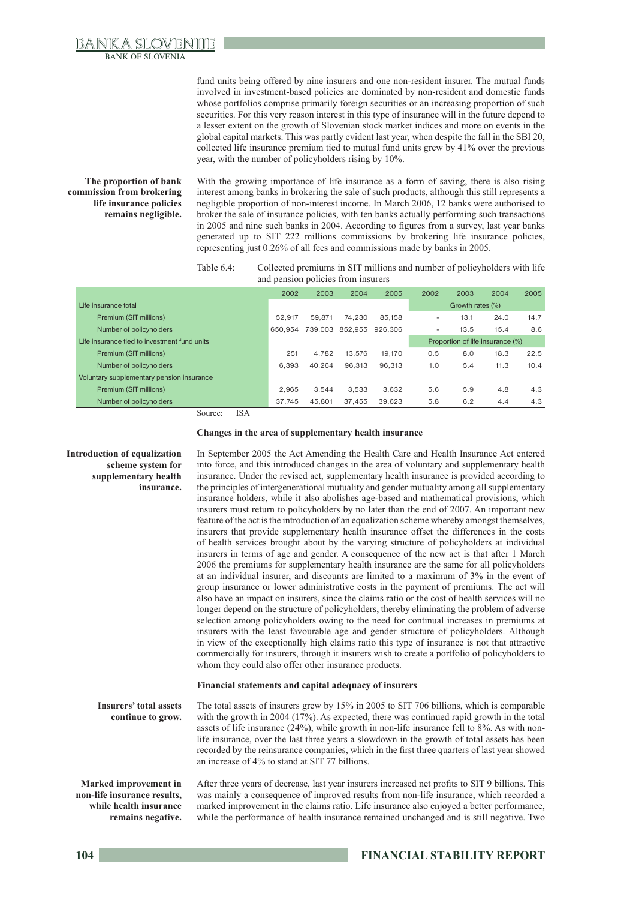fund units being offered by nine insurers and one non-resident insurer. The mutual funds involved in investment-based policies are dominated by non-resident and domestic funds whose portfolios comprise primarily foreign securities or an increasing proportion of such securities. For this very reason interest in this type of insurance will in the future depend to a lesser extent on the growth of Slovenian stock market indices and more on events in the global capital markets. This was partly evident last year, when despite the fall in the SBI 20, collected life insurance premium tied to mutual fund units grew by 41% over the previous year, with the number of policyholders rising by 10%.

**The proportion of bank commission from brokering life insurance policies remains negligible.**

With the growing importance of life insurance as a form of saving, there is also rising interest among banks in brokering the sale of such products, although this still represents a negligible proportion of non-interest income. In March 2006, 12 banks were authorised to broker the sale of insurance policies, with ten banks actually performing such transactions in 2005 and nine such banks in 2004. According to figures from a survey, last year banks generated up to SIT 222 millions commissions by brokering life insurance policies, representing just 0.26% of all fees and commissions made by banks in 2005.

Table 6.4: Collected premiums in SIT millions and number of policyholders with life and pension policies from insurers

| | 2002 | 2003 | 2004 | 2005 | 2002 | 2003 | 2004 | 2005 |
|---|---|---|---|---|---|---|---|---|
| Life insurance total | | | | | Growth rates (%) | | | |
| Premium (SIT millions) | 52,917 | 59,871 | 74,230 | 85,158 | - | 13.1 | 24.0 | 14.7 |
| Number of policyholders | 650,954 | 739,003 | 852,955 | 926,306 | - | 13.5 | 15.4 | 8.6 |
| Life insurance tied to investment fund units | | | | | Proportion of life insurance (%) | | | |
| Premium (SIT millions) | 251 | 4,782 | 13,576 | 19,170 | 0.5 | 8.0 | 18.3 | 22.5 |
| Number of policyholders | 6,393 | 40,264 | 96,313 | 96,313 | 1.0 | 5.4 | 11.3 | 10.4 |
| Voluntary supplementary pension insurance | | | | | | | | |
| Premium (SIT millions) | 2,965 | 3,544 | 3,533 | 3,632 | 5.6 | 5.9 | 4.8 | 4.3 |
| Number of policyholders | 37,745 | 45,801 | 37,455 | 39,623 | 5.8 | 6.2 | 4.4 | 4.3 |

Source: ISA

### Changes in the area of supplementary health insurance

**Introduction of equalization scheme system for supplementary health insurance.**

In September 2005 the Act Amending the Health Care and Health Insurance Act entered into force, and this introduced changes in the area of voluntary and supplementary health insurance. Under the revised act, supplementary health insurance is provided according to the principles of intergenerational mutuality and gender mutuality among all supplementary insurance holders, while it also abolishes age-based and mathematical provisions, which insurers must return to policyholders by no later than the end of 2007. An important new feature of the act is the introduction of an equalization scheme whereby amongst themselves, insurers that provide supplementary health insurance offset the differences in the costs of health services brought about by the varying structure of policyholders at individual insurers in terms of age and gender. A consequence of the new act is that after 1 March 2006 the premiums for supplementary health insurance are the same for all policyholders at an individual insurer, and discounts are limited to a maximum of 3% in the event of group insurance or lower administrative costs in the payment of premiums. The act will also have an impact on insurers, since the claims ratio or the cost of health services will no longer depend on the structure of policyholders, thereby eliminating the problem of adverse selection among policyholders owing to the need for continual increases in premiums at insurers with the least favourable age and gender structure of policyholders. Although in view of the exceptionally high claims ratio this type of insurance is not that attractive commercially for insurers, through it insurers wish to create a portfolio of policyholders to whom they could also offer other insurance products.

### Financial statements and capital adequacy of insurers

**Insurers' total assets continue to grow.**

The total assets of insurers grew by 15% in 2005 to SIT 706 billions, which is comparable with the growth in 2004 (17%). As expected, there was continued rapid growth in the total assets of life insurance (24%), while growth in non-life insurance fell to 8%. As with non-life insurance, over the last three years a slowdown in the growth of total assets has been recorded by the reinsurance companies, which in the first three quarters of last year showed an increase of 4% to stand at SIT 77 billions.

**Marked improvement in non-life insurance results, while health insurance remains negative.**

After three years of decrease, last year insurers increased net profits to SIT 9 billions. This was mainly a consequence of improved results from non-life insurance, which recorded a marked improvement in the claims ratio. Life insurance also enjoyed a better performance, while the performance of health insurance remained unchanged and is still negative. Two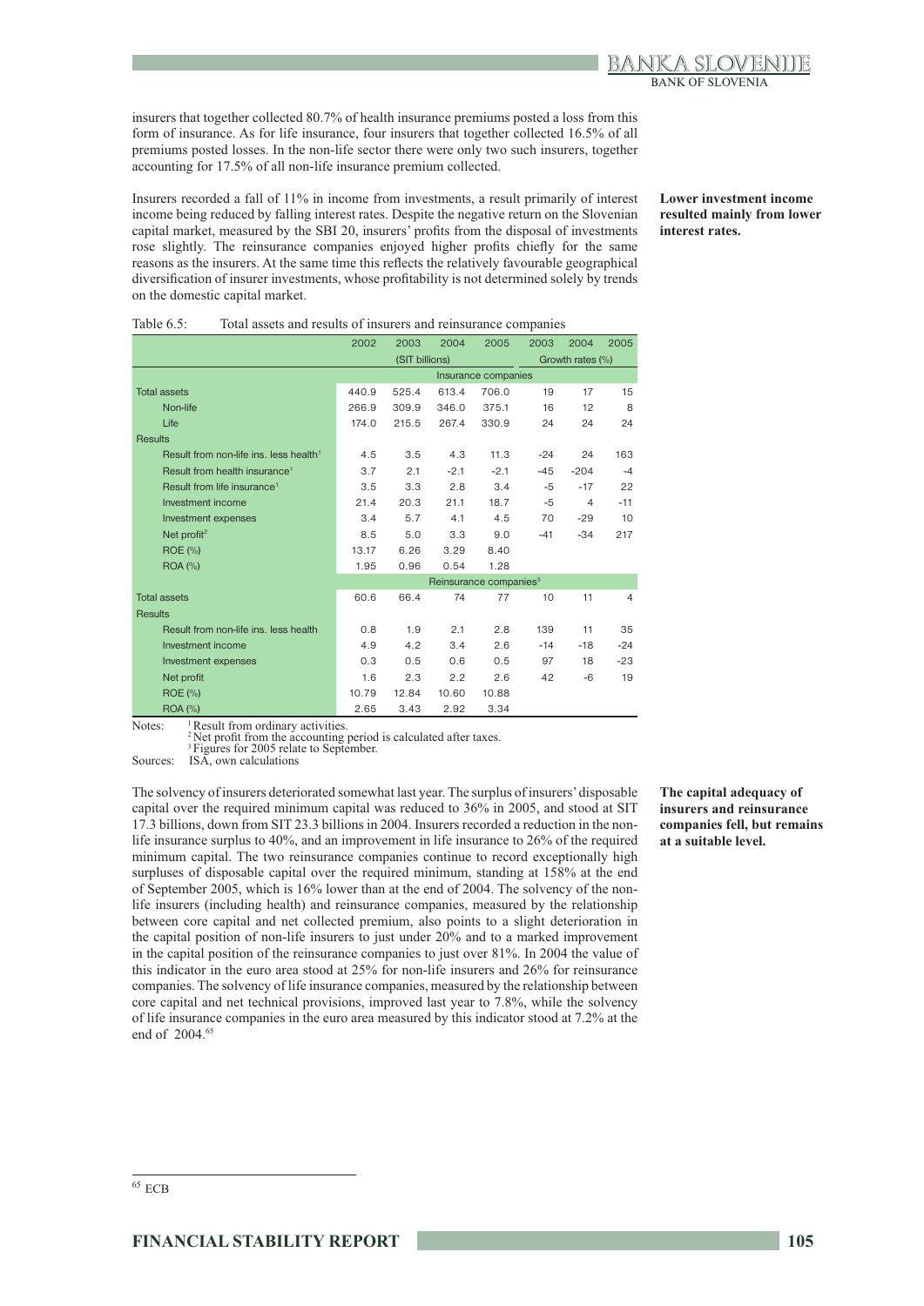insurers that together collected 80.7% of health insurance premiums posted a loss from this form of insurance. As for life insurance, four insurers that together collected 16.5% of all premiums posted losses. In the non-life sector there were only two such insurers, together accounting for 17.5% of all non-life insurance premium collected.

**Lower investment income resulted mainly from lower interest rates.**

Insurers recorded a fall of 11% in income from investments, a result primarily of interest income being reduced by falling interest rates. Despite the negative return on the Slovenian capital market, measured by the SBI 20, insurers' profits from the disposal of investments rose slightly. The reinsurance companies enjoyed higher profits chiefly for the same reasons as the insurers. At the same time this reflects the relatively favourable geographical diversification of insurer investments, whose profitability is not determined solely by trends on the domestic capital market.

Table 6.5: Total assets and results of insurers and reinsurance companies

| | 2002 | 2003 | 2004 | 2005 | 2003 | 2004 | 2005 |
|---|---|---|---|---|---|---|---|
| | (SIT billions) | | | | Growth rates (%) | | |
| | Insurance companies | | | | | | |
| Total assets | 440.9 | 525.4 | 613.4 | 706.0 | 19 | 17 | 15 |
| Non-life | 266.9 | 309.9 | 346.0 | 375.1 | 16 | 12 | 8 |
| Life | 174.0 | 215.5 | 267.4 | 330.9 | 24 | 24 | 24 |
| Results | | | | | | | |
| Result from non-life ins. less health[1] | 4.5 | 3.5 | 4.3 | 11.3 | -24 | 24 | 163 |
| Result from health insurance[1] | 3.7 | 2.1 | -2.1 | -2.1 | -45 | -204 | -4 |
| Result from life insurance[1] | 3.5 | 3.3 | 2.8 | 3.4 | -5 | -17 | 22 |
| Investment income | 21.4 | 20.3 | 21.1 | 18.7 | -5 | 4 | -11 |
| Investment expenses | 3.4 | 5.7 | 4.1 | 4.5 | 70 | -29 | 10 |
| Net profit[2] | 8.5 | 5.0 | 3.3 | 9.0 | -41 | -34 | 217 |
| ROE (%) | 13.17 | 6.26 | 3.29 | 8.40 | | | |
| ROA (%) | 1.95 | 0.96 | 0.54 | 1.28 | | | |
| | Reinsurance companies[3] | | | | | | |
| Total assets | 60.6 | 66.4 | 74 | 77 | 10 | 11 | 4 |
| Results | | | | | | | |
| Result from non-life ins. less health | 0.8 | 1.9 | 2.1 | 2.8 | 139 | 11 | 35 |
| Investment income | 4.9 | 4.2 | 3.4 | 2.6 | -14 | -18 | -24 |
| Investment expenses | 0.3 | 0.5 | 0.6 | 0.5 | 97 | 18 | -23 |
| Net profit | 1.6 | 2.3 | 2.2 | 2.6 | 42 | -6 | 19 |
| ROE (%) | 10.79 | 12.84 | 10.60 | 10.88 | | | |
| ROA (%) | 2.65 | 3.43 | 2.92 | 3.34 | | | |

Notes: [1] Result from ordinary activities.
[2] Net profit from the accounting period is calculated after taxes.
[3] Figures for 2005 relate to September.

Sources: ISA, own calculations

**The capital adequacy of insurers and reinsurance companies fell, but remains at a suitable level.**

The solvency of insurers deteriorated somewhat last year. The surplus of insurers' disposable capital over the required minimum capital was reduced to 36% in 2005, and stood at SIT 17.3 billions, down from SIT 23.3 billions in 2004. Insurers recorded a reduction in the non-life insurance surplus to 40%, and an improvement in life insurance to 26% of the required minimum capital. The two reinsurance companies continue to record exceptionally high surpluses of disposable capital over the required minimum, standing at 158% at the end of September 2005, which is 16% lower than at the end of 2004. The solvency of the non-life insurers (including health) and reinsurance companies, measured by the relationship between core capital and net collected premium, also points to a slight deterioration in the capital position of non-life insurers to just under 20% and to a marked improvement in the capital position of the reinsurance companies to just over 81%. In 2004 the value of this indicator in the euro area stood at 25% for non-life insurers and 26% for reinsurance companies. The solvency of life insurance companies, measured by the relationship between core capital and net technical provisions, improved last year to 7.8%, while the solvency of life insurance companies in the euro area measured by this indicator stood at 7.2% at the end of 2004.[65]

[65] ECB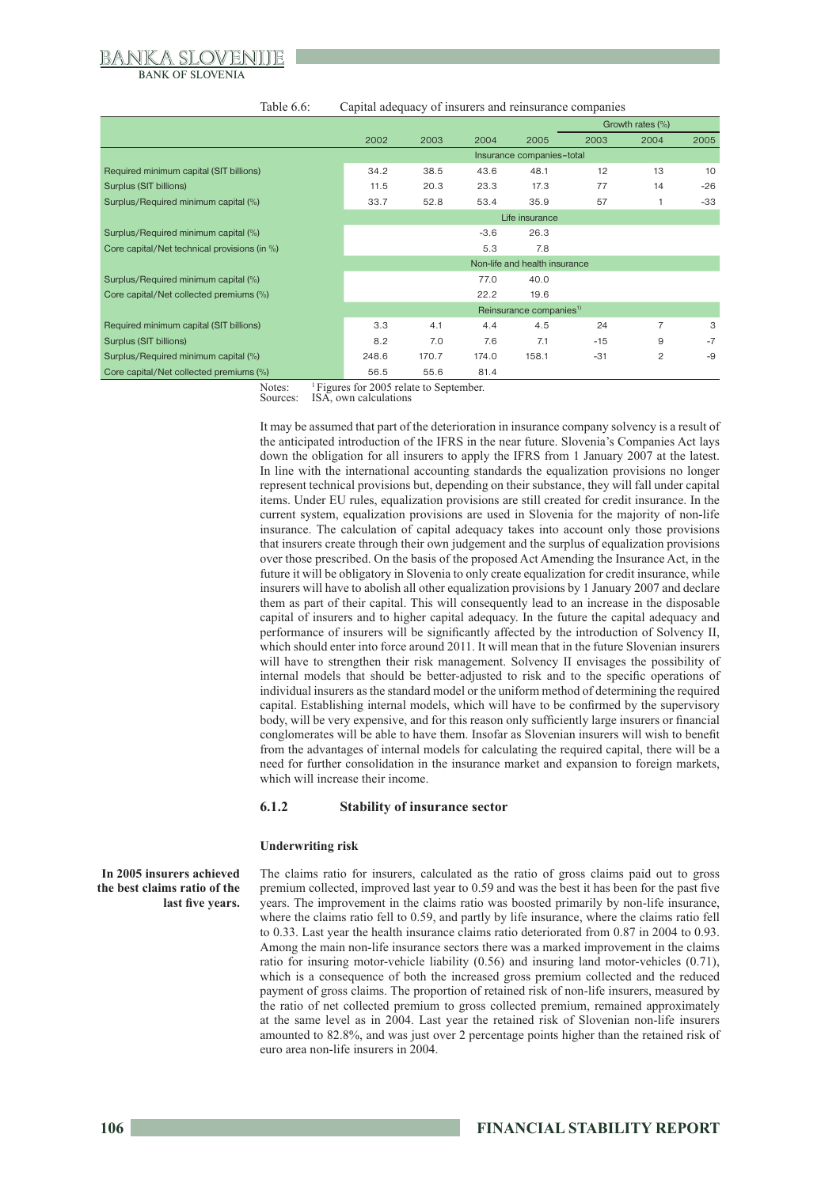Table 6.6: Capital adequacy of insurers and reinsurance companies

| | 2002 | 2003 | 2004 | 2005 | Growth rates (%) 2003 | 2004 | 2005 |
|---|---|---|---|---|---|---|---|
| | Insurance companies–total | | | | | | |
| Required minimum capital (SIT billions) | 34.2 | 38.5 | 43.6 | 48.1 | 12 | 13 | 10 |
| Surplus (SIT billions) | 11.5 | 20.3 | 23.3 | 17.3 | 77 | 14 | -26 |
| Surplus/Required minimum capital (%) | 33.7 | 52.8 | 53.4 | 35.9 | 57 | 1 | -33 |
| | Life insurance | | | | | | |
| Surplus/Required minimum capital (%) | | | -3.6 | 26.3 | | | |
| Core capital/Net technical provisions (in %) | | | 5.3 | 7.8 | | | |
| | Non-life and health insurance | | | | | | |
| Surplus/Required minimum capital (%) | | | 77.0 | 40.0 | | | |
| Core capital/Net collected premiums (%) | | | 22.2 | 19.6 | | | |
| | Reinsurance companies[1] | | | | | | |
| Required minimum capital (SIT billions) | 3.3 | 4.1 | 4.4 | 4.5 | 24 | 7 | 3 |
| Surplus (SIT billions) | 8.2 | 7.0 | 7.6 | 7.1 | -15 | 9 | -7 |
| Surplus/Required minimum capital (%) | 248.6 | 170.7 | 174.0 | 158.1 | -31 | 2 | -9 |
| Core capital/Net collected premiums (%) | 56.5 | 55.6 | 81.4 | | | | |

Notes: [1] Figures for 2005 relate to September.
Sources: ISA, own calculations

It may be assumed that part of the deterioration in insurance company solvency is a result of the anticipated introduction of the IFRS in the near future. Slovenia's Companies Act lays down the obligation for all insurers to apply the IFRS from 1 January 2007 at the latest. In line with the international accounting standards the equalization provisions no longer represent technical provisions but, depending on their substance, they will fall under capital items. Under EU rules, equalization provisions are still created for credit insurance. In the current system, equalization provisions are used in Slovenia for the majority of non-life insurance. The calculation of capital adequacy takes into account only those provisions that insurers create through their own judgement and the surplus of equalization provisions over those prescribed. On the basis of the proposed Act Amending the Insurance Act, in the future it will be obligatory in Slovenia to only create equalization for credit insurance, while insurers will have to abolish all other equalization provisions by 1 January 2007 and declare them as part of their capital. This will consequently lead to an increase in the disposable capital of insurers and to higher capital adequacy. In the future the capital adequacy and performance of insurers will be significantly affected by the introduction of Solvency II, which should enter into force around 2011. It will mean that in the future Slovenian insurers will have to strengthen their risk management. Solvency II envisages the possibility of internal models that should be better-adjusted to risk and to the specific operations of individual insurers as the standard model or the uniform method of determining the required capital. Establishing internal models, which will have to be confirmed by the supervisory body, will be very expensive, and for this reason only sufficiently large insurers or financial conglomerates will be able to have them. Insofar as Slovenian insurers will wish to benefit from the advantages of internal models for calculating the required capital, there will be a need for further consolidation in the insurance market and expansion to foreign markets, which will increase their income.

### 6.1.2 Stability of insurance sector

#### Underwriting risk

**In 2005 insurers achieved the best claims ratio of the last five years.**

The claims ratio for insurers, calculated as the ratio of gross claims paid out to gross premium collected, improved last year to 0.59 and was the best it has been for the past five years. The improvement in the claims ratio was boosted primarily by non-life insurance, where the claims ratio fell to 0.59, and partly by life insurance, where the claims ratio fell to 0.33. Last year the health insurance claims ratio deteriorated from 0.87 in 2004 to 0.93. Among the main non-life insurance sectors there was a marked improvement in the claims ratio for insuring motor-vehicle liability (0.56) and insuring land motor-vehicles (0.71), which is a consequence of both the increased gross premium collected and the reduced payment of gross claims. The proportion of retained risk of non-life insurers, measured by the ratio of net collected premium to gross collected premium, remained approximately at the same level as in 2004. Last year the retained risk of Slovenian non-life insurers amounted to 82.8%, and was just over 2 percentage points higher than the retained risk of euro area non-life insurers in 2004.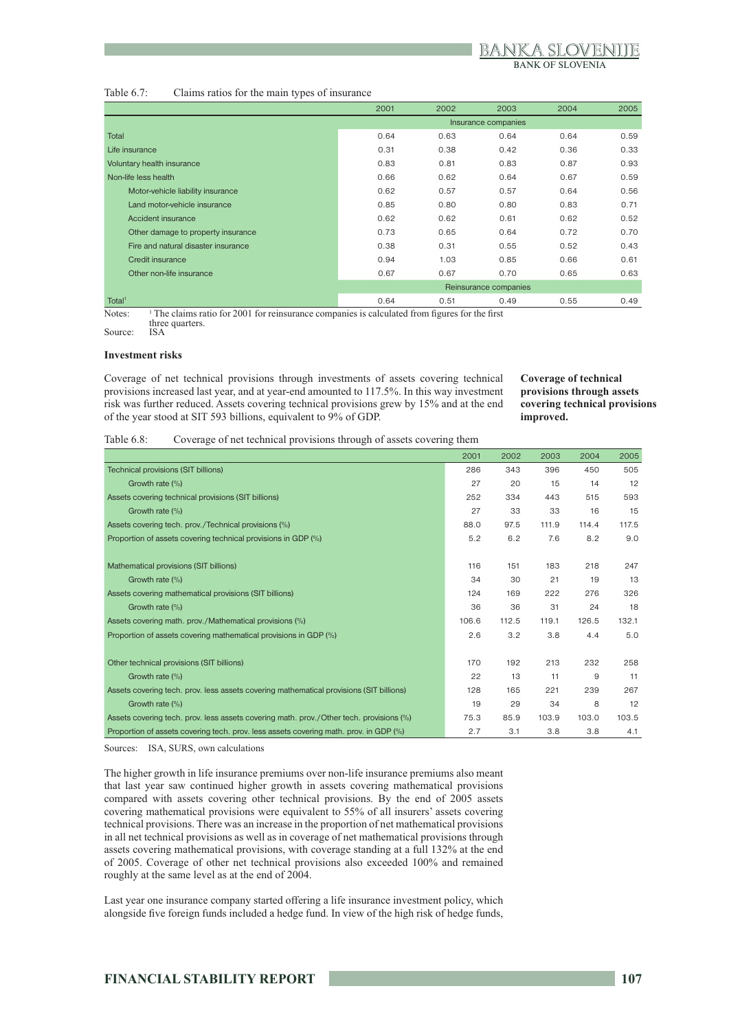Table 6.7: Claims ratios for the main types of insurance

| | 2001 | 2002 | 2003 | 2004 | 2005 |
|---|---|---|---|---|---|
| | Insurance companies | | | | |
| Total | 0.64 | 0.63 | 0.64 | 0.64 | 0.59 |
| Life insurance | 0.31 | 0.38 | 0.42 | 0.36 | 0.33 |
| Voluntary health insurance | 0.83 | 0.81 | 0.83 | 0.87 | 0.93 |
| Non-life less health | 0.66 | 0.62 | 0.64 | 0.67 | 0.59 |
| Motor-vehicle liability insurance | 0.62 | 0.57 | 0.57 | 0.64 | 0.56 |
| Land motor-vehicle insurance | 0.85 | 0.80 | 0.80 | 0.83 | 0.71 |
| Accident insurance | 0.62 | 0.62 | 0.61 | 0.62 | 0.52 |
| Other damage to property insurance | 0.73 | 0.65 | 0.64 | 0.72 | 0.70 |
| Fire and natural disaster insurance | 0.38 | 0.31 | 0.55 | 0.52 | 0.43 |
| Credit insurance | 0.94 | 1.03 | 0.85 | 0.66 | 0.61 |
| Other non-life insurance | 0.67 | 0.67 | 0.70 | 0.65 | 0.63 |
| | Reinsurance companies | | | | |
| Total[1] | 0.64 | 0.51 | 0.49 | 0.55 | 0.49 |

Notes: [1] The claims ratio for 2001 for reinsurance companies is calculated from figures for the first three quarters.

Source: ISA

### Investment risks

**Coverage of technical provisions through assets covering technical provisions improved.**

Coverage of net technical provisions through investments of assets covering technical provisions increased last year, and at year-end amounted to 117.5%. In this way investment risk was further reduced. Assets covering technical provisions grew by 15% and at the end of the year stood at SIT 593 billions, equivalent to 9% of GDP.

Table 6.8: Coverage of net technical provisions through of assets covering them

| | 2001 | 2002 | 2003 | 2004 | 2005 |
|---|---|---|---|---|---|
| Technical provisions (SIT billions) | 286 | 343 | 396 | 450 | 505 |
| Growth rate (%) | 27 | 20 | 15 | 14 | 12 |
| Assets covering technical provisions (SIT billions) | 252 | 334 | 443 | 515 | 593 |
| Growth rate (%) | 27 | 33 | 33 | 16 | 15 |
| Assets covering tech. prov./Technical provisions (%) | 88.0 | 97.5 | 111.9 | 114.4 | 117.5 |
| Proportion of assets covering technical provisions in GDP (%) | 5.2 | 6.2 | 7.6 | 8.2 | 9.0 |
| | | | | | |
| Mathematical provisions (SIT billions) | 116 | 151 | 183 | 218 | 247 |
| Growth rate (%) | 34 | 30 | 21 | 19 | 13 |
| Assets covering mathematical provisions (SIT billions) | 124 | 169 | 222 | 276 | 326 |
| Growth rate (%) | 36 | 36 | 31 | 24 | 18 |
| Assets covering math. prov./Mathematical provisions (%) | 106.6 | 112.5 | 119.1 | 126.5 | 132.1 |
| Proportion of assets covering mathematical provisions in GDP (%) | 2.6 | 3.2 | 3.8 | 4.4 | 5.0 |
| | | | | | |
| Other technical provisions (SIT billions) | 170 | 192 | 213 | 232 | 258 |
| Growth rate (%) | 22 | 13 | 11 | 9 | 11 |
| Assets covering tech. prov. less assets covering mathematical provisions (SIT billions) | 128 | 165 | 221 | 239 | 267 |
| Growth rate (%) | 19 | 29 | 34 | 8 | 12 |
| Assets covering tech. prov. less assets covering math. prov./Other tech. provisions (%) | 75.3 | 85.9 | 103.9 | 103.0 | 103.5 |
| Proportion of assets covering tech. prov. less assets covering math. prov. in GDP (%) | 2.7 | 3.1 | 3.8 | 3.8 | 4.1 |

Sources: ISA, SURS, own calculations

The higher growth in life insurance premiums over non-life insurance premiums also meant that last year saw continued higher growth in assets covering mathematical provisions compared with assets covering other technical provisions. By the end of 2005 assets covering mathematical provisions were equivalent to 55% of all insurers' assets covering technical provisions. There was an increase in the proportion of net mathematical provisions in all net technical provisions as well as in coverage of net mathematical provisions through assets covering mathematical provisions, with coverage standing at a full 132% at the end of 2005. Coverage of other net technical provisions also exceeded 100% and remained roughly at the same level as at the end of 2004.

Last year one insurance company started offering a life insurance investment policy, which alongside five foreign funds included a hedge fund. In view of the high risk of hedge funds,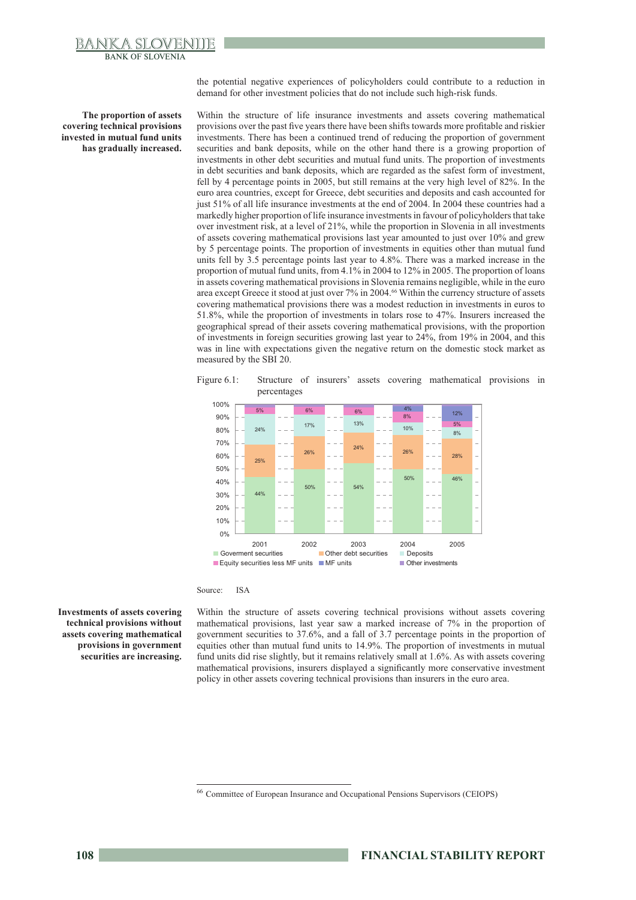the potential negative experiences of policyholders could contribute to a reduction in demand for other investment policies that do not include such high-risk funds.

**The proportion of assets covering technical provisions invested in mutual fund units has gradually increased.**

Within the structure of life insurance investments and assets covering mathematical provisions over the past five years there have been shifts towards more profitable and riskier investments. There has been a continued trend of reducing the proportion of government securities and bank deposits, while on the other hand there is a growing proportion of investments in other debt securities and mutual fund units. The proportion of investments in debt securities and bank deposits, which are regarded as the safest form of investment, fell by 4 percentage points in 2005, but still remains at the very high level of 82%. In the euro area countries, except for Greece, debt securities and deposits and cash accounted for just 51% of all life insurance investments at the end of 2004. In 2004 these countries had a markedly higher proportion of life insurance investments in favour of policyholders that take over investment risk, at a level of 21%, while the proportion in Slovenia in all investments of assets covering mathematical provisions last year amounted to just over 10% and grew by 5 percentage points. The proportion of investments in equities other than mutual fund units fell by 3.5 percentage points last year to 4.8%. There was a marked increase in the proportion of mutual fund units, from 4.1% in 2004 to 12% in 2005. The proportion of loans in assets covering mathematical provisions in Slovenia remains negligible, while in the euro area except Greece it stood at just over 7% in 2004.[66] Within the currency structure of assets covering mathematical provisions there was a modest reduction in investments in euros to 51.8%, while the proportion of investments in tolars rose to 47%. Insurers increased the geographical spread of their assets covering mathematical provisions, with the proportion of investments in foreign securities growing last year to 24%, from 19% in 2004, and this was in line with expectations given the negative return on the domestic stock market as measured by the SBI 20.

Figure 6.1: Structure of insurers' assets covering mathematical provisions in percentages

| | 2001 | 2002 | 2003 | 2004 | 2005 |
|---|---|---|---|---|---|
| Goverment securities | 44% | 50% | 54% | 50% | 46% |
| Other debt securities | 25% | 26% | 24% | 26% | 28% |
| Deposits | 24% | 17% | 13% | 10% | 8% |
| Equity securities less MF units | 5% | 6% | 6% | 8% | 5% |
| MF units | | | | 4% | 12% |
| Other investments | | | | | |

Source: ISA

**Investments of assets covering technical provisions without assets covering mathematical provisions in government securities are increasing.**

Within the structure of assets covering technical provisions without assets covering mathematical provisions, last year saw a marked increase of 7% in the proportion of government securities to 37.6%, and a fall of 3.7 percentage points in the proportion of equities other than mutual fund units to 14.9%. The proportion of investments in mutual fund units did rise slightly, but it remains relatively small at 1.6%. As with assets covering mathematical provisions, insurers displayed a significantly more conservative investment policy in other assets covering technical provisions than insurers in the euro area.

---

[66] Committee of European Insurance and Occupational Pensions Supervisors (CEIOPS)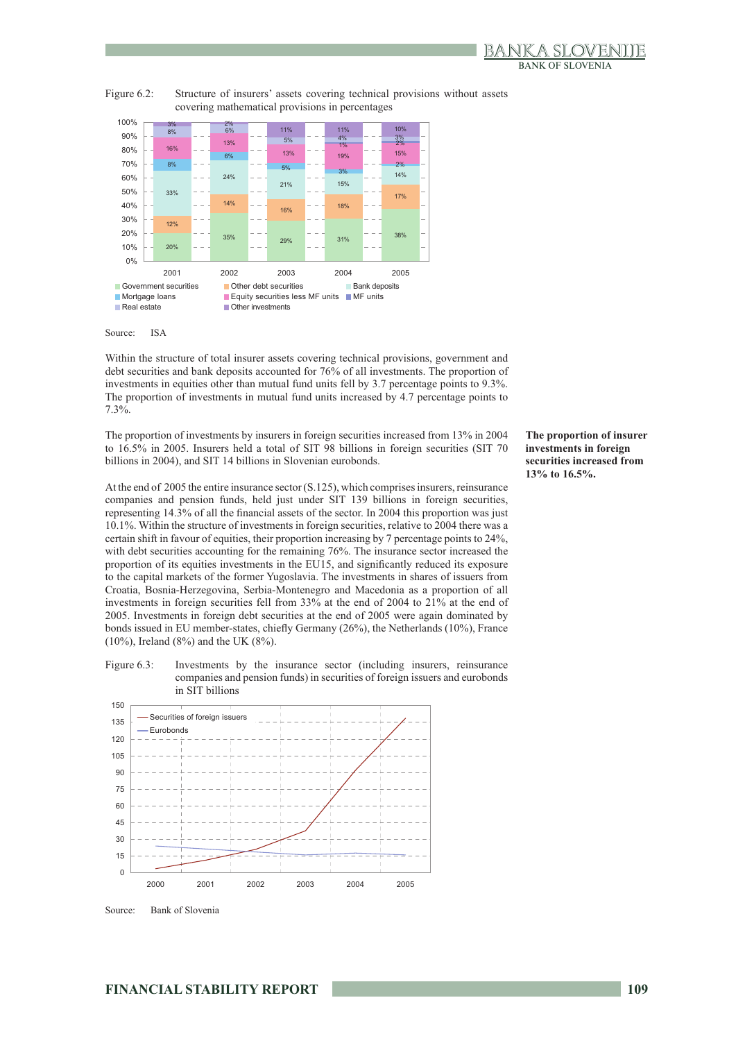Figure 6.2: Structure of insurers' assets covering technical provisions without assets covering mathematical provisions in percentages

Source: ISA

Within the structure of total insurer assets covering technical provisions, government and debt securities and bank deposits accounted for 76% of all investments. The proportion of investments in equities other than mutual fund units fell by 3.7 percentage points to 9.3%. The proportion of investments in mutual fund units increased by 4.7 percentage points to 7.3%.

**The proportion of insurer investments in foreign securities increased from 13% to 16.5%.**

The proportion of investments by insurers in foreign securities increased from 13% in 2004 to 16.5% in 2005. Insurers held a total of SIT 98 billions in foreign securities (SIT 70 billions in 2004), and SIT 14 billions in Slovenian eurobonds.

At the end of 2005 the entire insurance sector (S.125), which comprises insurers, reinsurance companies and pension funds, held just under SIT 139 billions in foreign securities, representing 14.3% of all the financial assets of the sector. In 2004 this proportion was just 10.1%. Within the structure of investments in foreign securities, relative to 2004 there was a certain shift in favour of equities, their proportion increasing by 7 percentage points to 24%, with debt securities accounting for the remaining 76%. The insurance sector increased the proportion of its equities investments in the EU15, and significantly reduced its exposure to the capital markets of the former Yugoslavia. The investments in shares of issuers from Croatia, Bosnia-Herzegovina, Serbia-Montenegro and Macedonia as a proportion of all investments in foreign securities fell from 33% at the end of 2004 to 21% at the end of 2005. Investments in foreign debt securities at the end of 2005 were again dominated by bonds issued in EU member-states, chiefly Germany (26%), the Netherlands (10%), France (10%), Ireland (8%) and the UK (8%).

Figure 6.3: Investments by the insurance sector (including insurers, reinsurance companies and pension funds) in securities of foreign issuers and eurobonds in SIT billions

Source: Bank of Slovenia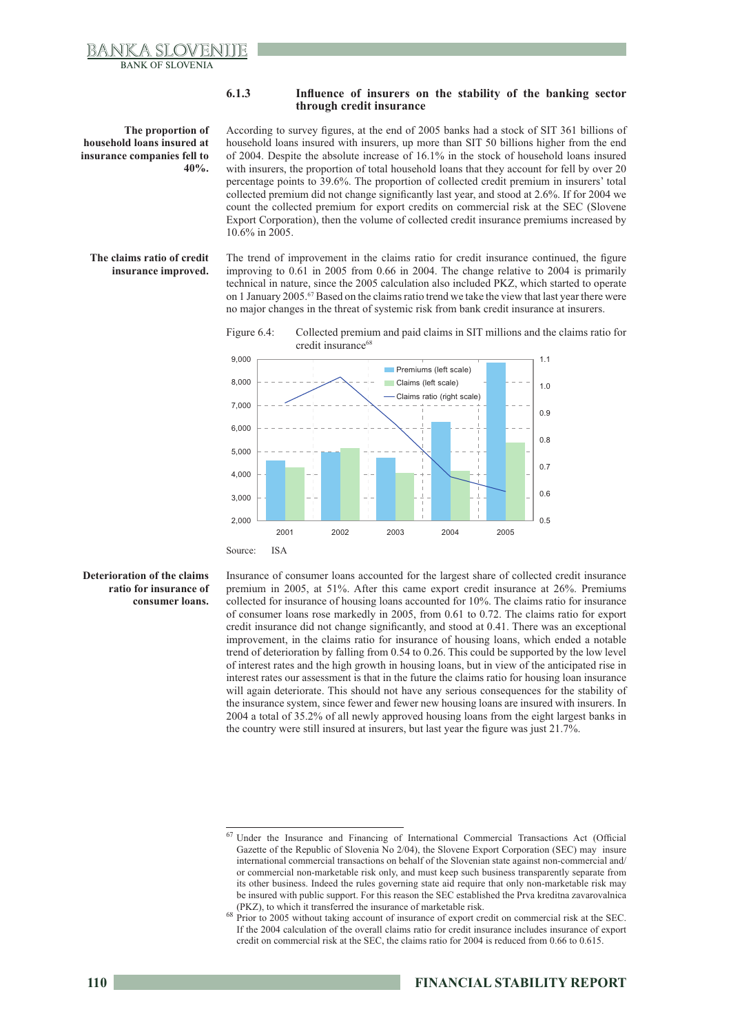### 6.1.3 Influence of insurers on the stability of the banking sector through credit insurance

**The proportion of household loans insured at insurance companies fell to 40%.**

According to survey figures, at the end of 2005 banks had a stock of SIT 361 billions of household loans insured with insurers, up more than SIT 50 billions higher from the end of 2004. Despite the absolute increase of 16.1% in the stock of household loans insured with insurers, the proportion of total household loans that they account for fell by over 20 percentage points to 39.6%. The proportion of collected credit premium in insurers' total collected premium did not change significantly last year, and stood at 2.6%. If for 2004 we count the collected premium for export credits on commercial risk at the SEC (Slovene Export Corporation), then the volume of collected credit insurance premiums increased by 10.6% in 2005.

**The claims ratio of credit insurance improved.**

The trend of improvement in the claims ratio for credit insurance continued, the figure improving to 0.61 in 2005 from 0.66 in 2004. The change relative to 2004 is primarily technical in nature, since the 2005 calculation also included PKZ, which started to operate on 1 January 2005.[67] Based on the claims ratio trend we take the view that last year there were no major changes in the threat of systemic risk from bank credit insurance at insurers.

Figure 6.4: Collected premium and paid claims in SIT millions and the claims ratio for credit insurance[68]

Source: ISA

**Deterioration of the claims ratio for insurance of consumer loans.**

Insurance of consumer loans accounted for the largest share of collected credit insurance premium in 2005, at 51%. After this came export credit insurance at 26%. Premiums collected for insurance of housing loans accounted for 10%. The claims ratio for insurance of consumer loans rose markedly in 2005, from 0.61 to 0.72. The claims ratio for export credit insurance did not change significantly, and stood at 0.41. There was an exceptional improvement, in the claims ratio for insurance of housing loans, which ended a notable trend of deterioration by falling from 0.54 to 0.26. This could be supported by the low level of interest rates and the high growth in housing loans, but in view of the anticipated rise in interest rates our assessment is that in the future the claims ratio for housing loan insurance will again deteriorate. This should not have any serious consequences for the stability of the insurance system, since fewer and fewer new housing loans are insured with insurers. In 2004 a total of 35.2% of all newly approved housing loans from the eight largest banks in the country were still insured at insurers, but last year the figure was just 21.7%.

---

[67] Under the Insurance and Financing of International Commercial Transactions Act (Official Gazette of the Republic of Slovenia No 2/04), the Slovene Export Corporation (SEC) may insure international commercial transactions on behalf of the Slovenian state against non-commercial and/or commercial non-marketable risk only, and must keep such business transparently separate from its other business. Indeed the rules governing state aid require that only non-marketable risk may be insured with public support. For this reason the SEC established the Prva kreditna zavarovalnica (PKZ), to which it transferred the insurance of marketable risk.

[68] Prior to 2005 without taking account of insurance of export credit on commercial risk at the SEC. If the 2004 calculation of the overall claims ratio for credit insurance includes insurance of export credit on commercial risk at the SEC, the claims ratio for 2004 is reduced from 0.66 to 0.615.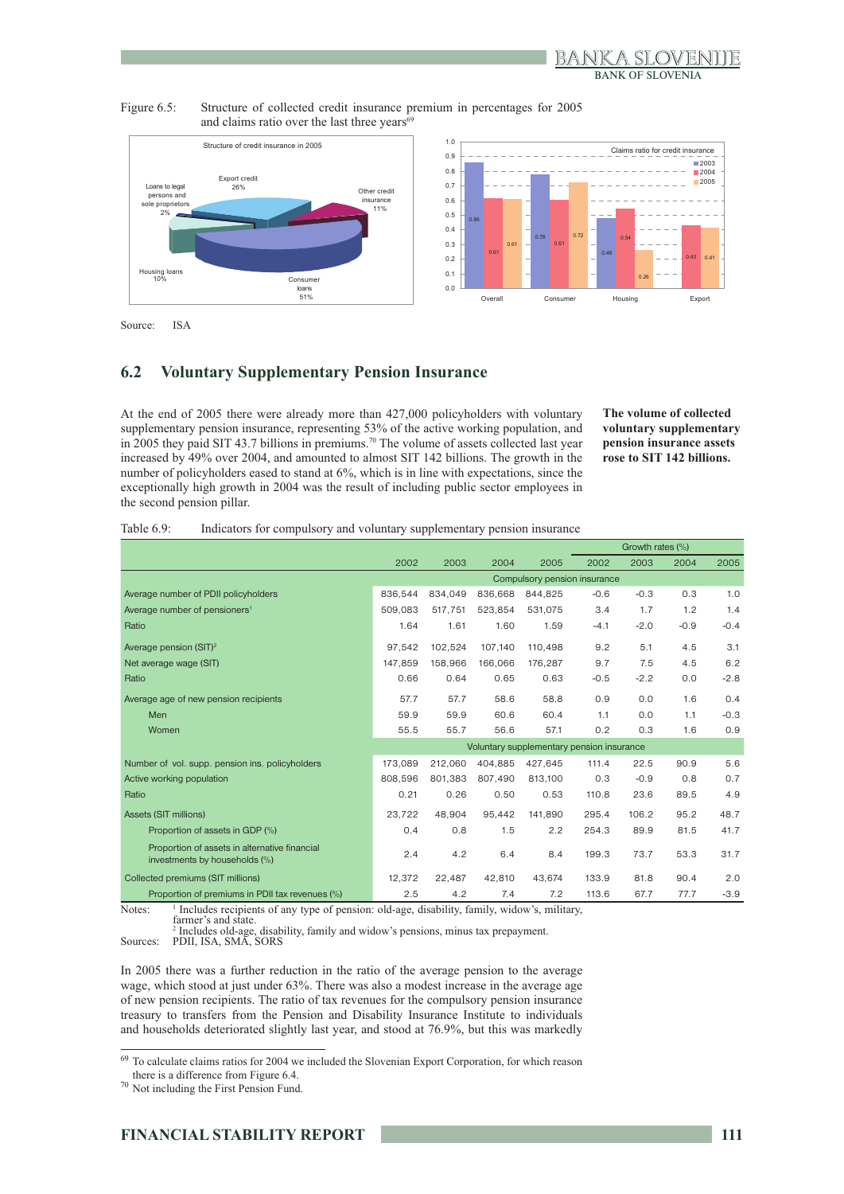Figure 6.5: Structure of collected credit insurance premium in percentages for 2005 and claims ratio over the last three years[69]

Source: ISA

## 6.2 Voluntary Supplementary Pension Insurance

**The volume of collected voluntary supplementary pension insurance assets rose to SIT 142 billions.**

At the end of 2005 there were already more than 427,000 policyholders with voluntary supplementary pension insurance, representing 53% of the active working population, and in 2005 they paid SIT 43.7 billions in premiums.[70] The volume of assets collected last year increased by 49% over 2004, and amounted to almost SIT 142 billions. The growth in the number of policyholders eased to stand at 6%, which is in line with expectations, since the exceptionally high growth in 2004 was the result of including public sector employees in the second pension pillar.

Table 6.9: Indicators for compulsory and voluntary supplementary pension insurance

| | 2002 | 2003 | 2004 | 2005 | Growth rates (%) 2002 | 2003 | 2004 | 2005 |
|---|---|---|---|---|---|---|---|---|
| | Compulsory pension insurance | | | | | | | |
| Average number of PDII policyholders | 836,544 | 834,049 | 836,668 | 844,825 | -0.6 | -0.3 | 0.3 | 1.0 |
| Average number of pensioners[1] | 509,083 | 517,751 | 523,854 | 531,075 | 3.4 | 1.7 | 1.2 | 1.4 |
| Ratio | 1.64 | 1.61 | 1.60 | 1.59 | -4.1 | -2.0 | -0.9 | -0.4 |
| Average pension (SIT)[2] | 97,542 | 102,524 | 107,140 | 110,498 | 9.2 | 5.1 | 4.5 | 3.1 |
| Net average wage (SIT) | 147,859 | 158,966 | 166,066 | 176,287 | 9.7 | 7.5 | 4.5 | 6.2 |
| Ratio | 0.66 | 0.64 | 0.65 | 0.63 | -0.5 | -2.2 | 0.0 | -2.8 |
| Average age of new pension recipients | 57.7 | 57.7 | 58.6 | 58.8 | 0.9 | 0.0 | 1.6 | 0.4 |
| Men | 59.9 | 59.9 | 60.6 | 60.4 | 1.1 | 0.0 | 1.1 | -0.3 |
| Women | 55.5 | 55.7 | 56.6 | 57.1 | 0.2 | 0.3 | 1.6 | 0.9 |
| | Voluntary supplementary pension insurance | | | | | | | |
| Number of vol. supp. pension ins. policyholders | 173,089 | 212,060 | 404,885 | 427,645 | 111.4 | 22.5 | 90.9 | 5.6 |
| Active working population | 808,596 | 801,383 | 807,490 | 813,100 | 0.3 | -0.9 | 0.8 | 0.7 |
| Ratio | 0.21 | 0.26 | 0.50 | 0.53 | 110.8 | 23.6 | 89.5 | 4.9 |
| Assets (SIT millions) | 23,722 | 48,904 | 95,442 | 141,890 | 295.4 | 106.2 | 95.2 | 48.7 |
| Proportion of assets in GDP (%) | 0.4 | 0.8 | 1.5 | 2.2 | 254.3 | 89.9 | 81.5 | 41.7 |
| Proportion of assets in alternative financial investments by households (%) | 2.4 | 4.2 | 6.4 | 8.4 | 199.3 | 73.7 | 53.3 | 31.7 |
| Collected premiums (SIT millions) | 12,372 | 22,487 | 42,810 | 43,674 | 133.9 | 81.8 | 90.4 | 2.0 |
| Proportion of premiums in PDII tax revenues (%) | 2.5 | 4.2 | 7.4 | 7.2 | 113.6 | 67.7 | 77.7 | -3.9 |

Notes: [1] Includes recipients of any type of pension: old-age, disability, family, widow's, military, farmer's and state.
[2] Includes old-age, disability, family and widow's pensions, minus tax prepayment.

Sources: PDII, ISA, SMA, SORS

In 2005 there was a further reduction in the ratio of the average pension to the average wage, which stood at just under 63%. There was also a modest increase in the average age of new pension recipients. The ratio of tax revenues for the compulsory pension insurance treasury to transfers from the Pension and Disability Insurance Institute to individuals and households deteriorated slightly last year, and stood at 76.9%, but this was markedly

[69] To calculate claims ratios for 2004 we included the Slovenian Export Corporation, for which reason there is a difference from Figure 6.4.

[70] Not including the First Pension Fund.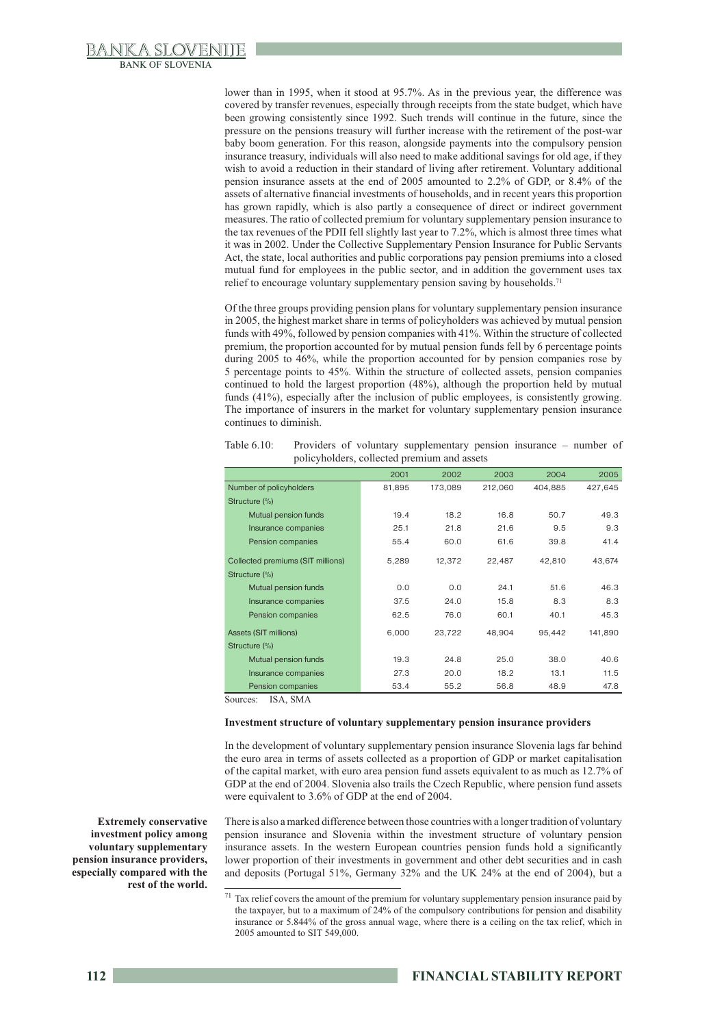lower than in 1995, when it stood at 95.7%. As in the previous year, the difference was covered by transfer revenues, especially through receipts from the state budget, which have been growing consistently since 1992. Such trends will continue in the future, since the pressure on the pensions treasury will further increase with the retirement of the post-war baby boom generation. For this reason, alongside payments into the compulsory pension insurance treasury, individuals will also need to make additional savings for old age, if they wish to avoid a reduction in their standard of living after retirement. Voluntary additional pension insurance assets at the end of 2005 amounted to 2.2% of GDP, or 8.4% of the assets of alternative financial investments of households, and in recent years this proportion has grown rapidly, which is also partly a consequence of direct or indirect government measures. The ratio of collected premium for voluntary supplementary pension insurance to the tax revenues of the PDII fell slightly last year to 7.2%, which is almost three times what it was in 2002. Under the Collective Supplementary Pension Insurance for Public Servants Act, the state, local authorities and public corporations pay pension premiums into a closed mutual fund for employees in the public sector, and in addition the government uses tax relief to encourage voluntary supplementary pension saving by households.[71]

Of the three groups providing pension plans for voluntary supplementary pension insurance in 2005, the highest market share in terms of policyholders was achieved by mutual pension funds with 49%, followed by pension companies with 41%. Within the structure of collected premium, the proportion accounted for by mutual pension funds fell by 6 percentage points during 2005 to 46%, while the proportion accounted for by pension companies rose by 5 percentage points to 45%. Within the structure of collected assets, pension companies continued to hold the largest proportion (48%), although the proportion held by mutual funds (41%), especially after the inclusion of public employees, is consistently growing. The importance of insurers in the market for voluntary supplementary pension insurance continues to diminish.

Table 6.10: Providers of voluntary supplementary pension insurance – number of policyholders, collected premium and assets

| | 2001 | 2002 | 2003 | 2004 | 2005 |
|---|---|---|---|---|---|
| Number of policyholders | 81,895 | 173,089 | 212,060 | 404,885 | 427,645 |
| Structure (%) | | | | | |
| Mutual pension funds | 19.4 | 18.2 | 16.8 | 50.7 | 49.3 |
| Insurance companies | 25.1 | 21.8 | 21.6 | 9.5 | 9.3 |
| Pension companies | 55.4 | 60.0 | 61.6 | 39.8 | 41.4 |
| Collected premiums (SIT millions) | 5,289 | 12,372 | 22,487 | 42,810 | 43,674 |
| Structure (%) | | | | | |
| Mutual pension funds | 0.0 | 0.0 | 24.1 | 51.6 | 46.3 |
| Insurance companies | 37.5 | 24.0 | 15.8 | 8.3 | 8.3 |
| Pension companies | 62.5 | 76.0 | 60.1 | 40.1 | 45.3 |
| Assets (SIT millions) | 6,000 | 23,722 | 48,904 | 95,442 | 141,890 |
| Structure (%) | | | | | |
| Mutual pension funds | 19.3 | 24.8 | 25.0 | 38.0 | 40.6 |
| Insurance companies | 27.3 | 20.0 | 18.2 | 13.1 | 11.5 |
| Pension companies | 53.4 | 55.2 | 56.8 | 48.9 | 47.8 |

Sources: ISA, SMA

**Investment structure of voluntary supplementary pension insurance providers**

In the development of voluntary supplementary pension insurance Slovenia lags far behind the euro area in terms of assets collected as a proportion of GDP or market capitalisation of the capital market, with euro area pension fund assets equivalent to as much as 12.7% of GDP at the end of 2004. Slovenia also trails the Czech Republic, where pension fund assets were equivalent to 3.6% of GDP at the end of 2004.

**Extremely conservative investment policy among voluntary supplementary pension insurance providers, especially compared with the rest of the world.**

There is also a marked difference between those countries with a longer tradition of voluntary pension insurance and Slovenia within the investment structure of voluntary pension insurance assets. In the western European countries pension funds hold a significantly lower proportion of their investments in government and other debt securities and in cash and deposits (Portugal 51%, Germany 32% and the UK 24% at the end of 2004), but a

[71] Tax relief covers the amount of the premium for voluntary supplementary pension insurance paid by the taxpayer, but to a maximum of 24% of the compulsory contributions for pension and disability insurance or 5.844% of the gross annual wage, where there is a ceiling on the tax relief, which in 2005 amounted to SIT 549,000.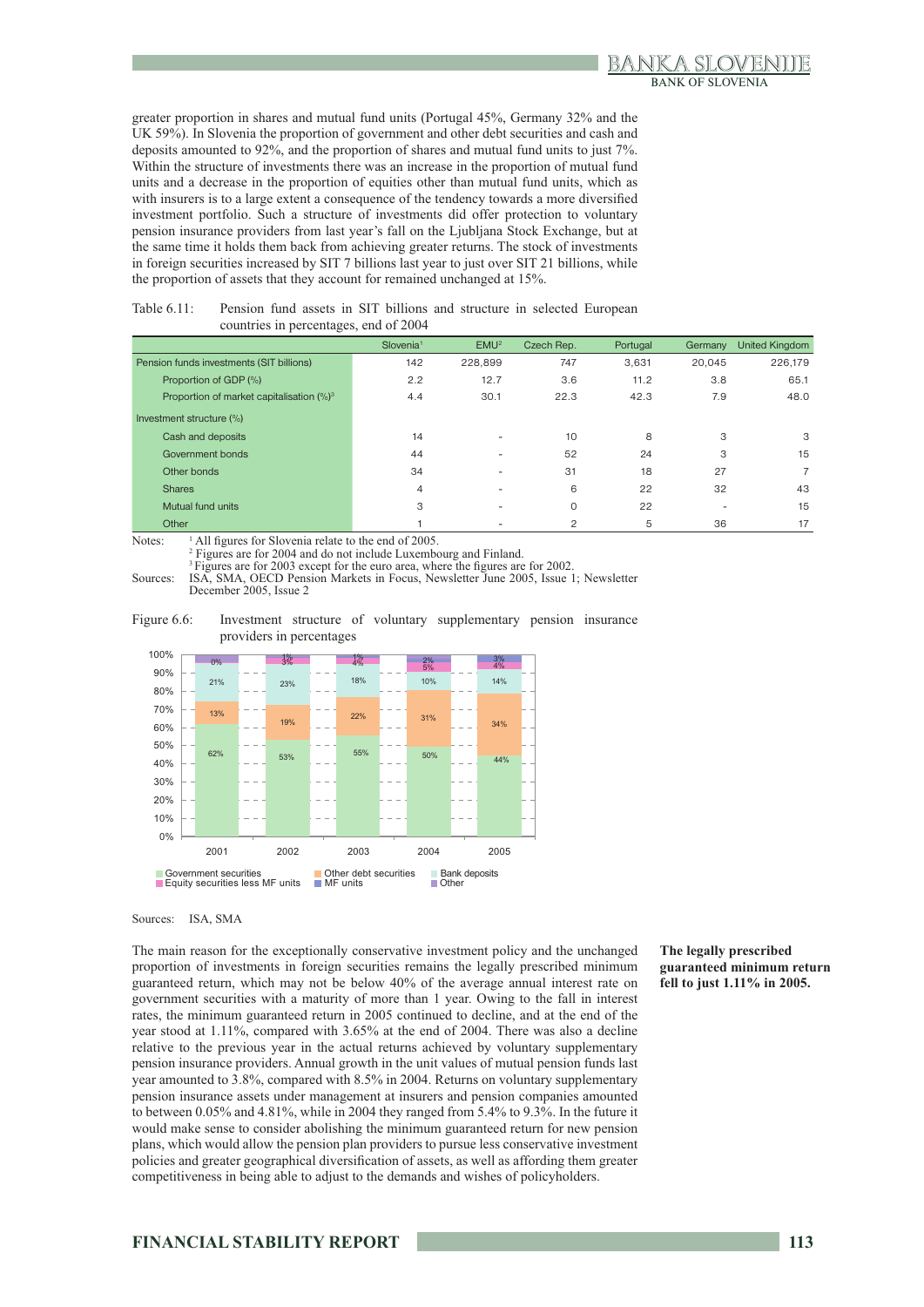greater proportion in shares and mutual fund units (Portugal 45%, Germany 32% and the UK 59%). In Slovenia the proportion of government and other debt securities and cash and deposits amounted to 92%, and the proportion of shares and mutual fund units to just 7%. Within the structure of investments there was an increase in the proportion of mutual fund units and a decrease in the proportion of equities other than mutual fund units, which as with insurers is to a large extent a consequence of the tendency towards a more diversified investment portfolio. Such a structure of investments did offer protection to voluntary pension insurance providers from last year's fall on the Ljubljana Stock Exchange, but at the same time it holds them back from achieving greater returns. The stock of investments in foreign securities increased by SIT 7 billions last year to just over SIT 21 billions, while the proportion of assets that they account for remained unchanged at 15%.

Table 6.11: Pension fund assets in SIT billions and structure in selected European countries in percentages, end of 2004

| | Slovenia[1] | EMU[2] | Czech Rep. | Portugal | Germany | United Kingdom |
|---|---|---|---|---|---|---|
| Pension funds investments (SIT billions) | 142 | 228,899 | 747 | 3,631 | 20,045 | 226,179 |
| Proportion of GDP (%) | 2.2 | 12.7 | 3.6 | 11.2 | 3.8 | 65.1 |
| Proportion of market capitalisation (%)[3] | 4.4 | 30.1 | 22.3 | 42.3 | 7.9 | 48.0 |
| Investment structure (%) | | | | | | |
| Cash and deposits | 14 | - | 10 | 8 | 3 | 3 |
| Government bonds | 44 | - | 52 | 24 | 3 | 15 |
| Other bonds | 34 | - | 31 | 18 | 27 | 7 |
| Shares | 4 | - | 6 | 22 | 32 | 43 |
| Mutual fund units | 3 | - | 0 | 22 | - | 15 |
| Other | 1 | - | 2 | 5 | 36 | 17 |

Notes: [1] All figures for Slovenia relate to the end of 2005.
[2] Figures are for 2004 and do not include Luxembourg and Finland.
[3] Figures are for 2003 except for the euro area, where the figures are for 2002.

Sources: ISA, SMA, OECD Pension Markets in Focus, Newsletter June 2005, Issue 1; Newsletter December 2005, Issue 2

Figure 6.6: Investment structure of voluntary supplementary pension insurance providers in percentages

| | 2001 | 2002 | 2003 | 2004 | 2005 |
|---|---|---|---|---|---|
| Government securities | 62% | 53% | 55% | 50% | 44% |
| Other debt securities | 13% | 19% | 22% | 31% | 34% |
| Bank deposits | 21% | 23% | 18% | 10% | 14% |
| Equity securities less MF units | 0% | 3% | 4% | 5% | 4% |
| MF units | | 1% | 1% | 2% | 3% |

Sources: ISA, SMA

**The legally prescribed guaranteed minimum return fell to just 1.11% in 2005.**

The main reason for the exceptionally conservative investment policy and the unchanged proportion of investments in foreign securities remains the legally prescribed minimum guaranteed return, which may not be below 40% of the average annual interest rate on government securities with a maturity of more than 1 year. Owing to the fall in interest rates, the minimum guaranteed return in 2005 continued to decline, and at the end of the year stood at 1.11%, compared with 3.65% at the end of 2004. There was also a decline relative to the previous year in the actual returns achieved by voluntary supplementary pension insurance providers. Annual growth in the unit values of mutual pension funds last year amounted to 3.8%, compared with 8.5% in 2004. Returns on voluntary supplementary pension insurance assets under management at insurers and pension companies amounted to between 0.05% and 4.81%, while in 2004 they ranged from 5.4% to 9.3%. In the future it would make sense to consider abolishing the minimum guaranteed return for new pension plans, which would allow the pension plan providers to pursue less conservative investment policies and greater geographical diversification of assets, as well as affording them greater competitiveness in being able to adjust to the demands and wishes of policyholders.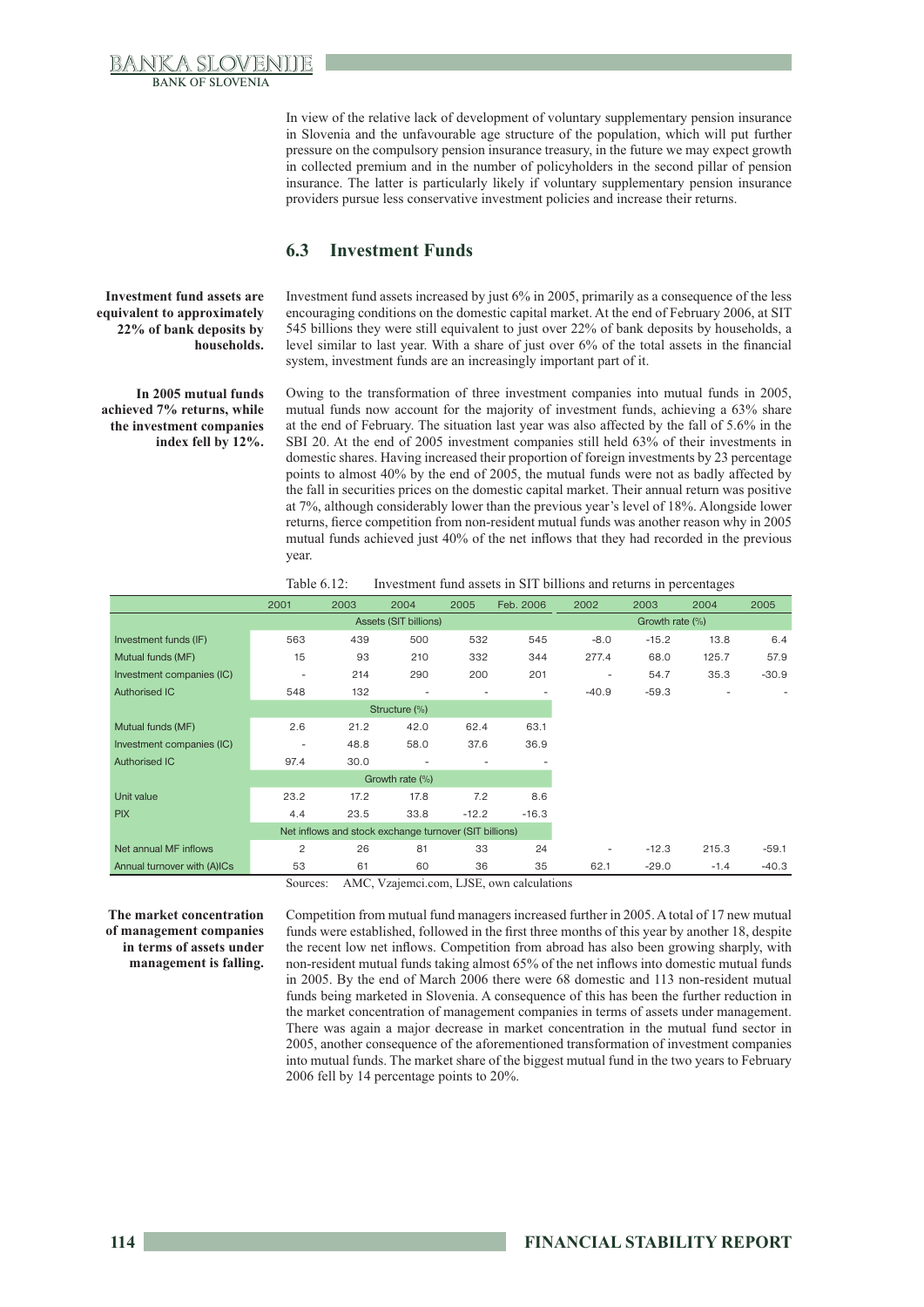In view of the relative lack of development of voluntary supplementary pension insurance in Slovenia and the unfavourable age structure of the population, which will put further pressure on the compulsory pension insurance treasury, in the future we may expect growth in collected premium and in the number of policyholders in the second pillar of pension insurance. The latter is particularly likely if voluntary supplementary pension insurance providers pursue less conservative investment policies and increase their returns.

## 6.3 Investment Funds

**Investment fund assets are equivalent to approximately 22% of bank deposits by households.**

Investment fund assets increased by just 6% in 2005, primarily as a consequence of the less encouraging conditions on the domestic capital market. At the end of February 2006, at SIT 545 billions they were still equivalent to just over 22% of bank deposits by households, a level similar to last year. With a share of just over 6% of the total assets in the financial system, investment funds are an increasingly important part of it.

**In 2005 mutual funds achieved 7% returns, while the investment companies index fell by 12%.**

Owing to the transformation of three investment companies into mutual funds in 2005, mutual funds now account for the majority of investment funds, achieving a 63% share at the end of February. The situation last year was also affected by the fall of 5.6% in the SBI 20. At the end of 2005 investment companies still held 63% of their investments in domestic shares. Having increased their proportion of foreign investments by 23 percentage points to almost 40% by the end of 2005, the mutual funds were not as badly affected by the fall in securities prices on the domestic capital market. Their annual return was positive at 7%, although considerably lower than the previous year's level of 18%. Alongside lower returns, fierce competition from non-resident mutual funds was another reason why in 2005 mutual funds achieved just 40% of the net inflows that they had recorded in the previous year.

Table 6.12: Investment fund assets in SIT billions and returns in percentages

| | 2001 | 2003 | 2004 | 2005 | Feb. 2006 | 2002 | 2003 | 2004 | 2005 |
|---|---|---|---|---|---|---|---|---|---|
| | Assets (SIT billions) | | | | | Growth rate (%) | | | |
| Investment funds (IF) | 563 | 439 | 500 | 532 | 545 | -8.0 | -15.2 | 13.8 | 6.4 |
| Mutual funds (MF) | 15 | 93 | 210 | 332 | 344 | 277.4 | 68.0 | 125.7 | 57.9 |
| Investment companies (IC) | - | 214 | 290 | 200 | 201 | - | 54.7 | 35.3 | -30.9 |
| Authorised IC | 548 | 132 | - | - | - | -40.9 | -59.3 | - | - |
| | Structure (%) | | | | | | | | |
| Mutual funds (MF) | 2.6 | 21.2 | 42.0 | 62.4 | 63.1 | | | | |
| Investment companies (IC) | - | 48.8 | 58.0 | 37.6 | 36.9 | | | | |
| Authorised IC | 97.4 | 30.0 | - | - | - | | | | |
| | Growth rate (%) | | | | | | | | |
| Unit value | 23.2 | 17.2 | 17.8 | 7.2 | 8.6 | | | | |
| PIX | 4.4 | 23.5 | 33.8 | -12.2 | -16.3 | | | | |
| | Net inflows and stock exchange turnover (SIT billions) | | | | | | | | |
| Net annual MF inflows | 2 | 26 | 81 | 33 | 24 | - | -12.3 | 215.3 | -59.1 |
| Annual turnover with (A)ICs | 53 | 61 | 60 | 36 | 35 | 62.1 | -29.0 | -1.4 | -40.3 |

Sources: AMC, Vzajemci.com, LJSE, own calculations

**The market concentration of management companies in terms of assets under management is falling.**

Competition from mutual fund managers increased further in 2005. A total of 17 new mutual funds were established, followed in the first three months of this year by another 18, despite the recent low net inflows. Competition from abroad has also been growing sharply, with non-resident mutual funds taking almost 65% of the net inflows into domestic mutual funds in 2005. By the end of March 2006 there were 68 domestic and 113 non-resident mutual funds being marketed in Slovenia. A consequence of this has been the further reduction in the market concentration of management companies in terms of assets under management. There was again a major decrease in market concentration in the mutual fund sector in 2005, another consequence of the aforementioned transformation of investment companies into mutual funds. The market share of the biggest mutual fund in the two years to February 2006 fell by 14 percentage points to 20%.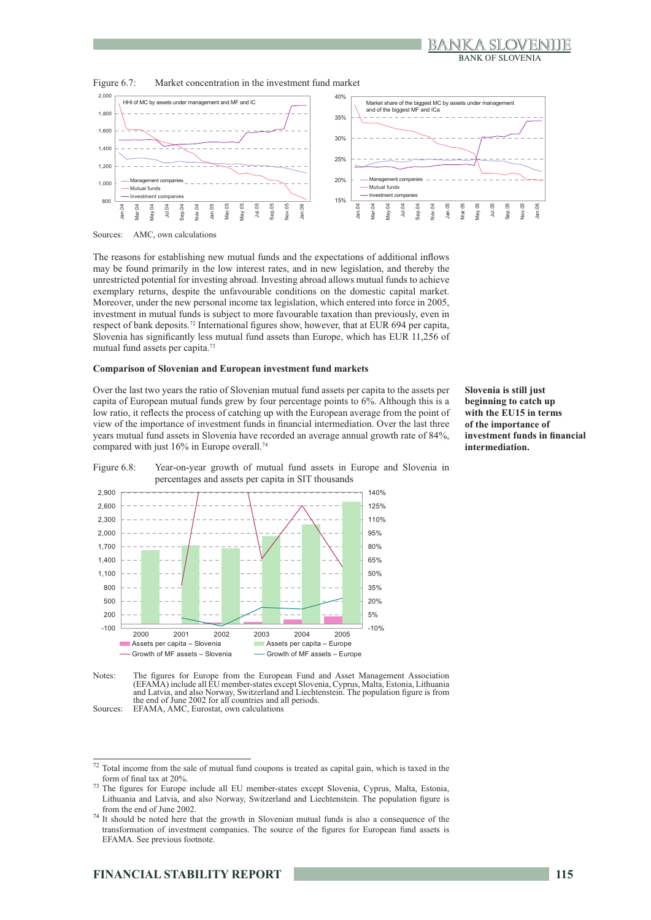Figure 6.7: Market concentration in the investment fund market

Sources: AMC, own calculations

The reasons for establishing new mutual funds and the expectations of additional inflows may be found primarily in the low interest rates, and in new legislation, and thereby the unrestricted potential for investing abroad. Investing abroad allows mutual funds to achieve exemplary returns, despite the unfavourable conditions on the domestic capital market. Moreover, under the new personal income tax legislation, which entered into force in 2005, investment in mutual funds is subject to more favourable taxation than previously, even in respect of bank deposits.[72] International figures show, however, that at EUR 694 per capita, Slovenia has significantly less mutual fund assets than Europe, which has EUR 11,256 of mutual fund assets per capita.[73]

### Comparison of Slovenian and European investment fund markets

**Slovenia is still just beginning to catch up with the EU15 in terms of the importance of investment funds in financial intermediation.**

Over the last two years the ratio of Slovenian mutual fund assets per capita to the assets per capita of European mutual funds grew by four percentage points to 6%. Although this is a low ratio, it reflects the process of catching up with the European average from the point of view of the importance of investment funds in financial intermediation. Over the last three years mutual fund assets in Slovenia have recorded an average annual growth rate of 84%, compared with just 16% in Europe overall.[74]

Figure 6.8: Year-on-year growth of mutual fund assets in Europe and Slovenia in percentages and assets per capita in SIT thousands

Notes: The figures for Europe from the European Fund and Asset Management Association (EFAMA) include all EU member-states except Slovenia, Cyprus, Malta, Estonia, Lithuania and Latvia, and also Norway, Switzerland and Liechtenstein. The population figure is from the end of June 2002 for all countries and all periods.

Sources: EFAMA, AMC, Eurostat, own calculations

---

[72] Total income from the sale of mutual fund coupons is treated as capital gain, which is taxed in the form of final tax at 20%.

[73] The figures for Europe include all EU member-states except Slovenia, Cyprus, Malta, Estonia, Lithuania and Latvia, and also Norway, Switzerland and Liechtenstein. The population figure is from the end of June 2002.

[74] It should be noted here that the growth in Slovenian mutual funds is also a consequence of the transformation of investment companies. The source of the figures for European fund assets is EFAMA. See previous footnote.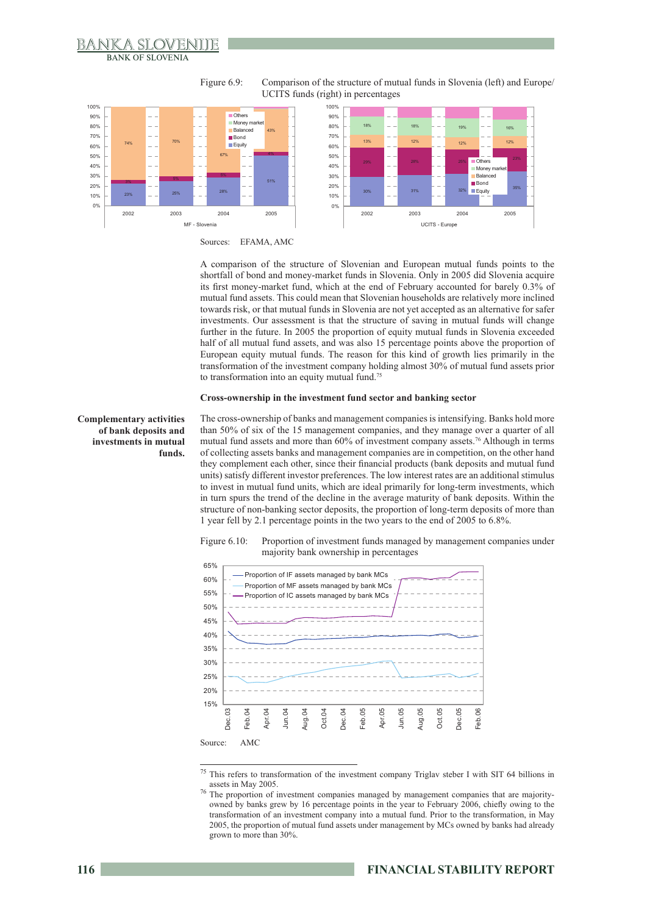Figure 6.9: Comparison of the structure of mutual funds in Slovenia (left) and Europe/UCITS funds (right) in percentages

Sources: EFAMA, AMC

A comparison of the structure of Slovenian and European mutual funds points to the shortfall of bond and money-market funds in Slovenia. Only in 2005 did Slovenia acquire its first money-market fund, which at the end of February accounted for barely 0.3% of mutual fund assets. This could mean that Slovenian households are relatively more inclined towards risk, or that mutual funds in Slovenia are not yet accepted as an alternative for safer investments. Our assessment is that the structure of saving in mutual funds will change further in the future. In 2005 the proportion of equity mutual funds in Slovenia exceeded half of all mutual fund assets, and was also 15 percentage points above the proportion of European equity mutual funds. The reason for this kind of growth lies primarily in the transformation of the investment company holding almost 30% of mutual fund assets prior to transformation into an equity mutual fund.[75]

### Cross-ownership in the investment fund sector and banking sector

**Complementary activities of bank deposits and investments in mutual funds.**

The cross-ownership of banks and management companies is intensifying. Banks hold more than 50% of six of the 15 management companies, and they manage over a quarter of all mutual fund assets and more than 60% of investment company assets.[76] Although in terms of collecting assets banks and management companies are in competition, on the other hand they complement each other, since their financial products (bank deposits and mutual fund units) satisfy different investor preferences. The low interest rates are an additional stimulus to invest in mutual fund units, which are ideal primarily for long-term investments, which in turn spurs the trend of the decline in the average maturity of bank deposits. Within the structure of non-banking sector deposits, the proportion of long-term deposits of more than 1 year fell by 2.1 percentage points in the two years to the end of 2005 to 6.8%.

Figure 6.10: Proportion of investment funds managed by management companies under majority bank ownership in percentages

Source: AMC

[75] This refers to transformation of the investment company Triglav steber I with SIT 64 billions in assets in May 2005.

[76] The proportion of investment companies managed by management companies that are majority-owned by banks grew by 16 percentage points in the year to February 2006, chiefly owing to the transformation of an investment company into a mutual fund. Prior to the transformation, in May 2005, the proportion of mutual fund assets under management by MCs owned by banks had already grown to more than 30%.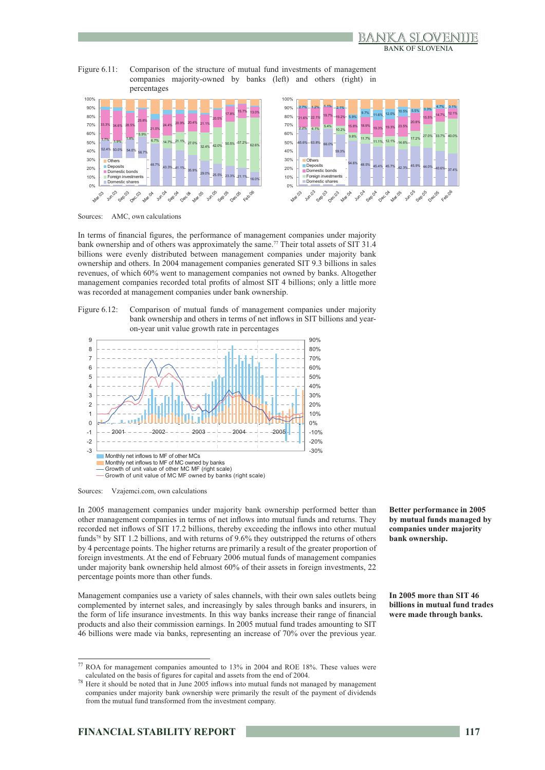Figure 6.11: Comparison of the structure of mutual fund investments of management companies majority-owned by banks (left) and others (right) in percentages

Sources: AMC, own calculations

In terms of financial figures, the performance of management companies under majority bank ownership and of others was approximately the same.[77] Their total assets of SIT 31.4 billions were evenly distributed between management companies under majority bank ownership and others. In 2004 management companies generated SIT 9.3 billions in sales revenues, of which 60% went to management companies not owned by banks. Altogether management companies recorded total profits of almost SIT 4 billions; only a little more was recorded at management companies under bank ownership.

Figure 6.12: Comparison of mutual funds of management companies under majority bank ownership and others in terms of net inflows in SIT billions and year-on-year unit value growth rate in percentages

Sources: Vzajemci.com, own calculations

**Better performance in 2005 by mutual funds managed by companies under majority bank ownership.**

In 2005 management companies under majority bank ownership performed better than other management companies in terms of net inflows into mutual funds and returns. They recorded net inflows of SIT 17.2 billions, thereby exceeding the inflows into other mutual funds[78] by SIT 1.2 billions, and with returns of 9.6% they outstripped the returns of others by 4 percentage points. The higher returns are primarily a result of the greater proportion of foreign investments. At the end of February 2006 mutual funds of management companies under majority bank ownership held almost 60% of their assets in foreign investments, 22 percentage points more than other funds.

**In 2005 more than SIT 46 billions in mutual fund trades were made through banks.**

Management companies use a variety of sales channels, with their own sales outlets being complemented by internet sales, and increasingly by sales through banks and insurers, in the form of life insurance investments. In this way banks increase their range of financial products and also their commission earnings. In 2005 mutual fund trades amounting to SIT 46 billions were made via banks, representing an increase of 70% over the previous year.

---

[77] ROA for management companies amounted to 13% in 2004 and ROE 18%. These values were calculated on the basis of figures for capital and assets from the end of 2004.

[78] Here it should be noted that in June 2005 inflows into mutual funds not managed by management companies under majority bank ownership were primarily the result of the payment of dividends from the mutual fund transformed from the investment company.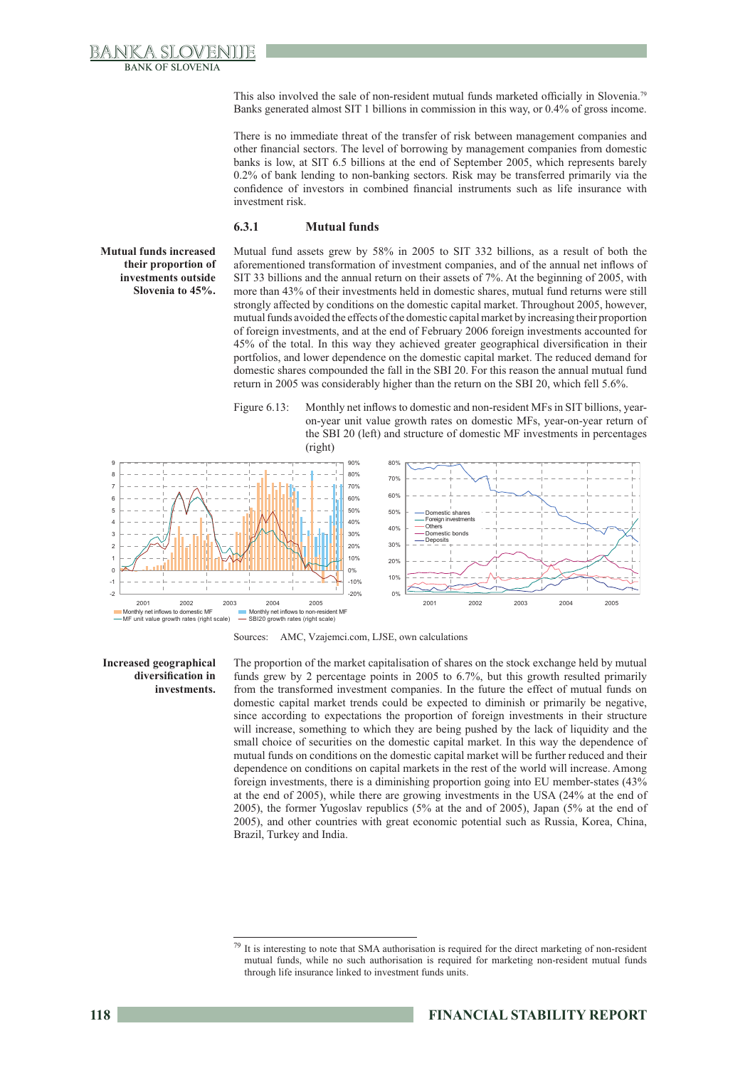This also involved the sale of non-resident mutual funds marketed officially in Slovenia.[79] Banks generated almost SIT 1 billions in commission in this way, or 0.4% of gross income.

There is no immediate threat of the transfer of risk between management companies and other financial sectors. The level of borrowing by management companies from domestic banks is low, at SIT 6.5 billions at the end of September 2005, which represents barely 0.2% of bank lending to non-banking sectors. Risk may be transferred primarily via the confidence of investors in combined financial instruments such as life insurance with investment risk.

### 6.3.1 Mutual funds

**Mutual funds increased their proportion of investments outside Slovenia to 45%.**

Mutual fund assets grew by 58% in 2005 to SIT 332 billions, as a result of both the aforementioned transformation of investment companies, and of the annual net inflows of SIT 33 billions and the annual return on their assets of 7%. At the beginning of 2005, with more than 43% of their investments held in domestic shares, mutual fund returns were still strongly affected by conditions on the domestic capital market. Throughout 2005, however, mutual funds avoided the effects of the domestic capital market by increasing their proportion of foreign investments, and at the end of February 2006 foreign investments accounted for 45% of the total. In this way they achieved greater geographical diversification in their portfolios, and lower dependence on the domestic capital market. The reduced demand for domestic shares compounded the fall in the SBI 20. For this reason the annual mutual fund return in 2005 was considerably higher than the return on the SBI 20, which fell 5.6%.

Figure 6.13: Monthly net inflows to domestic and non-resident MFs in SIT billions, year-on-year unit value growth rates on domestic MFs, year-on-year return of the SBI 20 (left) and structure of domestic MF investments in percentages (right)

Sources: AMC, Vzajemci.com, LJSE, own calculations

**Increased geographical diversification in investments.**

The proportion of the market capitalisation of shares on the stock exchange held by mutual funds grew by 2 percentage points in 2005 to 6.7%, but this growth resulted primarily from the transformed investment companies. In the future the effect of mutual funds on domestic capital market trends could be expected to diminish or primarily be negative, since according to expectations the proportion of foreign investments in their structure will increase, something to which they are being pushed by the lack of liquidity and the small choice of securities on the domestic capital market. In this way the dependence of mutual funds on conditions on the domestic capital market will be further reduced and their dependence on conditions on capital markets in the rest of the world will increase. Among foreign investments, there is a diminishing proportion going into EU member-states (43% at the end of 2005), while there are growing investments in the USA (24% at the end of 2005), the former Yugoslav republics (5% at the and of 2005), Japan (5% at the end of 2005), and other countries with great economic potential such as Russia, Korea, China, Brazil, Turkey and India.

---

[79] It is interesting to note that SMA authorisation is required for the direct marketing of non-resident mutual funds, while no such authorisation is required for marketing non-resident mutual funds through life insurance linked to investment funds units.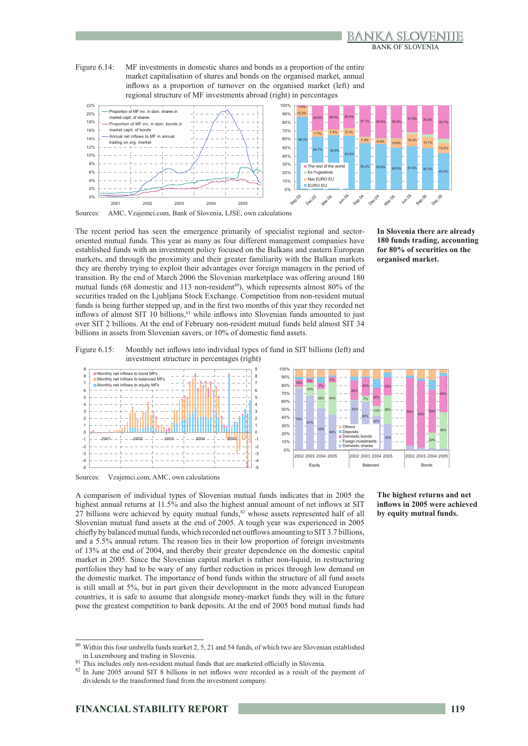Figure 6.14: MF investments in domestic shares and bonds as a proportion of the entire market capitalisation of shares and bonds on the organised market, annual inflows as a proportion of turnover on the organised market (left) and regional structure of MF investments abroad (right) in percentages

Sources: AMC, Vzajemci.com, Bank of Slovenia, LJSE, own calculations

**In Slovenia there are already 180 funds trading, accounting for 80% of securities on the organised market.**

The recent period has seen the emergence primarily of specialist regional and sector-oriented mutual funds. This year as many as four different management companies have established funds with an investment policy focused on the Balkans and eastern European markets, and through the proximity and their greater familiarity with the Balkan markets they are thereby trying to exploit their advantages over foreign managers in the period of transition. By the end of March 2006 the Slovenian marketplace was offering around 180 mutual funds (68 domestic and 113 non-resident[80]), which represents almost 80% of the securities traded on the Ljubljana Stock Exchange. Competition from non-resident mutual funds is being further stepped up, and in the first two months of this year they recorded net inflows of almost SIT 10 billions,[81] while inflows into Slovenian funds amounted to just over SIT 2 billions. At the end of February non-resident mutual funds held almost SIT 34 billions in assets from Slovenian savers, or 10% of domestic fund assets.

Figure 6.15: Monthly net inflows into individual types of fund in SIT billions (left) and investment structure in percentages (right)

Sources: Vzajemci.com, AMC, own calculations

**The highest returns and net inflows in 2005 were achieved by equity mutual funds.**

A comparison of individual types of Slovenian mutual funds indicates that in 2005 the highest annual returns at 11.5% and also the highest annual amount of net inflows at SIT 27 billions were achieved by equity mutual funds,[82] whose assets represented half of all Slovenian mutual fund assets at the end of 2005. A tough year was experienced in 2005 chiefly by balanced mutual funds, which recorded net outflows amounting to SIT 3.7 billions, and a 5.5% annual return. The reason lies in their low proportion of foreign investments of 13% at the end of 2004, and thereby their greater dependence on the domestic capital market in 2005. Since the Slovenian capital market is rather non-liquid, in restructuring portfolios they had to be wary of any further reduction in prices through low demand on the domestic market. The importance of bond funds within the structure of all fund assets is still small at 5%, but in part given their development in the more advanced European countries, it is safe to assume that alongside money-market funds they will in the future pose the greatest competition to bank deposits. At the end of 2005 bond mutual funds had

---

[80] Within this four umbrella funds market 2, 5, 21 and 54 funds, of which two are Slovenian established in Luxembourg and trading in Slovenia.

[81] This includes only non-resident mutual funds that are marketed officially in Slovenia.

[82] In June 2005 around SIT 8 billions in net inflows were recorded as a result of the payment of dividends to the transformed fund from the investment company.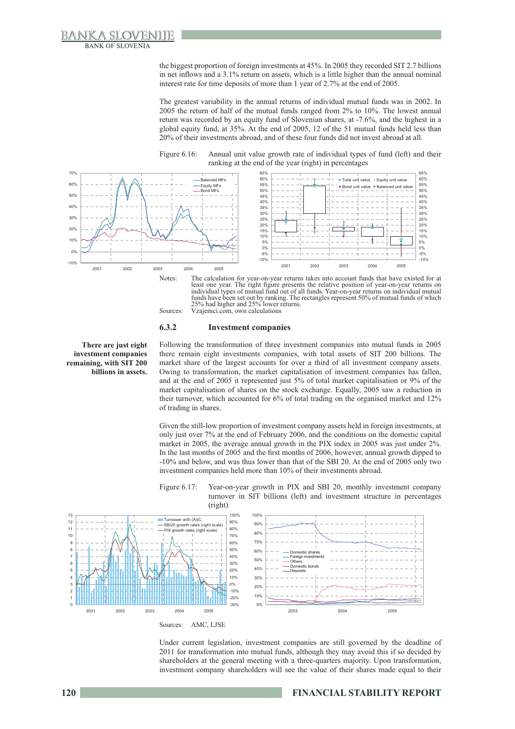the biggest proportion of foreign investments at 45%. In 2005 they recorded SIT 2.7 billions in net inflows and a 3.1% return on assets, which is a little higher than the annual nominal interest rate for time deposits of more than 1 year of 2.7% at the end of 2005.

The greatest variability in the annual returns of individual mutual funds was in 2002. In 2005 the return of half of the mutual funds ranged from 2% to 10%. The lowest annual return was recorded by an equity fund of Slovenian shares, at -7.6%, and the highest in a global equity fund, at 35%. At the end of 2005, 12 of the 51 mutual funds held less than 20% of their investments abroad, and of these four funds did not invest abroad at all.

Figure 6.16: Annual unit value growth rate of individual types of fund (left) and their ranking at the end of the year (right) in percentages

Notes: The calculation for year-on-year returns takes into account funds that have existed for at least one year. The right figure presents the relative position of year-on-year returns on individual types of mutual fund out of all funds. Year-on-year returns on individual mutual funds have been set out by ranking. The rectangles represent 50% of mutual funds of which 25% had higher and 25% lower returns.

Sources: Vzajemci.com, own calculations

### 6.3.2 Investment companies

**There are just eight investment companies remaining, with SIT 200 billions in assets.**

Following the transformation of three investment companies into mutual funds in 2005 there remain eight investments companies, with total assets of SIT 200 billions. The market share of the largest accounts for over a third of all investment company assets. Owing to transformation, the market capitalisation of investment companies has fallen, and at the end of 2005 it represented just 5% of total market capitalisation or 9% of the market capitalisation of shares on the stock exchange. Equally, 2005 saw a reduction in their turnover, which accounted for 6% of total trading on the organised market and 12% of trading in shares.

Given the still-low proportion of investment company assets held in foreign investments, at only just over 7% at the end of February 2006, and the conditions on the domestic capital market in 2005, the average annual growth in the PIX index in 2005 was just under 2%. In the last months of 2005 and the first months of 2006, however, annual growth dipped to -10% and below, and was thus lower than that of the SBI 20. At the end of 2005 only two investment companies held more than 10% of their investments abroad.

Figure 6.17: Year-on-year growth in PIX and SBI 20, monthly investment company turnover in SIT billions (left) and investment structure in percentages (right)

Sources: AMC, LJSE

Under current legislation, investment companies are still governed by the deadline of 2011 for transformation into mutual funds, although they may avoid this if so decided by shareholders at the general meeting with a three-quarters majority. Upon transformation, investment company shareholders will see the value of their shares made equal to their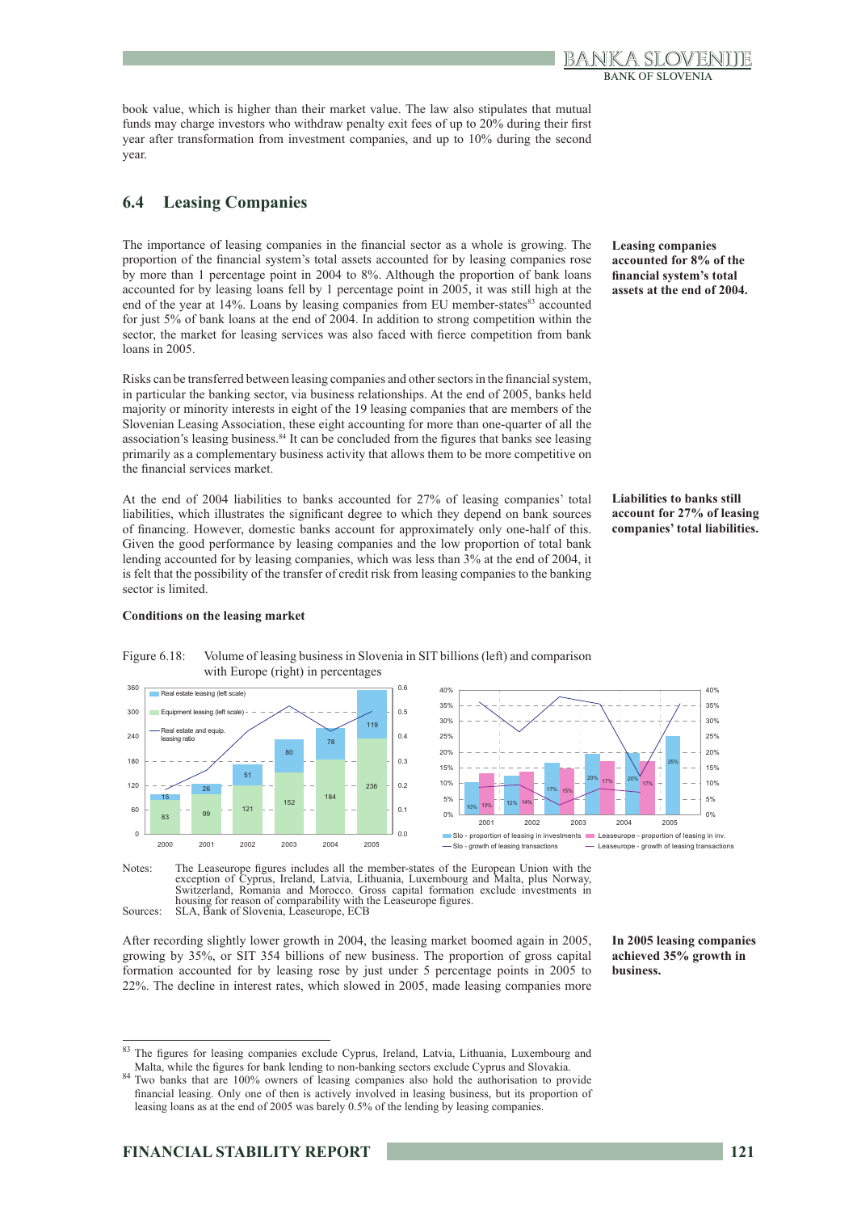book value, which is higher than their market value. The law also stipulates that mutual funds may charge investors who withdraw penalty exit fees of up to 20% during their first year after transformation from investment companies, and up to 10% during the second year.

## 6.4 Leasing Companies

**Leasing companies accounted for 8% of the financial system's total assets at the end of 2004.**

The importance of leasing companies in the financial sector as a whole is growing. The proportion of the financial system's total assets accounted for by leasing companies rose by more than 1 percentage point in 2004 to 8%. Although the proportion of bank loans accounted for by leasing loans fell by 1 percentage point in 2005, it was still high at the end of the year at 14%. Loans by leasing companies from EU member-states[83] accounted for just 5% of bank loans at the end of 2004. In addition to strong competition within the sector, the market for leasing services was also faced with fierce competition from bank loans in 2005.

Risks can be transferred between leasing companies and other sectors in the financial system, in particular the banking sector, via business relationships. At the end of 2005, banks held majority or minority interests in eight of the 19 leasing companies that are members of the Slovenian Leasing Association, these eight accounting for more than one-quarter of all the association's leasing business.[84] It can be concluded from the figures that banks see leasing primarily as a complementary business activity that allows them to be more competitive on the financial services market.

**Liabilities to banks still account for 27% of leasing companies' total liabilities.**

At the end of 2004 liabilities to banks accounted for 27% of leasing companies' total liabilities, which illustrates the significant degree to which they depend on bank sources of financing. However, domestic banks account for approximately only one-half of this. Given the good performance by leasing companies and the low proportion of total bank lending accounted for by leasing companies, which was less than 3% at the end of 2004, it is felt that the possibility of the transfer of credit risk from leasing companies to the banking sector is limited.

**Conditions on the leasing market**

Figure 6.18: Volume of leasing business in Slovenia in SIT billions (left) and comparison with Europe (right) in percentages

| | 2000 | 2001 | 2002 | 2003 | 2004 | 2005 |
|---|---|---|---|---|---|---|
| Equipment leasing (left scale) | 83 | 99 | 121 | 152 | 184 | 236 |
| Real estate leasing (left scale) | 15 | 26 | 51 | 80 | 78 | 119 |

| | 2001 | 2002 | 2003 | 2004 | 2005 |
|---|---|---|---|---|---|
| Slo - proportion of leasing in investments | 10% | 12% | 17% | 20% | 25% |
| Leaseurope - proportion of leasing in inv. | 13% | 14% | 15% | 17% | 17% |

Notes: The Leaseurope figures includes all the member-states of the European Union with the exception of Cyprus, Ireland, Latvia, Lithuania, Luxembourg and Malta, plus Norway, Switzerland, Romania and Morocco. Gross capital formation exclude investments in housing for reason of comparability with the Leaseurope figures.
Sources: SLA, Bank of Slovenia, Leaseurope, ECB

**In 2005 leasing companies achieved 35% growth in business.**

After recording slightly lower growth in 2004, the leasing market boomed again in 2005, growing by 35%, or SIT 354 billions of new business. The proportion of gross capital formation accounted for by leasing rose by just under 5 percentage points in 2005 to 22%. The decline in interest rates, which slowed in 2005, made leasing companies more

[83] The figures for leasing companies exclude Cyprus, Ireland, Latvia, Lithuania, Luxembourg and Malta, while the figures for bank lending to non-banking sectors exclude Cyprus and Slovakia.

[84] Two banks that are 100% owners of leasing companies also hold the authorisation to provide financial leasing. Only one of then is actively involved in leasing business, but its proportion of leasing loans as at the end of 2005 was barely 0.5% of the lending by leasing companies.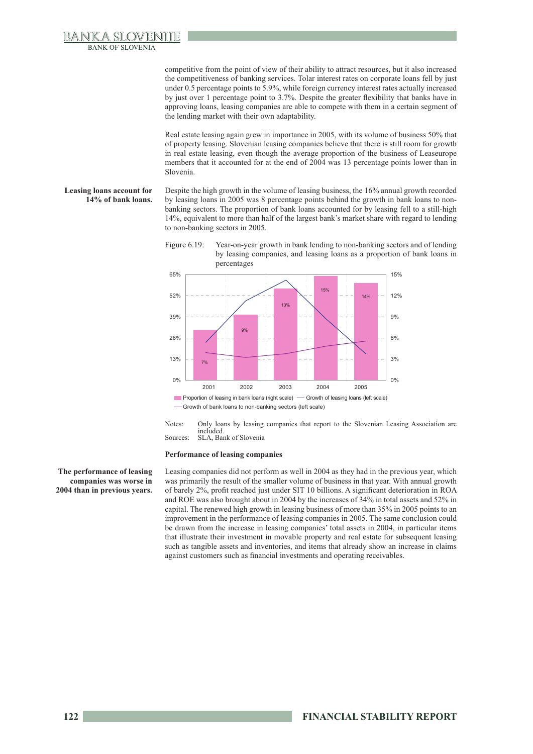competitive from the point of view of their ability to attract resources, but it also increased the competitiveness of banking services. Tolar interest rates on corporate loans fell by just under 0.5 percentage points to 5.9%, while foreign currency interest rates actually increased by just over 1 percentage point to 3.7%. Despite the greater flexibility that banks have in approving loans, leasing companies are able to compete with them in a certain segment of the lending market with their own adaptability.

Real estate leasing again grew in importance in 2005, with its volume of business 50% that of property leasing. Slovenian leasing companies believe that there is still room for growth in real estate leasing, even though the average proportion of the business of Leaseurope members that it accounted for at the end of 2004 was 13 percentage points lower than in Slovenia.

**Leasing loans account for 14% of bank loans.**

Despite the high growth in the volume of leasing business, the 16% annual growth recorded by leasing loans in 2005 was 8 percentage points behind the growth in bank loans to non-banking sectors. The proportion of bank loans accounted for by leasing fell to a still-high 14%, equivalent to more than half of the largest bank's market share with regard to lending to non-banking sectors in 2005.

Figure 6.19: Year-on-year growth in bank lending to non-banking sectors and of lending by leasing companies, and leasing loans as a proportion of bank loans in percentages

Notes: Only loans by leasing companies that report to the Slovenian Leasing Association are included.
Sources: SLA, Bank of Slovenia

### Performance of leasing companies

**The performance of leasing companies was worse in 2004 than in previous years.**

Leasing companies did not perform as well in 2004 as they had in the previous year, which was primarily the result of the smaller volume of business in that year. With annual growth of barely 2%, profit reached just under SIT 10 billions. A significant deterioration in ROA and ROE was also brought about in 2004 by the increases of 34% in total assets and 52% in capital. The renewed high growth in leasing business of more than 35% in 2005 points to an improvement in the performance of leasing companies in 2005. The same conclusion could be drawn from the increase in leasing companies' total assets in 2004, in particular items that illustrate their investment in movable property and real estate for subsequent leasing such as tangible assets and inventories, and items that already show an increase in claims against customers such as financial investments and operating receivables.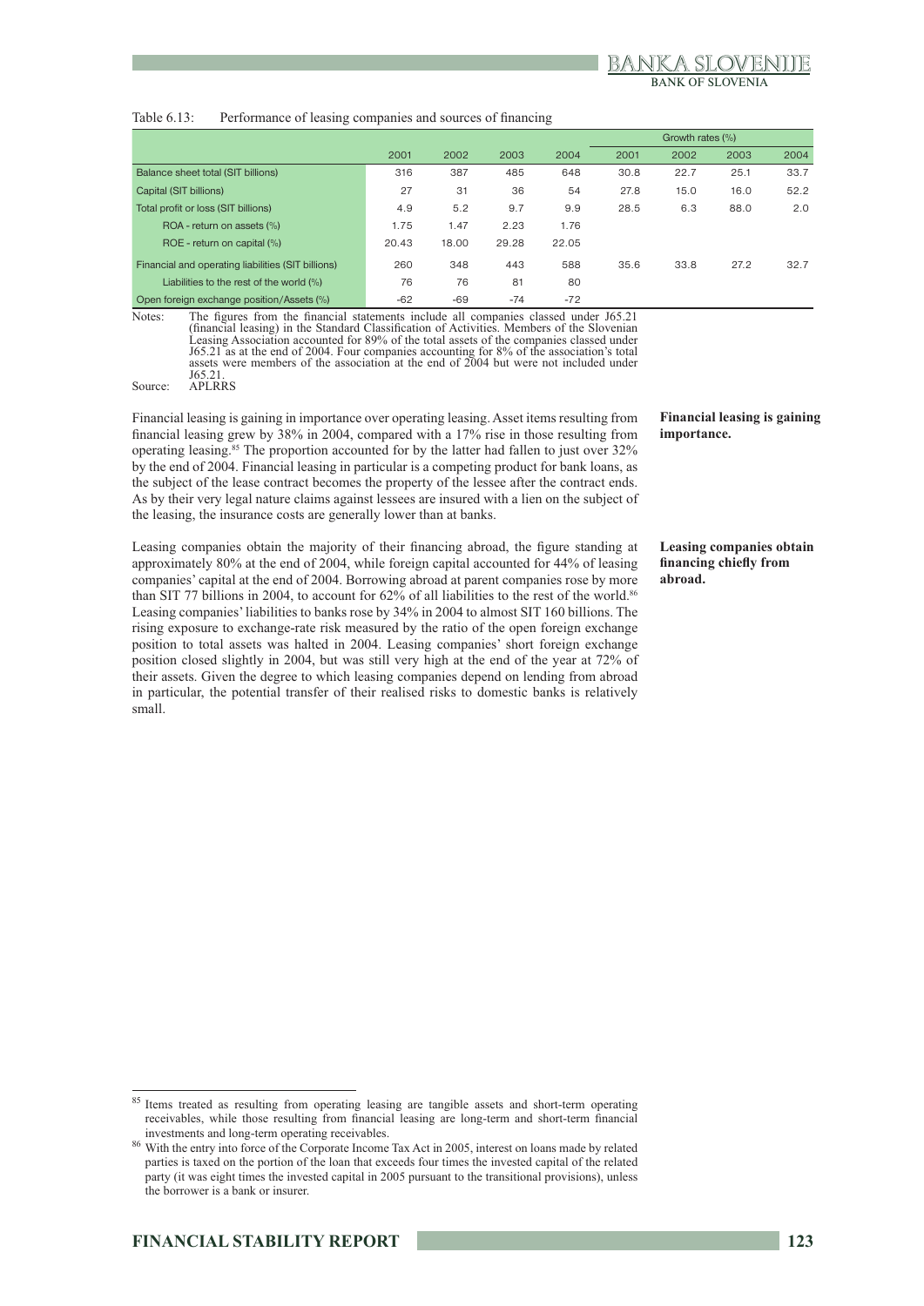Table 6.13: Performance of leasing companies and sources of financing

| | 2001 | 2002 | 2003 | 2004 | Growth rates (%) | | | |
|---|---|---|---|---|---|---|---|---|
| | | | | | 2001 | 2002 | 2003 | 2004 |
| Balance sheet total (SIT billions) | 316 | 387 | 485 | 648 | 30.8 | 22.7 | 25.1 | 33.7 |
| Capital (SIT billions) | 27 | 31 | 36 | 54 | 27.8 | 15.0 | 16.0 | 52.2 |
| Total profit or loss (SIT billions) | 4.9 | 5.2 | 9.7 | 9.9 | 28.5 | 6.3 | 88.0 | 2.0 |
| ROA - return on assets (%) | 1.75 | 1.47 | 2.23 | 1.76 | | | | |
| ROE - return on capital (%) | 20.43 | 18.00 | 29.28 | 22.05 | | | | |
| Financial and operating liabilities (SIT billions) | 260 | 348 | 443 | 588 | 35.6 | 33.8 | 27.2 | 32.7 |
| Liabilities to the rest of the world (%) | 76 | 76 | 81 | 80 | | | | |
| Open foreign exchange position/Assets (%) | -62 | -69 | -74 | -72 | | | | |

Notes: The figures from the financial statements include all companies classed under J65.21 (financial leasing) in the Standard Classification of Activities. Members of the Slovenian Leasing Association accounted for 89% of the total assets of the companies classed under J65.21 as at the end of 2004. Four companies accounting for 8% of the association's total assets were members of the association at the end of 2004 but were not included under J65.21.

Source: APLRRS

**Financial leasing is gaining importance.**

Financial leasing is gaining in importance over operating leasing. Asset items resulting from financial leasing grew by 38% in 2004, compared with a 17% rise in those resulting from operating leasing.[85] The proportion accounted for by the latter had fallen to just over 32% by the end of 2004. Financial leasing in particular is a competing product for bank loans, as the subject of the lease contract becomes the property of the lessee after the contract ends. As by their very legal nature claims against lessees are insured with a lien on the subject of the leasing, the insurance costs are generally lower than at banks.

**Leasing companies obtain financing chiefly from abroad.**

Leasing companies obtain the majority of their financing abroad, the figure standing at approximately 80% at the end of 2004, while foreign capital accounted for 44% of leasing companies' capital at the end of 2004. Borrowing abroad at parent companies rose by more than SIT 77 billions in 2004, to account for 62% of all liabilities to the rest of the world.[86] Leasing companies' liabilities to banks rose by 34% in 2004 to almost SIT 160 billions. The rising exposure to exchange-rate risk measured by the ratio of the open foreign exchange position to total assets was halted in 2004. Leasing companies' short foreign exchange position closed slightly in 2004, but was still very high at the end of the year at 72% of their assets. Given the degree to which leasing companies depend on lending from abroad in particular, the potential transfer of their realised risks to domestic banks is relatively small.

---

[85] Items treated as resulting from operating leasing are tangible assets and short-term operating receivables, while those resulting from financial leasing are long-term and short-term financial investments and long-term operating receivables.

[86] With the entry into force of the Corporate Income Tax Act in 2005, interest on loans made by related parties is taxed on the portion of the loan that exceeds four times the invested capital of the related party (it was eight times the invested capital in 2005 pursuant to the transitional provisions), unless the borrower is a bank or insurer.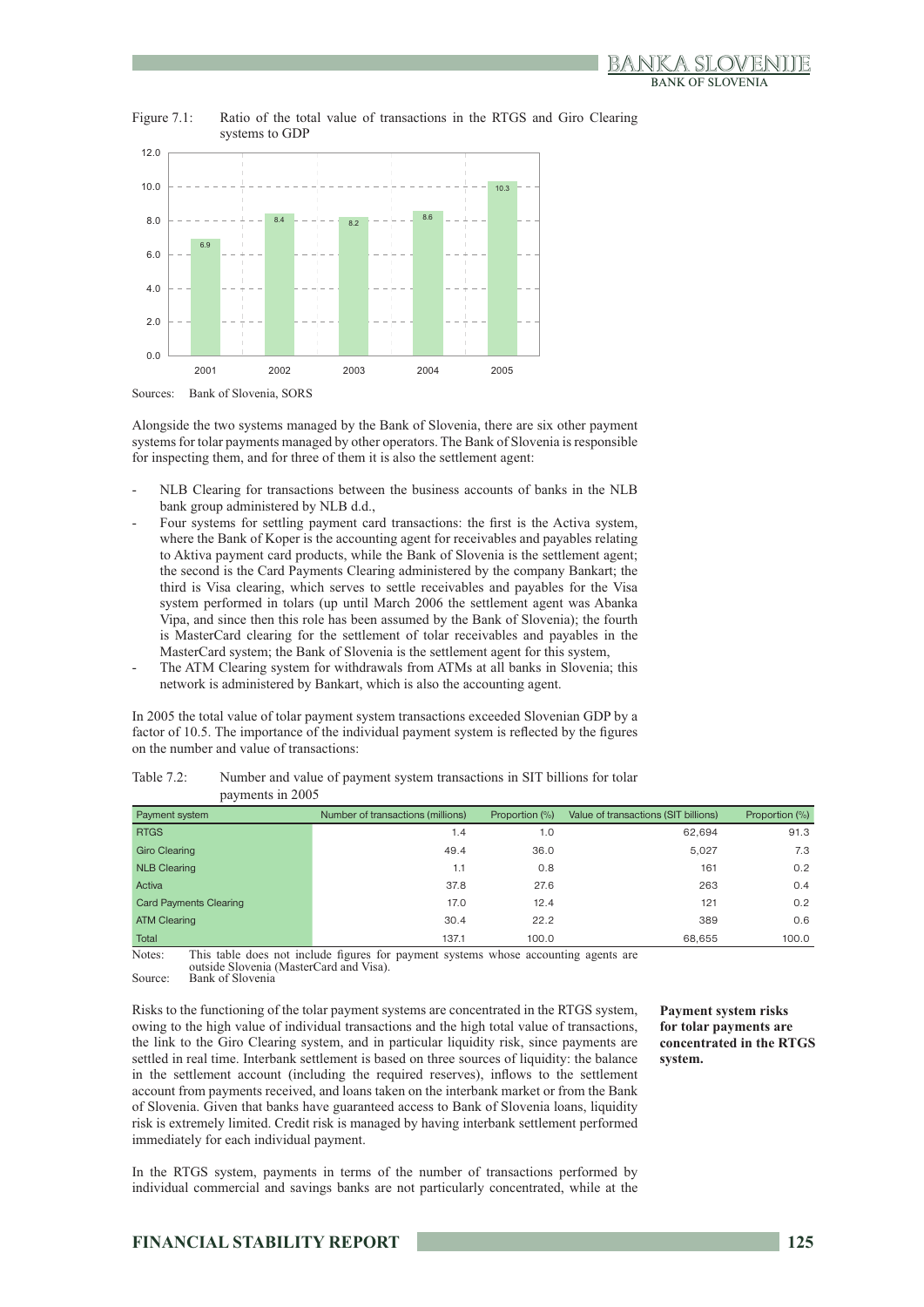Figure 7.1: Ratio of the total value of transactions in the RTGS and Giro Clearing systems to GDP

| Year | Ratio |
|---|---|
| 2001 | 6.9 |
| 2002 | 8.4 |
| 2003 | 8.2 |
| 2004 | 8.6 |
| 2005 | 10.3 |

Sources: Bank of Slovenia, SORS

Alongside the two systems managed by the Bank of Slovenia, there are six other payment systems for tolar payments managed by other operators. The Bank of Slovenia is responsible for inspecting them, and for three of them it is also the settlement agent:

- NLB Clearing for transactions between the business accounts of banks in the NLB bank group administered by NLB d.d.,
- Four systems for settling payment card transactions: the first is the Activa system, where the Bank of Koper is the accounting agent for receivables and payables relating to Aktiva payment card products, while the Bank of Slovenia is the settlement agent; the second is the Card Payments Clearing administered by the company Bankart; the third is Visa clearing, which serves to settle receivables and payables for the Visa system performed in tolars (up until March 2006 the settlement agent was Abanka Vipa, and since then this role has been assumed by the Bank of Slovenia); the fourth is MasterCard clearing for the settlement of tolar receivables and payables in the MasterCard system; the Bank of Slovenia is the settlement agent for this system,
- The ATM Clearing system for withdrawals from ATMs at all banks in Slovenia; this network is administered by Bankart, which is also the accounting agent.

In 2005 the total value of tolar payment system transactions exceeded Slovenian GDP by a factor of 10.5. The importance of the individual payment system is reflected by the figures on the number and value of transactions:

Table 7.2: Number and value of payment system transactions in SIT billions for tolar payments in 2005

| Payment system | Number of transactions (millions) | Proportion (%) | Value of transactions (SIT billions) | Proportion (%) |
|---|---|---|---|---|
| RTGS | 1.4 | 1.0 | 62,694 | 91.3 |
| Giro Clearing | 49.4 | 36.0 | 5,027 | 7.3 |
| NLB Clearing | 1.1 | 0.8 | 161 | 0.2 |
| Activa | 37.8 | 27.6 | 263 | 0.4 |
| Card Payments Clearing | 17.0 | 12.4 | 121 | 0.2 |
| ATM Clearing | 30.4 | 22.2 | 389 | 0.6 |
| Total | 137.1 | 100.0 | 68,655 | 100.0 |

Notes: This table does not include figures for payment systems whose accounting agents are outside Slovenia (MasterCard and Visa).
Source: Bank of Slovenia

**Payment system risks for tolar payments are concentrated in the RTGS system.**

Risks to the functioning of the tolar payment systems are concentrated in the RTGS system, owing to the high value of individual transactions and the high total value of transactions, the link to the Giro Clearing system, and in particular liquidity risk, since payments are settled in real time. Interbank settlement is based on three sources of liquidity: the balance in the settlement account (including the required reserves), inflows to the settlement account from payments received, and loans taken on the interbank market or from the Bank of Slovenia. Given that banks have guaranteed access to Bank of Slovenia loans, liquidity risk is extremely limited. Credit risk is managed by having interbank settlement performed immediately for each individual payment.

In the RTGS system, payments in terms of the number of transactions performed by individual commercial and savings banks are not particularly concentrated, while at the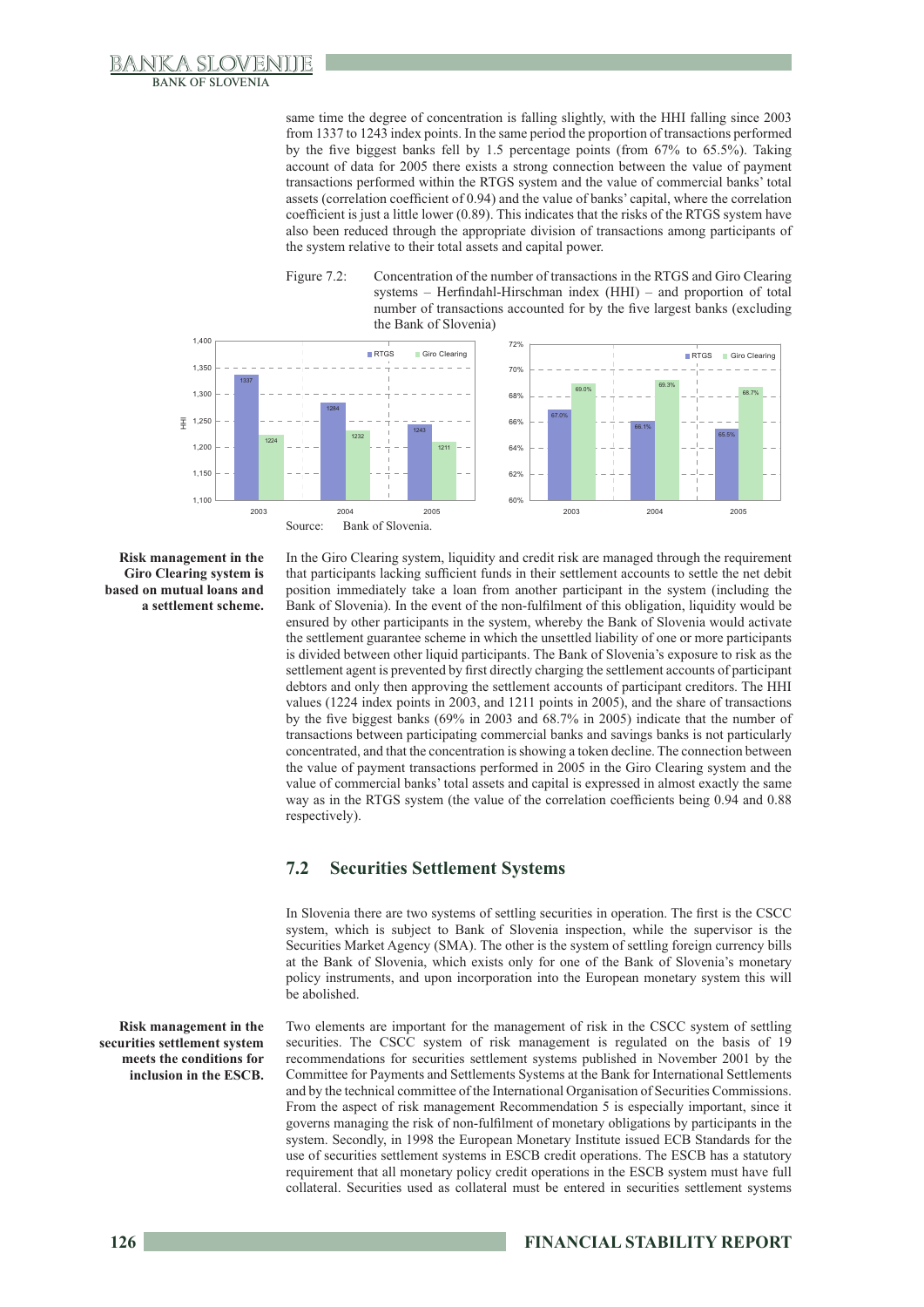same time the degree of concentration is falling slightly, with the HHI falling since 2003 from 1337 to 1243 index points. In the same period the proportion of transactions performed by the five biggest banks fell by 1.5 percentage points (from 67% to 65.5%). Taking account of data for 2005 there exists a strong connection between the value of payment transactions performed within the RTGS system and the value of commercial banks' total assets (correlation coefficient of 0.94) and the value of banks' capital, where the correlation coefficient is just a little lower (0.89). This indicates that the risks of the RTGS system have also been reduced through the appropriate division of transactions among participants of the system relative to their total assets and capital power.

Figure 7.2: Concentration of the number of transactions in the RTGS and Giro Clearing systems – Herfindahl-Hirschman index (HHI) – and proportion of total number of transactions accounted for by the five largest banks (excluding the Bank of Slovenia)

| HHI | 2003 | 2004 | 2005 |
|---|---|---|---|
| RTGS | 1337 | 1284 | 1243 |
| Giro Clearing | 1224 | 1232 | 1211 |

| Share of five largest banks | 2003 | 2004 | 2005 |
|---|---|---|---|
| RTGS | 67.0% | 66.1% | 65.5% |
| Giro Clearing | 69.0% | 69.3% | 68.7% |

Source: Bank of Slovenia.

**Risk management in the Giro Clearing system is based on mutual loans and a settlement scheme.**

In the Giro Clearing system, liquidity and credit risk are managed through the requirement that participants lacking sufficient funds in their settlement accounts to settle the net debit position immediately take a loan from another participant in the system (including the Bank of Slovenia). In the event of the non-fulfilment of this obligation, liquidity would be ensured by other participants in the system, whereby the Bank of Slovenia would activate the settlement guarantee scheme in which the unsettled liability of one or more participants is divided between other liquid participants. The Bank of Slovenia's exposure to risk as the settlement agent is prevented by first directly charging the settlement accounts of participant debtors and only then approving the settlement accounts of participant creditors. The HHI values (1224 index points in 2003, and 1211 points in 2005), and the share of transactions by the five biggest banks (69% in 2003 and 68.7% in 2005) indicate that the number of transactions between participating commercial banks and savings banks is not particularly concentrated, and that the concentration is showing a token decline. The connection between the value of payment transactions performed in 2005 in the Giro Clearing system and the value of commercial banks' total assets and capital is expressed in almost exactly the same way as in the RTGS system (the value of the correlation coefficients being 0.94 and 0.88 respectively).

## 7.2 Securities Settlement Systems

In Slovenia there are two systems of settling securities in operation. The first is the CSCC system, which is subject to Bank of Slovenia inspection, while the supervisor is the Securities Market Agency (SMA). The other is the system of settling foreign currency bills at the Bank of Slovenia, which exists only for one of the Bank of Slovenia's monetary policy instruments, and upon incorporation into the European monetary system this will be abolished.

**Risk management in the securities settlement system meets the conditions for inclusion in the ESCB.**

Two elements are important for the management of risk in the CSCC system of settling securities. The CSCC system of risk management is regulated on the basis of 19 recommendations for securities settlement systems published in November 2001 by the Committee for Payments and Settlements Systems at the Bank for International Settlements and by the technical committee of the International Organisation of Securities Commissions. From the aspect of risk management Recommendation 5 is especially important, since it governs managing the risk of non-fulfilment of monetary obligations by participants in the system. Secondly, in 1998 the European Monetary Institute issued ECB Standards for the use of securities settlement systems in ESCB credit operations. The ESCB has a statutory requirement that all monetary policy credit operations in the ESCB system must have full collateral. Securities used as collateral must be entered in securities settlement systems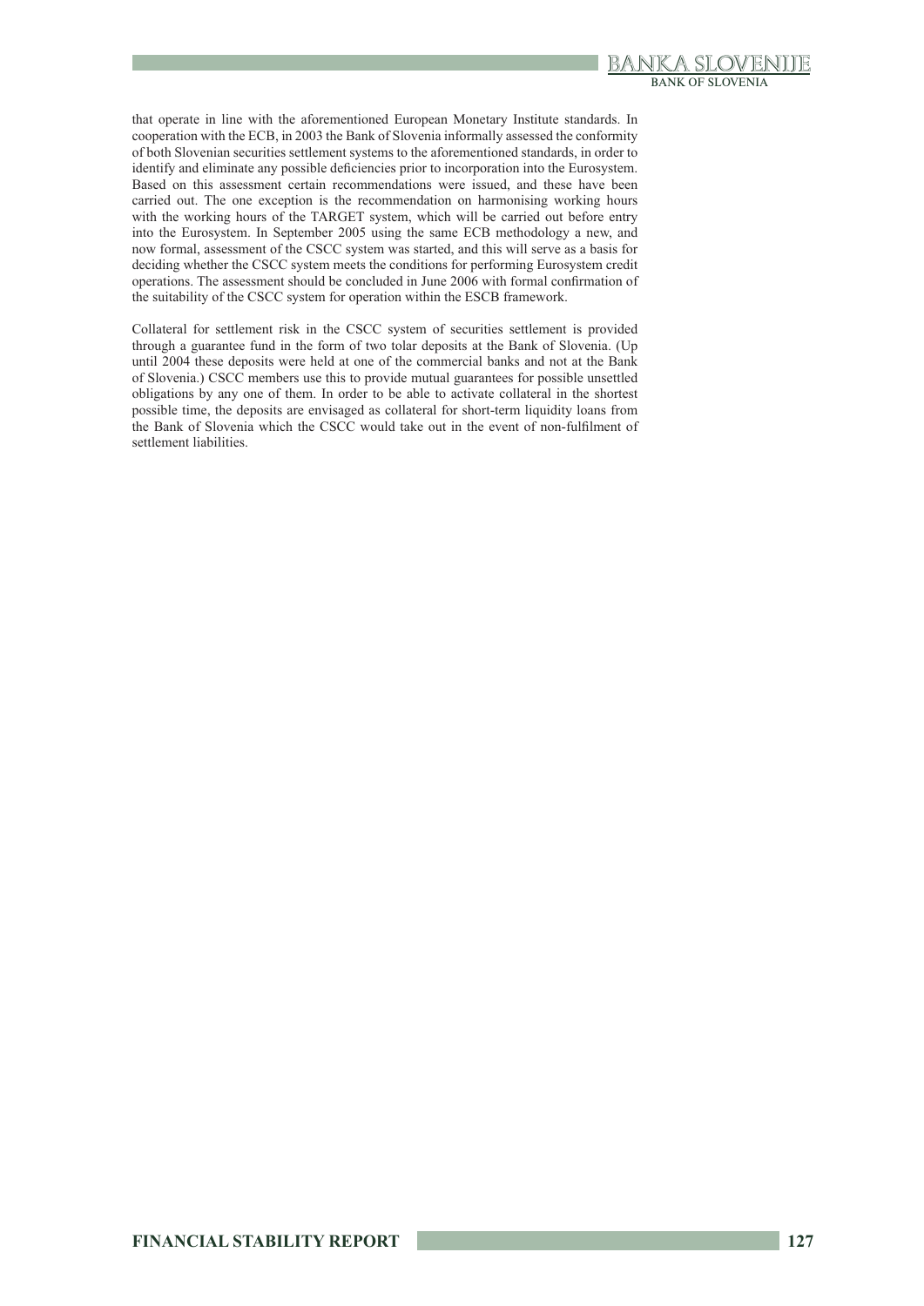that operate in line with the aforementioned European Monetary Institute standards. In cooperation with the ECB, in 2003 the Bank of Slovenia informally assessed the conformity of both Slovenian securities settlement systems to the aforementioned standards, in order to identify and eliminate any possible deficiencies prior to incorporation into the Eurosystem. Based on this assessment certain recommendations were issued, and these have been carried out. The one exception is the recommendation on harmonising working hours with the working hours of the TARGET system, which will be carried out before entry into the Eurosystem. In September 2005 using the same ECB methodology a new, and now formal, assessment of the CSCC system was started, and this will serve as a basis for deciding whether the CSCC system meets the conditions for performing Eurosystem credit operations. The assessment should be concluded in June 2006 with formal confirmation of the suitability of the CSCC system for operation within the ESCB framework.

Collateral for settlement risk in the CSCC system of securities settlement is provided through a guarantee fund in the form of two tolar deposits at the Bank of Slovenia. (Up until 2004 these deposits were held at one of the commercial banks and not at the Bank of Slovenia.) CSCC members use this to provide mutual guarantees for possible unsettled obligations by any one of them. In order to be able to activate collateral in the shortest possible time, the deposits are envisaged as collateral for short-term liquidity loans from the Bank of Slovenia which the CSCC would take out in the event of non-fulfilment of settlement liabilities.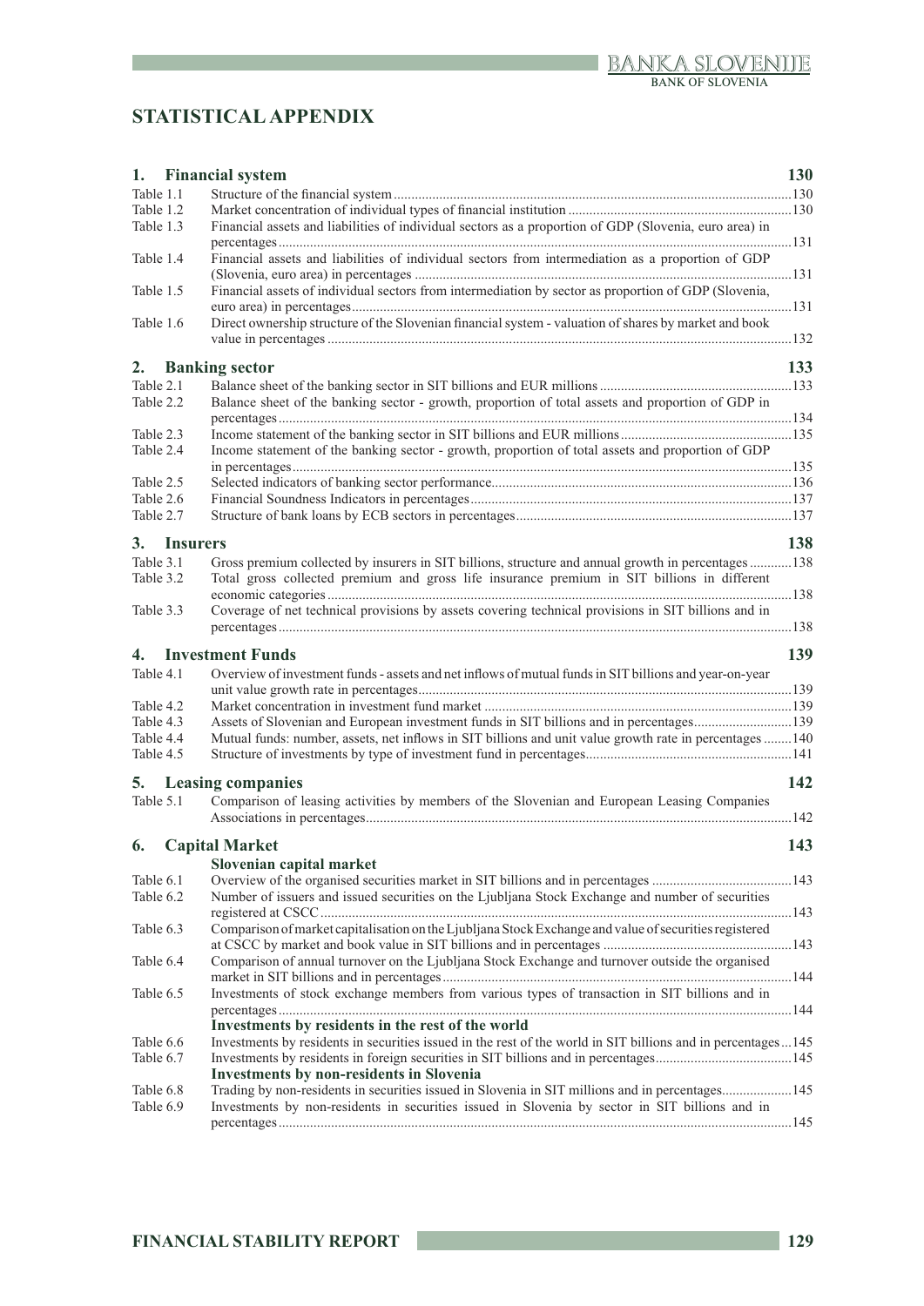# STATISTICAL APPENDIX

| | | |
|---|---|---|
| **1.** | **Financial system** | **130** |
| Table 1.1 | Structure of the financial system | 130 |
| Table 1.2 | Market concentration of individual types of financial institution | 130 |
| Table 1.3 | Financial assets and liabilities of individual sectors as a proportion of GDP (Slovenia, euro area) in percentages | 131 |
| Table 1.4 | Financial assets and liabilities of individual sectors from intermediation as a proportion of GDP (Slovenia, euro area) in percentages | 131 |
| Table 1.5 | Financial assets of individual sectors from intermediation by sector as proportion of GDP (Slovenia, euro area) in percentages | 131 |
| Table 1.6 | Direct ownership structure of the Slovenian financial system - valuation of shares by market and book value in percentages | 132 |
| **2.** | **Banking sector** | **133** |
| Table 2.1 | Balance sheet of the banking sector in SIT billions and EUR millions | 133 |
| Table 2.2 | Balance sheet of the banking sector - growth, proportion of total assets and proportion of GDP in percentages | 134 |
| Table 2.3 | Income statement of the banking sector in SIT billions and EUR millions | 135 |
| Table 2.4 | Income statement of the banking sector - growth, proportion of total assets and proportion of GDP in percentages | 135 |
| Table 2.5 | Selected indicators of banking sector performance | 136 |
| Table 2.6 | Financial Soundness Indicators in percentages | 137 |
| Table 2.7 | Structure of bank loans by ECB sectors in percentages | 137 |
| **3.** | **Insurers** | **138** |
| Table 3.1 | Gross premium collected by insurers in SIT billions, structure and annual growth in percentages | 138 |
| Table 3.2 | Total gross collected premium and gross life insurance premium in SIT billions in different economic categories | 138 |
| Table 3.3 | Coverage of net technical provisions by assets covering technical provisions in SIT billions and in percentages | 138 |
| **4.** | **Investment Funds** | **139** |
| Table 4.1 | Overview of investment funds - assets and net inflows of mutual funds in SIT billions and year-on-year unit value growth rate in percentages | 139 |
| Table 4.2 | Market concentration in investment fund market | 139 |
| Table 4.3 | Assets of Slovenian and European investment funds in SIT billions and in percentages | 139 |
| Table 4.4 | Mutual funds: number, assets, net inflows in SIT billions and unit value growth rate in percentages | 140 |
| Table 4.5 | Structure of investments by type of investment fund in percentages | 141 |
| **5.** | **Leasing companies** | **142** |
| Table 5.1 | Comparison of leasing activities by members of the Slovenian and European Leasing Companies Associations in percentages | 142 |
| **6.** | **Capital Market** | **143** |
| | **Slovenian capital market** | |
| Table 6.1 | Overview of the organised securities market in SIT billions and in percentages | 143 |
| Table 6.2 | Number of issuers and issued securities on the Ljubljana Stock Exchange and number of securities registered at CSCC | 143 |
| Table 6.3 | Comparison of market capitalisation on the Ljubljana Stock Exchange and value of securities registered at CSCC by market and book value in SIT billions and in percentages | 143 |
| Table 6.4 | Comparison of annual turnover on the Ljubljana Stock Exchange and turnover outside the organised market in SIT billions and in percentages | 144 |
| Table 6.5 | Investments of stock exchange members from various types of transaction in SIT billions and in percentages | 144 |
| | **Investments by residents in the rest of the world** | |
| Table 6.6 | Investments by residents in securities issued in the rest of the world in SIT billions and in percentages | 145 |
| Table 6.7 | Investments by residents in foreign securities in SIT billions and in percentages | 145 |
| | **Investments by non-residents in Slovenia** | |
| Table 6.8 | Trading by non-residents in securities issued in Slovenia in SIT millions and in percentages | 145 |
| Table 6.9 | Investments by non-residents in securities issued in Slovenia by sector in SIT billions and in percentages | 145 |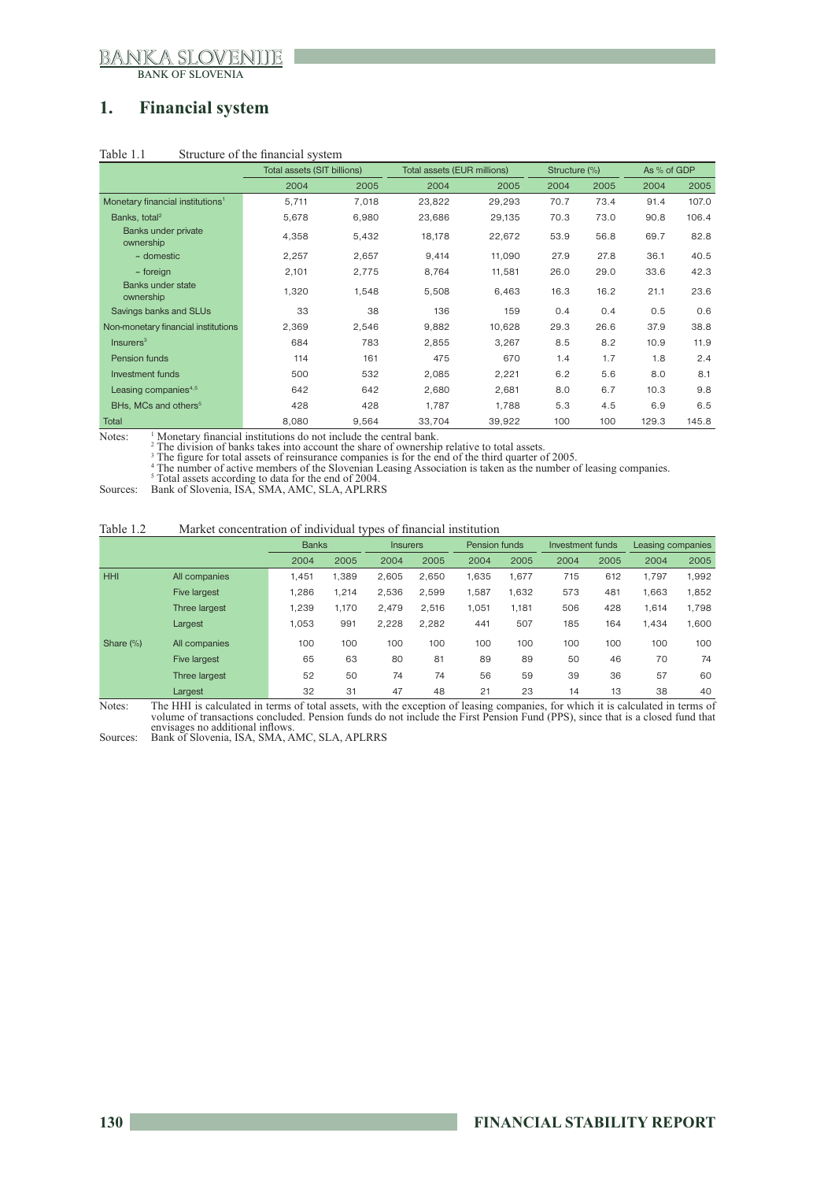# 1. Financial system

Table 1.1 Structure of the financial system

| | Total assets (SIT billions) | | Total assets (EUR millions) | | Structure (%) | | As % of GDP | |
|---|---|---|---|---|---|---|---|---|
| | 2004 | 2005 | 2004 | 2005 | 2004 | 2005 | 2004 | 2005 |
| Monetary financial institutions[1] | 5,711 | 7,018 | 23,822 | 29,293 | 70.7 | 73.4 | 91.4 | 107.0 |
| Banks, total[2] | 5,678 | 6,980 | 23,686 | 29,135 | 70.3 | 73.0 | 90.8 | 106.4 |
| Banks under private ownership | 4,358 | 5,432 | 18,178 | 22,672 | 53.9 | 56.8 | 69.7 | 82.8 |
| – domestic | 2,257 | 2,657 | 9,414 | 11,090 | 27.9 | 27.8 | 36.1 | 40.5 |
| – foreign | 2,101 | 2,775 | 8,764 | 11,581 | 26.0 | 29.0 | 33.6 | 42.3 |
| Banks under state ownership | 1,320 | 1,548 | 5,508 | 6,463 | 16.3 | 16.2 | 21.1 | 23.6 |
| Savings banks and SLUs | 33 | 38 | 136 | 159 | 0.4 | 0.4 | 0.5 | 0.6 |
| Non-monetary financial institutions | 2,369 | 2,546 | 9,882 | 10,628 | 29.3 | 26.6 | 37.9 | 38.8 |
| Insurers[3] | 684 | 783 | 2,855 | 3,267 | 8.5 | 8.2 | 10.9 | 11.9 |
| Pension funds | 114 | 161 | 475 | 670 | 1.4 | 1.7 | 1.8 | 2.4 |
| Investment funds | 500 | 532 | 2,085 | 2,221 | 6.2 | 5.6 | 8.0 | 8.1 |
| Leasing companies[4,5] | 642 | 642 | 2,680 | 2,681 | 8.0 | 6.7 | 10.3 | 9.8 |
| BHs, MCs and others[5] | 428 | 428 | 1,787 | 1,788 | 5.3 | 4.5 | 6.9 | 6.5 |
| Total | 8,080 | 9,564 | 33,704 | 39,922 | 100 | 100 | 129.3 | 145.8 |

Notes:
[1] Monetary financial institutions do not include the central bank.
[2] The division of banks takes into account the share of ownership relative to total assets.
[3] The figure for total assets of reinsurance companies is for the end of the third quarter of 2005.
[4] The number of active members of the Slovenian Leasing Association is taken as the number of leasing companies.
[5] Total assets according to data for the end of 2004.

Sources: Bank of Slovenia, ISA, SMA, AMC, SLA, APLRRS

Table 1.2 Market concentration of individual types of financial institution

| | | Banks | | Insurers | | Pension funds | | Investment funds | | Leasing companies | |
|---|---|---|---|---|---|---|---|---|---|---|---|
| | | 2004 | 2005 | 2004 | 2005 | 2004 | 2005 | 2004 | 2005 | 2004 | 2005 |
| HHI | All companies | 1,451 | 1,389 | 2,605 | 2,650 | 1,635 | 1,677 | 715 | 612 | 1,797 | 1,992 |
| | Five largest | 1,286 | 1,214 | 2,536 | 2,599 | 1,587 | 1,632 | 573 | 481 | 1,663 | 1,852 |
| | Three largest | 1,239 | 1,170 | 2,479 | 2,516 | 1,051 | 1,181 | 506 | 428 | 1,614 | 1,798 |
| | Largest | 1,053 | 991 | 2,228 | 2,282 | 441 | 507 | 185 | 164 | 1,434 | 1,600 |
| Share (%) | All companies | 100 | 100 | 100 | 100 | 100 | 100 | 100 | 100 | 100 | 100 |
| | Five largest | 65 | 63 | 80 | 81 | 89 | 89 | 50 | 46 | 70 | 74 |
| | Three largest | 52 | 50 | 74 | 74 | 56 | 59 | 39 | 36 | 57 | 60 |
| | Largest | 32 | 31 | 47 | 48 | 21 | 23 | 14 | 13 | 38 | 40 |

Notes: The HHI is calculated in terms of total assets, with the exception of leasing companies, for which it is calculated in terms of volume of transactions concluded. Pension funds do not include the First Pension Fund (PPS), since that is a closed fund that envisages no additional inflows.

Sources: Bank of Slovenia, ISA, SMA, AMC, SLA, APLRRS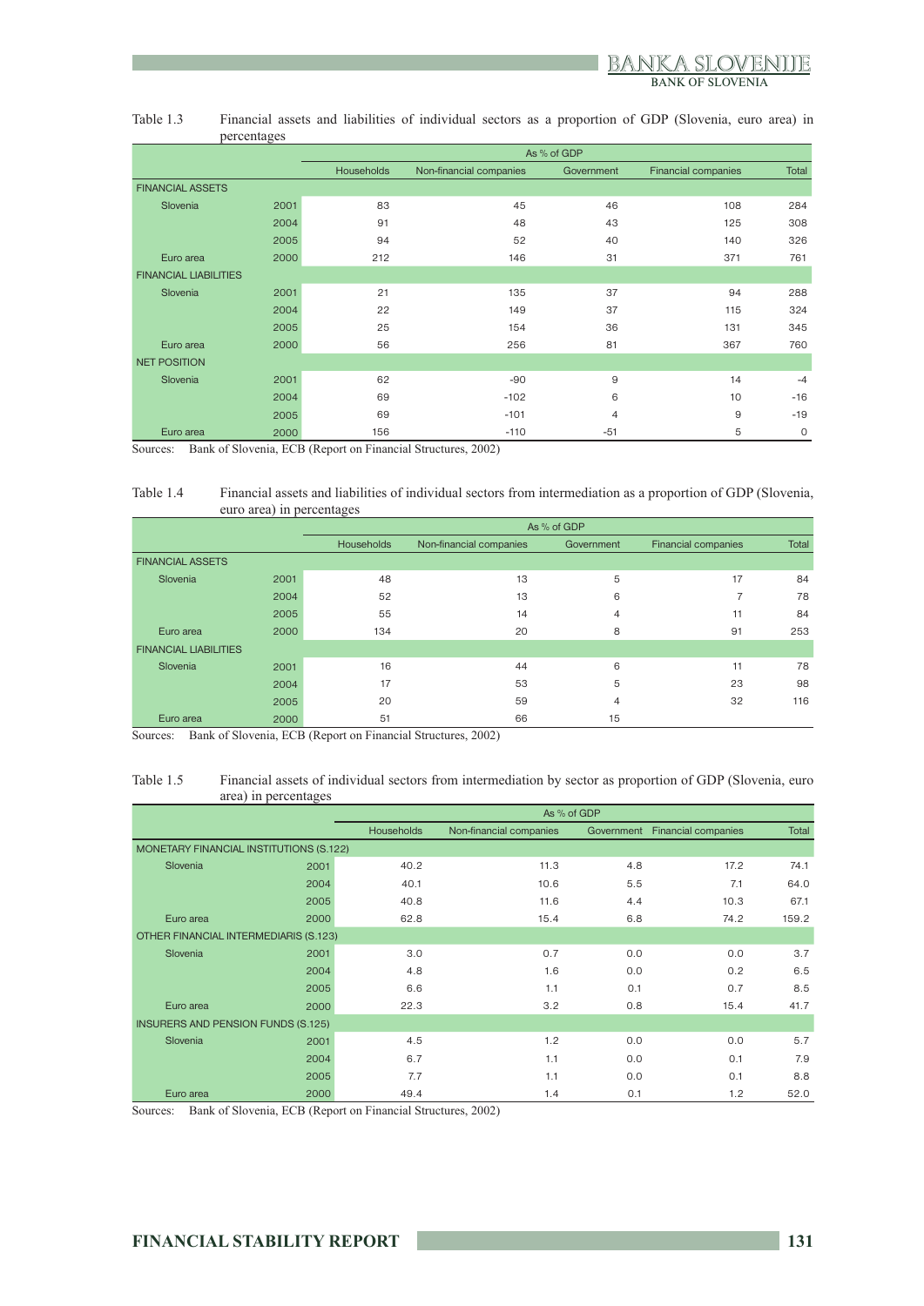Table 1.3 Financial assets and liabilities of individual sectors as a proportion of GDP (Slovenia, euro area) in percentages

| | | As % of GDP | | | | |
|---|---|---|---|---|---|---|
| | | Households | Non-financial companies | Government | Financial companies | Total |
| FINANCIAL ASSETS | | | | | | |
| Slovenia | 2001 | 83 | 45 | 46 | 108 | 284 |
| | 2004 | 91 | 48 | 43 | 125 | 308 |
| | 2005 | 94 | 52 | 40 | 140 | 326 |
| Euro area | 2000 | 212 | 146 | 31 | 371 | 761 |
| FINANCIAL LIABILITIES | | | | | | |
| Slovenia | 2001 | 21 | 135 | 37 | 94 | 288 |
| | 2004 | 22 | 149 | 37 | 115 | 324 |
| | 2005 | 25 | 154 | 36 | 131 | 345 |
| Euro area | 2000 | 56 | 256 | 81 | 367 | 760 |
| NET POSITION | | | | | | |
| Slovenia | 2001 | 62 | -90 | 9 | 14 | -4 |
| | 2004 | 69 | -102 | 6 | 10 | -16 |
| | 2005 | 69 | -101 | 4 | 9 | -19 |
| Euro area | 2000 | 156 | -110 | -51 | 5 | 0 |

Sources: Bank of Slovenia, ECB (Report on Financial Structures, 2002)

Table 1.4 Financial assets and liabilities of individual sectors from intermediation as a proportion of GDP (Slovenia, euro area) in percentages

| | | As % of GDP | | | | |
|---|---|---|---|---|---|---|
| | | Households | Non-financial companies | Government | Financial companies | Total |
| FINANCIAL ASSETS | | | | | | |
| Slovenia | 2001 | 48 | 13 | 5 | 17 | 84 |
| | 2004 | 52 | 13 | 6 | 7 | 78 |
| | 2005 | 55 | 14 | 4 | 11 | 84 |
| Euro area | 2000 | 134 | 20 | 8 | 91 | 253 |
| FINANCIAL LIABILITIES | | | | | | |
| Slovenia | 2001 | 16 | 44 | 6 | 11 | 78 |
| | 2004 | 17 | 53 | 5 | 23 | 98 |
| | 2005 | 20 | 59 | 4 | 32 | 116 |
| Euro area | 2000 | 51 | 66 | 15 | | |

Sources: Bank of Slovenia, ECB (Report on Financial Structures, 2002)

Table 1.5 Financial assets of individual sectors from intermediation by sector as proportion of GDP (Slovenia, euro area) in percentages

| | | As % of GDP | | | | |
|---|---|---|---|---|---|---|
| | | Households | Non-financial companies | Government | Financial companies | Total |
| MONETARY FINANCIAL INSTITUTIONS (S.122) | | | | | | |
| Slovenia | 2001 | 40.2 | 11.3 | 4.8 | 17.2 | 74.1 |
| | 2004 | 40.1 | 10.6 | 5.5 | 7.1 | 64.0 |
| | 2005 | 40.8 | 11.6 | 4.4 | 10.3 | 67.1 |
| Euro area | 2000 | 62.8 | 15.4 | 6.8 | 74.2 | 159.2 |
| OTHER FINANCIAL INTERMEDIARIS (S.123) | | | | | | |
| Slovenia | 2001 | 3.0 | 0.7 | 0.0 | 0.0 | 3.7 |
| | 2004 | 4.8 | 1.6 | 0.0 | 0.2 | 6.5 |
| | 2005 | 6.6 | 1.1 | 0.1 | 0.7 | 8.5 |
| Euro area | 2000 | 22.3 | 3.2 | 0.8 | 15.4 | 41.7 |
| INSURERS AND PENSION FUNDS (S.125) | | | | | | |
| Slovenia | 2001 | 4.5 | 1.2 | 0.0 | 0.0 | 5.7 |
| | 2004 | 6.7 | 1.1 | 0.0 | 0.1 | 7.9 |
| | 2005 | 7.7 | 1.1 | 0.0 | 0.1 | 8.8 |
| Euro area | 2000 | 49.4 | 1.4 | 0.1 | 1.2 | 52.0 |

Sources: Bank of Slovenia, ECB (Report on Financial Structures, 2002)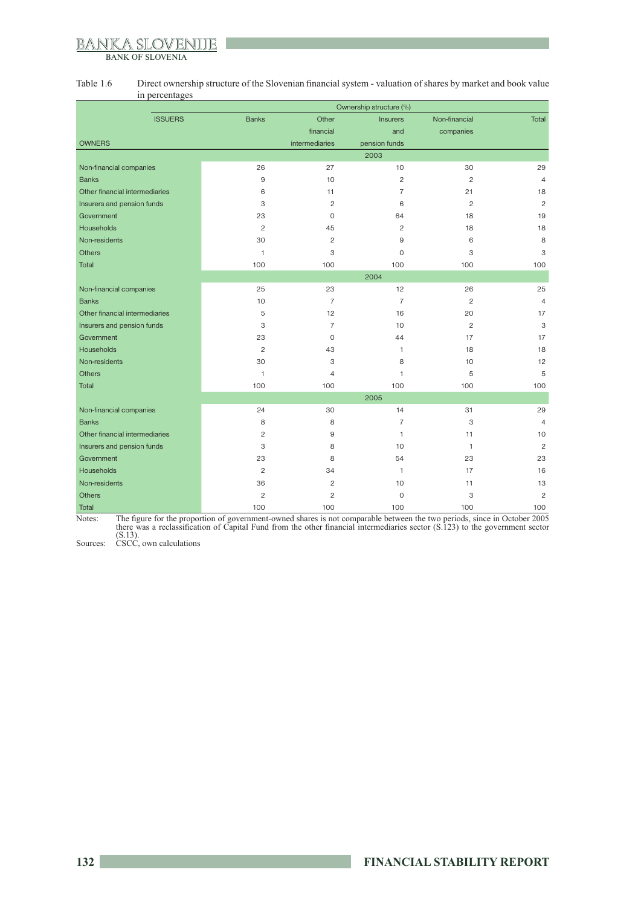Table 1.6 Direct ownership structure of the Slovenian financial system - valuation of shares by market and book value in percentages

| ISSUERS / OWNERS | Banks | Other financial intermediaries | Insurers and pension funds | Non-financial companies | Total |
|---|---|---|---|---|---|
| | **2003** | | | | |
| Non-financial companies | 26 | 27 | 10 | 30 | 29 |
| Banks | 9 | 10 | 2 | 2 | 4 |
| Other financial intermediaries | 6 | 11 | 7 | 21 | 18 |
| Insurers and pension funds | 3 | 2 | 6 | 2 | 2 |
| Government | 23 | 0 | 64 | 18 | 19 |
| Households | 2 | 45 | 2 | 18 | 18 |
| Non-residents | 30 | 2 | 9 | 6 | 8 |
| Others | 1 | 3 | 0 | 3 | 3 |
| Total | 100 | 100 | 100 | 100 | 100 |
| | **2004** | | | | |
| Non-financial companies | 25 | 23 | 12 | 26 | 25 |
| Banks | 10 | 7 | 7 | 2 | 4 |
| Other financial intermediaries | 5 | 12 | 16 | 20 | 17 |
| Insurers and pension funds | 3 | 7 | 10 | 2 | 3 |
| Government | 23 | 0 | 44 | 17 | 17 |
| Households | 2 | 43 | 1 | 18 | 18 |
| Non-residents | 30 | 3 | 8 | 10 | 12 |
| Others | 1 | 4 | 1 | 5 | 5 |
| Total | 100 | 100 | 100 | 100 | 100 |
| | **2005** | | | | |
| Non-financial companies | 24 | 30 | 14 | 31 | 29 |
| Banks | 8 | 8 | 7 | 3 | 4 |
| Other financial intermediaries | 2 | 9 | 1 | 11 | 10 |
| Insurers and pension funds | 3 | 8 | 10 | 1 | 2 |
| Government | 23 | 8 | 54 | 23 | 23 |
| Households | 2 | 34 | 1 | 17 | 16 |
| Non-residents | 36 | 2 | 10 | 11 | 13 |
| Others | 2 | 2 | 0 | 3 | 2 |
| Total | 100 | 100 | 100 | 100 | 100 |

Ownership structure (%)

Notes: The figure for the proportion of government-owned shares is not comparable between the two periods, since in October 2005 there was a reclassification of Capital Fund from the other financial intermediaries sector (S.123) to the government sector (S.13).

Sources: CSCC, own calculations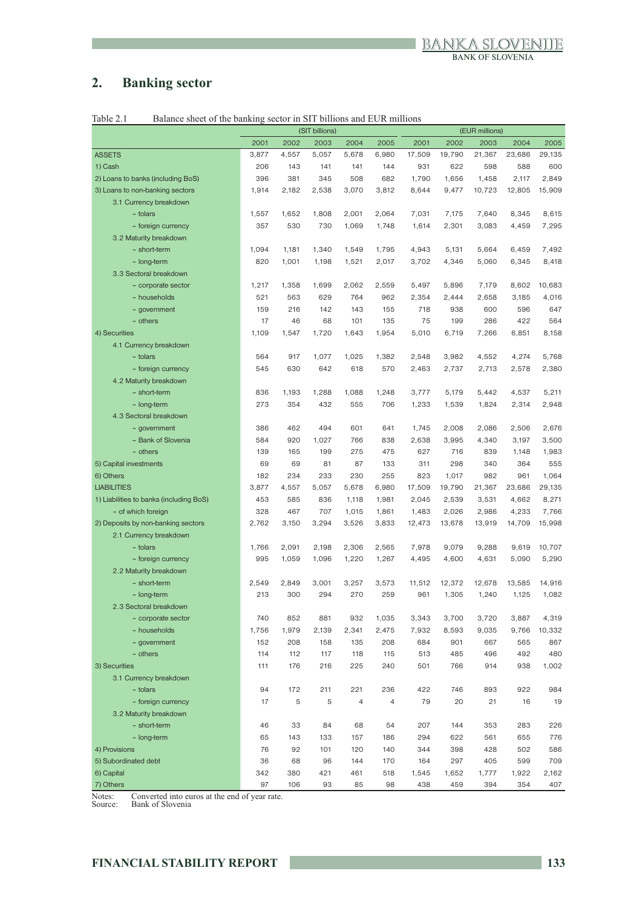## 2. Banking sector

Table 2.1 Balance sheet of the banking sector in SIT billions and EUR millions

| | (SIT billions) | | | | | (EUR millions) | | | | |
|---|---|---|---|---|---|---|---|---|---|---|
| | 2001 | 2002 | 2003 | 2004 | 2005 | 2001 | 2002 | 2003 | 2004 | 2005 |
| ASSETS | 3,877 | 4,557 | 5,057 | 5,678 | 6,980 | 17,509 | 19,790 | 21,367 | 23,686 | 29,135 |
| 1) Cash | 206 | 143 | 141 | 141 | 144 | 931 | 622 | 598 | 588 | 600 |
| 2) Loans to banks (including BoS) | 396 | 381 | 345 | 508 | 682 | 1,790 | 1,656 | 1,458 | 2,117 | 2,849 |
| 3) Loans to non-banking sectors | 1,914 | 2,182 | 2,538 | 3,070 | 3,812 | 8,644 | 9,477 | 10,723 | 12,805 | 15,909 |
| 3.1 Currency breakdown | | | | | | | | | | |
| - tolars | 1,557 | 1,652 | 1,808 | 2,001 | 2,064 | 7,031 | 7,175 | 7,640 | 8,345 | 8,615 |
| - foreign currency | 357 | 530 | 730 | 1,069 | 1,748 | 1,614 | 2,301 | 3,083 | 4,459 | 7,295 |
| 3.2 Maturity breakdown | | | | | | | | | | |
| - short-term | 1,094 | 1,181 | 1,340 | 1,549 | 1,795 | 4,943 | 5,131 | 5,664 | 6,459 | 7,492 |
| - long-term | 820 | 1,001 | 1,198 | 1,521 | 2,017 | 3,702 | 4,346 | 5,060 | 6,345 | 8,418 |
| 3.3 Sectoral breakdown | | | | | | | | | | |
| - corporate sector | 1,217 | 1,358 | 1,699 | 2,062 | 2,559 | 5,497 | 5,896 | 7,179 | 8,602 | 10,683 |
| - households | 521 | 563 | 629 | 764 | 962 | 2,354 | 2,444 | 2,658 | 3,185 | 4,016 |
| - government | 159 | 216 | 142 | 143 | 155 | 718 | 938 | 600 | 596 | 647 |
| - others | 17 | 46 | 68 | 101 | 135 | 75 | 199 | 286 | 422 | 564 |
| 4) Securities | 1,109 | 1,547 | 1,720 | 1,643 | 1,954 | 5,010 | 6,719 | 7,266 | 6,851 | 8,158 |
| 4.1 Currency breakdown | | | | | | | | | | |
| - tolars | 564 | 917 | 1,077 | 1,025 | 1,382 | 2,548 | 3,982 | 4,552 | 4,274 | 5,768 |
| - foreign currency | 545 | 630 | 642 | 618 | 570 | 2,463 | 2,737 | 2,713 | 2,578 | 2,380 |
| 4.2 Maturity breakdown | | | | | | | | | | |
| - short-term | 836 | 1,193 | 1,288 | 1,088 | 1,248 | 3,777 | 5,179 | 5,442 | 4,537 | 5,211 |
| - long-term | 273 | 354 | 432 | 555 | 706 | 1,233 | 1,539 | 1,824 | 2,314 | 2,948 |
| 4.3 Sectoral breakdown | | | | | | | | | | |
| - government | 386 | 462 | 494 | 601 | 641 | 1,745 | 2,008 | 2,086 | 2,506 | 2,676 |
| - Bank of Slovenia | 584 | 920 | 1,027 | 766 | 838 | 2,638 | 3,995 | 4,340 | 3,197 | 3,500 |
| - others | 139 | 165 | 199 | 275 | 475 | 627 | 716 | 839 | 1,148 | 1,983 |
| 5) Capital investments | 69 | 69 | 81 | 87 | 133 | 311 | 298 | 340 | 364 | 555 |
| 6) Others | 182 | 234 | 233 | 230 | 255 | 823 | 1,017 | 982 | 961 | 1,064 |
| LIABILITIES | 3,877 | 4,557 | 5,057 | 5,678 | 6,980 | 17,509 | 19,790 | 21,367 | 23,686 | 29,135 |
| 1) Liabilities to banks (including BoS) | 453 | 585 | 836 | 1,118 | 1,981 | 2,045 | 2,539 | 3,531 | 4,662 | 8,271 |
| - of which foreign | 328 | 467 | 707 | 1,015 | 1,861 | 1,483 | 2,026 | 2,986 | 4,233 | 7,766 |
| 2) Deposits by non-banking sectors | 2,762 | 3,150 | 3,294 | 3,526 | 3,833 | 12,473 | 13,678 | 13,919 | 14,709 | 15,998 |
| 2.1 Currency breakdown | | | | | | | | | | |
| - tolars | 1,766 | 2,091 | 2,198 | 2,306 | 2,565 | 7,978 | 9,079 | 9,288 | 9,619 | 10,707 |
| - foreign currency | 995 | 1,059 | 1,096 | 1,220 | 1,267 | 4,495 | 4,600 | 4,631 | 5,090 | 5,290 |
| 2.2 Maturity breakdown | | | | | | | | | | |
| - short-term | 2,549 | 2,849 | 3,001 | 3,257 | 3,573 | 11,512 | 12,372 | 12,678 | 13,585 | 14,916 |
| - long-term | 213 | 300 | 294 | 270 | 259 | 961 | 1,305 | 1,240 | 1,125 | 1,082 |
| 2.3 Sectoral breakdown | | | | | | | | | | |
| - corporate sector | 740 | 852 | 881 | 932 | 1,035 | 3,343 | 3,700 | 3,720 | 3,887 | 4,319 |
| - households | 1,756 | 1,979 | 2,139 | 2,341 | 2,475 | 7,932 | 8,593 | 9,035 | 9,766 | 10,332 |
| - government | 152 | 208 | 158 | 135 | 208 | 684 | 901 | 667 | 565 | 867 |
| - others | 114 | 112 | 117 | 118 | 115 | 513 | 485 | 496 | 492 | 480 |
| 3) Securities | 111 | 176 | 216 | 225 | 240 | 501 | 766 | 914 | 938 | 1,002 |
| 3.1 Currency breakdown | | | | | | | | | | |
| - tolars | 94 | 172 | 211 | 221 | 236 | 422 | 746 | 893 | 922 | 984 |
| - foreign currency | 17 | 5 | 5 | 4 | 4 | 79 | 20 | 21 | 16 | 19 |
| 3.2 Maturity breakdown | | | | | | | | | | |
| - short-term | 46 | 33 | 84 | 68 | 54 | 207 | 144 | 353 | 283 | 226 |
| - long-term | 65 | 143 | 133 | 157 | 186 | 294 | 622 | 561 | 655 | 776 |
| 4) Provisions | 76 | 92 | 101 | 120 | 140 | 344 | 398 | 428 | 502 | 586 |
| 5) Subordinated debt | 36 | 68 | 96 | 144 | 170 | 164 | 297 | 405 | 599 | 709 |
| 6) Capital | 342 | 380 | 421 | 461 | 518 | 1,545 | 1,652 | 1,777 | 1,922 | 2,162 |
| 7) Others | 97 | 106 | 93 | 85 | 98 | 438 | 459 | 394 | 354 | 407 |

Notes: Converted into euros at the end of year rate.
Source: Bank of Slovenia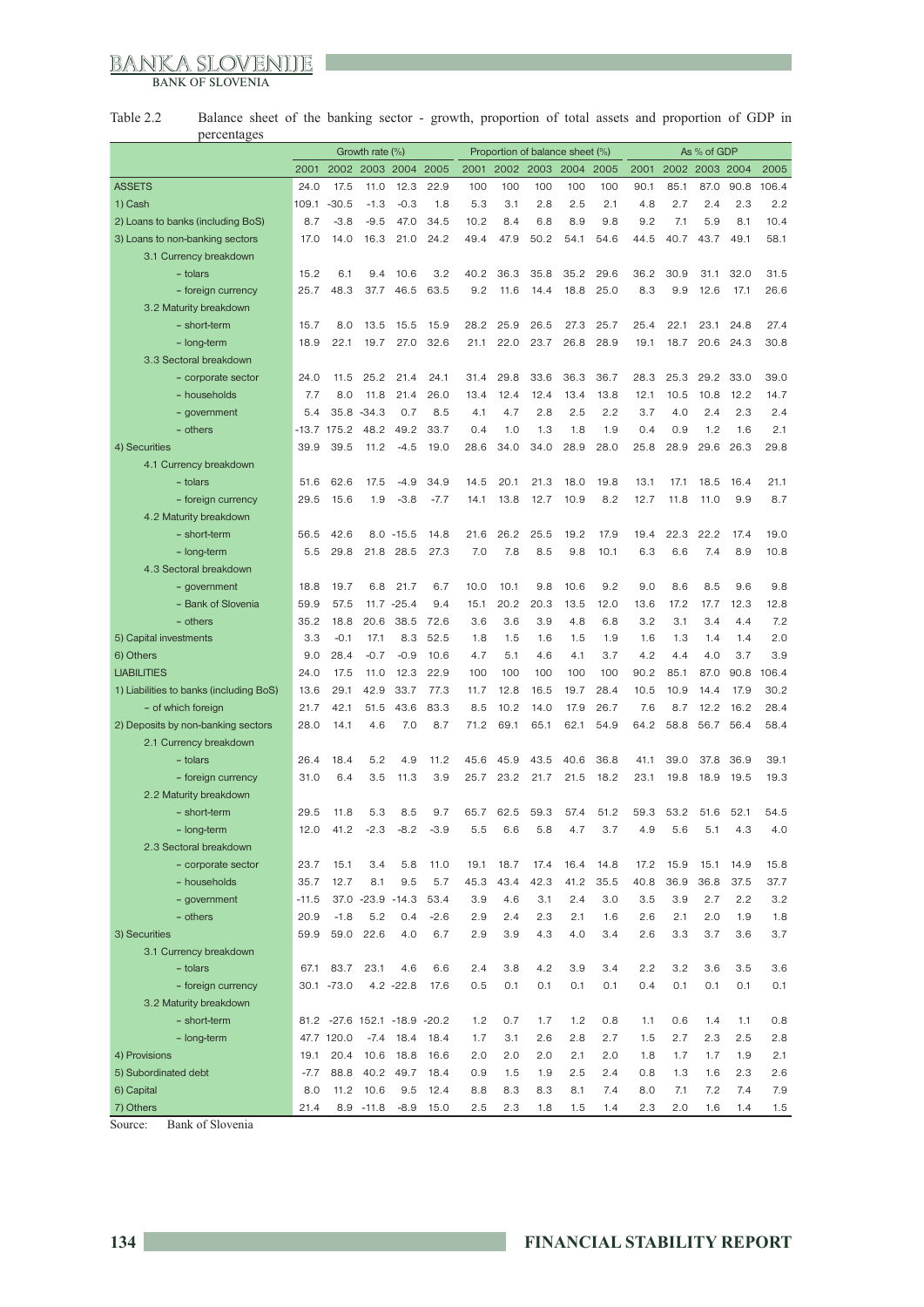Table 2.2 Balance sheet of the banking sector - growth, proportion of total assets and proportion of GDP in percentages

| | Growth rate (%) | | | | | Proportion of balance sheet (%) | | | | | As % of GDP | | | | |
|---|---|---|---|---|---|---|---|---|---|---|---|---|---|---|---|
| | 2001 | 2002 | 2003 | 2004 | 2005 | 2001 | 2002 | 2003 | 2004 | 2005 | 2001 | 2002 | 2003 | 2004 | 2005 |
| ASSETS | 24.0 | 17.5 | 11.0 | 12.3 | 22.9 | 100 | 100 | 100 | 100 | 100 | 90.1 | 85.1 | 87.0 | 90.8 | 106.4 |
| 1) Cash | 109.1 | -30.5 | -1.3 | -0.3 | 1.8 | 5.3 | 3.1 | 2.8 | 2.5 | 2.1 | 4.8 | 2.7 | 2.4 | 2.3 | 2.2 |
| 2) Loans to banks (including BoS) | 8.7 | -3.8 | -9.5 | 47.0 | 34.5 | 10.2 | 8.4 | 6.8 | 8.9 | 9.8 | 9.2 | 7.1 | 5.9 | 8.1 | 10.4 |
| 3) Loans to non-banking sectors | 17.0 | 14.0 | 16.3 | 21.0 | 24.2 | 49.4 | 47.9 | 50.2 | 54.1 | 54.6 | 44.5 | 40.7 | 43.7 | 49.1 | 58.1 |
| 3.1 Currency breakdown | | | | | | | | | | | | | | | |
| - tolars | 15.2 | 6.1 | 9.4 | 10.6 | 3.2 | 40.2 | 36.3 | 35.8 | 35.2 | 29.6 | 36.2 | 30.9 | 31.1 | 32.0 | 31.5 |
| - foreign currency | 25.7 | 48.3 | 37.7 | 46.5 | 63.5 | 9.2 | 11.6 | 14.4 | 18.8 | 25.0 | 8.3 | 9.9 | 12.6 | 17.1 | 26.6 |
| 3.2 Maturity breakdown | | | | | | | | | | | | | | | |
| - short-term | 15.7 | 8.0 | 13.5 | 15.5 | 15.9 | 28.2 | 25.9 | 26.5 | 27.3 | 25.7 | 25.4 | 22.1 | 23.1 | 24.8 | 27.4 |
| - long-term | 18.9 | 22.1 | 19.7 | 27.0 | 32.6 | 21.1 | 22.0 | 23.7 | 26.8 | 28.9 | 19.1 | 18.7 | 20.6 | 24.3 | 30.8 |
| 3.3 Sectoral breakdown | | | | | | | | | | | | | | | |
| - corporate sector | 24.0 | 11.5 | 25.2 | 21.4 | 24.1 | 31.4 | 29.8 | 33.6 | 36.3 | 36.7 | 28.3 | 25.3 | 29.2 | 33.0 | 39.0 |
| - households | 7.7 | 8.0 | 11.8 | 21.4 | 26.0 | 13.4 | 12.4 | 12.4 | 13.4 | 13.8 | 12.1 | 10.5 | 10.8 | 12.2 | 14.7 |
| - government | 5.4 | 35.8 | -34.3 | 0.7 | 8.5 | 4.1 | 4.7 | 2.8 | 2.5 | 2.2 | 3.7 | 4.0 | 2.4 | 2.3 | 2.4 |
| - others | -13.7 | 175.2 | 48.2 | 49.2 | 33.7 | 0.4 | 1.0 | 1.3 | 1.8 | 1.9 | 0.4 | 0.9 | 1.2 | 1.6 | 2.1 |
| 4) Securities | 39.9 | 39.5 | 11.2 | -4.5 | 19.0 | 28.6 | 34.0 | 34.0 | 28.9 | 28.0 | 25.8 | 28.9 | 29.6 | 26.3 | 29.8 |
| 4.1 Currency breakdown | | | | | | | | | | | | | | | |
| - tolars | 51.6 | 62.6 | 17.5 | -4.9 | 34.9 | 14.5 | 20.1 | 21.3 | 18.0 | 19.8 | 13.1 | 17.1 | 18.5 | 16.4 | 21.1 |
| - foreign currency | 29.5 | 15.6 | 1.9 | -3.8 | -7.7 | 14.1 | 13.8 | 12.7 | 10.9 | 8.2 | 12.7 | 11.8 | 11.0 | 9.9 | 8.7 |
| 4.2 Maturity breakdown | | | | | | | | | | | | | | | |
| - short-term | 56.5 | 42.6 | 8.0 | -15.5 | 14.8 | 21.6 | 26.2 | 25.5 | 19.2 | 17.9 | 19.4 | 22.3 | 22.2 | 17.4 | 19.0 |
| - long-term | 5.5 | 29.8 | 21.8 | 28.5 | 27.3 | 7.0 | 7.8 | 8.5 | 9.8 | 10.1 | 6.3 | 6.6 | 7.4 | 8.9 | 10.8 |
| 4.3 Sectoral breakdown | | | | | | | | | | | | | | | |
| - government | 18.8 | 19.7 | 6.8 | 21.7 | 6.7 | 10.0 | 10.1 | 9.8 | 10.6 | 9.2 | 9.0 | 8.6 | 8.5 | 9.6 | 9.8 |
| - Bank of Slovenia | 59.9 | 57.5 | 11.7 | -25.4 | 9.4 | 15.1 | 20.2 | 20.3 | 13.5 | 12.0 | 13.6 | 17.2 | 17.7 | 12.3 | 12.8 |
| - others | 35.2 | 18.8 | 20.6 | 38.5 | 72.6 | 3.6 | 3.6 | 3.9 | 4.8 | 6.8 | 3.2 | 3.1 | 3.4 | 4.4 | 7.2 |
| 5) Capital investments | 3.3 | -0.1 | 17.1 | 8.3 | 52.5 | 1.8 | 1.5 | 1.6 | 1.5 | 1.9 | 1.6 | 1.3 | 1.4 | 1.4 | 2.0 |
| 6) Others | 9.0 | 28.4 | -0.7 | -0.9 | 10.6 | 4.7 | 5.1 | 4.6 | 4.1 | 3.7 | 4.2 | 4.4 | 4.0 | 3.7 | 3.9 |
| LIABILITIES | 24.0 | 17.5 | 11.0 | 12.3 | 22.9 | 100 | 100 | 100 | 100 | 100 | 90.2 | 85.1 | 87.0 | 90.8 | 106.4 |
| 1) Liabilities to banks (including BoS) | 13.6 | 29.1 | 42.9 | 33.7 | 77.3 | 11.7 | 12.8 | 16.5 | 19.7 | 28.4 | 10.5 | 10.9 | 14.4 | 17.9 | 30.2 |
| - of which foreign | 21.7 | 42.1 | 51.5 | 43.6 | 83.3 | 8.5 | 10.2 | 14.0 | 17.9 | 26.7 | 7.6 | 8.7 | 12.2 | 16.2 | 28.4 |
| 2) Deposits by non-banking sectors | 28.0 | 14.1 | 4.6 | 7.0 | 8.7 | 71.2 | 69.1 | 65.1 | 62.1 | 54.9 | 64.2 | 58.8 | 56.7 | 56.4 | 58.4 |
| 2.1 Currency breakdown | | | | | | | | | | | | | | | |
| - tolars | 26.4 | 18.4 | 5.2 | 4.9 | 11.2 | 45.6 | 45.9 | 43.5 | 40.6 | 36.8 | 41.1 | 39.0 | 37.8 | 36.9 | 39.1 |
| - foreign currency | 31.0 | 6.4 | 3.5 | 11.3 | 3.9 | 25.7 | 23.2 | 21.7 | 21.5 | 18.2 | 23.1 | 19.8 | 18.9 | 19.5 | 19.3 |
| 2.2 Maturity breakdown | | | | | | | | | | | | | | | |
| - short-term | 29.5 | 11.8 | 5.3 | 8.5 | 9.7 | 65.7 | 62.5 | 59.3 | 57.4 | 51.2 | 59.3 | 53.2 | 51.6 | 52.1 | 54.5 |
| - long-term | 12.0 | 41.2 | -2.3 | -8.2 | -3.9 | 5.5 | 6.6 | 5.8 | 4.7 | 3.7 | 4.9 | 5.6 | 5.1 | 4.3 | 4.0 |
| 2.3 Sectoral breakdown | | | | | | | | | | | | | | | |
| - corporate sector | 23.7 | 15.1 | 3.4 | 5.8 | 11.0 | 19.1 | 18.7 | 17.4 | 16.4 | 14.8 | 17.2 | 15.9 | 15.1 | 14.9 | 15.8 |
| - households | 35.7 | 12.7 | 8.1 | 9.5 | 5.7 | 45.3 | 43.4 | 42.3 | 41.2 | 35.5 | 40.8 | 36.9 | 36.8 | 37.5 | 37.7 |
| - government | -11.5 | 37.0 | -23.9 | -14.3 | 53.4 | 3.9 | 4.6 | 3.1 | 2.4 | 3.0 | 3.5 | 3.9 | 2.7 | 2.2 | 3.2 |
| - others | 20.9 | -1.8 | 5.2 | 0.4 | -2.6 | 2.9 | 2.4 | 2.3 | 2.1 | 1.6 | 2.6 | 2.1 | 2.0 | 1.9 | 1.8 |
| 3) Securities | 59.9 | 59.0 | 22.6 | 4.0 | 6.7 | 2.9 | 3.9 | 4.3 | 4.0 | 3.4 | 2.6 | 3.3 | 3.7 | 3.6 | 3.7 |
| 3.1 Currency breakdown | | | | | | | | | | | | | | | |
| - tolars | 67.1 | 83.7 | 23.1 | 4.6 | 6.6 | 2.4 | 3.8 | 4.2 | 3.9 | 3.4 | 2.2 | 3.2 | 3.6 | 3.5 | 3.6 |
| - foreign currency | 30.1 | -73.0 | 4.2 | -22.8 | 17.6 | 0.5 | 0.1 | 0.1 | 0.1 | 0.1 | 0.4 | 0.1 | 0.1 | 0.1 | 0.1 |
| 3.2 Maturity breakdown | | | | | | | | | | | | | | | |
| - short-term | 81.2 | -27.6 | 152.1 | -18.9 | -20.2 | 1.2 | 0.7 | 1.7 | 1.2 | 0.8 | 1.1 | 0.6 | 1.4 | 1.1 | 0.8 |
| - long-term | 47.7 | 120.0 | -7.4 | 18.4 | 18.4 | 1.7 | 3.1 | 2.6 | 2.8 | 2.7 | 1.5 | 2.7 | 2.3 | 2.5 | 2.8 |
| 4) Provisions | 19.1 | 20.4 | 10.6 | 18.8 | 16.6 | 2.0 | 2.0 | 2.0 | 2.1 | 2.0 | 1.8 | 1.7 | 1.7 | 1.9 | 2.1 |
| 5) Subordinated debt | -7.7 | 88.8 | 40.2 | 49.7 | 18.4 | 0.9 | 1.5 | 1.9 | 2.5 | 2.4 | 0.8 | 1.3 | 1.6 | 2.3 | 2.6 |
| 6) Capital | 8.0 | 11.2 | 10.6 | 9.5 | 12.4 | 8.8 | 8.3 | 8.3 | 8.1 | 7.4 | 8.0 | 7.1 | 7.2 | 7.4 | 7.9 |
| 7) Others | 21.4 | 8.9 | -11.8 | -8.9 | 15.0 | 2.5 | 2.3 | 1.8 | 1.5 | 1.4 | 2.3 | 2.0 | 1.6 | 1.4 | 1.5 |

Source: Bank of Slovenia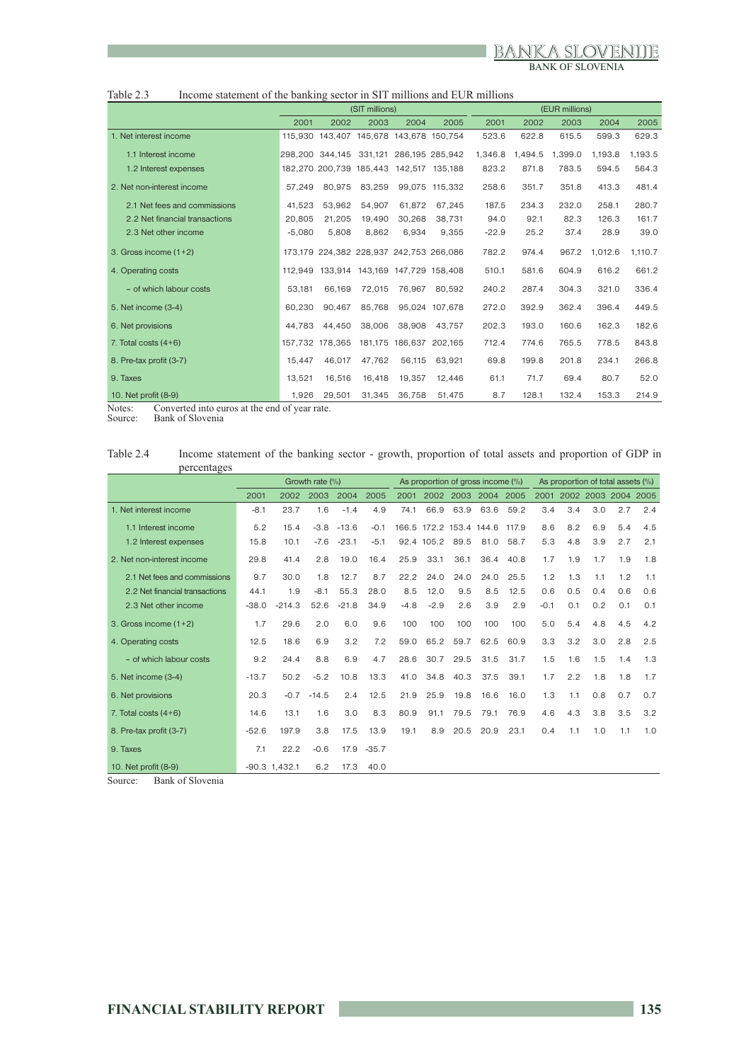Table 2.3 Income statement of the banking sector in SIT millions and EUR millions

| | (SIT millions) | | | | | (EUR millions) | | | | |
|---|---|---|---|---|---|---|---|---|---|---|
| | 2001 | 2002 | 2003 | 2004 | 2005 | 2001 | 2002 | 2003 | 2004 | 2005 |
| 1. Net interest income | 115,930 | 143,407 | 145,678 | 143,678 | 150,754 | 523.6 | 622.8 | 615.5 | 599.3 | 629.3 |
| 1.1 Interest income | 298,200 | 344,145 | 331,121 | 286,195 | 285,942 | 1,346.8 | 1,494.5 | 1,399.0 | 1,193.8 | 1,193.5 |
| 1.2 Interest expenses | 182,270 | 200,739 | 185,443 | 142,517 | 135,188 | 823.2 | 871.8 | 783.5 | 594.5 | 564.3 |
| 2. Net non-interest income | 57,249 | 80,975 | 83,259 | 99,075 | 115,332 | 258.6 | 351.7 | 351.8 | 413.3 | 481.4 |
| 2.1 Net fees and commissions | 41,523 | 53,962 | 54,907 | 61,872 | 67,245 | 187.5 | 234.3 | 232.0 | 258.1 | 280.7 |
| 2.2 Net financial transactions | 20,805 | 21,205 | 19,490 | 30,268 | 38,731 | 94.0 | 92.1 | 82.3 | 126.3 | 161.7 |
| 2.3 Net other income | -5,080 | 5,808 | 8,862 | 6,934 | 9,355 | -22.9 | 25.2 | 37.4 | 28.9 | 39.0 |
| 3. Gross income (1+2) | 173,179 | 224,382 | 228,937 | 242,753 | 266,086 | 782.2 | 974.4 | 967.2 | 1,012.6 | 1,110.7 |
| 4. Operating costs | 112,949 | 133,914 | 143,169 | 147,729 | 158,408 | 510.1 | 581.6 | 604.9 | 616.2 | 661.2 |
| - of which labour costs | 53,181 | 66,169 | 72,015 | 76,967 | 80,592 | 240.2 | 287.4 | 304.3 | 321.0 | 336.4 |
| 5. Net income (3-4) | 60,230 | 90,467 | 85,768 | 95,024 | 107,678 | 272.0 | 392.9 | 362.4 | 396.4 | 449.5 |
| 6. Net provisions | 44,783 | 44,450 | 38,006 | 38,908 | 43,757 | 202.3 | 193.0 | 160.6 | 162.3 | 182.6 |
| 7. Total costs (4+6) | 157,732 | 178,365 | 181,175 | 186,637 | 202,165 | 712.4 | 774.6 | 765.5 | 778.5 | 843.8 |
| 8. Pre-tax profit (3-7) | 15,447 | 46,017 | 47,762 | 56,115 | 63,921 | 69.8 | 199.8 | 201.8 | 234.1 | 266.8 |
| 9. Taxes | 13,521 | 16,516 | 16,418 | 19,357 | 12,446 | 61.1 | 71.7 | 69.4 | 80.7 | 52.0 |
| 10. Net profit (8-9) | 1,926 | 29,501 | 31,345 | 36,758 | 51,475 | 8.7 | 128.1 | 132.4 | 153.3 | 214.9 |

Notes: Converted into euros at the end of year rate.
Source: Bank of Slovenia

Table 2.4 Income statement of the banking sector - growth, proportion of total assets and proportion of GDP in percentages

| | Growth rate (%) | | | | | As proportion of gross income (%) | | | | | As proportion of total assets (%) | | | | |
|---|---|---|---|---|---|---|---|---|---|---|---|---|---|---|---|
| | 2001 | 2002 | 2003 | 2004 | 2005 | 2001 | 2002 | 2003 | 2004 | 2005 | 2001 | 2002 | 2003 | 2004 | 2005 |
| 1. Net interest income | -8.1 | 23.7 | 1.6 | -1.4 | 4.9 | 74.1 | 66.9 | 63.9 | 63.6 | 59.2 | 3.4 | 3.4 | 3.0 | 2.7 | 2.4 |
| 1.1 Interest income | 5.2 | 15.4 | -3.8 | -13.6 | -0.1 | 166.5 | 172.2 | 153.4 | 144.6 | 117.9 | 8.6 | 8.2 | 6.9 | 5.4 | 4.5 |
| 1.2 Interest expenses | 15.8 | 10.1 | -7.6 | -23.1 | -5.1 | 92.4 | 105.2 | 89.5 | 81.0 | 58.7 | 5.3 | 4.8 | 3.9 | 2.7 | 2.1 |
| 2. Net non-interest income | 29.8 | 41.4 | 2.8 | 19.0 | 16.4 | 25.9 | 33.1 | 36.1 | 36.4 | 40.8 | 1.7 | 1.9 | 1.7 | 1.9 | 1.8 |
| 2.1 Net fees and commissions | 9.7 | 30.0 | 1.8 | 12.7 | 8.7 | 22.2 | 24.0 | 24.0 | 24.0 | 25.5 | 1.2 | 1.3 | 1.1 | 1.2 | 1.1 |
| 2.2 Net financial transactions | 44.1 | 1.9 | -8.1 | 55.3 | 28.0 | 8.5 | 12.0 | 9.5 | 8.5 | 12.5 | 0.6 | 0.5 | 0.4 | 0.6 | 0.6 |
| 2.3 Net other income | -38.0 | -214.3 | 52.6 | -21.8 | 34.9 | -4.8 | -2.9 | 2.6 | 3.9 | 2.9 | -0.1 | 0.1 | 0.2 | 0.1 | 0.1 |
| 3. Gross income (1+2) | 1.7 | 29.6 | 2.0 | 6.0 | 9.6 | 100 | 100 | 100 | 100 | 100 | 5.0 | 5.4 | 4.8 | 4.5 | 4.2 |
| 4. Operating costs | 12.5 | 18.6 | 6.9 | 3.2 | 7.2 | 59.0 | 65.2 | 59.7 | 62.5 | 60.9 | 3.3 | 3.2 | 3.0 | 2.8 | 2.5 |
| - of which labour costs | 9.2 | 24.4 | 8.8 | 6.9 | 4.7 | 28.6 | 30.7 | 29.5 | 31.5 | 31.7 | 1.5 | 1.6 | 1.5 | 1.4 | 1.3 |
| 5. Net income (3-4) | -13.7 | 50.2 | -5.2 | 10.8 | 13.3 | 41.0 | 34.8 | 40.3 | 37.5 | 39.1 | 1.7 | 2.2 | 1.8 | 1.8 | 1.7 |
| 6. Net provisions | 20.3 | -0.7 | -14.5 | 2.4 | 12.5 | 21.9 | 25.9 | 19.8 | 16.6 | 16.0 | 1.3 | 1.1 | 0.8 | 0.7 | 0.7 |
| 7. Total costs (4+6) | 14.6 | 13.1 | 1.6 | 3.0 | 8.3 | 80.9 | 91.1 | 79.5 | 79.1 | 76.9 | 4.6 | 4.3 | 3.8 | 3.5 | 3.2 |
| 8. Pre-tax profit (3-7) | -52.6 | 197.9 | 3.8 | 17.5 | 13.9 | 19.1 | 8.9 | 20.5 | 20.9 | 23.1 | 0.4 | 1.1 | 1.0 | 1.1 | 1.0 |
| 9. Taxes | 7.1 | 22.2 | -0.6 | 17.9 | -35.7 | | | | | | | | | | |
| 10. Net profit (8-9) | -90.3 | 1,432.1 | 6.2 | 17.3 | 40.0 | | | | | | | | | | |

Source: Bank of Slovenia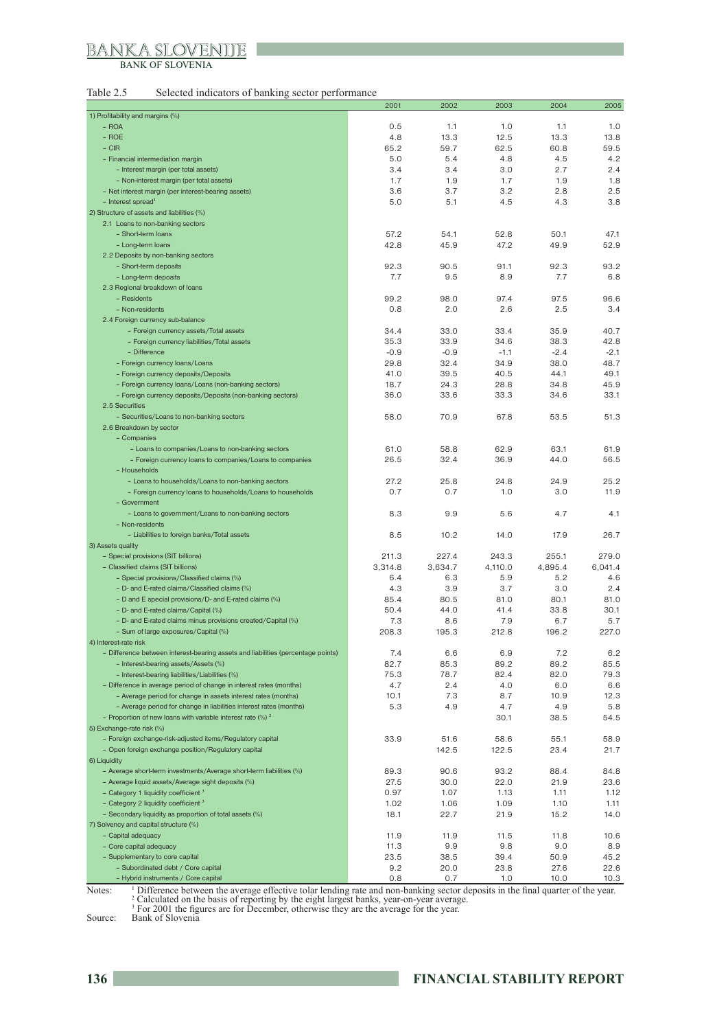Table 2.5 Selected indicators of banking sector performance

| | 2001 | 2002 | 2003 | 2004 | 2005 |
|---|---|---|---|---|---|
| 1) Profitability and margins (%) | | | | | |
| – ROA | 0.5 | 1.1 | 1.0 | 1.1 | 1.0 |
| – ROE | 4.8 | 13.3 | 12.5 | 13.3 | 13.8 |
| – CIR | 65.2 | 59.7 | 62.5 | 60.8 | 59.5 |
| – Financial intermediation margin | 5.0 | 5.4 | 4.8 | 4.5 | 4.2 |
| – Interest margin (per total assets) | 3.4 | 3.4 | 3.0 | 2.7 | 2.4 |
| – Non-interest margin (per total assets) | 1.7 | 1.9 | 1.7 | 1.9 | 1.8 |
| – Net interest margin (per interest-bearing assets) | 3.6 | 3.7 | 3.2 | 2.8 | 2.5 |
| – Interest spread[1] | 5.0 | 5.1 | 4.5 | 4.3 | 3.8 |
| 2) Structure of assets and liabilities (%) | | | | | |
| 2.1 Loans to non-banking sectors | | | | | |
| – Short-term loans | 57.2 | 54.1 | 52.8 | 50.1 | 47.1 |
| – Long-term loans | 42.8 | 45.9 | 47.2 | 49.9 | 52.9 |
| 2.2 Deposits by non-banking sectors | | | | | |
| – Short-term deposits | 92.3 | 90.5 | 91.1 | 92.3 | 93.2 |
| – Long-term deposits | 7.7 | 9.5 | 8.9 | 7.7 | 6.8 |
| 2.3 Regional breakdown of loans | | | | | |
| – Residents | 99.2 | 98.0 | 97.4 | 97.5 | 96.6 |
| – Non-residents | 0.8 | 2.0 | 2.6 | 2.5 | 3.4 |
| 2.4 Foreign currency sub-balance | | | | | |
| – Foreign currency assets/Total assets | 34.4 | 33.0 | 33.4 | 35.9 | 40.7 |
| – Foreign currency liabilities/Total assets | 35.3 | 33.9 | 34.6 | 38.3 | 42.8 |
| – Difference | -0.9 | -0.9 | -1.1 | -2.4 | -2.1 |
| – Foreign currency loans/Loans | 29.8 | 32.4 | 34.9 | 38.0 | 48.7 |
| – Foreign currency deposits/Deposits | 41.0 | 39.5 | 40.5 | 44.1 | 49.1 |
| – Foreign currency loans/Loans (non-banking sectors) | 18.7 | 24.3 | 28.8 | 34.8 | 45.9 |
| – Foreign currency deposits/Deposits (non-banking sectors) | 36.0 | 33.6 | 33.3 | 34.6 | 33.1 |
| 2.5 Securities | | | | | |
| – Securities/Loans to non-banking sectors | 58.0 | 70.9 | 67.8 | 53.5 | 51.3 |
| 2.6 Breakdown by sector | | | | | |
| – Companies | | | | | |
| – Loans to companies/Loans to non-banking sectors | 61.0 | 58.8 | 62.9 | 63.1 | 61.9 |
| – Foreign currency loans to companies/Loans to companies | 26.5 | 32.4 | 36.9 | 44.0 | 56.5 |
| – Households | | | | | |
| – Loans to households/Loans to non-banking sectors | 27.2 | 25.8 | 24.8 | 24.9 | 25.2 |
| – Foreign currency loans to households/Loans to households | 0.7 | 0.7 | 1.0 | 3.0 | 11.9 |
| – Government | | | | | |
| – Loans to government/Loans to non-banking sectors | 8.3 | 9.9 | 5.6 | 4.7 | 4.1 |
| – Non-residents | | | | | |
| – Liabilities to foreign banks/Total assets | 8.5 | 10.2 | 14.0 | 17.9 | 26.7 |
| 3) Assets quality | | | | | |
| – Special provisions (SIT billions) | 211.3 | 227.4 | 243.3 | 255.1 | 279.0 |
| – Classified claims (SIT billions) | 3,314.8 | 3,634.7 | 4,110.0 | 4,895.4 | 6,041.4 |
| – Special provisions/Classified claims (%) | 6.4 | 6.3 | 5.9 | 5.2 | 4.6 |
| – D- and E-rated claims/Classified claims (%) | 4.3 | 3.9 | 3.7 | 3.0 | 2.4 |
| – D and E special provisions/D- and E-rated claims (%) | 85.4 | 80.5 | 81.0 | 80.1 | 81.0 |
| – D- and E-rated claims/Capital (%) | 50.4 | 44.0 | 41.4 | 33.8 | 30.1 |
| – D- and E-rated claims minus provisions created/Capital (%) | 7.3 | 8.6 | 7.9 | 6.7 | 5.7 |
| – Sum of large exposures/Capital (%) | 208.3 | 195.3 | 212.8 | 196.2 | 227.0 |
| 4) Interest-rate risk | | | | | |
| – Difference between interest-bearing assets and liabilities (percentage points) | 7.4 | 6.6 | 6.9 | 7.2 | 6.2 |
| – Interest-bearing assets/Assets (%) | 82.7 | 85.3 | 89.2 | 89.2 | 85.5 |
| – Interest-bearing liabilities/Liabilities (%) | 75.3 | 78.7 | 82.4 | 82.0 | 79.3 |
| – Difference in average period of change in interest rates (months) | 4.7 | 2.4 | 4.0 | 6.0 | 6.6 |
| – Average period for change in assets interest rates (months) | 10.1 | 7.3 | 8.7 | 10.9 | 12.3 |
| – Average period for change in liabilities interest rates (months) | 5.3 | 4.9 | 4.7 | 4.9 | 5.8 |
| – Proportion of new loans with variable interest rate (%)[2] | | | 30.1 | 38.5 | 54.5 |
| 5) Exchange-rate risk (%) | | | | | |
| – Foreign exchange-risk-adjusted items/Regulatory capital | 33.9 | 51.6 | 58.6 | 55.1 | 58.9 |
| – Open foreign exchange position/Regulatory capital | | 142.5 | 122.5 | 23.4 | 21.7 |
| 6) Liquidity | | | | | |
| – Average short-term investments/Average short-term liabilities (%) | 89.3 | 90.6 | 93.2 | 88.4 | 84.8 |
| – Average liquid assets/Average sight deposits (%) | 27.5 | 30.0 | 22.0 | 21.9 | 23.6 |
| – Category 1 liquidity coefficient[3] | 0.97 | 1.07 | 1.13 | 1.11 | 1.12 |
| – Category 2 liquidity coefficient[3] | 1.02 | 1.06 | 1.09 | 1.10 | 1.11 |
| – Secondary liquidity as proportion of total assets (%) | 18.1 | 22.7 | 21.9 | 15.2 | 14.0 |
| 7) Solvency and capital structure (%) | | | | | |
| – Capital adequacy | 11.9 | 11.9 | 11.5 | 11.8 | 10.6 |
| – Core capital adequacy | 11.3 | 9.9 | 9.8 | 9.0 | 8.9 |
| – Supplementary to core capital | 23.5 | 38.5 | 39.4 | 50.9 | 45.2 |
| – Subordinated debt / Core capital | 9.2 | 20.0 | 23.8 | 27.6 | 22.6 |
| – Hybrid instruments / Core capital | 0.8 | 0.7 | 1.0 | 10.0 | 10.3 |

Notes: [1] Difference between the average effective tolar lending rate and non-banking sector deposits in the final quarter of the year.
[2] Calculated on the basis of reporting by the eight largest banks, year-on-year average.
[3] For 2001 the figures are for December, otherwise they are the average for the year.

Source: Bank of Slovenia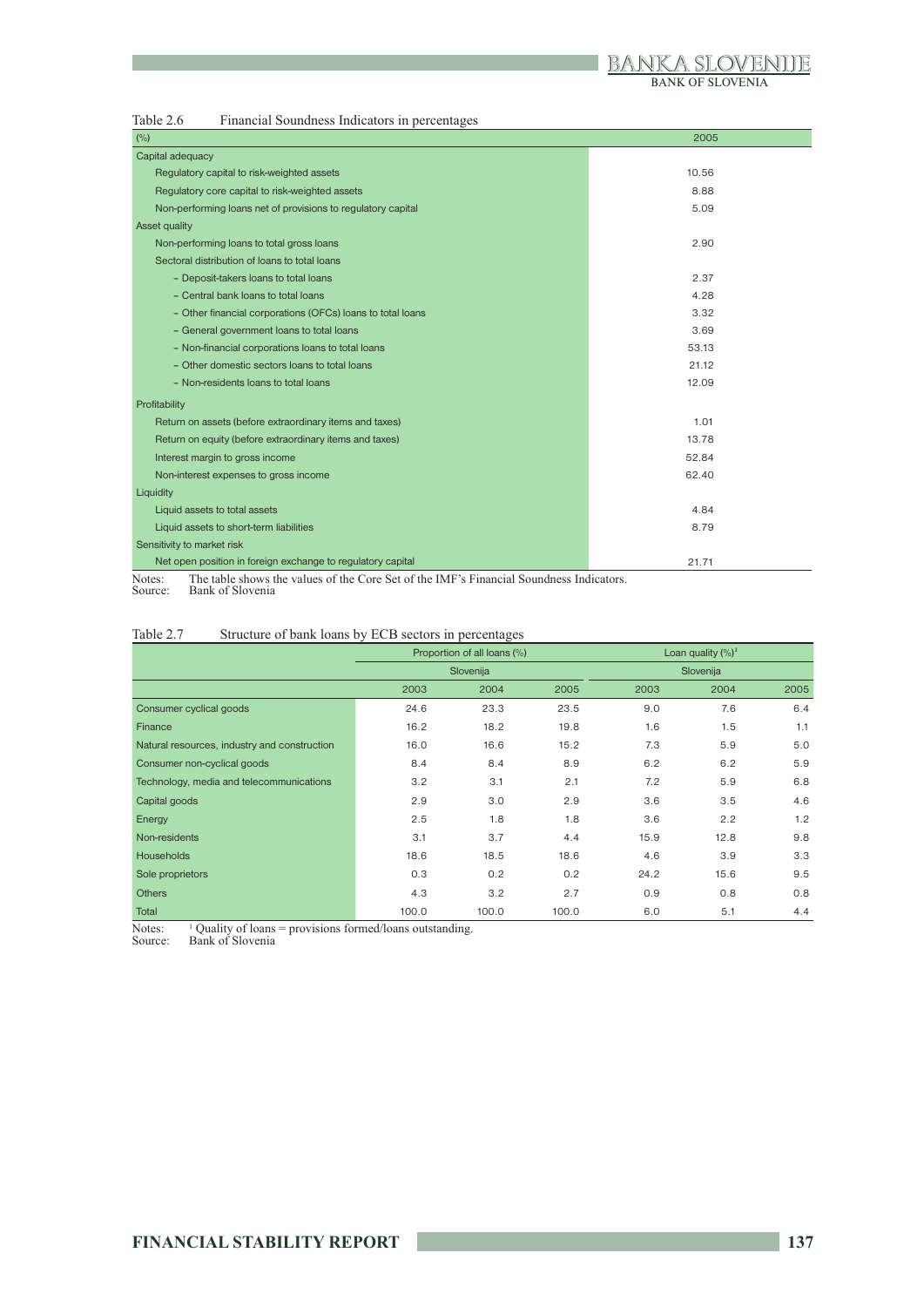Table 2.6 Financial Soundness Indicators in percentages

| (%) | 2005 |
|---|---|
| Capital adequacy | |
| Regulatory capital to risk-weighted assets | 10.56 |
| Regulatory core capital to risk-weighted assets | 8.88 |
| Non-performing loans net of provisions to regulatory capital | 5.09 |
| Asset quality | |
| Non-performing loans to total gross loans | 2.90 |
| Sectoral distribution of loans to total loans | |
| - Deposit-takers loans to total loans | 2.37 |
| - Central bank loans to total loans | 4.28 |
| - Other financial corporations (OFCs) loans to total loans | 3.32 |
| - General government loans to total loans | 3.69 |
| - Non-financial corporations loans to total loans | 53.13 |
| - Other domestic sectors loans to total loans | 21.12 |
| - Non-residents loans to total loans | 12.09 |
| Profitability | |
| Return on assets (before extraordinary items and taxes) | 1.01 |
| Return on equity (before extraordinary items and taxes) | 13.78 |
| Interest margin to gross income | 52.84 |
| Non-interest expenses to gross income | 62.40 |
| Liquidity | |
| Liquid assets to total assets | 4.84 |
| Liquid assets to short-term liabilities | 8.79 |
| Sensitivity to market risk | |
| Net open position in foreign exchange to regulatory capital | 21.71 |

Notes: The table shows the values of the Core Set of the IMF's Financial Soundness Indicators.
Source: Bank of Slovenia

Table 2.7 Structure of bank loans by ECB sectors in percentages

| | Proportion of all loans (%) | | | Loan quality (%)[1] | | |
|---|---|---|---|---|---|---|
| | Slovenija | | | Slovenija | | |
| | 2003 | 2004 | 2005 | 2003 | 2004 | 2005 |
| Consumer cyclical goods | 24.6 | 23.3 | 23.5 | 9.0 | 7.6 | 6.4 |
| Finance | 16.2 | 18.2 | 19.8 | 1.6 | 1.5 | 1.1 |
| Natural resources, industry and construction | 16.0 | 16.6 | 15.2 | 7.3 | 5.9 | 5.0 |
| Consumer non-cyclical goods | 8.4 | 8.4 | 8.9 | 6.2 | 6.2 | 5.9 |
| Technology, media and telecommunications | 3.2 | 3.1 | 2.1 | 7.2 | 5.9 | 6.8 |
| Capital goods | 2.9 | 3.0 | 2.9 | 3.6 | 3.5 | 4.6 |
| Energy | 2.5 | 1.8 | 1.8 | 3.6 | 2.2 | 1.2 |
| Non-residents | 3.1 | 3.7 | 4.4 | 15.9 | 12.8 | 9.8 |
| Households | 18.6 | 18.5 | 18.6 | 4.6 | 3.9 | 3.3 |
| Sole proprietors | 0.3 | 0.2 | 0.2 | 24.2 | 15.6 | 9.5 |
| Others | 4.3 | 3.2 | 2.7 | 0.9 | 0.8 | 0.8 |
| Total | 100.0 | 100.0 | 100.0 | 6.0 | 5.1 | 4.4 |

Notes: [1] Quality of loans = provisions formed/loans outstanding.
Source: Bank of Slovenia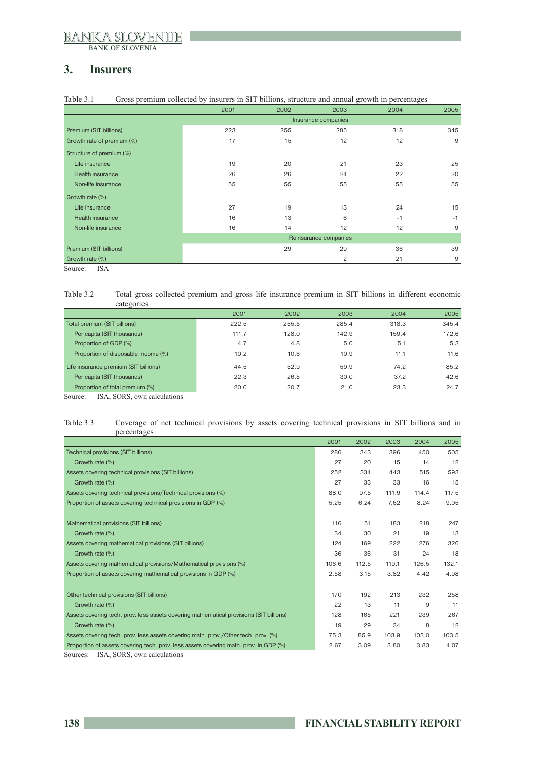## 3. Insurers

Table 3.1 Gross premium collected by insurers in SIT billions, structure and annual growth in percentages

| | 2001 | 2002 | 2003 | 2004 | 2005 |
|---|---|---|---|---|---|
| | | | Insurance companies | | |
| Premium (SIT billions) | 223 | 255 | 285 | 318 | 345 |
| Growth rate of premium (%) | 17 | 15 | 12 | 12 | 9 |
| Structure of premium (%) | | | | | |
| Life insurance | 19 | 20 | 21 | 23 | 25 |
| Health insurance | 26 | 26 | 24 | 22 | 20 |
| Non-life insurance | 55 | 55 | 55 | 55 | 55 |
| Growth rate (%) | | | | | |
| Life insurance | 27 | 19 | 13 | 24 | 15 |
| Health insurance | 16 | 13 | 6 | -1 | -1 |
| Non-life insurance | 16 | 14 | 12 | 12 | 9 |
| | | | Reinsurance companies | | |
| Premium (SIT billions) | | 29 | 29 | 36 | 39 |
| Growth rate (%) | | | 2 | 21 | 9 |

Source: ISA

Table 3.2 Total gross collected premium and gross life insurance premium in SIT billions in different economic categories

| | 2001 | 2002 | 2003 | 2004 | 2005 |
|---|---|---|---|---|---|
| Total premium (SIT billions) | 222.5 | 255.5 | 285.4 | 318.3 | 345.4 |
| Per capita (SIT thousands) | 111.7 | 128.0 | 142.9 | 159.4 | 172.6 |
| Proportion of GDP (%) | 4.7 | 4.8 | 5.0 | 5.1 | 5.3 |
| Proportion of disposable income (%) | 10.2 | 10.6 | 10.9 | 11.1 | 11.6 |
| Life insurance premium (SIT billions) | 44.5 | 52.9 | 59.9 | 74.2 | 85.2 |
| Per capita (SIT thousands) | 22.3 | 26.5 | 30.0 | 37.2 | 42.6 |
| Proportion of total premium (%) | 20.0 | 20.7 | 21.0 | 23.3 | 24.7 |

Source: ISA, SORS, own calculations

Table 3.3 Coverage of net technical provisions by assets covering technical provisions in SIT billions and in percentages

| | 2001 | 2002 | 2003 | 2004 | 2005 |
|---|---|---|---|---|---|
| Technical provisions (SIT billions) | 286 | 343 | 396 | 450 | 505 |
| Growth rate (%) | 27 | 20 | 15 | 14 | 12 |
| Assets covering technical provisions (SIT billions) | 252 | 334 | 443 | 515 | 593 |
| Growth rate (%) | 27 | 33 | 33 | 16 | 15 |
| Assets covering technical provisions/Technical provisions (%) | 88.0 | 97.5 | 111.9 | 114.4 | 117.5 |
| Proportion of assets covering technical provisions in GDP (%) | 5.25 | 6.24 | 7.62 | 8.24 | 9.05 |
| Mathematical provisions (SIT billions) | 116 | 151 | 183 | 218 | 247 |
| Growth rate (%) | 34 | 30 | 21 | 19 | 13 |
| Assets covering mathematical provisions (SIT billions) | 124 | 169 | 222 | 276 | 326 |
| Growth rate (%) | 36 | 36 | 31 | 24 | 18 |
| Assets covering mathematical provisions/Mathematical provisions (%) | 106.6 | 112.5 | 119.1 | 126.5 | 132.1 |
| Proportion of assets covering mathematical provisions in GDP (%) | 2.58 | 3.15 | 3.82 | 4.42 | 4.98 |
| Other technical provisions (SIT billions) | 170 | 192 | 213 | 232 | 258 |
| Growth rate (%) | 22 | 13 | 11 | 9 | 11 |
| Assets covering tech. prov. less assets covering mathematical provisions (SIT billions) | 128 | 165 | 221 | 239 | 267 |
| Growth rate (%) | 19 | 29 | 34 | 8 | 12 |
| Assets covering tech. prov. less assets covering math. prov./Other tech. prov. (%) | 75.3 | 85.9 | 103.9 | 103.0 | 103.5 |
| Proportion of assets covering tech. prov. less assets covering math. prov. in GDP (%) | 2.67 | 3.09 | 3.80 | 3.83 | 4.07 |

Sources: ISA, SORS, own calculations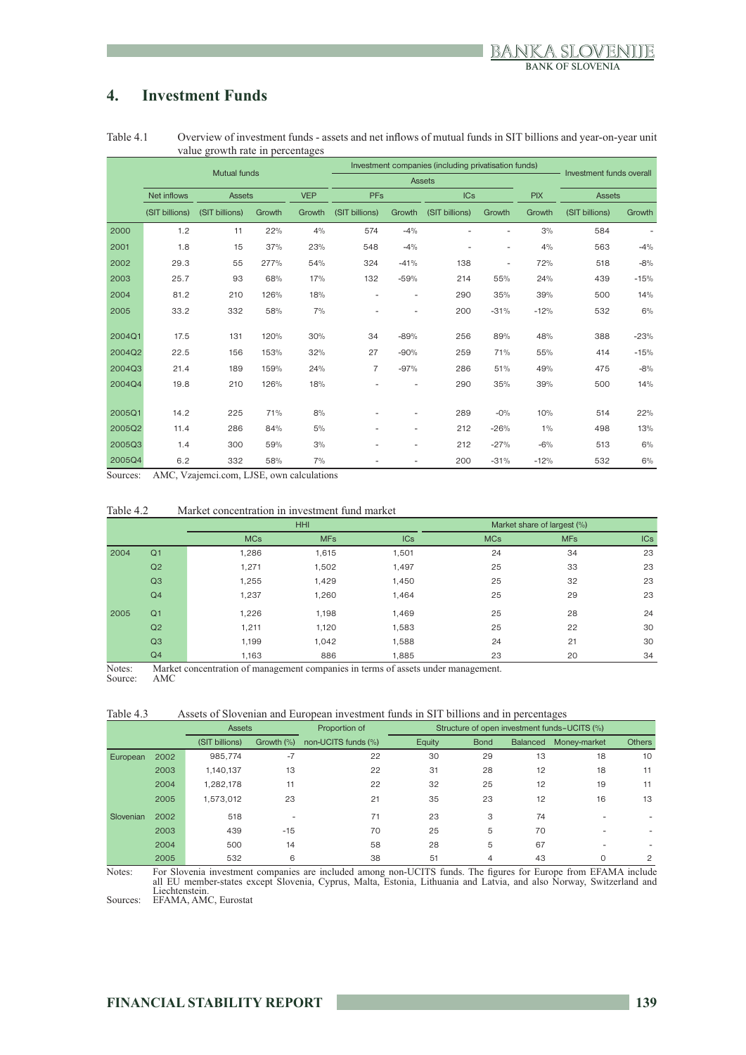## 4. Investment Funds

Table 4.1 Overview of investment funds - assets and net inflows of mutual funds in SIT billions and year-on-year unit value growth rate in percentages

| | Mutual funds | | | | Investment companies (including privatisation funds) | | | | | Investment funds overall | |
|---|---|---|---|---|---|---|---|---|---|---|---|
| | | | | | Assets | | | | | | |
| | Net inflows | Assets | | VEP | PFs | | ICs | | PIX | Assets | |
| | (SIT billions) | (SIT billions) | Growth | Growth | (SIT billions) | Growth | (SIT billions) | Growth | Growth | (SIT billions) | Growth |
| 2000 | 1.2 | 11 | 22% | 4% | 574 | -4% | - | - | 3% | 584 | - |
| 2001 | 1.8 | 15 | 37% | 23% | 548 | -4% | - | - | 4% | 563 | -4% |
| 2002 | 29.3 | 55 | 277% | 54% | 324 | -41% | 138 | - | 72% | 518 | -8% |
| 2003 | 25.7 | 93 | 68% | 17% | 132 | -59% | 214 | 55% | 24% | 439 | -15% |
| 2004 | 81.2 | 210 | 126% | 18% | - | - | 290 | 35% | 39% | 500 | 14% |
| 2005 | 33.2 | 332 | 58% | 7% | - | - | 200 | -31% | -12% | 532 | 6% |
| 2004Q1 | 17.5 | 131 | 120% | 30% | 34 | -89% | 256 | 89% | 48% | 388 | -23% |
| 2004Q2 | 22.5 | 156 | 153% | 32% | 27 | -90% | 259 | 71% | 55% | 414 | -15% |
| 2004Q3 | 21.4 | 189 | 159% | 24% | 7 | -97% | 286 | 51% | 49% | 475 | -8% |
| 2004Q4 | 19.8 | 210 | 126% | 18% | - | - | 290 | 35% | 39% | 500 | 14% |
| 2005Q1 | 14.2 | 225 | 71% | 8% | - | - | 289 | -0% | 10% | 514 | 22% |
| 2005Q2 | 11.4 | 286 | 84% | 5% | - | - | 212 | -26% | 1% | 498 | 13% |
| 2005Q3 | 1.4 | 300 | 59% | 3% | - | - | 212 | -27% | -6% | 513 | 6% |
| 2005Q4 | 6.2 | 332 | 58% | 7% | - | - | 200 | -31% | -12% | 532 | 6% |

Sources: AMC, Vzajemci.com, LJSE, own calculations

Table 4.2 Market concentration in investment fund market

| | | HHI | | | Market share of largest (%) | | |
|---|---|---|---|---|---|---|---|
| | | MCs | MFs | ICs | MCs | MFs | ICs |
| 2004 | Q1 | 1,286 | 1,615 | 1,501 | 24 | 34 | 23 |
| | Q2 | 1,271 | 1,502 | 1,497 | 25 | 33 | 23 |
| | Q3 | 1,255 | 1,429 | 1,450 | 25 | 32 | 23 |
| | Q4 | 1,237 | 1,260 | 1,464 | 25 | 29 | 23 |
| 2005 | Q1 | 1,226 | 1,198 | 1,469 | 25 | 28 | 24 |
| | Q2 | 1,211 | 1,120 | 1,583 | 25 | 22 | 30 |
| | Q3 | 1,199 | 1,042 | 1,588 | 24 | 21 | 30 |
| | Q4 | 1,163 | 886 | 1,885 | 23 | 20 | 34 |

Notes: Market concentration of management companies in terms of assets under management.
Source: AMC

Table 4.3 Assets of Slovenian and European investment funds in SIT billions and in percentages

| | | Assets | | Proportion of | Structure of open investment funds–UCITS (%) | | | | |
|---|---|---|---|---|---|---|---|---|---|
| | | (SIT billions) | Growth (%) | non-UCITS funds (%) | Equity | Bond | Balanced | Money-market | Others |
| European | 2002 | 985,774 | -7 | 22 | 30 | 29 | 13 | 18 | 10 |
| | 2003 | 1,140,137 | 13 | 22 | 31 | 28 | 12 | 18 | 11 |
| | 2004 | 1,282,178 | 11 | 22 | 32 | 25 | 12 | 19 | 11 |
| | 2005 | 1,573,012 | 23 | 21 | 35 | 23 | 12 | 16 | 13 |
| Slovenian | 2002 | 518 | - | 71 | 23 | 3 | 74 | - | - |
| | 2003 | 439 | -15 | 70 | 25 | 5 | 70 | - | - |
| | 2004 | 500 | 14 | 58 | 28 | 5 | 67 | - | - |
| | 2005 | 532 | 6 | 38 | 51 | 4 | 43 | 0 | 2 |

Notes: For Slovenia investment companies are included among non-UCITS funds. The figures for Europe from EFAMA include all EU member-states except Slovenia, Cyprus, Malta, Estonia, Lithuania and Latvia, and also Norway, Switzerland and Liechtenstein.
Sources: EFAMA, AMC, Eurostat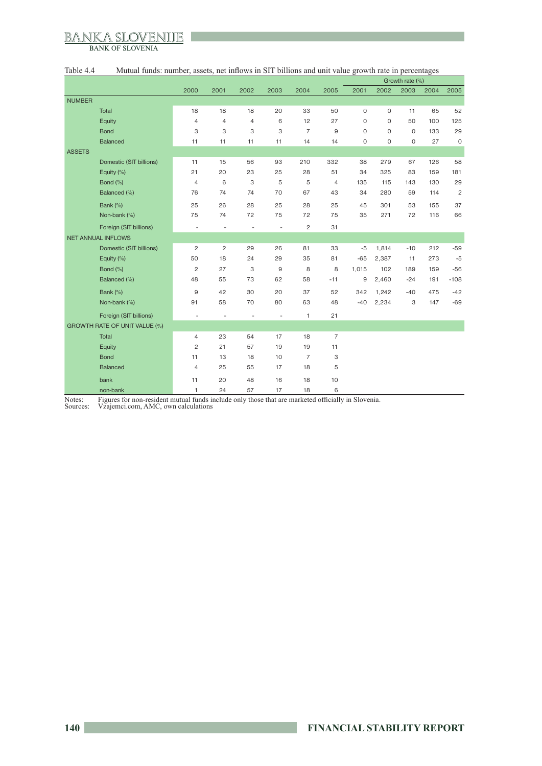Table 4.4 Mutual funds: number, assets, net inflows in SIT billions and unit value growth rate in percentages

| | 2000 | 2001 | 2002 | 2003 | 2004 | 2005 | Growth rate (%) 2001 | 2002 | 2003 | 2004 | 2005 |
|---|---|---|---|---|---|---|---|---|---|---|---|
| **NUMBER** | | | | | | | | | | | |
| Total | 18 | 18 | 18 | 20 | 33 | 50 | 0 | 0 | 11 | 65 | 52 |
| Equity | 4 | 4 | 4 | 6 | 12 | 27 | 0 | 0 | 50 | 100 | 125 |
| Bond | 3 | 3 | 3 | 3 | 7 | 9 | 0 | 0 | 0 | 133 | 29 |
| Balanced | 11 | 11 | 11 | 11 | 14 | 14 | 0 | 0 | 0 | 27 | 0 |
| **ASSETS** | | | | | | | | | | | |
| Domestic (SIT billions) | 11 | 15 | 56 | 93 | 210 | 332 | 38 | 279 | 67 | 126 | 58 |
| Equity (%) | 21 | 20 | 23 | 25 | 28 | 51 | 34 | 325 | 83 | 159 | 181 |
| Bond (%) | 4 | 6 | 3 | 5 | 5 | 4 | 135 | 115 | 143 | 130 | 29 |
| Balanced (%) | 76 | 74 | 74 | 70 | 67 | 43 | 34 | 280 | 59 | 114 | 2 |
| Bank (%) | 25 | 26 | 28 | 25 | 28 | 25 | 45 | 301 | 53 | 155 | 37 |
| Non-bank (%) | 75 | 74 | 72 | 75 | 72 | 75 | 35 | 271 | 72 | 116 | 66 |
| Foreign (SIT billions) | - | - | - | - | 2 | 31 | | | | | |
| **NET ANNUAL INFLOWS** | | | | | | | | | | | |
| Domestic (SIT billions) | 2 | 2 | 29 | 26 | 81 | 33 | -5 | 1,814 | -10 | 212 | -59 |
| Equity (%) | 50 | 18 | 24 | 29 | 35 | 81 | -65 | 2,387 | 11 | 273 | -5 |
| Bond (%) | 2 | 27 | 3 | 9 | 8 | 8 | 1,015 | 102 | 189 | 159 | -56 |
| Balanced (%) | 48 | 55 | 73 | 62 | 58 | -11 | 9 | 2,460 | -24 | 191 | -108 |
| Bank (%) | 9 | 42 | 30 | 20 | 37 | 52 | 342 | 1,242 | -40 | 475 | -42 |
| Non-bank (%) | 91 | 58 | 70 | 80 | 63 | 48 | -40 | 2,234 | 3 | 147 | -69 |
| Foreign (SIT billions) | - | - | - | - | 1 | 21 | | | | | |
| **GROWTH RATE OF UNIT VALUE (%)** | | | | | | | | | | | |
| Total | 4 | 23 | 54 | 17 | 18 | 7 | | | | | |
| Equity | 2 | 21 | 57 | 19 | 19 | 11 | | | | | |
| Bond | 11 | 13 | 18 | 10 | 7 | 3 | | | | | |
| Balanced | 4 | 25 | 55 | 17 | 18 | 5 | | | | | |
| bank | 11 | 20 | 48 | 16 | 18 | 10 | | | | | |
| non-bank | 1 | 24 | 57 | 17 | 18 | 6 | | | | | |

Notes: Figures for non-resident mutual funds include only those that are marketed officially in Slovenia.
Sources: Vzajemci.com, AMC, own calculations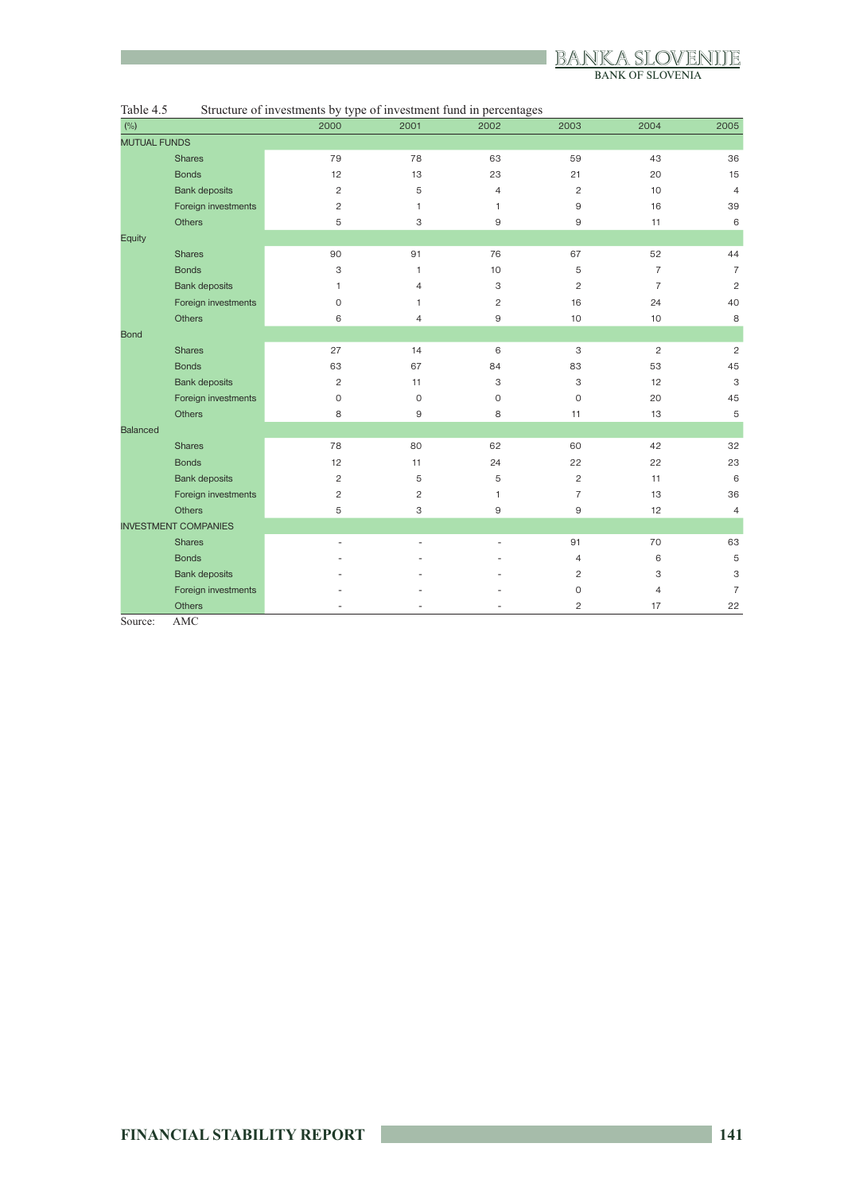Table 4.5 Structure of investments by type of investment fund in percentages

| (%) | 2000 | 2001 | 2002 | 2003 | 2004 | 2005 |
|---|---|---|---|---|---|---|
| MUTUAL FUNDS | | | | | | |
| Shares | 79 | 78 | 63 | 59 | 43 | 36 |
| Bonds | 12 | 13 | 23 | 21 | 20 | 15 |
| Bank deposits | 2 | 5 | 4 | 2 | 10 | 4 |
| Foreign investments | 2 | 1 | 1 | 9 | 16 | 39 |
| Others | 5 | 3 | 9 | 9 | 11 | 6 |
| Equity | | | | | | |
| Shares | 90 | 91 | 76 | 67 | 52 | 44 |
| Bonds | 3 | 1 | 10 | 5 | 7 | 7 |
| Bank deposits | 1 | 4 | 3 | 2 | 7 | 2 |
| Foreign investments | 0 | 1 | 2 | 16 | 24 | 40 |
| Others | 6 | 4 | 9 | 10 | 10 | 8 |
| Bond | | | | | | |
| Shares | 27 | 14 | 6 | 3 | 2 | 2 |
| Bonds | 63 | 67 | 84 | 83 | 53 | 45 |
| Bank deposits | 2 | 11 | 3 | 3 | 12 | 3 |
| Foreign investments | 0 | 0 | 0 | 0 | 20 | 45 |
| Others | 8 | 9 | 8 | 11 | 13 | 5 |
| Balanced | | | | | | |
| Shares | 78 | 80 | 62 | 60 | 42 | 32 |
| Bonds | 12 | 11 | 24 | 22 | 22 | 23 |
| Bank deposits | 2 | 5 | 5 | 2 | 11 | 6 |
| Foreign investments | 2 | 2 | 1 | 7 | 13 | 36 |
| Others | 5 | 3 | 9 | 9 | 12 | 4 |
| INVESTMENT COMPANIES | | | | | | |
| Shares | - | - | - | 91 | 70 | 63 |
| Bonds | - | - | - | 4 | 6 | 5 |
| Bank deposits | - | - | - | 2 | 3 | 3 |
| Foreign investments | - | - | - | 0 | 4 | 7 |
| Others | - | - | - | 2 | 17 | 22 |

Source: AMC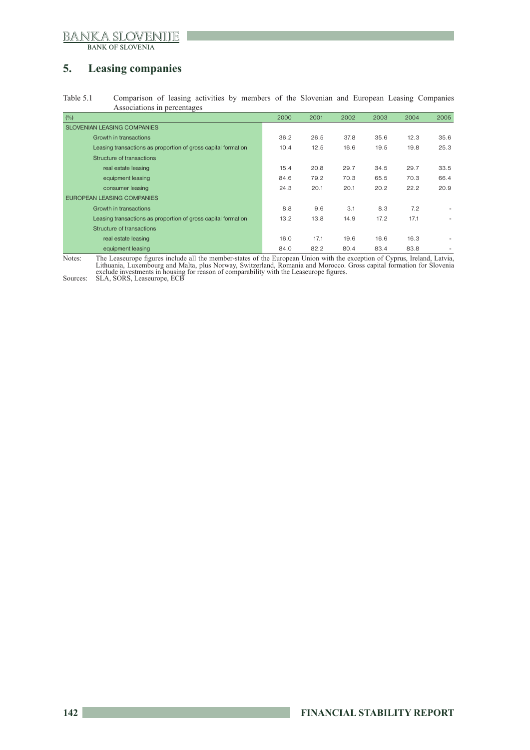## 5. Leasing companies

Table 5.1 Comparison of leasing activities by members of the Slovenian and European Leasing Companies Associations in percentages

| (%) | 2000 | 2001 | 2002 | 2003 | 2004 | 2005 |
|---|---|---|---|---|---|---|
| SLOVENIAN LEASING COMPANIES | | | | | | |
| Growth in transactions | 36.2 | 26.5 | 37.8 | 35.6 | 12.3 | 35.6 |
| Leasing transactions as proportion of gross capital formation | 10.4 | 12.5 | 16.6 | 19.5 | 19.8 | 25.3 |
| Structure of transactions | | | | | | |
| real estate leasing | 15.4 | 20.8 | 29.7 | 34.5 | 29.7 | 33.5 |
| equipment leasing | 84.6 | 79.2 | 70.3 | 65.5 | 70.3 | 66.4 |
| consumer leasing | 24.3 | 20.1 | 20.1 | 20.2 | 22.2 | 20.9 |
| EUROPEAN LEASING COMPANIES | | | | | | |
| Growth in transactions | 8.8 | 9.6 | 3.1 | 8.3 | 7.2 | - |
| Leasing transactions as proportion of gross capital formation | 13.2 | 13.8 | 14.9 | 17.2 | 17.1 | - |
| Structure of transactions | | | | | | |
| real estate leasing | 16.0 | 17.1 | 19.6 | 16.6 | 16.3 | - |
| equipment leasing | 84.0 | 82.2 | 80.4 | 83.4 | 83.8 | - |

Notes: The Leaseurope figures include all the member-states of the European Union with the exception of Cyprus, Ireland, Latvia, Lithuania, Luxembourg and Malta, plus Norway, Switzerland, Romania and Morocco. Gross capital formation for Slovenia exclude investments in housing for reason of comparability with the Leaseurope figures.

Sources: SLA, SORS, Leaseurope, ECB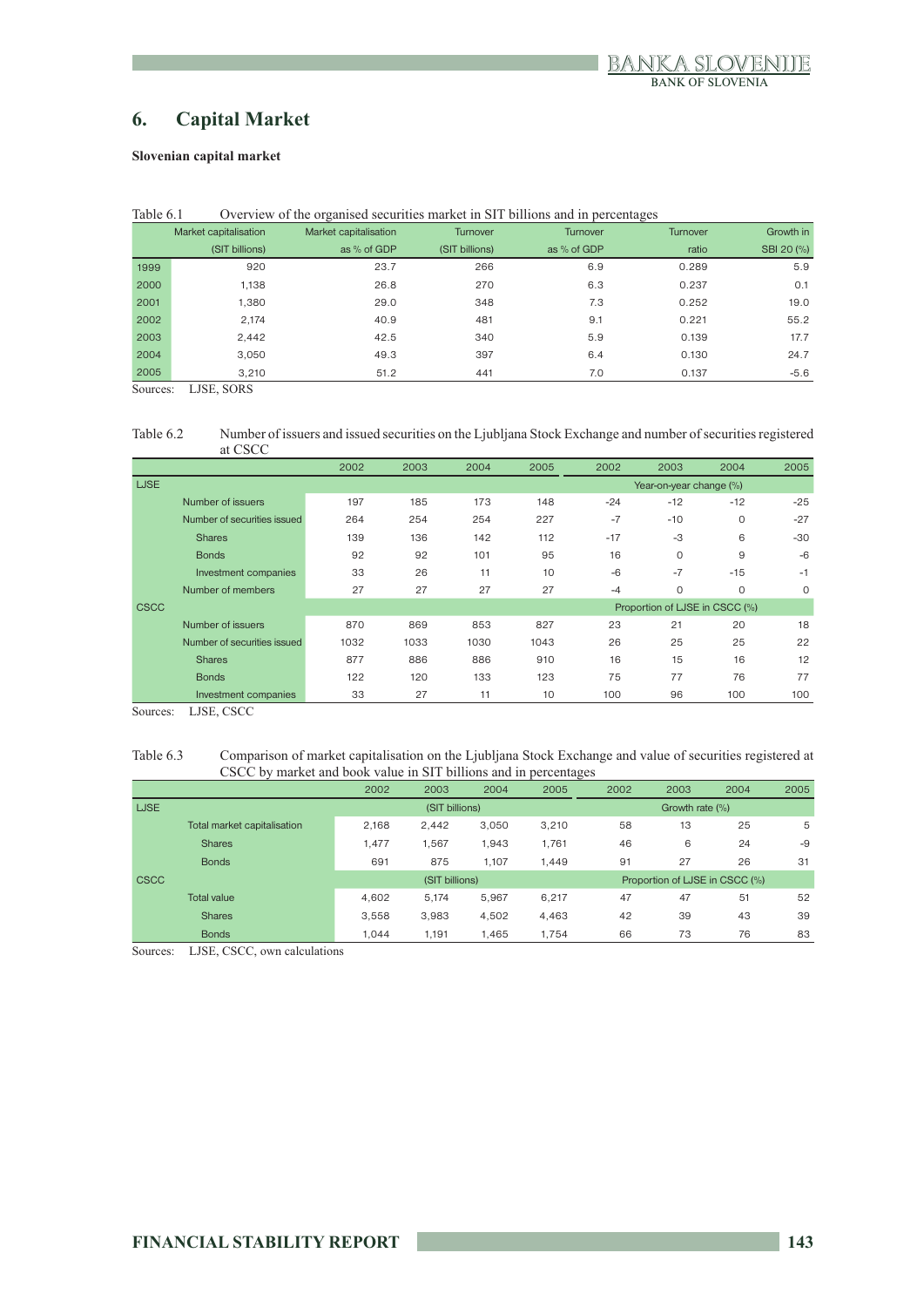# 6. Capital Market

**Slovenian capital market**

Table 6.1 Overview of the organised securities market in SIT billions and in percentages

| | Market capitalisation (SIT billions) | Market capitalisation as % of GDP | Turnover (SIT billions) | Turnover as % of GDP | Turnover ratio | Growth in SBI 20 (%) |
|---|---|---|---|---|---|---|
| 1999 | 920 | 23.7 | 266 | 6.9 | 0.289 | 5.9 |
| 2000 | 1,138 | 26.8 | 270 | 6.3 | 0.237 | 0.1 |
| 2001 | 1,380 | 29.0 | 348 | 7.3 | 0.252 | 19.0 |
| 2002 | 2,174 | 40.9 | 481 | 9.1 | 0.221 | 55.2 |
| 2003 | 2,442 | 42.5 | 340 | 5.9 | 0.139 | 17.7 |
| 2004 | 3,050 | 49.3 | 397 | 6.4 | 0.130 | 24.7 |
| 2005 | 3,210 | 51.2 | 441 | 7.0 | 0.137 | -5.6 |

Sources: LJSE, SORS

Table 6.2 Number of issuers and issued securities on the Ljubljana Stock Exchange and number of securities registered at CSCC

| | | 2002 | 2003 | 2004 | 2005 | 2002 | 2003 | 2004 | 2005 |
|---|---|---|---|---|---|---|---|---|---|
| LJSE | | | | | | Year-on-year change (%) | | | |
| | Number of issuers | 197 | 185 | 173 | 148 | -24 | -12 | -12 | -25 |
| | Number of securities issued | 264 | 254 | 254 | 227 | -7 | -10 | 0 | -27 |
| | Shares | 139 | 136 | 142 | 112 | -17 | -3 | 6 | -30 |
| | Bonds | 92 | 92 | 101 | 95 | 16 | 0 | 9 | -6 |
| | Investment companies | 33 | 26 | 11 | 10 | -6 | -7 | -15 | -1 |
| | Number of members | 27 | 27 | 27 | 27 | -4 | 0 | 0 | 0 |
| CSCC | | | | | | Proportion of LJSE in CSCC (%) | | | |
| | Number of issuers | 870 | 869 | 853 | 827 | 23 | 21 | 20 | 18 |
| | Number of securities issued | 1032 | 1033 | 1030 | 1043 | 26 | 25 | 25 | 22 |
| | Shares | 877 | 886 | 886 | 910 | 16 | 15 | 16 | 12 |
| | Bonds | 122 | 120 | 133 | 123 | 75 | 77 | 76 | 77 |
| | Investment companies | 33 | 27 | 11 | 10 | 100 | 96 | 100 | 100 |

Sources: LJSE, CSCC

Table 6.3 Comparison of market capitalisation on the Ljubljana Stock Exchange and value of securities registered at CSCC by market and book value in SIT billions and in percentages

| | | 2002 | 2003 | 2004 | 2005 | 2002 | 2003 | 2004 | 2005 |
|---|---|---|---|---|---|---|---|---|---|
| LJSE | | (SIT billions) | | | | Growth rate (%) | | | |
| | Total market capitalisation | 2,168 | 2,442 | 3,050 | 3,210 | 58 | 13 | 25 | 5 |
| | Shares | 1,477 | 1,567 | 1,943 | 1,761 | 46 | 6 | 24 | -9 |
| | Bonds | 691 | 875 | 1,107 | 1,449 | 91 | 27 | 26 | 31 |
| CSCC | | (SIT billions) | | | | Proportion of LJSE in CSCC (%) | | | |
| | Total value | 4,602 | 5,174 | 5,967 | 6,217 | 47 | 47 | 51 | 52 |
| | Shares | 3,558 | 3,983 | 4,502 | 4,463 | 42 | 39 | 43 | 39 |
| | Bonds | 1,044 | 1,191 | 1,465 | 1,754 | 66 | 73 | 76 | 83 |

Sources: LJSE, CSCC, own calculations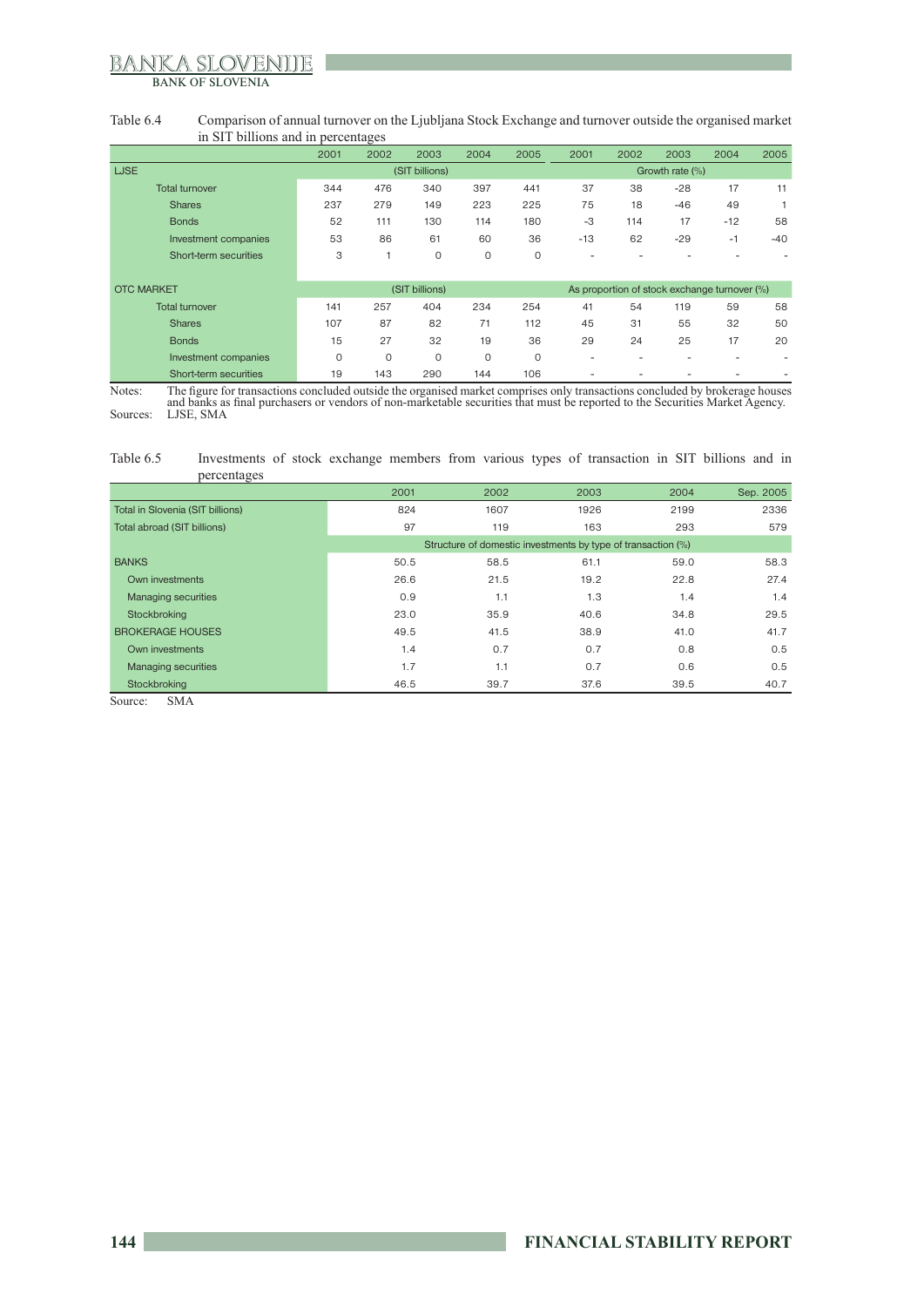Table 6.4 Comparison of annual turnover on the Ljubljana Stock Exchange and turnover outside the organised market in SIT billions and in percentages

| | 2001 | 2002 | 2003 | 2004 | 2005 | 2001 | 2002 | 2003 | 2004 | 2005 |
|---|---|---|---|---|---|---|---|---|---|---|
| LJSE | (SIT billions) | | | | | Growth rate (%) | | | | |
| Total turnover | 344 | 476 | 340 | 397 | 441 | 37 | 38 | -28 | 17 | 11 |
| Shares | 237 | 279 | 149 | 223 | 225 | 75 | 18 | -46 | 49 | 1 |
| Bonds | 52 | 111 | 130 | 114 | 180 | -3 | 114 | 17 | -12 | 58 |
| Investment companies | 53 | 86 | 61 | 60 | 36 | -13 | 62 | -29 | -1 | -40 |
| Short-term securities | 3 | 1 | 0 | 0 | 0 | - | - | - | - | - |
| OTC MARKET | (SIT billions) | | | | | As proportion of stock exchange turnover (%) | | | | |
| Total turnover | 141 | 257 | 404 | 234 | 254 | 41 | 54 | 119 | 59 | 58 |
| Shares | 107 | 87 | 82 | 71 | 112 | 45 | 31 | 55 | 32 | 50 |
| Bonds | 15 | 27 | 32 | 19 | 36 | 29 | 24 | 25 | 17 | 20 |
| Investment companies | 0 | 0 | 0 | 0 | 0 | - | - | - | - | - |
| Short-term securities | 19 | 143 | 290 | 144 | 106 | - | - | - | - | - |

Notes: The figure for transactions concluded outside the organised market comprises only transactions concluded by brokerage houses and banks as final purchasers or vendors of non-marketable securities that must be reported to the Securities Market Agency.
Sources: LJSE, SMA

Table 6.5 Investments of stock exchange members from various types of transaction in SIT billions and in percentages

| | 2001 | 2002 | 2003 | 2004 | Sep. 2005 |
|---|---|---|---|---|---|
| Total in Slovenia (SIT billions) | 824 | 1607 | 1926 | 2199 | 2336 |
| Total abroad (SIT billions) | 97 | 119 | 163 | 293 | 579 |
| | Structure of domestic investments by type of transaction (%) | | | | |
| BANKS | 50.5 | 58.5 | 61.1 | 59.0 | 58.3 |
| Own investments | 26.6 | 21.5 | 19.2 | 22.8 | 27.4 |
| Managing securities | 0.9 | 1.1 | 1.3 | 1.4 | 1.4 |
| Stockbroking | 23.0 | 35.9 | 40.6 | 34.8 | 29.5 |
| BROKERAGE HOUSES | 49.5 | 41.5 | 38.9 | 41.0 | 41.7 |
| Own investments | 1.4 | 0.7 | 0.7 | 0.8 | 0.5 |
| Managing securities | 1.7 | 1.1 | 0.7 | 0.6 | 0.5 |
| Stockbroking | 46.5 | 39.7 | 37.6 | 39.5 | 40.7 |

Source: SMA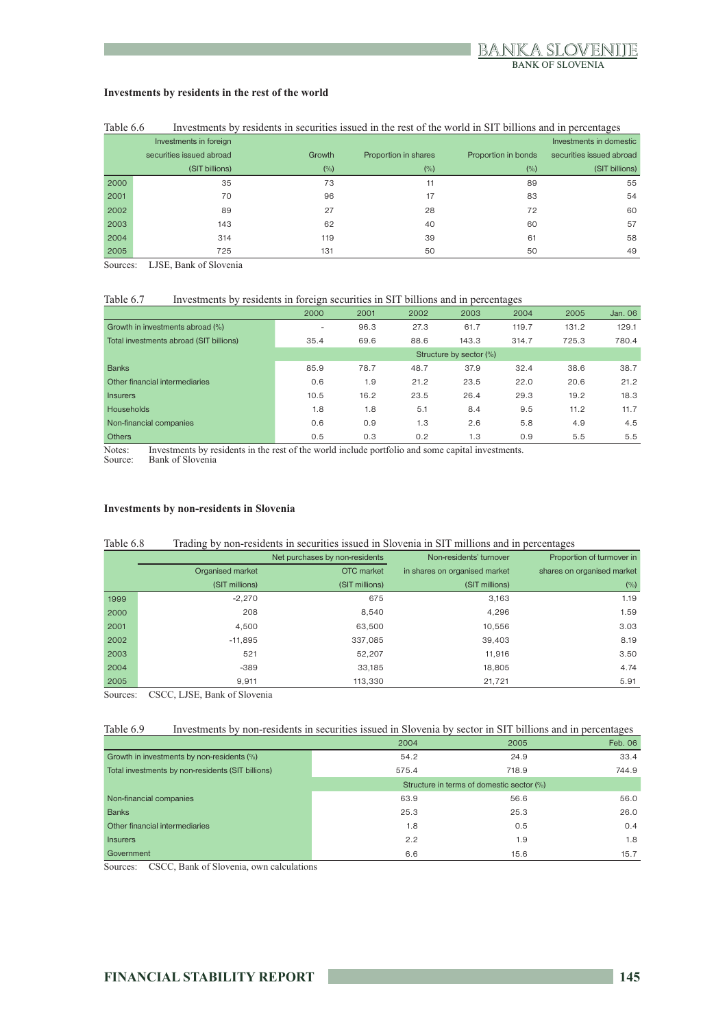### Investments by residents in the rest of the world

Table 6.6 Investments by residents in securities issued in the rest of the world in SIT billions and in percentages

| | Investments in foreign securities issued abroad (SIT billions) | Growth (%) | Proportion in shares (%) | Proportion in bonds (%) | Investments in domestic securities issued abroad (SIT billions) |
|---|---|---|---|---|---|
| 2000 | 35 | 73 | 11 | 89 | 55 |
| 2001 | 70 | 96 | 17 | 83 | 54 |
| 2002 | 89 | 27 | 28 | 72 | 60 |
| 2003 | 143 | 62 | 40 | 60 | 57 |
| 2004 | 314 | 119 | 39 | 61 | 58 |
| 2005 | 725 | 131 | 50 | 50 | 49 |

Sources: LJSE, Bank of Slovenia

Table 6.7 Investments by residents in foreign securities in SIT billions and in percentages

| | 2000 | 2001 | 2002 | 2003 | 2004 | 2005 | Jan. 06 |
|---|---|---|---|---|---|---|---|
| Growth in investments abroad (%) | - | 96.3 | 27.3 | 61.7 | 119.7 | 131.2 | 129.1 |
| Total investments abroad (SIT billions) | 35.4 | 69.6 | 88.6 | 143.3 | 314.7 | 725.3 | 780.4 |
| | Structure by sector (%) | | | | | | |
| Banks | 85.9 | 78.7 | 48.7 | 37.9 | 32.4 | 38.6 | 38.7 |
| Other financial intermediaries | 0.6 | 1.9 | 21.2 | 23.5 | 22.0 | 20.6 | 21.2 |
| Insurers | 10.5 | 16.2 | 23.5 | 26.4 | 29.3 | 19.2 | 18.3 |
| Households | 1.8 | 1.8 | 5.1 | 8.4 | 9.5 | 11.2 | 11.7 |
| Non-financial companies | 0.6 | 0.9 | 1.3 | 2.6 | 5.8 | 4.9 | 4.5 |
| Others | 0.5 | 0.3 | 0.2 | 1.3 | 0.9 | 5.5 | 5.5 |

Notes: Investments by residents in the rest of the world include portfolio and some capital investments.
Source: Bank of Slovenia

### Investments by non-residents in Slovenia

Table 6.8 Trading by non-residents in securities issued in Slovenia in SIT millions and in percentages

| | Net purchases by non-residents | | Non-residents' turnover | Proportion of turnover in |
|---|---|---|---|---|
| | Organised market (SIT millions) | OTC market (SIT millions) | in shares on organised market (SIT millions) | shares on organised market (%) |
| 1999 | -2,270 | 675 | 3,163 | 1.19 |
| 2000 | 208 | 8,540 | 4,296 | 1.59 |
| 2001 | 4,500 | 63,500 | 10,556 | 3.03 |
| 2002 | -11,895 | 337,085 | 39,403 | 8.19 |
| 2003 | 521 | 52,207 | 11,916 | 3.50 |
| 2004 | -389 | 33,185 | 18,805 | 4.74 |
| 2005 | 9,911 | 113,330 | 21,721 | 5.91 |

Sources: CSCC, LJSE, Bank of Slovenia

Table 6.9 Investments by non-residents in securities issued in Slovenia by sector in SIT billions and in percentages

| | 2004 | 2005 | Feb. 06 |
|---|---|---|---|
| Growth in investments by non-residents (%) | 54.2 | 24.9 | 33.4 |
| Total investments by non-residents (SIT billions) | 575.4 | 718.9 | 744.9 |
| | Structure in terms of domestic sector (%) | | |
| Non-financial companies | 63.9 | 56.6 | 56.0 |
| Banks | 25.3 | 25.3 | 26.0 |
| Other financial intermediaries | 1.8 | 0.5 | 0.4 |
| Insurers | 2.2 | 1.9 | 1.8 |
| Government | 6.6 | 15.6 | 15.7 |

Sources: CSCC, Bank of Slovenia, own calculations